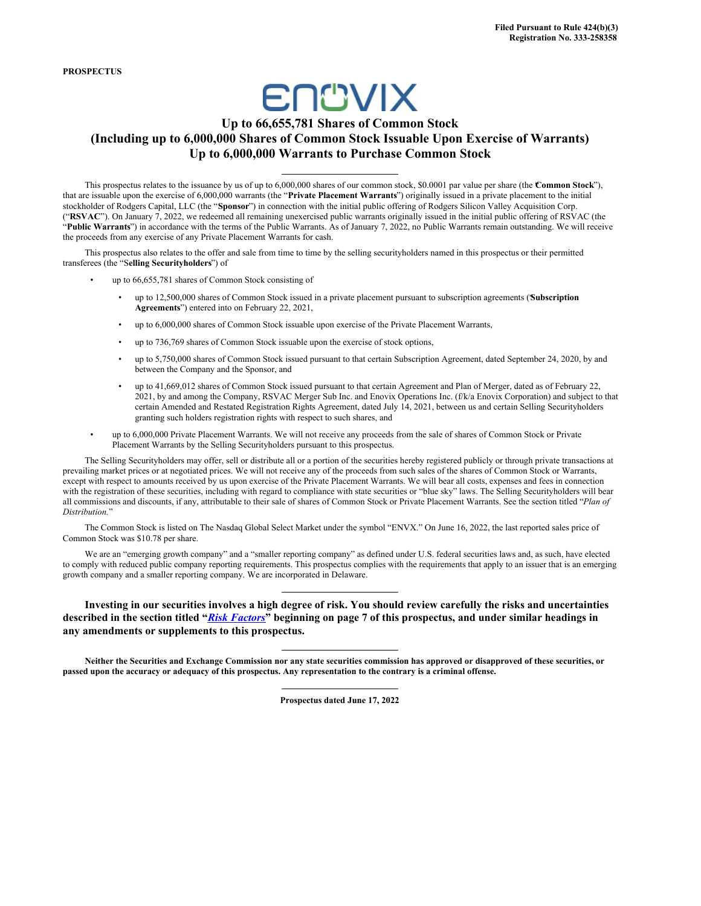Filed Pursuant to Rule 424(b)(3)
Registration No. 333-258358

**PROSPECTUS**

ENOVIX

# Up to 66,655,781 Shares of Common Stock
# (Including up to 6,000,000 Shares of Common Stock Issuable Upon Exercise of Warrants)
# Up to 6,000,000 Warrants to Purchase Common Stock

---

This prospectus relates to the issuance by us of up to 6,000,000 shares of our common stock, $0.0001 par value per share (the "**Common Stock**"), that are issuable upon the exercise of 6,000,000 warrants (the "**Private Placement Warrants**") originally issued in a private placement to the initial stockholder of Rodgers Capital, LLC (the "**Sponsor**") in connection with the initial public offering of Rodgers Silicon Valley Acquisition Corp. ("**RSVAC**"). On January 7, 2022, we redeemed all remaining unexercised public warrants originally issued in the initial public offering of RSVAC (the "**Public Warrants**") in accordance with the terms of the Public Warrants. As of January 7, 2022, no Public Warrants remain outstanding. We will receive the proceeds from any exercise of any Private Placement Warrants for cash.

This prospectus also relates to the offer and sale from time to time by the selling securityholders named in this prospectus or their permitted transferees (the "**Selling Securityholders**") of

- up to 66,655,781 shares of Common Stock consisting of
  - up to 12,500,000 shares of Common Stock issued in a private placement pursuant to subscription agreements ("**Subscription Agreements**") entered into on February 22, 2021,
  - up to 6,000,000 shares of Common Stock issuable upon exercise of the Private Placement Warrants,
  - up to 736,769 shares of Common Stock issuable upon the exercise of stock options,
  - up to 5,750,000 shares of Common Stock issued pursuant to that certain Subscription Agreement, dated September 24, 2020, by and between the Company and the Sponsor, and
  - up to 41,669,012 shares of Common Stock issued pursuant to that certain Agreement and Plan of Merger, dated as of February 22, 2021, by and among the Company, RSVAC Merger Sub Inc. and Enovix Operations Inc. (f/k/a Enovix Corporation) and subject to that certain Amended and Restated Registration Rights Agreement, dated July 14, 2021, between us and certain Selling Securityholders granting such holders registration rights with respect to such shares, and
- up to 6,000,000 Private Placement Warrants. We will not receive any proceeds from the sale of shares of Common Stock or Private Placement Warrants by the Selling Securityholders pursuant to this prospectus.

The Selling Securityholders may offer, sell or distribute all or a portion of the securities hereby registered publicly or through private transactions at prevailing market prices or at negotiated prices. We will not receive any of the proceeds from such sales of the shares of Common Stock or Warrants, except with respect to amounts received by us upon exercise of the Private Placement Warrants. We will bear all costs, expenses and fees in connection with the registration of these securities, including with regard to compliance with state securities or "blue sky" laws. The Selling Securityholders will bear all commissions and discounts, if any, attributable to their sale of shares of Common Stock or Private Placement Warrants. See the section titled "*Plan of Distribution.*"

The Common Stock is listed on The Nasdaq Global Select Market under the symbol "ENVX." On June 16, 2022, the last reported sales price of Common Stock was $10.78 per share.

We are an "emerging growth company" and a "smaller reporting company" as defined under U.S. federal securities laws and, as such, have elected to comply with reduced public company reporting requirements. This prospectus complies with the requirements that apply to an issuer that is an emerging growth company and a smaller reporting company. We are incorporated in Delaware.

---

**Investing in our securities involves a high degree of risk. You should review carefully the risks and uncertainties described in the section titled "*Risk Factors*" beginning on page 7 of this prospectus, and under similar headings in any amendments or supplements to this prospectus.**

---

**Neither the Securities and Exchange Commission nor any state securities commission has approved or disapproved of these securities, or passed upon the accuracy or adequacy of this prospectus. Any representation to the contrary is a criminal offense.**

---

**Prospectus dated June 17, 2022**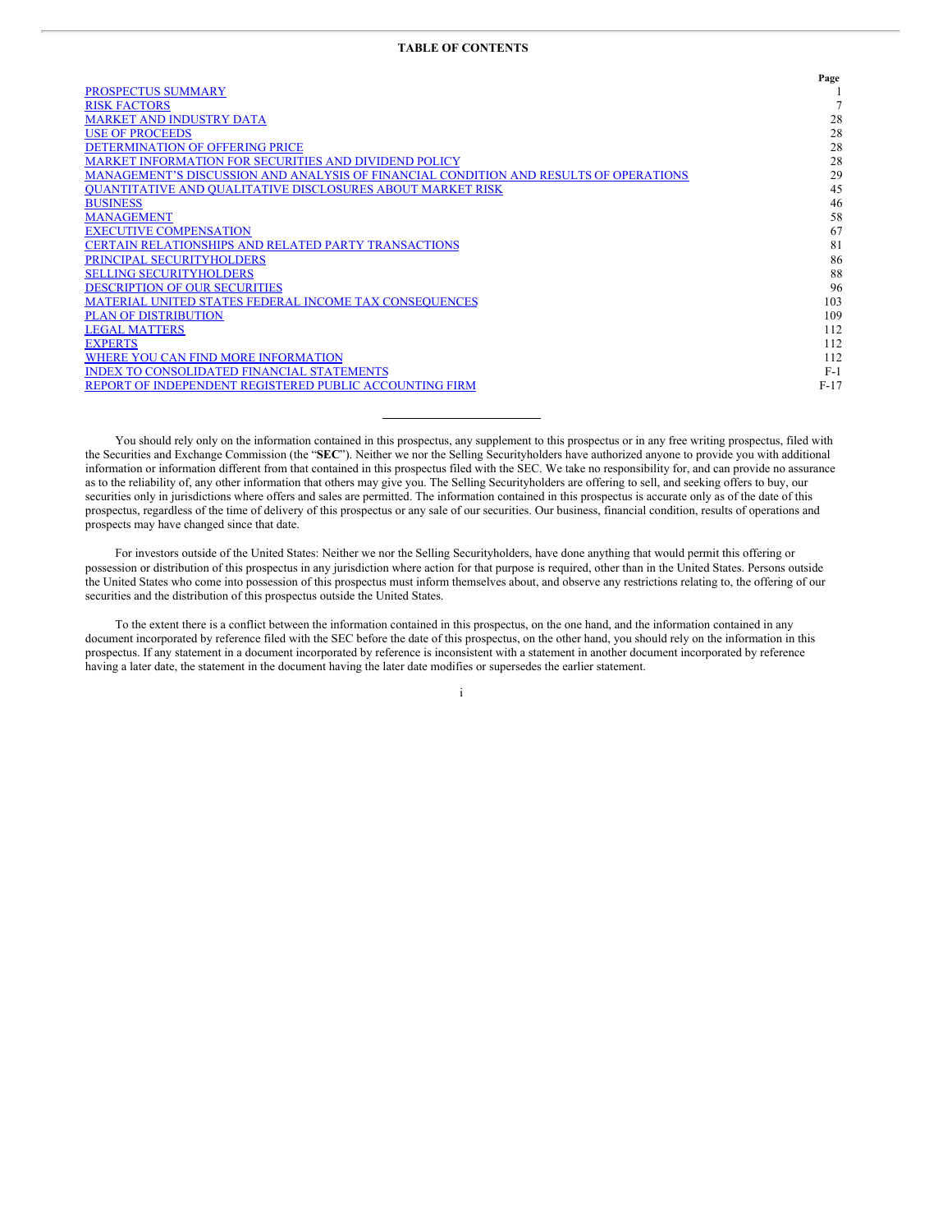## TABLE OF CONTENTS

| | Page |
|---|---|
| PROSPECTUS SUMMARY | 1 |
| RISK FACTORS | 7 |
| MARKET AND INDUSTRY DATA | 28 |
| USE OF PROCEEDS | 28 |
| DETERMINATION OF OFFERING PRICE | 28 |
| MARKET INFORMATION FOR SECURITIES AND DIVIDEND POLICY | 28 |
| MANAGEMENT'S DISCUSSION AND ANALYSIS OF FINANCIAL CONDITION AND RESULTS OF OPERATIONS | 29 |
| QUANTITATIVE AND QUALITATIVE DISCLOSURES ABOUT MARKET RISK | 45 |
| BUSINESS | 46 |
| MANAGEMENT | 58 |
| EXECUTIVE COMPENSATION | 67 |
| CERTAIN RELATIONSHIPS AND RELATED PARTY TRANSACTIONS | 81 |
| PRINCIPAL SECURITYHOLDERS | 86 |
| SELLING SECURITYHOLDERS | 88 |
| DESCRIPTION OF OUR SECURITIES | 96 |
| MATERIAL UNITED STATES FEDERAL INCOME TAX CONSEQUENCES | 103 |
| PLAN OF DISTRIBUTION | 109 |
| LEGAL MATTERS | 112 |
| EXPERTS | 112 |
| WHERE YOU CAN FIND MORE INFORMATION | 112 |
| INDEX TO CONSOLIDATED FINANCIAL STATEMENTS | F-1 |
| REPORT OF INDEPENDENT REGISTERED PUBLIC ACCOUNTING FIRM | F-17 |

---

You should rely only on the information contained in this prospectus, any supplement to this prospectus or in any free writing prospectus, filed with the Securities and Exchange Commission (the "**SEC**"). Neither we nor the Selling Securityholders have authorized anyone to provide you with additional information or information different from that contained in this prospectus filed with the SEC. We take no responsibility for, and can provide no assurance as to the reliability of, any other information that others may give you. The Selling Securityholders are offering to sell, and seeking offers to buy, our securities only in jurisdictions where offers and sales are permitted. The information contained in this prospectus is accurate only as of the date of this prospectus, regardless of the time of delivery of this prospectus or any sale of our securities. Our business, financial condition, results of operations and prospects may have changed since that date.

For investors outside of the United States: Neither we nor the Selling Securityholders, have done anything that would permit this offering or possession or distribution of this prospectus in any jurisdiction where action for that purpose is required, other than in the United States. Persons outside the United States who come into possession of this prospectus must inform themselves about, and observe any restrictions relating to, the offering of our securities and the distribution of this prospectus outside the United States.

To the extent there is a conflict between the information contained in this prospectus, on the one hand, and the information contained in any document incorporated by reference filed with the SEC before the date of this prospectus, on the other hand, you should rely on the information in this prospectus. If any statement in a document incorporated by reference is inconsistent with a statement in another document incorporated by reference having a later date, the statement in the document having the later date modifies or supersedes the earlier statement.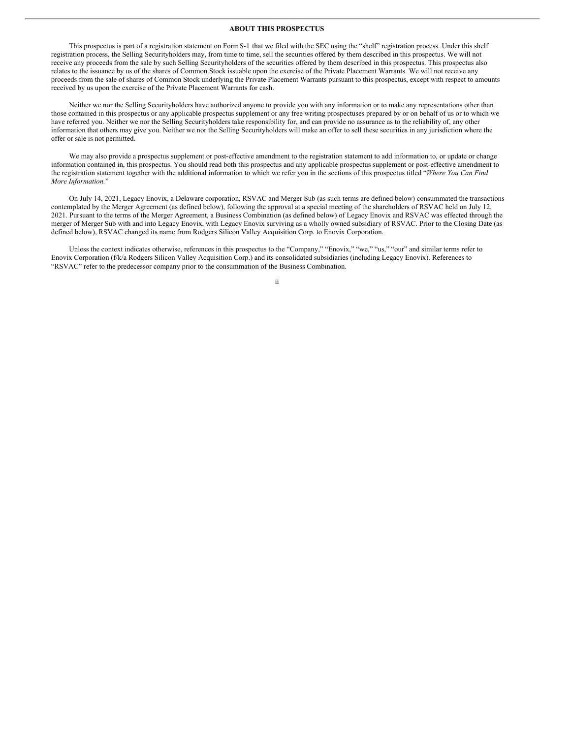## ABOUT THIS PROSPECTUS

This prospectus is part of a registration statement on Form S-1 that we filed with the SEC using the "shelf" registration process. Under this shelf registration process, the Selling Securityholders may, from time to time, sell the securities offered by them described in this prospectus. We will not receive any proceeds from the sale by such Selling Securityholders of the securities offered by them described in this prospectus. This prospectus also relates to the issuance by us of the shares of Common Stock issuable upon the exercise of the Private Placement Warrants. We will not receive any proceeds from the sale of shares of Common Stock underlying the Private Placement Warrants pursuant to this prospectus, except with respect to amounts received by us upon the exercise of the Private Placement Warrants for cash.

Neither we nor the Selling Securityholders have authorized anyone to provide you with any information or to make any representations other than those contained in this prospectus or any applicable prospectus supplement or any free writing prospectuses prepared by or on behalf of us or to which we have referred you. Neither we nor the Selling Securityholders take responsibility for, and can provide no assurance as to the reliability of, any other information that others may give you. Neither we nor the Selling Securityholders will make an offer to sell these securities in any jurisdiction where the offer or sale is not permitted.

We may also provide a prospectus supplement or post-effective amendment to the registration statement to add information to, or update or change information contained in, this prospectus. You should read both this prospectus and any applicable prospectus supplement or post-effective amendment to the registration statement together with the additional information to which we refer you in the sections of this prospectus titled "*Where You Can Find More Information.*"

On July 14, 2021, Legacy Enovix, a Delaware corporation, RSVAC and Merger Sub (as such terms are defined below) consummated the transactions contemplated by the Merger Agreement (as defined below), following the approval at a special meeting of the shareholders of RSVAC held on July 12, 2021. Pursuant to the terms of the Merger Agreement, a Business Combination (as defined below) of Legacy Enovix and RSVAC was effected through the merger of Merger Sub with and into Legacy Enovix, with Legacy Enovix surviving as a wholly owned subsidiary of RSVAC. Prior to the Closing Date (as defined below), RSVAC changed its name from Rodgers Silicon Valley Acquisition Corp. to Enovix Corporation.

Unless the context indicates otherwise, references in this prospectus to the "Company," "Enovix," "we," "us," "our" and similar terms refer to Enovix Corporation (f/k/a Rodgers Silicon Valley Acquisition Corp.) and its consolidated subsidiaries (including Legacy Enovix). References to "RSVAC" refer to the predecessor company prior to the consummation of the Business Combination.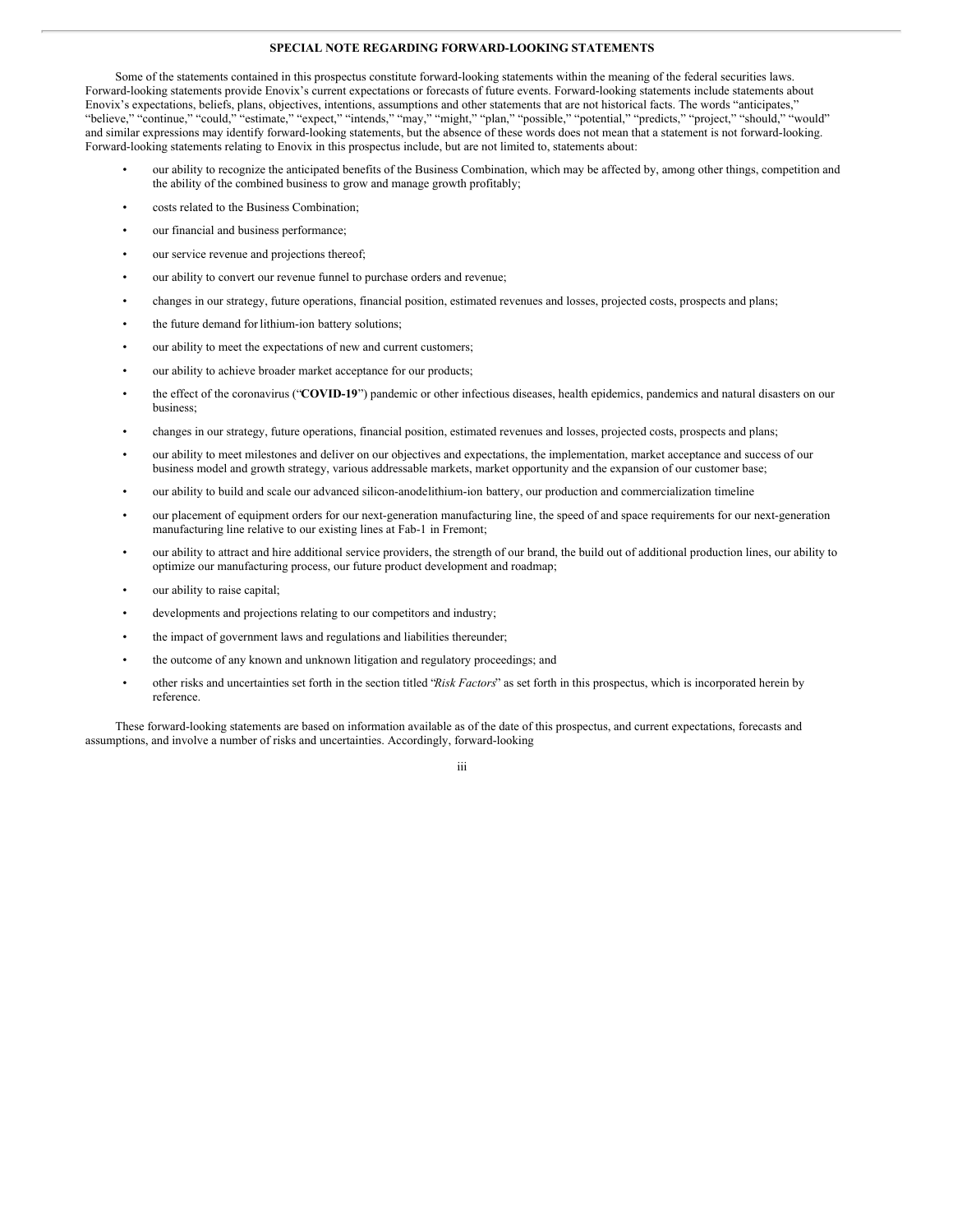## SPECIAL NOTE REGARDING FORWARD-LOOKING STATEMENTS

Some of the statements contained in this prospectus constitute forward-looking statements within the meaning of the federal securities laws. Forward-looking statements provide Enovix's current expectations or forecasts of future events. Forward-looking statements include statements about Enovix's expectations, beliefs, plans, objectives, intentions, assumptions and other statements that are not historical facts. The words "anticipates," "believe," "continue," "could," "estimate," "expect," "intends," "may," "might," "plan," "possible," "potential," "predicts," "project," "should," "would" and similar expressions may identify forward-looking statements, but the absence of these words does not mean that a statement is not forward-looking. Forward-looking statements relating to Enovix in this prospectus include, but are not limited to, statements about:

- our ability to recognize the anticipated benefits of the Business Combination, which may be affected by, among other things, competition and the ability of the combined business to grow and manage growth profitably;
- costs related to the Business Combination;
- our financial and business performance;
- our service revenue and projections thereof;
- our ability to convert our revenue funnel to purchase orders and revenue;
- changes in our strategy, future operations, financial position, estimated revenues and losses, projected costs, prospects and plans;
- the future demand for lithium-ion battery solutions;
- our ability to meet the expectations of new and current customers;
- our ability to achieve broader market acceptance for our products;
- the effect of the coronavirus ("**COVID-19**") pandemic or other infectious diseases, health epidemics, pandemics and natural disasters on our business;
- changes in our strategy, future operations, financial position, estimated revenues and losses, projected costs, prospects and plans;
- our ability to meet milestones and deliver on our objectives and expectations, the implementation, market acceptance and success of our business model and growth strategy, various addressable markets, market opportunity and the expansion of our customer base;
- our ability to build and scale our advanced silicon-anode lithium-ion battery, our production and commercialization timeline
- our placement of equipment orders for our next-generation manufacturing line, the speed of and space requirements for our next-generation manufacturing line relative to our existing lines at Fab-1 in Fremont;
- our ability to attract and hire additional service providers, the strength of our brand, the build out of additional production lines, our ability to optimize our manufacturing process, our future product development and roadmap;
- our ability to raise capital;
- developments and projections relating to our competitors and industry;
- the impact of government laws and regulations and liabilities thereunder;
- the outcome of any known and unknown litigation and regulatory proceedings; and
- other risks and uncertainties set forth in the section titled "*Risk Factors*" as set forth in this prospectus, which is incorporated herein by reference.

These forward-looking statements are based on information available as of the date of this prospectus, and current expectations, forecasts and assumptions, and involve a number of risks and uncertainties. Accordingly, forward-looking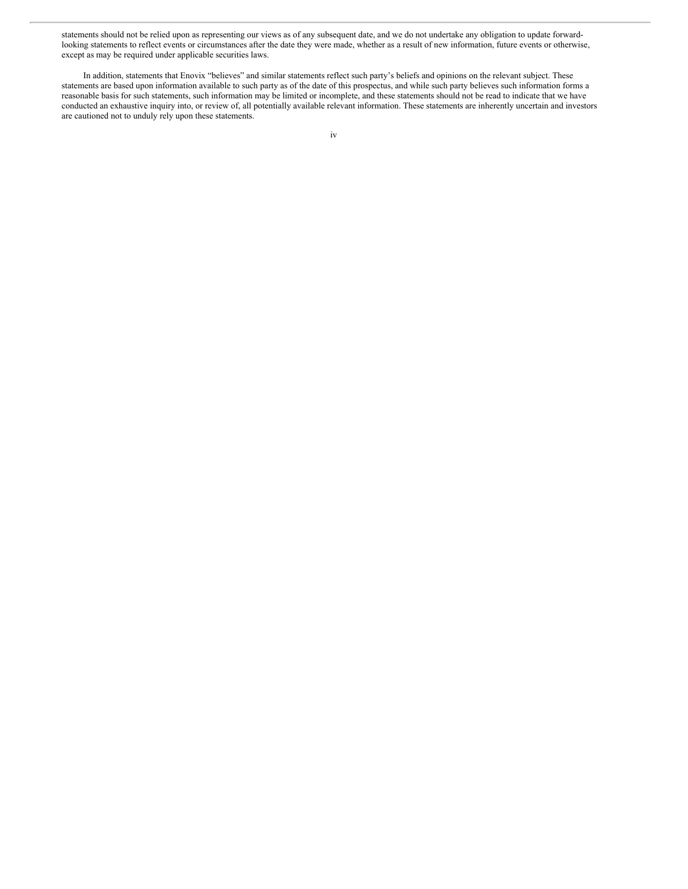statements should not be relied upon as representing our views as of any subsequent date, and we do not undertake any obligation to update forward-looking statements to reflect events or circumstances after the date they were made, whether as a result of new information, future events or otherwise, except as may be required under applicable securities laws.

In addition, statements that Enovix "believes" and similar statements reflect such party's beliefs and opinions on the relevant subject. These statements are based upon information available to such party as of the date of this prospectus, and while such party believes such information forms a reasonable basis for such statements, such information may be limited or incomplete, and these statements should not be read to indicate that we have conducted an exhaustive inquiry into, or review of, all potentially available relevant information. These statements are inherently uncertain and investors are cautioned not to unduly rely upon these statements.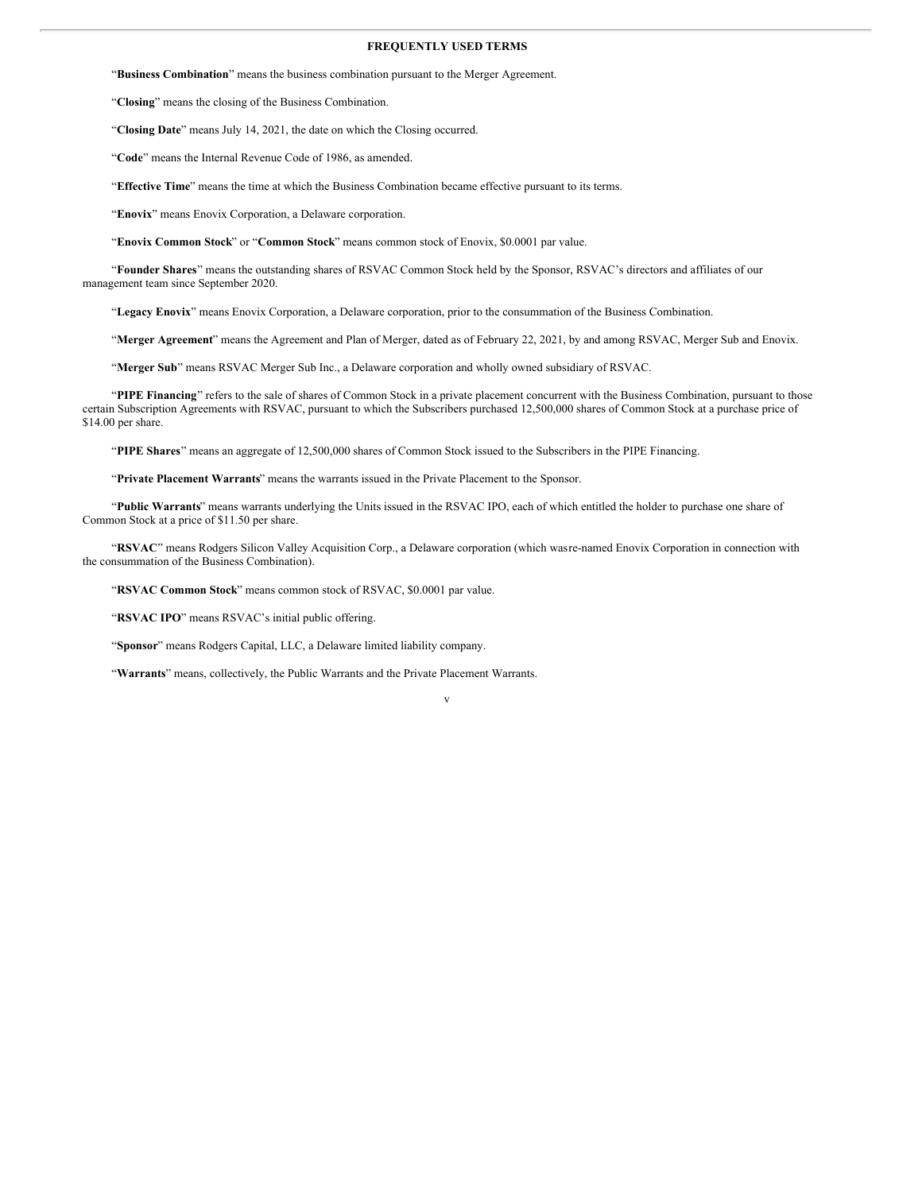## FREQUENTLY USED TERMS

"**Business Combination**" means the business combination pursuant to the Merger Agreement.

"**Closing**" means the closing of the Business Combination.

"**Closing Date**" means July 14, 2021, the date on which the Closing occurred.

"**Code**" means the Internal Revenue Code of 1986, as amended.

"**Effective Time**" means the time at which the Business Combination became effective pursuant to its terms.

"**Enovix**" means Enovix Corporation, a Delaware corporation.

"**Enovix Common Stock**" or "**Common Stock**" means common stock of Enovix, $0.0001 par value.

"**Founder Shares**" means the outstanding shares of RSVAC Common Stock held by the Sponsor, RSVAC's directors and affiliates of our management team since September 2020.

"**Legacy Enovix**" means Enovix Corporation, a Delaware corporation, prior to the consummation of the Business Combination.

"**Merger Agreement**" means the Agreement and Plan of Merger, dated as of February 22, 2021, by and among RSVAC, Merger Sub and Enovix.

"**Merger Sub**" means RSVAC Merger Sub Inc., a Delaware corporation and wholly owned subsidiary of RSVAC.

"**PIPE Financing**" refers to the sale of shares of Common Stock in a private placement concurrent with the Business Combination, pursuant to those certain Subscription Agreements with RSVAC, pursuant to which the Subscribers purchased 12,500,000 shares of Common Stock at a purchase price of $14.00 per share.

"**PIPE Shares**" means an aggregate of 12,500,000 shares of Common Stock issued to the Subscribers in the PIPE Financing.

"**Private Placement Warrants**" means the warrants issued in the Private Placement to the Sponsor.

"**Public Warrants**" means warrants underlying the Units issued in the RSVAC IPO, each of which entitled the holder to purchase one share of Common Stock at a price of $11.50 per share.

"**RSVAC**" means Rodgers Silicon Valley Acquisition Corp., a Delaware corporation (which wasre-named Enovix Corporation in connection with the consummation of the Business Combination).

"**RSVAC Common Stock**" means common stock of RSVAC, $0.0001 par value.

"**RSVAC IPO**" means RSVAC's initial public offering.

"**Sponsor**" means Rodgers Capital, LLC, a Delaware limited liability company.

"**Warrants**" means, collectively, the Public Warrants and the Private Placement Warrants.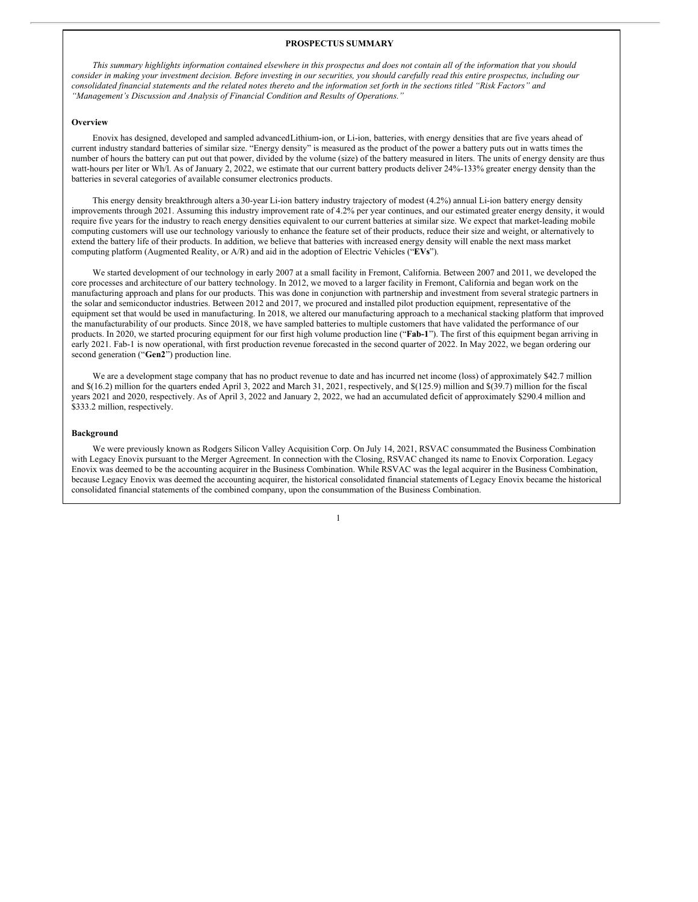## PROSPECTUS SUMMARY

*This summary highlights information contained elsewhere in this prospectus and does not contain all of the information that you should consider in making your investment decision. Before investing in our securities, you should carefully read this entire prospectus, including our consolidated financial statements and the related notes thereto and the information set forth in the sections titled "Risk Factors" and "Management's Discussion and Analysis of Financial Condition and Results of Operations."*

### Overview

Enovix has designed, developed and sampled advancedLithium-ion, or Li-ion, batteries, with energy densities that are five years ahead of current industry standard batteries of similar size. "Energy density" is measured as the product of the power a battery puts out in watts times the number of hours the battery can put out that power, divided by the volume (size) of the battery measured in liters. The units of energy density are thus watt-hours per liter or Wh/l. As of January 2, 2022, we estimate that our current battery products deliver 24%-133% greater energy density than the batteries in several categories of available consumer electronics products.

This energy density breakthrough alters a 30-year Li-ion battery industry trajectory of modest (4.2%) annual Li-ion battery energy density improvements through 2021. Assuming this industry improvement rate of 4.2% per year continues, and our estimated greater energy density, it would require five years for the industry to reach energy densities equivalent to our current batteries at similar size. We expect that market-leading mobile computing customers will use our technology variously to enhance the feature set of their products, reduce their size and weight, or alternatively to extend the battery life of their products. In addition, we believe that batteries with increased energy density will enable the next mass market computing platform (Augmented Reality, or A/R) and aid in the adoption of Electric Vehicles ("**EVs**").

We started development of our technology in early 2007 at a small facility in Fremont, California. Between 2007 and 2011, we developed the core processes and architecture of our battery technology. In 2012, we moved to a larger facility in Fremont, California and began work on the manufacturing approach and plans for our products. This was done in conjunction with partnership and investment from several strategic partners in the solar and semiconductor industries. Between 2012 and 2017, we procured and installed pilot production equipment, representative of the equipment set that would be used in manufacturing. In 2018, we altered our manufacturing approach to a mechanical stacking platform that improved the manufacturability of our products. Since 2018, we have sampled batteries to multiple customers that have validated the performance of our products. In 2020, we started procuring equipment for our first high volume production line ("**Fab-1**"). The first of this equipment began arriving in early 2021. Fab-1 is now operational, with first production revenue forecasted in the second quarter of 2022. In May 2022, we began ordering our second generation ("**Gen2**") production line.

We are a development stage company that has no product revenue to date and has incurred net income (loss) of approximately $42.7 million and $(16.2) million for the quarters ended April 3, 2022 and March 31, 2021, respectively, and $(125.9) million and $(39.7) million for the fiscal years 2021 and 2020, respectively. As of April 3, 2022 and January 2, 2022, we had an accumulated deficit of approximately $290.4 million and $333.2 million, respectively.

### Background

We were previously known as Rodgers Silicon Valley Acquisition Corp. On July 14, 2021, RSVAC consummated the Business Combination with Legacy Enovix pursuant to the Merger Agreement. In connection with the Closing, RSVAC changed its name to Enovix Corporation. Legacy Enovix was deemed to be the accounting acquirer in the Business Combination. While RSVAC was the legal acquirer in the Business Combination, because Legacy Enovix was deemed the accounting acquirer, the historical consolidated financial statements of Legacy Enovix became the historical consolidated financial statements of the combined company, upon the consummation of the Business Combination.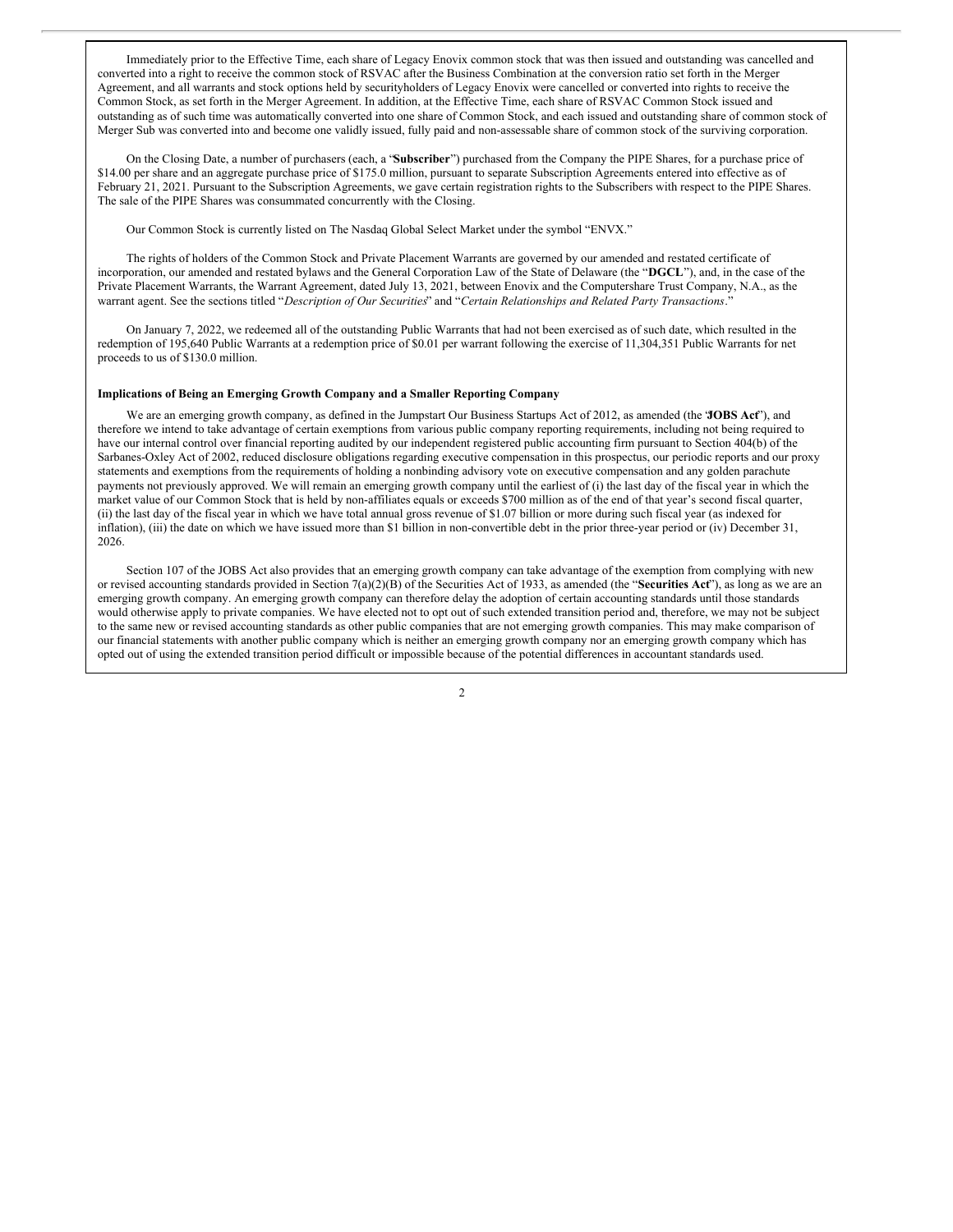Immediately prior to the Effective Time, each share of Legacy Enovix common stock that was then issued and outstanding was cancelled and converted into a right to receive the common stock of RSVAC after the Business Combination at the conversion ratio set forth in the Merger Agreement, and all warrants and stock options held by securityholders of Legacy Enovix were cancelled or converted into rights to receive the Common Stock, as set forth in the Merger Agreement. In addition, at the Effective Time, each share of RSVAC Common Stock issued and outstanding as of such time was automatically converted into one share of Common Stock, and each issued and outstanding share of common stock of Merger Sub was converted into and become one validly issued, fully paid and non-assessable share of common stock of the surviving corporation.

On the Closing Date, a number of purchasers (each, a "**Subscriber**") purchased from the Company the PIPE Shares, for a purchase price of $14.00 per share and an aggregate purchase price of $175.0 million, pursuant to separate Subscription Agreements entered into effective as of February 21, 2021. Pursuant to the Subscription Agreements, we gave certain registration rights to the Subscribers with respect to the PIPE Shares. The sale of the PIPE Shares was consummated concurrently with the Closing.

Our Common Stock is currently listed on The Nasdaq Global Select Market under the symbol "ENVX."

The rights of holders of the Common Stock and Private Placement Warrants are governed by our amended and restated certificate of incorporation, our amended and restated bylaws and the General Corporation Law of the State of Delaware (the "**DGCL**"), and, in the case of the Private Placement Warrants, the Warrant Agreement, dated July 13, 2021, between Enovix and the Computershare Trust Company, N.A., as the warrant agent. See the sections titled "*Description of Our Securities*" and "*Certain Relationships and Related Party Transactions*."

On January 7, 2022, we redeemed all of the outstanding Public Warrants that had not been exercised as of such date, which resulted in the redemption of 195,640 Public Warrants at a redemption price of $0.01 per warrant following the exercise of 11,304,351 Public Warrants for net proceeds to us of $130.0 million.

**Implications of Being an Emerging Growth Company and a Smaller Reporting Company**

We are an emerging growth company, as defined in the Jumpstart Our Business Startups Act of 2012, as amended (the "**JOBS Act**"), and therefore we intend to take advantage of certain exemptions from various public company reporting requirements, including not being required to have our internal control over financial reporting audited by our independent registered public accounting firm pursuant to Section 404(b) of the Sarbanes-Oxley Act of 2002, reduced disclosure obligations regarding executive compensation in this prospectus, our periodic reports and our proxy statements and exemptions from the requirements of holding a nonbinding advisory vote on executive compensation and any golden parachute payments not previously approved. We will remain an emerging growth company until the earliest of (i) the last day of the fiscal year in which the market value of our Common Stock that is held by non-affiliates equals or exceeds $700 million as of the end of that year's second fiscal quarter, (ii) the last day of the fiscal year in which we have total annual gross revenue of $1.07 billion or more during such fiscal year (as indexed for inflation), (iii) the date on which we have issued more than $1 billion in non-convertible debt in the prior three-year period or (iv) December 31, 2026.

Section 107 of the JOBS Act also provides that an emerging growth company can take advantage of the exemption from complying with new or revised accounting standards provided in Section 7(a)(2)(B) of the Securities Act of 1933, as amended (the "**Securities Act**"), as long as we are an emerging growth company. An emerging growth company can therefore delay the adoption of certain accounting standards until those standards would otherwise apply to private companies. We have elected not to opt out of such extended transition period and, therefore, we may not be subject to the same new or revised accounting standards as other public companies that are not emerging growth companies. This may make comparison of our financial statements with another public company which is neither an emerging growth company nor an emerging growth company which has opted out of using the extended transition period difficult or impossible because of the potential differences in accountant standards used.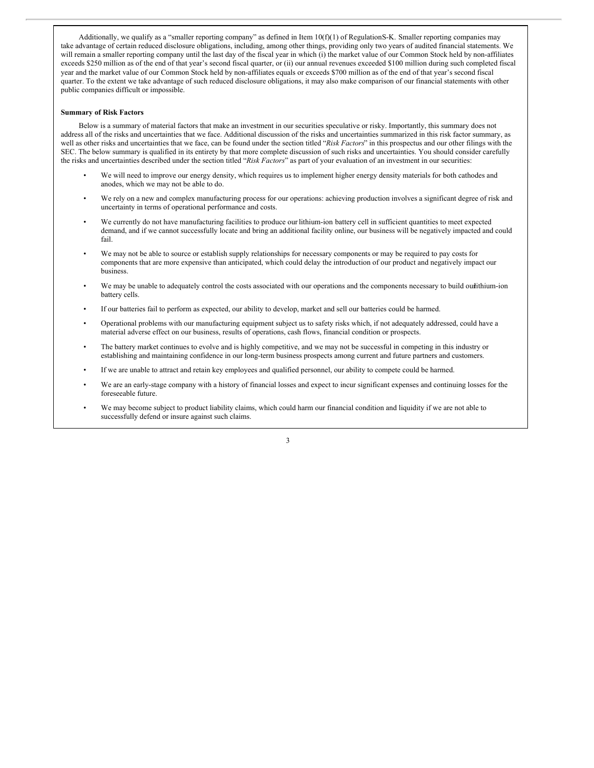Additionally, we qualify as a "smaller reporting company" as defined in Item 10(f)(1) of Regulation S-K. Smaller reporting companies may take advantage of certain reduced disclosure obligations, including, among other things, providing only two years of audited financial statements. We will remain a smaller reporting company until the last day of the fiscal year in which (i) the market value of our Common Stock held by non-affiliates exceeds $250 million as of the end of that year's second fiscal quarter, or (ii) our annual revenues exceeded $100 million during such completed fiscal year and the market value of our Common Stock held by non-affiliates equals or exceeds $700 million as of the end of that year's second fiscal quarter. To the extent we take advantage of such reduced disclosure obligations, it may also make comparison of our financial statements with other public companies difficult or impossible.

**Summary of Risk Factors**

Below is a summary of material factors that make an investment in our securities speculative or risky. Importantly, this summary does not address all of the risks and uncertainties that we face. Additional discussion of the risks and uncertainties summarized in this risk factor summary, as well as other risks and uncertainties that we face, can be found under the section titled "*Risk Factors*" in this prospectus and our other filings with the SEC. The below summary is qualified in its entirety by that more complete discussion of such risks and uncertainties. You should consider carefully the risks and uncertainties described under the section titled "*Risk Factors*" as part of your evaluation of an investment in our securities:

- We will need to improve our energy density, which requires us to implement higher energy density materials for both cathodes and anodes, which we may not be able to do.
- We rely on a new and complex manufacturing process for our operations: achieving production involves a significant degree of risk and uncertainty in terms of operational performance and costs.
- We currently do not have manufacturing facilities to produce our lithium-ion battery cell in sufficient quantities to meet expected demand, and if we cannot successfully locate and bring an additional facility online, our business will be negatively impacted and could fail.
- We may not be able to source or establish supply relationships for necessary components or may be required to pay costs for components that are more expensive than anticipated, which could delay the introduction of our product and negatively impact our business.
- We may be unable to adequately control the costs associated with our operations and the components necessary to build our lithium-ion battery cells.
- If our batteries fail to perform as expected, our ability to develop, market and sell our batteries could be harmed.
- Operational problems with our manufacturing equipment subject us to safety risks which, if not adequately addressed, could have a material adverse effect on our business, results of operations, cash flows, financial condition or prospects.
- The battery market continues to evolve and is highly competitive, and we may not be successful in competing in this industry or establishing and maintaining confidence in our long-term business prospects among current and future partners and customers.
- If we are unable to attract and retain key employees and qualified personnel, our ability to compete could be harmed.
- We are an early-stage company with a history of financial losses and expect to incur significant expenses and continuing losses for the foreseeable future.
- We may become subject to product liability claims, which could harm our financial condition and liquidity if we are not able to successfully defend or insure against such claims.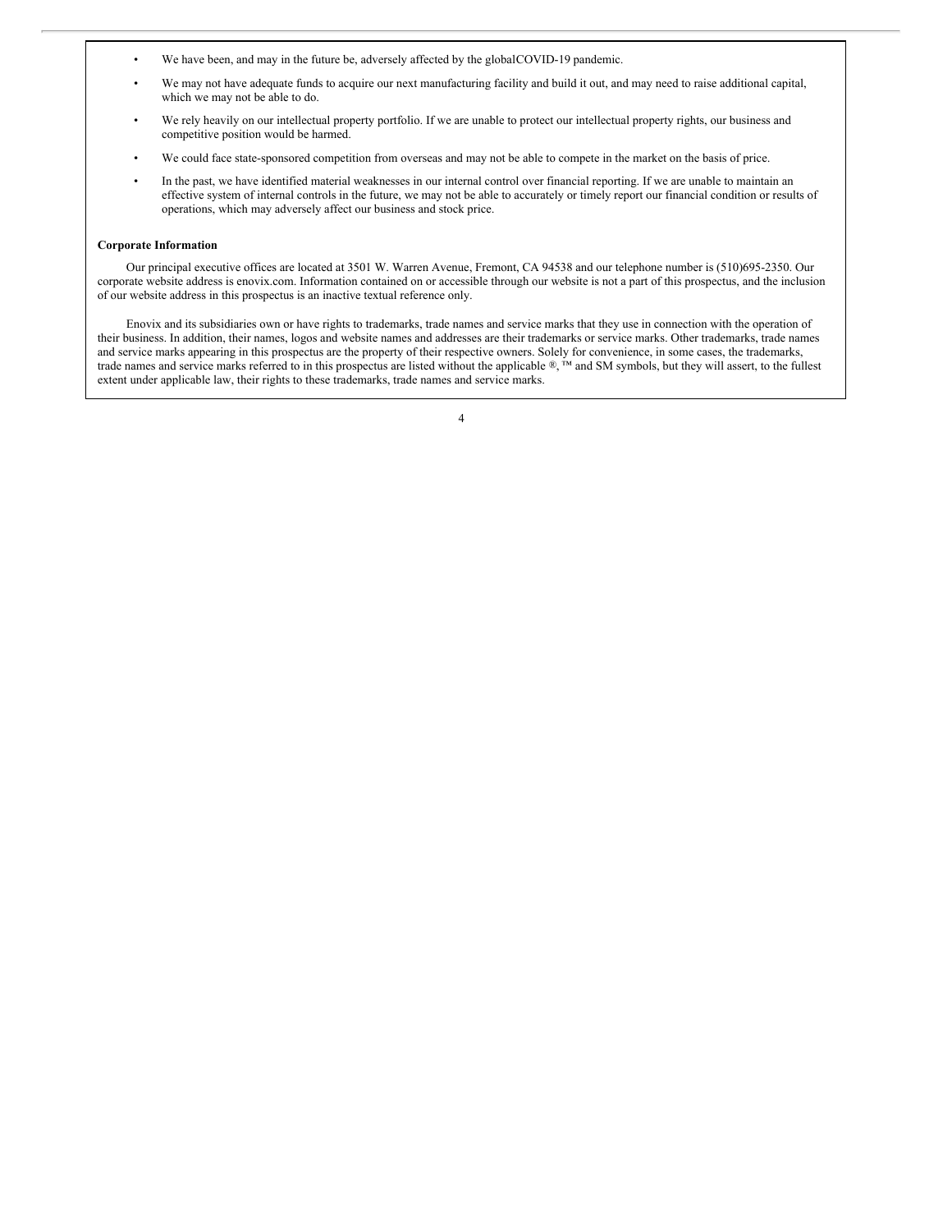- We have been, and may in the future be, adversely affected by the globalCOVID-19 pandemic.
- We may not have adequate funds to acquire our next manufacturing facility and build it out, and may need to raise additional capital, which we may not be able to do.
- We rely heavily on our intellectual property portfolio. If we are unable to protect our intellectual property rights, our business and competitive position would be harmed.
- We could face state-sponsored competition from overseas and may not be able to compete in the market on the basis of price.
- In the past, we have identified material weaknesses in our internal control over financial reporting. If we are unable to maintain an effective system of internal controls in the future, we may not be able to accurately or timely report our financial condition or results of operations, which may adversely affect our business and stock price.

**Corporate Information**

Our principal executive offices are located at 3501 W. Warren Avenue, Fremont, CA 94538 and our telephone number is (510)695-2350. Our corporate website address is enovix.com. Information contained on or accessible through our website is not a part of this prospectus, and the inclusion of our website address in this prospectus is an inactive textual reference only.

Enovix and its subsidiaries own or have rights to trademarks, trade names and service marks that they use in connection with the operation of their business. In addition, their names, logos and website names and addresses are their trademarks or service marks. Other trademarks, trade names and service marks appearing in this prospectus are the property of their respective owners. Solely for convenience, in some cases, the trademarks, trade names and service marks referred to in this prospectus are listed without the applicable ®, ™ and SM symbols, but they will assert, to the fullest extent under applicable law, their rights to these trademarks, trade names and service marks.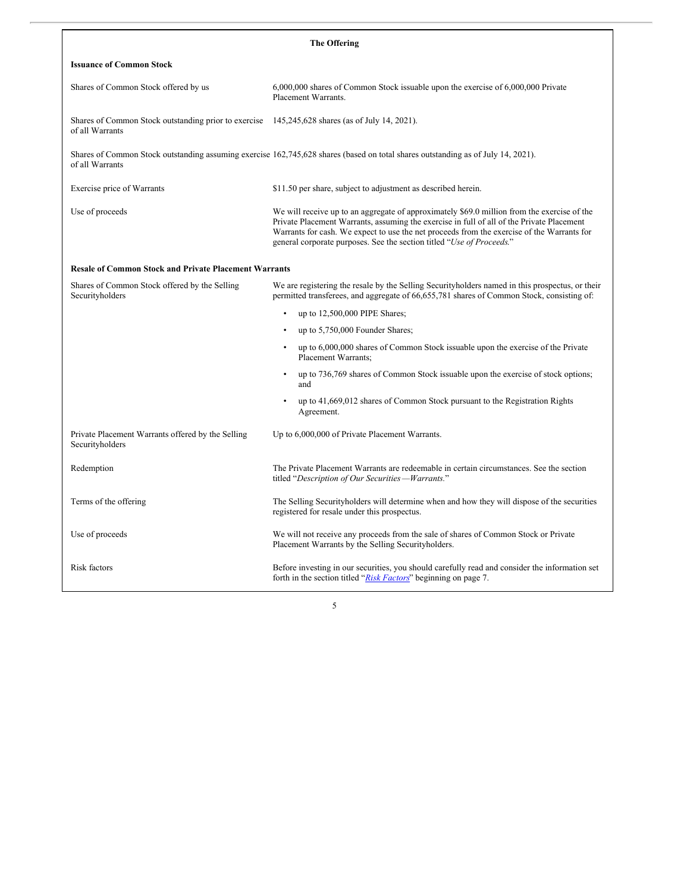## The Offering

### Issuance of Common Stock

| | |
|---|---|
| Shares of Common Stock offered by us | 6,000,000 shares of Common Stock issuable upon the exercise of 6,000,000 Private Placement Warrants. |
| Shares of Common Stock outstanding prior to exercise of all Warrants | 145,245,628 shares (as of July 14, 2021). |
| Shares of Common Stock outstanding assuming exercise of all Warrants | 162,745,628 shares (based on total shares outstanding as of July 14, 2021). |
| Exercise price of Warrants | $11.50 per share, subject to adjustment as described herein. |
| Use of proceeds | We will receive up to an aggregate of approximately $69.0 million from the exercise of the Private Placement Warrants, assuming the exercise in full of all of the Private Placement Warrants for cash. We expect to use the net proceeds from the exercise of the Warrants for general corporate purposes. See the section titled "*Use of Proceeds.*" |

### Resale of Common Stock and Private Placement Warrants

| | |
|---|---|
| Shares of Common Stock offered by the Selling Securityholders | We are registering the resale by the Selling Securityholders named in this prospectus, or their permitted transferees, and aggregate of 66,655,781 shares of Common Stock, consisting of:<br>• up to 12,500,000 PIPE Shares;<br>• up to 5,750,000 Founder Shares;<br>• up to 6,000,000 shares of Common Stock issuable upon the exercise of the Private Placement Warrants;<br>• up to 736,769 shares of Common Stock issuable upon the exercise of stock options; and<br>• up to 41,669,012 shares of Common Stock pursuant to the Registration Rights Agreement. |
| Private Placement Warrants offered by the Selling Securityholders | Up to 6,000,000 of Private Placement Warrants. |
| Redemption | The Private Placement Warrants are redeemable in certain circumstances. See the section titled "*Description of Our Securities—Warrants.*" |
| Terms of the offering | The Selling Securityholders will determine when and how they will dispose of the securities registered for resale under this prospectus. |
| Use of proceeds | We will not receive any proceeds from the sale of shares of Common Stock or Private Placement Warrants by the Selling Securityholders. |
| Risk factors | Before investing in our securities, you should carefully read and consider the information set forth in the section titled "*Risk Factors*" beginning on page 7. |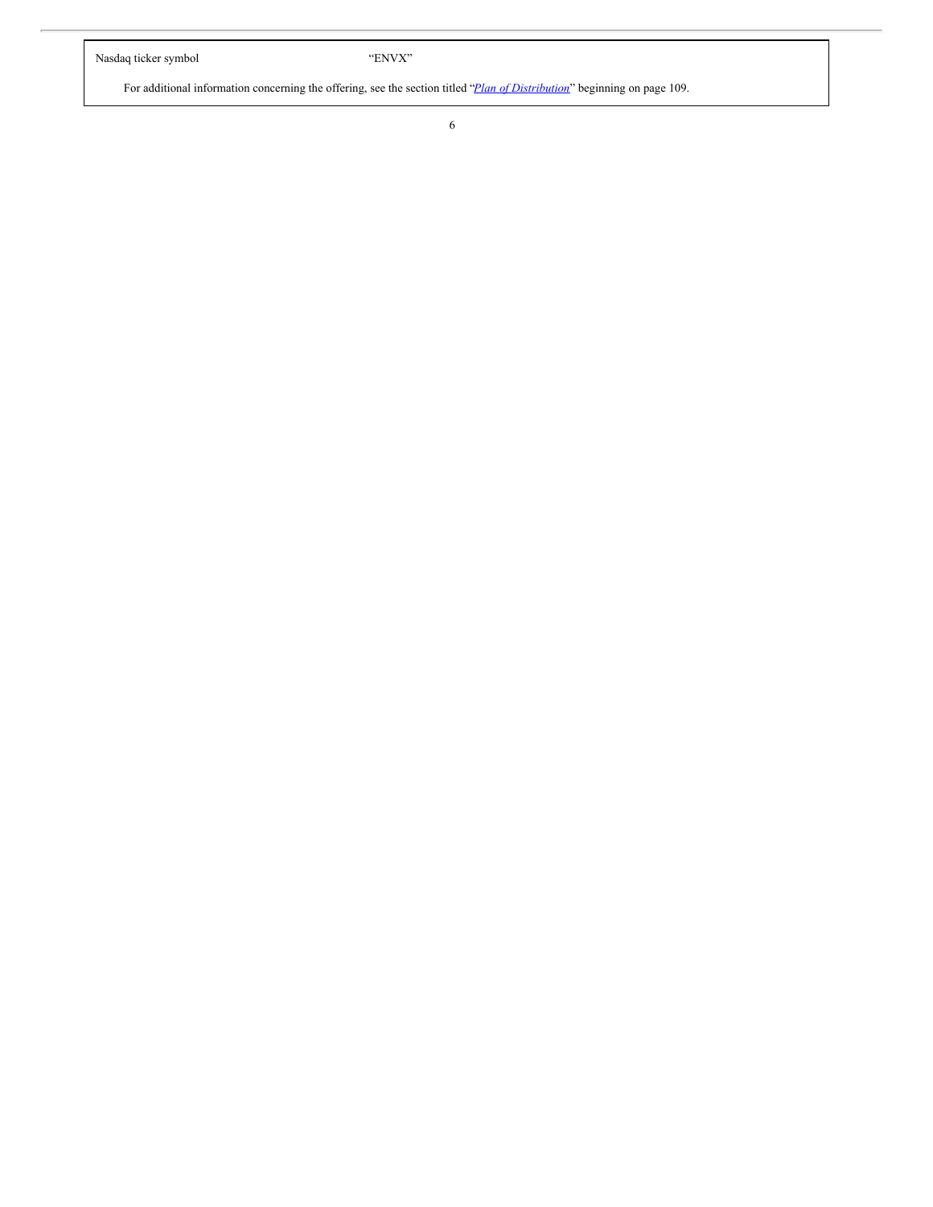| | |
|---|---|
| Nasdaq ticker symbol | "ENVX" |

For additional information concerning the offering, see the section titled "*Plan of Distribution*" beginning on page 109.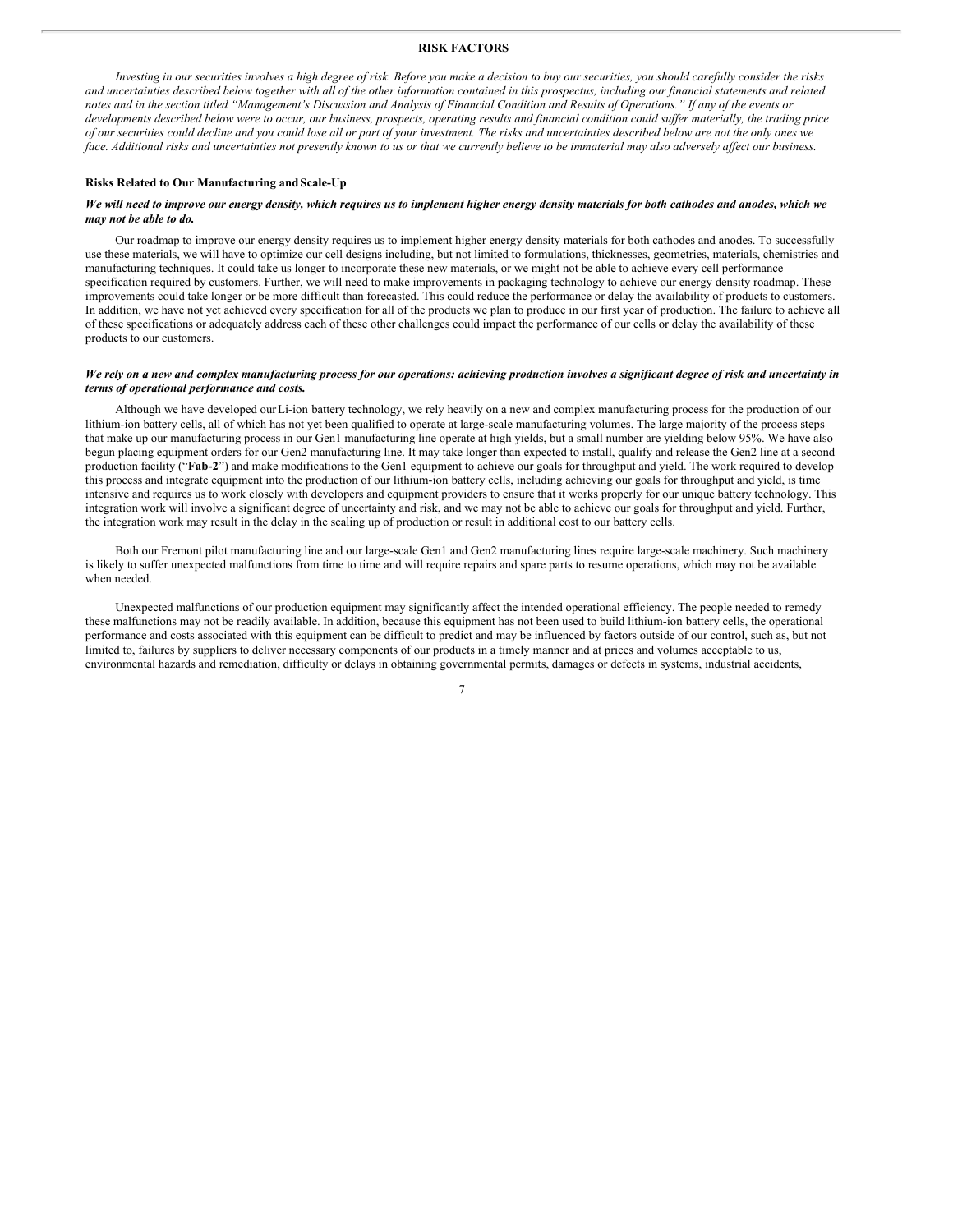# RISK FACTORS

*Investing in our securities involves a high degree of risk. Before you make a decision to buy our securities, you should carefully consider the risks and uncertainties described below together with all of the other information contained in this prospectus, including our financial statements and related notes and in the section titled "Management's Discussion and Analysis of Financial Condition and Results of Operations." If any of the events or developments described below were to occur, our business, prospects, operating results and financial condition could suffer materially, the trading price of our securities could decline and you could lose all or part of your investment. The risks and uncertainties described below are not the only ones we face. Additional risks and uncertainties not presently known to us or that we currently believe to be immaterial may also adversely affect our business.*

### Risks Related to Our Manufacturing and Scale-Up

***We will need to improve our energy density, which requires us to implement higher energy density materials for both cathodes and anodes, which we may not be able to do.***

Our roadmap to improve our energy density requires us to implement higher energy density materials for both cathodes and anodes. To successfully use these materials, we will have to optimize our cell designs including, but not limited to formulations, thicknesses, geometries, materials, chemistries and manufacturing techniques. It could take us longer to incorporate these new materials, or we might not be able to achieve every cell performance specification required by customers. Further, we will need to make improvements in packaging technology to achieve our energy density roadmap. These improvements could take longer or be more difficult than forecasted. This could reduce the performance or delay the availability of products to customers. In addition, we have not yet achieved every specification for all of the products we plan to produce in our first year of production. The failure to achieve all of these specifications or adequately address each of these other challenges could impact the performance of our cells or delay the availability of these products to our customers.

***We rely on a new and complex manufacturing process for our operations: achieving production involves a significant degree of risk and uncertainty in terms of operational performance and costs.***

Although we have developed our Li-ion battery technology, we rely heavily on a new and complex manufacturing process for the production of our lithium-ion battery cells, all of which has not yet been qualified to operate at large-scale manufacturing volumes. The large majority of the process steps that make up our manufacturing process in our Gen1 manufacturing line operate at high yields, but a small number are yielding below 95%. We have also begun placing equipment orders for our Gen2 manufacturing line. It may take longer than expected to install, qualify and release the Gen2 line at a second production facility ("**Fab-2**") and make modifications to the Gen1 equipment to achieve our goals for throughput and yield. The work required to develop this process and integrate equipment into the production of our lithium-ion battery cells, including achieving our goals for throughput and yield, is time intensive and requires us to work closely with developers and equipment providers to ensure that it works properly for our unique battery technology. This integration work will involve a significant degree of uncertainty and risk, and we may not be able to achieve our goals for throughput and yield. Further, the integration work may result in the delay in the scaling up of production or result in additional cost to our battery cells.

Both our Fremont pilot manufacturing line and our large-scale Gen1 and Gen2 manufacturing lines require large-scale machinery. Such machinery is likely to suffer unexpected malfunctions from time to time and will require repairs and spare parts to resume operations, which may not be available when needed.

Unexpected malfunctions of our production equipment may significantly affect the intended operational efficiency. The people needed to remedy these malfunctions may not be readily available. In addition, because this equipment has not been used to build lithium-ion battery cells, the operational performance and costs associated with this equipment can be difficult to predict and may be influenced by factors outside of our control, such as, but not limited to, failures by suppliers to deliver necessary components of our products in a timely manner and at prices and volumes acceptable to us, environmental hazards and remediation, difficulty or delays in obtaining governmental permits, damages or defects in systems, industrial accidents,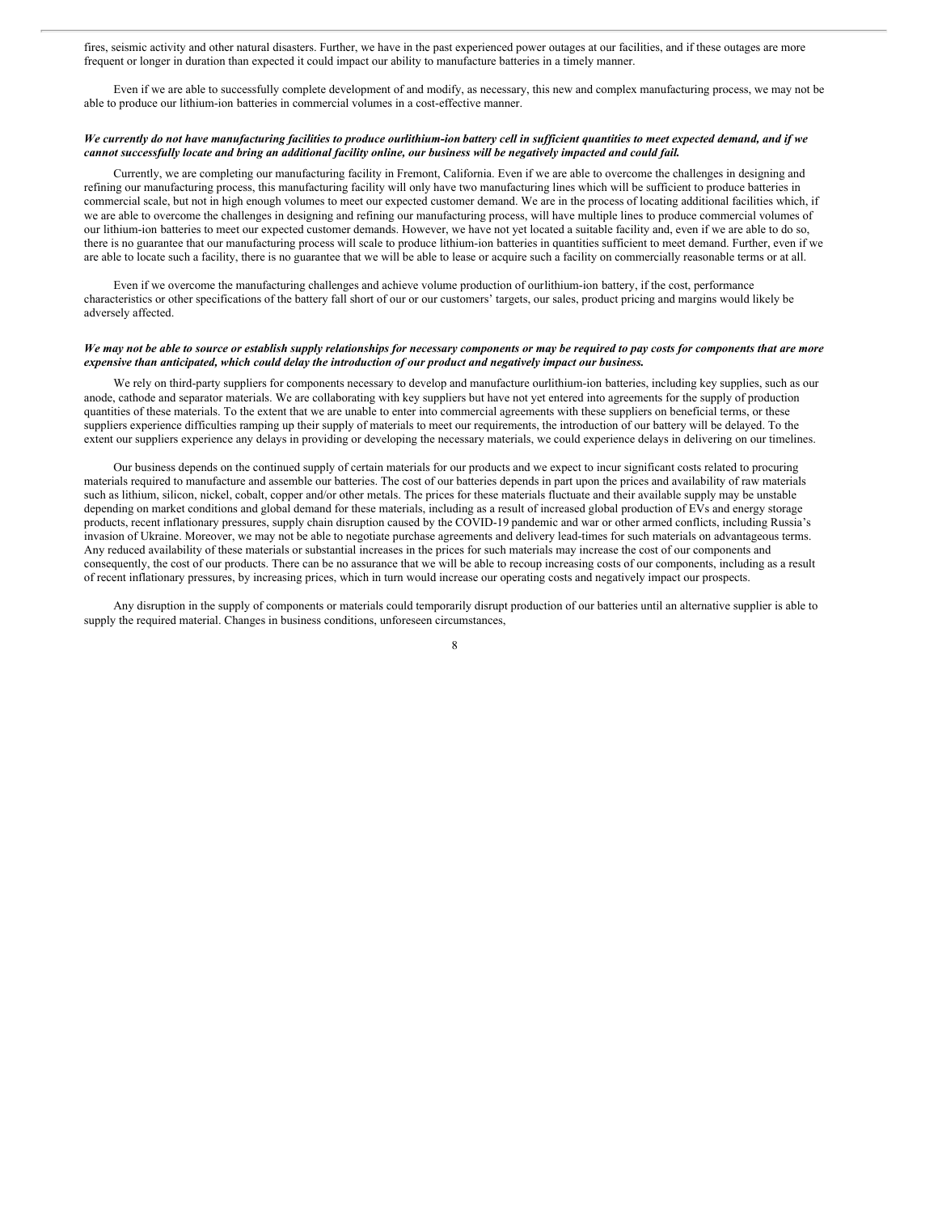fires, seismic activity and other natural disasters. Further, we have in the past experienced power outages at our facilities, and if these outages are more frequent or longer in duration than expected it could impact our ability to manufacture batteries in a timely manner.

Even if we are able to successfully complete development of and modify, as necessary, this new and complex manufacturing process, we may not be able to produce our lithium-ion batteries in commercial volumes in a cost-effective manner.

***We currently do not have manufacturing facilities to produce ourlithium-ion battery cell in sufficient quantities to meet expected demand, and if we cannot successfully locate and bring an additional facility online, our business will be negatively impacted and could fail.***

Currently, we are completing our manufacturing facility in Fremont, California. Even if we are able to overcome the challenges in designing and refining our manufacturing process, this manufacturing facility will only have two manufacturing lines which will be sufficient to produce batteries in commercial scale, but not in high enough volumes to meet our expected customer demand. We are in the process of locating additional facilities which, if we are able to overcome the challenges in designing and refining our manufacturing process, will have multiple lines to produce commercial volumes of our lithium-ion batteries to meet our expected customer demands. However, we have not yet located a suitable facility and, even if we are able to do so, there is no guarantee that our manufacturing process will scale to produce lithium-ion batteries in quantities sufficient to meet demand. Further, even if we are able to locate such a facility, there is no guarantee that we will be able to lease or acquire such a facility on commercially reasonable terms or at all.

Even if we overcome the manufacturing challenges and achieve volume production of ourlithium-ion battery, if the cost, performance characteristics or other specifications of the battery fall short of our or our customers' targets, our sales, product pricing and margins would likely be adversely affected.

***We may not be able to source or establish supply relationships for necessary components or may be required to pay costs for components that are more expensive than anticipated, which could delay the introduction of our product and negatively impact our business.***

We rely on third-party suppliers for components necessary to develop and manufacture ourlithium-ion batteries, including key supplies, such as our anode, cathode and separator materials. We are collaborating with key suppliers but have not yet entered into agreements for the supply of production quantities of these materials. To the extent that we are unable to enter into commercial agreements with these suppliers on beneficial terms, or these suppliers experience difficulties ramping up their supply of materials to meet our requirements, the introduction of our battery will be delayed. To the extent our suppliers experience any delays in providing or developing the necessary materials, we could experience delays in delivering on our timelines.

Our business depends on the continued supply of certain materials for our products and we expect to incur significant costs related to procuring materials required to manufacture and assemble our batteries. The cost of our batteries depends in part upon the prices and availability of raw materials such as lithium, silicon, nickel, cobalt, copper and/or other metals. The prices for these materials fluctuate and their available supply may be unstable depending on market conditions and global demand for these materials, including as a result of increased global production of EVs and energy storage products, recent inflationary pressures, supply chain disruption caused by the COVID-19 pandemic and war or other armed conflicts, including Russia's invasion of Ukraine. Moreover, we may not be able to negotiate purchase agreements and delivery lead-times for such materials on advantageous terms. Any reduced availability of these materials or substantial increases in the prices for such materials may increase the cost of our components and consequently, the cost of our products. There can be no assurance that we will be able to recoup increasing costs of our components, including as a result of recent inflationary pressures, by increasing prices, which in turn would increase our operating costs and negatively impact our prospects.

Any disruption in the supply of components or materials could temporarily disrupt production of our batteries until an alternative supplier is able to supply the required material. Changes in business conditions, unforeseen circumstances,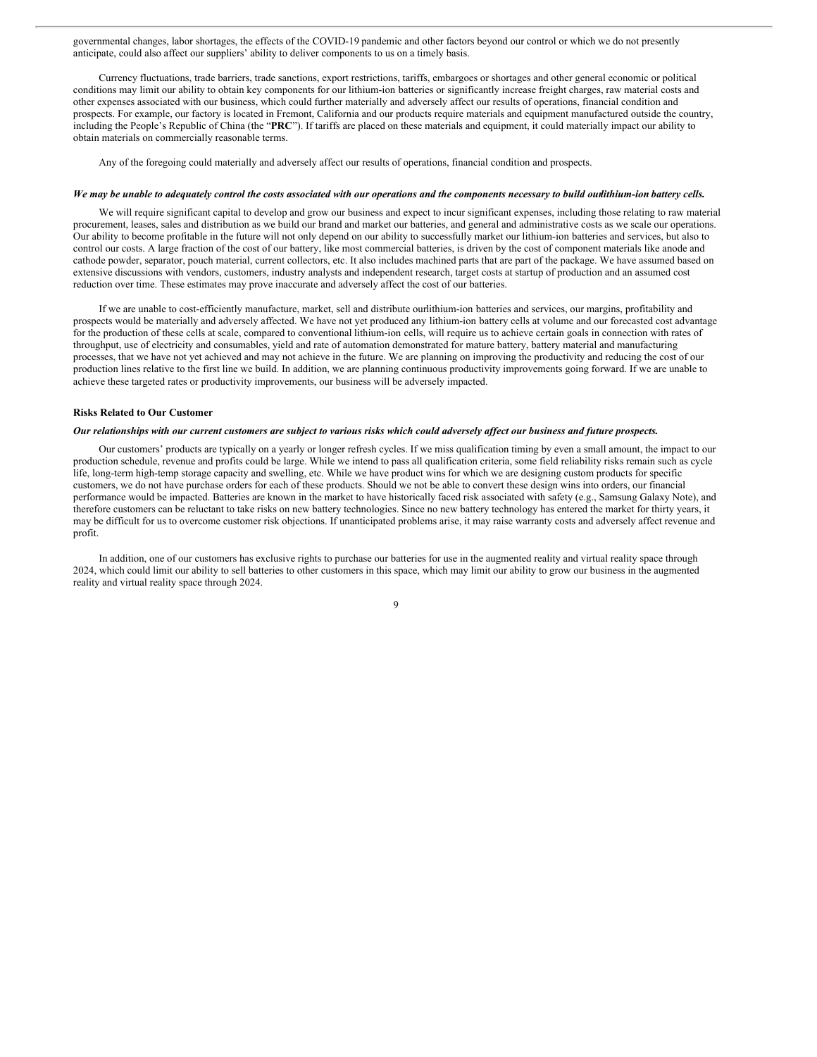governmental changes, labor shortages, the effects of the COVID-19 pandemic and other factors beyond our control or which we do not presently anticipate, could also affect our suppliers' ability to deliver components to us on a timely basis.

Currency fluctuations, trade barriers, trade sanctions, export restrictions, tariffs, embargoes or shortages and other general economic or political conditions may limit our ability to obtain key components for our lithium-ion batteries or significantly increase freight charges, raw material costs and other expenses associated with our business, which could further materially and adversely affect our results of operations, financial condition and prospects. For example, our factory is located in Fremont, California and our products require materials and equipment manufactured outside the country, including the People's Republic of China (the "**PRC**"). If tariffs are placed on these materials and equipment, it could materially impact our ability to obtain materials on commercially reasonable terms.

Any of the foregoing could materially and adversely affect our results of operations, financial condition and prospects.

***We may be unable to adequately control the costs associated with our operations and the components necessary to build ourlithium-ion battery cells.***

We will require significant capital to develop and grow our business and expect to incur significant expenses, including those relating to raw material procurement, leases, sales and distribution as we build our brand and market our batteries, and general and administrative costs as we scale our operations. Our ability to become profitable in the future will not only depend on our ability to successfully market our lithium-ion batteries and services, but also to control our costs. A large fraction of the cost of our battery, like most commercial batteries, is driven by the cost of component materials like anode and cathode powder, separator, pouch material, current collectors, etc. It also includes machined parts that are part of the package. We have assumed based on extensive discussions with vendors, customers, industry analysts and independent research, target costs at startup of production and an assumed cost reduction over time. These estimates may prove inaccurate and adversely affect the cost of our batteries.

If we are unable to cost-efficiently manufacture, market, sell and distribute ourlithium-ion batteries and services, our margins, profitability and prospects would be materially and adversely affected. We have not yet produced any lithium-ion battery cells at volume and our forecasted cost advantage for the production of these cells at scale, compared to conventional lithium-ion cells, will require us to achieve certain goals in connection with rates of throughput, use of electricity and consumables, yield and rate of automation demonstrated for mature battery, battery material and manufacturing processes, that we have not yet achieved and may not achieve in the future. We are planning on improving the productivity and reducing the cost of our production lines relative to the first line we build. In addition, we are planning continuous productivity improvements going forward. If we are unable to achieve these targeted rates or productivity improvements, our business will be adversely impacted.

**Risks Related to Our Customer**

***Our relationships with our current customers are subject to various risks which could adversely affect our business and future prospects.***

Our customers' products are typically on a yearly or longer refresh cycles. If we miss qualification timing by even a small amount, the impact to our production schedule, revenue and profits could be large. While we intend to pass all qualification criteria, some field reliability risks remain such as cycle life, long-term high-temp storage capacity and swelling, etc. While we have product wins for which we are designing custom products for specific customers, we do not have purchase orders for each of these products. Should we not be able to convert these design wins into orders, our financial performance would be impacted. Batteries are known in the market to have historically faced risk associated with safety (e.g., Samsung Galaxy Note), and therefore customers can be reluctant to take risks on new battery technologies. Since no new battery technology has entered the market for thirty years, it may be difficult for us to overcome customer risk objections. If unanticipated problems arise, it may raise warranty costs and adversely affect revenue and profit.

In addition, one of our customers has exclusive rights to purchase our batteries for use in the augmented reality and virtual reality space through 2024, which could limit our ability to sell batteries to other customers in this space, which may limit our ability to grow our business in the augmented reality and virtual reality space through 2024.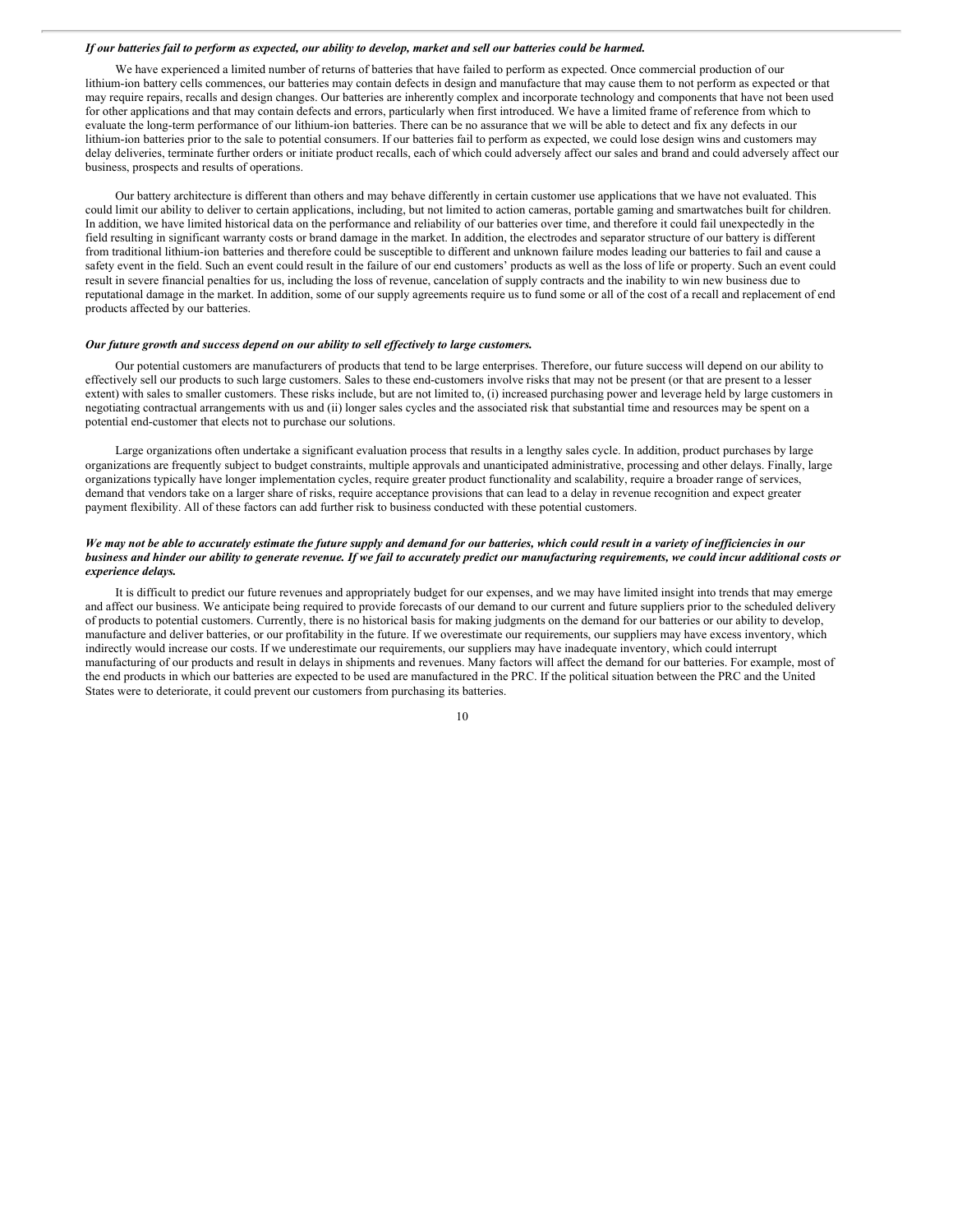***If our batteries fail to perform as expected, our ability to develop, market and sell our batteries could be harmed.***

We have experienced a limited number of returns of batteries that have failed to perform as expected. Once commercial production of our lithium-ion battery cells commences, our batteries may contain defects in design and manufacture that may cause them to not perform as expected or that may require repairs, recalls and design changes. Our batteries are inherently complex and incorporate technology and components that have not been used for other applications and that may contain defects and errors, particularly when first introduced. We have a limited frame of reference from which to evaluate the long-term performance of our lithium-ion batteries. There can be no assurance that we will be able to detect and fix any defects in our lithium-ion batteries prior to the sale to potential consumers. If our batteries fail to perform as expected, we could lose design wins and customers may delay deliveries, terminate further orders or initiate product recalls, each of which could adversely affect our sales and brand and could adversely affect our business, prospects and results of operations.

Our battery architecture is different than others and may behave differently in certain customer use applications that we have not evaluated. This could limit our ability to deliver to certain applications, including, but not limited to action cameras, portable gaming and smartwatches built for children. In addition, we have limited historical data on the performance and reliability of our batteries over time, and therefore it could fail unexpectedly in the field resulting in significant warranty costs or brand damage in the market. In addition, the electrodes and separator structure of our battery is different from traditional lithium-ion batteries and therefore could be susceptible to different and unknown failure modes leading our batteries to fail and cause a safety event in the field. Such an event could result in the failure of our end customers' products as well as the loss of life or property. Such an event could result in severe financial penalties for us, including the loss of revenue, cancelation of supply contracts and the inability to win new business due to reputational damage in the market. In addition, some of our supply agreements require us to fund some or all of the cost of a recall and replacement of end products affected by our batteries.

***Our future growth and success depend on our ability to sell effectively to large customers.***

Our potential customers are manufacturers of products that tend to be large enterprises. Therefore, our future success will depend on our ability to effectively sell our products to such large customers. Sales to these end-customers involve risks that may not be present (or that are present to a lesser extent) with sales to smaller customers. These risks include, but are not limited to, (i) increased purchasing power and leverage held by large customers in negotiating contractual arrangements with us and (ii) longer sales cycles and the associated risk that substantial time and resources may be spent on a potential end-customer that elects not to purchase our solutions.

Large organizations often undertake a significant evaluation process that results in a lengthy sales cycle. In addition, product purchases by large organizations are frequently subject to budget constraints, multiple approvals and unanticipated administrative, processing and other delays. Finally, large organizations typically have longer implementation cycles, require greater product functionality and scalability, require a broader range of services, demand that vendors take on a larger share of risks, require acceptance provisions that can lead to a delay in revenue recognition and expect greater payment flexibility. All of these factors can add further risk to business conducted with these potential customers.

***We may not be able to accurately estimate the future supply and demand for our batteries, which could result in a variety of inefficiencies in our business and hinder our ability to generate revenue. If we fail to accurately predict our manufacturing requirements, we could incur additional costs or experience delays.***

It is difficult to predict our future revenues and appropriately budget for our expenses, and we may have limited insight into trends that may emerge and affect our business. We anticipate being required to provide forecasts of our demand to our current and future suppliers prior to the scheduled delivery of products to potential customers. Currently, there is no historical basis for making judgments on the demand for our batteries or our ability to develop, manufacture and deliver batteries, or our profitability in the future. If we overestimate our requirements, our suppliers may have excess inventory, which indirectly would increase our costs. If we underestimate our requirements, our suppliers may have inadequate inventory, which could interrupt manufacturing of our products and result in delays in shipments and revenues. Many factors will affect the demand for our batteries. For example, most of the end products in which our batteries are expected to be used are manufactured in the PRC. If the political situation between the PRC and the United States were to deteriorate, it could prevent our customers from purchasing its batteries.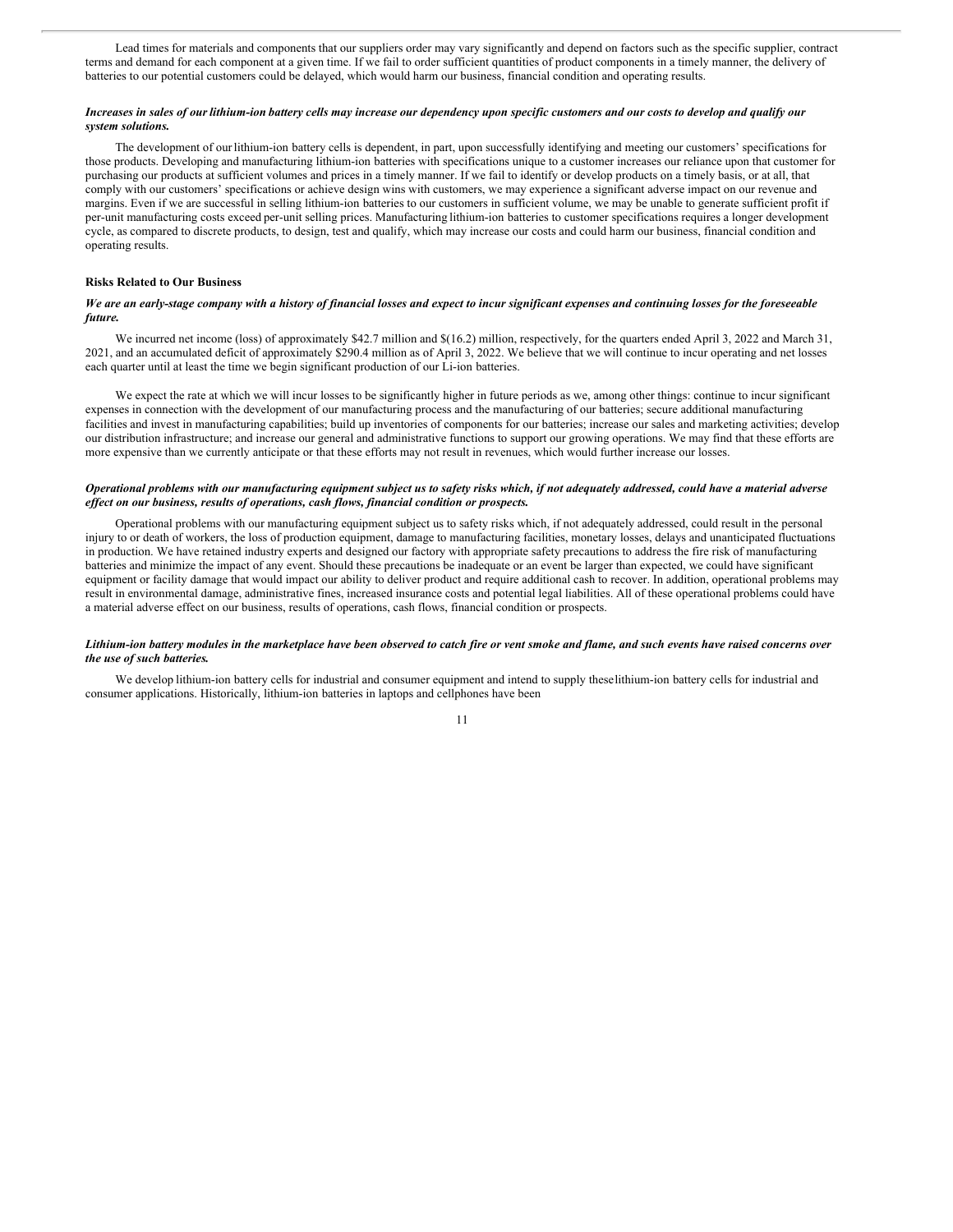Lead times for materials and components that our suppliers order may vary significantly and depend on factors such as the specific supplier, contract terms and demand for each component at a given time. If we fail to order sufficient quantities of product components in a timely manner, the delivery of batteries to our potential customers could be delayed, which would harm our business, financial condition and operating results.

***Increases in sales of our lithium-ion battery cells may increase our dependency upon specific customers and our costs to develop and qualify our system solutions.***

The development of our lithium-ion battery cells is dependent, in part, upon successfully identifying and meeting our customers' specifications for those products. Developing and manufacturing lithium-ion batteries with specifications unique to a customer increases our reliance upon that customer for purchasing our products at sufficient volumes and prices in a timely manner. If we fail to identify or develop products on a timely basis, or at all, that comply with our customers' specifications or achieve design wins with customers, we may experience a significant adverse impact on our revenue and margins. Even if we are successful in selling lithium-ion batteries to our customers in sufficient volume, we may be unable to generate sufficient profit if per-unit manufacturing costs exceed per-unit selling prices. Manufacturing lithium-ion batteries to customer specifications requires a longer development cycle, as compared to discrete products, to design, test and qualify, which may increase our costs and could harm our business, financial condition and operating results.

**Risks Related to Our Business**

***We are an early-stage company with a history of financial losses and expect to incur significant expenses and continuing losses for the foreseeable future.***

We incurred net income (loss) of approximately $42.7 million and $(16.2) million, respectively, for the quarters ended April 3, 2022 and March 31, 2021, and an accumulated deficit of approximately $290.4 million as of April 3, 2022. We believe that we will continue to incur operating and net losses each quarter until at least the time we begin significant production of our Li-ion batteries.

We expect the rate at which we will incur losses to be significantly higher in future periods as we, among other things: continue to incur significant expenses in connection with the development of our manufacturing process and the manufacturing of our batteries; secure additional manufacturing facilities and invest in manufacturing capabilities; build up inventories of components for our batteries; increase our sales and marketing activities; develop our distribution infrastructure; and increase our general and administrative functions to support our growing operations. We may find that these efforts are more expensive than we currently anticipate or that these efforts may not result in revenues, which would further increase our losses.

***Operational problems with our manufacturing equipment subject us to safety risks which, if not adequately addressed, could have a material adverse effect on our business, results of operations, cash flows, financial condition or prospects.***

Operational problems with our manufacturing equipment subject us to safety risks which, if not adequately addressed, could result in the personal injury to or death of workers, the loss of production equipment, damage to manufacturing facilities, monetary losses, delays and unanticipated fluctuations in production. We have retained industry experts and designed our factory with appropriate safety precautions to address the fire risk of manufacturing batteries and minimize the impact of any event. Should these precautions be inadequate or an event be larger than expected, we could have significant equipment or facility damage that would impact our ability to deliver product and require additional cash to recover. In addition, operational problems may result in environmental damage, administrative fines, increased insurance costs and potential legal liabilities. All of these operational problems could have a material adverse effect on our business, results of operations, cash flows, financial condition or prospects.

***Lithium-ion battery modules in the marketplace have been observed to catch fire or vent smoke and flame, and such events have raised concerns over the use of such batteries.***

We develop lithium-ion battery cells for industrial and consumer equipment and intend to supply these lithium-ion battery cells for industrial and consumer applications. Historically, lithium-ion batteries in laptops and cellphones have been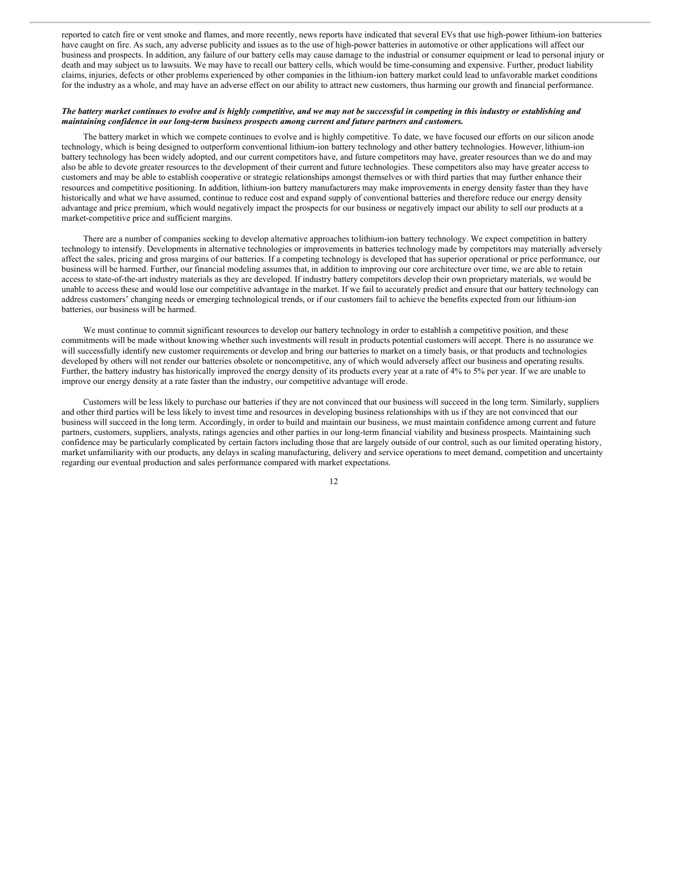reported to catch fire or vent smoke and flames, and more recently, news reports have indicated that several EVs that use high-power lithium-ion batteries have caught on fire. As such, any adverse publicity and issues as to the use of high-power batteries in automotive or other applications will affect our business and prospects. In addition, any failure of our battery cells may cause damage to the industrial or consumer equipment or lead to personal injury or death and may subject us to lawsuits. We may have to recall our battery cells, which would be time-consuming and expensive. Further, product liability claims, injuries, defects or other problems experienced by other companies in the lithium-ion battery market could lead to unfavorable market conditions for the industry as a whole, and may have an adverse effect on our ability to attract new customers, thus harming our growth and financial performance.

***The battery market continues to evolve and is highly competitive, and we may not be successful in competing in this industry or establishing and maintaining confidence in our long-term business prospects among current and future partners and customers.***

The battery market in which we compete continues to evolve and is highly competitive. To date, we have focused our efforts on our silicon anode technology, which is being designed to outperform conventional lithium-ion battery technology and other battery technologies. However, lithium-ion battery technology has been widely adopted, and our current competitors have, and future competitors may have, greater resources than we do and may also be able to devote greater resources to the development of their current and future technologies. These competitors also may have greater access to customers and may be able to establish cooperative or strategic relationships amongst themselves or with third parties that may further enhance their resources and competitive positioning. In addition, lithium-ion battery manufacturers may make improvements in energy density faster than they have historically and what we have assumed, continue to reduce cost and expand supply of conventional batteries and therefore reduce our energy density advantage and price premium, which would negatively impact the prospects for our business or negatively impact our ability to sell our products at a market-competitive price and sufficient margins.

There are a number of companies seeking to develop alternative approaches tolithium-ion battery technology. We expect competition in battery technology to intensify. Developments in alternative technologies or improvements in batteries technology made by competitors may materially adversely affect the sales, pricing and gross margins of our batteries. If a competing technology is developed that has superior operational or price performance, our business will be harmed. Further, our financial modeling assumes that, in addition to improving our core architecture over time, we are able to retain access to state-of-the-art industry materials as they are developed. If industry battery competitors develop their own proprietary materials, we would be unable to access these and would lose our competitive advantage in the market. If we fail to accurately predict and ensure that our battery technology can address customers' changing needs or emerging technological trends, or if our customers fail to achieve the benefits expected from our lithium-ion batteries, our business will be harmed.

We must continue to commit significant resources to develop our battery technology in order to establish a competitive position, and these commitments will be made without knowing whether such investments will result in products potential customers will accept. There is no assurance we will successfully identify new customer requirements or develop and bring our batteries to market on a timely basis, or that products and technologies developed by others will not render our batteries obsolete or noncompetitive, any of which would adversely affect our business and operating results. Further, the battery industry has historically improved the energy density of its products every year at a rate of 4% to 5% per year. If we are unable to improve our energy density at a rate faster than the industry, our competitive advantage will erode.

Customers will be less likely to purchase our batteries if they are not convinced that our business will succeed in the long term. Similarly, suppliers and other third parties will be less likely to invest time and resources in developing business relationships with us if they are not convinced that our business will succeed in the long term. Accordingly, in order to build and maintain our business, we must maintain confidence among current and future partners, customers, suppliers, analysts, ratings agencies and other parties in our long-term financial viability and business prospects. Maintaining such confidence may be particularly complicated by certain factors including those that are largely outside of our control, such as our limited operating history, market unfamiliarity with our products, any delays in scaling manufacturing, delivery and service operations to meet demand, competition and uncertainty regarding our eventual production and sales performance compared with market expectations.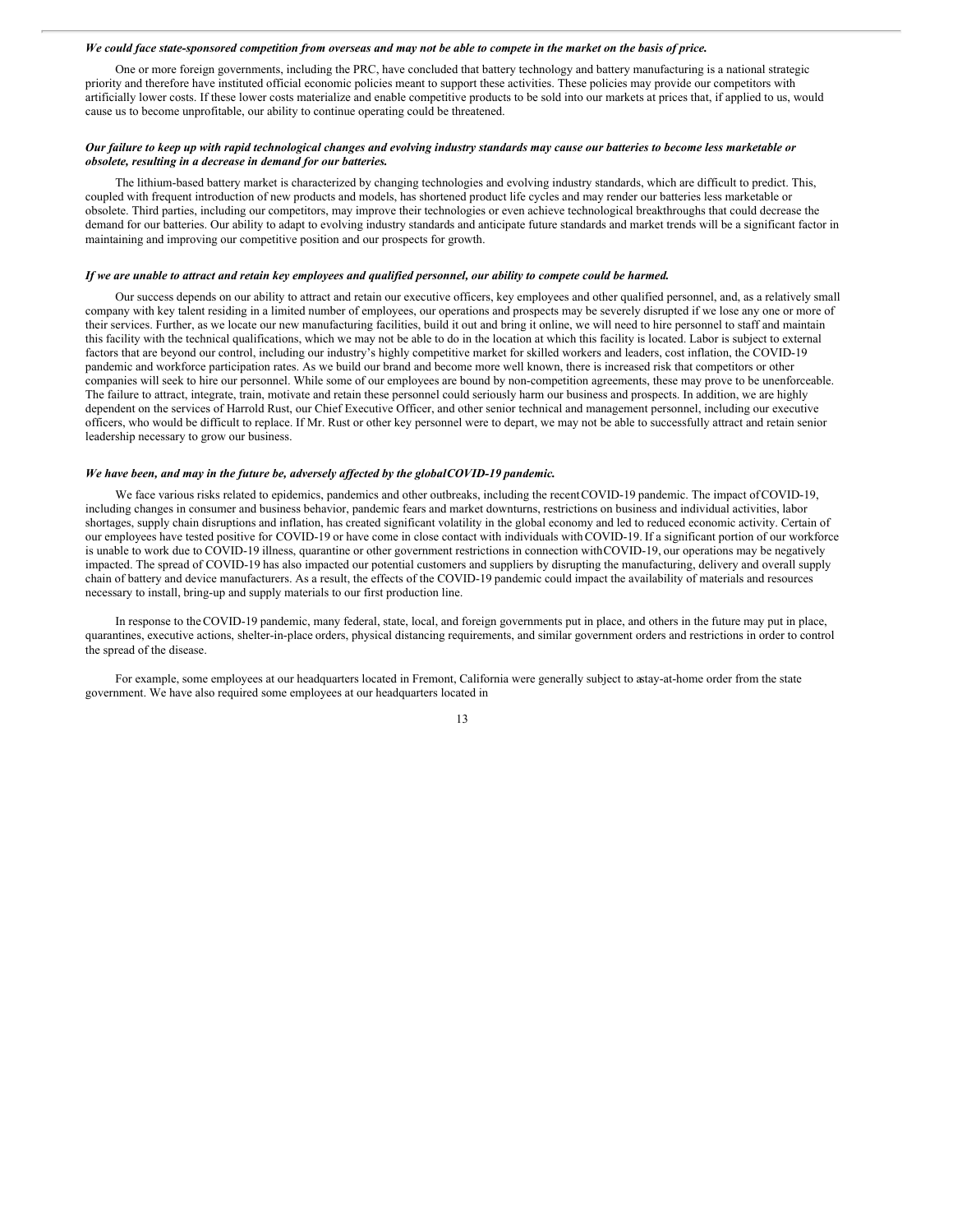*We could face state-sponsored competition from overseas and may not be able to compete in the market on the basis of price.*

One or more foreign governments, including the PRC, have concluded that battery technology and battery manufacturing is a national strategic priority and therefore have instituted official economic policies meant to support these activities. These policies may provide our competitors with artificially lower costs. If these lower costs materialize and enable competitive products to be sold into our markets at prices that, if applied to us, would cause us to become unprofitable, our ability to continue operating could be threatened.

*Our failure to keep up with rapid technological changes and evolving industry standards may cause our batteries to become less marketable or obsolete, resulting in a decrease in demand for our batteries.*

The lithium-based battery market is characterized by changing technologies and evolving industry standards, which are difficult to predict. This, coupled with frequent introduction of new products and models, has shortened product life cycles and may render our batteries less marketable or obsolete. Third parties, including our competitors, may improve their technologies or even achieve technological breakthroughs that could decrease the demand for our batteries. Our ability to adapt to evolving industry standards and anticipate future standards and market trends will be a significant factor in maintaining and improving our competitive position and our prospects for growth.

*If we are unable to attract and retain key employees and qualified personnel, our ability to compete could be harmed.*

Our success depends on our ability to attract and retain our executive officers, key employees and other qualified personnel, and, as a relatively small company with key talent residing in a limited number of employees, our operations and prospects may be severely disrupted if we lose any one or more of their services. Further, as we locate our new manufacturing facilities, build it out and bring it online, we will need to hire personnel to staff and maintain this facility with the technical qualifications, which we may not be able to do in the location at which this facility is located. Labor is subject to external factors that are beyond our control, including our industry's highly competitive market for skilled workers and leaders, cost inflation, the COVID-19 pandemic and workforce participation rates. As we build our brand and become more well known, there is increased risk that competitors or other companies will seek to hire our personnel. While some of our employees are bound by non-competition agreements, these may prove to be unenforceable. The failure to attract, integrate, train, motivate and retain these personnel could seriously harm our business and prospects. In addition, we are highly dependent on the services of Harrold Rust, our Chief Executive Officer, and other senior technical and management personnel, including our executive officers, who would be difficult to replace. If Mr. Rust or other key personnel were to depart, we may not be able to successfully attract and retain senior leadership necessary to grow our business.

*We have been, and may in the future be, adversely affected by the global COVID-19 pandemic.*

We face various risks related to epidemics, pandemics and other outbreaks, including the recent COVID-19 pandemic. The impact of COVID-19, including changes in consumer and business behavior, pandemic fears and market downturns, restrictions on business and individual activities, labor shortages, supply chain disruptions and inflation, has created significant volatility in the global economy and led to reduced economic activity. Certain of our employees have tested positive for COVID-19 or have come in close contact with individuals with COVID-19. If a significant portion of our workforce is unable to work due to COVID-19 illness, quarantine or other government restrictions in connection with COVID-19, our operations may be negatively impacted. The spread of COVID-19 has also impacted our potential customers and suppliers by disrupting the manufacturing, delivery and overall supply chain of battery and device manufacturers. As a result, the effects of the COVID-19 pandemic could impact the availability of materials and resources necessary to install, bring-up and supply materials to our first production line.

In response to the COVID-19 pandemic, many federal, state, local, and foreign governments put in place, and others in the future may put in place, quarantines, executive actions, shelter-in-place orders, physical distancing requirements, and similar government orders and restrictions in order to control the spread of the disease.

For example, some employees at our headquarters located in Fremont, California were generally subject to a stay-at-home order from the state government. We have also required some employees at our headquarters located in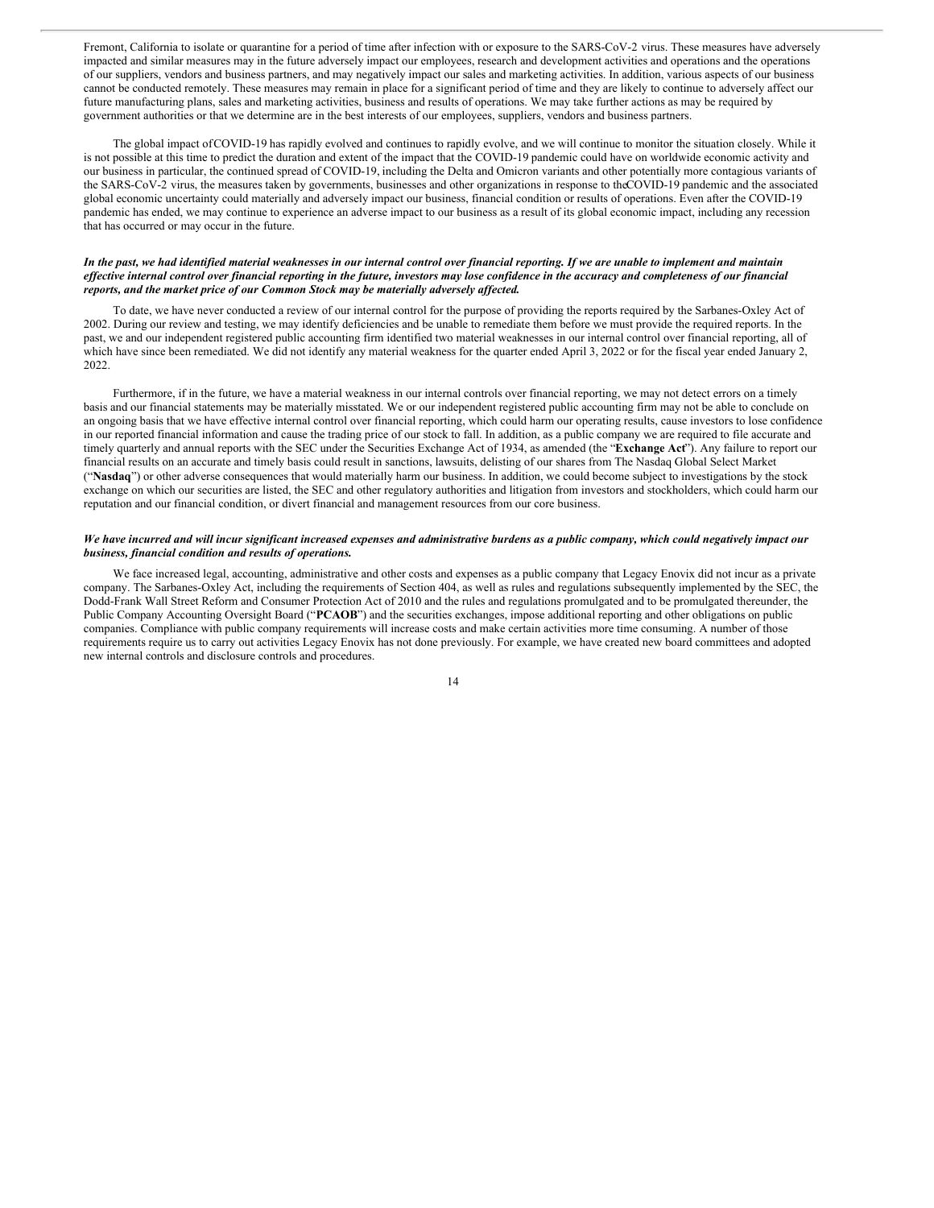Fremont, California to isolate or quarantine for a period of time after infection with or exposure to the SARS-CoV-2 virus. These measures have adversely impacted and similar measures may in the future adversely impact our employees, research and development activities and operations and the operations of our suppliers, vendors and business partners, and may negatively impact our sales and marketing activities. In addition, various aspects of our business cannot be conducted remotely. These measures may remain in place for a significant period of time and they are likely to continue to adversely affect our future manufacturing plans, sales and marketing activities, business and results of operations. We may take further actions as may be required by government authorities or that we determine are in the best interests of our employees, suppliers, vendors and business partners.

The global impact of COVID-19 has rapidly evolved and continues to rapidly evolve, and we will continue to monitor the situation closely. While it is not possible at this time to predict the duration and extent of the impact that the COVID-19 pandemic could have on worldwide economic activity and our business in particular, the continued spread of COVID-19, including the Delta and Omicron variants and other potentially more contagious variants of the SARS-CoV-2 virus, the measures taken by governments, businesses and other organizations in response to the COVID-19 pandemic and the associated global economic uncertainty could materially and adversely impact our business, financial condition or results of operations. Even after the COVID-19 pandemic has ended, we may continue to experience an adverse impact to our business as a result of its global economic impact, including any recession that has occurred or may occur in the future.

***In the past, we had identified material weaknesses in our internal control over financial reporting. If we are unable to implement and maintain effective internal control over financial reporting in the future, investors may lose confidence in the accuracy and completeness of our financial reports, and the market price of our Common Stock may be materially adversely affected.***

To date, we have never conducted a review of our internal control for the purpose of providing the reports required by the Sarbanes-Oxley Act of 2002. During our review and testing, we may identify deficiencies and be unable to remediate them before we must provide the required reports. In the past, we and our independent registered public accounting firm identified two material weaknesses in our internal control over financial reporting, all of which have since been remediated. We did not identify any material weakness for the quarter ended April 3, 2022 or for the fiscal year ended January 2, 2022.

Furthermore, if in the future, we have a material weakness in our internal controls over financial reporting, we may not detect errors on a timely basis and our financial statements may be materially misstated. We or our independent registered public accounting firm may not be able to conclude on an ongoing basis that we have effective internal control over financial reporting, which could harm our operating results, cause investors to lose confidence in our reported financial information and cause the trading price of our stock to fall. In addition, as a public company we are required to file accurate and timely quarterly and annual reports with the SEC under the Securities Exchange Act of 1934, as amended (the "**Exchange Act**"). Any failure to report our financial results on an accurate and timely basis could result in sanctions, lawsuits, delisting of our shares from The Nasdaq Global Select Market ("**Nasdaq**") or other adverse consequences that would materially harm our business. In addition, we could become subject to investigations by the stock exchange on which our securities are listed, the SEC and other regulatory authorities and litigation from investors and stockholders, which could harm our reputation and our financial condition, or divert financial and management resources from our core business.

***We have incurred and will incur significant increased expenses and administrative burdens as a public company, which could negatively impact our business, financial condition and results of operations.***

We face increased legal, accounting, administrative and other costs and expenses as a public company that Legacy Enovix did not incur as a private company. The Sarbanes-Oxley Act, including the requirements of Section 404, as well as rules and regulations subsequently implemented by the SEC, the Dodd-Frank Wall Street Reform and Consumer Protection Act of 2010 and the rules and regulations promulgated and to be promulgated thereunder, the Public Company Accounting Oversight Board ("**PCAOB**") and the securities exchanges, impose additional reporting and other obligations on public companies. Compliance with public company requirements will increase costs and make certain activities more time consuming. A number of those requirements require us to carry out activities Legacy Enovix has not done previously. For example, we have created new board committees and adopted new internal controls and disclosure controls and procedures.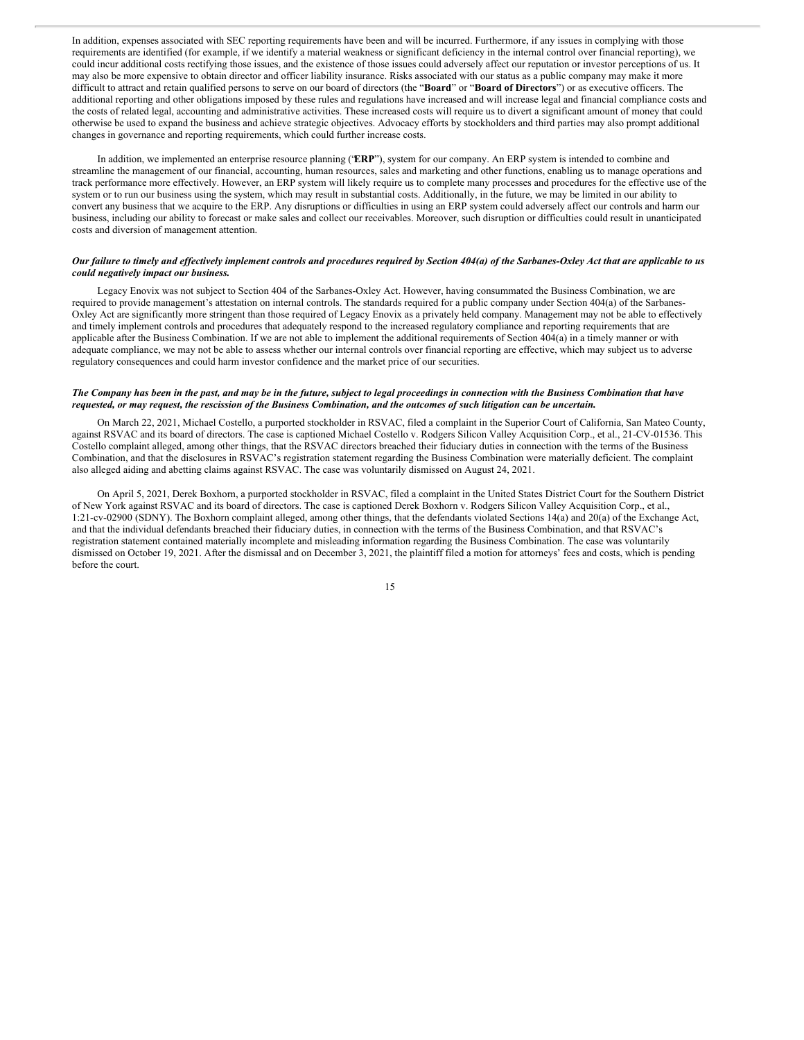In addition, expenses associated with SEC reporting requirements have been and will be incurred. Furthermore, if any issues in complying with those requirements are identified (for example, if we identify a material weakness or significant deficiency in the internal control over financial reporting), we could incur additional costs rectifying those issues, and the existence of those issues could adversely affect our reputation or investor perceptions of us. It may also be more expensive to obtain director and officer liability insurance. Risks associated with our status as a public company may make it more difficult to attract and retain qualified persons to serve on our board of directors (the "**Board**" or "**Board of Directors**") or as executive officers. The additional reporting and other obligations imposed by these rules and regulations have increased and will increase legal and financial compliance costs and the costs of related legal, accounting and administrative activities. These increased costs will require us to divert a significant amount of money that could otherwise be used to expand the business and achieve strategic objectives. Advocacy efforts by stockholders and third parties may also prompt additional changes in governance and reporting requirements, which could further increase costs.

In addition, we implemented an enterprise resource planning ("**ERP**"), system for our company. An ERP system is intended to combine and streamline the management of our financial, accounting, human resources, sales and marketing and other functions, enabling us to manage operations and track performance more effectively. However, an ERP system will likely require us to complete many processes and procedures for the effective use of the system or to run our business using the system, which may result in substantial costs. Additionally, in the future, we may be limited in our ability to convert any business that we acquire to the ERP. Any disruptions or difficulties in using an ERP system could adversely affect our controls and harm our business, including our ability to forecast or make sales and collect our receivables. Moreover, such disruption or difficulties could result in unanticipated costs and diversion of management attention.

***Our failure to timely and effectively implement controls and procedures required by Section 404(a) of the Sarbanes-Oxley Act that are applicable to us could negatively impact our business.***

Legacy Enovix was not subject to Section 404 of the Sarbanes-Oxley Act. However, having consummated the Business Combination, we are required to provide management's attestation on internal controls. The standards required for a public company under Section 404(a) of the Sarbanes-Oxley Act are significantly more stringent than those required of Legacy Enovix as a privately held company. Management may not be able to effectively and timely implement controls and procedures that adequately respond to the increased regulatory compliance and reporting requirements that are applicable after the Business Combination. If we are not able to implement the additional requirements of Section 404(a) in a timely manner or with adequate compliance, we may not be able to assess whether our internal controls over financial reporting are effective, which may subject us to adverse regulatory consequences and could harm investor confidence and the market price of our securities.

***The Company has been in the past, and may be in the future, subject to legal proceedings in connection with the Business Combination that have requested, or may request, the rescission of the Business Combination, and the outcomes of such litigation can be uncertain.***

On March 22, 2021, Michael Costello, a purported stockholder in RSVAC, filed a complaint in the Superior Court of California, San Mateo County, against RSVAC and its board of directors. The case is captioned Michael Costello v. Rodgers Silicon Valley Acquisition Corp., et al., 21-CV-01536. This Costello complaint alleged, among other things, that the RSVAC directors breached their fiduciary duties in connection with the terms of the Business Combination, and that the disclosures in RSVAC's registration statement regarding the Business Combination were materially deficient. The complaint also alleged aiding and abetting claims against RSVAC. The case was voluntarily dismissed on August 24, 2021.

On April 5, 2021, Derek Boxhorn, a purported stockholder in RSVAC, filed a complaint in the United States District Court for the Southern District of New York against RSVAC and its board of directors. The case is captioned Derek Boxhorn v. Rodgers Silicon Valley Acquisition Corp., et al., 1:21-cv-02900 (SDNY). The Boxhorn complaint alleged, among other things, that the defendants violated Sections 14(a) and 20(a) of the Exchange Act, and that the individual defendants breached their fiduciary duties, in connection with the terms of the Business Combination, and that RSVAC's registration statement contained materially incomplete and misleading information regarding the Business Combination. The case was voluntarily dismissed on October 19, 2021. After the dismissal and on December 3, 2021, the plaintiff filed a motion for attorneys' fees and costs, which is pending before the court.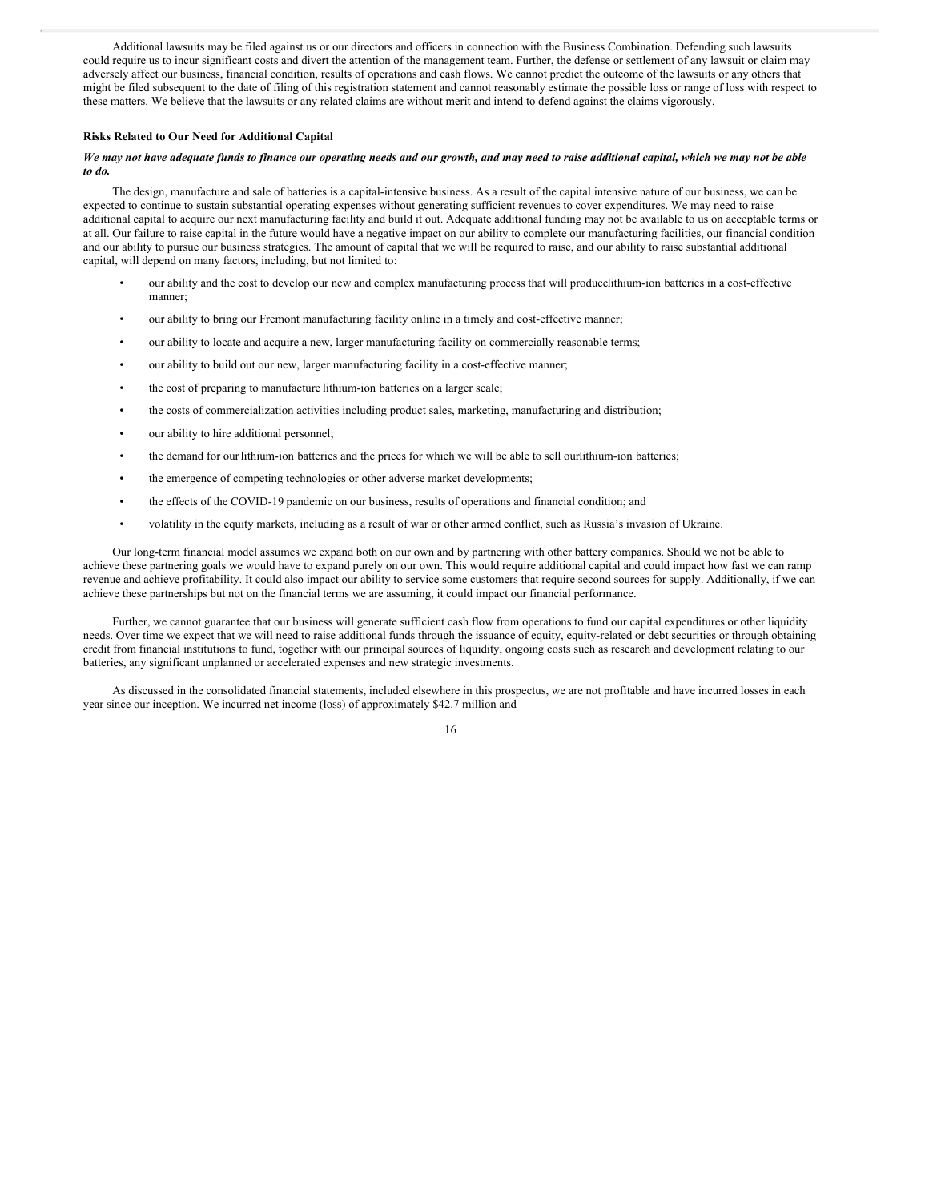Additional lawsuits may be filed against us or our directors and officers in connection with the Business Combination. Defending such lawsuits could require us to incur significant costs and divert the attention of the management team. Further, the defense or settlement of any lawsuit or claim may adversely affect our business, financial condition, results of operations and cash flows. We cannot predict the outcome of the lawsuits or any others that might be filed subsequent to the date of filing of this registration statement and cannot reasonably estimate the possible loss or range of loss with respect to these matters. We believe that the lawsuits or any related claims are without merit and intend to defend against the claims vigorously.

**Risks Related to Our Need for Additional Capital**

***We may not have adequate funds to finance our operating needs and our growth, and may need to raise additional capital, which we may not be able to do.***

The design, manufacture and sale of batteries is a capital-intensive business. As a result of the capital intensive nature of our business, we can be expected to continue to sustain substantial operating expenses without generating sufficient revenues to cover expenditures. We may need to raise additional capital to acquire our next manufacturing facility and build it out. Adequate additional funding may not be available to us on acceptable terms or at all. Our failure to raise capital in the future would have a negative impact on our ability to complete our manufacturing facilities, our financial condition and our ability to pursue our business strategies. The amount of capital that we will be required to raise, and our ability to raise substantial additional capital, will depend on many factors, including, but not limited to:

- our ability and the cost to develop our new and complex manufacturing process that will producelithium-ion batteries in a cost-effective manner;
- our ability to bring our Fremont manufacturing facility online in a timely and cost-effective manner;
- our ability to locate and acquire a new, larger manufacturing facility on commercially reasonable terms;
- our ability to build out our new, larger manufacturing facility in a cost-effective manner;
- the cost of preparing to manufacture lithium-ion batteries on a larger scale;
- the costs of commercialization activities including product sales, marketing, manufacturing and distribution;
- our ability to hire additional personnel;
- the demand for our lithium-ion batteries and the prices for which we will be able to sell ourlithium-ion batteries;
- the emergence of competing technologies or other adverse market developments;
- the effects of the COVID-19 pandemic on our business, results of operations and financial condition; and
- volatility in the equity markets, including as a result of war or other armed conflict, such as Russia's invasion of Ukraine.

Our long-term financial model assumes we expand both on our own and by partnering with other battery companies. Should we not be able to achieve these partnering goals we would have to expand purely on our own. This would require additional capital and could impact how fast we can ramp revenue and achieve profitability. It could also impact our ability to service some customers that require second sources for supply. Additionally, if we can achieve these partnerships but not on the financial terms we are assuming, it could impact our financial performance.

Further, we cannot guarantee that our business will generate sufficient cash flow from operations to fund our capital expenditures or other liquidity needs. Over time we expect that we will need to raise additional funds through the issuance of equity, equity-related or debt securities or through obtaining credit from financial institutions to fund, together with our principal sources of liquidity, ongoing costs such as research and development relating to our batteries, any significant unplanned or accelerated expenses and new strategic investments.

As discussed in the consolidated financial statements, included elsewhere in this prospectus, we are not profitable and have incurred losses in each year since our inception. We incurred net income (loss) of approximately $42.7 million and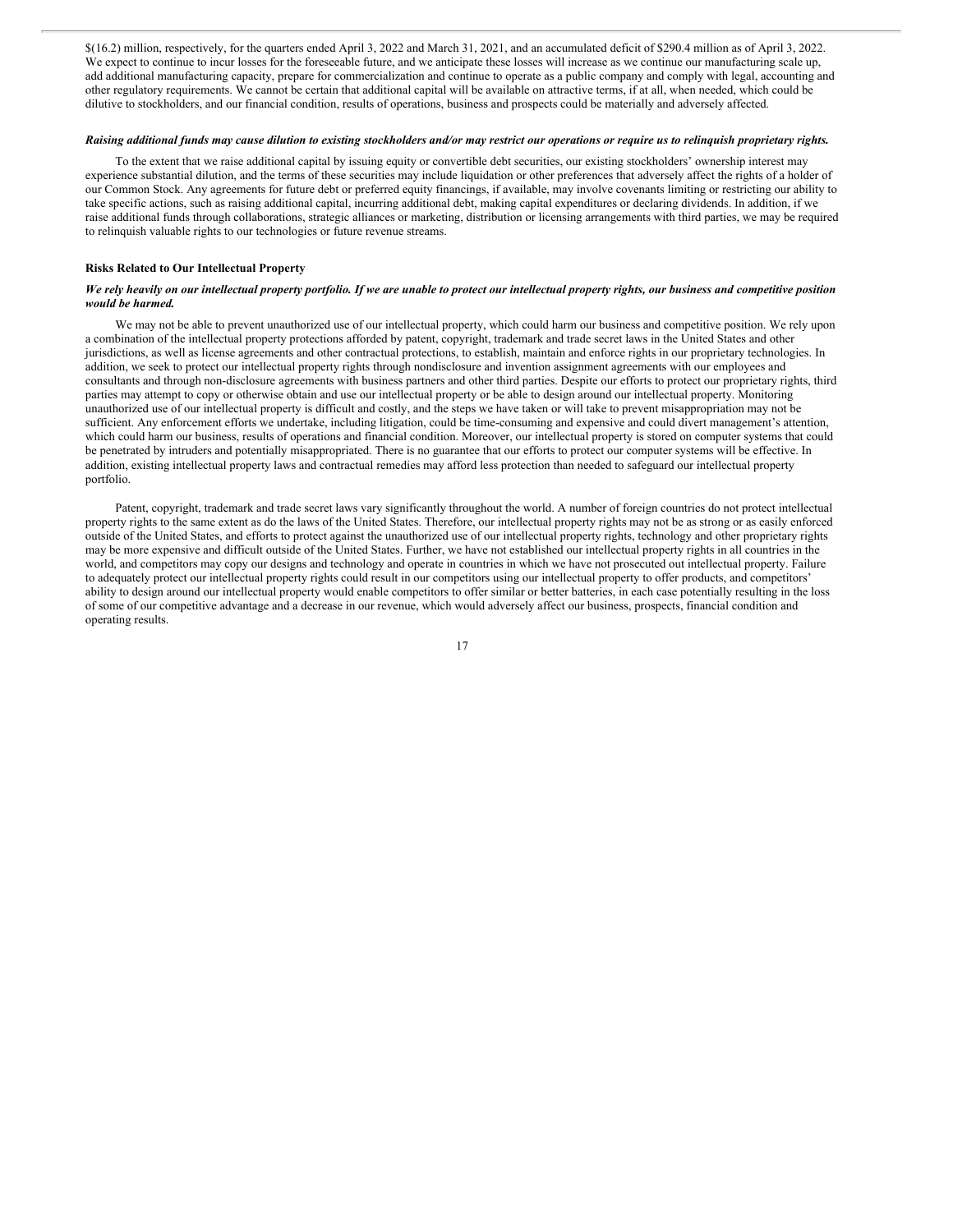$(16.2) million, respectively, for the quarters ended April 3, 2022 and March 31, 2021, and an accumulated deficit of $290.4 million as of April 3, 2022. We expect to continue to incur losses for the foreseeable future, and we anticipate these losses will increase as we continue our manufacturing scale up, add additional manufacturing capacity, prepare for commercialization and continue to operate as a public company and comply with legal, accounting and other regulatory requirements. We cannot be certain that additional capital will be available on attractive terms, if at all, when needed, which could be dilutive to stockholders, and our financial condition, results of operations, business and prospects could be materially and adversely affected.

***Raising additional funds may cause dilution to existing stockholders and/or may restrict our operations or require us to relinquish proprietary rights.***

To the extent that we raise additional capital by issuing equity or convertible debt securities, our existing stockholders' ownership interest may experience substantial dilution, and the terms of these securities may include liquidation or other preferences that adversely affect the rights of a holder of our Common Stock. Any agreements for future debt or preferred equity financings, if available, may involve covenants limiting or restricting our ability to take specific actions, such as raising additional capital, incurring additional debt, making capital expenditures or declaring dividends. In addition, if we raise additional funds through collaborations, strategic alliances or marketing, distribution or licensing arrangements with third parties, we may be required to relinquish valuable rights to our technologies or future revenue streams.

**Risks Related to Our Intellectual Property**

***We rely heavily on our intellectual property portfolio. If we are unable to protect our intellectual property rights, our business and competitive position would be harmed.***

We may not be able to prevent unauthorized use of our intellectual property, which could harm our business and competitive position. We rely upon a combination of the intellectual property protections afforded by patent, copyright, trademark and trade secret laws in the United States and other jurisdictions, as well as license agreements and other contractual protections, to establish, maintain and enforce rights in our proprietary technologies. In addition, we seek to protect our intellectual property rights through nondisclosure and invention assignment agreements with our employees and consultants and through non-disclosure agreements with business partners and other third parties. Despite our efforts to protect our proprietary rights, third parties may attempt to copy or otherwise obtain and use our intellectual property or be able to design around our intellectual property. Monitoring unauthorized use of our intellectual property is difficult and costly, and the steps we have taken or will take to prevent misappropriation may not be sufficient. Any enforcement efforts we undertake, including litigation, could be time-consuming and expensive and could divert management's attention, which could harm our business, results of operations and financial condition. Moreover, our intellectual property is stored on computer systems that could be penetrated by intruders and potentially misappropriated. There is no guarantee that our efforts to protect our computer systems will be effective. In addition, existing intellectual property laws and contractual remedies may afford less protection than needed to safeguard our intellectual property portfolio.

Patent, copyright, trademark and trade secret laws vary significantly throughout the world. A number of foreign countries do not protect intellectual property rights to the same extent as do the laws of the United States. Therefore, our intellectual property rights may not be as strong or as easily enforced outside of the United States, and efforts to protect against the unauthorized use of our intellectual property rights, technology and other proprietary rights may be more expensive and difficult outside of the United States. Further, we have not established our intellectual property rights in all countries in the world, and competitors may copy our designs and technology and operate in countries in which we have not prosecuted out intellectual property. Failure to adequately protect our intellectual property rights could result in our competitors using our intellectual property to offer products, and competitors' ability to design around our intellectual property would enable competitors to offer similar or better batteries, in each case potentially resulting in the loss of some of our competitive advantage and a decrease in our revenue, which would adversely affect our business, prospects, financial condition and operating results.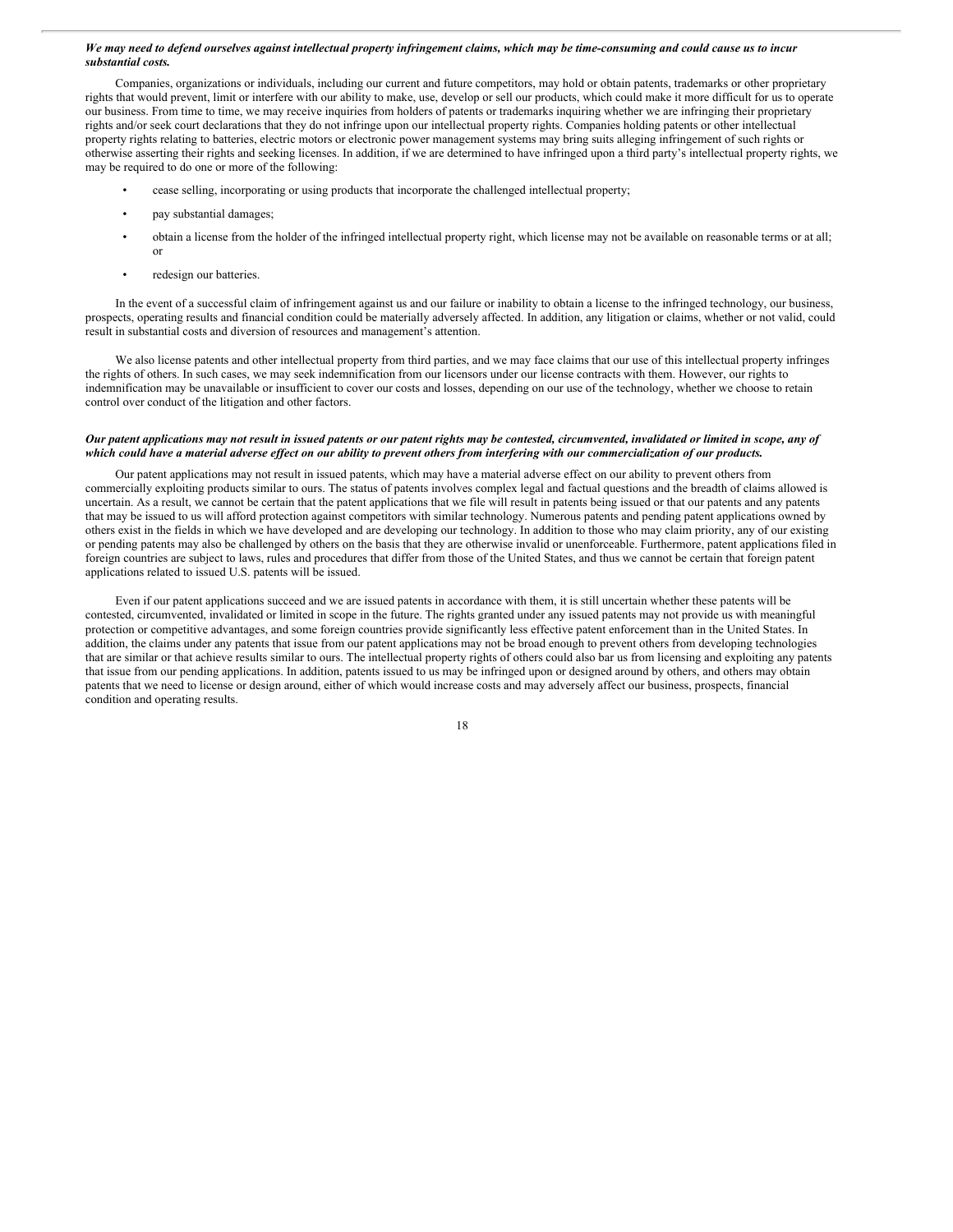***We may need to defend ourselves against intellectual property infringement claims, which may be time-consuming and could cause us to incur substantial costs.***

Companies, organizations or individuals, including our current and future competitors, may hold or obtain patents, trademarks or other proprietary rights that would prevent, limit or interfere with our ability to make, use, develop or sell our products, which could make it more difficult for us to operate our business. From time to time, we may receive inquiries from holders of patents or trademarks inquiring whether we are infringing their proprietary rights and/or seek court declarations that they do not infringe upon our intellectual property rights. Companies holding patents or other intellectual property rights relating to batteries, electric motors or electronic power management systems may bring suits alleging infringement of such rights or otherwise asserting their rights and seeking licenses. In addition, if we are determined to have infringed upon a third party's intellectual property rights, we may be required to do one or more of the following:

- cease selling, incorporating or using products that incorporate the challenged intellectual property;
- pay substantial damages;
- obtain a license from the holder of the infringed intellectual property right, which license may not be available on reasonable terms or at all; or
- redesign our batteries.

In the event of a successful claim of infringement against us and our failure or inability to obtain a license to the infringed technology, our business, prospects, operating results and financial condition could be materially adversely affected. In addition, any litigation or claims, whether or not valid, could result in substantial costs and diversion of resources and management's attention.

We also license patents and other intellectual property from third parties, and we may face claims that our use of this intellectual property infringes the rights of others. In such cases, we may seek indemnification from our licensors under our license contracts with them. However, our rights to indemnification may be unavailable or insufficient to cover our costs and losses, depending on our use of the technology, whether we choose to retain control over conduct of the litigation and other factors.

***Our patent applications may not result in issued patents or our patent rights may be contested, circumvented, invalidated or limited in scope, any of which could have a material adverse effect on our ability to prevent others from interfering with our commercialization of our products.***

Our patent applications may not result in issued patents, which may have a material adverse effect on our ability to prevent others from commercially exploiting products similar to ours. The status of patents involves complex legal and factual questions and the breadth of claims allowed is uncertain. As a result, we cannot be certain that the patent applications that we file will result in patents being issued or that our patents and any patents that may be issued to us will afford protection against competitors with similar technology. Numerous patents and pending patent applications owned by others exist in the fields in which we have developed and are developing our technology. In addition to those who may claim priority, any of our existing or pending patents may also be challenged by others on the basis that they are otherwise invalid or unenforceable. Furthermore, patent applications filed in foreign countries are subject to laws, rules and procedures that differ from those of the United States, and thus we cannot be certain that foreign patent applications related to issued U.S. patents will be issued.

Even if our patent applications succeed and we are issued patents in accordance with them, it is still uncertain whether these patents will be contested, circumvented, invalidated or limited in scope in the future. The rights granted under any issued patents may not provide us with meaningful protection or competitive advantages, and some foreign countries provide significantly less effective patent enforcement than in the United States. In addition, the claims under any patents that issue from our patent applications may not be broad enough to prevent others from developing technologies that are similar or that achieve results similar to ours. The intellectual property rights of others could also bar us from licensing and exploiting any patents that issue from our pending applications. In addition, patents issued to us may be infringed upon or designed around by others, and others may obtain patents that we need to license or design around, either of which would increase costs and may adversely affect our business, prospects, financial condition and operating results.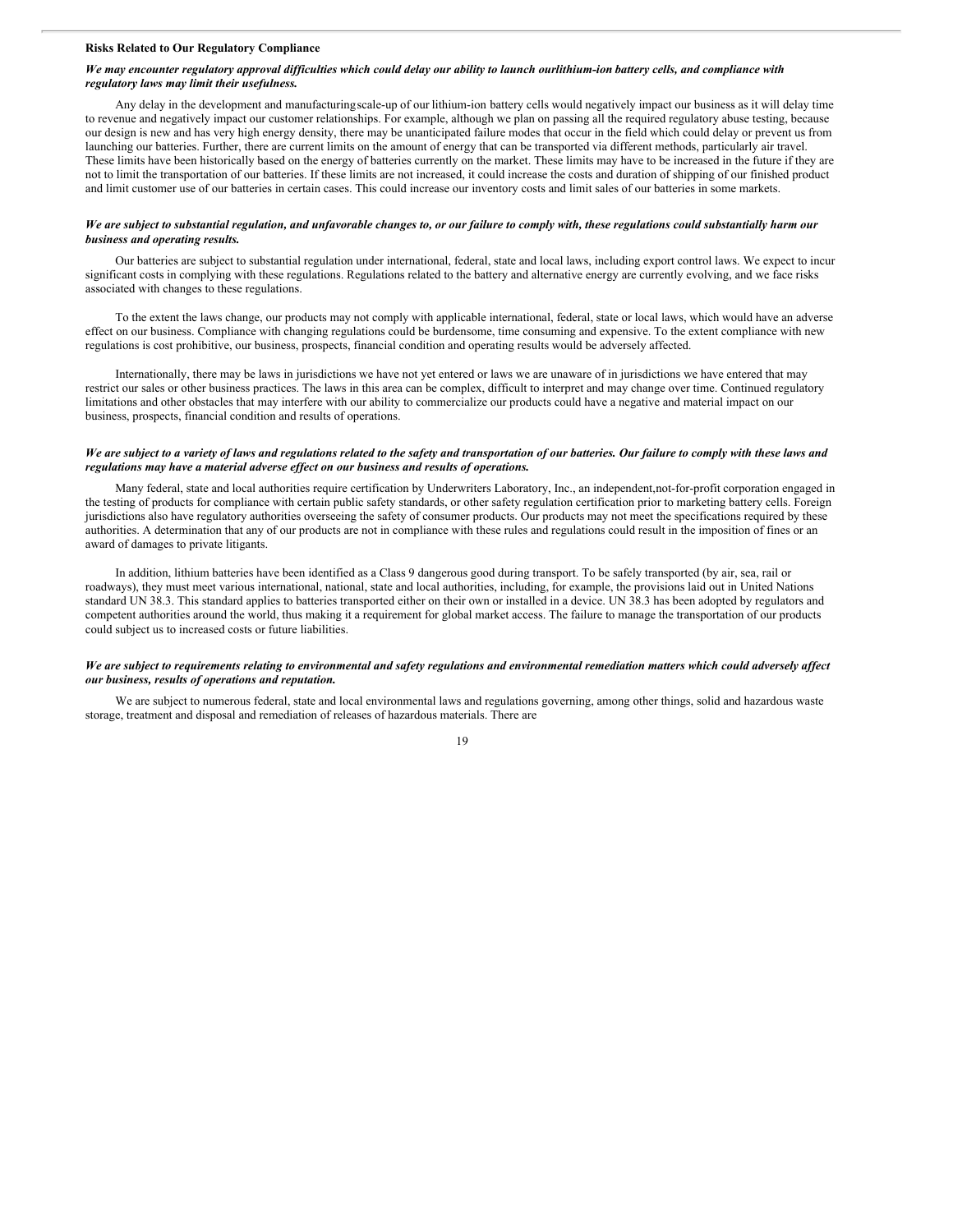### Risks Related to Our Regulatory Compliance

***We may encounter regulatory approval difficulties which could delay our ability to launch ourlithium-ion battery cells, and compliance with regulatory laws may limit their usefulness.***

Any delay in the development and manufacturingscale-up of our lithium-ion battery cells would negatively impact our business as it will delay time to revenue and negatively impact our customer relationships. For example, although we plan on passing all the required regulatory abuse testing, because our design is new and has very high energy density, there may be unanticipated failure modes that occur in the field which could delay or prevent us from launching our batteries. Further, there are current limits on the amount of energy that can be transported via different methods, particularly air travel. These limits have been historically based on the energy of batteries currently on the market. These limits may have to be increased in the future if they are not to limit the transportation of our batteries. If these limits are not increased, it could increase the costs and duration of shipping of our finished product and limit customer use of our batteries in certain cases. This could increase our inventory costs and limit sales of our batteries in some markets.

***We are subject to substantial regulation, and unfavorable changes to, or our failure to comply with, these regulations could substantially harm our business and operating results.***

Our batteries are subject to substantial regulation under international, federal, state and local laws, including export control laws. We expect to incur significant costs in complying with these regulations. Regulations related to the battery and alternative energy are currently evolving, and we face risks associated with changes to these regulations.

To the extent the laws change, our products may not comply with applicable international, federal, state or local laws, which would have an adverse effect on our business. Compliance with changing regulations could be burdensome, time consuming and expensive. To the extent compliance with new regulations is cost prohibitive, our business, prospects, financial condition and operating results would be adversely affected.

Internationally, there may be laws in jurisdictions we have not yet entered or laws we are unaware of in jurisdictions we have entered that may restrict our sales or other business practices. The laws in this area can be complex, difficult to interpret and may change over time. Continued regulatory limitations and other obstacles that may interfere with our ability to commercialize our products could have a negative and material impact on our business, prospects, financial condition and results of operations.

***We are subject to a variety of laws and regulations related to the safety and transportation of our batteries. Our failure to comply with these laws and regulations may have a material adverse effect on our business and results of operations.***

Many federal, state and local authorities require certification by Underwriters Laboratory, Inc., an independent,not-for-profit corporation engaged in the testing of products for compliance with certain public safety standards, or other safety regulation certification prior to marketing battery cells. Foreign jurisdictions also have regulatory authorities overseeing the safety of consumer products. Our products may not meet the specifications required by these authorities. A determination that any of our products are not in compliance with these rules and regulations could result in the imposition of fines or an award of damages to private litigants.

In addition, lithium batteries have been identified as a Class 9 dangerous good during transport. To be safely transported (by air, sea, rail or roadways), they must meet various international, national, state and local authorities, including, for example, the provisions laid out in United Nations standard UN 38.3. This standard applies to batteries transported either on their own or installed in a device. UN 38.3 has been adopted by regulators and competent authorities around the world, thus making it a requirement for global market access. The failure to manage the transportation of our products could subject us to increased costs or future liabilities.

***We are subject to requirements relating to environmental and safety regulations and environmental remediation matters which could adversely affect our business, results of operations and reputation.***

We are subject to numerous federal, state and local environmental laws and regulations governing, among other things, solid and hazardous waste storage, treatment and disposal and remediation of releases of hazardous materials. There are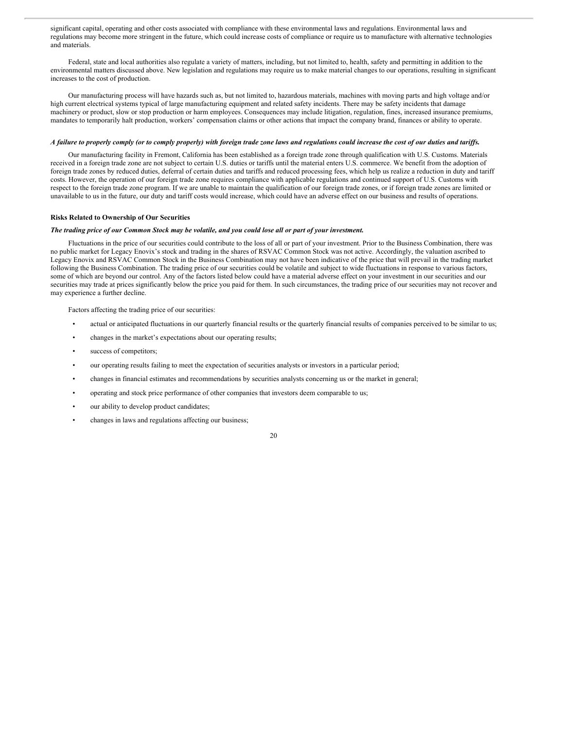significant capital, operating and other costs associated with compliance with these environmental laws and regulations. Environmental laws and regulations may become more stringent in the future, which could increase costs of compliance or require us to manufacture with alternative technologies and materials.

Federal, state and local authorities also regulate a variety of matters, including, but not limited to, health, safety and permitting in addition to the environmental matters discussed above. New legislation and regulations may require us to make material changes to our operations, resulting in significant increases to the cost of production.

Our manufacturing process will have hazards such as, but not limited to, hazardous materials, machines with moving parts and high voltage and/or high current electrical systems typical of large manufacturing equipment and related safety incidents. There may be safety incidents that damage machinery or product, slow or stop production or harm employees. Consequences may include litigation, regulation, fines, increased insurance premiums, mandates to temporarily halt production, workers' compensation claims or other actions that impact the company brand, finances or ability to operate.

***A failure to properly comply (or to comply properly) with foreign trade zone laws and regulations could increase the cost of our duties and tariffs.***

Our manufacturing facility in Fremont, California has been established as a foreign trade zone through qualification with U.S. Customs. Materials received in a foreign trade zone are not subject to certain U.S. duties or tariffs until the material enters U.S. commerce. We benefit from the adoption of foreign trade zones by reduced duties, deferral of certain duties and tariffs and reduced processing fees, which help us realize a reduction in duty and tariff costs. However, the operation of our foreign trade zone requires compliance with applicable regulations and continued support of U.S. Customs with respect to the foreign trade zone program. If we are unable to maintain the qualification of our foreign trade zones, or if foreign trade zones are limited or unavailable to us in the future, our duty and tariff costs would increase, which could have an adverse effect on our business and results of operations.

**Risks Related to Ownership of Our Securities**

***The trading price of our Common Stock may be volatile, and you could lose all or part of your investment.***

Fluctuations in the price of our securities could contribute to the loss of all or part of your investment. Prior to the Business Combination, there was no public market for Legacy Enovix's stock and trading in the shares of RSVAC Common Stock was not active. Accordingly, the valuation ascribed to Legacy Enovix and RSVAC Common Stock in the Business Combination may not have been indicative of the price that will prevail in the trading market following the Business Combination. The trading price of our securities could be volatile and subject to wide fluctuations in response to various factors, some of which are beyond our control. Any of the factors listed below could have a material adverse effect on your investment in our securities and our securities may trade at prices significantly below the price you paid for them. In such circumstances, the trading price of our securities may not recover and may experience a further decline.

Factors affecting the trading price of our securities:

- actual or anticipated fluctuations in our quarterly financial results or the quarterly financial results of companies perceived to be similar to us;
- changes in the market's expectations about our operating results;
- success of competitors;
- our operating results failing to meet the expectation of securities analysts or investors in a particular period;
- changes in financial estimates and recommendations by securities analysts concerning us or the market in general;
- operating and stock price performance of other companies that investors deem comparable to us;
- our ability to develop product candidates;
- changes in laws and regulations affecting our business;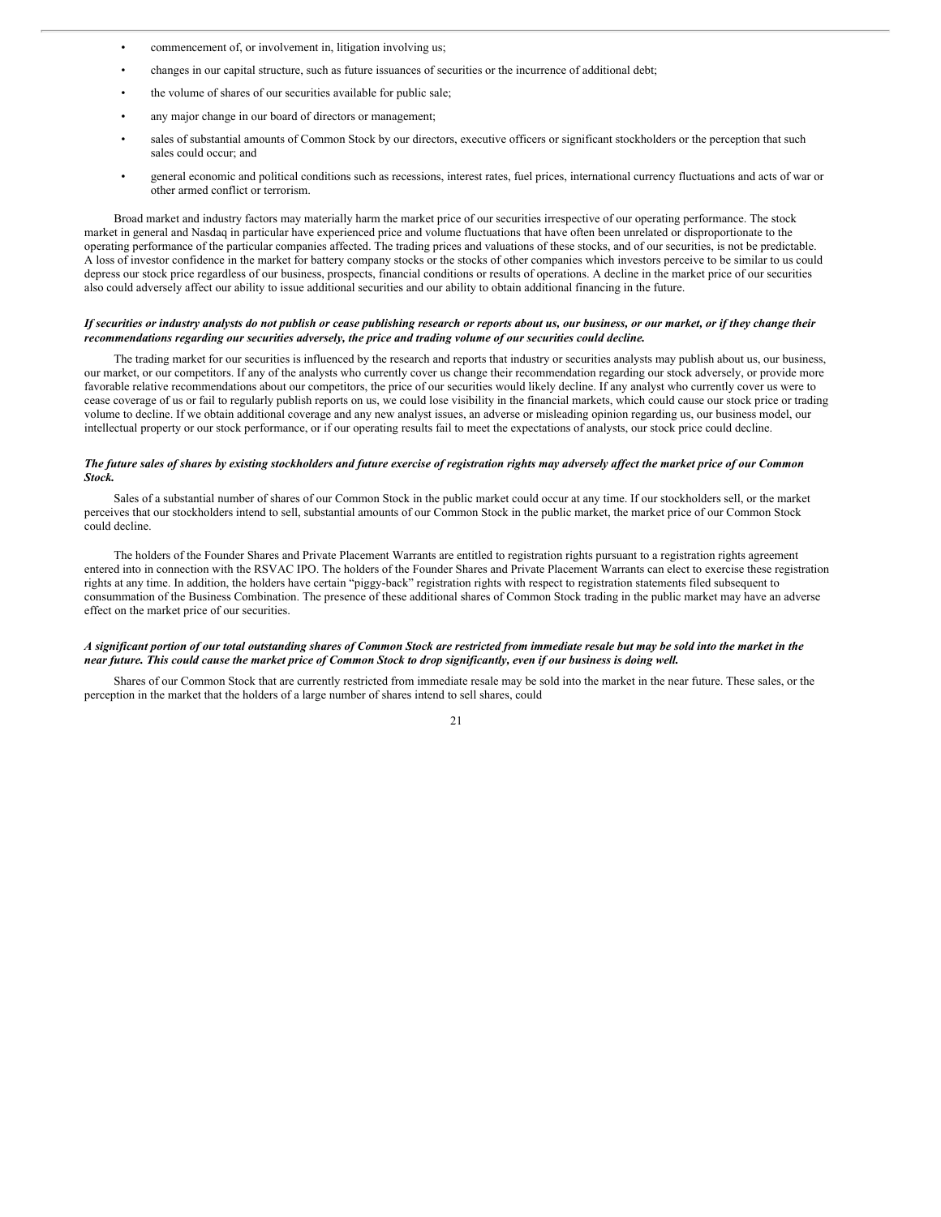- commencement of, or involvement in, litigation involving us;
- changes in our capital structure, such as future issuances of securities or the incurrence of additional debt;
- the volume of shares of our securities available for public sale;
- any major change in our board of directors or management;
- sales of substantial amounts of Common Stock by our directors, executive officers or significant stockholders or the perception that such sales could occur; and
- general economic and political conditions such as recessions, interest rates, fuel prices, international currency fluctuations and acts of war or other armed conflict or terrorism.

Broad market and industry factors may materially harm the market price of our securities irrespective of our operating performance. The stock market in general and Nasdaq in particular have experienced price and volume fluctuations that have often been unrelated or disproportionate to the operating performance of the particular companies affected. The trading prices and valuations of these stocks, and of our securities, is not be predictable. A loss of investor confidence in the market for battery company stocks or the stocks of other companies which investors perceive to be similar to us could depress our stock price regardless of our business, prospects, financial conditions or results of operations. A decline in the market price of our securities also could adversely affect our ability to issue additional securities and our ability to obtain additional financing in the future.

***If securities or industry analysts do not publish or cease publishing research or reports about us, our business, or our market, or if they change their recommendations regarding our securities adversely, the price and trading volume of our securities could decline.***

The trading market for our securities is influenced by the research and reports that industry or securities analysts may publish about us, our business, our market, or our competitors. If any of the analysts who currently cover us change their recommendation regarding our stock adversely, or provide more favorable relative recommendations about our competitors, the price of our securities would likely decline. If any analyst who currently cover us were to cease coverage of us or fail to regularly publish reports on us, we could lose visibility in the financial markets, which could cause our stock price or trading volume to decline. If we obtain additional coverage and any new analyst issues, an adverse or misleading opinion regarding us, our business model, our intellectual property or our stock performance, or if our operating results fail to meet the expectations of analysts, our stock price could decline.

***The future sales of shares by existing stockholders and future exercise of registration rights may adversely affect the market price of our Common Stock.***

Sales of a substantial number of shares of our Common Stock in the public market could occur at any time. If our stockholders sell, or the market perceives that our stockholders intend to sell, substantial amounts of our Common Stock in the public market, the market price of our Common Stock could decline.

The holders of the Founder Shares and Private Placement Warrants are entitled to registration rights pursuant to a registration rights agreement entered into in connection with the RSVAC IPO. The holders of the Founder Shares and Private Placement Warrants can elect to exercise these registration rights at any time. In addition, the holders have certain "piggy-back" registration rights with respect to registration statements filed subsequent to consummation of the Business Combination. The presence of these additional shares of Common Stock trading in the public market may have an adverse effect on the market price of our securities.

***A significant portion of our total outstanding shares of Common Stock are restricted from immediate resale but may be sold into the market in the near future. This could cause the market price of Common Stock to drop significantly, even if our business is doing well.***

Shares of our Common Stock that are currently restricted from immediate resale may be sold into the market in the near future. These sales, or the perception in the market that the holders of a large number of shares intend to sell shares, could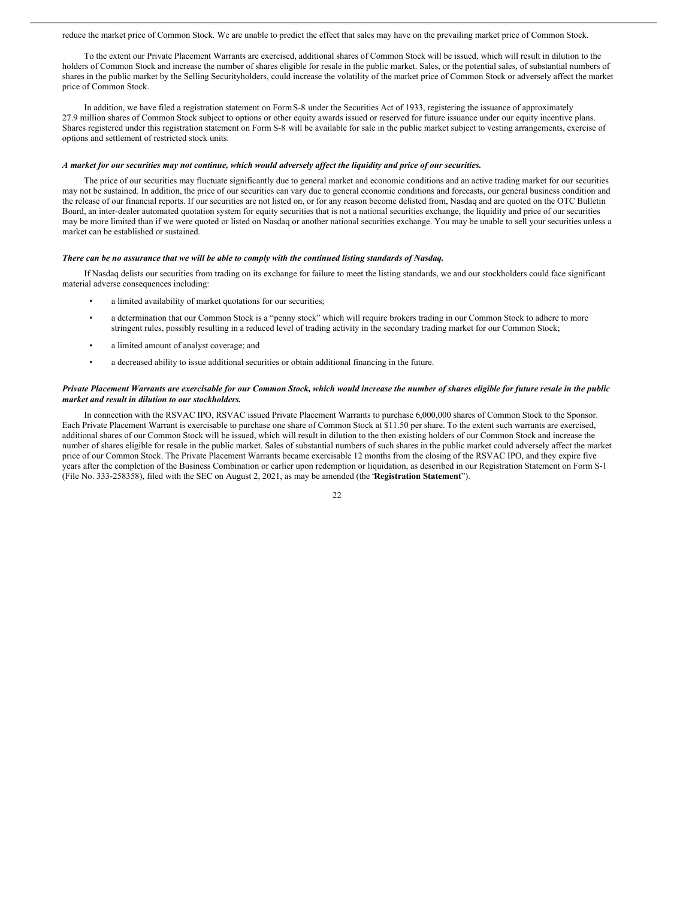reduce the market price of Common Stock. We are unable to predict the effect that sales may have on the prevailing market price of Common Stock.

To the extent our Private Placement Warrants are exercised, additional shares of Common Stock will be issued, which will result in dilution to the holders of Common Stock and increase the number of shares eligible for resale in the public market. Sales, or the potential sales, of substantial numbers of shares in the public market by the Selling Securityholders, could increase the volatility of the market price of Common Stock or adversely affect the market price of Common Stock.

In addition, we have filed a registration statement on Form S-8 under the Securities Act of 1933, registering the issuance of approximately 27.9 million shares of Common Stock subject to options or other equity awards issued or reserved for future issuance under our equity incentive plans. Shares registered under this registration statement on Form S-8 will be available for sale in the public market subject to vesting arrangements, exercise of options and settlement of restricted stock units.

***A market for our securities may not continue, which would adversely affect the liquidity and price of our securities.***

The price of our securities may fluctuate significantly due to general market and economic conditions and an active trading market for our securities may not be sustained. In addition, the price of our securities can vary due to general economic conditions and forecasts, our general business condition and the release of our financial reports. If our securities are not listed on, or for any reason become delisted from, Nasdaq and are quoted on the OTC Bulletin Board, an inter-dealer automated quotation system for equity securities that is not a national securities exchange, the liquidity and price of our securities may be more limited than if we were quoted or listed on Nasdaq or another national securities exchange. You may be unable to sell your securities unless a market can be established or sustained.

***There can be no assurance that we will be able to comply with the continued listing standards of Nasdaq.***

If Nasdaq delists our securities from trading on its exchange for failure to meet the listing standards, we and our stockholders could face significant material adverse consequences including:

- a limited availability of market quotations for our securities;
- a determination that our Common Stock is a "penny stock" which will require brokers trading in our Common Stock to adhere to more stringent rules, possibly resulting in a reduced level of trading activity in the secondary trading market for our Common Stock;
- a limited amount of analyst coverage; and
- a decreased ability to issue additional securities or obtain additional financing in the future.

***Private Placement Warrants are exercisable for our Common Stock, which would increase the number of shares eligible for future resale in the public market and result in dilution to our stockholders.***

In connection with the RSVAC IPO, RSVAC issued Private Placement Warrants to purchase 6,000,000 shares of Common Stock to the Sponsor. Each Private Placement Warrant is exercisable to purchase one share of Common Stock at $11.50 per share. To the extent such warrants are exercised, additional shares of our Common Stock will be issued, which will result in dilution to the then existing holders of our Common Stock and increase the number of shares eligible for resale in the public market. Sales of substantial numbers of such shares in the public market could adversely affect the market price of our Common Stock. The Private Placement Warrants became exercisable 12 months from the closing of the RSVAC IPO, and they expire five years after the completion of the Business Combination or earlier upon redemption or liquidation, as described in our Registration Statement on Form S-1 (File No. 333-258358), filed with the SEC on August 2, 2021, as may be amended (the "**Registration Statement**").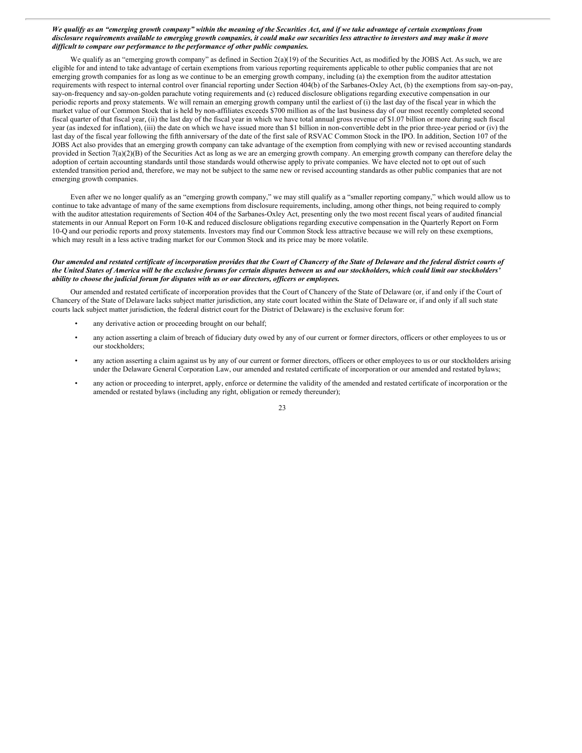***We qualify as an "emerging growth company" within the meaning of the Securities Act, and if we take advantage of certain exemptions from disclosure requirements available to emerging growth companies, it could make our securities less attractive to investors and may make it more difficult to compare our performance to the performance of other public companies.***

We qualify as an "emerging growth company" as defined in Section 2(a)(19) of the Securities Act, as modified by the JOBS Act. As such, we are eligible for and intend to take advantage of certain exemptions from various reporting requirements applicable to other public companies that are not emerging growth companies for as long as we continue to be an emerging growth company, including (a) the exemption from the auditor attestation requirements with respect to internal control over financial reporting under Section 404(b) of the Sarbanes-Oxley Act, (b) the exemptions from say-on-pay, say-on-frequency and say-on-golden parachute voting requirements and (c) reduced disclosure obligations regarding executive compensation in our periodic reports and proxy statements. We will remain an emerging growth company until the earliest of (i) the last day of the fiscal year in which the market value of our Common Stock that is held by non-affiliates exceeds $700 million as of the last business day of our most recently completed second fiscal quarter of that fiscal year, (ii) the last day of the fiscal year in which we have total annual gross revenue of $1.07 billion or more during such fiscal year (as indexed for inflation), (iii) the date on which we have issued more than $1 billion in non-convertible debt in the prior three-year period or (iv) the last day of the fiscal year following the fifth anniversary of the date of the first sale of RSVAC Common Stock in the IPO. In addition, Section 107 of the JOBS Act also provides that an emerging growth company can take advantage of the exemption from complying with new or revised accounting standards provided in Section 7(a)(2)(B) of the Securities Act as long as we are an emerging growth company. An emerging growth company can therefore delay the adoption of certain accounting standards until those standards would otherwise apply to private companies. We have elected not to opt out of such extended transition period and, therefore, we may not be subject to the same new or revised accounting standards as other public companies that are not emerging growth companies.

Even after we no longer qualify as an "emerging growth company," we may still qualify as a "smaller reporting company," which would allow us to continue to take advantage of many of the same exemptions from disclosure requirements, including, among other things, not being required to comply with the auditor attestation requirements of Section 404 of the Sarbanes-Oxley Act, presenting only the two most recent fiscal years of audited financial statements in our Annual Report on Form 10-K and reduced disclosure obligations regarding executive compensation in the Quarterly Report on Form 10-Q and our periodic reports and proxy statements. Investors may find our Common Stock less attractive because we will rely on these exemptions, which may result in a less active trading market for our Common Stock and its price may be more volatile.

***Our amended and restated certificate of incorporation provides that the Court of Chancery of the State of Delaware and the federal district courts of the United States of America will be the exclusive forums for certain disputes between us and our stockholders, which could limit our stockholders' ability to choose the judicial forum for disputes with us or our directors, officers or employees.***

Our amended and restated certificate of incorporation provides that the Court of Chancery of the State of Delaware (or, if and only if the Court of Chancery of the State of Delaware lacks subject matter jurisdiction, any state court located within the State of Delaware or, if and only if all such state courts lack subject matter jurisdiction, the federal district court for the District of Delaware) is the exclusive forum for:

- any derivative action or proceeding brought on our behalf;
- any action asserting a claim of breach of fiduciary duty owed by any of our current or former directors, officers or other employees to us or our stockholders;
- any action asserting a claim against us by any of our current or former directors, officers or other employees to us or our stockholders arising under the Delaware General Corporation Law, our amended and restated certificate of incorporation or our amended and restated bylaws;
- any action or proceeding to interpret, apply, enforce or determine the validity of the amended and restated certificate of incorporation or the amended or restated bylaws (including any right, obligation or remedy thereunder);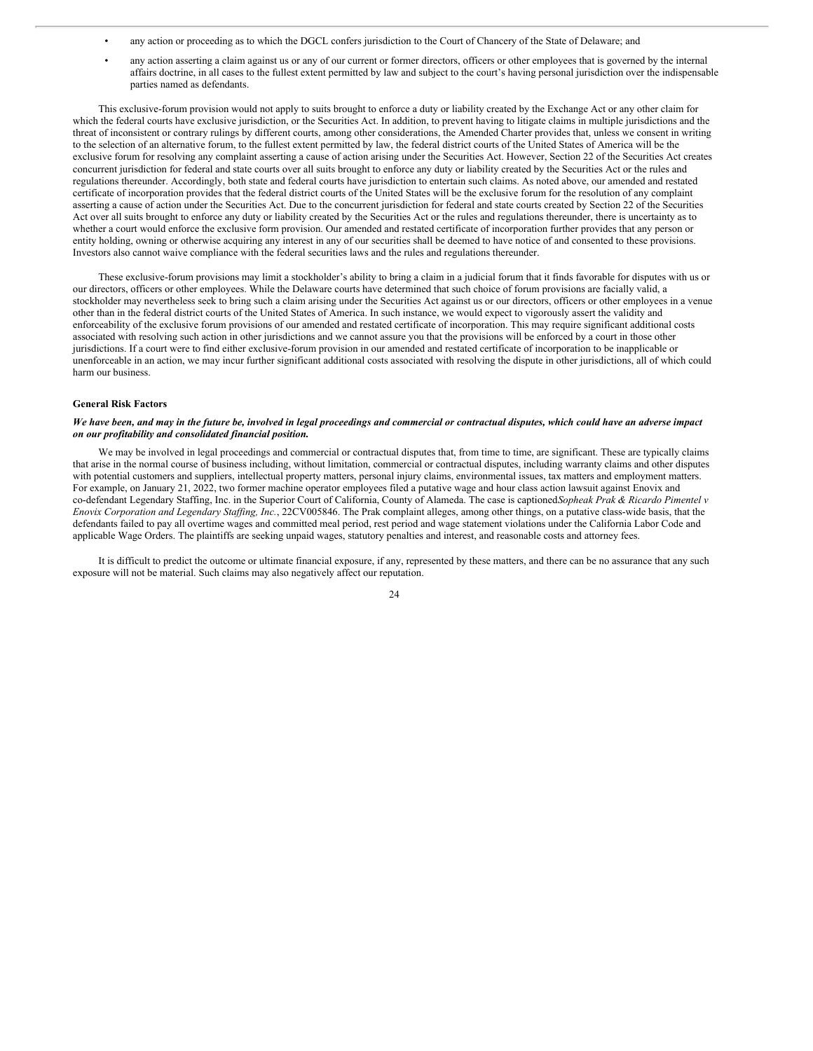- any action or proceeding as to which the DGCL confers jurisdiction to the Court of Chancery of the State of Delaware; and
- any action asserting a claim against us or any of our current or former directors, officers or other employees that is governed by the internal affairs doctrine, in all cases to the fullest extent permitted by law and subject to the court's having personal jurisdiction over the indispensable parties named as defendants.

This exclusive-forum provision would not apply to suits brought to enforce a duty or liability created by the Exchange Act or any other claim for which the federal courts have exclusive jurisdiction, or the Securities Act. In addition, to prevent having to litigate claims in multiple jurisdictions and the threat of inconsistent or contrary rulings by different courts, among other considerations, the Amended Charter provides that, unless we consent in writing to the selection of an alternative forum, to the fullest extent permitted by law, the federal district courts of the United States of America will be the exclusive forum for resolving any complaint asserting a cause of action arising under the Securities Act. However, Section 22 of the Securities Act creates concurrent jurisdiction for federal and state courts over all suits brought to enforce any duty or liability created by the Securities Act or the rules and regulations thereunder. Accordingly, both state and federal courts have jurisdiction to entertain such claims. As noted above, our amended and restated certificate of incorporation provides that the federal district courts of the United States will be the exclusive forum for the resolution of any complaint asserting a cause of action under the Securities Act. Due to the concurrent jurisdiction for federal and state courts created by Section 22 of the Securities Act over all suits brought to enforce any duty or liability created by the Securities Act or the rules and regulations thereunder, there is uncertainty as to whether a court would enforce the exclusive form provision. Our amended and restated certificate of incorporation further provides that any person or entity holding, owning or otherwise acquiring any interest in any of our securities shall be deemed to have notice of and consented to these provisions. Investors also cannot waive compliance with the federal securities laws and the rules and regulations thereunder.

These exclusive-forum provisions may limit a stockholder's ability to bring a claim in a judicial forum that it finds favorable for disputes with us or our directors, officers or other employees. While the Delaware courts have determined that such choice of forum provisions are facially valid, a stockholder may nevertheless seek to bring such a claim arising under the Securities Act against us or our directors, officers or other employees in a venue other than in the federal district courts of the United States of America. In such instance, we would expect to vigorously assert the validity and enforceability of the exclusive forum provisions of our amended and restated certificate of incorporation. This may require significant additional costs associated with resolving such action in other jurisdictions and we cannot assure you that the provisions will be enforced by a court in those other jurisdictions. If a court were to find either exclusive-forum provision in our amended and restated certificate of incorporation to be inapplicable or unenforceable in an action, we may incur further significant additional costs associated with resolving the dispute in other jurisdictions, all of which could harm our business.

**General Risk Factors**

***We have been, and may in the future be, involved in legal proceedings and commercial or contractual disputes, which could have an adverse impact on our profitability and consolidated financial position.***

We may be involved in legal proceedings and commercial or contractual disputes that, from time to time, are significant. These are typically claims that arise in the normal course of business including, without limitation, commercial or contractual disputes, including warranty claims and other disputes with potential customers and suppliers, intellectual property matters, personal injury claims, environmental issues, tax matters and employment matters. For example, on January 21, 2022, two former machine operator employees filed a putative wage and hour class action lawsuit against Enovix and co-defendant Legendary Staffing, Inc. in the Superior Court of California, County of Alameda. The case is captioned *Sopheak Prak & Ricardo Pimentel v Enovix Corporation and Legendary Staffing, Inc.*, 22CV005846. The Prak complaint alleges, among other things, on a putative class-wide basis, that the defendants failed to pay all overtime wages and committed meal period, rest period and wage statement violations under the California Labor Code and applicable Wage Orders. The plaintiffs are seeking unpaid wages, statutory penalties and interest, and reasonable costs and attorney fees.

It is difficult to predict the outcome or ultimate financial exposure, if any, represented by these matters, and there can be no assurance that any such exposure will not be material. Such claims may also negatively affect our reputation.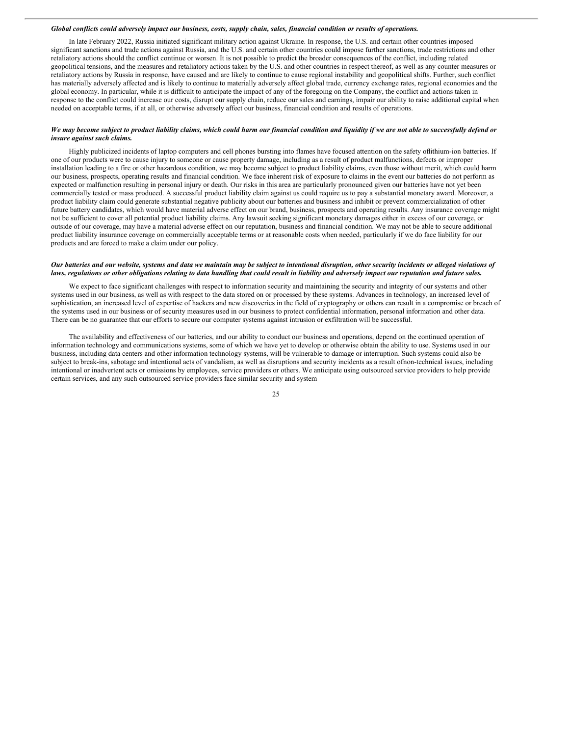***Global conflicts could adversely impact our business, costs, supply chain, sales, financial condition or results of operations.***

In late February 2022, Russia initiated significant military action against Ukraine. In response, the U.S. and certain other countries imposed significant sanctions and trade actions against Russia, and the U.S. and certain other countries could impose further sanctions, trade restrictions and other retaliatory actions should the conflict continue or worsen. It is not possible to predict the broader consequences of the conflict, including related geopolitical tensions, and the measures and retaliatory actions taken by the U.S. and other countries in respect thereof, as well as any counter measures or retaliatory actions by Russia in response, have caused and are likely to continue to cause regional instability and geopolitical shifts. Further, such conflict has materially adversely affected and is likely to continue to materially adversely affect global trade, currency exchange rates, regional economies and the global economy. In particular, while it is difficult to anticipate the impact of any of the foregoing on the Company, the conflict and actions taken in response to the conflict could increase our costs, disrupt our supply chain, reduce our sales and earnings, impair our ability to raise additional capital when needed on acceptable terms, if at all, or otherwise adversely affect our business, financial condition and results of operations.

***We may become subject to product liability claims, which could harm our financial condition and liquidity if we are not able to successfully defend or insure against such claims.***

Highly publicized incidents of laptop computers and cell phones bursting into flames have focused attention on the safety oflithium-ion batteries. If one of our products were to cause injury to someone or cause property damage, including as a result of product malfunctions, defects or improper installation leading to a fire or other hazardous condition, we may become subject to product liability claims, even those without merit, which could harm our business, prospects, operating results and financial condition. We face inherent risk of exposure to claims in the event our batteries do not perform as expected or malfunction resulting in personal injury or death. Our risks in this area are particularly pronounced given our batteries have not yet been commercially tested or mass produced. A successful product liability claim against us could require us to pay a substantial monetary award. Moreover, a product liability claim could generate substantial negative publicity about our batteries and business and inhibit or prevent commercialization of other future battery candidates, which would have material adverse effect on our brand, business, prospects and operating results. Any insurance coverage might not be sufficient to cover all potential product liability claims. Any lawsuit seeking significant monetary damages either in excess of our coverage, or outside of our coverage, may have a material adverse effect on our reputation, business and financial condition. We may not be able to secure additional product liability insurance coverage on commercially acceptable terms or at reasonable costs when needed, particularly if we do face liability for our products and are forced to make a claim under our policy.

***Our batteries and our website, systems and data we maintain may be subject to intentional disruption, other security incidents or alleged violations of laws, regulations or other obligations relating to data handling that could result in liability and adversely impact our reputation and future sales.***

We expect to face significant challenges with respect to information security and maintaining the security and integrity of our systems and other systems used in our business, as well as with respect to the data stored on or processed by these systems. Advances in technology, an increased level of sophistication, an increased level of expertise of hackers and new discoveries in the field of cryptography or others can result in a compromise or breach of the systems used in our business or of security measures used in our business to protect confidential information, personal information and other data. There can be no guarantee that our efforts to secure our computer systems against intrusion or exfiltration will be successful.

The availability and effectiveness of our batteries, and our ability to conduct our business and operations, depend on the continued operation of information technology and communications systems, some of which we have yet to develop or otherwise obtain the ability to use. Systems used in our business, including data centers and other information technology systems, will be vulnerable to damage or interruption. Such systems could also be subject to break-ins, sabotage and intentional acts of vandalism, as well as disruptions and security incidents as a result ofnon-technical issues, including intentional or inadvertent acts or omissions by employees, service providers or others. We anticipate using outsourced service providers to help provide certain services, and any such outsourced service providers face similar security and system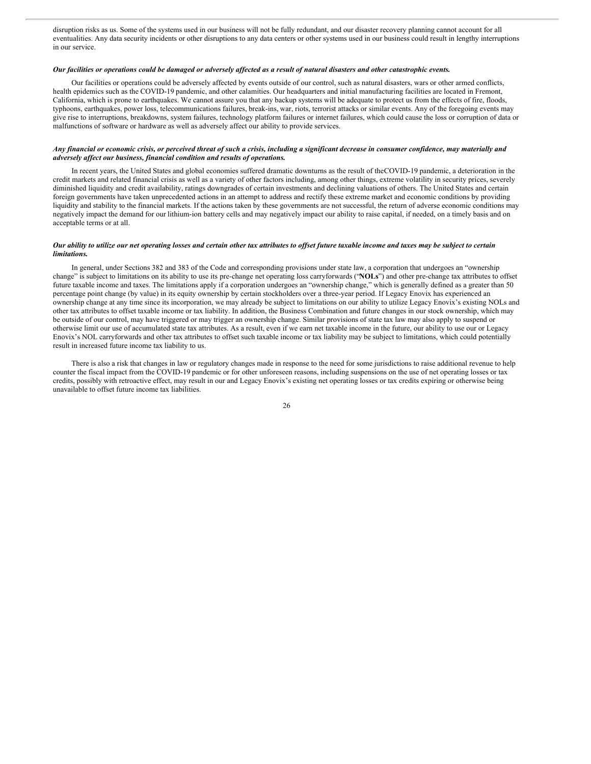disruption risks as us. Some of the systems used in our business will not be fully redundant, and our disaster recovery planning cannot account for all eventualities. Any data security incidents or other disruptions to any data centers or other systems used in our business could result in lengthy interruptions in our service.

***Our facilities or operations could be damaged or adversely affected as a result of natural disasters and other catastrophic events.***

Our facilities or operations could be adversely affected by events outside of our control, such as natural disasters, wars or other armed conflicts, health epidemics such as the COVID-19 pandemic, and other calamities. Our headquarters and initial manufacturing facilities are located in Fremont, California, which is prone to earthquakes. We cannot assure you that any backup systems will be adequate to protect us from the effects of fire, floods, typhoons, earthquakes, power loss, telecommunications failures, break-ins, war, riots, terrorist attacks or similar events. Any of the foregoing events may give rise to interruptions, breakdowns, system failures, technology platform failures or internet failures, which could cause the loss or corruption of data or malfunctions of software or hardware as well as adversely affect our ability to provide services.

***Any financial or economic crisis, or perceived threat of such a crisis, including a significant decrease in consumer confidence, may materially and adversely affect our business, financial condition and results of operations.***

In recent years, the United States and global economies suffered dramatic downturns as the result of theCOVID-19 pandemic, a deterioration in the credit markets and related financial crisis as well as a variety of other factors including, among other things, extreme volatility in security prices, severely diminished liquidity and credit availability, ratings downgrades of certain investments and declining valuations of others. The United States and certain foreign governments have taken unprecedented actions in an attempt to address and rectify these extreme market and economic conditions by providing liquidity and stability to the financial markets. If the actions taken by these governments are not successful, the return of adverse economic conditions may negatively impact the demand for our lithium-ion battery cells and may negatively impact our ability to raise capital, if needed, on a timely basis and on acceptable terms or at all.

***Our ability to utilize our net operating losses and certain other tax attributes to offset future taxable income and taxes may be subject to certain limitations.***

In general, under Sections 382 and 383 of the Code and corresponding provisions under state law, a corporation that undergoes an "ownership change" is subject to limitations on its ability to use its pre-change net operating loss carryforwards ("**NOLs**") and other pre-change tax attributes to offset future taxable income and taxes. The limitations apply if a corporation undergoes an "ownership change," which is generally defined as a greater than 50 percentage point change (by value) in its equity ownership by certain stockholders over a three-year period. If Legacy Enovix has experienced an ownership change at any time since its incorporation, we may already be subject to limitations on our ability to utilize Legacy Enovix's existing NOLs and other tax attributes to offset taxable income or tax liability. In addition, the Business Combination and future changes in our stock ownership, which may be outside of our control, may have triggered or may trigger an ownership change. Similar provisions of state tax law may also apply to suspend or otherwise limit our use of accumulated state tax attributes. As a result, even if we earn net taxable income in the future, our ability to use our or Legacy Enovix's NOL carryforwards and other tax attributes to offset such taxable income or tax liability may be subject to limitations, which could potentially result in increased future income tax liability to us.

There is also a risk that changes in law or regulatory changes made in response to the need for some jurisdictions to raise additional revenue to help counter the fiscal impact from the COVID-19 pandemic or for other unforeseen reasons, including suspensions on the use of net operating losses or tax credits, possibly with retroactive effect, may result in our and Legacy Enovix's existing net operating losses or tax credits expiring or otherwise being unavailable to offset future income tax liabilities.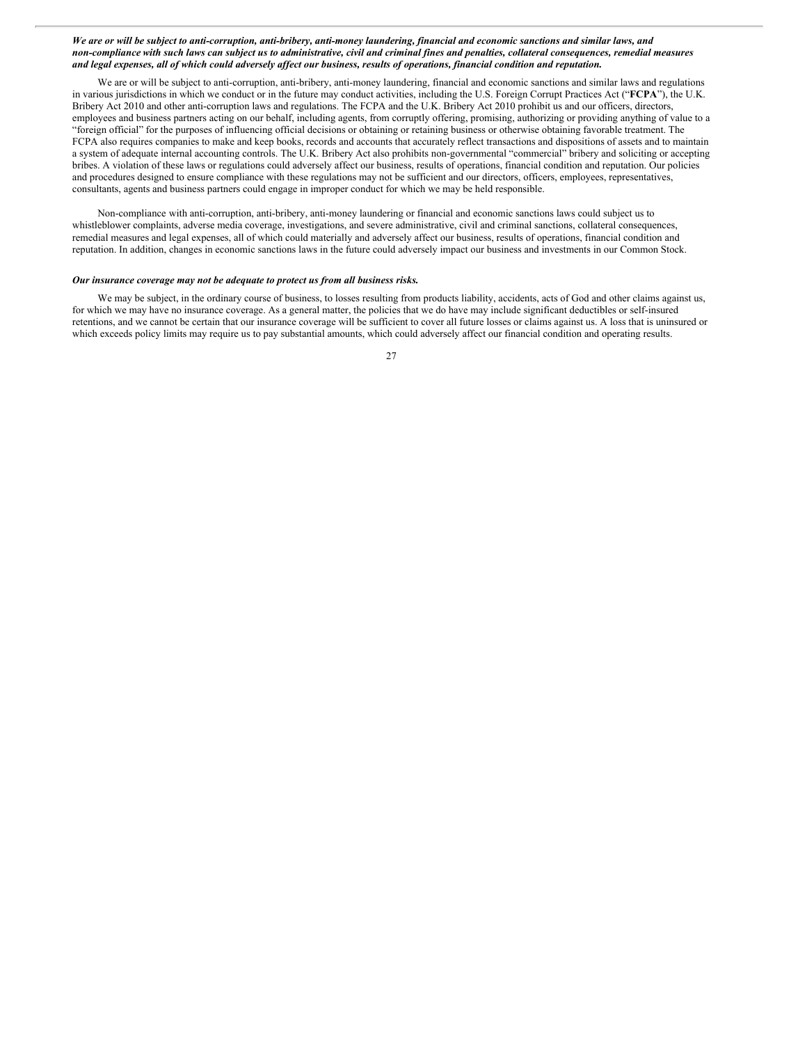***We are or will be subject to anti-corruption, anti-bribery, anti-money laundering, financial and economic sanctions and similar laws, and non-compliance with such laws can subject us to administrative, civil and criminal fines and penalties, collateral consequences, remedial measures and legal expenses, all of which could adversely affect our business, results of operations, financial condition and reputation.***

We are or will be subject to anti-corruption, anti-bribery, anti-money laundering, financial and economic sanctions and similar laws and regulations in various jurisdictions in which we conduct or in the future may conduct activities, including the U.S. Foreign Corrupt Practices Act ("**FCPA**"), the U.K. Bribery Act 2010 and other anti-corruption laws and regulations. The FCPA and the U.K. Bribery Act 2010 prohibit us and our officers, directors, employees and business partners acting on our behalf, including agents, from corruptly offering, promising, authorizing or providing anything of value to a "foreign official" for the purposes of influencing official decisions or obtaining or retaining business or otherwise obtaining favorable treatment. The FCPA also requires companies to make and keep books, records and accounts that accurately reflect transactions and dispositions of assets and to maintain a system of adequate internal accounting controls. The U.K. Bribery Act also prohibits non-governmental "commercial" bribery and soliciting or accepting bribes. A violation of these laws or regulations could adversely affect our business, results of operations, financial condition and reputation. Our policies and procedures designed to ensure compliance with these regulations may not be sufficient and our directors, officers, employees, representatives, consultants, agents and business partners could engage in improper conduct for which we may be held responsible.

Non-compliance with anti-corruption, anti-bribery, anti-money laundering or financial and economic sanctions laws could subject us to whistleblower complaints, adverse media coverage, investigations, and severe administrative, civil and criminal sanctions, collateral consequences, remedial measures and legal expenses, all of which could materially and adversely affect our business, results of operations, financial condition and reputation. In addition, changes in economic sanctions laws in the future could adversely impact our business and investments in our Common Stock.

***Our insurance coverage may not be adequate to protect us from all business risks.***

We may be subject, in the ordinary course of business, to losses resulting from products liability, accidents, acts of God and other claims against us, for which we may have no insurance coverage. As a general matter, the policies that we do have may include significant deductibles or self-insured retentions, and we cannot be certain that our insurance coverage will be sufficient to cover all future losses or claims against us. A loss that is uninsured or which exceeds policy limits may require us to pay substantial amounts, which could adversely affect our financial condition and operating results.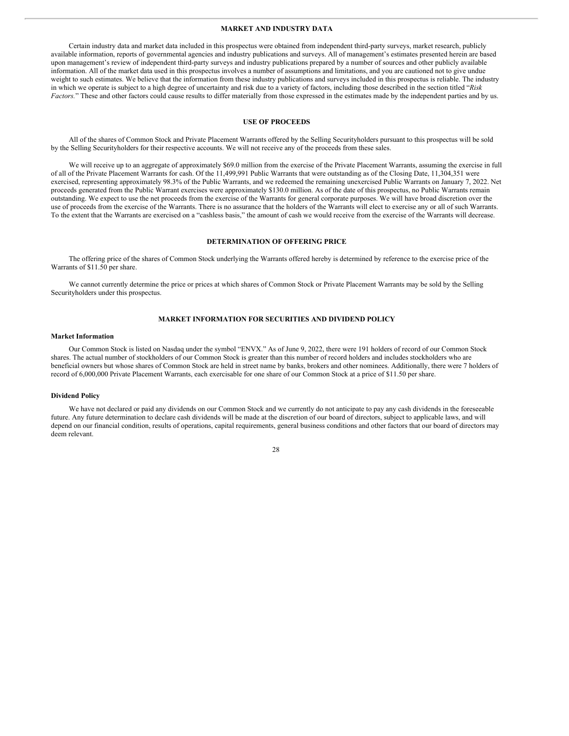## MARKET AND INDUSTRY DATA

Certain industry data and market data included in this prospectus were obtained from independent third-party surveys, market research, publicly available information, reports of governmental agencies and industry publications and surveys. All of management's estimates presented herein are based upon management's review of independent third-party surveys and industry publications prepared by a number of sources and other publicly available information. All of the market data used in this prospectus involves a number of assumptions and limitations, and you are cautioned not to give undue weight to such estimates. We believe that the information from these industry publications and surveys included in this prospectus is reliable. The industry in which we operate is subject to a high degree of uncertainty and risk due to a variety of factors, including those described in the section titled "*Risk Factors.*" These and other factors could cause results to differ materially from those expressed in the estimates made by the independent parties and by us.

## USE OF PROCEEDS

All of the shares of Common Stock and Private Placement Warrants offered by the Selling Securityholders pursuant to this prospectus will be sold by the Selling Securityholders for their respective accounts. We will not receive any of the proceeds from these sales.

We will receive up to an aggregate of approximately $69.0 million from the exercise of the Private Placement Warrants, assuming the exercise in full of all of the Private Placement Warrants for cash. Of the 11,499,991 Public Warrants that were outstanding as of the Closing Date, 11,304,351 were exercised, representing approximately 98.3% of the Public Warrants, and we redeemed the remaining unexercised Public Warrants on January 7, 2022. Net proceeds generated from the Public Warrant exercises were approximately $130.0 million. As of the date of this prospectus, no Public Warrants remain outstanding. We expect to use the net proceeds from the exercise of the Warrants for general corporate purposes. We will have broad discretion over the use of proceeds from the exercise of the Warrants. There is no assurance that the holders of the Warrants will elect to exercise any or all of such Warrants. To the extent that the Warrants are exercised on a "cashless basis," the amount of cash we would receive from the exercise of the Warrants will decrease.

## DETERMINATION OF OFFERING PRICE

The offering price of the shares of Common Stock underlying the Warrants offered hereby is determined by reference to the exercise price of the Warrants of $11.50 per share.

We cannot currently determine the price or prices at which shares of Common Stock or Private Placement Warrants may be sold by the Selling Securityholders under this prospectus.

## MARKET INFORMATION FOR SECURITIES AND DIVIDEND POLICY

### Market Information

Our Common Stock is listed on Nasdaq under the symbol "ENVX." As of June 9, 2022, there were 191 holders of record of our Common Stock shares. The actual number of stockholders of our Common Stock is greater than this number of record holders and includes stockholders who are beneficial owners but whose shares of Common Stock are held in street name by banks, brokers and other nominees. Additionally, there were 7 holders of record of 6,000,000 Private Placement Warrants, each exercisable for one share of our Common Stock at a price of $11.50 per share.

### Dividend Policy

We have not declared or paid any dividends on our Common Stock and we currently do not anticipate to pay any cash dividends in the foreseeable future. Any future determination to declare cash dividends will be made at the discretion of our board of directors, subject to applicable laws, and will depend on our financial condition, results of operations, capital requirements, general business conditions and other factors that our board of directors may deem relevant.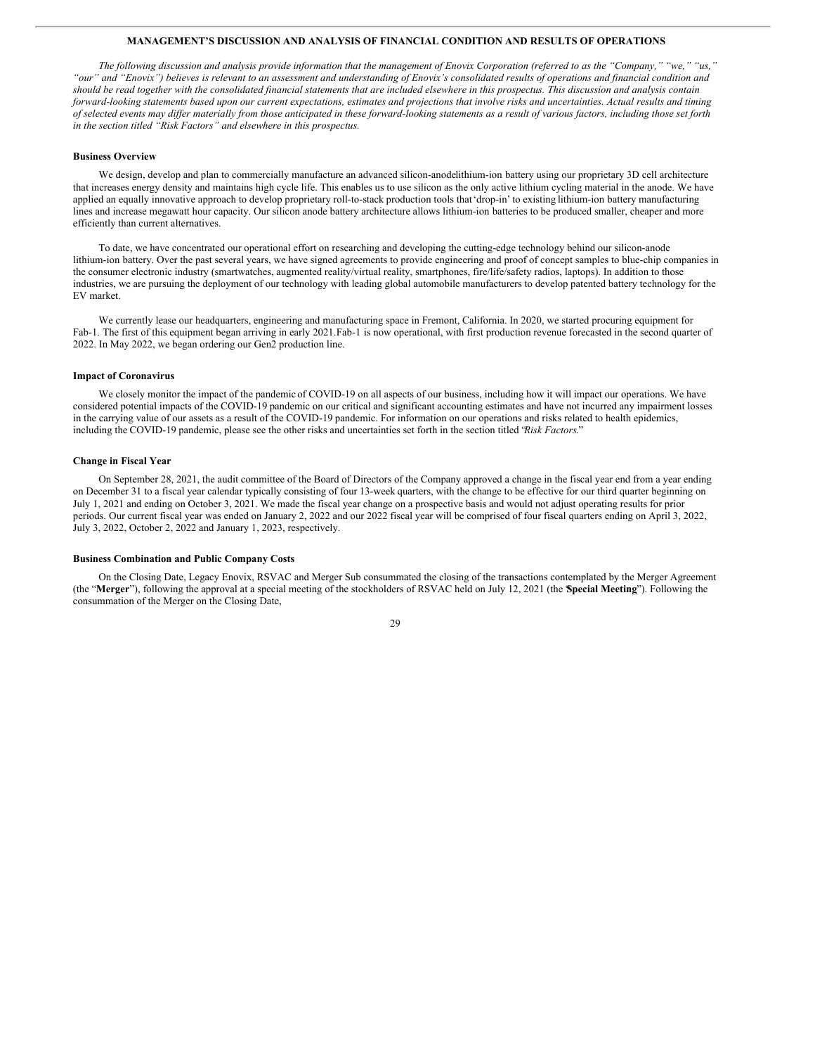# MANAGEMENT'S DISCUSSION AND ANALYSIS OF FINANCIAL CONDITION AND RESULTS OF OPERATIONS

*The following discussion and analysis provide information that the management of Enovix Corporation (referred to as the "Company," "we," "us," "our" and "Enovix") believes is relevant to an assessment and understanding of Enovix's consolidated results of operations and financial condition and should be read together with the consolidated financial statements that are included elsewhere in this prospectus. This discussion and analysis contain forward-looking statements based upon our current expectations, estimates and projections that involve risks and uncertainties. Actual results and timing of selected events may differ materially from those anticipated in these forward-looking statements as a result of various factors, including those set forth in the section titled "Risk Factors" and elsewhere in this prospectus.*

### Business Overview

We design, develop and plan to commercially manufacture an advanced silicon-anodelithium-ion battery using our proprietary 3D cell architecture that increases energy density and maintains high cycle life. This enables us to use silicon as the only active lithium cycling material in the anode. We have applied an equally innovative approach to develop proprietary roll-to-stack production tools that 'drop-in' to existing lithium-ion battery manufacturing lines and increase megawatt hour capacity. Our silicon anode battery architecture allows lithium-ion batteries to be produced smaller, cheaper and more efficiently than current alternatives.

To date, we have concentrated our operational effort on researching and developing the cutting-edge technology behind our silicon-anode lithium-ion battery. Over the past several years, we have signed agreements to provide engineering and proof of concept samples to blue-chip companies in the consumer electronic industry (smartwatches, augmented reality/virtual reality, smartphones, fire/life/safety radios, laptops). In addition to those industries, we are pursuing the deployment of our technology with leading global automobile manufacturers to develop patented battery technology for the EV market.

We currently lease our headquarters, engineering and manufacturing space in Fremont, California. In 2020, we started procuring equipment for Fab-1. The first of this equipment began arriving in early 2021.Fab-1 is now operational, with first production revenue forecasted in the second quarter of 2022. In May 2022, we began ordering our Gen2 production line.

### Impact of Coronavirus

We closely monitor the impact of the pandemic of COVID-19 on all aspects of our business, including how it will impact our operations. We have considered potential impacts of the COVID-19 pandemic on our critical and significant accounting estimates and have not incurred any impairment losses in the carrying value of our assets as a result of the COVID-19 pandemic. For information on our operations and risks related to health epidemics, including the COVID-19 pandemic, please see the other risks and uncertainties set forth in the section titled "*Risk Factors*."

### Change in Fiscal Year

On September 28, 2021, the audit committee of the Board of Directors of the Company approved a change in the fiscal year end from a year ending on December 31 to a fiscal year calendar typically consisting of four 13-week quarters, with the change to be effective for our third quarter beginning on July 1, 2021 and ending on October 3, 2021. We made the fiscal year change on a prospective basis and would not adjust operating results for prior periods. Our current fiscal year was ended on January 2, 2022 and our 2022 fiscal year will be comprised of four fiscal quarters ending on April 3, 2022, July 3, 2022, October 2, 2022 and January 1, 2023, respectively.

### Business Combination and Public Company Costs

On the Closing Date, Legacy Enovix, RSVAC and Merger Sub consummated the closing of the transactions contemplated by the Merger Agreement (the "**Merger**"), following the approval at a special meeting of the stockholders of RSVAC held on July 12, 2021 (the "**Special Meeting**"). Following the consummation of the Merger on the Closing Date,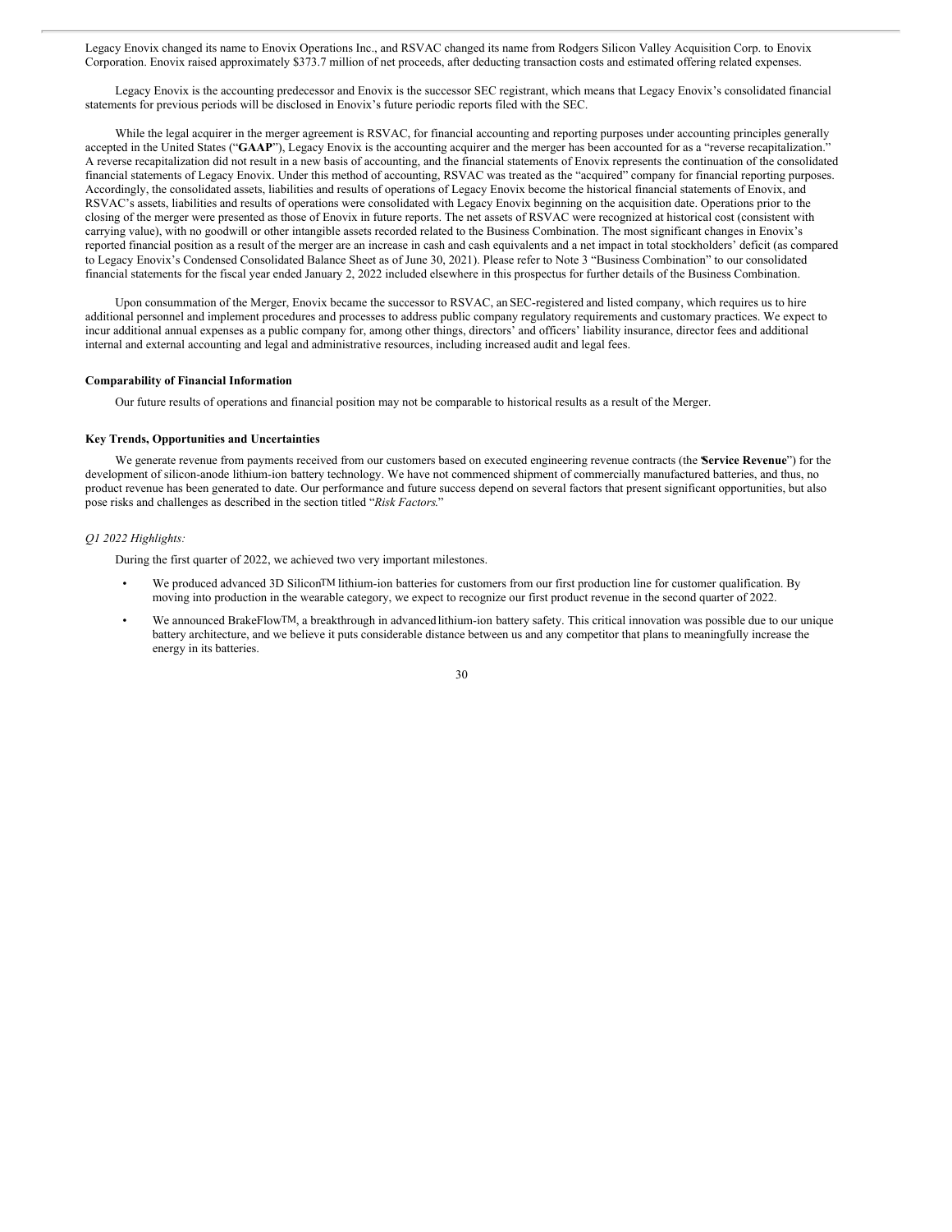Legacy Enovix changed its name to Enovix Operations Inc., and RSVAC changed its name from Rodgers Silicon Valley Acquisition Corp. to Enovix Corporation. Enovix raised approximately $373.7 million of net proceeds, after deducting transaction costs and estimated offering related expenses.

Legacy Enovix is the accounting predecessor and Enovix is the successor SEC registrant, which means that Legacy Enovix's consolidated financial statements for previous periods will be disclosed in Enovix's future periodic reports filed with the SEC.

While the legal acquirer in the merger agreement is RSVAC, for financial accounting and reporting purposes under accounting principles generally accepted in the United States ("**GAAP**"), Legacy Enovix is the accounting acquirer and the merger has been accounted for as a "reverse recapitalization." A reverse recapitalization did not result in a new basis of accounting, and the financial statements of Enovix represents the continuation of the consolidated financial statements of Legacy Enovix. Under this method of accounting, RSVAC was treated as the "acquired" company for financial reporting purposes. Accordingly, the consolidated assets, liabilities and results of operations of Legacy Enovix become the historical financial statements of Enovix, and RSVAC's assets, liabilities and results of operations were consolidated with Legacy Enovix beginning on the acquisition date. Operations prior to the closing of the merger were presented as those of Enovix in future reports. The net assets of RSVAC were recognized at historical cost (consistent with carrying value), with no goodwill or other intangible assets recorded related to the Business Combination. The most significant changes in Enovix's reported financial position as a result of the merger are an increase in cash and cash equivalents and a net impact in total stockholders' deficit (as compared to Legacy Enovix's Condensed Consolidated Balance Sheet as of June 30, 2021). Please refer to Note 3 "Business Combination" to our consolidated financial statements for the fiscal year ended January 2, 2022 included elsewhere in this prospectus for further details of the Business Combination.

Upon consummation of the Merger, Enovix became the successor to RSVAC, an SEC-registered and listed company, which requires us to hire additional personnel and implement procedures and processes to address public company regulatory requirements and customary practices. We expect to incur additional annual expenses as a public company for, among other things, directors' and officers' liability insurance, director fees and additional internal and external accounting and legal and administrative resources, including increased audit and legal fees.

**Comparability of Financial Information**

Our future results of operations and financial position may not be comparable to historical results as a result of the Merger.

**Key Trends, Opportunities and Uncertainties**

We generate revenue from payments received from our customers based on executed engineering revenue contracts (the "**Service Revenue**") for the development of silicon-anode lithium-ion battery technology. We have not commenced shipment of commercially manufactured batteries, and thus, no product revenue has been generated to date. Our performance and future success depend on several factors that present significant opportunities, but also pose risks and challenges as described in the section titled "*Risk Factors*."

*Q1 2022 Highlights:*

During the first quarter of 2022, we achieved two very important milestones.

- We produced advanced 3D Silicon™ lithium-ion batteries for customers from our first production line for customer qualification. By moving into production in the wearable category, we expect to recognize our first product revenue in the second quarter of 2022.
- We announced BrakeFlow™, a breakthrough in advanced lithium-ion battery safety. This critical innovation was possible due to our unique battery architecture, and we believe it puts considerable distance between us and any competitor that plans to meaningfully increase the energy in its batteries.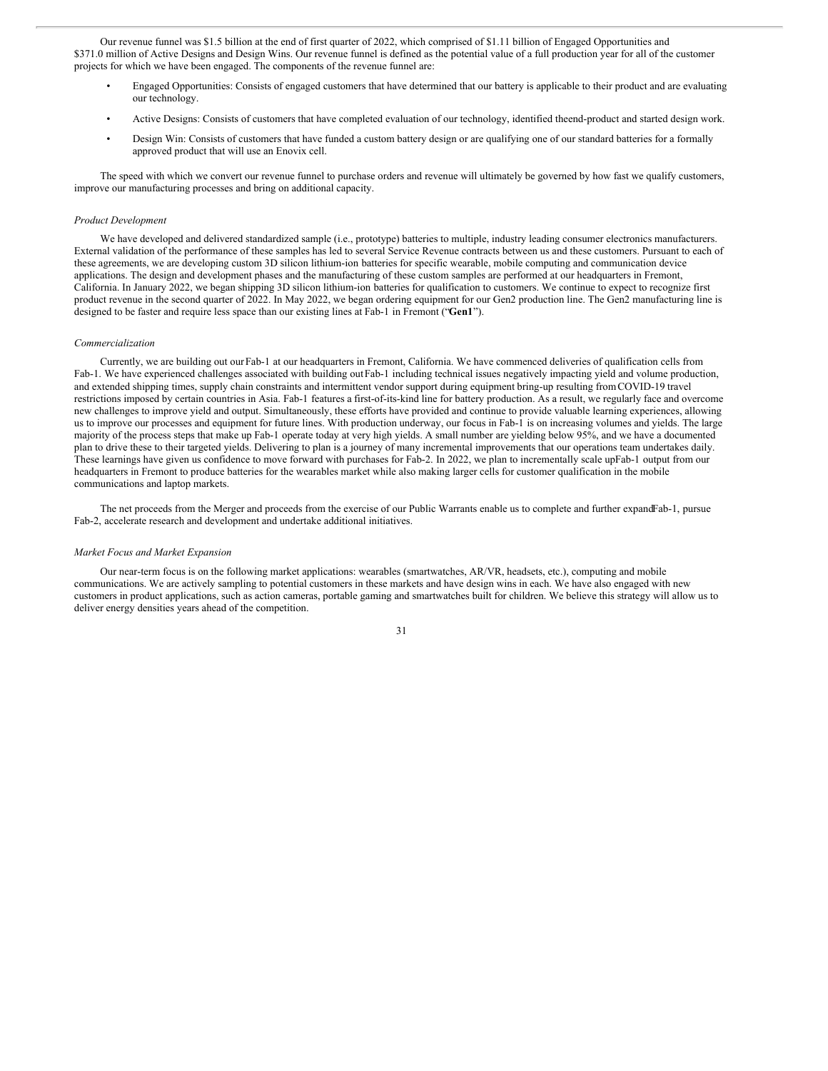Our revenue funnel was $1.5 billion at the end of first quarter of 2022, which comprised of $1.11 billion of Engaged Opportunities and $371.0 million of Active Designs and Design Wins. Our revenue funnel is defined as the potential value of a full production year for all of the customer projects for which we have been engaged. The components of the revenue funnel are:

- Engaged Opportunities: Consists of engaged customers that have determined that our battery is applicable to their product and are evaluating our technology.
- Active Designs: Consists of customers that have completed evaluation of our technology, identified the end-product and started design work.
- Design Win: Consists of customers that have funded a custom battery design or are qualifying one of our standard batteries for a formally approved product that will use an Enovix cell.

The speed with which we convert our revenue funnel to purchase orders and revenue will ultimately be governed by how fast we qualify customers, improve our manufacturing processes and bring on additional capacity.

*Product Development*

We have developed and delivered standardized sample (i.e., prototype) batteries to multiple, industry leading consumer electronics manufacturers. External validation of the performance of these samples has led to several Service Revenue contracts between us and these customers. Pursuant to each of these agreements, we are developing custom 3D silicon lithium-ion batteries for specific wearable, mobile computing and communication device applications. The design and development phases and the manufacturing of these custom samples are performed at our headquarters in Fremont, California. In January 2022, we began shipping 3D silicon lithium-ion batteries for qualification to customers. We continue to expect to recognize first product revenue in the second quarter of 2022. In May 2022, we began ordering equipment for our Gen2 production line. The Gen2 manufacturing line is designed to be faster and require less space than our existing lines at Fab-1 in Fremont ("**Gen1**").

*Commercialization*

Currently, we are building out our Fab-1 at our headquarters in Fremont, California. We have commenced deliveries of qualification cells from Fab-1. We have experienced challenges associated with building out Fab-1 including technical issues negatively impacting yield and volume production, and extended shipping times, supply chain constraints and intermittent vendor support during equipment bring-up resulting from COVID-19 travel restrictions imposed by certain countries in Asia. Fab-1 features a first-of-its-kind line for battery production. As a result, we regularly face and overcome new challenges to improve yield and output. Simultaneously, these efforts have provided and continue to provide valuable learning experiences, allowing us to improve our processes and equipment for future lines. With production underway, our focus in Fab-1 is on increasing volumes and yields. The large majority of the process steps that make up Fab-1 operate today at very high yields. A small number are yielding below 95%, and we have a documented plan to drive these to their targeted yields. Delivering to plan is a journey of many incremental improvements that our operations team undertakes daily. These learnings have given us confidence to move forward with purchases for Fab-2. In 2022, we plan to incrementally scale up Fab-1 output from our headquarters in Fremont to produce batteries for the wearables market while also making larger cells for customer qualification in the mobile communications and laptop markets.

The net proceeds from the Merger and proceeds from the exercise of our Public Warrants enable us to complete and further expand Fab-1, pursue Fab-2, accelerate research and development and undertake additional initiatives.

*Market Focus and Market Expansion*

Our near-term focus is on the following market applications: wearables (smartwatches, AR/VR, headsets, etc.), computing and mobile communications. We are actively sampling to potential customers in these markets and have design wins in each. We have also engaged with new customers in product applications, such as action cameras, portable gaming and smartwatches built for children. We believe this strategy will allow us to deliver energy densities years ahead of the competition.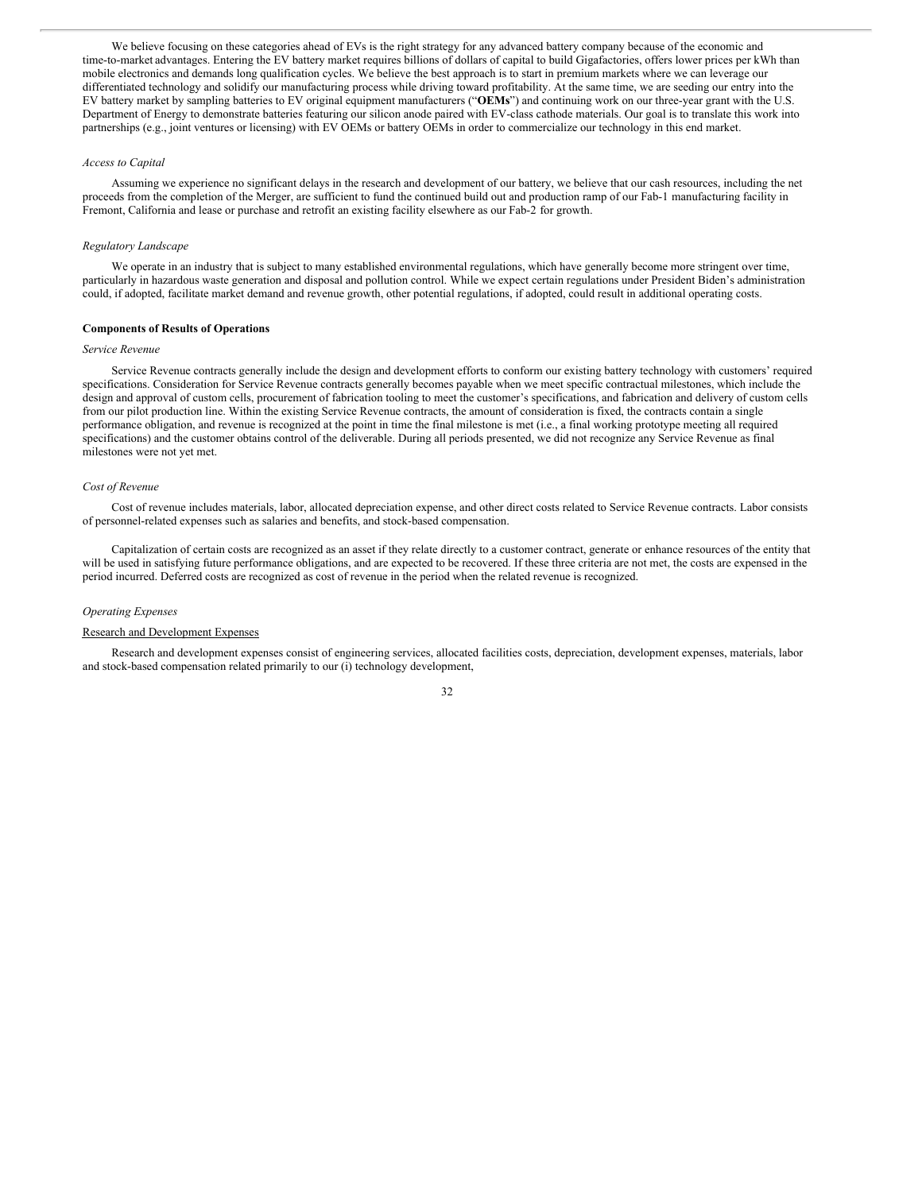We believe focusing on these categories ahead of EVs is the right strategy for any advanced battery company because of the economic and time-to-market advantages. Entering the EV battery market requires billions of dollars of capital to build Gigafactories, offers lower prices per kWh than mobile electronics and demands long qualification cycles. We believe the best approach is to start in premium markets where we can leverage our differentiated technology and solidify our manufacturing process while driving toward profitability. At the same time, we are seeding our entry into the EV battery market by sampling batteries to EV original equipment manufacturers ("**OEMs**") and continuing work on our three-year grant with the U.S. Department of Energy to demonstrate batteries featuring our silicon anode paired with EV-class cathode materials. Our goal is to translate this work into partnerships (e.g., joint ventures or licensing) with EV OEMs or battery OEMs in order to commercialize our technology in this end market.

*Access to Capital*

Assuming we experience no significant delays in the research and development of our battery, we believe that our cash resources, including the net proceeds from the completion of the Merger, are sufficient to fund the continued build out and production ramp of our Fab-1 manufacturing facility in Fremont, California and lease or purchase and retrofit an existing facility elsewhere as our Fab-2 for growth.

*Regulatory Landscape*

We operate in an industry that is subject to many established environmental regulations, which have generally become more stringent over time, particularly in hazardous waste generation and disposal and pollution control. While we expect certain regulations under President Biden's administration could, if adopted, facilitate market demand and revenue growth, other potential regulations, if adopted, could result in additional operating costs.

**Components of Results of Operations**

*Service Revenue*

Service Revenue contracts generally include the design and development efforts to conform our existing battery technology with customers' required specifications. Consideration for Service Revenue contracts generally becomes payable when we meet specific contractual milestones, which include the design and approval of custom cells, procurement of fabrication tooling to meet the customer's specifications, and fabrication and delivery of custom cells from our pilot production line. Within the existing Service Revenue contracts, the amount of consideration is fixed, the contracts contain a single performance obligation, and revenue is recognized at the point in time the final milestone is met (i.e., a final working prototype meeting all required specifications) and the customer obtains control of the deliverable. During all periods presented, we did not recognize any Service Revenue as final milestones were not yet met.

*Cost of Revenue*

Cost of revenue includes materials, labor, allocated depreciation expense, and other direct costs related to Service Revenue contracts. Labor consists of personnel-related expenses such as salaries and benefits, and stock-based compensation.

Capitalization of certain costs are recognized as an asset if they relate directly to a customer contract, generate or enhance resources of the entity that will be used in satisfying future performance obligations, and are expected to be recovered. If these three criteria are not met, the costs are expensed in the period incurred. Deferred costs are recognized as cost of revenue in the period when the related revenue is recognized.

*Operating Expenses*

Research and Development Expenses

Research and development expenses consist of engineering services, allocated facilities costs, depreciation, development expenses, materials, labor and stock-based compensation related primarily to our (i) technology development,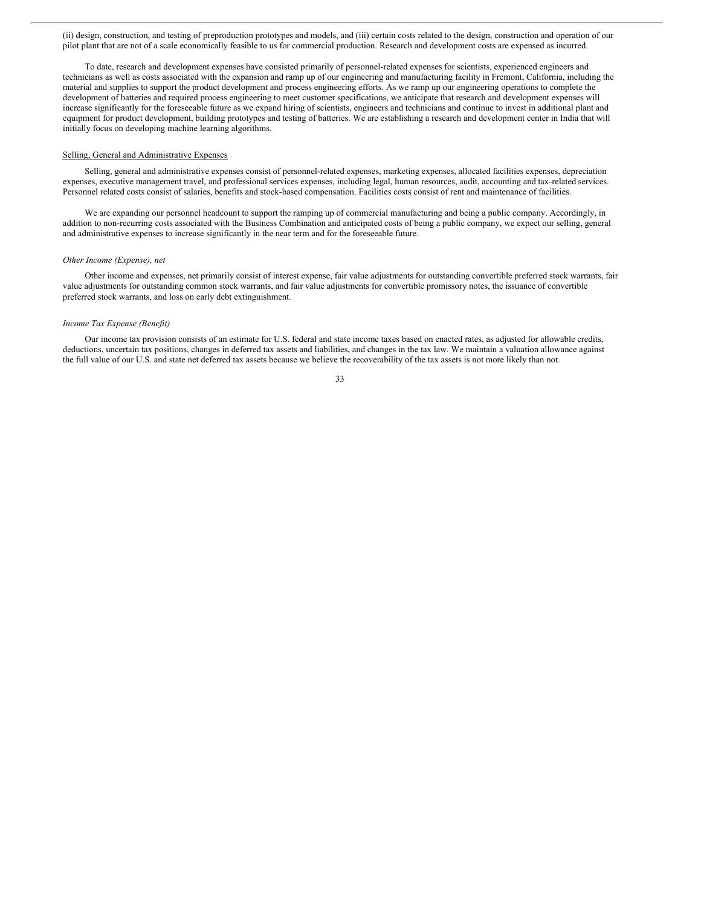(ii) design, construction, and testing of preproduction prototypes and models, and (iii) certain costs related to the design, construction and operation of our pilot plant that are not of a scale economically feasible to us for commercial production. Research and development costs are expensed as incurred.

To date, research and development expenses have consisted primarily of personnel-related expenses for scientists, experienced engineers and technicians as well as costs associated with the expansion and ramp up of our engineering and manufacturing facility in Fremont, California, including the material and supplies to support the product development and process engineering efforts. As we ramp up our engineering operations to complete the development of batteries and required process engineering to meet customer specifications, we anticipate that research and development expenses will increase significantly for the foreseeable future as we expand hiring of scientists, engineers and technicians and continue to invest in additional plant and equipment for product development, building prototypes and testing of batteries. We are establishing a research and development center in India that will initially focus on developing machine learning algorithms.

Selling, General and Administrative Expenses

Selling, general and administrative expenses consist of personnel-related expenses, marketing expenses, allocated facilities expenses, depreciation expenses, executive management travel, and professional services expenses, including legal, human resources, audit, accounting and tax-related services. Personnel related costs consist of salaries, benefits and stock-based compensation. Facilities costs consist of rent and maintenance of facilities.

We are expanding our personnel headcount to support the ramping up of commercial manufacturing and being a public company. Accordingly, in addition to non-recurring costs associated with the Business Combination and anticipated costs of being a public company, we expect our selling, general and administrative expenses to increase significantly in the near term and for the foreseeable future.

*Other Income (Expense), net*

Other income and expenses, net primarily consist of interest expense, fair value adjustments for outstanding convertible preferred stock warrants, fair value adjustments for outstanding common stock warrants, and fair value adjustments for convertible promissory notes, the issuance of convertible preferred stock warrants, and loss on early debt extinguishment.

*Income Tax Expense (Benefit)*

Our income tax provision consists of an estimate for U.S. federal and state income taxes based on enacted rates, as adjusted for allowable credits, deductions, uncertain tax positions, changes in deferred tax assets and liabilities, and changes in the tax law. We maintain a valuation allowance against the full value of our U.S. and state net deferred tax assets because we believe the recoverability of the tax assets is not more likely than not.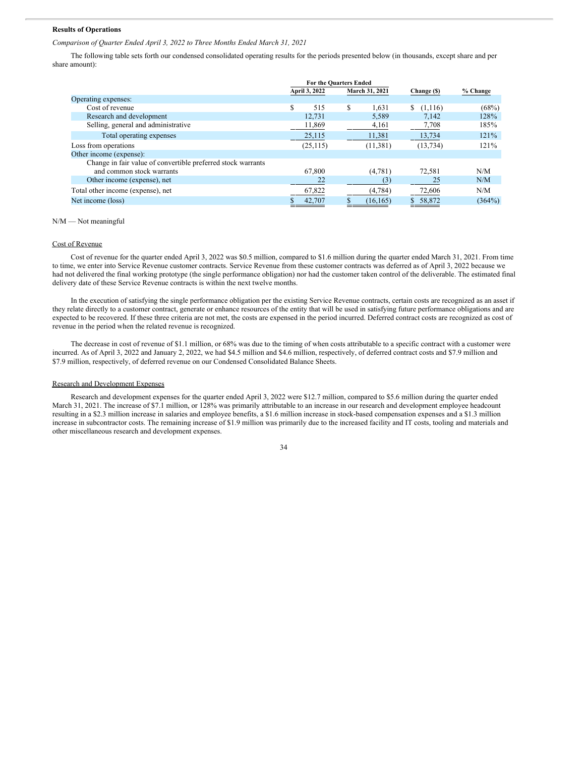**Results of Operations**

*Comparison of Quarter Ended April 3, 2022 to Three Months Ended March 31, 2021*

The following table sets forth our condensed consolidated operating results for the periods presented below (in thousands, except share and per share amount):

| | For the Quarters Ended | | | |
|---|---|---|---|---|
| | April 3, 2022 | March 31, 2021 | Change ($) | % Change |
| Operating expenses: | | | | |
| Cost of revenue | $ 515 | $ 1,631 | $ (1,116) | (68%) |
| Research and development | 12,731 | 5,589 | 7,142 | 128% |
| Selling, general and administrative | 11,869 | 4,161 | 7,708 | 185% |
| Total operating expenses | 25,115 | 11,381 | 13,734 | 121% |
| Loss from operations | (25,115) | (11,381) | (13,734) | 121% |
| Other income (expense): | | | | |
| Change in fair value of convertible preferred stock warrants and common stock warrants | 67,800 | (4,781) | 72,581 | N/M |
| Other income (expense), net | 22 | (3) | 25 | N/M |
| Total other income (expense), net | 67,822 | (4,784) | 72,606 | N/M |
| Net income (loss) | $ 42,707 | $ (16,165) | $ 58,872 | (364%) |

N/M — Not meaningful

Cost of Revenue

Cost of revenue for the quarter ended April 3, 2022 was $0.5 million, compared to $1.6 million during the quarter ended March 31, 2021. From time to time, we enter into Service Revenue customer contracts. Service Revenue from these customer contracts was deferred as of April 3, 2022 because we had not delivered the final working prototype (the single performance obligation) nor had the customer taken control of the deliverable. The estimated final delivery date of these Service Revenue contracts is within the next twelve months.

In the execution of satisfying the single performance obligation per the existing Service Revenue contracts, certain costs are recognized as an asset if they relate directly to a customer contract, generate or enhance resources of the entity that will be used in satisfying future performance obligations and are expected to be recovered. If these three criteria are not met, the costs are expensed in the period incurred. Deferred contract costs are recognized as cost of revenue in the period when the related revenue is recognized.

The decrease in cost of revenue of $1.1 million, or 68% was due to the timing of when costs attributable to a specific contract with a customer were incurred. As of April 3, 2022 and January 2, 2022, we had $4.5 million and $4.6 million, respectively, of deferred contract costs and $7.9 million and $7.9 million, respectively, of deferred revenue on our Condensed Consolidated Balance Sheets.

Research and Development Expenses

Research and development expenses for the quarter ended April 3, 2022 were $12.7 million, compared to $5.6 million during the quarter ended March 31, 2021. The increase of $7.1 million, or 128% was primarily attributable to an increase in our research and development employee headcount resulting in a $2.3 million increase in salaries and employee benefits, a $1.6 million increase in stock-based compensation expenses and a $1.3 million increase in subcontractor costs. The remaining increase of $1.9 million was primarily due to the increased facility and IT costs, tooling and materials and other miscellaneous research and development expenses.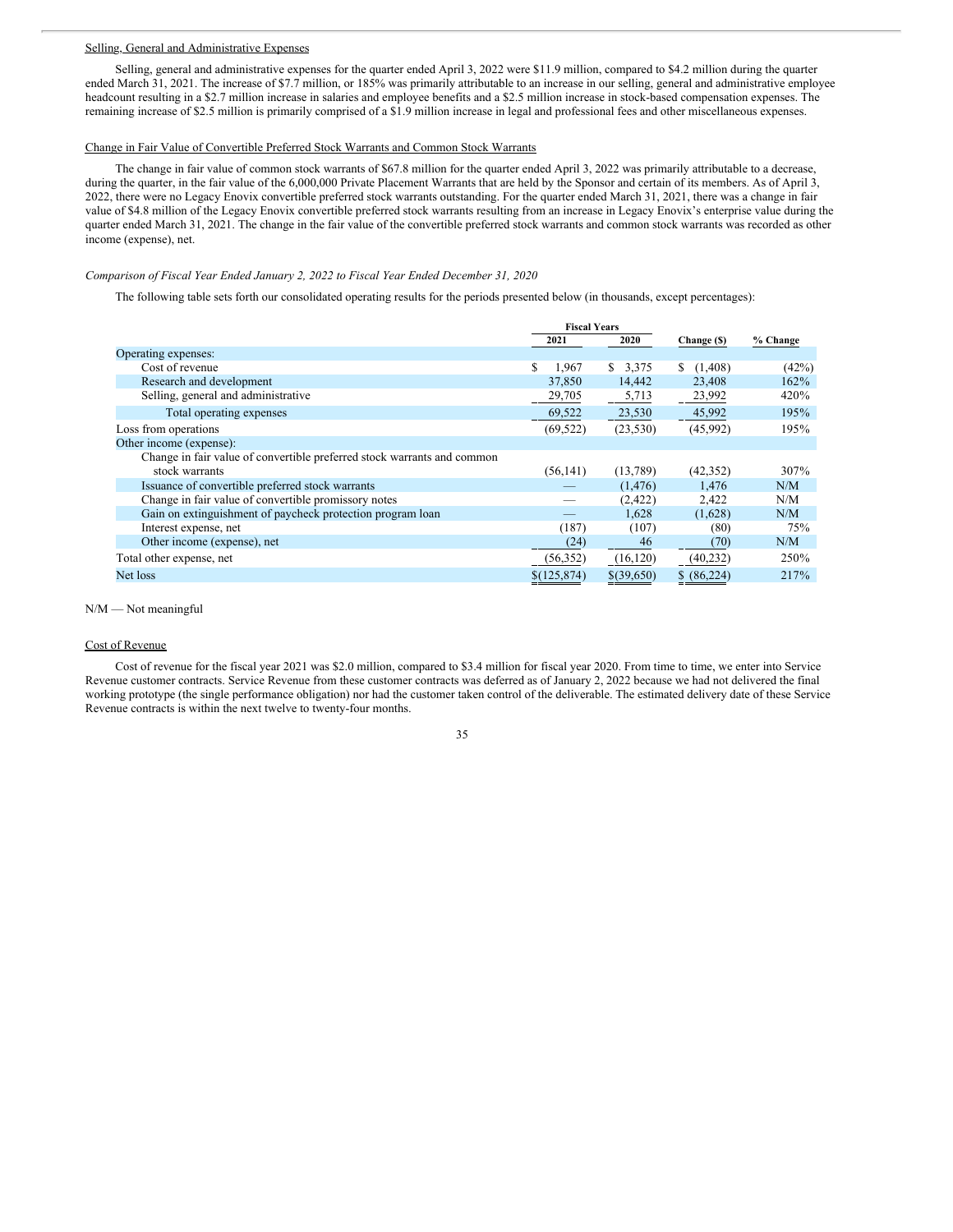Selling, General and Administrative Expenses

Selling, general and administrative expenses for the quarter ended April 3, 2022 were $11.9 million, compared to $4.2 million during the quarter ended March 31, 2021. The increase of $7.7 million, or 185% was primarily attributable to an increase in our selling, general and administrative employee headcount resulting in a $2.7 million increase in salaries and employee benefits and a $2.5 million increase in stock-based compensation expenses. The remaining increase of $2.5 million is primarily comprised of a $1.9 million increase in legal and professional fees and other miscellaneous expenses.

Change in Fair Value of Convertible Preferred Stock Warrants and Common Stock Warrants

The change in fair value of common stock warrants of $67.8 million for the quarter ended April 3, 2022 was primarily attributable to a decrease, during the quarter, in the fair value of the 6,000,000 Private Placement Warrants that are held by the Sponsor and certain of its members. As of April 3, 2022, there were no Legacy Enovix convertible preferred stock warrants outstanding. For the quarter ended March 31, 2021, there was a change in fair value of $4.8 million of the Legacy Enovix convertible preferred stock warrants resulting from an increase in Legacy Enovix's enterprise value during the quarter ended March 31, 2021. The change in the fair value of the convertible preferred stock warrants and common stock warrants was recorded as other income (expense), net.

*Comparison of Fiscal Year Ended January 2, 2022 to Fiscal Year Ended December 31, 2020*

The following table sets forth our consolidated operating results for the periods presented below (in thousands, except percentages):

| | Fiscal Years | | | |
|---|---|---|---|---|
| | 2021 | 2020 | Change ($) | % Change |
| Operating expenses: | | | | |
| Cost of revenue | $ 1,967 | $ 3,375 | $ (1,408) | (42%) |
| Research and development | 37,850 | 14,442 | 23,408 | 162% |
| Selling, general and administrative | 29,705 | 5,713 | 23,992 | 420% |
| Total operating expenses | 69,522 | 23,530 | 45,992 | 195% |
| Loss from operations | (69,522) | (23,530) | (45,992) | 195% |
| Other income (expense): | | | | |
| Change in fair value of convertible preferred stock warrants and common stock warrants | (56,141) | (13,789) | (42,352) | 307% |
| Issuance of convertible preferred stock warrants | — | (1,476) | 1,476 | N/M |
| Change in fair value of convertible promissory notes | — | (2,422) | 2,422 | N/M |
| Gain on extinguishment of paycheck protection program loan | — | 1,628 | (1,628) | N/M |
| Interest expense, net | (187) | (107) | (80) | 75% |
| Other income (expense), net | (24) | 46 | (70) | N/M |
| Total other expense, net | (56,352) | (16,120) | (40,232) | 250% |
| Net loss | $(125,874) | $(39,650) | $ (86,224) | 217% |

N/M — Not meaningful

Cost of Revenue

Cost of revenue for the fiscal year 2021 was $2.0 million, compared to $3.4 million for fiscal year 2020. From time to time, we enter into Service Revenue customer contracts. Service Revenue from these customer contracts was deferred as of January 2, 2022 because we had not delivered the final working prototype (the single performance obligation) nor had the customer taken control of the deliverable. The estimated delivery date of these Service Revenue contracts is within the next twelve to twenty-four months.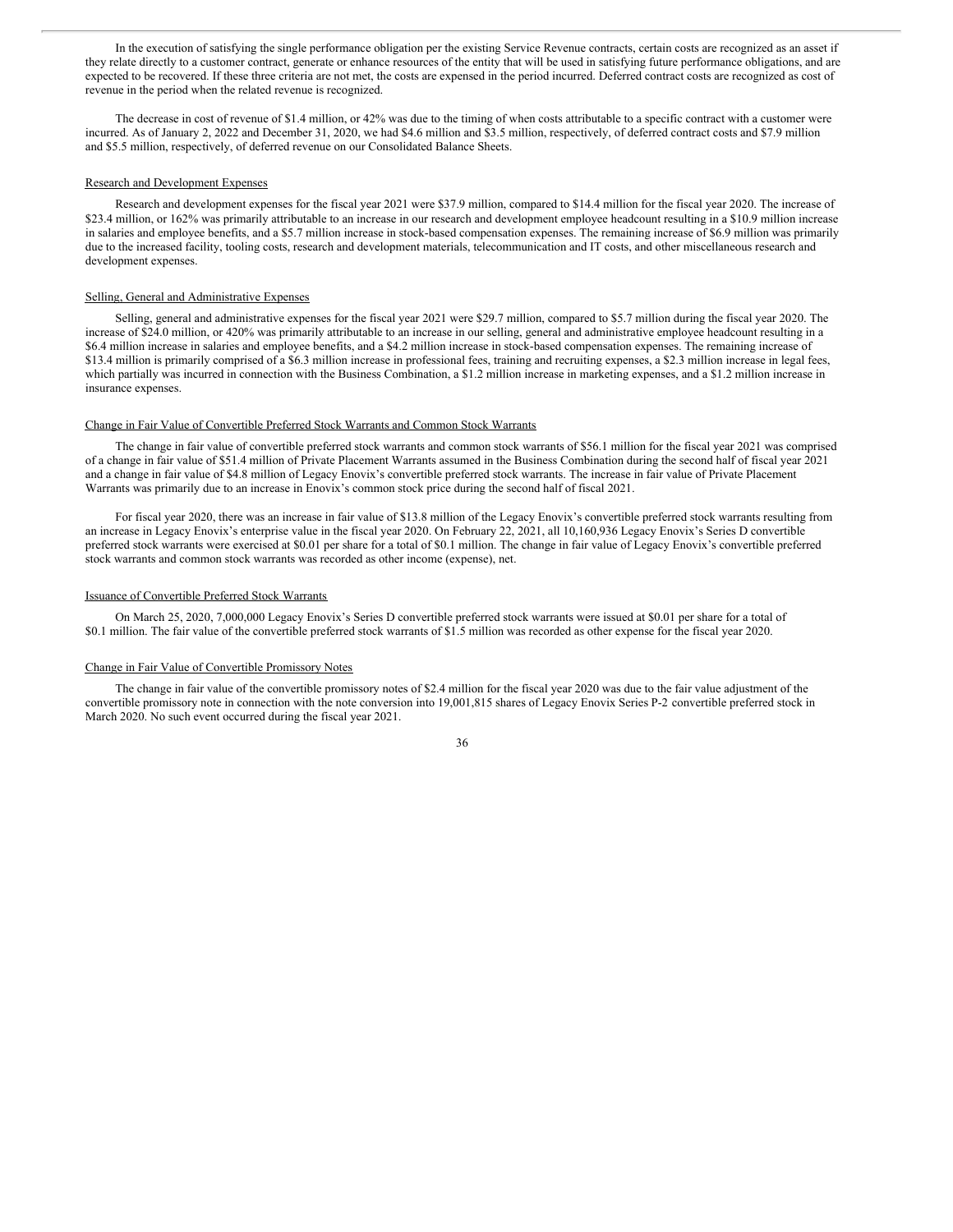In the execution of satisfying the single performance obligation per the existing Service Revenue contracts, certain costs are recognized as an asset if they relate directly to a customer contract, generate or enhance resources of the entity that will be used in satisfying future performance obligations, and are expected to be recovered. If these three criteria are not met, the costs are expensed in the period incurred. Deferred contract costs are recognized as cost of revenue in the period when the related revenue is recognized.

The decrease in cost of revenue of $1.4 million, or 42% was due to the timing of when costs attributable to a specific contract with a customer were incurred. As of January 2, 2022 and December 31, 2020, we had $4.6 million and $3.5 million, respectively, of deferred contract costs and $7.9 million and $5.5 million, respectively, of deferred revenue on our Consolidated Balance Sheets.

Research and Development Expenses

Research and development expenses for the fiscal year 2021 were $37.9 million, compared to $14.4 million for the fiscal year 2020. The increase of $23.4 million, or 162% was primarily attributable to an increase in our research and development employee headcount resulting in a $10.9 million increase in salaries and employee benefits, and a $5.7 million increase in stock-based compensation expenses. The remaining increase of $6.9 million was primarily due to the increased facility, tooling costs, research and development materials, telecommunication and IT costs, and other miscellaneous research and development expenses.

Selling, General and Administrative Expenses

Selling, general and administrative expenses for the fiscal year 2021 were $29.7 million, compared to $5.7 million during the fiscal year 2020. The increase of $24.0 million, or 420% was primarily attributable to an increase in our selling, general and administrative employee headcount resulting in a $6.4 million increase in salaries and employee benefits, and a $4.2 million increase in stock-based compensation expenses. The remaining increase of $13.4 million is primarily comprised of a $6.3 million increase in professional fees, training and recruiting expenses, a $2.3 million increase in legal fees, which partially was incurred in connection with the Business Combination, a $1.2 million increase in marketing expenses, and a $1.2 million increase in insurance expenses.

Change in Fair Value of Convertible Preferred Stock Warrants and Common Stock Warrants

The change in fair value of convertible preferred stock warrants and common stock warrants of $56.1 million for the fiscal year 2021 was comprised of a change in fair value of $51.4 million of Private Placement Warrants assumed in the Business Combination during the second half of fiscal year 2021 and a change in fair value of $4.8 million of Legacy Enovix's convertible preferred stock warrants. The increase in fair value of Private Placement Warrants was primarily due to an increase in Enovix's common stock price during the second half of fiscal 2021.

For fiscal year 2020, there was an increase in fair value of $13.8 million of the Legacy Enovix's convertible preferred stock warrants resulting from an increase in Legacy Enovix's enterprise value in the fiscal year 2020. On February 22, 2021, all 10,160,936 Legacy Enovix's Series D convertible preferred stock warrants were exercised at $0.01 per share for a total of $0.1 million. The change in fair value of Legacy Enovix's convertible preferred stock warrants and common stock warrants was recorded as other income (expense), net.

Issuance of Convertible Preferred Stock Warrants

On March 25, 2020, 7,000,000 Legacy Enovix's Series D convertible preferred stock warrants were issued at $0.01 per share for a total of $0.1 million. The fair value of the convertible preferred stock warrants of $1.5 million was recorded as other expense for the fiscal year 2020.

Change in Fair Value of Convertible Promissory Notes

The change in fair value of the convertible promissory notes of $2.4 million for the fiscal year 2020 was due to the fair value adjustment of the convertible promissory note in connection with the note conversion into 19,001,815 shares of Legacy Enovix Series P-2 convertible preferred stock in March 2020. No such event occurred during the fiscal year 2021.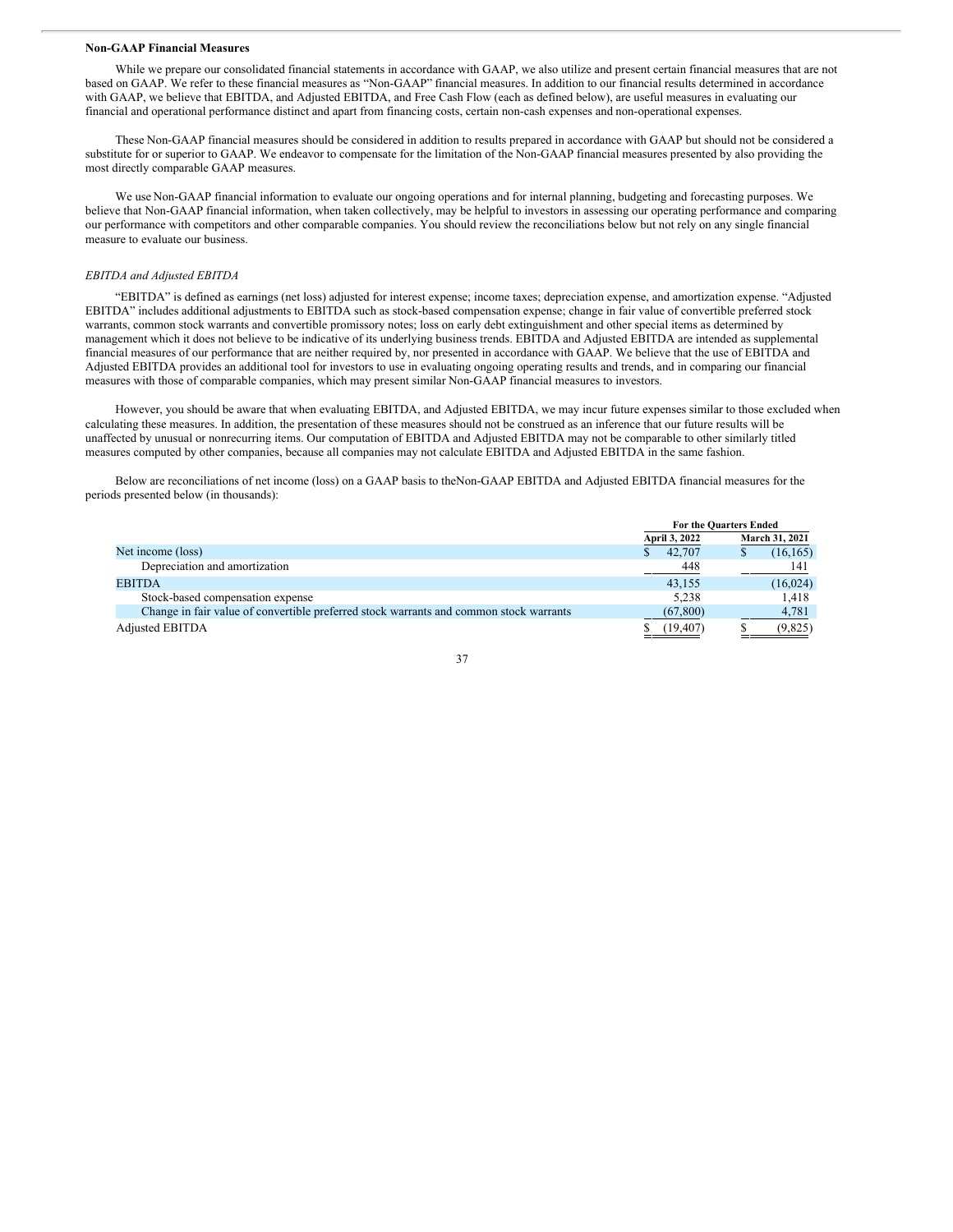**Non-GAAP Financial Measures**

While we prepare our consolidated financial statements in accordance with GAAP, we also utilize and present certain financial measures that are not based on GAAP. We refer to these financial measures as "Non-GAAP" financial measures. In addition to our financial results determined in accordance with GAAP, we believe that EBITDA, and Adjusted EBITDA, and Free Cash Flow (each as defined below), are useful measures in evaluating our financial and operational performance distinct and apart from financing costs, certain non-cash expenses and non-operational expenses.

These Non-GAAP financial measures should be considered in addition to results prepared in accordance with GAAP but should not be considered a substitute for or superior to GAAP. We endeavor to compensate for the limitation of the Non-GAAP financial measures presented by also providing the most directly comparable GAAP measures.

We use Non-GAAP financial information to evaluate our ongoing operations and for internal planning, budgeting and forecasting purposes. We believe that Non-GAAP financial information, when taken collectively, may be helpful to investors in assessing our operating performance and comparing our performance with competitors and other comparable companies. You should review the reconciliations below but not rely on any single financial measure to evaluate our business.

*EBITDA and Adjusted EBITDA*

"EBITDA" is defined as earnings (net loss) adjusted for interest expense; income taxes; depreciation expense, and amortization expense. "Adjusted EBITDA" includes additional adjustments to EBITDA such as stock-based compensation expense; change in fair value of convertible preferred stock warrants, common stock warrants and convertible promissory notes; loss on early debt extinguishment and other special items as determined by management which it does not believe to be indicative of its underlying business trends. EBITDA and Adjusted EBITDA are intended as supplemental financial measures of our performance that are neither required by, nor presented in accordance with GAAP. We believe that the use of EBITDA and Adjusted EBITDA provides an additional tool for investors to use in evaluating ongoing operating results and trends, and in comparing our financial measures with those of comparable companies, which may present similar Non-GAAP financial measures to investors.

However, you should be aware that when evaluating EBITDA, and Adjusted EBITDA, we may incur future expenses similar to those excluded when calculating these measures. In addition, the presentation of these measures should not be construed as an inference that our future results will be unaffected by unusual or nonrecurring items. Our computation of EBITDA and Adjusted EBITDA may not be comparable to other similarly titled measures computed by other companies, because all companies may not calculate EBITDA and Adjusted EBITDA in the same fashion.

Below are reconciliations of net income (loss) on a GAAP basis to theNon-GAAP EBITDA and Adjusted EBITDA financial measures for the periods presented below (in thousands):

| | For the Quarters Ended | |
|---|---|---|
| | April 3, 2022 | March 31, 2021 |
| Net income (loss) | $ 42,707 | $ (16,165) |
| Depreciation and amortization | 448 | 141 |
| EBITDA | 43,155 | (16,024) |
| Stock-based compensation expense | 5,238 | 1,418 |
| Change in fair value of convertible preferred stock warrants and common stock warrants | (67,800) | 4,781 |
| Adjusted EBITDA | $ (19,407) | $ (9,825) |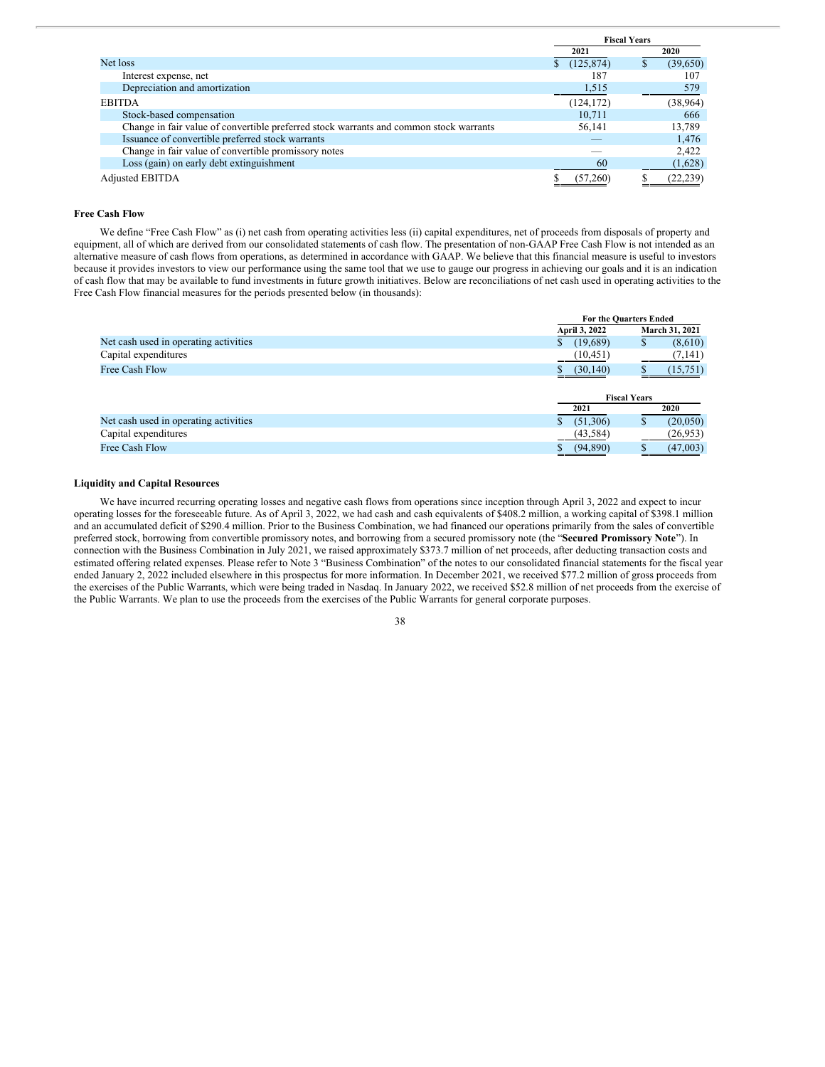| | Fiscal Years | |
|---|---|---|
| | 2021 | 2020 |
| Net loss | $ (125,874) | $ (39,650) |
| Interest expense, net | 187 | 107 |
| Depreciation and amortization | 1,515 | 579 |
| EBITDA | (124,172) | (38,964) |
| Stock-based compensation | 10,711 | 666 |
| Change in fair value of convertible preferred stock warrants and common stock warrants | 56,141 | 13,789 |
| Issuance of convertible preferred stock warrants | — | 1,476 |
| Change in fair value of convertible promissory notes | — | 2,422 |
| Loss (gain) on early debt extinguishment | 60 | (1,628) |
| Adjusted EBITDA | $ (57,260) | $ (22,239) |

**Free Cash Flow**

We define "Free Cash Flow" as (i) net cash from operating activities less (ii) capital expenditures, net of proceeds from disposals of property and equipment, all of which are derived from our consolidated statements of cash flow. The presentation of non-GAAP Free Cash Flow is not intended as an alternative measure of cash flows from operations, as determined in accordance with GAAP. We believe that this financial measure is useful to investors because it provides investors to view our performance using the same tool that we use to gauge our progress in achieving our goals and it is an indication of cash flow that may be available to fund investments in future growth initiatives. Below are reconciliations of net cash used in operating activities to the Free Cash Flow financial measures for the periods presented below (in thousands):

| | For the Quarters Ended | |
|---|---|---|
| | April 3, 2022 | March 31, 2021 |
| Net cash used in operating activities | $ (19,689) | $ (8,610) |
| Capital expenditures | (10,451) | (7,141) |
| Free Cash Flow | $ (30,140) | $ (15,751) |

| | Fiscal Years | |
|---|---|---|
| | 2021 | 2020 |
| Net cash used in operating activities | $ (51,306) | $ (20,050) |
| Capital expenditures | (43,584) | (26,953) |
| Free Cash Flow | $ (94,890) | $ (47,003) |

**Liquidity and Capital Resources**

We have incurred recurring operating losses and negative cash flows from operations since inception through April 3, 2022 and expect to incur operating losses for the foreseeable future. As of April 3, 2022, we had cash and cash equivalents of $408.2 million, a working capital of $398.1 million and an accumulated deficit of $290.4 million. Prior to the Business Combination, we had financed our operations primarily from the sales of convertible preferred stock, borrowing from convertible promissory notes, and borrowing from a secured promissory note (the "**Secured Promissory Note**"). In connection with the Business Combination in July 2021, we raised approximately $373.7 million of net proceeds, after deducting transaction costs and estimated offering related expenses. Please refer to Note 3 "Business Combination" of the notes to our consolidated financial statements for the fiscal year ended January 2, 2022 included elsewhere in this prospectus for more information. In December 2021, we received $77.2 million of gross proceeds from the exercises of the Public Warrants, which were being traded in Nasdaq. In January 2022, we received $52.8 million of net proceeds from the exercise of the Public Warrants. We plan to use the proceeds from the exercises of the Public Warrants for general corporate purposes.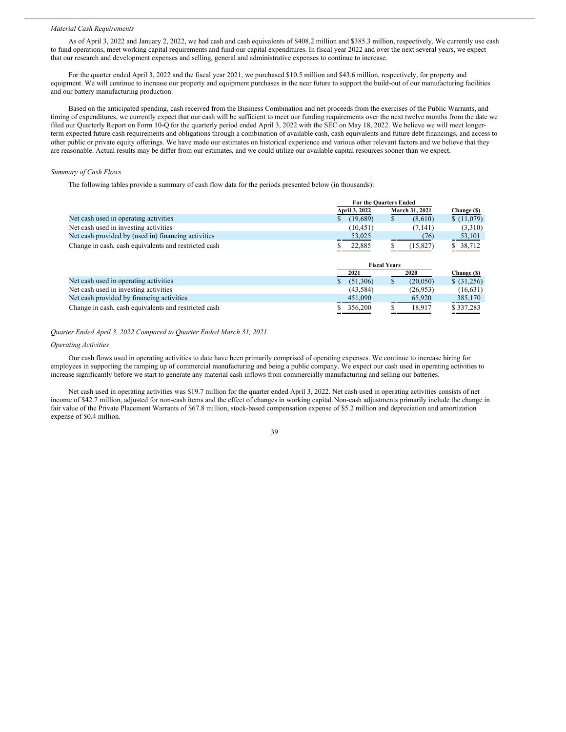*Material Cash Requirements*

As of April 3, 2022 and January 2, 2022, we had cash and cash equivalents of $408.2 million and $385.3 million, respectively. We currently use cash to fund operations, meet working capital requirements and fund our capital expenditures. In fiscal year 2022 and over the next several years, we expect that our research and development expenses and selling, general and administrative expenses to continue to increase.

For the quarter ended April 3, 2022 and the fiscal year 2021, we purchased $10.5 million and $43.6 million, respectively, for property and equipment. We will continue to increase our property and equipment purchases in the near future to support the build-out of our manufacturing facilities and our battery manufacturing production.

Based on the anticipated spending, cash received from the Business Combination and net proceeds from the exercises of the Public Warrants, and timing of expenditures, we currently expect that our cash will be sufficient to meet our funding requirements over the next twelve months from the date we filed our Quarterly Report on Form 10-Q for the quarterly period ended April 3, 2022 with the SEC on May 18, 2022. We believe we will meet longer-term expected future cash requirements and obligations through a combination of available cash, cash equivalents and future debt financings, and access to other public or private equity offerings. We have made our estimates on historical experience and various other relevant factors and we believe that they are reasonable. Actual results may be differ from our estimates, and we could utilize our available capital resources sooner than we expect.

*Summary of Cash Flows*

The following tables provide a summary of cash flow data for the periods presented below (in thousands):

| | For the Quarters Ended | | |
|---|---|---|---|
| | April 3, 2022 | March 31, 2021 | Change ($) |
| Net cash used in operating activities | $ (19,689) | $ (8,610) | $ (11,079) |
| Net cash used in investing activities | (10,451) | (7,141) | (3,310) |
| Net cash provided by (used in) financing activities | 53,025 | (76) | 53,101 |
| Change in cash, cash equivalents and restricted cash | $ 22,885 | $ (15,827) | $ 38,712 |

| | Fiscal Years | | |
|---|---|---|---|
| | 2021 | 2020 | Change ($) |
| Net cash used in operating activities | $ (51,306) | $ (20,050) | $ (31,256) |
| Net cash used in investing activities | (43,584) | (26,953) | (16,631) |
| Net cash provided by financing activities | 451,090 | 65,920 | 385,170 |
| Change in cash, cash equivalents and restricted cash | $ 356,200 | $ 18,917 | $ 337,283 |

*Quarter Ended April 3, 2022 Compared to Quarter Ended March 31, 2021*

*Operating Activities*

Our cash flows used in operating activities to date have been primarily comprised of operating expenses. We continue to increase hiring for employees in supporting the ramping up of commercial manufacturing and being a public company. We expect our cash used in operating activities to increase significantly before we start to generate any material cash inflows from commercially manufacturing and selling our batteries.

Net cash used in operating activities was $19.7 million for the quarter ended April 3, 2022. Net cash used in operating activities consists of net income of $42.7 million, adjusted for non-cash items and the effect of changes in working capital. Non-cash adjustments primarily include the change in fair value of the Private Placement Warrants of $67.8 million, stock-based compensation expense of $5.2 million and depreciation and amortization expense of $0.4 million.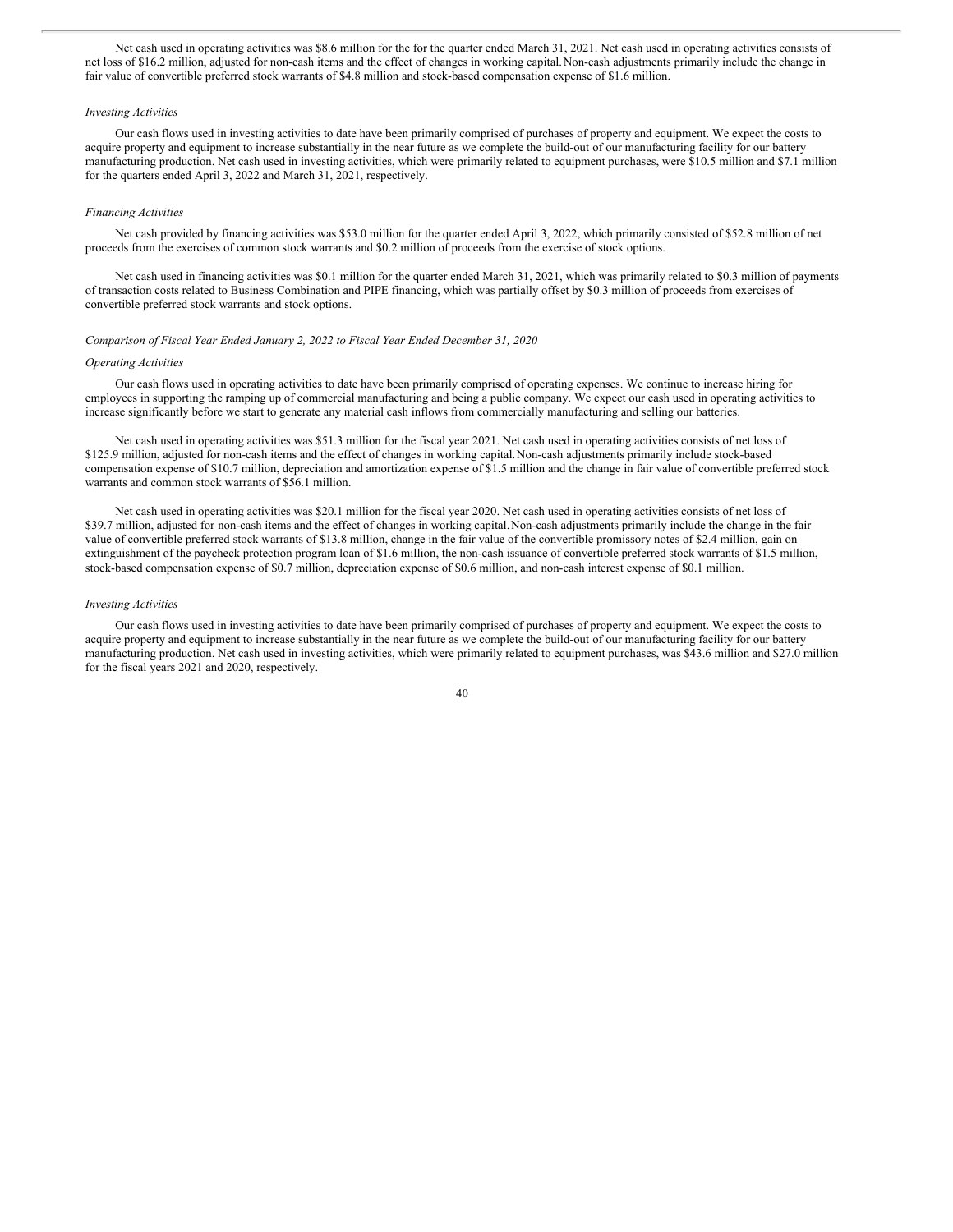Net cash used in operating activities was $8.6 million for the for the quarter ended March 31, 2021. Net cash used in operating activities consists of net loss of $16.2 million, adjusted for non-cash items and the effect of changes in working capital. Non-cash adjustments primarily include the change in fair value of convertible preferred stock warrants of $4.8 million and stock-based compensation expense of $1.6 million.

*Investing Activities*

Our cash flows used in investing activities to date have been primarily comprised of purchases of property and equipment. We expect the costs to acquire property and equipment to increase substantially in the near future as we complete the build-out of our manufacturing facility for our battery manufacturing production. Net cash used in investing activities, which were primarily related to equipment purchases, were $10.5 million and $7.1 million for the quarters ended April 3, 2022 and March 31, 2021, respectively.

*Financing Activities*

Net cash provided by financing activities was $53.0 million for the quarter ended April 3, 2022, which primarily consisted of $52.8 million of net proceeds from the exercises of common stock warrants and $0.2 million of proceeds from the exercise of stock options.

Net cash used in financing activities was $0.1 million for the quarter ended March 31, 2021, which was primarily related to $0.3 million of payments of transaction costs related to Business Combination and PIPE financing, which was partially offset by $0.3 million of proceeds from exercises of convertible preferred stock warrants and stock options.

*Comparison of Fiscal Year Ended January 2, 2022 to Fiscal Year Ended December 31, 2020*

*Operating Activities*

Our cash flows used in operating activities to date have been primarily comprised of operating expenses. We continue to increase hiring for employees in supporting the ramping up of commercial manufacturing and being a public company. We expect our cash used in operating activities to increase significantly before we start to generate any material cash inflows from commercially manufacturing and selling our batteries.

Net cash used in operating activities was $51.3 million for the fiscal year 2021. Net cash used in operating activities consists of net loss of $125.9 million, adjusted for non-cash items and the effect of changes in working capital. Non-cash adjustments primarily include stock-based compensation expense of $10.7 million, depreciation and amortization expense of $1.5 million and the change in fair value of convertible preferred stock warrants and common stock warrants of $56.1 million.

Net cash used in operating activities was $20.1 million for the fiscal year 2020. Net cash used in operating activities consists of net loss of $39.7 million, adjusted for non-cash items and the effect of changes in working capital. Non-cash adjustments primarily include the change in the fair value of convertible preferred stock warrants of $13.8 million, change in the fair value of the convertible promissory notes of $2.4 million, gain on extinguishment of the paycheck protection program loan of $1.6 million, the non-cash issuance of convertible preferred stock warrants of $1.5 million, stock-based compensation expense of $0.7 million, depreciation expense of $0.6 million, and non-cash interest expense of $0.1 million.

*Investing Activities*

Our cash flows used in investing activities to date have been primarily comprised of purchases of property and equipment. We expect the costs to acquire property and equipment to increase substantially in the near future as we complete the build-out of our manufacturing facility for our battery manufacturing production. Net cash used in investing activities, which were primarily related to equipment purchases, was $43.6 million and $27.0 million for the fiscal years 2021 and 2020, respectively.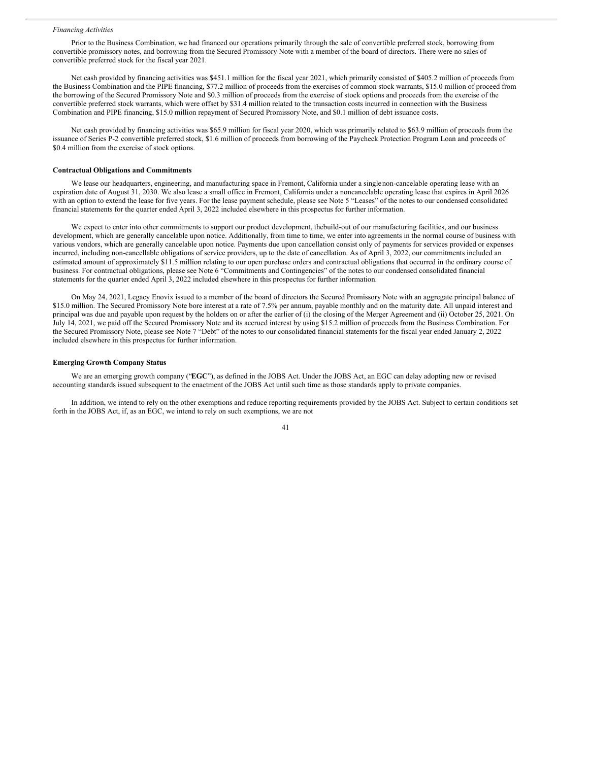*Financing Activities*

Prior to the Business Combination, we had financed our operations primarily through the sale of convertible preferred stock, borrowing from convertible promissory notes, and borrowing from the Secured Promissory Note with a member of the board of directors. There were no sales of convertible preferred stock for the fiscal year 2021.

Net cash provided by financing activities was $451.1 million for the fiscal year 2021, which primarily consisted of $405.2 million of proceeds from the Business Combination and the PIPE financing, $77.2 million of proceeds from the exercises of common stock warrants, $15.0 million of proceed from the borrowing of the Secured Promissory Note and $0.3 million of proceeds from the exercise of stock options and proceeds from the exercise of the convertible preferred stock warrants, which were offset by $31.4 million related to the transaction costs incurred in connection with the Business Combination and PIPE financing, $15.0 million repayment of Secured Promissory Note, and $0.1 million of debt issuance costs.

Net cash provided by financing activities was $65.9 million for fiscal year 2020, which was primarily related to $63.9 million of proceeds from the issuance of Series P-2 convertible preferred stock, $1.6 million of proceeds from borrowing of the Paycheck Protection Program Loan and proceeds of $0.4 million from the exercise of stock options.

**Contractual Obligations and Commitments**

We lease our headquarters, engineering, and manufacturing space in Fremont, California under a single non-cancelable operating lease with an expiration date of August 31, 2030. We also lease a small office in Fremont, California under a noncancelable operating lease that expires in April 2026 with an option to extend the lease for five years. For the lease payment schedule, please see Note 5 "Leases" of the notes to our condensed consolidated financial statements for the quarter ended April 3, 2022 included elsewhere in this prospectus for further information.

We expect to enter into other commitments to support our product development, the build-out of our manufacturing facilities, and our business development, which are generally cancelable upon notice. Additionally, from time to time, we enter into agreements in the normal course of business with various vendors, which are generally cancelable upon notice. Payments due upon cancellation consist only of payments for services provided or expenses incurred, including non-cancellable obligations of service providers, up to the date of cancellation. As of April 3, 2022, our commitments included an estimated amount of approximately $11.5 million relating to our open purchase orders and contractual obligations that occurred in the ordinary course of business. For contractual obligations, please see Note 6 "Commitments and Contingencies" of the notes to our condensed consolidated financial statements for the quarter ended April 3, 2022 included elsewhere in this prospectus for further information.

On May 24, 2021, Legacy Enovix issued to a member of the board of directors the Secured Promissory Note with an aggregate principal balance of $15.0 million. The Secured Promissory Note bore interest at a rate of 7.5% per annum, payable monthly and on the maturity date. All unpaid interest and principal was due and payable upon request by the holders on or after the earlier of (i) the closing of the Merger Agreement and (ii) October 25, 2021. On July 14, 2021, we paid off the Secured Promissory Note and its accrued interest by using $15.2 million of proceeds from the Business Combination. For the Secured Promissory Note, please see Note 7 "Debt" of the notes to our consolidated financial statements for the fiscal year ended January 2, 2022 included elsewhere in this prospectus for further information.

**Emerging Growth Company Status**

We are an emerging growth company ("**EGC**"), as defined in the JOBS Act. Under the JOBS Act, an EGC can delay adopting new or revised accounting standards issued subsequent to the enactment of the JOBS Act until such time as those standards apply to private companies.

In addition, we intend to rely on the other exemptions and reduce reporting requirements provided by the JOBS Act. Subject to certain conditions set forth in the JOBS Act, if, as an EGC, we intend to rely on such exemptions, we are not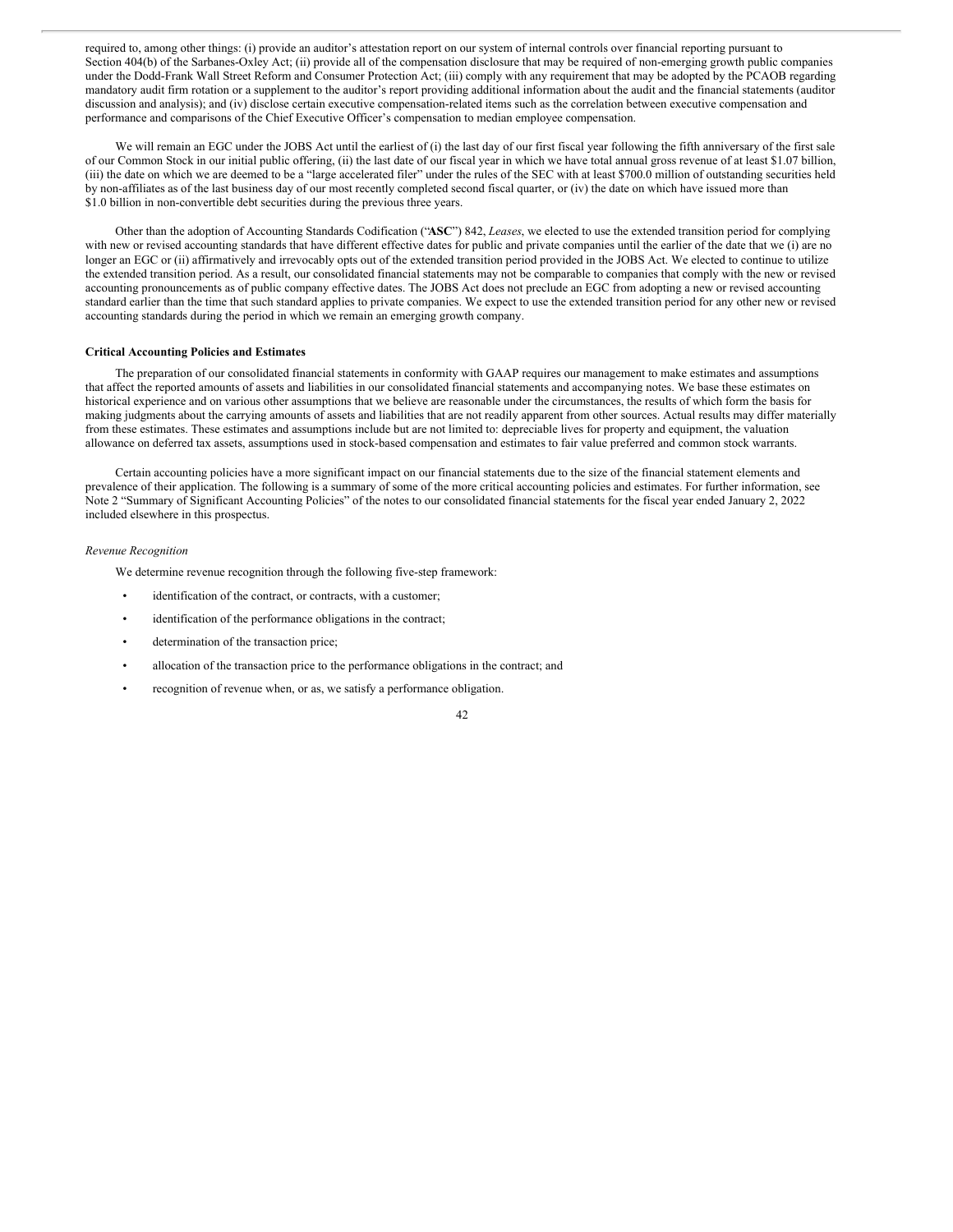required to, among other things: (i) provide an auditor's attestation report on our system of internal controls over financial reporting pursuant to Section 404(b) of the Sarbanes-Oxley Act; (ii) provide all of the compensation disclosure that may be required of non-emerging growth public companies under the Dodd-Frank Wall Street Reform and Consumer Protection Act; (iii) comply with any requirement that may be adopted by the PCAOB regarding mandatory audit firm rotation or a supplement to the auditor's report providing additional information about the audit and the financial statements (auditor discussion and analysis); and (iv) disclose certain executive compensation-related items such as the correlation between executive compensation and performance and comparisons of the Chief Executive Officer's compensation to median employee compensation.

We will remain an EGC under the JOBS Act until the earliest of (i) the last day of our first fiscal year following the fifth anniversary of the first sale of our Common Stock in our initial public offering, (ii) the last date of our fiscal year in which we have total annual gross revenue of at least $1.07 billion, (iii) the date on which we are deemed to be a "large accelerated filer" under the rules of the SEC with at least $700.0 million of outstanding securities held by non-affiliates as of the last business day of our most recently completed second fiscal quarter, or (iv) the date on which have issued more than $1.0 billion in non-convertible debt securities during the previous three years.

Other than the adoption of Accounting Standards Codification ("**ASC**") 842, *Leases*, we elected to use the extended transition period for complying with new or revised accounting standards that have different effective dates for public and private companies until the earlier of the date that we (i) are no longer an EGC or (ii) affirmatively and irrevocably opts out of the extended transition period provided in the JOBS Act. We elected to continue to utilize the extended transition period. As a result, our consolidated financial statements may not be comparable to companies that comply with the new or revised accounting pronouncements as of public company effective dates. The JOBS Act does not preclude an EGC from adopting a new or revised accounting standard earlier than the time that such standard applies to private companies. We expect to use the extended transition period for any other new or revised accounting standards during the period in which we remain an emerging growth company.

**Critical Accounting Policies and Estimates**

The preparation of our consolidated financial statements in conformity with GAAP requires our management to make estimates and assumptions that affect the reported amounts of assets and liabilities in our consolidated financial statements and accompanying notes. We base these estimates on historical experience and on various other assumptions that we believe are reasonable under the circumstances, the results of which form the basis for making judgments about the carrying amounts of assets and liabilities that are not readily apparent from other sources. Actual results may differ materially from these estimates. These estimates and assumptions include but are not limited to: depreciable lives for property and equipment, the valuation allowance on deferred tax assets, assumptions used in stock-based compensation and estimates to fair value preferred and common stock warrants.

Certain accounting policies have a more significant impact on our financial statements due to the size of the financial statement elements and prevalence of their application. The following is a summary of some of the more critical accounting policies and estimates. For further information, see Note 2 "Summary of Significant Accounting Policies" of the notes to our consolidated financial statements for the fiscal year ended January 2, 2022 included elsewhere in this prospectus.

*Revenue Recognition*

We determine revenue recognition through the following five-step framework:

- identification of the contract, or contracts, with a customer;
- identification of the performance obligations in the contract;
- determination of the transaction price;
- allocation of the transaction price to the performance obligations in the contract; and
- recognition of revenue when, or as, we satisfy a performance obligation.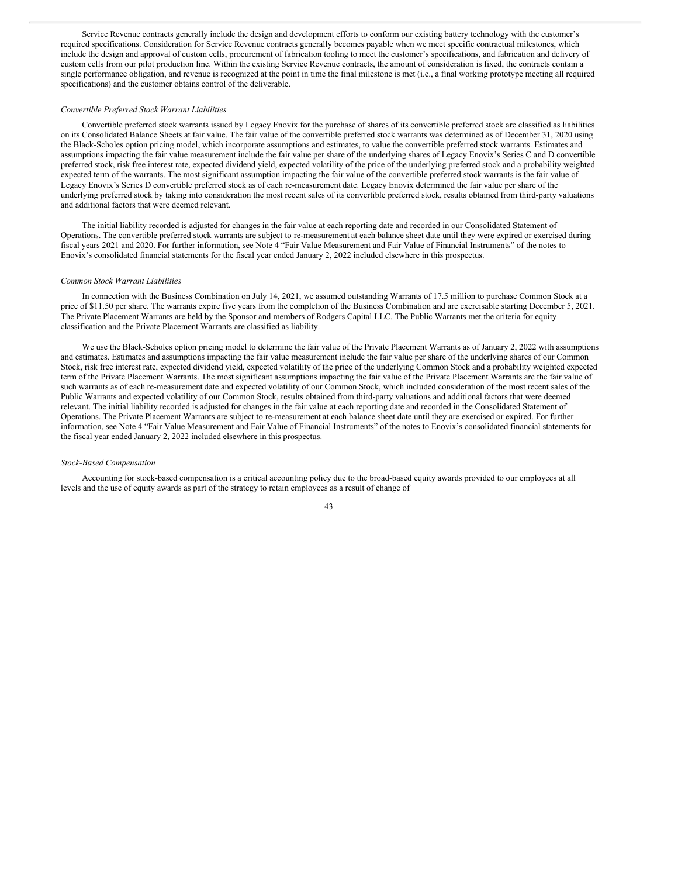Service Revenue contracts generally include the design and development efforts to conform our existing battery technology with the customer's required specifications. Consideration for Service Revenue contracts generally becomes payable when we meet specific contractual milestones, which include the design and approval of custom cells, procurement of fabrication tooling to meet the customer's specifications, and fabrication and delivery of custom cells from our pilot production line. Within the existing Service Revenue contracts, the amount of consideration is fixed, the contracts contain a single performance obligation, and revenue is recognized at the point in time the final milestone is met (i.e., a final working prototype meeting all required specifications) and the customer obtains control of the deliverable.

*Convertible Preferred Stock Warrant Liabilities*

Convertible preferred stock warrants issued by Legacy Enovix for the purchase of shares of its convertible preferred stock are classified as liabilities on its Consolidated Balance Sheets at fair value. The fair value of the convertible preferred stock warrants was determined as of December 31, 2020 using the Black-Scholes option pricing model, which incorporate assumptions and estimates, to value the convertible preferred stock warrants. Estimates and assumptions impacting the fair value measurement include the fair value per share of the underlying shares of Legacy Enovix's Series C and D convertible preferred stock, risk free interest rate, expected dividend yield, expected volatility of the price of the underlying preferred stock and a probability weighted expected term of the warrants. The most significant assumption impacting the fair value of the convertible preferred stock warrants is the fair value of Legacy Enovix's Series D convertible preferred stock as of each re-measurement date. Legacy Enovix determined the fair value per share of the underlying preferred stock by taking into consideration the most recent sales of its convertible preferred stock, results obtained from third-party valuations and additional factors that were deemed relevant.

The initial liability recorded is adjusted for changes in the fair value at each reporting date and recorded in our Consolidated Statement of Operations. The convertible preferred stock warrants are subject to re-measurement at each balance sheet date until they were expired or exercised during fiscal years 2021 and 2020. For further information, see Note 4 "Fair Value Measurement and Fair Value of Financial Instruments" of the notes to Enovix's consolidated financial statements for the fiscal year ended January 2, 2022 included elsewhere in this prospectus.

*Common Stock Warrant Liabilities*

In connection with the Business Combination on July 14, 2021, we assumed outstanding Warrants of 17.5 million to purchase Common Stock at a price of $11.50 per share. The warrants expire five years from the completion of the Business Combination and are exercisable starting December 5, 2021. The Private Placement Warrants are held by the Sponsor and members of Rodgers Capital LLC. The Public Warrants met the criteria for equity classification and the Private Placement Warrants are classified as liability.

We use the Black-Scholes option pricing model to determine the fair value of the Private Placement Warrants as of January 2, 2022 with assumptions and estimates. Estimates and assumptions impacting the fair value measurement include the fair value per share of the underlying shares of our Common Stock, risk free interest rate, expected dividend yield, expected volatility of the price of the underlying Common Stock and a probability weighted expected term of the Private Placement Warrants. The most significant assumptions impacting the fair value of the Private Placement Warrants are the fair value of such warrants as of each re-measurement date and expected volatility of our Common Stock, which included consideration of the most recent sales of the Public Warrants and expected volatility of our Common Stock, results obtained from third-party valuations and additional factors that were deemed relevant. The initial liability recorded is adjusted for changes in the fair value at each reporting date and recorded in the Consolidated Statement of Operations. The Private Placement Warrants are subject to re-measurement at each balance sheet date until they are exercised or expired. For further information, see Note 4 "Fair Value Measurement and Fair Value of Financial Instruments" of the notes to Enovix's consolidated financial statements for the fiscal year ended January 2, 2022 included elsewhere in this prospectus.

*Stock-Based Compensation*

Accounting for stock-based compensation is a critical accounting policy due to the broad-based equity awards provided to our employees at all levels and the use of equity awards as part of the strategy to retain employees as a result of change of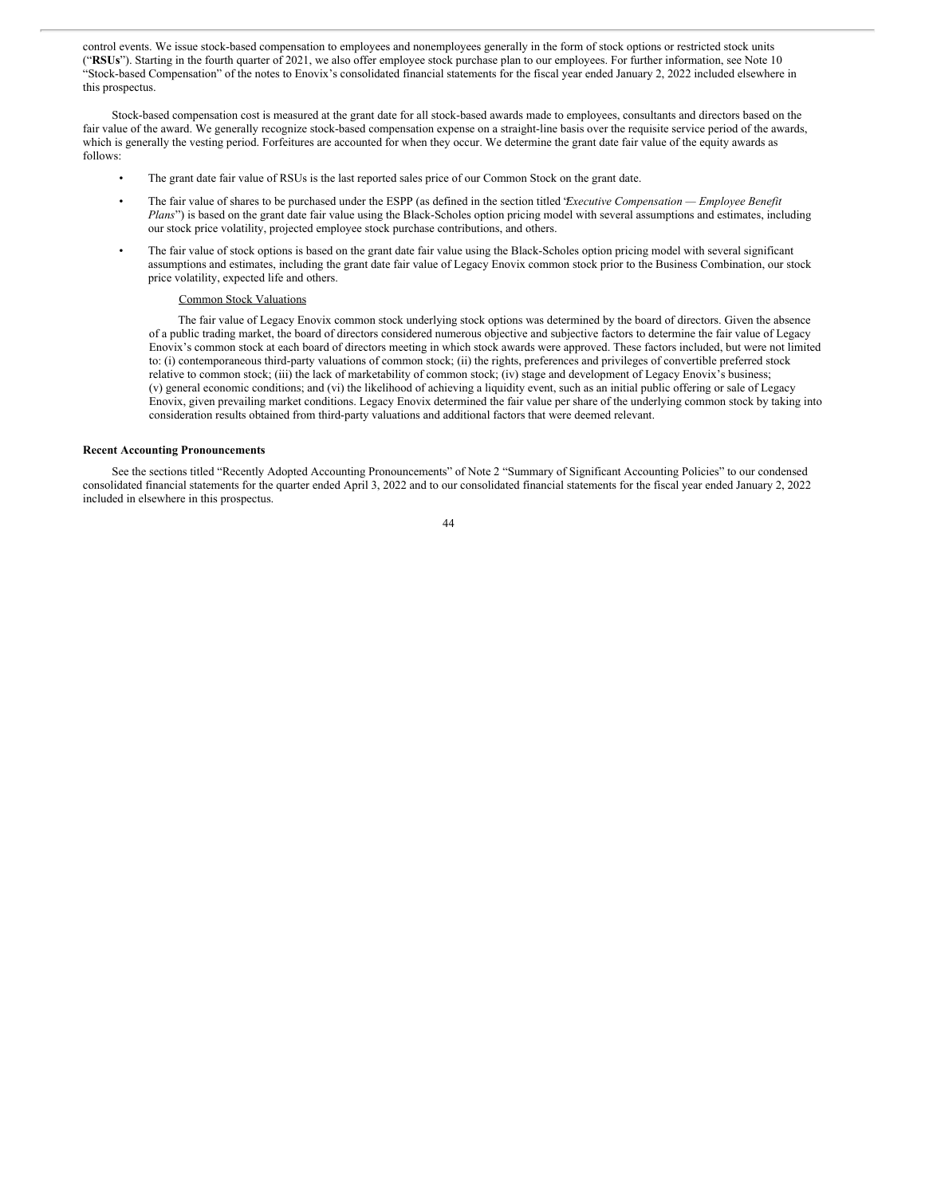control events. We issue stock-based compensation to employees and nonemployees generally in the form of stock options or restricted stock units ("**RSUs**"). Starting in the fourth quarter of 2021, we also offer employee stock purchase plan to our employees. For further information, see Note 10 "Stock-based Compensation" of the notes to Enovix's consolidated financial statements for the fiscal year ended January 2, 2022 included elsewhere in this prospectus.

Stock-based compensation cost is measured at the grant date for all stock-based awards made to employees, consultants and directors based on the fair value of the award. We generally recognize stock-based compensation expense on a straight-line basis over the requisite service period of the awards, which is generally the vesting period. Forfeitures are accounted for when they occur. We determine the grant date fair value of the equity awards as follows:

- The grant date fair value of RSUs is the last reported sales price of our Common Stock on the grant date.
- The fair value of shares to be purchased under the ESPP (as defined in the section titled "*Executive Compensation — Employee Benefit Plans*") is based on the grant date fair value using the Black-Scholes option pricing model with several assumptions and estimates, including our stock price volatility, projected employee stock purchase contributions, and others.
- The fair value of stock options is based on the grant date fair value using the Black-Scholes option pricing model with several significant assumptions and estimates, including the grant date fair value of Legacy Enovix common stock prior to the Business Combination, our stock price volatility, expected life and others.

Common Stock Valuations

The fair value of Legacy Enovix common stock underlying stock options was determined by the board of directors. Given the absence of a public trading market, the board of directors considered numerous objective and subjective factors to determine the fair value of Legacy Enovix's common stock at each board of directors meeting in which stock awards were approved. These factors included, but were not limited to: (i) contemporaneous third-party valuations of common stock; (ii) the rights, preferences and privileges of convertible preferred stock relative to common stock; (iii) the lack of marketability of common stock; (iv) stage and development of Legacy Enovix's business; (v) general economic conditions; and (vi) the likelihood of achieving a liquidity event, such as an initial public offering or sale of Legacy Enovix, given prevailing market conditions. Legacy Enovix determined the fair value per share of the underlying common stock by taking into consideration results obtained from third-party valuations and additional factors that were deemed relevant.

**Recent Accounting Pronouncements**

See the sections titled "Recently Adopted Accounting Pronouncements" of Note 2 "Summary of Significant Accounting Policies" to our condensed consolidated financial statements for the quarter ended April 3, 2022 and to our consolidated financial statements for the fiscal year ended January 2, 2022 included in elsewhere in this prospectus.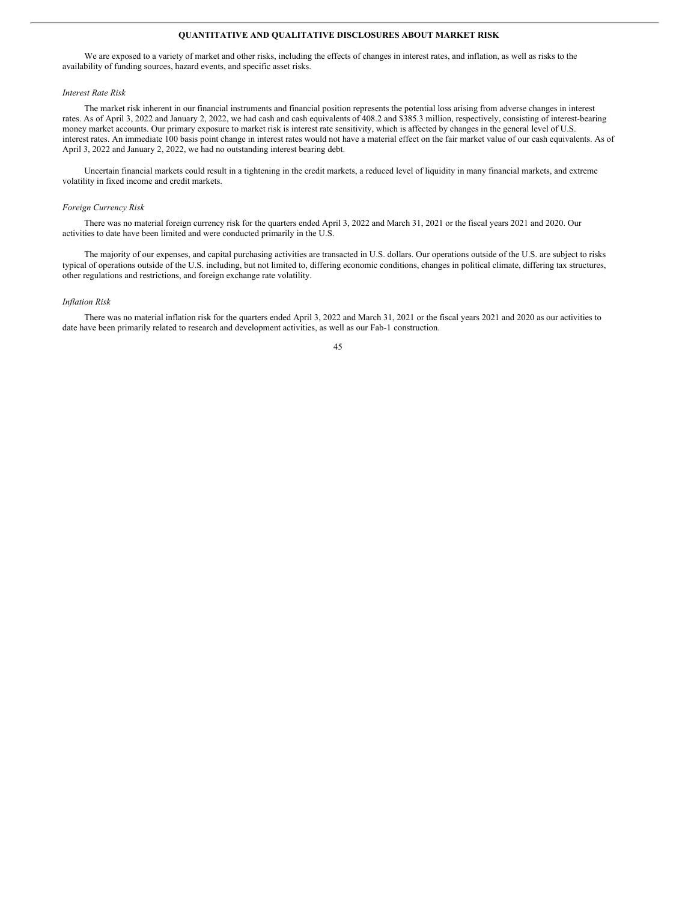## QUANTITATIVE AND QUALITATIVE DISCLOSURES ABOUT MARKET RISK

We are exposed to a variety of market and other risks, including the effects of changes in interest rates, and inflation, as well as risks to the availability of funding sources, hazard events, and specific asset risks.

*Interest Rate Risk*

The market risk inherent in our financial instruments and financial position represents the potential loss arising from adverse changes in interest rates. As of April 3, 2022 and January 2, 2022, we had cash and cash equivalents of 408.2 and $385.3 million, respectively, consisting of interest-bearing money market accounts. Our primary exposure to market risk is interest rate sensitivity, which is affected by changes in the general level of U.S. interest rates. An immediate 100 basis point change in interest rates would not have a material effect on the fair market value of our cash equivalents. As of April 3, 2022 and January 2, 2022, we had no outstanding interest bearing debt.

Uncertain financial markets could result in a tightening in the credit markets, a reduced level of liquidity in many financial markets, and extreme volatility in fixed income and credit markets.

*Foreign Currency Risk*

There was no material foreign currency risk for the quarters ended April 3, 2022 and March 31, 2021 or the fiscal years 2021 and 2020. Our activities to date have been limited and were conducted primarily in the U.S.

The majority of our expenses, and capital purchasing activities are transacted in U.S. dollars. Our operations outside of the U.S. are subject to risks typical of operations outside of the U.S. including, but not limited to, differing economic conditions, changes in political climate, differing tax structures, other regulations and restrictions, and foreign exchange rate volatility.

*Inflation Risk*

There was no material inflation risk for the quarters ended April 3, 2022 and March 31, 2021 or the fiscal years 2021 and 2020 as our activities to date have been primarily related to research and development activities, as well as our Fab-1 construction.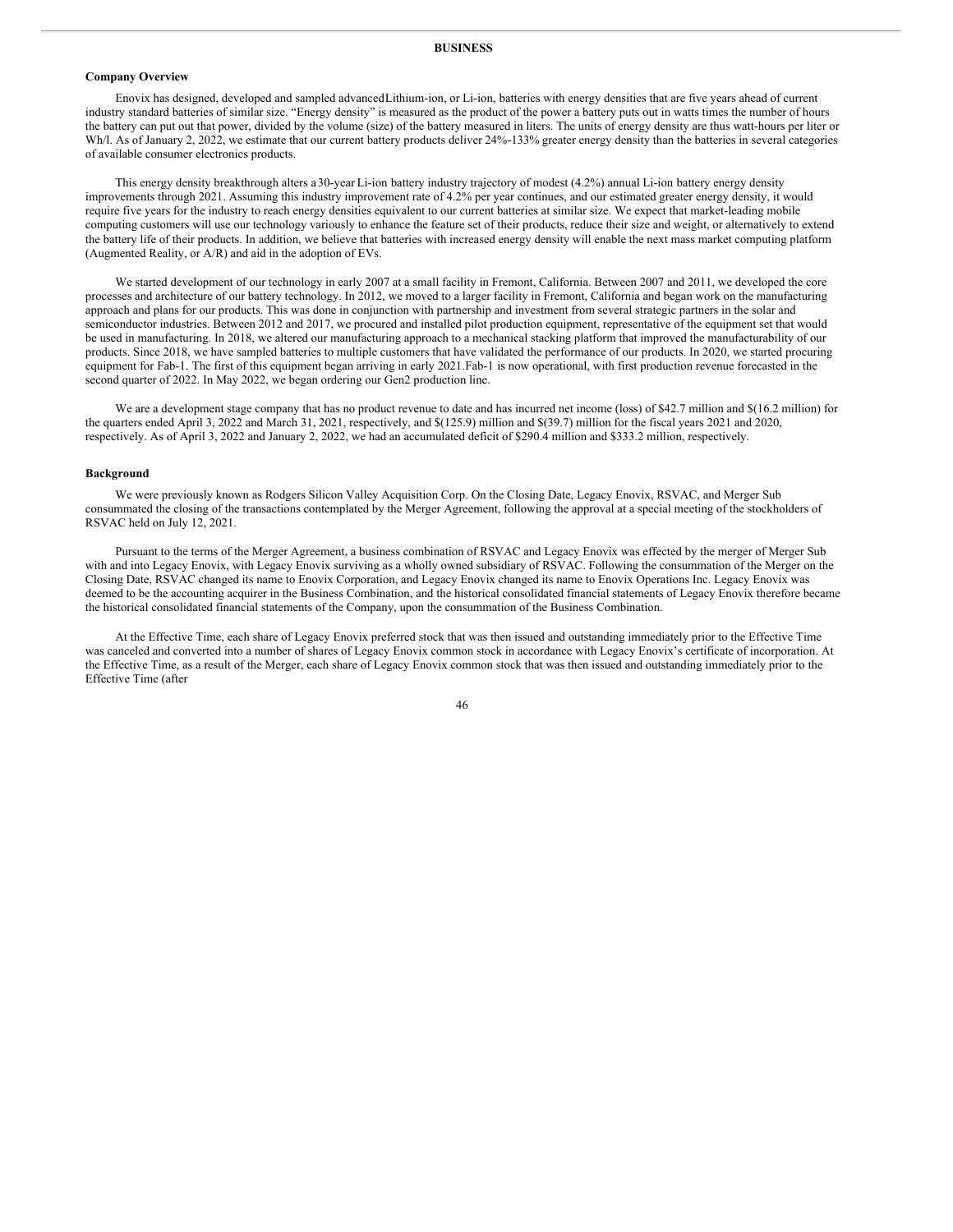# BUSINESS

### Company Overview

Enovix has designed, developed and sampled advanced Lithium-ion, or Li-ion, batteries with energy densities that are five years ahead of current industry standard batteries of similar size. "Energy density" is measured as the product of the power a battery puts out in watts times the number of hours the battery can put out that power, divided by the volume (size) of the battery measured in liters. The units of energy density are thus watt-hours per liter or Wh/l. As of January 2, 2022, we estimate that our current battery products deliver 24%-133% greater energy density than the batteries in several categories of available consumer electronics products.

This energy density breakthrough alters a 30-year Li-ion battery industry trajectory of modest (4.2%) annual Li-ion battery energy density improvements through 2021. Assuming this industry improvement rate of 4.2% per year continues, and our estimated greater energy density, it would require five years for the industry to reach energy densities equivalent to our current batteries at similar size. We expect that market-leading mobile computing customers will use our technology variously to enhance the feature set of their products, reduce their size and weight, or alternatively to extend the battery life of their products. In addition, we believe that batteries with increased energy density will enable the next mass market computing platform (Augmented Reality, or A/R) and aid in the adoption of EVs.

We started development of our technology in early 2007 at a small facility in Fremont, California. Between 2007 and 2011, we developed the core processes and architecture of our battery technology. In 2012, we moved to a larger facility in Fremont, California and began work on the manufacturing approach and plans for our products. This was done in conjunction with partnership and investment from several strategic partners in the solar and semiconductor industries. Between 2012 and 2017, we procured and installed pilot production equipment, representative of the equipment set that would be used in manufacturing. In 2018, we altered our manufacturing approach to a mechanical stacking platform that improved the manufacturability of our products. Since 2018, we have sampled batteries to multiple customers that have validated the performance of our products. In 2020, we started procuring equipment for Fab-1. The first of this equipment began arriving in early 2021. Fab-1 is now operational, with first production revenue forecasted in the second quarter of 2022. In May 2022, we began ordering our Gen2 production line.

We are a development stage company that has no product revenue to date and has incurred net income (loss) of $42.7 million and $(16.2 million) for the quarters ended April 3, 2022 and March 31, 2021, respectively, and $(125.9) million and $(39.7) million for the fiscal years 2021 and 2020, respectively. As of April 3, 2022 and January 2, 2022, we had an accumulated deficit of $290.4 million and $333.2 million, respectively.

### Background

We were previously known as Rodgers Silicon Valley Acquisition Corp. On the Closing Date, Legacy Enovix, RSVAC, and Merger Sub consummated the closing of the transactions contemplated by the Merger Agreement, following the approval at a special meeting of the stockholders of RSVAC held on July 12, 2021.

Pursuant to the terms of the Merger Agreement, a business combination of RSVAC and Legacy Enovix was effected by the merger of Merger Sub with and into Legacy Enovix, with Legacy Enovix surviving as a wholly owned subsidiary of RSVAC. Following the consummation of the Merger on the Closing Date, RSVAC changed its name to Enovix Corporation, and Legacy Enovix changed its name to Enovix Operations Inc. Legacy Enovix was deemed to be the accounting acquirer in the Business Combination, and the historical consolidated financial statements of Legacy Enovix therefore became the historical consolidated financial statements of the Company, upon the consummation of the Business Combination.

At the Effective Time, each share of Legacy Enovix preferred stock that was then issued and outstanding immediately prior to the Effective Time was canceled and converted into a number of shares of Legacy Enovix common stock in accordance with Legacy Enovix's certificate of incorporation. At the Effective Time, as a result of the Merger, each share of Legacy Enovix common stock that was then issued and outstanding immediately prior to the Effective Time (after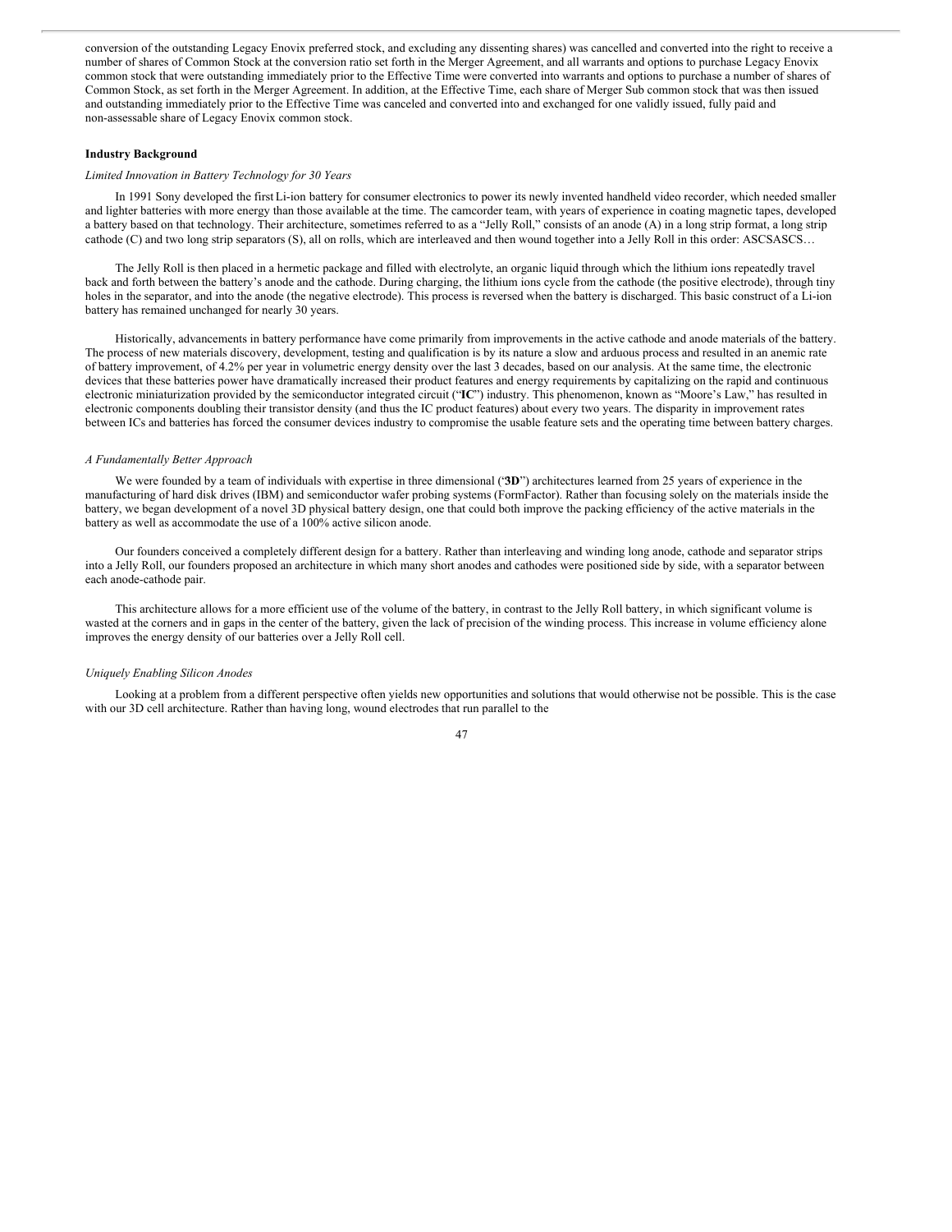conversion of the outstanding Legacy Enovix preferred stock, and excluding any dissenting shares) was cancelled and converted into the right to receive a number of shares of Common Stock at the conversion ratio set forth in the Merger Agreement, and all warrants and options to purchase Legacy Enovix common stock that were outstanding immediately prior to the Effective Time were converted into warrants and options to purchase a number of shares of Common Stock, as set forth in the Merger Agreement. In addition, at the Effective Time, each share of Merger Sub common stock that was then issued and outstanding immediately prior to the Effective Time was canceled and converted into and exchanged for one validly issued, fully paid and non-assessable share of Legacy Enovix common stock.

**Industry Background**

*Limited Innovation in Battery Technology for 30 Years*

In 1991 Sony developed the first Li-ion battery for consumer electronics to power its newly invented handheld video recorder, which needed smaller and lighter batteries with more energy than those available at the time. The camcorder team, with years of experience in coating magnetic tapes, developed a battery based on that technology. Their architecture, sometimes referred to as a "Jelly Roll," consists of an anode (A) in a long strip format, a long strip cathode (C) and two long strip separators (S), all on rolls, which are interleaved and then wound together into a Jelly Roll in this order: ASCSASCS…

The Jelly Roll is then placed in a hermetic package and filled with electrolyte, an organic liquid through which the lithium ions repeatedly travel back and forth between the battery's anode and the cathode. During charging, the lithium ions cycle from the cathode (the positive electrode), through tiny holes in the separator, and into the anode (the negative electrode). This process is reversed when the battery is discharged. This basic construct of a Li-ion battery has remained unchanged for nearly 30 years.

Historically, advancements in battery performance have come primarily from improvements in the active cathode and anode materials of the battery. The process of new materials discovery, development, testing and qualification is by its nature a slow and arduous process and resulted in an anemic rate of battery improvement, of 4.2% per year in volumetric energy density over the last 3 decades, based on our analysis. At the same time, the electronic devices that these batteries power have dramatically increased their product features and energy requirements by capitalizing on the rapid and continuous electronic miniaturization provided by the semiconductor integrated circuit ("**IC**") industry. This phenomenon, known as "Moore's Law," has resulted in electronic components doubling their transistor density (and thus the IC product features) about every two years. The disparity in improvement rates between ICs and batteries has forced the consumer devices industry to compromise the usable feature sets and the operating time between battery charges.

*A Fundamentally Better Approach*

We were founded by a team of individuals with expertise in three dimensional ("**3D**") architectures learned from 25 years of experience in the manufacturing of hard disk drives (IBM) and semiconductor wafer probing systems (FormFactor). Rather than focusing solely on the materials inside the battery, we began development of a novel 3D physical battery design, one that could both improve the packing efficiency of the active materials in the battery as well as accommodate the use of a 100% active silicon anode.

Our founders conceived a completely different design for a battery. Rather than interleaving and winding long anode, cathode and separator strips into a Jelly Roll, our founders proposed an architecture in which many short anodes and cathodes were positioned side by side, with a separator between each anode-cathode pair.

This architecture allows for a more efficient use of the volume of the battery, in contrast to the Jelly Roll battery, in which significant volume is wasted at the corners and in gaps in the center of the battery, given the lack of precision of the winding process. This increase in volume efficiency alone improves the energy density of our batteries over a Jelly Roll cell.

*Uniquely Enabling Silicon Anodes*

Looking at a problem from a different perspective often yields new opportunities and solutions that would otherwise not be possible. This is the case with our 3D cell architecture. Rather than having long, wound electrodes that run parallel to the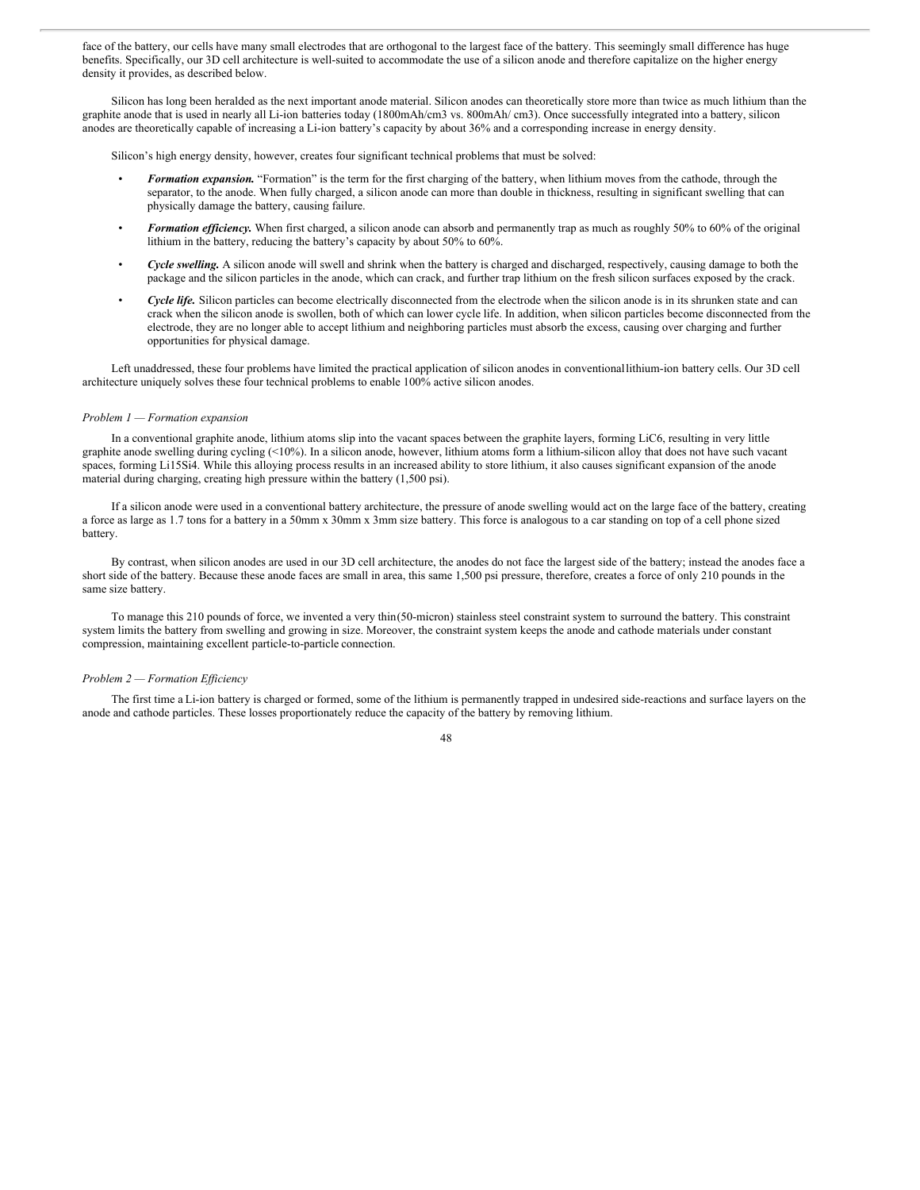face of the battery, our cells have many small electrodes that are orthogonal to the largest face of the battery. This seemingly small difference has huge benefits. Specifically, our 3D cell architecture is well-suited to accommodate the use of a silicon anode and therefore capitalize on the higher energy density it provides, as described below.

Silicon has long been heralded as the next important anode material. Silicon anodes can theoretically store more than twice as much lithium than the graphite anode that is used in nearly all Li-ion batteries today (1800mAh/cm3 vs. 800mAh/ cm3). Once successfully integrated into a battery, silicon anodes are theoretically capable of increasing a Li-ion battery's capacity by about 36% and a corresponding increase in energy density.

Silicon's high energy density, however, creates four significant technical problems that must be solved:

- ***Formation expansion.*** "Formation" is the term for the first charging of the battery, when lithium moves from the cathode, through the separator, to the anode. When fully charged, a silicon anode can more than double in thickness, resulting in significant swelling that can physically damage the battery, causing failure.
- ***Formation efficiency.*** When first charged, a silicon anode can absorb and permanently trap as much as roughly 50% to 60% of the original lithium in the battery, reducing the battery's capacity by about 50% to 60%.
- ***Cycle swelling.*** A silicon anode will swell and shrink when the battery is charged and discharged, respectively, causing damage to both the package and the silicon particles in the anode, which can crack, and further trap lithium on the fresh silicon surfaces exposed by the crack.
- ***Cycle life.*** Silicon particles can become electrically disconnected from the electrode when the silicon anode is in its shrunken state and can crack when the silicon anode is swollen, both of which can lower cycle life. In addition, when silicon particles become disconnected from the electrode, they are no longer able to accept lithium and neighboring particles must absorb the excess, causing over charging and further opportunities for physical damage.

Left unaddressed, these four problems have limited the practical application of silicon anodes in conventionallithium-ion battery cells. Our 3D cell architecture uniquely solves these four technical problems to enable 100% active silicon anodes.

*Problem 1 — Formation expansion*

In a conventional graphite anode, lithium atoms slip into the vacant spaces between the graphite layers, forming $LiC_6$, resulting in very little graphite anode swelling during cycling (<10%). In a silicon anode, however, lithium atoms form a lithium-silicon alloy that does not have such vacant spaces, forming $Li_{15}Si_4$. While this alloying process results in an increased ability to store lithium, it also causes significant expansion of the anode material during charging, creating high pressure within the battery (1,500 psi).

If a silicon anode were used in a conventional battery architecture, the pressure of anode swelling would act on the large face of the battery, creating a force as large as 1.7 tons for a battery in a 50mm x 30mm x 3mm size battery. This force is analogous to a car standing on top of a cell phone sized battery.

By contrast, when silicon anodes are used in our 3D cell architecture, the anodes do not face the largest side of the battery; instead the anodes face a short side of the battery. Because these anode faces are small in area, this same 1,500 psi pressure, therefore, creates a force of only 210 pounds in the same size battery.

To manage this 210 pounds of force, we invented a very thin(50-micron) stainless steel constraint system to surround the battery. This constraint system limits the battery from swelling and growing in size. Moreover, the constraint system keeps the anode and cathode materials under constant compression, maintaining excellent particle-to-particle connection.

*Problem 2 — Formation Efficiency*

The first time a Li-ion battery is charged or formed, some of the lithium is permanently trapped in undesired side-reactions and surface layers on the anode and cathode particles. These losses proportionately reduce the capacity of the battery by removing lithium.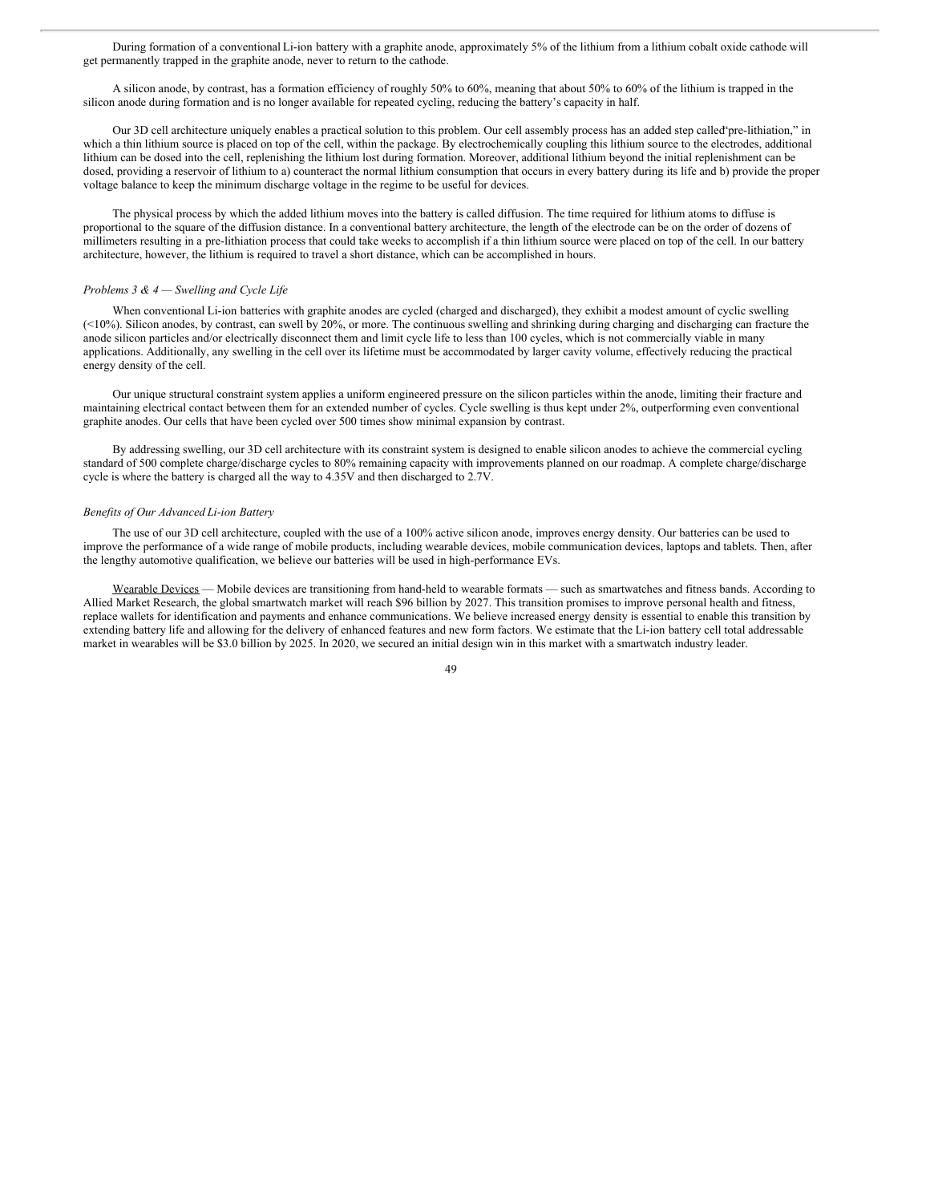During formation of a conventional Li-ion battery with a graphite anode, approximately 5% of the lithium from a lithium cobalt oxide cathode will get permanently trapped in the graphite anode, never to return to the cathode.

A silicon anode, by contrast, has a formation efficiency of roughly 50% to 60%, meaning that about 50% to 60% of the lithium is trapped in the silicon anode during formation and is no longer available for repeated cycling, reducing the battery's capacity in half.

Our 3D cell architecture uniquely enables a practical solution to this problem. Our cell assembly process has an added step called "pre-lithiation," in which a thin lithium source is placed on top of the cell, within the package. By electrochemically coupling this lithium source to the electrodes, additional lithium can be dosed into the cell, replenishing the lithium lost during formation. Moreover, additional lithium beyond the initial replenishment can be dosed, providing a reservoir of lithium to a) counteract the normal lithium consumption that occurs in every battery during its life and b) provide the proper voltage balance to keep the minimum discharge voltage in the regime to be useful for devices.

The physical process by which the added lithium moves into the battery is called diffusion. The time required for lithium atoms to diffuse is proportional to the square of the diffusion distance. In a conventional battery architecture, the length of the electrode can be on the order of dozens of millimeters resulting in a pre-lithiation process that could take weeks to accomplish if a thin lithium source were placed on top of the cell. In our battery architecture, however, the lithium is required to travel a short distance, which can be accomplished in hours.

*Problems 3 & 4 — Swelling and Cycle Life*

When conventional Li-ion batteries with graphite anodes are cycled (charged and discharged), they exhibit a modest amount of cyclic swelling (<10%). Silicon anodes, by contrast, can swell by 20%, or more. The continuous swelling and shrinking during charging and discharging can fracture the anode silicon particles and/or electrically disconnect them and limit cycle life to less than 100 cycles, which is not commercially viable in many applications. Additionally, any swelling in the cell over its lifetime must be accommodated by larger cavity volume, effectively reducing the practical energy density of the cell.

Our unique structural constraint system applies a uniform engineered pressure on the silicon particles within the anode, limiting their fracture and maintaining electrical contact between them for an extended number of cycles. Cycle swelling is thus kept under 2%, outperforming even conventional graphite anodes. Our cells that have been cycled over 500 times show minimal expansion by contrast.

By addressing swelling, our 3D cell architecture with its constraint system is designed to enable silicon anodes to achieve the commercial cycling standard of 500 complete charge/discharge cycles to 80% remaining capacity with improvements planned on our roadmap. A complete charge/discharge cycle is where the battery is charged all the way to 4.35V and then discharged to 2.7V.

*Benefits of Our Advanced Li-ion Battery*

The use of our 3D cell architecture, coupled with the use of a 100% active silicon anode, improves energy density. Our batteries can be used to improve the performance of a wide range of mobile products, including wearable devices, mobile communication devices, laptops and tablets. Then, after the lengthy automotive qualification, we believe our batteries will be used in high-performance EVs.

Wearable Devices — Mobile devices are transitioning from hand-held to wearable formats — such as smartwatches and fitness bands. According to Allied Market Research, the global smartwatch market will reach $96 billion by 2027. This transition promises to improve personal health and fitness, replace wallets for identification and payments and enhance communications. We believe increased energy density is essential to enable this transition by extending battery life and allowing for the delivery of enhanced features and new form factors. We estimate that the Li-ion battery cell total addressable market in wearables will be $3.0 billion by 2025. In 2020, we secured an initial design win in this market with a smartwatch industry leader.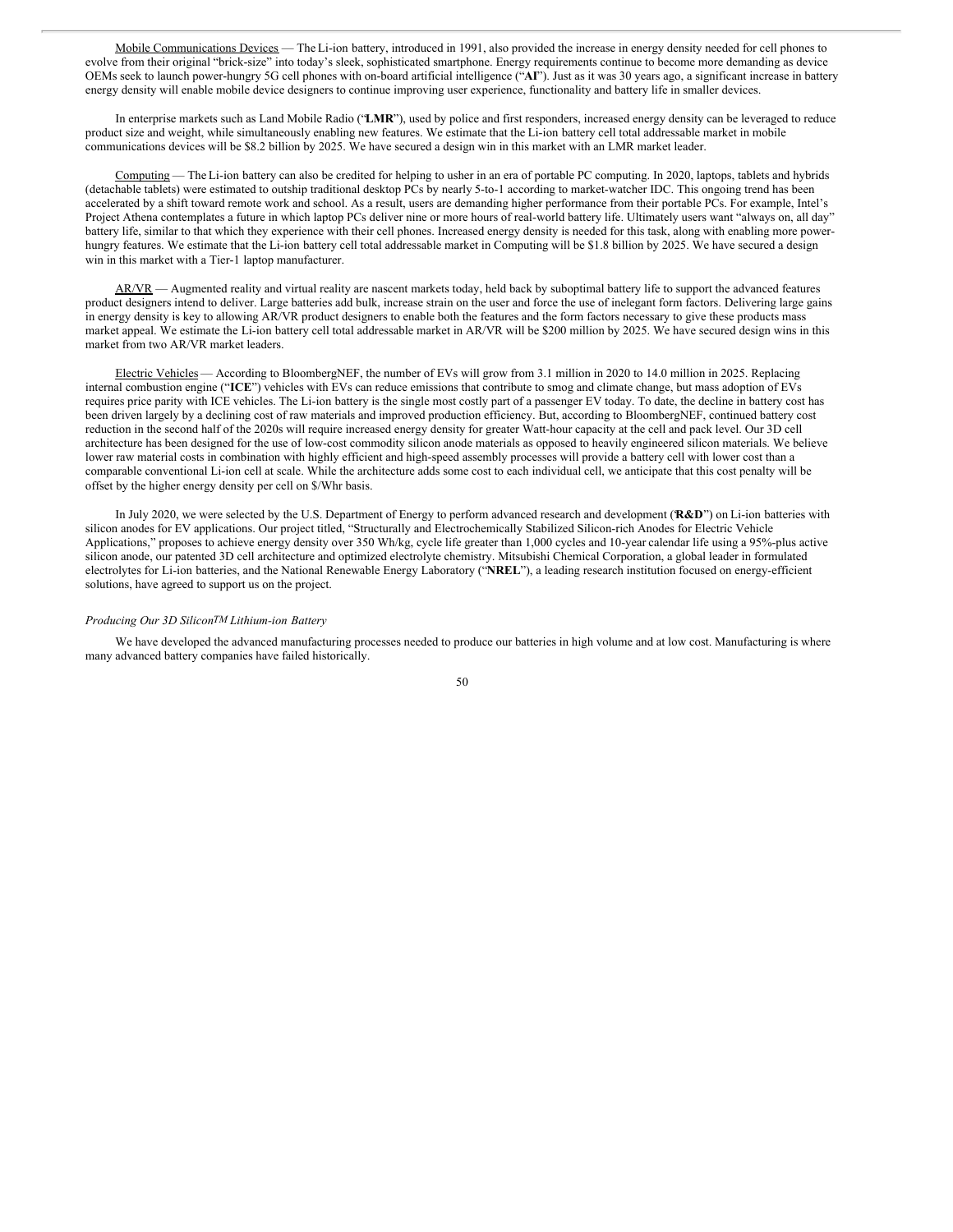Mobile Communications Devices — The Li-ion battery, introduced in 1991, also provided the increase in energy density needed for cell phones to evolve from their original "brick-size" into today's sleek, sophisticated smartphone. Energy requirements continue to become more demanding as device OEMs seek to launch power-hungry 5G cell phones with on-board artificial intelligence ("**AI**"). Just as it was 30 years ago, a significant increase in battery energy density will enable mobile device designers to continue improving user experience, functionality and battery life in smaller devices.

In enterprise markets such as Land Mobile Radio ("**LMR**"), used by police and first responders, increased energy density can be leveraged to reduce product size and weight, while simultaneously enabling new features. We estimate that the Li-ion battery cell total addressable market in mobile communications devices will be $8.2 billion by 2025. We have secured a design win in this market with an LMR market leader.

Computing — The Li-ion battery can also be credited for helping to usher in an era of portable PC computing. In 2020, laptops, tablets and hybrids (detachable tablets) were estimated to outship traditional desktop PCs by nearly 5-to-1 according to market-watcher IDC. This ongoing trend has been accelerated by a shift toward remote work and school. As a result, users are demanding higher performance from their portable PCs. For example, Intel's Project Athena contemplates a future in which laptop PCs deliver nine or more hours of real-world battery life. Ultimately users want "always on, all day" battery life, similar to that which they experience with their cell phones. Increased energy density is needed for this task, along with enabling more power-hungry features. We estimate that the Li-ion battery cell total addressable market in Computing will be $1.8 billion by 2025. We have secured a design win in this market with a Tier-1 laptop manufacturer.

AR/VR — Augmented reality and virtual reality are nascent markets today, held back by suboptimal battery life to support the advanced features product designers intend to deliver. Large batteries add bulk, increase strain on the user and force the use of inelegant form factors. Delivering large gains in energy density is key to allowing AR/VR product designers to enable both the features and the form factors necessary to give these products mass market appeal. We estimate the Li-ion battery cell total addressable market in AR/VR will be $200 million by 2025. We have secured design wins in this market from two AR/VR market leaders.

Electric Vehicles — According to BloombergNEF, the number of EVs will grow from 3.1 million in 2020 to 14.0 million in 2025. Replacing internal combustion engine ("**ICE**") vehicles with EVs can reduce emissions that contribute to smog and climate change, but mass adoption of EVs requires price parity with ICE vehicles. The Li-ion battery is the single most costly part of a passenger EV today. To date, the decline in battery cost has been driven largely by a declining cost of raw materials and improved production efficiency. But, according to BloombergNEF, continued battery cost reduction in the second half of the 2020s will require increased energy density for greater Watt-hour capacity at the cell and pack level. Our 3D cell architecture has been designed for the use of low-cost commodity silicon anode materials as opposed to heavily engineered silicon materials. We believe lower raw material costs in combination with highly efficient and high-speed assembly processes will provide a battery cell with lower cost than a comparable conventional Li-ion cell at scale. While the architecture adds some cost to each individual cell, we anticipate that this cost penalty will be offset by the higher energy density per cell on $/Whr basis.

In July 2020, we were selected by the U.S. Department of Energy to perform advanced research and development ("**R&D**") on Li-ion batteries with silicon anodes for EV applications. Our project titled, "Structurally and Electrochemically Stabilized Silicon-rich Anodes for Electric Vehicle Applications," proposes to achieve energy density over 350 Wh/kg, cycle life greater than 1,000 cycles and 10-year calendar life using a 95%-plus active silicon anode, our patented 3D cell architecture and optimized electrolyte chemistry. Mitsubishi Chemical Corporation, a global leader in formulated electrolytes for Li-ion batteries, and the National Renewable Energy Laboratory ("**NREL**"), a leading research institution focused on energy-efficient solutions, have agreed to support us on the project.

*Producing Our 3D Silicon™ Lithium-ion Battery*

We have developed the advanced manufacturing processes needed to produce our batteries in high volume and at low cost. Manufacturing is where many advanced battery companies have failed historically.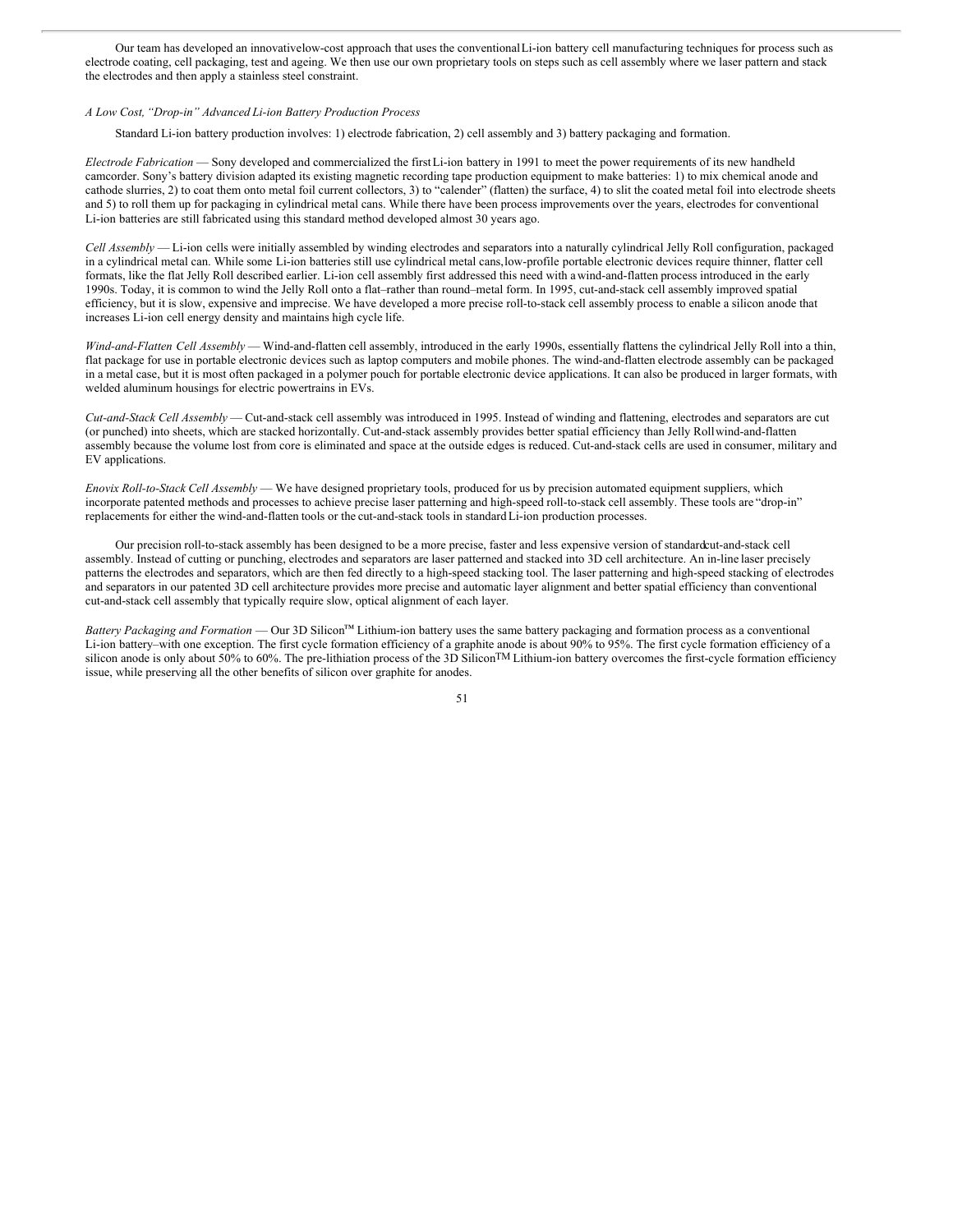Our team has developed an innovative low-cost approach that uses the conventional Li-ion battery cell manufacturing techniques for process such as electrode coating, cell packaging, test and ageing. We then use our own proprietary tools on steps such as cell assembly where we laser pattern and stack the electrodes and then apply a stainless steel constraint.

*A Low Cost, "Drop-in" Advanced Li-ion Battery Production Process*

Standard Li-ion battery production involves: 1) electrode fabrication, 2) cell assembly and 3) battery packaging and formation.

*Electrode Fabrication* — Sony developed and commercialized the first Li-ion battery in 1991 to meet the power requirements of its new handheld camcorder. Sony's battery division adapted its existing magnetic recording tape production equipment to make batteries: 1) to mix chemical anode and cathode slurries, 2) to coat them onto metal foil current collectors, 3) to "calender" (flatten) the surface, 4) to slit the coated metal foil into electrode sheets and 5) to roll them up for packaging in cylindrical metal cans. While there have been process improvements over the years, electrodes for conventional Li-ion batteries are still fabricated using this standard method developed almost 30 years ago.

*Cell Assembly* — Li-ion cells were initially assembled by winding electrodes and separators into a naturally cylindrical Jelly Roll configuration, packaged in a cylindrical metal can. While some Li-ion batteries still use cylindrical metal cans, low-profile portable electronic devices require thinner, flatter cell formats, like the flat Jelly Roll described earlier. Li-ion cell assembly first addressed this need with a wind-and-flatten process introduced in the early 1990s. Today, it is common to wind the Jelly Roll onto a flat–rather than round–metal form. In 1995, cut-and-stack cell assembly improved spatial efficiency, but it is slow, expensive and imprecise. We have developed a more precise roll-to-stack cell assembly process to enable a silicon anode that increases Li-ion cell energy density and maintains high cycle life.

*Wind-and-Flatten Cell Assembly* — Wind-and-flatten cell assembly, introduced in the early 1990s, essentially flattens the cylindrical Jelly Roll into a thin, flat package for use in portable electronic devices such as laptop computers and mobile phones. The wind-and-flatten electrode assembly can be packaged in a metal case, but it is most often packaged in a polymer pouch for portable electronic device applications. It can also be produced in larger formats, with welded aluminum housings for electric powertrains in EVs.

*Cut-and-Stack Cell Assembly* — Cut-and-stack cell assembly was introduced in 1995. Instead of winding and flattening, electrodes and separators are cut (or punched) into sheets, which are stacked horizontally. Cut-and-stack assembly provides better spatial efficiency than Jelly Roll wind-and-flatten assembly because the volume lost from core is eliminated and space at the outside edges is reduced. Cut-and-stack cells are used in consumer, military and EV applications.

*Enovix Roll-to-Stack Cell Assembly* — We have designed proprietary tools, produced for us by precision automated equipment suppliers, which incorporate patented methods and processes to achieve precise laser patterning and high-speed roll-to-stack cell assembly. These tools are "drop-in" replacements for either the wind-and-flatten tools or the cut-and-stack tools in standard Li-ion production processes.

Our precision roll-to-stack assembly has been designed to be a more precise, faster and less expensive version of standard cut-and-stack cell assembly. Instead of cutting or punching, electrodes and separators are laser patterned and stacked into 3D cell architecture. An in-line laser precisely patterns the electrodes and separators, which are then fed directly to a high-speed stacking tool. The laser patterning and high-speed stacking of electrodes and separators in our patented 3D cell architecture provides more precise and automatic layer alignment and better spatial efficiency than conventional cut-and-stack cell assembly that typically require slow, optical alignment of each layer.

*Battery Packaging and Formation* — Our 3D Silicon™ Lithium-ion battery uses the same battery packaging and formation process as a conventional Li-ion battery–with one exception. The first cycle formation efficiency of a graphite anode is about 90% to 95%. The first cycle formation efficiency of a silicon anode is only about 50% to 60%. The pre-lithiation process of the 3D Silicon™ Lithium-ion battery overcomes the first-cycle formation efficiency issue, while preserving all the other benefits of silicon over graphite for anodes.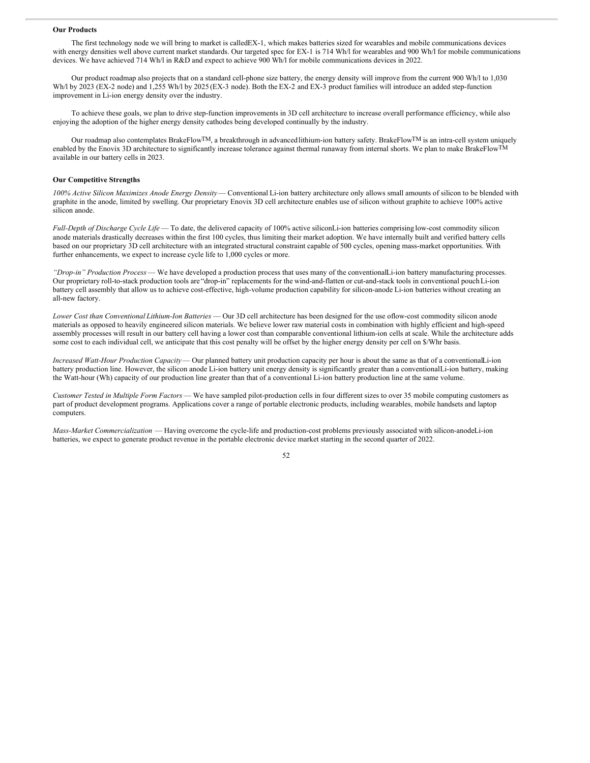**Our Products**

The first technology node we will bring to market is called EX-1, which makes batteries sized for wearables and mobile communications devices with energy densities well above current market standards. Our targeted spec for EX-1 is 714 Wh/l for wearables and 900 Wh/l for mobile communications devices. We have achieved 714 Wh/l in R&D and expect to achieve 900 Wh/l for mobile communications devices in 2022.

Our product roadmap also projects that on a standard cell-phone size battery, the energy density will improve from the current 900 Wh/l to 1,030 Wh/l by 2023 (EX-2 node) and 1,255 Wh/l by 2025 (EX-3 node). Both the EX-2 and EX-3 product families will introduce an added step-function improvement in Li-ion energy density over the industry.

To achieve these goals, we plan to drive step-function improvements in 3D cell architecture to increase overall performance efficiency, while also enjoying the adoption of the higher energy density cathodes being developed continually by the industry.

Our roadmap also contemplates BrakeFlow™, a breakthrough in advanced lithium-ion battery safety. BrakeFlow™ is an intra-cell system uniquely enabled by the Enovix 3D architecture to significantly increase tolerance against thermal runaway from internal shorts. We plan to make BrakeFlow™ available in our battery cells in 2023.

**Our Competitive Strengths**

*100% Active Silicon Maximizes Anode Energy Density* — Conventional Li-ion battery architecture only allows small amounts of silicon to be blended with graphite in the anode, limited by swelling. Our proprietary Enovix 3D cell architecture enables use of silicon without graphite to achieve 100% active silicon anode.

*Full-Depth of Discharge Cycle Life* — To date, the delivered capacity of 100% active silicon Li-ion batteries comprising low-cost commodity silicon anode materials drastically decreases within the first 100 cycles, thus limiting their market adoption. We have internally built and verified battery cells based on our proprietary 3D cell architecture with an integrated structural constraint capable of 500 cycles, opening mass-market opportunities. With further enhancements, we expect to increase cycle life to 1,000 cycles or more.

*"Drop-in" Production Process* — We have developed a production process that uses many of the conventional Li-ion battery manufacturing processes. Our proprietary roll-to-stack production tools are "drop-in" replacements for the wind-and-flatten or cut-and-stack tools in conventional pouch Li-ion battery cell assembly that allow us to achieve cost-effective, high-volume production capability for silicon-anode Li-ion batteries without creating an all-new factory.

*Lower Cost than Conventional Lithium-Ion Batteries* — Our 3D cell architecture has been designed for the use of low-cost commodity silicon anode materials as opposed to heavily engineered silicon materials. We believe lower raw material costs in combination with highly efficient and high-speed assembly processes will result in our battery cell having a lower cost than comparable conventional lithium-ion cells at scale. While the architecture adds some cost to each individual cell, we anticipate that this cost penalty will be offset by the higher energy density per cell on $/Whr basis.

*Increased Watt-Hour Production Capacity* — Our planned battery unit production capacity per hour is about the same as that of a conventional Li-ion battery production line. However, the silicon anode Li-ion battery unit energy density is significantly greater than a conventional Li-ion battery, making the Watt-hour (Wh) capacity of our production line greater than that of a conventional Li-ion battery production line at the same volume.

*Customer Tested in Multiple Form Factors* — We have sampled pilot-production cells in four different sizes to over 35 mobile computing customers as part of product development programs. Applications cover a range of portable electronic products, including wearables, mobile handsets and laptop computers.

*Mass-Market Commercialization* — Having overcome the cycle-life and production-cost problems previously associated with silicon-anode Li-ion batteries, we expect to generate product revenue in the portable electronic device market starting in the second quarter of 2022.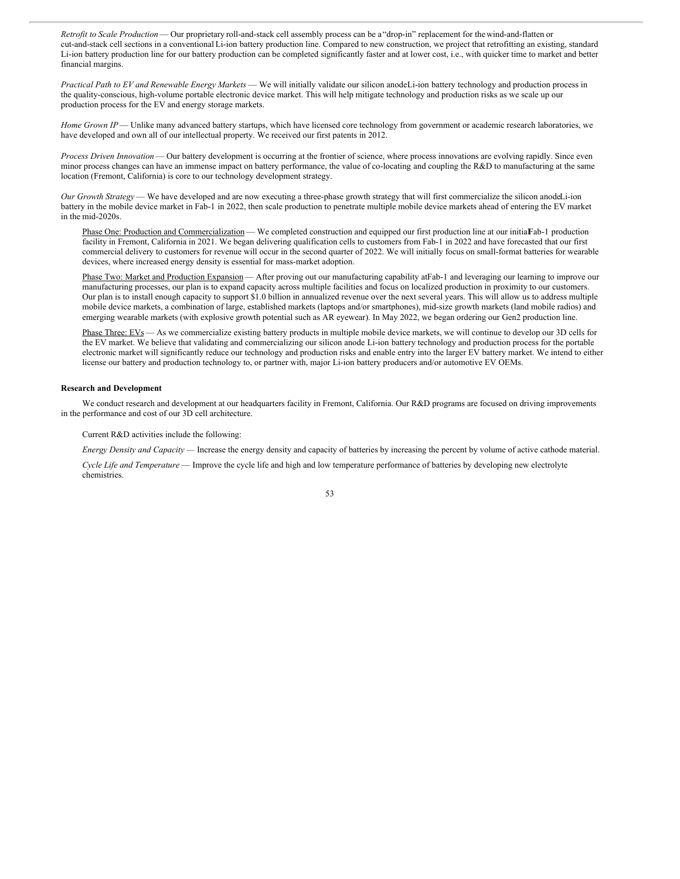*Retrofit to Scale Production* — Our proprietary roll-and-stack cell assembly process can be a "drop-in" replacement for the wind-and-flatten or cut-and-stack cell sections in a conventional Li-ion battery production line. Compared to new construction, we project that retrofitting an existing, standard Li-ion battery production line for our battery production can be completed significantly faster and at lower cost, i.e., with quicker time to market and better financial margins.

*Practical Path to EV and Renewable Energy Markets* — We will initially validate our silicon anode Li-ion battery technology and production process in the quality-conscious, high-volume portable electronic device market. This will help mitigate technology and production risks as we scale up our production process for the EV and energy storage markets.

*Home Grown IP* — Unlike many advanced battery startups, which have licensed core technology from government or academic research laboratories, we have developed and own all of our intellectual property. We received our first patents in 2012.

*Process Driven Innovation* — Our battery development is occurring at the frontier of science, where process innovations are evolving rapidly. Since even minor process changes can have an immense impact on battery performance, the value of co-locating and coupling the R&D to manufacturing at the same location (Fremont, California) is core to our technology development strategy.

*Our Growth Strategy* — We have developed and are now executing a three-phase growth strategy that will first commercialize the silicon anode Li-ion battery in the mobile device market in Fab-1 in 2022, then scale production to penetrate multiple mobile device markets ahead of entering the EV market in the mid-2020s.

Phase One: Production and Commercialization — We completed construction and equipped our first production line at our initial Fab-1 production facility in Fremont, California in 2021. We began delivering qualification cells to customers from Fab-1 in 2022 and have forecasted that our first commercial delivery to customers for revenue will occur in the second quarter of 2022. We will initially focus on small-format batteries for wearable devices, where increased energy density is essential for mass-market adoption.

Phase Two: Market and Production Expansion — After proving out our manufacturing capability at Fab-1 and leveraging our learning to improve our manufacturing processes, our plan is to expand capacity across multiple facilities and focus on localized production in proximity to our customers. Our plan is to install enough capacity to support $1.0 billion in annualized revenue over the next several years. This will allow us to address multiple mobile device markets, a combination of large, established markets (laptops and/or smartphones), mid-size growth markets (land mobile radios) and emerging wearable markets (with explosive growth potential such as AR eyewear). In May 2022, we began ordering our Gen2 production line.

Phase Three: EVs — As we commercialize existing battery products in multiple mobile device markets, we will continue to develop our 3D cells for the EV market. We believe that validating and commercializing our silicon anode Li-ion battery technology and production process for the portable electronic market will significantly reduce our technology and production risks and enable entry into the larger EV battery market. We intend to either license our battery and production technology to, or partner with, major Li-ion battery producers and/or automotive EV OEMs.

**Research and Development**

We conduct research and development at our headquarters facility in Fremont, California. Our R&D programs are focused on driving improvements in the performance and cost of our 3D cell architecture.

Current R&D activities include the following:

*Energy Density and Capacity* — Increase the energy density and capacity of batteries by increasing the percent by volume of active cathode material.

*Cycle Life and Temperature* — Improve the cycle life and high and low temperature performance of batteries by developing new electrolyte chemistries.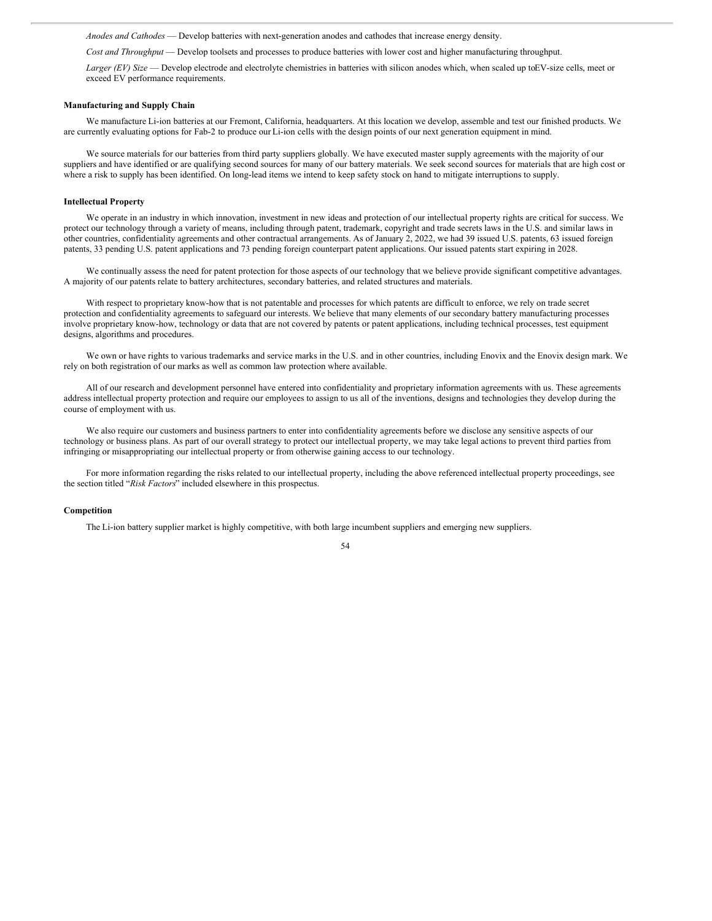*Anodes and Cathodes* — Develop batteries with next-generation anodes and cathodes that increase energy density.

*Cost and Throughput* — Develop toolsets and processes to produce batteries with lower cost and higher manufacturing throughput.

*Larger (EV) Size* — Develop electrode and electrolyte chemistries in batteries with silicon anodes which, when scaled up toEV-size cells, meet or exceed EV performance requirements.

**Manufacturing and Supply Chain**

We manufacture Li-ion batteries at our Fremont, California, headquarters. At this location we develop, assemble and test our finished products. We are currently evaluating options for Fab-2 to produce our Li-ion cells with the design points of our next generation equipment in mind.

We source materials for our batteries from third party suppliers globally. We have executed master supply agreements with the majority of our suppliers and have identified or are qualifying second sources for many of our battery materials. We seek second sources for materials that are high cost or where a risk to supply has been identified. On long-lead items we intend to keep safety stock on hand to mitigate interruptions to supply.

**Intellectual Property**

We operate in an industry in which innovation, investment in new ideas and protection of our intellectual property rights are critical for success. We protect our technology through a variety of means, including through patent, trademark, copyright and trade secrets laws in the U.S. and similar laws in other countries, confidentiality agreements and other contractual arrangements. As of January 2, 2022, we had 39 issued U.S. patents, 63 issued foreign patents, 33 pending U.S. patent applications and 73 pending foreign counterpart patent applications. Our issued patents start expiring in 2028.

We continually assess the need for patent protection for those aspects of our technology that we believe provide significant competitive advantages. A majority of our patents relate to battery architectures, secondary batteries, and related structures and materials.

With respect to proprietary know-how that is not patentable and processes for which patents are difficult to enforce, we rely on trade secret protection and confidentiality agreements to safeguard our interests. We believe that many elements of our secondary battery manufacturing processes involve proprietary know-how, technology or data that are not covered by patents or patent applications, including technical processes, test equipment designs, algorithms and procedures.

We own or have rights to various trademarks and service marks in the U.S. and in other countries, including Enovix and the Enovix design mark. We rely on both registration of our marks as well as common law protection where available.

All of our research and development personnel have entered into confidentiality and proprietary information agreements with us. These agreements address intellectual property protection and require our employees to assign to us all of the inventions, designs and technologies they develop during the course of employment with us.

We also require our customers and business partners to enter into confidentiality agreements before we disclose any sensitive aspects of our technology or business plans. As part of our overall strategy to protect our intellectual property, we may take legal actions to prevent third parties from infringing or misappropriating our intellectual property or from otherwise gaining access to our technology.

For more information regarding the risks related to our intellectual property, including the above referenced intellectual property proceedings, see the section titled "*Risk Factors*" included elsewhere in this prospectus.

**Competition**

The Li-ion battery supplier market is highly competitive, with both large incumbent suppliers and emerging new suppliers.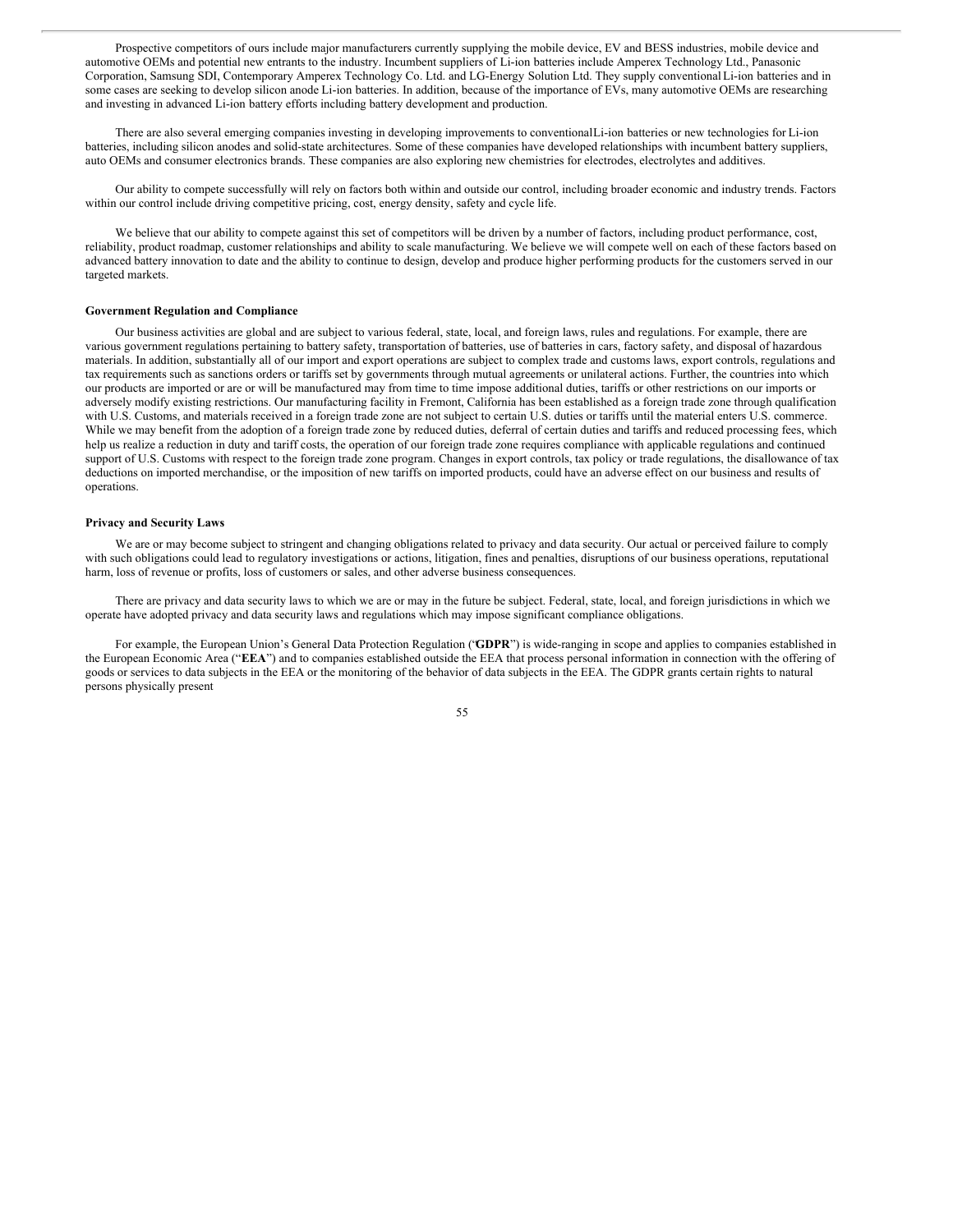Prospective competitors of ours include major manufacturers currently supplying the mobile device, EV and BESS industries, mobile device and automotive OEMs and potential new entrants to the industry. Incumbent suppliers of Li-ion batteries include Amperex Technology Ltd., Panasonic Corporation, Samsung SDI, Contemporary Amperex Technology Co. Ltd. and LG-Energy Solution Ltd. They supply conventional Li-ion batteries and in some cases are seeking to develop silicon anode Li-ion batteries. In addition, because of the importance of EVs, many automotive OEMs are researching and investing in advanced Li-ion battery efforts including battery development and production.

There are also several emerging companies investing in developing improvements to conventional Li-ion batteries or new technologies for Li-ion batteries, including silicon anodes and solid-state architectures. Some of these companies have developed relationships with incumbent battery suppliers, auto OEMs and consumer electronics brands. These companies are also exploring new chemistries for electrodes, electrolytes and additives.

Our ability to compete successfully will rely on factors both within and outside our control, including broader economic and industry trends. Factors within our control include driving competitive pricing, cost, energy density, safety and cycle life.

We believe that our ability to compete against this set of competitors will be driven by a number of factors, including product performance, cost, reliability, product roadmap, customer relationships and ability to scale manufacturing. We believe we will compete well on each of these factors based on advanced battery innovation to date and the ability to continue to design, develop and produce higher performing products for the customers served in our targeted markets.

**Government Regulation and Compliance**

Our business activities are global and are subject to various federal, state, local, and foreign laws, rules and regulations. For example, there are various government regulations pertaining to battery safety, transportation of batteries, use of batteries in cars, factory safety, and disposal of hazardous materials. In addition, substantially all of our import and export operations are subject to complex trade and customs laws, export controls, regulations and tax requirements such as sanctions orders or tariffs set by governments through mutual agreements or unilateral actions. Further, the countries into which our products are imported or are or will be manufactured may from time to time impose additional duties, tariffs or other restrictions on our imports or adversely modify existing restrictions. Our manufacturing facility in Fremont, California has been established as a foreign trade zone through qualification with U.S. Customs, and materials received in a foreign trade zone are not subject to certain U.S. duties or tariffs until the material enters U.S. commerce. While we may benefit from the adoption of a foreign trade zone by reduced duties, deferral of certain duties and tariffs and reduced processing fees, which help us realize a reduction in duty and tariff costs, the operation of our foreign trade zone requires compliance with applicable regulations and continued support of U.S. Customs with respect to the foreign trade zone program. Changes in export controls, tax policy or trade regulations, the disallowance of tax deductions on imported merchandise, or the imposition of new tariffs on imported products, could have an adverse effect on our business and results of operations.

**Privacy and Security Laws**

We are or may become subject to stringent and changing obligations related to privacy and data security. Our actual or perceived failure to comply with such obligations could lead to regulatory investigations or actions, litigation, fines and penalties, disruptions of our business operations, reputational harm, loss of revenue or profits, loss of customers or sales, and other adverse business consequences.

There are privacy and data security laws to which we are or may in the future be subject. Federal, state, local, and foreign jurisdictions in which we operate have adopted privacy and data security laws and regulations which may impose significant compliance obligations.

For example, the European Union's General Data Protection Regulation ("**GDPR**") is wide-ranging in scope and applies to companies established in the European Economic Area ("**EEA**") and to companies established outside the EEA that process personal information in connection with the offering of goods or services to data subjects in the EEA or the monitoring of the behavior of data subjects in the EEA. The GDPR grants certain rights to natural persons physically present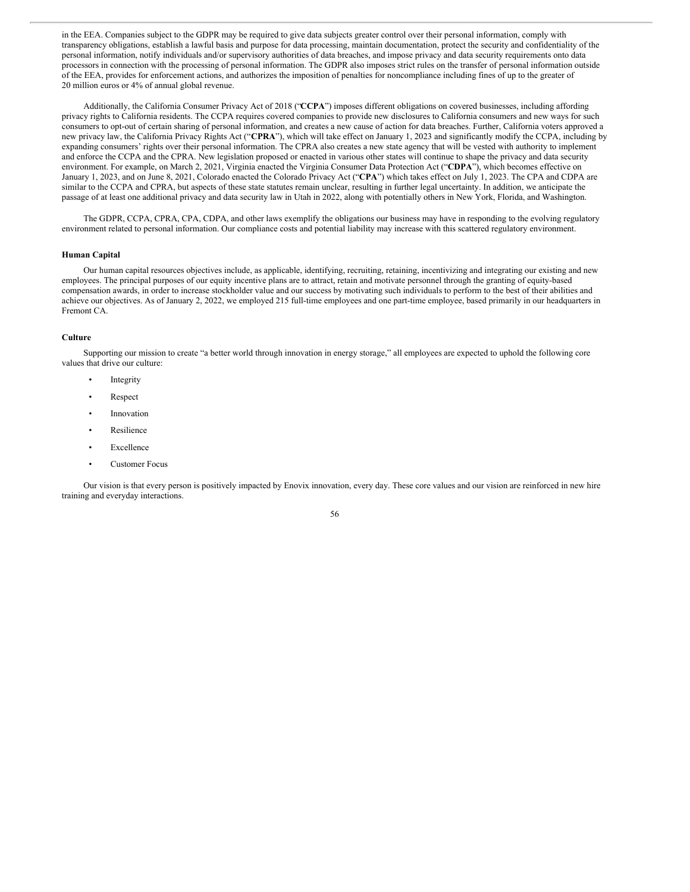in the EEA. Companies subject to the GDPR may be required to give data subjects greater control over their personal information, comply with transparency obligations, establish a lawful basis and purpose for data processing, maintain documentation, protect the security and confidentiality of the personal information, notify individuals and/or supervisory authorities of data breaches, and impose privacy and data security requirements onto data processors in connection with the processing of personal information. The GDPR also imposes strict rules on the transfer of personal information outside of the EEA, provides for enforcement actions, and authorizes the imposition of penalties for noncompliance including fines of up to the greater of 20 million euros or 4% of annual global revenue.

Additionally, the California Consumer Privacy Act of 2018 ("**CCPA**") imposes different obligations on covered businesses, including affording privacy rights to California residents. The CCPA requires covered companies to provide new disclosures to California consumers and new ways for such consumers to opt-out of certain sharing of personal information, and creates a new cause of action for data breaches. Further, California voters approved a new privacy law, the California Privacy Rights Act ("**CPRA**"), which will take effect on January 1, 2023 and significantly modify the CCPA, including by expanding consumers' rights over their personal information. The CPRA also creates a new state agency that will be vested with authority to implement and enforce the CCPA and the CPRA. New legislation proposed or enacted in various other states will continue to shape the privacy and data security environment. For example, on March 2, 2021, Virginia enacted the Virginia Consumer Data Protection Act ("**CDPA**"), which becomes effective on January 1, 2023, and on June 8, 2021, Colorado enacted the Colorado Privacy Act ("**CPA**") which takes effect on July 1, 2023. The CPA and CDPA are similar to the CCPA and CPRA, but aspects of these state statutes remain unclear, resulting in further legal uncertainty. In addition, we anticipate the passage of at least one additional privacy and data security law in Utah in 2022, along with potentially others in New York, Florida, and Washington.

The GDPR, CCPA, CPRA, CPA, CDPA, and other laws exemplify the obligations our business may have in responding to the evolving regulatory environment related to personal information. Our compliance costs and potential liability may increase with this scattered regulatory environment.

### Human Capital

Our human capital resources objectives include, as applicable, identifying, recruiting, retaining, incentivizing and integrating our existing and new employees. The principal purposes of our equity incentive plans are to attract, retain and motivate personnel through the granting of equity-based compensation awards, in order to increase stockholder value and our success by motivating such individuals to perform to the best of their abilities and achieve our objectives. As of January 2, 2022, we employed 215 full-time employees and one part-time employee, based primarily in our headquarters in Fremont CA.

### Culture

Supporting our mission to create "a better world through innovation in energy storage," all employees are expected to uphold the following core values that drive our culture:

- Integrity
- Respect
- Innovation
- Resilience
- Excellence
- Customer Focus

Our vision is that every person is positively impacted by Enovix innovation, every day. These core values and our vision are reinforced in new hire training and everyday interactions.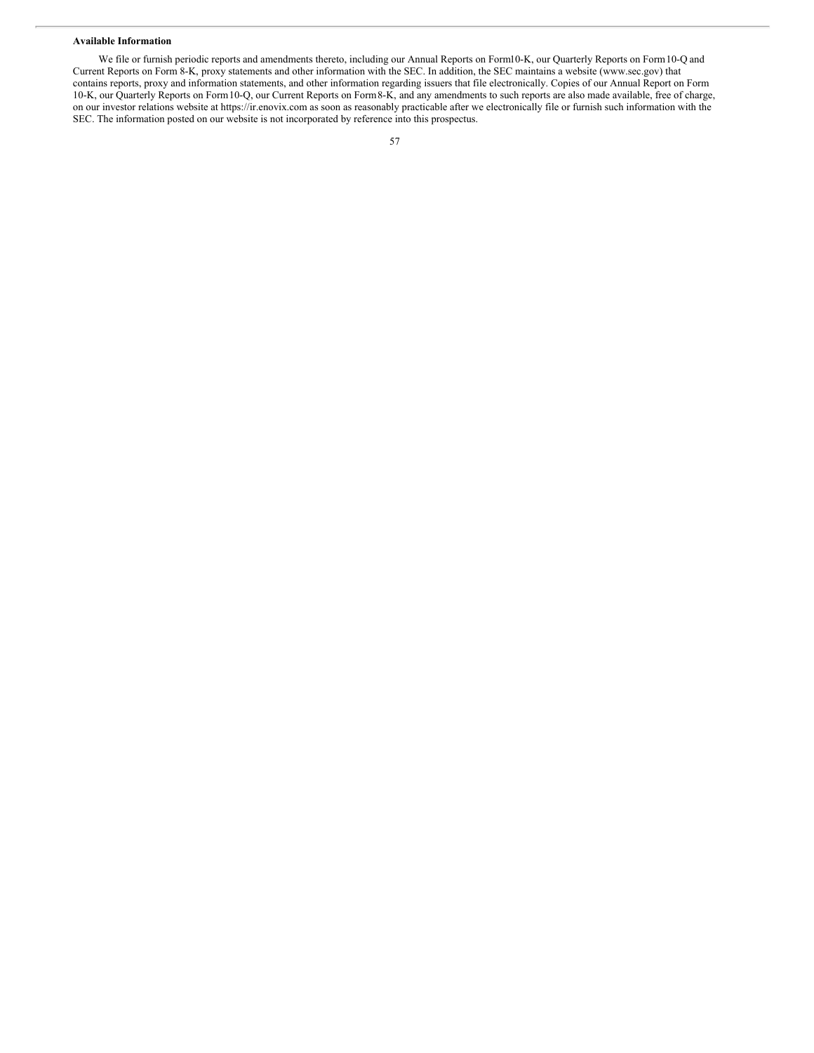**Available Information**

We file or furnish periodic reports and amendments thereto, including our Annual Reports on Form10-K, our Quarterly Reports on Form10-Q and Current Reports on Form 8-K, proxy statements and other information with the SEC. In addition, the SEC maintains a website (www.sec.gov) that contains reports, proxy and information statements, and other information regarding issuers that file electronically. Copies of our Annual Report on Form 10-K, our Quarterly Reports on Form10-Q, our Current Reports on Form8-K, and any amendments to such reports are also made available, free of charge, on our investor relations website at https://ir.enovix.com as soon as reasonably practicable after we electronically file or furnish such information with the SEC. The information posted on our website is not incorporated by reference into this prospectus.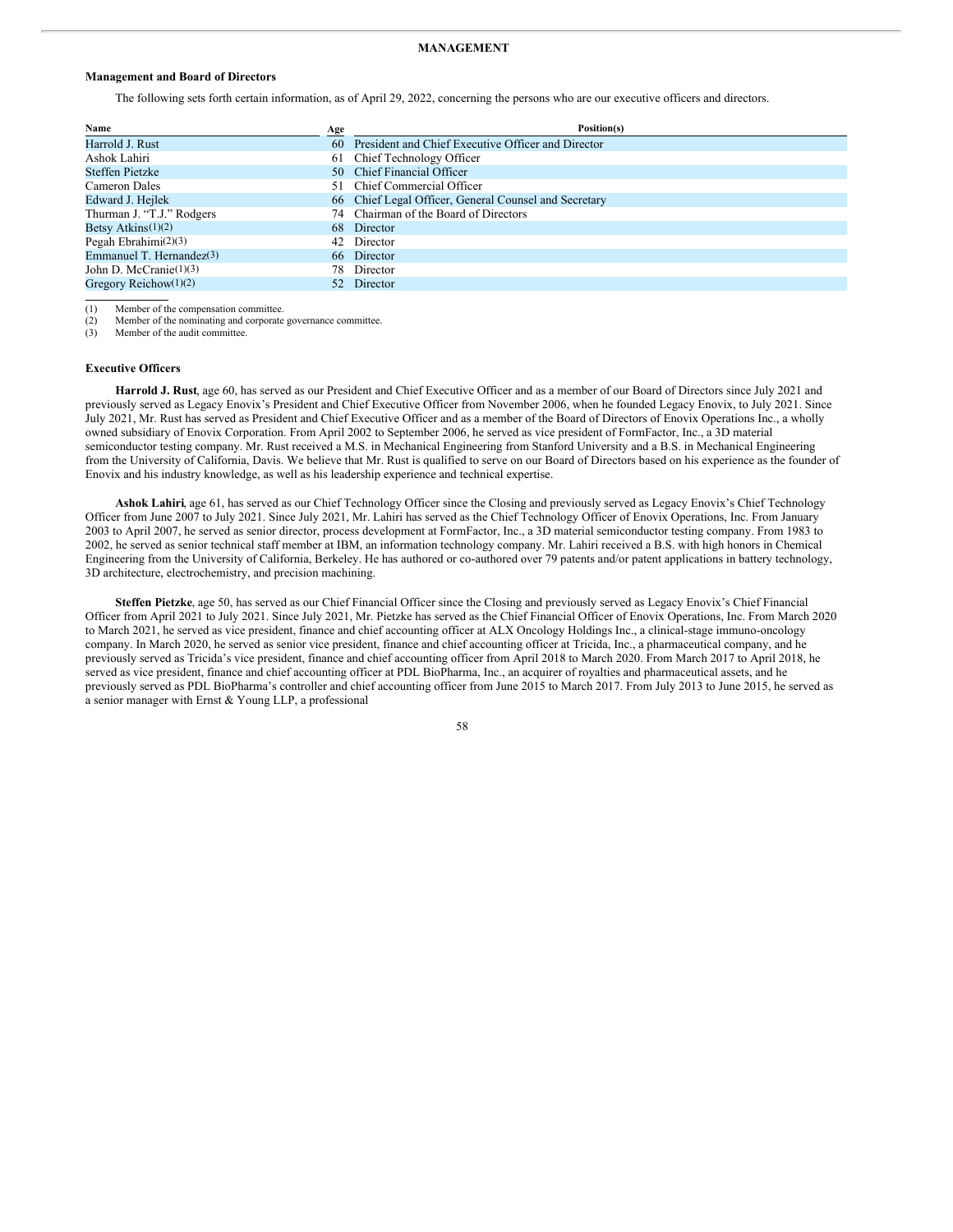# MANAGEMENT

### Management and Board of Directors

The following sets forth certain information, as of April 29, 2022, concerning the persons who are our executive officers and directors.

| Name | Age | Position(s) |
|---|---|---|
| Harrold J. Rust | 60 | President and Chief Executive Officer and Director |
| Ashok Lahiri | 61 | Chief Technology Officer |
| Steffen Pietzke | 50 | Chief Financial Officer |
| Cameron Dales | 51 | Chief Commercial Officer |
| Edward J. Hejlek | 66 | Chief Legal Officer, General Counsel and Secretary |
| Thurman J. "T.J." Rodgers | 74 | Chairman of the Board of Directors |
| Betsy Atkins(1)(2) | 68 | Director |
| Pegah Ebrahimi(2)(3) | 42 | Director |
| Emmanuel T. Hernandez(3) | 66 | Director |
| John D. McCranie(1)(3) | 78 | Director |
| Gregory Reichow(1)(2) | 52 | Director |

(1) Member of the compensation committee.
(2) Member of the nominating and corporate governance committee.
(3) Member of the audit committee.

### Executive Officers

**Harrold J. Rust**, age 60, has served as our President and Chief Executive Officer and as a member of our Board of Directors since July 2021 and previously served as Legacy Enovix's President and Chief Executive Officer from November 2006, when he founded Legacy Enovix, to July 2021. Since July 2021, Mr. Rust has served as President and Chief Executive Officer and as a member of the Board of Directors of Enovix Operations Inc., a wholly owned subsidiary of Enovix Corporation. From April 2002 to September 2006, he served as vice president of FormFactor, Inc., a 3D material semiconductor testing company. Mr. Rust received a M.S. in Mechanical Engineering from Stanford University and a B.S. in Mechanical Engineering from the University of California, Davis. We believe that Mr. Rust is qualified to serve on our Board of Directors based on his experience as the founder of Enovix and his industry knowledge, as well as his leadership experience and technical expertise.

**Ashok Lahiri**, age 61, has served as our Chief Technology Officer since the Closing and previously served as Legacy Enovix's Chief Technology Officer from June 2007 to July 2021. Since July 2021, Mr. Lahiri has served as the Chief Technology Officer of Enovix Operations, Inc. From January 2003 to April 2007, he served as senior director, process development at FormFactor, Inc., a 3D material semiconductor testing company. From 1983 to 2002, he served as senior technical staff member at IBM, an information technology company. Mr. Lahiri received a B.S. with high honors in Chemical Engineering from the University of California, Berkeley. He has authored or co-authored over 79 patents and/or patent applications in battery technology, 3D architecture, electrochemistry, and precision machining.

**Steffen Pietzke**, age 50, has served as our Chief Financial Officer since the Closing and previously served as Legacy Enovix's Chief Financial Officer from April 2021 to July 2021. Since July 2021, Mr. Pietzke has served as the Chief Financial Officer of Enovix Operations, Inc. From March 2020 to March 2021, he served as vice president, finance and chief accounting officer at ALX Oncology Holdings Inc., a clinical-stage immuno-oncology company. In March 2020, he served as senior vice president, finance and chief accounting officer at Tricida, Inc., a pharmaceutical company, and he previously served as Tricida's vice president, finance and chief accounting officer from April 2018 to March 2020. From March 2017 to April 2018, he served as vice president, finance and chief accounting officer at PDL BioPharma, Inc., an acquirer of royalties and pharmaceutical assets, and he previously served as PDL BioPharma's controller and chief accounting officer from June 2015 to March 2017. From July 2013 to June 2015, he served as a senior manager with Ernst & Young LLP, a professional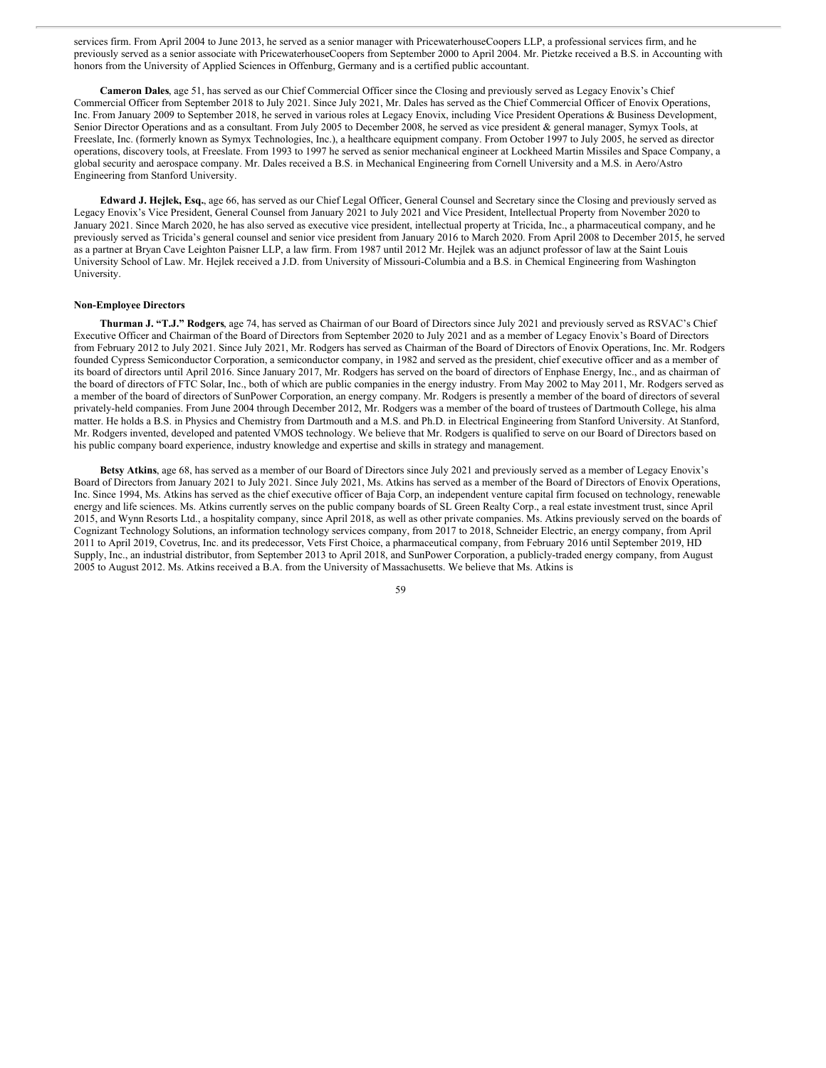services firm. From April 2004 to June 2013, he served as a senior manager with PricewaterhouseCoopers LLP, a professional services firm, and he previously served as a senior associate with PricewaterhouseCoopers from September 2000 to April 2004. Mr. Pietzke received a B.S. in Accounting with honors from the University of Applied Sciences in Offenburg, Germany and is a certified public accountant.

**Cameron Dales**, age 51, has served as our Chief Commercial Officer since the Closing and previously served as Legacy Enovix's Chief Commercial Officer from September 2018 to July 2021. Since July 2021, Mr. Dales has served as the Chief Commercial Officer of Enovix Operations, Inc. From January 2009 to September 2018, he served in various roles at Legacy Enovix, including Vice President Operations & Business Development, Senior Director Operations and as a consultant. From July 2005 to December 2008, he served as vice president & general manager, Symyx Tools, at Freeslate, Inc. (formerly known as Symyx Technologies, Inc.), a healthcare equipment company. From October 1997 to July 2005, he served as director operations, discovery tools, at Freeslate. From 1993 to 1997 he served as senior mechanical engineer at Lockheed Martin Missiles and Space Company, a global security and aerospace company. Mr. Dales received a B.S. in Mechanical Engineering from Cornell University and a M.S. in Aero/Astro Engineering from Stanford University.

**Edward J. Hejlek, Esq.**, age 66, has served as our Chief Legal Officer, General Counsel and Secretary since the Closing and previously served as Legacy Enovix's Vice President, General Counsel from January 2021 to July 2021 and Vice President, Intellectual Property from November 2020 to January 2021. Since March 2020, he has also served as executive vice president, intellectual property at Tricida, Inc., a pharmaceutical company, and he previously served as Tricida's general counsel and senior vice president from January 2016 to March 2020. From April 2008 to December 2015, he served as a partner at Bryan Cave Leighton Paisner LLP, a law firm. From 1987 until 2012 Mr. Hejlek was an adjunct professor of law at the Saint Louis University School of Law. Mr. Hejlek received a J.D. from University of Missouri-Columbia and a B.S. in Chemical Engineering from Washington University.

**Non-Employee Directors**

**Thurman J. "T.J." Rodgers**, age 74, has served as Chairman of our Board of Directors since July 2021 and previously served as RSVAC's Chief Executive Officer and Chairman of the Board of Directors from September 2020 to July 2021 and as a member of Legacy Enovix's Board of Directors from February 2012 to July 2021. Since July 2021, Mr. Rodgers has served as Chairman of the Board of Directors of Enovix Operations, Inc. Mr. Rodgers founded Cypress Semiconductor Corporation, a semiconductor company, in 1982 and served as the president, chief executive officer and as a member of its board of directors until April 2016. Since January 2017, Mr. Rodgers has served on the board of directors of Enphase Energy, Inc., and as chairman of the board of directors of FTC Solar, Inc., both of which are public companies in the energy industry. From May 2002 to May 2011, Mr. Rodgers served as a member of the board of directors of SunPower Corporation, an energy company. Mr. Rodgers is presently a member of the board of directors of several privately-held companies. From June 2004 through December 2012, Mr. Rodgers was a member of the board of trustees of Dartmouth College, his alma matter. He holds a B.S. in Physics and Chemistry from Dartmouth and a M.S. and Ph.D. in Electrical Engineering from Stanford University. At Stanford, Mr. Rodgers invented, developed and patented VMOS technology. We believe that Mr. Rodgers is qualified to serve on our Board of Directors based on his public company board experience, industry knowledge and expertise and skills in strategy and management.

**Betsy Atkins**, age 68, has served as a member of our Board of Directors since July 2021 and previously served as a member of Legacy Enovix's Board of Directors from January 2021 to July 2021. Since July 2021, Ms. Atkins has served as a member of the Board of Directors of Enovix Operations, Inc. Since 1994, Ms. Atkins has served as the chief executive officer of Baja Corp, an independent venture capital firm focused on technology, renewable energy and life sciences. Ms. Atkins currently serves on the public company boards of SL Green Realty Corp., a real estate investment trust, since April 2015, and Wynn Resorts Ltd., a hospitality company, since April 2018, as well as other private companies. Ms. Atkins previously served on the boards of Cognizant Technology Solutions, an information technology services company, from 2017 to 2018, Schneider Electric, an energy company, from April 2011 to April 2019, Covetrus, Inc. and its predecessor, Vets First Choice, a pharmaceutical company, from February 2016 until September 2019, HD Supply, Inc., an industrial distributor, from September 2013 to April 2018, and SunPower Corporation, a publicly-traded energy company, from August 2005 to August 2012. Ms. Atkins received a B.A. from the University of Massachusetts. We believe that Ms. Atkins is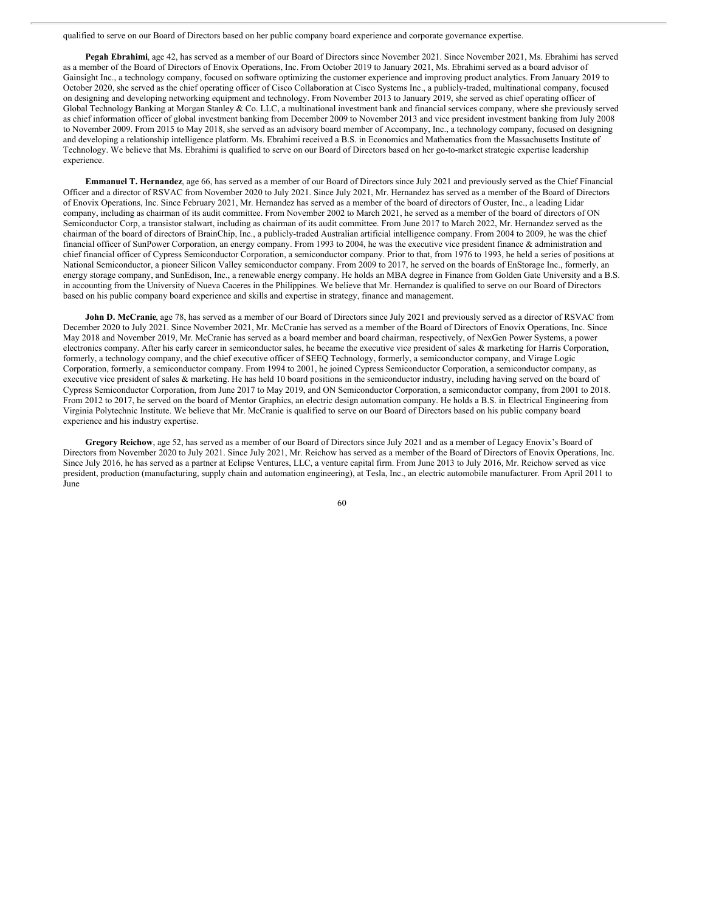qualified to serve on our Board of Directors based on her public company board experience and corporate governance expertise.

**Pegah Ebrahimi**, age 42, has served as a member of our Board of Directors since November 2021. Since November 2021, Ms. Ebrahimi has served as a member of the Board of Directors of Enovix Operations, Inc. From October 2019 to January 2021, Ms. Ebrahimi served as a board advisor of Gainsight Inc., a technology company, focused on software optimizing the customer experience and improving product analytics. From January 2019 to October 2020, she served as the chief operating officer of Cisco Collaboration at Cisco Systems Inc., a publicly-traded, multinational company, focused on designing and developing networking equipment and technology. From November 2013 to January 2019, she served as chief operating officer of Global Technology Banking at Morgan Stanley & Co. LLC, a multinational investment bank and financial services company, where she previously served as chief information officer of global investment banking from December 2009 to November 2013 and vice president investment banking from July 2008 to November 2009. From 2015 to May 2018, she served as an advisory board member of Accompany, Inc., a technology company, focused on designing and developing a relationship intelligence platform. Ms. Ebrahimi received a B.S. in Economics and Mathematics from the Massachusetts Institute of Technology. We believe that Ms. Ebrahimi is qualified to serve on our Board of Directors based on her go-to-market strategic expertise leadership experience.

**Emmanuel T. Hernandez**, age 66, has served as a member of our Board of Directors since July 2021 and previously served as the Chief Financial Officer and a director of RSVAC from November 2020 to July 2021. Since July 2021, Mr. Hernandez has served as a member of the Board of Directors of Enovix Operations, Inc. Since February 2021, Mr. Hernandez has served as a member of the board of directors of Ouster, Inc., a leading Lidar company, including as chairman of its audit committee. From November 2002 to March 2021, he served as a member of the board of directors of ON Semiconductor Corp, a transistor stalwart, including as chairman of its audit committee. From June 2017 to March 2022, Mr. Hernandez served as the chairman of the board of directors of BrainChip, Inc., a publicly-traded Australian artificial intelligence company. From 2004 to 2009, he was the chief financial officer of SunPower Corporation, an energy company. From 1993 to 2004, he was the executive vice president finance & administration and chief financial officer of Cypress Semiconductor Corporation, a semiconductor company. Prior to that, from 1976 to 1993, he held a series of positions at National Semiconductor, a pioneer Silicon Valley semiconductor company. From 2009 to 2017, he served on the boards of EnStorage Inc., formerly, an energy storage company, and SunEdison, Inc., a renewable energy company. He holds an MBA degree in Finance from Golden Gate University and a B.S. in accounting from the University of Nueva Caceres in the Philippines. We believe that Mr. Hernandez is qualified to serve on our Board of Directors based on his public company board experience and skills and expertise in strategy, finance and management.

**John D. McCranie**, age 78, has served as a member of our Board of Directors since July 2021 and previously served as a director of RSVAC from December 2020 to July 2021. Since November 2021, Mr. McCranie has served as a member of the Board of Directors of Enovix Operations, Inc. Since May 2018 and November 2019, Mr. McCranie has served as a board member and board chairman, respectively, of NexGen Power Systems, a power electronics company. After his early career in semiconductor sales, he became the executive vice president of sales & marketing for Harris Corporation, formerly, a technology company, and the chief executive officer of SEEQ Technology, formerly, a semiconductor company, and Virage Logic Corporation, formerly, a semiconductor company. From 1994 to 2001, he joined Cypress Semiconductor Corporation, a semiconductor company, as executive vice president of sales & marketing. He has held 10 board positions in the semiconductor industry, including having served on the board of Cypress Semiconductor Corporation, from June 2017 to May 2019, and ON Semiconductor Corporation, a semiconductor company, from 2001 to 2018. From 2012 to 2017, he served on the board of Mentor Graphics, an electric design automation company. He holds a B.S. in Electrical Engineering from Virginia Polytechnic Institute. We believe that Mr. McCranie is qualified to serve on our Board of Directors based on his public company board experience and his industry expertise.

**Gregory Reichow**, age 52, has served as a member of our Board of Directors since July 2021 and as a member of Legacy Enovix's Board of Directors from November 2020 to July 2021. Since July 2021, Mr. Reichow has served as a member of the Board of Directors of Enovix Operations, Inc. Since July 2016, he has served as a partner at Eclipse Ventures, LLC, a venture capital firm. From June 2013 to July 2016, Mr. Reichow served as vice president, production (manufacturing, supply chain and automation engineering), at Tesla, Inc., an electric automobile manufacturer. From April 2011 to June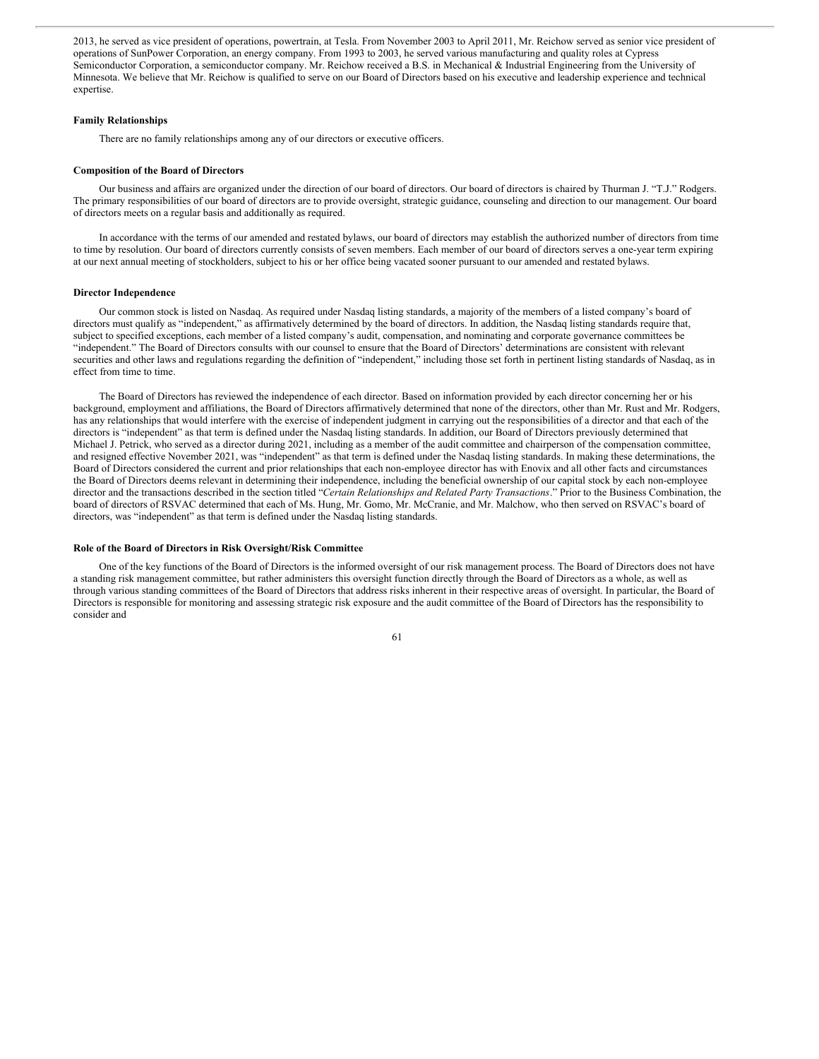2013, he served as vice president of operations, powertrain, at Tesla. From November 2003 to April 2011, Mr. Reichow served as senior vice president of operations of SunPower Corporation, an energy company. From 1993 to 2003, he served various manufacturing and quality roles at Cypress Semiconductor Corporation, a semiconductor company. Mr. Reichow received a B.S. in Mechanical & Industrial Engineering from the University of Minnesota. We believe that Mr. Reichow is qualified to serve on our Board of Directors based on his executive and leadership experience and technical expertise.

**Family Relationships**

There are no family relationships among any of our directors or executive officers.

**Composition of the Board of Directors**

Our business and affairs are organized under the direction of our board of directors. Our board of directors is chaired by Thurman J. "T.J." Rodgers. The primary responsibilities of our board of directors are to provide oversight, strategic guidance, counseling and direction to our management. Our board of directors meets on a regular basis and additionally as required.

In accordance with the terms of our amended and restated bylaws, our board of directors may establish the authorized number of directors from time to time by resolution. Our board of directors currently consists of seven members. Each member of our board of directors serves a one-year term expiring at our next annual meeting of stockholders, subject to his or her office being vacated sooner pursuant to our amended and restated bylaws.

**Director Independence**

Our common stock is listed on Nasdaq. As required under Nasdaq listing standards, a majority of the members of a listed company's board of directors must qualify as "independent," as affirmatively determined by the board of directors. In addition, the Nasdaq listing standards require that, subject to specified exceptions, each member of a listed company's audit, compensation, and nominating and corporate governance committees be "independent." The Board of Directors consults with our counsel to ensure that the Board of Directors' determinations are consistent with relevant securities and other laws and regulations regarding the definition of "independent," including those set forth in pertinent listing standards of Nasdaq, as in effect from time to time.

The Board of Directors has reviewed the independence of each director. Based on information provided by each director concerning her or his background, employment and affiliations, the Board of Directors affirmatively determined that none of the directors, other than Mr. Rust and Mr. Rodgers, has any relationships that would interfere with the exercise of independent judgment in carrying out the responsibilities of a director and that each of the directors is "independent" as that term is defined under the Nasdaq listing standards. In addition, our Board of Directors previously determined that Michael J. Petrick, who served as a director during 2021, including as a member of the audit committee and chairperson of the compensation committee, and resigned effective November 2021, was "independent" as that term is defined under the Nasdaq listing standards. In making these determinations, the Board of Directors considered the current and prior relationships that each non-employee director has with Enovix and all other facts and circumstances the Board of Directors deems relevant in determining their independence, including the beneficial ownership of our capital stock by each non-employee director and the transactions described in the section titled "*Certain Relationships and Related Party Transactions*." Prior to the Business Combination, the board of directors of RSVAC determined that each of Ms. Hung, Mr. Gomo, Mr. McCranie, and Mr. Malchow, who then served on RSVAC's board of directors, was "independent" as that term is defined under the Nasdaq listing standards.

**Role of the Board of Directors in Risk Oversight/Risk Committee**

One of the key functions of the Board of Directors is the informed oversight of our risk management process. The Board of Directors does not have a standing risk management committee, but rather administers this oversight function directly through the Board of Directors as a whole, as well as through various standing committees of the Board of Directors that address risks inherent in their respective areas of oversight. In particular, the Board of Directors is responsible for monitoring and assessing strategic risk exposure and the audit committee of the Board of Directors has the responsibility to consider and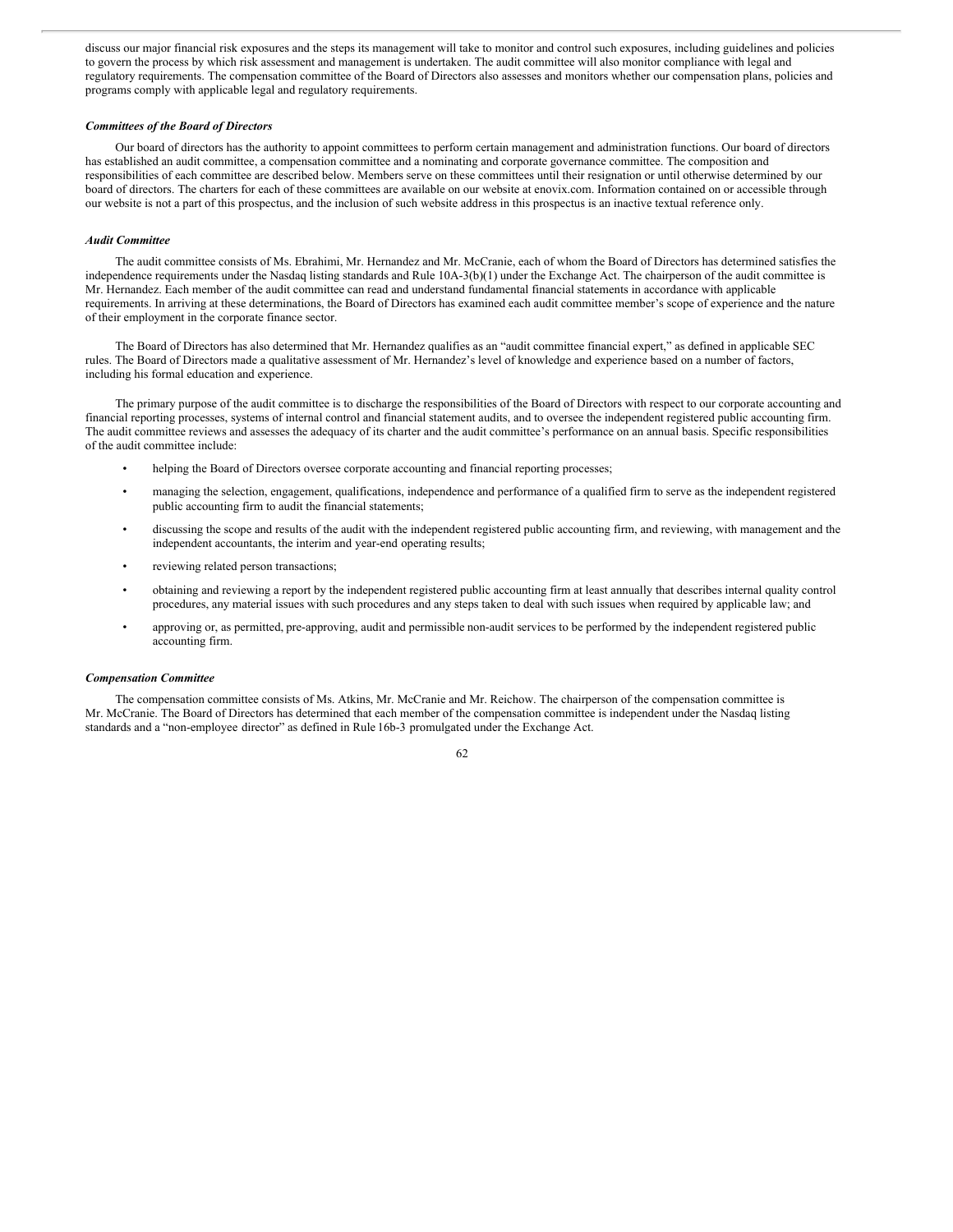discuss our major financial risk exposures and the steps its management will take to monitor and control such exposures, including guidelines and policies to govern the process by which risk assessment and management is undertaken. The audit committee will also monitor compliance with legal and regulatory requirements. The compensation committee of the Board of Directors also assesses and monitors whether our compensation plans, policies and programs comply with applicable legal and regulatory requirements.

***Committees of the Board of Directors***

Our board of directors has the authority to appoint committees to perform certain management and administration functions. Our board of directors has established an audit committee, a compensation committee and a nominating and corporate governance committee. The composition and responsibilities of each committee are described below. Members serve on these committees until their resignation or until otherwise determined by our board of directors. The charters for each of these committees are available on our website at enovix.com. Information contained on or accessible through our website is not a part of this prospectus, and the inclusion of such website address in this prospectus is an inactive textual reference only.

***Audit Committee***

The audit committee consists of Ms. Ebrahimi, Mr. Hernandez and Mr. McCranie, each of whom the Board of Directors has determined satisfies the independence requirements under the Nasdaq listing standards and Rule 10A-3(b)(1) under the Exchange Act. The chairperson of the audit committee is Mr. Hernandez. Each member of the audit committee can read and understand fundamental financial statements in accordance with applicable requirements. In arriving at these determinations, the Board of Directors has examined each audit committee member's scope of experience and the nature of their employment in the corporate finance sector.

The Board of Directors has also determined that Mr. Hernandez qualifies as an "audit committee financial expert," as defined in applicable SEC rules. The Board of Directors made a qualitative assessment of Mr. Hernandez's level of knowledge and experience based on a number of factors, including his formal education and experience.

The primary purpose of the audit committee is to discharge the responsibilities of the Board of Directors with respect to our corporate accounting and financial reporting processes, systems of internal control and financial statement audits, and to oversee the independent registered public accounting firm. The audit committee reviews and assesses the adequacy of its charter and the audit committee's performance on an annual basis. Specific responsibilities of the audit committee include:

- helping the Board of Directors oversee corporate accounting and financial reporting processes;
- managing the selection, engagement, qualifications, independence and performance of a qualified firm to serve as the independent registered public accounting firm to audit the financial statements;
- discussing the scope and results of the audit with the independent registered public accounting firm, and reviewing, with management and the independent accountants, the interim and year-end operating results;
- reviewing related person transactions;
- obtaining and reviewing a report by the independent registered public accounting firm at least annually that describes internal quality control procedures, any material issues with such procedures and any steps taken to deal with such issues when required by applicable law; and
- approving or, as permitted, pre-approving, audit and permissible non-audit services to be performed by the independent registered public accounting firm.

***Compensation Committee***

The compensation committee consists of Ms. Atkins, Mr. McCranie and Mr. Reichow. The chairperson of the compensation committee is Mr. McCranie. The Board of Directors has determined that each member of the compensation committee is independent under the Nasdaq listing standards and a "non-employee director" as defined in Rule 16b-3 promulgated under the Exchange Act.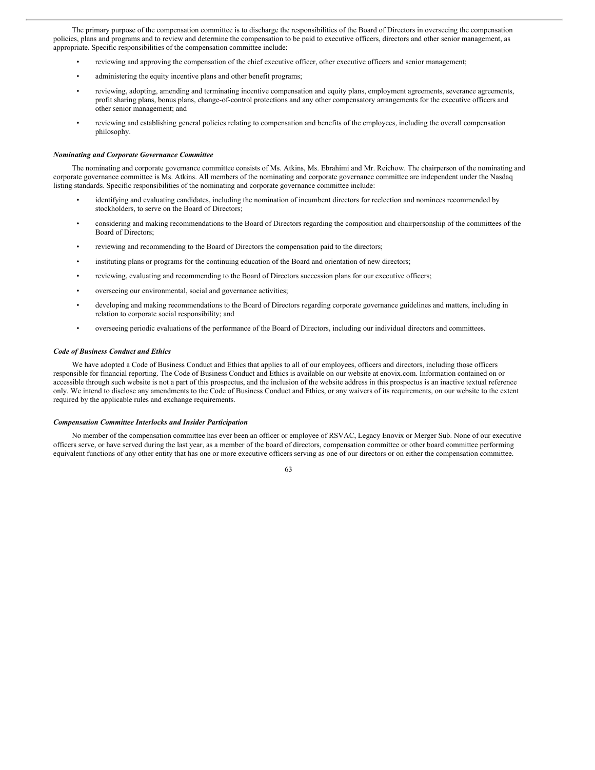The primary purpose of the compensation committee is to discharge the responsibilities of the Board of Directors in overseeing the compensation policies, plans and programs and to review and determine the compensation to be paid to executive officers, directors and other senior management, as appropriate. Specific responsibilities of the compensation committee include:

- reviewing and approving the compensation of the chief executive officer, other executive officers and senior management;
- administering the equity incentive plans and other benefit programs;
- reviewing, adopting, amending and terminating incentive compensation and equity plans, employment agreements, severance agreements, profit sharing plans, bonus plans, change-of-control protections and any other compensatory arrangements for the executive officers and other senior management; and
- reviewing and establishing general policies relating to compensation and benefits of the employees, including the overall compensation philosophy.

***Nominating and Corporate Governance Committee***

The nominating and corporate governance committee consists of Ms. Atkins, Ms. Ebrahimi and Mr. Reichow. The chairperson of the nominating and corporate governance committee is Ms. Atkins. All members of the nominating and corporate governance committee are independent under the Nasdaq listing standards. Specific responsibilities of the nominating and corporate governance committee include:

- identifying and evaluating candidates, including the nomination of incumbent directors for reelection and nominees recommended by stockholders, to serve on the Board of Directors;
- considering and making recommendations to the Board of Directors regarding the composition and chairpersonship of the committees of the Board of Directors;
- reviewing and recommending to the Board of Directors the compensation paid to the directors;
- instituting plans or programs for the continuing education of the Board and orientation of new directors;
- reviewing, evaluating and recommending to the Board of Directors succession plans for our executive officers;
- overseeing our environmental, social and governance activities;
- developing and making recommendations to the Board of Directors regarding corporate governance guidelines and matters, including in relation to corporate social responsibility; and
- overseeing periodic evaluations of the performance of the Board of Directors, including our individual directors and committees.

***Code of Business Conduct and Ethics***

We have adopted a Code of Business Conduct and Ethics that applies to all of our employees, officers and directors, including those officers responsible for financial reporting. The Code of Business Conduct and Ethics is available on our website at enovix.com. Information contained on or accessible through such website is not a part of this prospectus, and the inclusion of the website address in this prospectus is an inactive textual reference only. We intend to disclose any amendments to the Code of Business Conduct and Ethics, or any waivers of its requirements, on our website to the extent required by the applicable rules and exchange requirements.

***Compensation Committee Interlocks and Insider Participation***

No member of the compensation committee has ever been an officer or employee of RSVAC, Legacy Enovix or Merger Sub. None of our executive officers serve, or have served during the last year, as a member of the board of directors, compensation committee or other board committee performing equivalent functions of any other entity that has one or more executive officers serving as one of our directors or on either the compensation committee.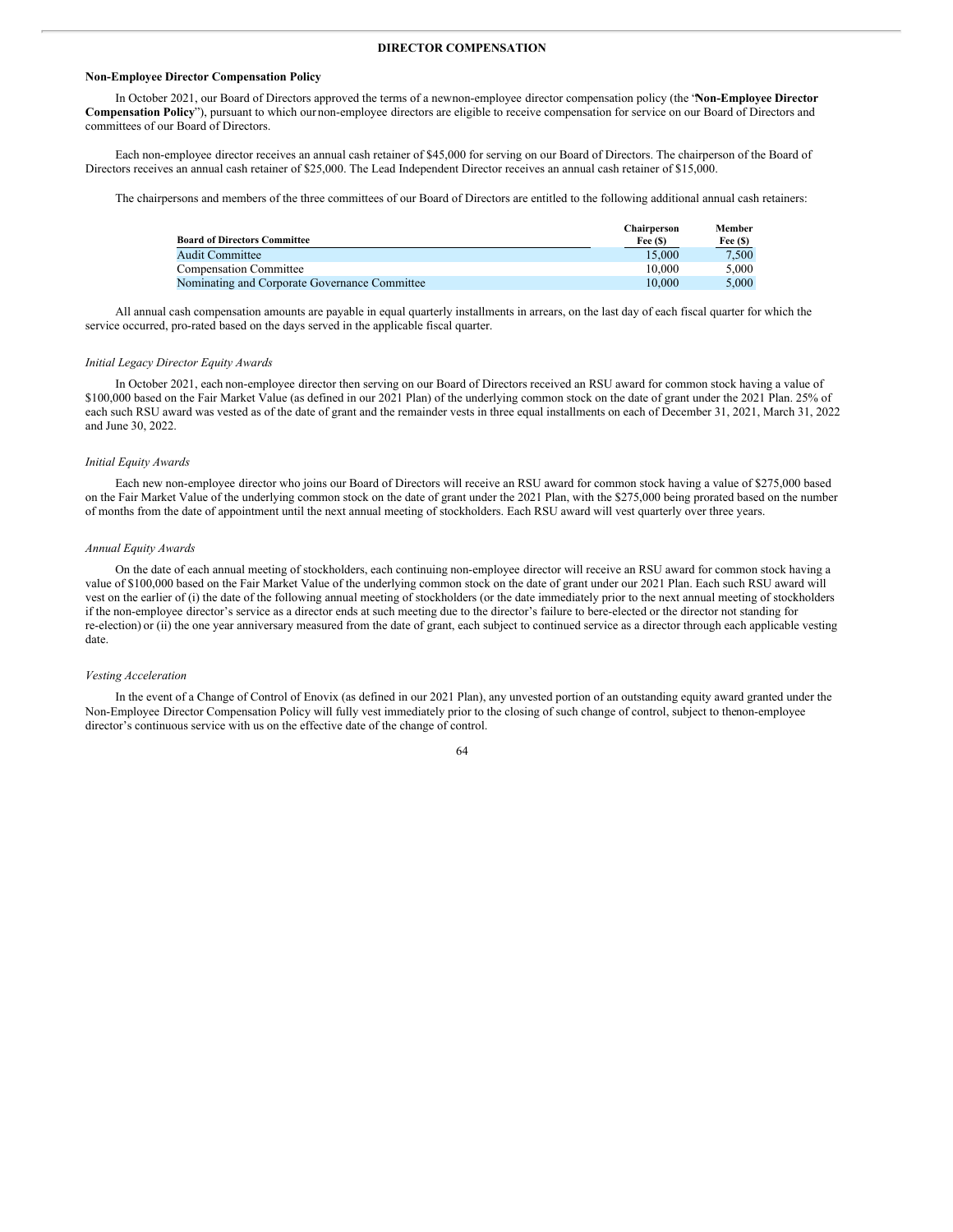# DIRECTOR COMPENSATION

## Non-Employee Director Compensation Policy

In October 2021, our Board of Directors approved the terms of a new non-employee director compensation policy (the "**Non-Employee Director Compensation Policy**"), pursuant to which our non-employee directors are eligible to receive compensation for service on our Board of Directors and committees of our Board of Directors.

Each non-employee director receives an annual cash retainer of $45,000 for serving on our Board of Directors. The chairperson of the Board of Directors receives an annual cash retainer of $25,000. The Lead Independent Director receives an annual cash retainer of $15,000.

The chairpersons and members of the three committees of our Board of Directors are entitled to the following additional annual cash retainers:

| Board of Directors Committee | Chairperson Fee ($) | Member Fee ($) |
|---|---|---|
| Audit Committee | 15,000 | 7,500 |
| Compensation Committee | 10,000 | 5,000 |
| Nominating and Corporate Governance Committee | 10,000 | 5,000 |

All annual cash compensation amounts are payable in equal quarterly installments in arrears, on the last day of each fiscal quarter for which the service occurred, pro-rated based on the days served in the applicable fiscal quarter.

*Initial Legacy Director Equity Awards*

In October 2021, each non-employee director then serving on our Board of Directors received an RSU award for common stock having a value of $100,000 based on the Fair Market Value (as defined in our 2021 Plan) of the underlying common stock on the date of grant under the 2021 Plan. 25% of each such RSU award was vested as of the date of grant and the remainder vests in three equal installments on each of December 31, 2021, March 31, 2022 and June 30, 2022.

*Initial Equity Awards*

Each new non-employee director who joins our Board of Directors will receive an RSU award for common stock having a value of $275,000 based on the Fair Market Value of the underlying common stock on the date of grant under the 2021 Plan, with the $275,000 being prorated based on the number of months from the date of appointment until the next annual meeting of stockholders. Each RSU award will vest quarterly over three years.

*Annual Equity Awards*

On the date of each annual meeting of stockholders, each continuing non-employee director will receive an RSU award for common stock having a value of $100,000 based on the Fair Market Value of the underlying common stock on the date of grant under our 2021 Plan. Each such RSU award will vest on the earlier of (i) the date of the following annual meeting of stockholders (or the date immediately prior to the next annual meeting of stockholders if the non-employee director's service as a director ends at such meeting due to the director's failure to be re-elected or the director not standing for re-election) or (ii) the one year anniversary measured from the date of grant, each subject to continued service as a director through each applicable vesting date.

*Vesting Acceleration*

In the event of a Change of Control of Enovix (as defined in our 2021 Plan), any unvested portion of an outstanding equity award granted under the Non-Employee Director Compensation Policy will fully vest immediately prior to the closing of such change of control, subject to the non-employee director's continuous service with us on the effective date of the change of control.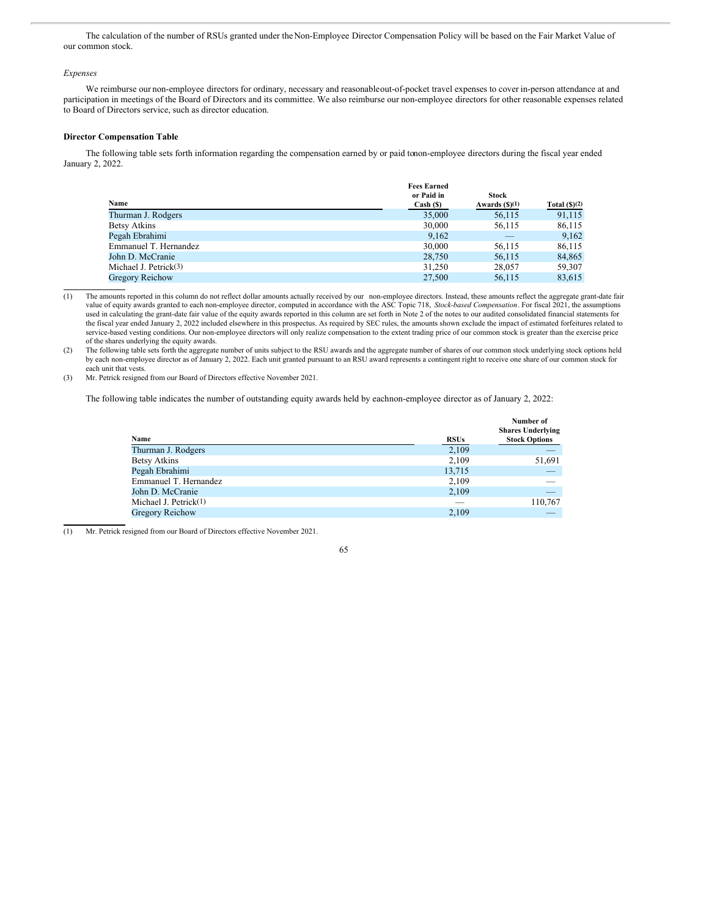The calculation of the number of RSUs granted under the Non-Employee Director Compensation Policy will be based on the Fair Market Value of our common stock.

*Expenses*

We reimburse our non-employee directors for ordinary, necessary and reasonable out-of-pocket travel expenses to cover in-person attendance at and participation in meetings of the Board of Directors and its committee. We also reimburse our non-employee directors for other reasonable expenses related to Board of Directors service, such as director education.

**Director Compensation Table**

The following table sets forth information regarding the compensation earned by or paid to non-employee directors during the fiscal year ended January 2, 2022.

| Name | Fees Earned or Paid in Cash ($) | Stock Awards ($)(1) | Total ($)(2) |
|---|---|---|---|
| Thurman J. Rodgers | 35,000 | 56,115 | 91,115 |
| Betsy Atkins | 30,000 | 56,115 | 86,115 |
| Pegah Ebrahimi | 9,162 | — | 9,162 |
| Emmanuel T. Hernandez | 30,000 | 56,115 | 86,115 |
| John D. McCranie | 28,750 | 56,115 | 84,865 |
| Michael J. Petrick(3) | 31,250 | 28,057 | 59,307 |
| Gregory Reichow | 27,500 | 56,115 | 83,615 |

(1) The amounts reported in this column do not reflect dollar amounts actually received by our non-employee directors. Instead, these amounts reflect the aggregate grant-date fair value of equity awards granted to each non-employee director, computed in accordance with the ASC Topic 718, *Stock-based Compensation*. For fiscal 2021, the assumptions used in calculating the grant-date fair value of the equity awards reported in this column are set forth in Note 2 of the notes to our audited consolidated financial statements for the fiscal year ended January 2, 2022 included elsewhere in this prospectus. As required by SEC rules, the amounts shown exclude the impact of estimated forfeitures related to service-based vesting conditions. Our non-employee directors will only realize compensation to the extent trading price of our common stock is greater than the exercise price of the shares underlying the equity awards.

(2) The following table sets forth the aggregate number of units subject to the RSU awards and the aggregate number of shares of our common stock underlying stock options held by each non-employee director as of January 2, 2022. Each unit granted pursuant to an RSU award represents a contingent right to receive one share of our common stock for each unit that vests.

(3) Mr. Petrick resigned from our Board of Directors effective November 2021.

The following table indicates the number of outstanding equity awards held by each non-employee director as of January 2, 2022:

| Name | RSUs | Number of Shares Underlying Stock Options |
|---|---|---|
| Thurman J. Rodgers | 2,109 | — |
| Betsy Atkins | 2,109 | 51,691 |
| Pegah Ebrahimi | 13,715 | — |
| Emmanuel T. Hernandez | 2,109 | — |
| John D. McCranie | 2,109 | — |
| Michael J. Petrick(1) | — | 110,767 |
| Gregory Reichow | 2,109 | — |

(1) Mr. Petrick resigned from our Board of Directors effective November 2021.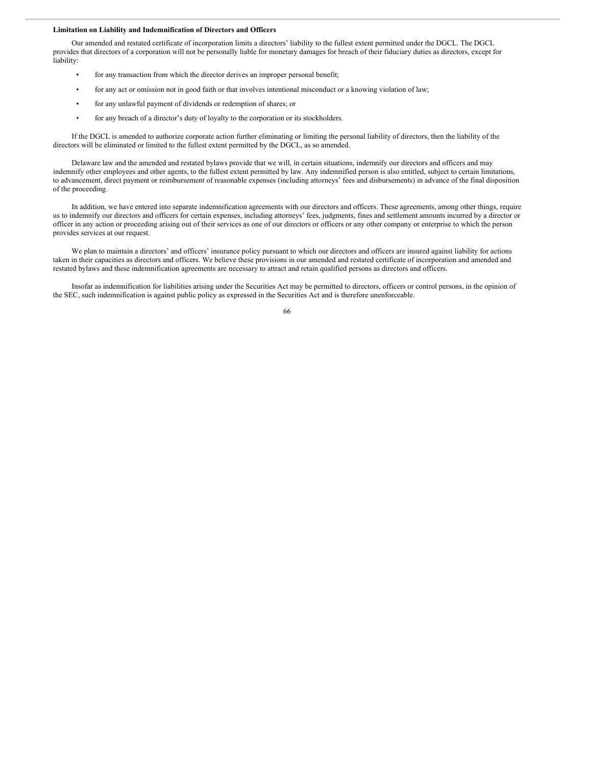**Limitation on Liability and Indemnification of Directors and Officers**

Our amended and restated certificate of incorporation limits a directors' liability to the fullest extent permitted under the DGCL. The DGCL provides that directors of a corporation will not be personally liable for monetary damages for breach of their fiduciary duties as directors, except for liability:

- for any transaction from which the director derives an improper personal benefit;
- for any act or omission not in good faith or that involves intentional misconduct or a knowing violation of law;
- for any unlawful payment of dividends or redemption of shares; or
- for any breach of a director's duty of loyalty to the corporation or its stockholders.

If the DGCL is amended to authorize corporate action further eliminating or limiting the personal liability of directors, then the liability of the directors will be eliminated or limited to the fullest extent permitted by the DGCL, as so amended.

Delaware law and the amended and restated bylaws provide that we will, in certain situations, indemnify our directors and officers and may indemnify other employees and other agents, to the fullest extent permitted by law. Any indemnified person is also entitled, subject to certain limitations, to advancement, direct payment or reimbursement of reasonable expenses (including attorneys' fees and disbursements) in advance of the final disposition of the proceeding.

In addition, we have entered into separate indemnification agreements with our directors and officers. These agreements, among other things, require us to indemnify our directors and officers for certain expenses, including attorneys' fees, judgments, fines and settlement amounts incurred by a director or officer in any action or proceeding arising out of their services as one of our directors or officers or any other company or enterprise to which the person provides services at our request.

We plan to maintain a directors' and officers' insurance policy pursuant to which our directors and officers are insured against liability for actions taken in their capacities as directors and officers. We believe these provisions in our amended and restated certificate of incorporation and amended and restated bylaws and these indemnification agreements are necessary to attract and retain qualified persons as directors and officers.

Insofar as indemnification for liabilities arising under the Securities Act may be permitted to directors, officers or control persons, in the opinion of the SEC, such indemnification is against public policy as expressed in the Securities Act and is therefore unenforceable.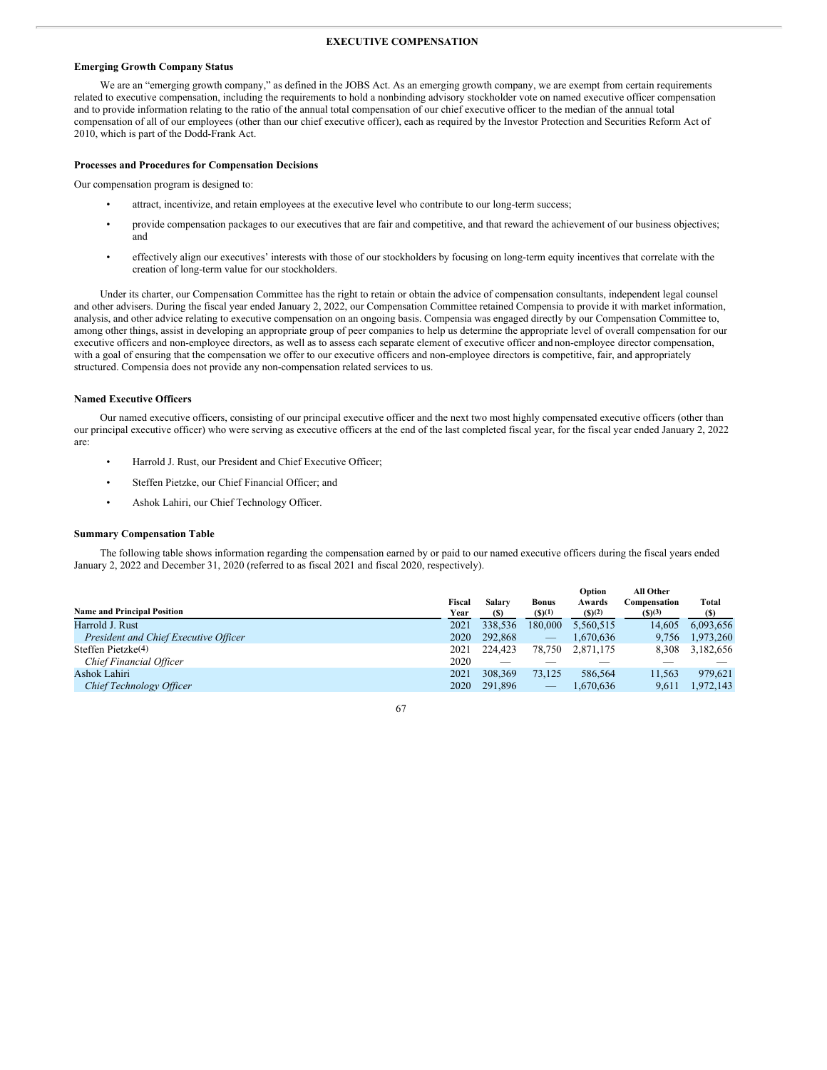# EXECUTIVE COMPENSATION

### Emerging Growth Company Status

We are an "emerging growth company," as defined in the JOBS Act. As an emerging growth company, we are exempt from certain requirements related to executive compensation, including the requirements to hold a nonbinding advisory stockholder vote on named executive officer compensation and to provide information relating to the ratio of the annual total compensation of our chief executive officer to the median of the annual total compensation of all of our employees (other than our chief executive officer), each as required by the Investor Protection and Securities Reform Act of 2010, which is part of the Dodd-Frank Act.

### Processes and Procedures for Compensation Decisions

Our compensation program is designed to:

- attract, incentivize, and retain employees at the executive level who contribute to our long-term success;
- provide compensation packages to our executives that are fair and competitive, and that reward the achievement of our business objectives; and
- effectively align our executives' interests with those of our stockholders by focusing on long-term equity incentives that correlate with the creation of long-term value for our stockholders.

Under its charter, our Compensation Committee has the right to retain or obtain the advice of compensation consultants, independent legal counsel and other advisers. During the fiscal year ended January 2, 2022, our Compensation Committee retained Compensia to provide it with market information, analysis, and other advice relating to executive compensation on an ongoing basis. Compensia was engaged directly by our Compensation Committee to, among other things, assist in developing an appropriate group of peer companies to help us determine the appropriate level of overall compensation for our executive officers and non-employee directors, as well as to assess each separate element of executive officer and non-employee director compensation, with a goal of ensuring that the compensation we offer to our executive officers and non-employee directors is competitive, fair, and appropriately structured. Compensia does not provide any non-compensation related services to us.

### Named Executive Officers

Our named executive officers, consisting of our principal executive officer and the next two most highly compensated executive officers (other than our principal executive officer) who were serving as executive officers at the end of the last completed fiscal year, for the fiscal year ended January 2, 2022 are:

- Harrold J. Rust, our President and Chief Executive Officer;
- Steffen Pietzke, our Chief Financial Officer; and
- Ashok Lahiri, our Chief Technology Officer.

### Summary Compensation Table

The following table shows information regarding the compensation earned by or paid to our named executive officers during the fiscal years ended January 2, 2022 and December 31, 2020 (referred to as fiscal 2021 and fiscal 2020, respectively).

| Name and Principal Position | Fiscal Year | Salary ($) | Bonus ($)(1) | Option Awards ($)(2) | All Other Compensation ($)(3) | Total ($) |
|---|---|---|---|---|---|---|
| Harrold J. Rust | 2021 | 338,536 | 180,000 | 5,560,515 | 14,605 | 6,093,656 |
| *President and Chief Executive Officer* | 2020 | 292,868 | — | 1,670,636 | 9,756 | 1,973,260 |
| Steffen Pietzke(4) | 2021 | 224,423 | 78,750 | 2,871,175 | 8,308 | 3,182,656 |
| *Chief Financial Officer* | 2020 | — | — | — | — | — |
| Ashok Lahiri | 2021 | 308,369 | 73,125 | 586,564 | 11,563 | 979,621 |
| *Chief Technology Officer* | 2020 | 291,896 | — | 1,670,636 | 9,611 | 1,972,143 |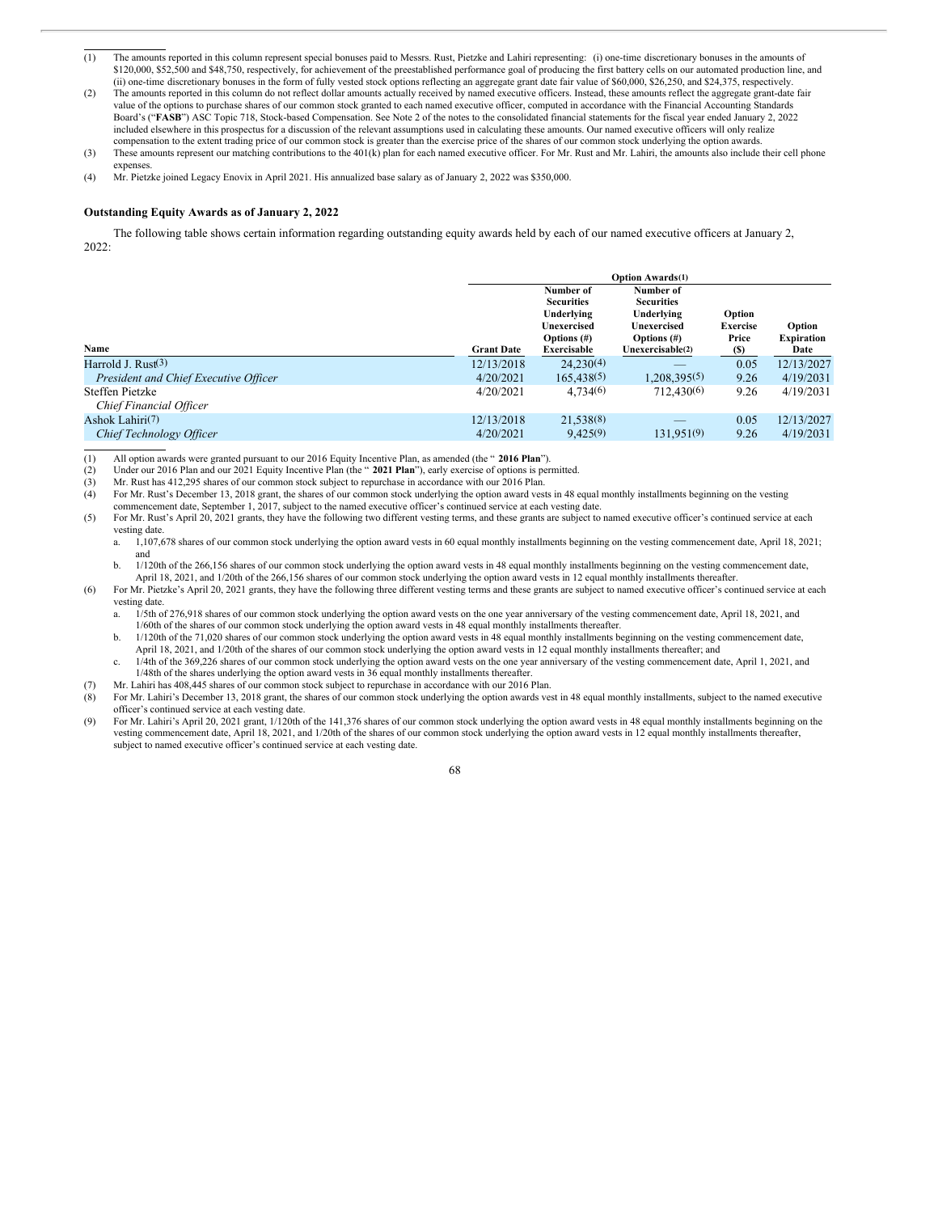(1) The amounts reported in this column represent special bonuses paid to Messrs. Rust, Pietzke and Lahiri representing: (i) one-time discretionary bonuses in the amounts of $120,000, $52,500 and $48,750, respectively, for achievement of the preestablished performance goal of producing the first battery cells on our automated production line, and (ii) one-time discretionary bonuses in the form of fully vested stock options reflecting an aggregate grant date fair value of $60,000, $26,250, and $24,375, respectively.

(2) The amounts reported in this column do not reflect dollar amounts actually received by named executive officers. Instead, these amounts reflect the aggregate grant-date fair value of the options to purchase shares of our common stock granted to each named executive officer, computed in accordance with the Financial Accounting Standards Board's ("**FASB**") ASC Topic 718, Stock-based Compensation. See Note 2 of the notes to the consolidated financial statements for the fiscal year ended January 2, 2022 included elsewhere in this prospectus for a discussion of the relevant assumptions used in calculating these amounts. Our named executive officers will only realize compensation to the extent trading price of our common stock is greater than the exercise price of the shares of our common stock underlying the option awards.

(3) These amounts represent our matching contributions to the 401(k) plan for each named executive officer. For Mr. Rust and Mr. Lahiri, the amounts also include their cell phone expenses.

(4) Mr. Pietzke joined Legacy Enovix in April 2021. His annualized base salary as of January 2, 2022 was $350,000.

**Outstanding Equity Awards as of January 2, 2022**

The following table shows certain information regarding outstanding equity awards held by each of our named executive officers at January 2, 2022:

| | | Option Awards(1) | | | |
|---|---|---|---|---|---|
| Name | Grant Date | Number of Securities Underlying Unexercised Options (#) Exercisable | Number of Securities Underlying Unexercised Options (#) Unexercisable(2) | Option Exercise Price ($) | Option Expiration Date |
| Harrold J. Rust(3) | 12/13/2018 | 24,230(4) | — | 0.05 | 12/13/2027 |
| *President and Chief Executive Officer* | 4/20/2021 | 165,438(5) | 1,208,395(5) | 9.26 | 4/19/2031 |
| Steffen Pietzke | 4/20/2021 | 4,734(6) | 712,430(6) | 9.26 | 4/19/2031 |
| *Chief Financial Officer* | | | | | |
| Ashok Lahiri(7) | 12/13/2018 | 21,538(8) | — | 0.05 | 12/13/2027 |
| *Chief Technology Officer* | 4/20/2021 | 9,425(9) | 131,951(9) | 9.26 | 4/19/2031 |

(1) All option awards were granted pursuant to our 2016 Equity Incentive Plan, as amended (the " **2016 Plan**").

(2) Under our 2016 Plan and our 2021 Equity Incentive Plan (the " **2021 Plan**"), early exercise of options is permitted.

(3) Mr. Rust has 412,295 shares of our common stock subject to repurchase in accordance with our 2016 Plan.

(4) For Mr. Rust's December 13, 2018 grant, the shares of our common stock underlying the option award vests in 48 equal monthly installments beginning on the vesting commencement date, September 1, 2017, subject to the named executive officer's continued service at each vesting date.

(5) For Mr. Rust's April 20, 2021 grants, they have the following two different vesting terms, and these grants are subject to named executive officer's continued service at each vesting date.
   a. 1,107,678 shares of our common stock underlying the option award vests in 60 equal monthly installments beginning on the vesting commencement date, April 18, 2021; and
   b. 1/120th of the 266,156 shares of our common stock underlying the option award vests in 48 equal monthly installments beginning on the vesting commencement date, April 18, 2021, and 1/20th of the 266,156 shares of our common stock underlying the option award vests in 12 equal monthly installments thereafter.

(6) For Mr. Pietzke's April 20, 2021 grants, they have the following three different vesting terms and these grants are subject to named executive officer's continued service at each vesting date.
   a. 1/5th of 276,918 shares of our common stock underlying the option award vests on the one year anniversary of the vesting commencement date, April 18, 2021, and 1/60th of the shares of our common stock underlying the option award vests in 48 equal monthly installments thereafter.
   b. 1/120th of the 71,020 shares of our common stock underlying the option award vests in 48 equal monthly installments beginning on the vesting commencement date, April 18, 2021, and 1/20th of the shares of our common stock underlying the option award vests in 12 equal monthly installments thereafter; and
   c. 1/4th of the 369,226 shares of our common stock underlying the option award vests on the one year anniversary of the vesting commencement date, April 1, 2021, and 1/48th of the shares underlying the option award vests in 36 equal monthly installments thereafter.

(7) Mr. Lahiri has 408,445 shares of our common stock subject to repurchase in accordance with our 2016 Plan.

(8) For Mr. Lahiri's December 13, 2018 grant, the shares of our common stock underlying the option awards vest in 48 equal monthly installments, subject to the named executive officer's continued service at each vesting date.

(9) For Mr. Lahiri's April 20, 2021 grant, 1/120th of the 141,376 shares of our common stock underlying the option award vests in 48 equal monthly installments beginning on the vesting commencement date, April 18, 2021, and 1/20th of the shares of our common stock underlying the option award vests in 12 equal monthly installments thereafter, subject to named executive officer's continued service at each vesting date.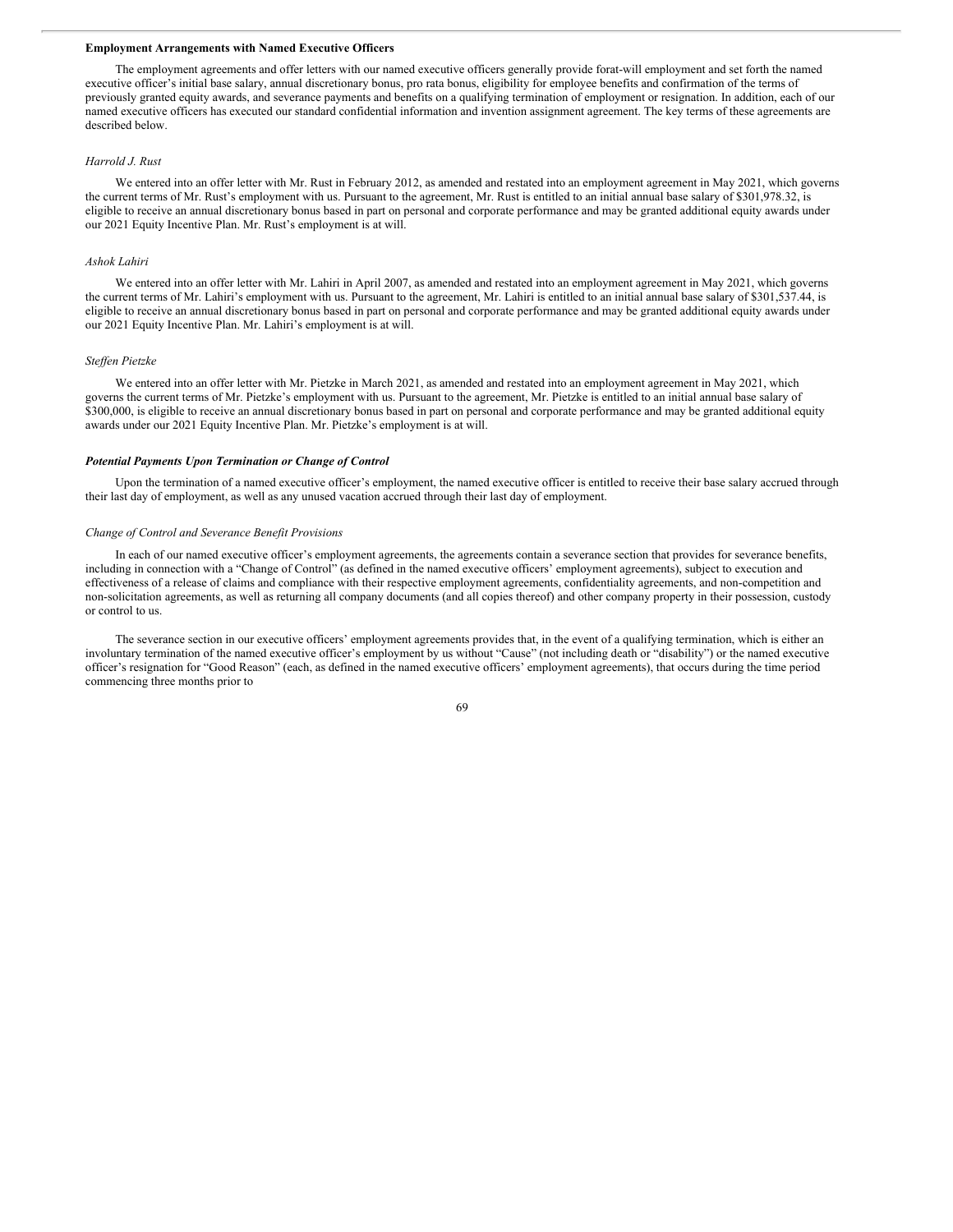**Employment Arrangements with Named Executive Officers**

The employment agreements and offer letters with our named executive officers generally provide forat-will employment and set forth the named executive officer's initial base salary, annual discretionary bonus, pro rata bonus, eligibility for employee benefits and confirmation of the terms of previously granted equity awards, and severance payments and benefits on a qualifying termination of employment or resignation. In addition, each of our named executive officers has executed our standard confidential information and invention assignment agreement. The key terms of these agreements are described below.

*Harrold J. Rust*

We entered into an offer letter with Mr. Rust in February 2012, as amended and restated into an employment agreement in May 2021, which governs the current terms of Mr. Rust's employment with us. Pursuant to the agreement, Mr. Rust is entitled to an initial annual base salary of $301,978.32, is eligible to receive an annual discretionary bonus based in part on personal and corporate performance and may be granted additional equity awards under our 2021 Equity Incentive Plan. Mr. Rust's employment is at will.

*Ashok Lahiri*

We entered into an offer letter with Mr. Lahiri in April 2007, as amended and restated into an employment agreement in May 2021, which governs the current terms of Mr. Lahiri's employment with us. Pursuant to the agreement, Mr. Lahiri is entitled to an initial annual base salary of $301,537.44, is eligible to receive an annual discretionary bonus based in part on personal and corporate performance and may be granted additional equity awards under our 2021 Equity Incentive Plan. Mr. Lahiri's employment is at will.

*Steffen Pietzke*

We entered into an offer letter with Mr. Pietzke in March 2021, as amended and restated into an employment agreement in May 2021, which governs the current terms of Mr. Pietzke's employment with us. Pursuant to the agreement, Mr. Pietzke is entitled to an initial annual base salary of $300,000, is eligible to receive an annual discretionary bonus based in part on personal and corporate performance and may be granted additional equity awards under our 2021 Equity Incentive Plan. Mr. Pietzke's employment is at will.

***Potential Payments Upon Termination or Change of Control***

Upon the termination of a named executive officer's employment, the named executive officer is entitled to receive their base salary accrued through their last day of employment, as well as any unused vacation accrued through their last day of employment.

*Change of Control and Severance Benefit Provisions*

In each of our named executive officer's employment agreements, the agreements contain a severance section that provides for severance benefits, including in connection with a "Change of Control" (as defined in the named executive officers' employment agreements), subject to execution and effectiveness of a release of claims and compliance with their respective employment agreements, confidentiality agreements, and non-competition and non-solicitation agreements, as well as returning all company documents (and all copies thereof) and other company property in their possession, custody or control to us.

The severance section in our executive officers' employment agreements provides that, in the event of a qualifying termination, which is either an involuntary termination of the named executive officer's employment by us without "Cause" (not including death or "disability") or the named executive officer's resignation for "Good Reason" (each, as defined in the named executive officers' employment agreements), that occurs during the time period commencing three months prior to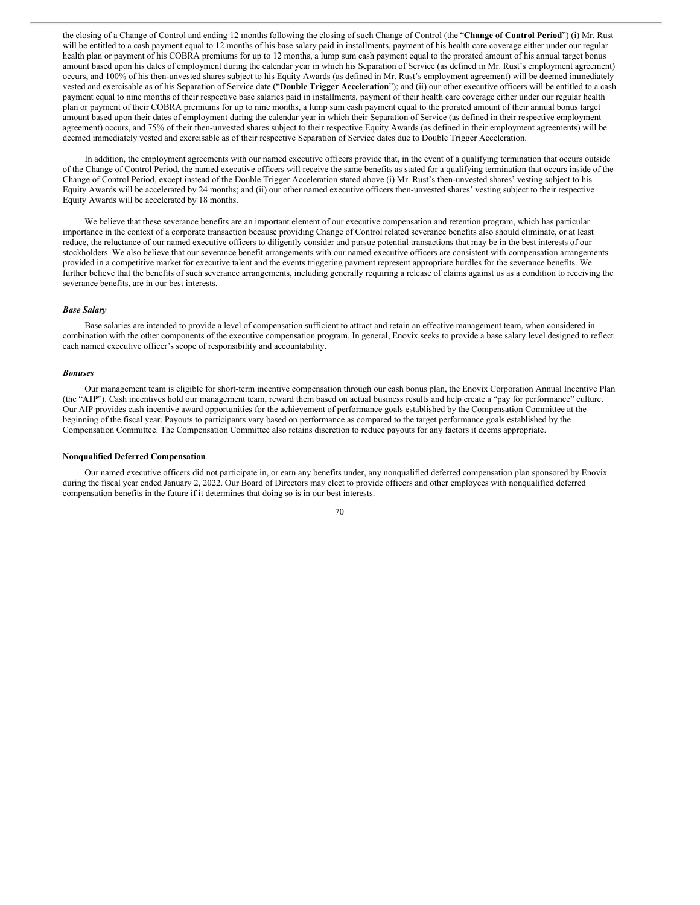the closing of a Change of Control and ending 12 months following the closing of such Change of Control (the "**Change of Control Period**") (i) Mr. Rust will be entitled to a cash payment equal to 12 months of his base salary paid in installments, payment of his health care coverage either under our regular health plan or payment of his COBRA premiums for up to 12 months, a lump sum cash payment equal to the prorated amount of his annual target bonus amount based upon his dates of employment during the calendar year in which his Separation of Service (as defined in Mr. Rust's employment agreement) occurs, and 100% of his then-unvested shares subject to his Equity Awards (as defined in Mr. Rust's employment agreement) will be deemed immediately vested and exercisable as of his Separation of Service date ("**Double Trigger Acceleration**"); and (ii) our other executive officers will be entitled to a cash payment equal to nine months of their respective base salaries paid in installments, payment of their health care coverage either under our regular health plan or payment of their COBRA premiums for up to nine months, a lump sum cash payment equal to the prorated amount of their annual bonus target amount based upon their dates of employment during the calendar year in which their Separation of Service (as defined in their respective employment agreement) occurs, and 75% of their then-unvested shares subject to their respective Equity Awards (as defined in their employment agreements) will be deemed immediately vested and exercisable as of their respective Separation of Service dates due to Double Trigger Acceleration.

In addition, the employment agreements with our named executive officers provide that, in the event of a qualifying termination that occurs outside of the Change of Control Period, the named executive officers will receive the same benefits as stated for a qualifying termination that occurs inside of the Change of Control Period, except instead of the Double Trigger Acceleration stated above (i) Mr. Rust's then-unvested shares' vesting subject to his Equity Awards will be accelerated by 24 months; and (ii) our other named executive officers then-unvested shares' vesting subject to their respective Equity Awards will be accelerated by 18 months.

We believe that these severance benefits are an important element of our executive compensation and retention program, which has particular importance in the context of a corporate transaction because providing Change of Control related severance benefits also should eliminate, or at least reduce, the reluctance of our named executive officers to diligently consider and pursue potential transactions that may be in the best interests of our stockholders. We also believe that our severance benefit arrangements with our named executive officers are consistent with compensation arrangements provided in a competitive market for executive talent and the events triggering payment represent appropriate hurdles for the severance benefits. We further believe that the benefits of such severance arrangements, including generally requiring a release of claims against us as a condition to receiving the severance benefits, are in our best interests.

***Base Salary***

Base salaries are intended to provide a level of compensation sufficient to attract and retain an effective management team, when considered in combination with the other components of the executive compensation program. In general, Enovix seeks to provide a base salary level designed to reflect each named executive officer's scope of responsibility and accountability.

***Bonuses***

Our management team is eligible for short-term incentive compensation through our cash bonus plan, the Enovix Corporation Annual Incentive Plan (the "**AIP**"). Cash incentives hold our management team, reward them based on actual business results and help create a "pay for performance" culture. Our AIP provides cash incentive award opportunities for the achievement of performance goals established by the Compensation Committee at the beginning of the fiscal year. Payouts to participants vary based on performance as compared to the target performance goals established by the Compensation Committee. The Compensation Committee also retains discretion to reduce payouts for any factors it deems appropriate.

**Nonqualified Deferred Compensation**

Our named executive officers did not participate in, or earn any benefits under, any nonqualified deferred compensation plan sponsored by Enovix during the fiscal year ended January 2, 2022. Our Board of Directors may elect to provide officers and other employees with nonqualified deferred compensation benefits in the future if it determines that doing so is in our best interests.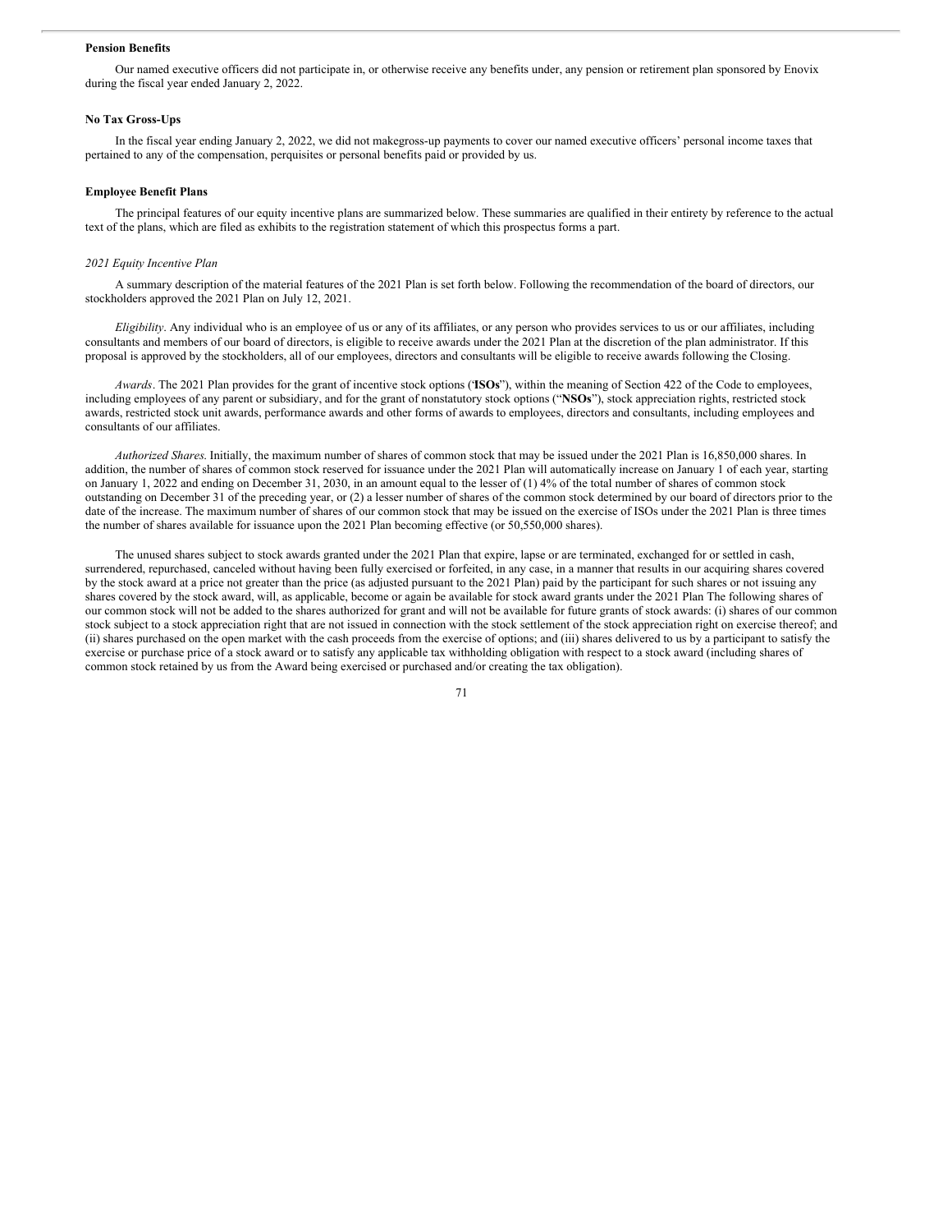**Pension Benefits**

Our named executive officers did not participate in, or otherwise receive any benefits under, any pension or retirement plan sponsored by Enovix during the fiscal year ended January 2, 2022.

**No Tax Gross-Ups**

In the fiscal year ending January 2, 2022, we did not makegross-up payments to cover our named executive officers' personal income taxes that pertained to any of the compensation, perquisites or personal benefits paid or provided by us.

**Employee Benefit Plans**

The principal features of our equity incentive plans are summarized below. These summaries are qualified in their entirety by reference to the actual text of the plans, which are filed as exhibits to the registration statement of which this prospectus forms a part.

*2021 Equity Incentive Plan*

A summary description of the material features of the 2021 Plan is set forth below. Following the recommendation of the board of directors, our stockholders approved the 2021 Plan on July 12, 2021.

*Eligibility*. Any individual who is an employee of us or any of its affiliates, or any person who provides services to us or our affiliates, including consultants and members of our board of directors, is eligible to receive awards under the 2021 Plan at the discretion of the plan administrator. If this proposal is approved by the stockholders, all of our employees, directors and consultants will be eligible to receive awards following the Closing.

*Awards*. The 2021 Plan provides for the grant of incentive stock options ('**ISOs**"), within the meaning of Section 422 of the Code to employees, including employees of any parent or subsidiary, and for the grant of nonstatutory stock options ("**NSOs**"), stock appreciation rights, restricted stock awards, restricted stock unit awards, performance awards and other forms of awards to employees, directors and consultants, including employees and consultants of our affiliates.

*Authorized Shares.* Initially, the maximum number of shares of common stock that may be issued under the 2021 Plan is 16,850,000 shares. In addition, the number of shares of common stock reserved for issuance under the 2021 Plan will automatically increase on January 1 of each year, starting on January 1, 2022 and ending on December 31, 2030, in an amount equal to the lesser of (1) 4% of the total number of shares of common stock outstanding on December 31 of the preceding year, or (2) a lesser number of shares of the common stock determined by our board of directors prior to the date of the increase. The maximum number of shares of our common stock that may be issued on the exercise of ISOs under the 2021 Plan is three times the number of shares available for issuance upon the 2021 Plan becoming effective (or 50,550,000 shares).

The unused shares subject to stock awards granted under the 2021 Plan that expire, lapse or are terminated, exchanged for or settled in cash, surrendered, repurchased, canceled without having been fully exercised or forfeited, in any case, in a manner that results in our acquiring shares covered by the stock award at a price not greater than the price (as adjusted pursuant to the 2021 Plan) paid by the participant for such shares or not issuing any shares covered by the stock award, will, as applicable, become or again be available for stock award grants under the 2021 Plan The following shares of our common stock will not be added to the shares authorized for grant and will not be available for future grants of stock awards: (i) shares of our common stock subject to a stock appreciation right that are not issued in connection with the stock settlement of the stock appreciation right on exercise thereof; and (ii) shares purchased on the open market with the cash proceeds from the exercise of options; and (iii) shares delivered to us by a participant to satisfy the exercise or purchase price of a stock award or to satisfy any applicable tax withholding obligation with respect to a stock award (including shares of common stock retained by us from the Award being exercised or purchased and/or creating the tax obligation).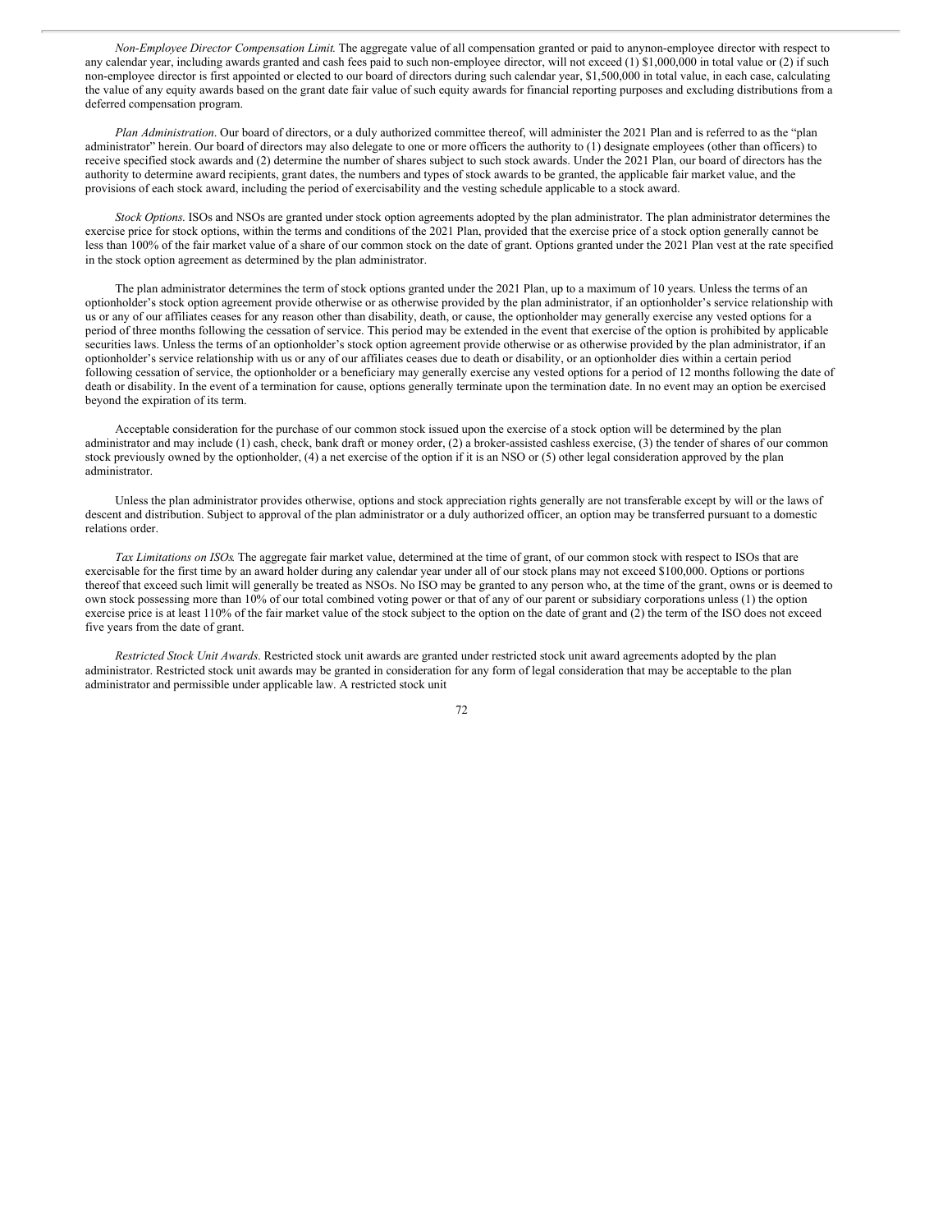*Non-Employee Director Compensation Limit.* The aggregate value of all compensation granted or paid to anynon-employee director with respect to any calendar year, including awards granted and cash fees paid to such non-employee director, will not exceed (1) $1,000,000 in total value or (2) if such non-employee director is first appointed or elected to our board of directors during such calendar year, $1,500,000 in total value, in each case, calculating the value of any equity awards based on the grant date fair value of such equity awards for financial reporting purposes and excluding distributions from a deferred compensation program.

*Plan Administration*. Our board of directors, or a duly authorized committee thereof, will administer the 2021 Plan and is referred to as the "plan administrator" herein. Our board of directors may also delegate to one or more officers the authority to (1) designate employees (other than officers) to receive specified stock awards and (2) determine the number of shares subject to such stock awards. Under the 2021 Plan, our board of directors has the authority to determine award recipients, grant dates, the numbers and types of stock awards to be granted, the applicable fair market value, and the provisions of each stock award, including the period of exercisability and the vesting schedule applicable to a stock award.

*Stock Options.* ISOs and NSOs are granted under stock option agreements adopted by the plan administrator. The plan administrator determines the exercise price for stock options, within the terms and conditions of the 2021 Plan, provided that the exercise price of a stock option generally cannot be less than 100% of the fair market value of a share of our common stock on the date of grant. Options granted under the 2021 Plan vest at the rate specified in the stock option agreement as determined by the plan administrator.

The plan administrator determines the term of stock options granted under the 2021 Plan, up to a maximum of 10 years. Unless the terms of an optionholder's stock option agreement provide otherwise or as otherwise provided by the plan administrator, if an optionholder's service relationship with us or any of our affiliates ceases for any reason other than disability, death, or cause, the optionholder may generally exercise any vested options for a period of three months following the cessation of service. This period may be extended in the event that exercise of the option is prohibited by applicable securities laws. Unless the terms of an optionholder's stock option agreement provide otherwise or as otherwise provided by the plan administrator, if an optionholder's service relationship with us or any of our affiliates ceases due to death or disability, or an optionholder dies within a certain period following cessation of service, the optionholder or a beneficiary may generally exercise any vested options for a period of 12 months following the date of death or disability. In the event of a termination for cause, options generally terminate upon the termination date. In no event may an option be exercised beyond the expiration of its term.

Acceptable consideration for the purchase of our common stock issued upon the exercise of a stock option will be determined by the plan administrator and may include (1) cash, check, bank draft or money order, (2) a broker-assisted cashless exercise, (3) the tender of shares of our common stock previously owned by the optionholder, (4) a net exercise of the option if it is an NSO or (5) other legal consideration approved by the plan administrator.

Unless the plan administrator provides otherwise, options and stock appreciation rights generally are not transferable except by will or the laws of descent and distribution. Subject to approval of the plan administrator or a duly authorized officer, an option may be transferred pursuant to a domestic relations order.

*Tax Limitations on ISOs.* The aggregate fair market value, determined at the time of grant, of our common stock with respect to ISOs that are exercisable for the first time by an award holder during any calendar year under all of our stock plans may not exceed $100,000. Options or portions thereof that exceed such limit will generally be treated as NSOs. No ISO may be granted to any person who, at the time of the grant, owns or is deemed to own stock possessing more than 10% of our total combined voting power or that of any of our parent or subsidiary corporations unless (1) the option exercise price is at least 110% of the fair market value of the stock subject to the option on the date of grant and (2) the term of the ISO does not exceed five years from the date of grant.

*Restricted Stock Unit Awards.* Restricted stock unit awards are granted under restricted stock unit award agreements adopted by the plan administrator. Restricted stock unit awards may be granted in consideration for any form of legal consideration that may be acceptable to the plan administrator and permissible under applicable law. A restricted stock unit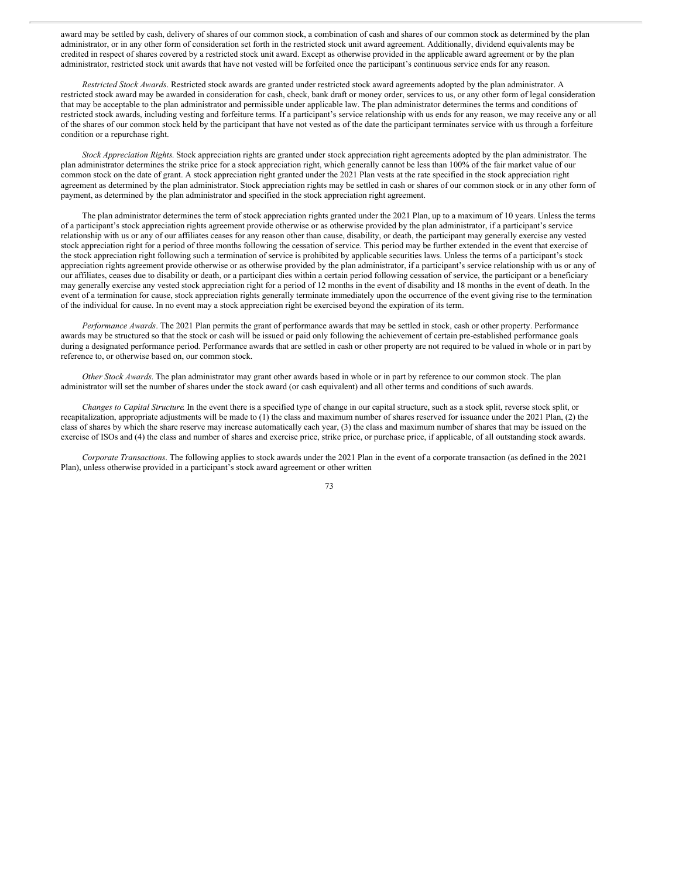award may be settled by cash, delivery of shares of our common stock, a combination of cash and shares of our common stock as determined by the plan administrator, or in any other form of consideration set forth in the restricted stock unit award agreement. Additionally, dividend equivalents may be credited in respect of shares covered by a restricted stock unit award. Except as otherwise provided in the applicable award agreement or by the plan administrator, restricted stock unit awards that have not vested will be forfeited once the participant's continuous service ends for any reason.

*Restricted Stock Awards*. Restricted stock awards are granted under restricted stock award agreements adopted by the plan administrator. A restricted stock award may be awarded in consideration for cash, check, bank draft or money order, services to us, or any other form of legal consideration that may be acceptable to the plan administrator and permissible under applicable law. The plan administrator determines the terms and conditions of restricted stock awards, including vesting and forfeiture terms. If a participant's service relationship with us ends for any reason, we may receive any or all of the shares of our common stock held by the participant that have not vested as of the date the participant terminates service with us through a forfeiture condition or a repurchase right.

*Stock Appreciation Rights*. Stock appreciation rights are granted under stock appreciation right agreements adopted by the plan administrator. The plan administrator determines the strike price for a stock appreciation right, which generally cannot be less than 100% of the fair market value of our common stock on the date of grant. A stock appreciation right granted under the 2021 Plan vests at the rate specified in the stock appreciation right agreement as determined by the plan administrator. Stock appreciation rights may be settled in cash or shares of our common stock or in any other form of payment, as determined by the plan administrator and specified in the stock appreciation right agreement.

The plan administrator determines the term of stock appreciation rights granted under the 2021 Plan, up to a maximum of 10 years. Unless the terms of a participant's stock appreciation rights agreement provide otherwise or as otherwise provided by the plan administrator, if a participant's service relationship with us or any of our affiliates ceases for any reason other than cause, disability, or death, the participant may generally exercise any vested stock appreciation right for a period of three months following the cessation of service. This period may be further extended in the event that exercise of the stock appreciation right following such a termination of service is prohibited by applicable securities laws. Unless the terms of a participant's stock appreciation rights agreement provide otherwise or as otherwise provided by the plan administrator, if a participant's service relationship with us or any of our affiliates, ceases due to disability or death, or a participant dies within a certain period following cessation of service, the participant or a beneficiary may generally exercise any vested stock appreciation right for a period of 12 months in the event of disability and 18 months in the event of death. In the event of a termination for cause, stock appreciation rights generally terminate immediately upon the occurrence of the event giving rise to the termination of the individual for cause. In no event may a stock appreciation right be exercised beyond the expiration of its term.

*Performance Awards*. The 2021 Plan permits the grant of performance awards that may be settled in stock, cash or other property. Performance awards may be structured so that the stock or cash will be issued or paid only following the achievement of certain pre-established performance goals during a designated performance period. Performance awards that are settled in cash or other property are not required to be valued in whole or in part by reference to, or otherwise based on, our common stock.

*Other Stock Awards*. The plan administrator may grant other awards based in whole or in part by reference to our common stock. The plan administrator will set the number of shares under the stock award (or cash equivalent) and all other terms and conditions of such awards.

*Changes to Capital Structure*. In the event there is a specified type of change in our capital structure, such as a stock split, reverse stock split, or recapitalization, appropriate adjustments will be made to (1) the class and maximum number of shares reserved for issuance under the 2021 Plan, (2) the class of shares by which the share reserve may increase automatically each year, (3) the class and maximum number of shares that may be issued on the exercise of ISOs and (4) the class and number of shares and exercise price, strike price, or purchase price, if applicable, of all outstanding stock awards.

*Corporate Transactions*. The following applies to stock awards under the 2021 Plan in the event of a corporate transaction (as defined in the 2021 Plan), unless otherwise provided in a participant's stock award agreement or other written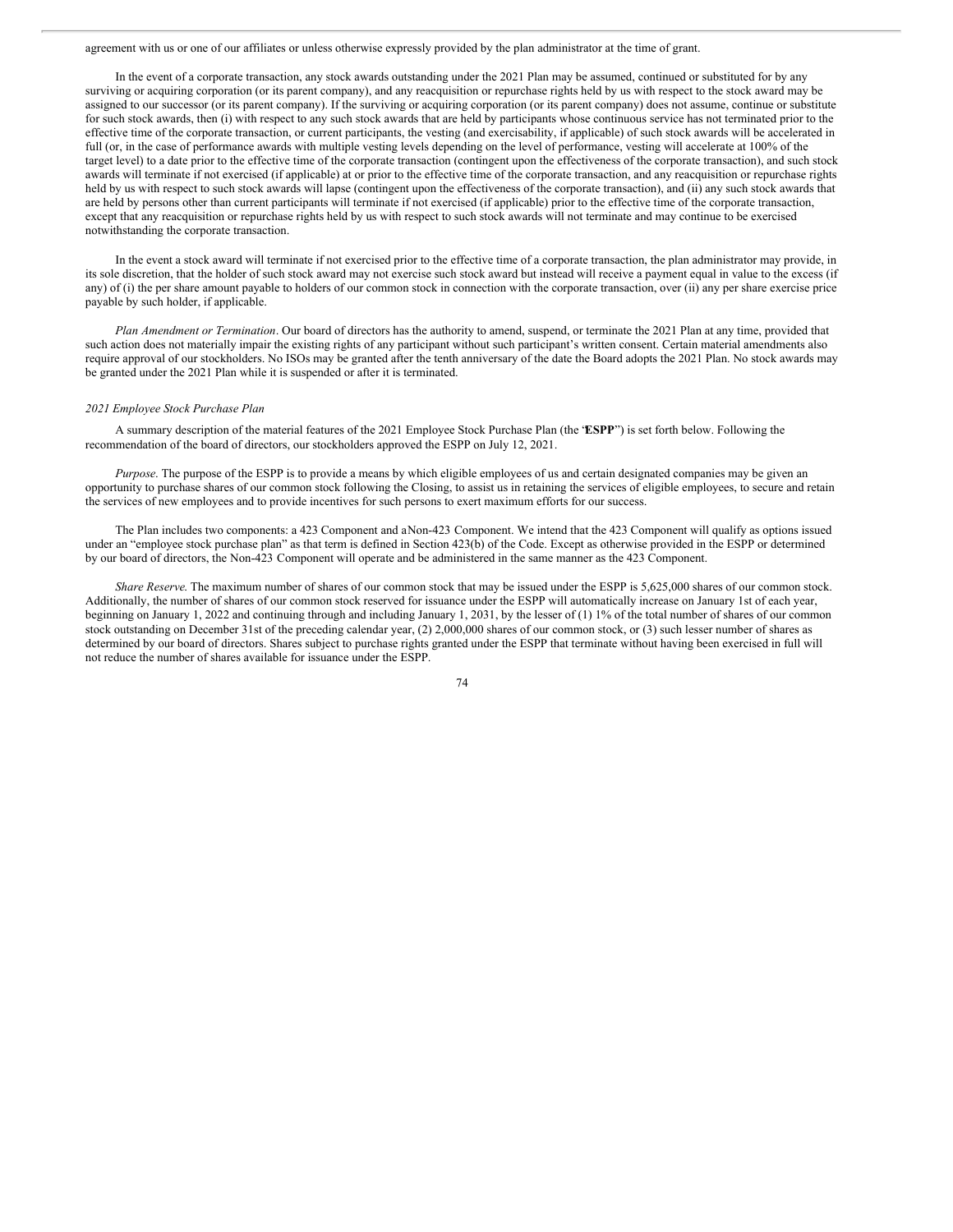agreement with us or one of our affiliates or unless otherwise expressly provided by the plan administrator at the time of grant.

In the event of a corporate transaction, any stock awards outstanding under the 2021 Plan may be assumed, continued or substituted for by any surviving or acquiring corporation (or its parent company), and any reacquisition or repurchase rights held by us with respect to the stock award may be assigned to our successor (or its parent company). If the surviving or acquiring corporation (or its parent company) does not assume, continue or substitute for such stock awards, then (i) with respect to any such stock awards that are held by participants whose continuous service has not terminated prior to the effective time of the corporate transaction, or current participants, the vesting (and exercisability, if applicable) of such stock awards will be accelerated in full (or, in the case of performance awards with multiple vesting levels depending on the level of performance, vesting will accelerate at 100% of the target level) to a date prior to the effective time of the corporate transaction (contingent upon the effectiveness of the corporate transaction), and such stock awards will terminate if not exercised (if applicable) at or prior to the effective time of the corporate transaction, and any reacquisition or repurchase rights held by us with respect to such stock awards will lapse (contingent upon the effectiveness of the corporate transaction), and (ii) any such stock awards that are held by persons other than current participants will terminate if not exercised (if applicable) prior to the effective time of the corporate transaction, except that any reacquisition or repurchase rights held by us with respect to such stock awards will not terminate and may continue to be exercised notwithstanding the corporate transaction.

In the event a stock award will terminate if not exercised prior to the effective time of a corporate transaction, the plan administrator may provide, in its sole discretion, that the holder of such stock award may not exercise such stock award but instead will receive a payment equal in value to the excess (if any) of (i) the per share amount payable to holders of our common stock in connection with the corporate transaction, over (ii) any per share exercise price payable by such holder, if applicable.

*Plan Amendment or Termination*. Our board of directors has the authority to amend, suspend, or terminate the 2021 Plan at any time, provided that such action does not materially impair the existing rights of any participant without such participant's written consent. Certain material amendments also require approval of our stockholders. No ISOs may be granted after the tenth anniversary of the date the Board adopts the 2021 Plan. No stock awards may be granted under the 2021 Plan while it is suspended or after it is terminated.

*2021 Employee Stock Purchase Plan*

A summary description of the material features of the 2021 Employee Stock Purchase Plan (the "**ESPP**") is set forth below. Following the recommendation of the board of directors, our stockholders approved the ESPP on July 12, 2021.

*Purpose*. The purpose of the ESPP is to provide a means by which eligible employees of us and certain designated companies may be given an opportunity to purchase shares of our common stock following the Closing, to assist us in retaining the services of eligible employees, to secure and retain the services of new employees and to provide incentives for such persons to exert maximum efforts for our success.

The Plan includes two components: a 423 Component and a Non-423 Component. We intend that the 423 Component will qualify as options issued under an "employee stock purchase plan" as that term is defined in Section 423(b) of the Code. Except as otherwise provided in the ESPP or determined by our board of directors, the Non-423 Component will operate and be administered in the same manner as the 423 Component.

*Share Reserve*. The maximum number of shares of our common stock that may be issued under the ESPP is 5,625,000 shares of our common stock. Additionally, the number of shares of our common stock reserved for issuance under the ESPP will automatically increase on January 1st of each year, beginning on January 1, 2022 and continuing through and including January 1, 2031, by the lesser of (1) 1% of the total number of shares of our common stock outstanding on December 31st of the preceding calendar year, (2) 2,000,000 shares of our common stock, or (3) such lesser number of shares as determined by our board of directors. Shares subject to purchase rights granted under the ESPP that terminate without having been exercised in full will not reduce the number of shares available for issuance under the ESPP.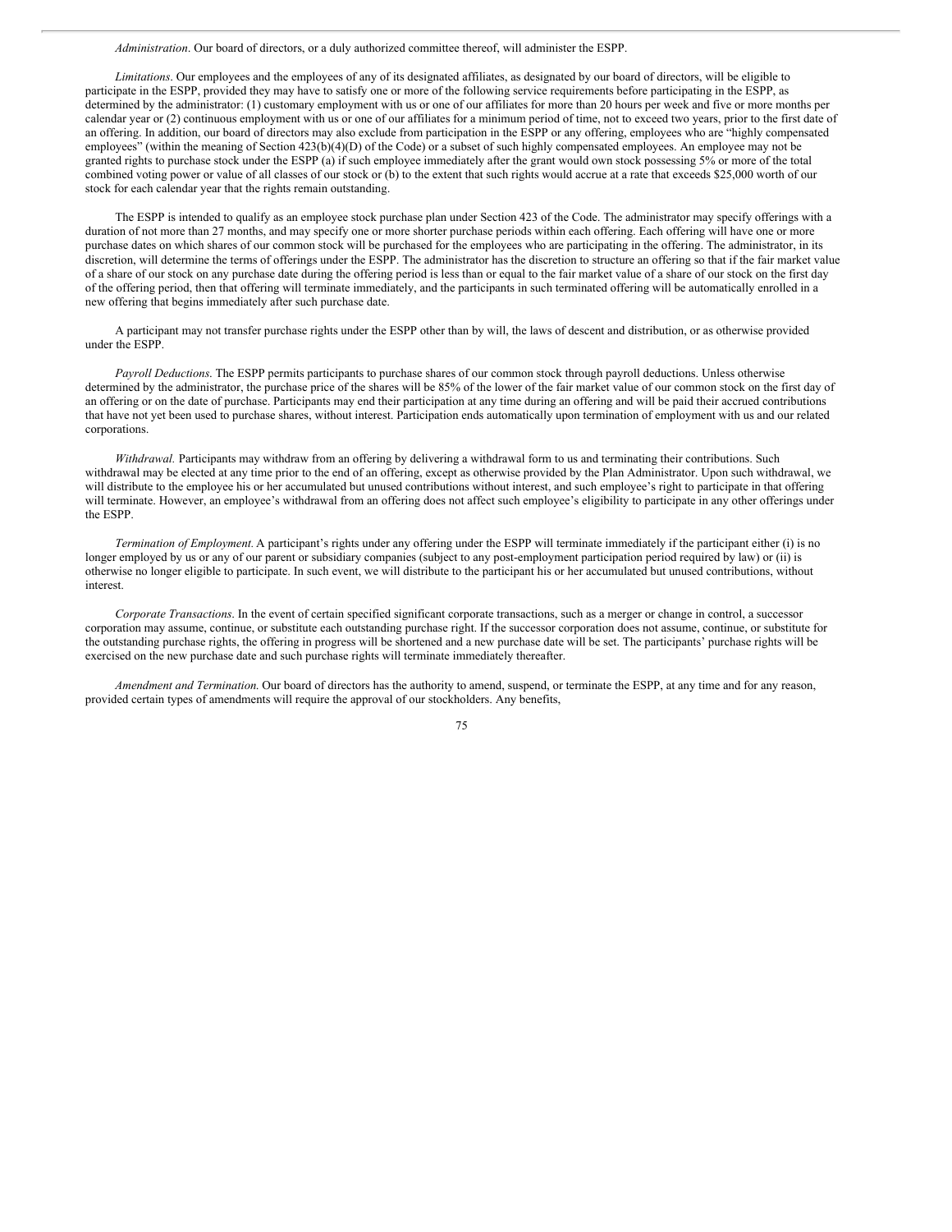*Administration*. Our board of directors, or a duly authorized committee thereof, will administer the ESPP.

*Limitations*. Our employees and the employees of any of its designated affiliates, as designated by our board of directors, will be eligible to participate in the ESPP, provided they may have to satisfy one or more of the following service requirements before participating in the ESPP, as determined by the administrator: (1) customary employment with us or one of our affiliates for more than 20 hours per week and five or more months per calendar year or (2) continuous employment with us or one of our affiliates for a minimum period of time, not to exceed two years, prior to the first date of an offering. In addition, our board of directors may also exclude from participation in the ESPP or any offering, employees who are "highly compensated employees" (within the meaning of Section 423(b)(4)(D) of the Code) or a subset of such highly compensated employees. An employee may not be granted rights to purchase stock under the ESPP (a) if such employee immediately after the grant would own stock possessing 5% or more of the total combined voting power or value of all classes of our stock or (b) to the extent that such rights would accrue at a rate that exceeds $25,000 worth of our stock for each calendar year that the rights remain outstanding.

The ESPP is intended to qualify as an employee stock purchase plan under Section 423 of the Code. The administrator may specify offerings with a duration of not more than 27 months, and may specify one or more shorter purchase periods within each offering. Each offering will have one or more purchase dates on which shares of our common stock will be purchased for the employees who are participating in the offering. The administrator, in its discretion, will determine the terms of offerings under the ESPP. The administrator has the discretion to structure an offering so that if the fair market value of a share of our stock on any purchase date during the offering period is less than or equal to the fair market value of a share of our stock on the first day of the offering period, then that offering will terminate immediately, and the participants in such terminated offering will be automatically enrolled in a new offering that begins immediately after such purchase date.

A participant may not transfer purchase rights under the ESPP other than by will, the laws of descent and distribution, or as otherwise provided under the ESPP.

*Payroll Deductions*. The ESPP permits participants to purchase shares of our common stock through payroll deductions. Unless otherwise determined by the administrator, the purchase price of the shares will be 85% of the lower of the fair market value of our common stock on the first day of an offering or on the date of purchase. Participants may end their participation at any time during an offering and will be paid their accrued contributions that have not yet been used to purchase shares, without interest. Participation ends automatically upon termination of employment with us and our related corporations.

*Withdrawal.* Participants may withdraw from an offering by delivering a withdrawal form to us and terminating their contributions. Such withdrawal may be elected at any time prior to the end of an offering, except as otherwise provided by the Plan Administrator. Upon such withdrawal, we will distribute to the employee his or her accumulated but unused contributions without interest, and such employee's right to participate in that offering will terminate. However, an employee's withdrawal from an offering does not affect such employee's eligibility to participate in any other offerings under the ESPP.

*Termination of Employment.* A participant's rights under any offering under the ESPP will terminate immediately if the participant either (i) is no longer employed by us or any of our parent or subsidiary companies (subject to any post-employment participation period required by law) or (ii) is otherwise no longer eligible to participate. In such event, we will distribute to the participant his or her accumulated but unused contributions, without interest.

*Corporate Transactions*. In the event of certain specified significant corporate transactions, such as a merger or change in control, a successor corporation may assume, continue, or substitute each outstanding purchase right. If the successor corporation does not assume, continue, or substitute for the outstanding purchase rights, the offering in progress will be shortened and a new purchase date will be set. The participants' purchase rights will be exercised on the new purchase date and such purchase rights will terminate immediately thereafter.

*Amendment and Termination.* Our board of directors has the authority to amend, suspend, or terminate the ESPP, at any time and for any reason, provided certain types of amendments will require the approval of our stockholders. Any benefits,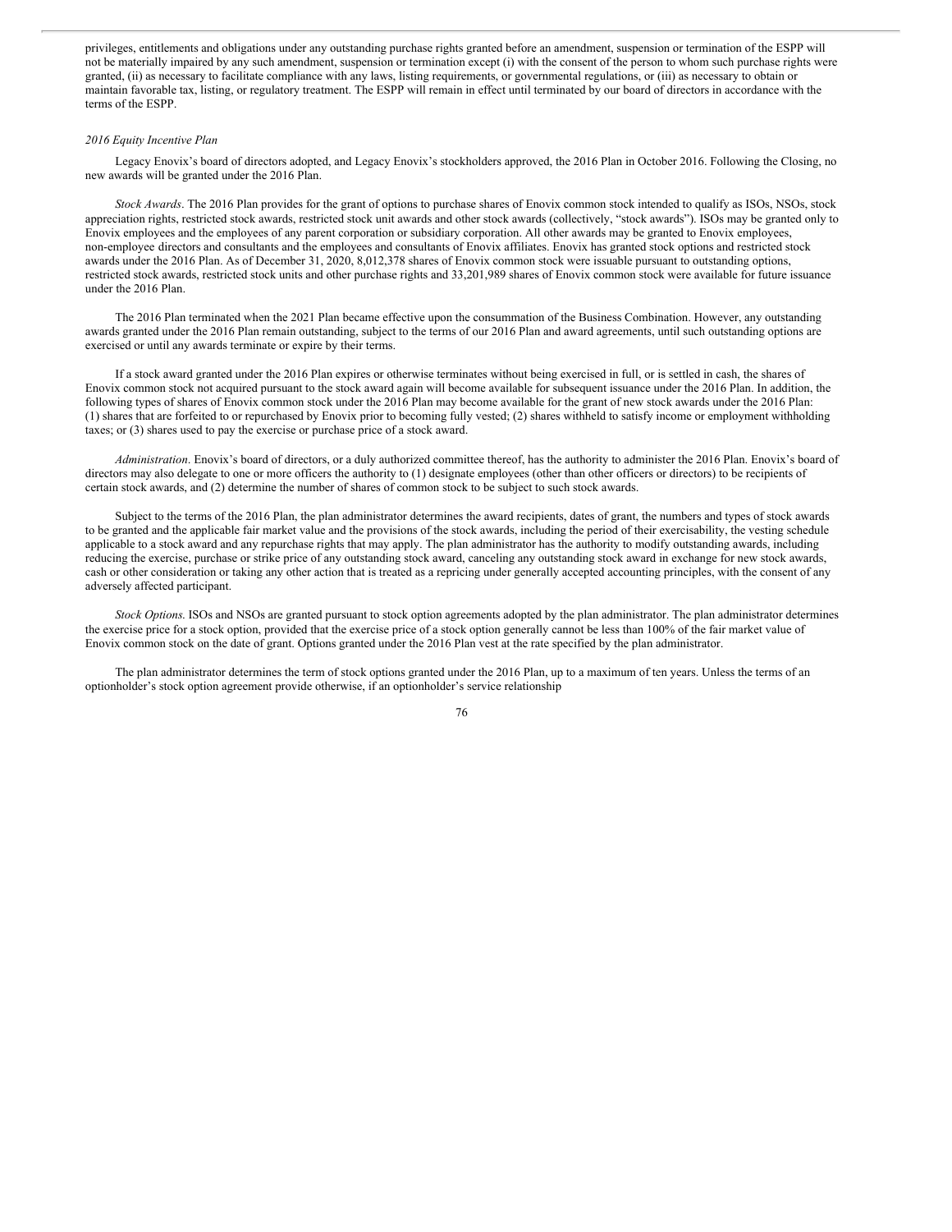privileges, entitlements and obligations under any outstanding purchase rights granted before an amendment, suspension or termination of the ESPP will not be materially impaired by any such amendment, suspension or termination except (i) with the consent of the person to whom such purchase rights were granted, (ii) as necessary to facilitate compliance with any laws, listing requirements, or governmental regulations, or (iii) as necessary to obtain or maintain favorable tax, listing, or regulatory treatment. The ESPP will remain in effect until terminated by our board of directors in accordance with the terms of the ESPP.

*2016 Equity Incentive Plan*

Legacy Enovix's board of directors adopted, and Legacy Enovix's stockholders approved, the 2016 Plan in October 2016. Following the Closing, no new awards will be granted under the 2016 Plan.

*Stock Awards*. The 2016 Plan provides for the grant of options to purchase shares of Enovix common stock intended to qualify as ISOs, NSOs, stock appreciation rights, restricted stock awards, restricted stock unit awards and other stock awards (collectively, "stock awards"). ISOs may be granted only to Enovix employees and the employees of any parent corporation or subsidiary corporation. All other awards may be granted to Enovix employees, non-employee directors and consultants and the employees and consultants of Enovix affiliates. Enovix has granted stock options and restricted stock awards under the 2016 Plan. As of December 31, 2020, 8,012,378 shares of Enovix common stock were issuable pursuant to outstanding options, restricted stock awards, restricted stock units and other purchase rights and 33,201,989 shares of Enovix common stock were available for future issuance under the 2016 Plan.

The 2016 Plan terminated when the 2021 Plan became effective upon the consummation of the Business Combination. However, any outstanding awards granted under the 2016 Plan remain outstanding, subject to the terms of our 2016 Plan and award agreements, until such outstanding options are exercised or until any awards terminate or expire by their terms.

If a stock award granted under the 2016 Plan expires or otherwise terminates without being exercised in full, or is settled in cash, the shares of Enovix common stock not acquired pursuant to the stock award again will become available for subsequent issuance under the 2016 Plan. In addition, the following types of shares of Enovix common stock under the 2016 Plan may become available for the grant of new stock awards under the 2016 Plan: (1) shares that are forfeited to or repurchased by Enovix prior to becoming fully vested; (2) shares withheld to satisfy income or employment withholding taxes; or (3) shares used to pay the exercise or purchase price of a stock award.

*Administration*. Enovix's board of directors, or a duly authorized committee thereof, has the authority to administer the 2016 Plan. Enovix's board of directors may also delegate to one or more officers the authority to (1) designate employees (other than other officers or directors) to be recipients of certain stock awards, and (2) determine the number of shares of common stock to be subject to such stock awards.

Subject to the terms of the 2016 Plan, the plan administrator determines the award recipients, dates of grant, the numbers and types of stock awards to be granted and the applicable fair market value and the provisions of the stock awards, including the period of their exercisability, the vesting schedule applicable to a stock award and any repurchase rights that may apply. The plan administrator has the authority to modify outstanding awards, including reducing the exercise, purchase or strike price of any outstanding stock award, canceling any outstanding stock award in exchange for new stock awards, cash or other consideration or taking any other action that is treated as a repricing under generally accepted accounting principles, with the consent of any adversely affected participant.

*Stock Options.* ISOs and NSOs are granted pursuant to stock option agreements adopted by the plan administrator. The plan administrator determines the exercise price for a stock option, provided that the exercise price of a stock option generally cannot be less than 100% of the fair market value of Enovix common stock on the date of grant. Options granted under the 2016 Plan vest at the rate specified by the plan administrator.

The plan administrator determines the term of stock options granted under the 2016 Plan, up to a maximum of ten years. Unless the terms of an optionholder's stock option agreement provide otherwise, if an optionholder's service relationship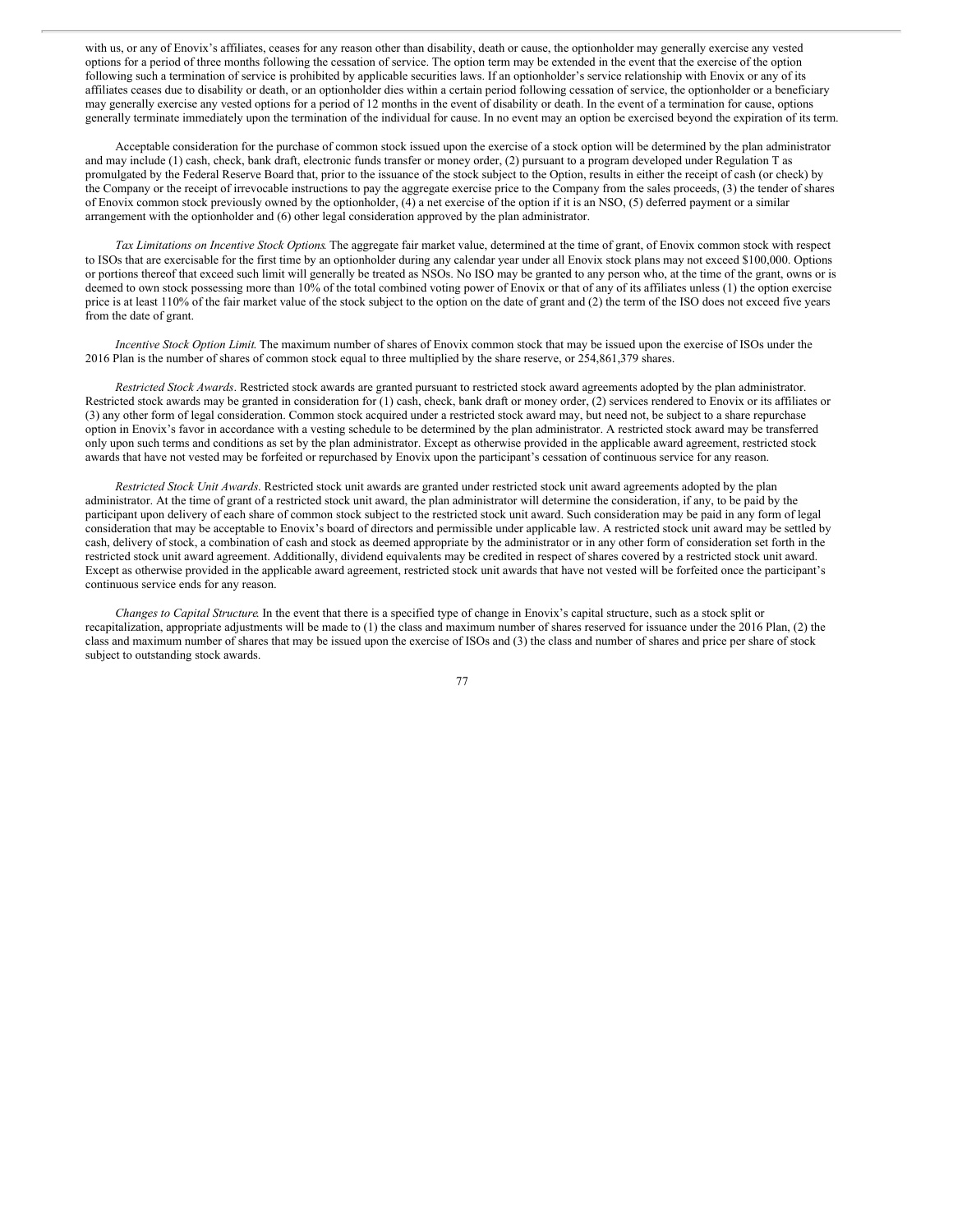with us, or any of Enovix's affiliates, ceases for any reason other than disability, death or cause, the optionholder may generally exercise any vested options for a period of three months following the cessation of service. The option term may be extended in the event that the exercise of the option following such a termination of service is prohibited by applicable securities laws. If an optionholder's service relationship with Enovix or any of its affiliates ceases due to disability or death, or an optionholder dies within a certain period following cessation of service, the optionholder or a beneficiary may generally exercise any vested options for a period of 12 months in the event of disability or death. In the event of a termination for cause, options generally terminate immediately upon the termination of the individual for cause. In no event may an option be exercised beyond the expiration of its term.

Acceptable consideration for the purchase of common stock issued upon the exercise of a stock option will be determined by the plan administrator and may include (1) cash, check, bank draft, electronic funds transfer or money order, (2) pursuant to a program developed under Regulation T as promulgated by the Federal Reserve Board that, prior to the issuance of the stock subject to the Option, results in either the receipt of cash (or check) by the Company or the receipt of irrevocable instructions to pay the aggregate exercise price to the Company from the sales proceeds, (3) the tender of shares of Enovix common stock previously owned by the optionholder, (4) a net exercise of the option if it is an NSO, (5) deferred payment or a similar arrangement with the optionholder and (6) other legal consideration approved by the plan administrator.

*Tax Limitations on Incentive Stock Options*. The aggregate fair market value, determined at the time of grant, of Enovix common stock with respect to ISOs that are exercisable for the first time by an optionholder during any calendar year under all Enovix stock plans may not exceed $100,000. Options or portions thereof that exceed such limit will generally be treated as NSOs. No ISO may be granted to any person who, at the time of the grant, owns or is deemed to own stock possessing more than 10% of the total combined voting power of Enovix or that of any of its affiliates unless (1) the option exercise price is at least 110% of the fair market value of the stock subject to the option on the date of grant and (2) the term of the ISO does not exceed five years from the date of grant.

*Incentive Stock Option Limit*. The maximum number of shares of Enovix common stock that may be issued upon the exercise of ISOs under the 2016 Plan is the number of shares of common stock equal to three multiplied by the share reserve, or 254,861,379 shares.

*Restricted Stock Awards*. Restricted stock awards are granted pursuant to restricted stock award agreements adopted by the plan administrator. Restricted stock awards may be granted in consideration for (1) cash, check, bank draft or money order, (2) services rendered to Enovix or its affiliates or (3) any other form of legal consideration. Common stock acquired under a restricted stock award may, but need not, be subject to a share repurchase option in Enovix's favor in accordance with a vesting schedule to be determined by the plan administrator. A restricted stock award may be transferred only upon such terms and conditions as set by the plan administrator. Except as otherwise provided in the applicable award agreement, restricted stock awards that have not vested may be forfeited or repurchased by Enovix upon the participant's cessation of continuous service for any reason.

*Restricted Stock Unit Awards*. Restricted stock unit awards are granted under restricted stock unit award agreements adopted by the plan administrator. At the time of grant of a restricted stock unit award, the plan administrator will determine the consideration, if any, to be paid by the participant upon delivery of each share of common stock subject to the restricted stock unit award. Such consideration may be paid in any form of legal consideration that may be acceptable to Enovix's board of directors and permissible under applicable law. A restricted stock unit award may be settled by cash, delivery of stock, a combination of cash and stock as deemed appropriate by the administrator or in any other form of consideration set forth in the restricted stock unit award agreement. Additionally, dividend equivalents may be credited in respect of shares covered by a restricted stock unit award. Except as otherwise provided in the applicable award agreement, restricted stock unit awards that have not vested will be forfeited once the participant's continuous service ends for any reason.

*Changes to Capital Structure*. In the event that there is a specified type of change in Enovix's capital structure, such as a stock split or recapitalization, appropriate adjustments will be made to (1) the class and maximum number of shares reserved for issuance under the 2016 Plan, (2) the class and maximum number of shares that may be issued upon the exercise of ISOs and (3) the class and number of shares and price per share of stock subject to outstanding stock awards.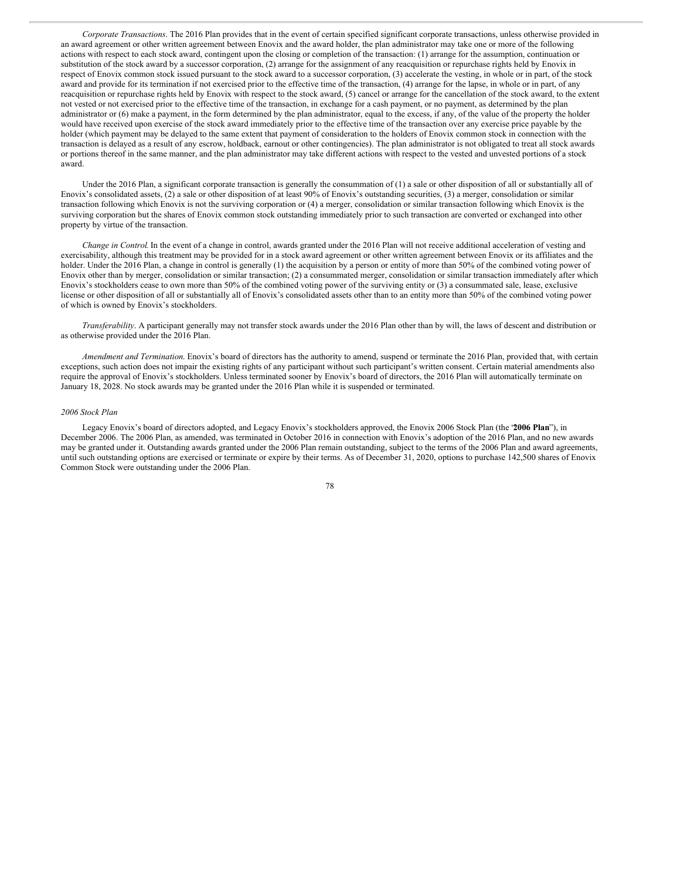*Corporate Transactions*. The 2016 Plan provides that in the event of certain specified significant corporate transactions, unless otherwise provided in an award agreement or other written agreement between Enovix and the award holder, the plan administrator may take one or more of the following actions with respect to each stock award, contingent upon the closing or completion of the transaction: (1) arrange for the assumption, continuation or substitution of the stock award by a successor corporation, (2) arrange for the assignment of any reacquisition or repurchase rights held by Enovix in respect of Enovix common stock issued pursuant to the stock award to a successor corporation, (3) accelerate the vesting, in whole or in part, of the stock award and provide for its termination if not exercised prior to the effective time of the transaction, (4) arrange for the lapse, in whole or in part, of any reacquisition or repurchase rights held by Enovix with respect to the stock award, (5) cancel or arrange for the cancellation of the stock award, to the extent not vested or not exercised prior to the effective time of the transaction, in exchange for a cash payment, or no payment, as determined by the plan administrator or (6) make a payment, in the form determined by the plan administrator, equal to the excess, if any, of the value of the property the holder would have received upon exercise of the stock award immediately prior to the effective time of the transaction over any exercise price payable by the holder (which payment may be delayed to the same extent that payment of consideration to the holders of Enovix common stock in connection with the transaction is delayed as a result of any escrow, holdback, earnout or other contingencies). The plan administrator is not obligated to treat all stock awards or portions thereof in the same manner, and the plan administrator may take different actions with respect to the vested and unvested portions of a stock award.

Under the 2016 Plan, a significant corporate transaction is generally the consummation of (1) a sale or other disposition of all or substantially all of Enovix's consolidated assets, (2) a sale or other disposition of at least 90% of Enovix's outstanding securities, (3) a merger, consolidation or similar transaction following which Enovix is not the surviving corporation or (4) a merger, consolidation or similar transaction following which Enovix is the surviving corporation but the shares of Enovix common stock outstanding immediately prior to such transaction are converted or exchanged into other property by virtue of the transaction.

*Change in Control*. In the event of a change in control, awards granted under the 2016 Plan will not receive additional acceleration of vesting and exercisability, although this treatment may be provided for in a stock award agreement or other written agreement between Enovix or its affiliates and the holder. Under the 2016 Plan, a change in control is generally (1) the acquisition by a person or entity of more than 50% of the combined voting power of Enovix other than by merger, consolidation or similar transaction; (2) a consummated merger, consolidation or similar transaction immediately after which Enovix's stockholders cease to own more than 50% of the combined voting power of the surviving entity or (3) a consummated sale, lease, exclusive license or other disposition of all or substantially all of Enovix's consolidated assets other than to an entity more than 50% of the combined voting power of which is owned by Enovix's stockholders.

*Transferability*. A participant generally may not transfer stock awards under the 2016 Plan other than by will, the laws of descent and distribution or as otherwise provided under the 2016 Plan.

*Amendment and Termination*. Enovix's board of directors has the authority to amend, suspend or terminate the 2016 Plan, provided that, with certain exceptions, such action does not impair the existing rights of any participant without such participant's written consent. Certain material amendments also require the approval of Enovix's stockholders. Unless terminated sooner by Enovix's board of directors, the 2016 Plan will automatically terminate on January 18, 2028. No stock awards may be granted under the 2016 Plan while it is suspended or terminated.

*2006 Stock Plan*

Legacy Enovix's board of directors adopted, and Legacy Enovix's stockholders approved, the Enovix 2006 Stock Plan (the '**2006 Plan**"), in December 2006. The 2006 Plan, as amended, was terminated in October 2016 in connection with Enovix's adoption of the 2016 Plan, and no new awards may be granted under it. Outstanding awards granted under the 2006 Plan remain outstanding, subject to the terms of the 2006 Plan and award agreements, until such outstanding options are exercised or terminate or expire by their terms. As of December 31, 2020, options to purchase 142,500 shares of Enovix Common Stock were outstanding under the 2006 Plan.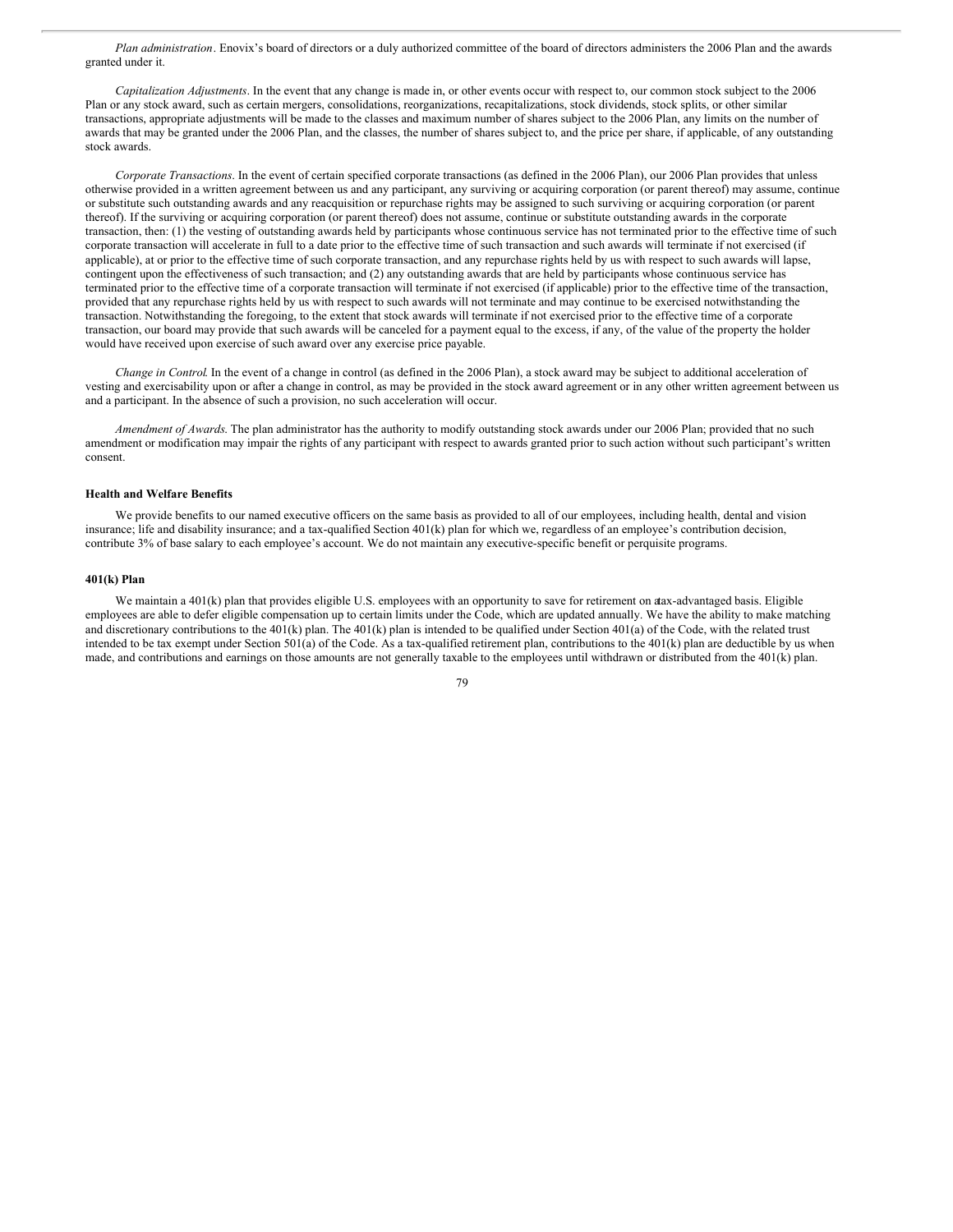*Plan administration*. Enovix's board of directors or a duly authorized committee of the board of directors administers the 2006 Plan and the awards granted under it.

*Capitalization Adjustments*. In the event that any change is made in, or other events occur with respect to, our common stock subject to the 2006 Plan or any stock award, such as certain mergers, consolidations, reorganizations, recapitalizations, stock dividends, stock splits, or other similar transactions, appropriate adjustments will be made to the classes and maximum number of shares subject to the 2006 Plan, any limits on the number of awards that may be granted under the 2006 Plan, and the classes, the number of shares subject to, and the price per share, if applicable, of any outstanding stock awards.

*Corporate Transactions*. In the event of certain specified corporate transactions (as defined in the 2006 Plan), our 2006 Plan provides that unless otherwise provided in a written agreement between us and any participant, any surviving or acquiring corporation (or parent thereof) may assume, continue or substitute such outstanding awards and any reacquisition or repurchase rights may be assigned to such surviving or acquiring corporation (or parent thereof). If the surviving or acquiring corporation (or parent thereof) does not assume, continue or substitute outstanding awards in the corporate transaction, then: (1) the vesting of outstanding awards held by participants whose continuous service has not terminated prior to the effective time of such corporate transaction will accelerate in full to a date prior to the effective time of such transaction and such awards will terminate if not exercised (if applicable), at or prior to the effective time of such corporate transaction, and any repurchase rights held by us with respect to such awards will lapse, contingent upon the effectiveness of such transaction; and (2) any outstanding awards that are held by participants whose continuous service has terminated prior to the effective time of a corporate transaction will terminate if not exercised (if applicable) prior to the effective time of the transaction, provided that any repurchase rights held by us with respect to such awards will not terminate and may continue to be exercised notwithstanding the transaction. Notwithstanding the foregoing, to the extent that stock awards will terminate if not exercised prior to the effective time of a corporate transaction, our board may provide that such awards will be canceled for a payment equal to the excess, if any, of the value of the property the holder would have received upon exercise of such award over any exercise price payable.

*Change in Control*. In the event of a change in control (as defined in the 2006 Plan), a stock award may be subject to additional acceleration of vesting and exercisability upon or after a change in control, as may be provided in the stock award agreement or in any other written agreement between us and a participant. In the absence of such a provision, no such acceleration will occur.

*Amendment of Awards*. The plan administrator has the authority to modify outstanding stock awards under our 2006 Plan; provided that no such amendment or modification may impair the rights of any participant with respect to awards granted prior to such action without such participant's written consent.

**Health and Welfare Benefits**

We provide benefits to our named executive officers on the same basis as provided to all of our employees, including health, dental and vision insurance; life and disability insurance; and a tax-qualified Section 401(k) plan for which we, regardless of an employee's contribution decision, contribute 3% of base salary to each employee's account. We do not maintain any executive-specific benefit or perquisite programs.

**401(k) Plan**

We maintain a 401(k) plan that provides eligible U.S. employees with an opportunity to save for retirement on a tax-advantaged basis. Eligible employees are able to defer eligible compensation up to certain limits under the Code, which are updated annually. We have the ability to make matching and discretionary contributions to the 401(k) plan. The 401(k) plan is intended to be qualified under Section 401(a) of the Code, with the related trust intended to be tax exempt under Section 501(a) of the Code. As a tax-qualified retirement plan, contributions to the 401(k) plan are deductible by us when made, and contributions and earnings on those amounts are not generally taxable to the employees until withdrawn or distributed from the 401(k) plan.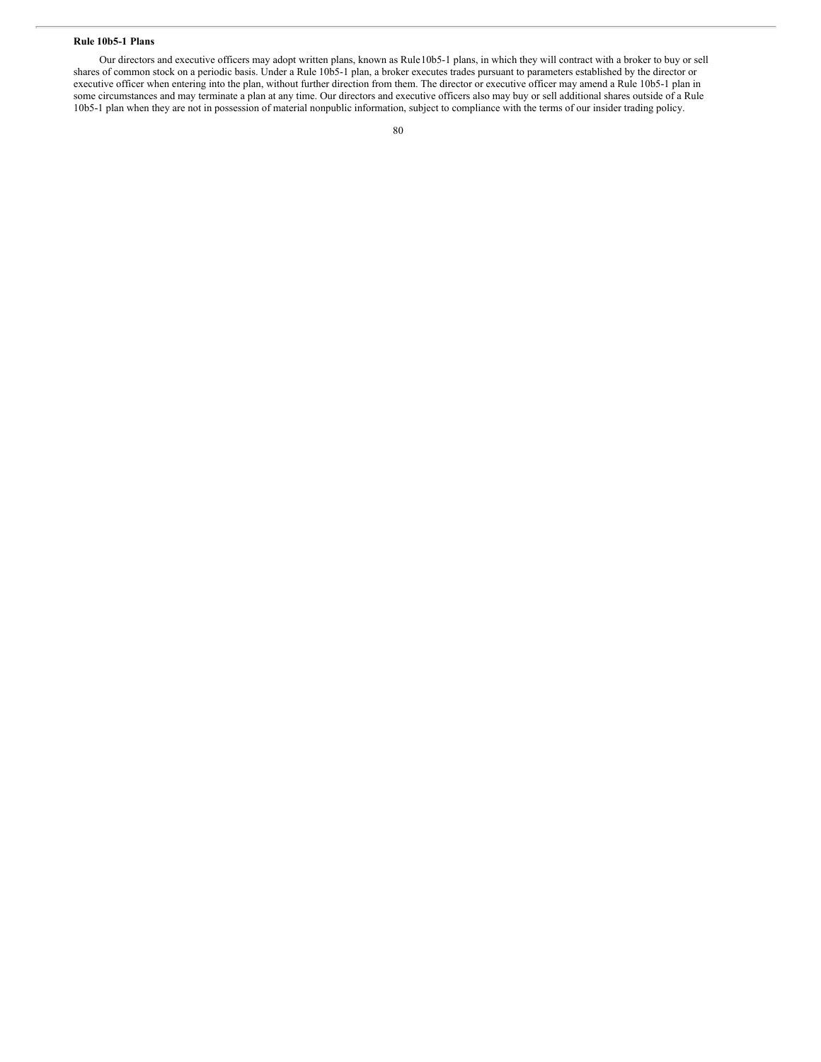**Rule 10b5-1 Plans**

Our directors and executive officers may adopt written plans, known as Rule10b5-1 plans, in which they will contract with a broker to buy or sell shares of common stock on a periodic basis. Under a Rule 10b5-1 plan, a broker executes trades pursuant to parameters established by the director or executive officer when entering into the plan, without further direction from them. The director or executive officer may amend a Rule 10b5-1 plan in some circumstances and may terminate a plan at any time. Our directors and executive officers also may buy or sell additional shares outside of a Rule 10b5-1 plan when they are not in possession of material nonpublic information, subject to compliance with the terms of our insider trading policy.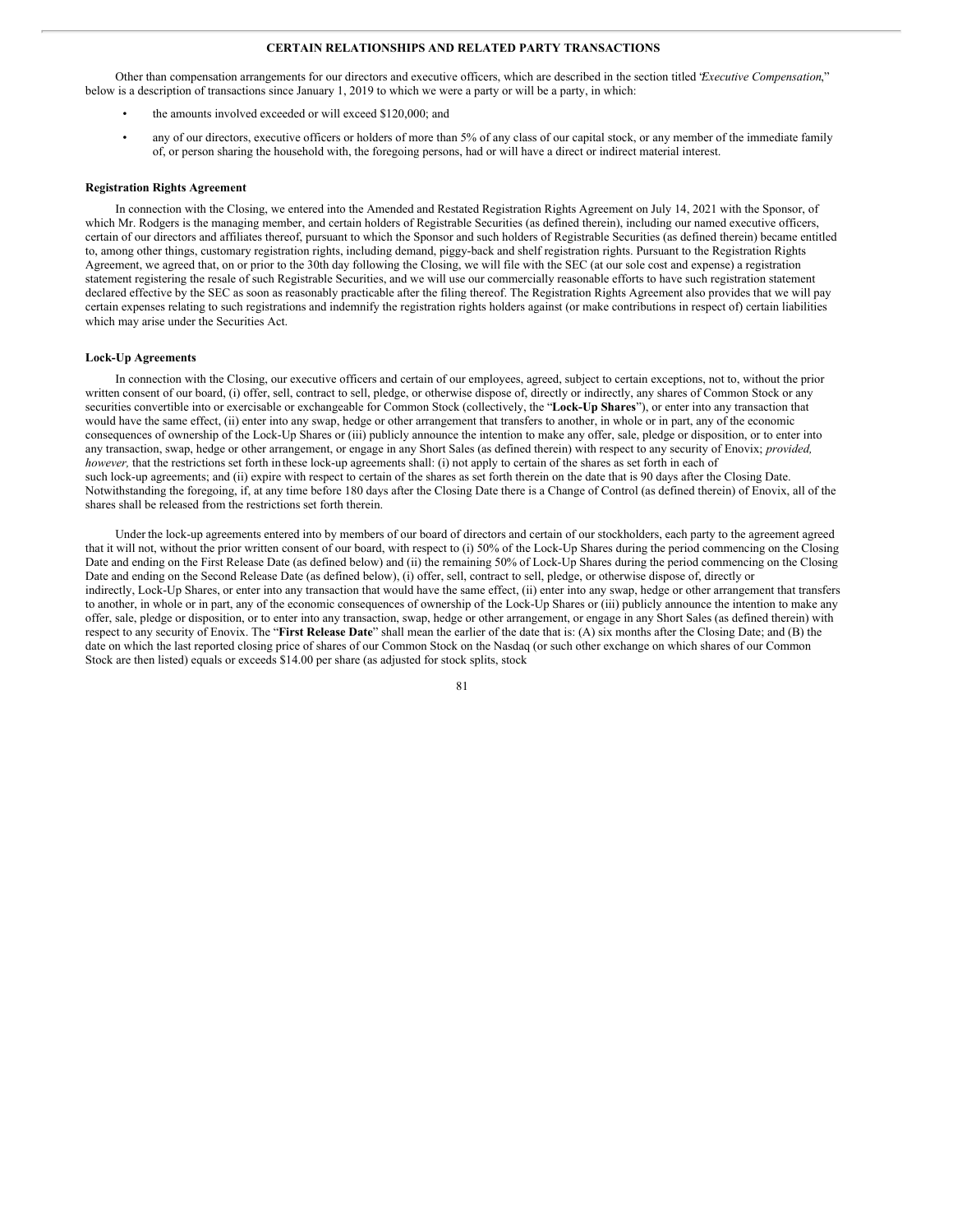## CERTAIN RELATIONSHIPS AND RELATED PARTY TRANSACTIONS

Other than compensation arrangements for our directors and executive officers, which are described in the section titled "*Executive Compensation*," below is a description of transactions since January 1, 2019 to which we were a party or will be a party, in which:

- the amounts involved exceeded or will exceed $120,000; and
- any of our directors, executive officers or holders of more than 5% of any class of our capital stock, or any member of the immediate family of, or person sharing the household with, the foregoing persons, had or will have a direct or indirect material interest.

### Registration Rights Agreement

In connection with the Closing, we entered into the Amended and Restated Registration Rights Agreement on July 14, 2021 with the Sponsor, of which Mr. Rodgers is the managing member, and certain holders of Registrable Securities (as defined therein), including our named executive officers, certain of our directors and affiliates thereof, pursuant to which the Sponsor and such holders of Registrable Securities (as defined therein) became entitled to, among other things, customary registration rights, including demand, piggy-back and shelf registration rights. Pursuant to the Registration Rights Agreement, we agreed that, on or prior to the 30th day following the Closing, we will file with the SEC (at our sole cost and expense) a registration statement registering the resale of such Registrable Securities, and we will use our commercially reasonable efforts to have such registration statement declared effective by the SEC as soon as reasonably practicable after the filing thereof. The Registration Rights Agreement also provides that we will pay certain expenses relating to such registrations and indemnify the registration rights holders against (or make contributions in respect of) certain liabilities which may arise under the Securities Act.

### Lock-Up Agreements

In connection with the Closing, our executive officers and certain of our employees, agreed, subject to certain exceptions, not to, without the prior written consent of our board, (i) offer, sell, contract to sell, pledge, or otherwise dispose of, directly or indirectly, any shares of Common Stock or any securities convertible into or exercisable or exchangeable for Common Stock (collectively, the "**Lock-Up Shares**"), or enter into any transaction that would have the same effect, (ii) enter into any swap, hedge or other arrangement that transfers to another, in whole or in part, any of the economic consequences of ownership of the Lock-Up Shares or (iii) publicly announce the intention to make any offer, sale, pledge or disposition, or to enter into any transaction, swap, hedge or other arrangement, or engage in any Short Sales (as defined therein) with respect to any security of Enovix; *provided, however,* that the restrictions set forth in these lock-up agreements shall: (i) not apply to certain of the shares as set forth in each of such lock-up agreements; and (ii) expire with respect to certain of the shares as set forth therein on the date that is 90 days after the Closing Date. Notwithstanding the foregoing, if, at any time before 180 days after the Closing Date there is a Change of Control (as defined therein) of Enovix, all of the shares shall be released from the restrictions set forth therein.

Under the lock-up agreements entered into by members of our board of directors and certain of our stockholders, each party to the agreement agreed that it will not, without the prior written consent of our board, with respect to (i) 50% of the Lock-Up Shares during the period commencing on the Closing Date and ending on the First Release Date (as defined below) and (ii) the remaining 50% of Lock-Up Shares during the period commencing on the Closing Date and ending on the Second Release Date (as defined below), (i) offer, sell, contract to sell, pledge, or otherwise dispose of, directly or indirectly, Lock-Up Shares, or enter into any transaction that would have the same effect, (ii) enter into any swap, hedge or other arrangement that transfers to another, in whole or in part, any of the economic consequences of ownership of the Lock-Up Shares or (iii) publicly announce the intention to make any offer, sale, pledge or disposition, or to enter into any transaction, swap, hedge or other arrangement, or engage in any Short Sales (as defined therein) with respect to any security of Enovix. The "**First Release Date**" shall mean the earlier of the date that is: (A) six months after the Closing Date; and (B) the date on which the last reported closing price of shares of our Common Stock on the Nasdaq (or such other exchange on which shares of our Common Stock are then listed) equals or exceeds $14.00 per share (as adjusted for stock splits, stock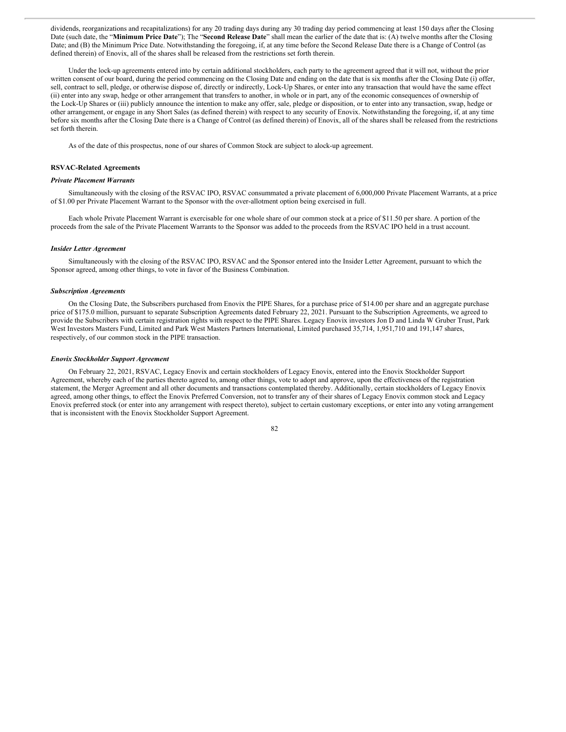dividends, reorganizations and recapitalizations) for any 20 trading days during any 30 trading day period commencing at least 150 days after the Closing Date (such date, the "**Minimum Price Date**"); The "**Second Release Date**" shall mean the earlier of the date that is: (A) twelve months after the Closing Date; and (B) the Minimum Price Date. Notwithstanding the foregoing, if, at any time before the Second Release Date there is a Change of Control (as defined therein) of Enovix, all of the shares shall be released from the restrictions set forth therein.

Under the lock-up agreements entered into by certain additional stockholders, each party to the agreement agreed that it will not, without the prior written consent of our board, during the period commencing on the Closing Date and ending on the date that is six months after the Closing Date (i) offer, sell, contract to sell, pledge, or otherwise dispose of, directly or indirectly, Lock-Up Shares, or enter into any transaction that would have the same effect (ii) enter into any swap, hedge or other arrangement that transfers to another, in whole or in part, any of the economic consequences of ownership of the Lock-Up Shares or (iii) publicly announce the intention to make any offer, sale, pledge or disposition, or to enter into any transaction, swap, hedge or other arrangement, or engage in any Short Sales (as defined therein) with respect to any security of Enovix. Notwithstanding the foregoing, if, at any time before six months after the Closing Date there is a Change of Control (as defined therein) of Enovix, all of the shares shall be released from the restrictions set forth therein.

As of the date of this prospectus, none of our shares of Common Stock are subject to alock-up agreement.

**RSVAC-Related Agreements**

***Private Placement Warrants***

Simultaneously with the closing of the RSVAC IPO, RSVAC consummated a private placement of 6,000,000 Private Placement Warrants, at a price of $1.00 per Private Placement Warrant to the Sponsor with the over-allotment option being exercised in full.

Each whole Private Placement Warrant is exercisable for one whole share of our common stock at a price of $11.50 per share. A portion of the proceeds from the sale of the Private Placement Warrants to the Sponsor was added to the proceeds from the RSVAC IPO held in a trust account.

***Insider Letter Agreement***

Simultaneously with the closing of the RSVAC IPO, RSVAC and the Sponsor entered into the Insider Letter Agreement, pursuant to which the Sponsor agreed, among other things, to vote in favor of the Business Combination.

***Subscription Agreements***

On the Closing Date, the Subscribers purchased from Enovix the PIPE Shares, for a purchase price of $14.00 per share and an aggregate purchase price of $175.0 million, pursuant to separate Subscription Agreements dated February 22, 2021. Pursuant to the Subscription Agreements, we agreed to provide the Subscribers with certain registration rights with respect to the PIPE Shares. Legacy Enovix investors Jon D and Linda W Gruber Trust, Park West Investors Masters Fund, Limited and Park West Masters Partners International, Limited purchased 35,714, 1,951,710 and 191,147 shares, respectively, of our common stock in the PIPE transaction.

***Enovix Stockholder Support Agreement***

On February 22, 2021, RSVAC, Legacy Enovix and certain stockholders of Legacy Enovix, entered into the Enovix Stockholder Support Agreement, whereby each of the parties thereto agreed to, among other things, vote to adopt and approve, upon the effectiveness of the registration statement, the Merger Agreement and all other documents and transactions contemplated thereby. Additionally, certain stockholders of Legacy Enovix agreed, among other things, to effect the Enovix Preferred Conversion, not to transfer any of their shares of Legacy Enovix common stock and Legacy Enovix preferred stock (or enter into any arrangement with respect thereto), subject to certain customary exceptions, or enter into any voting arrangement that is inconsistent with the Enovix Stockholder Support Agreement.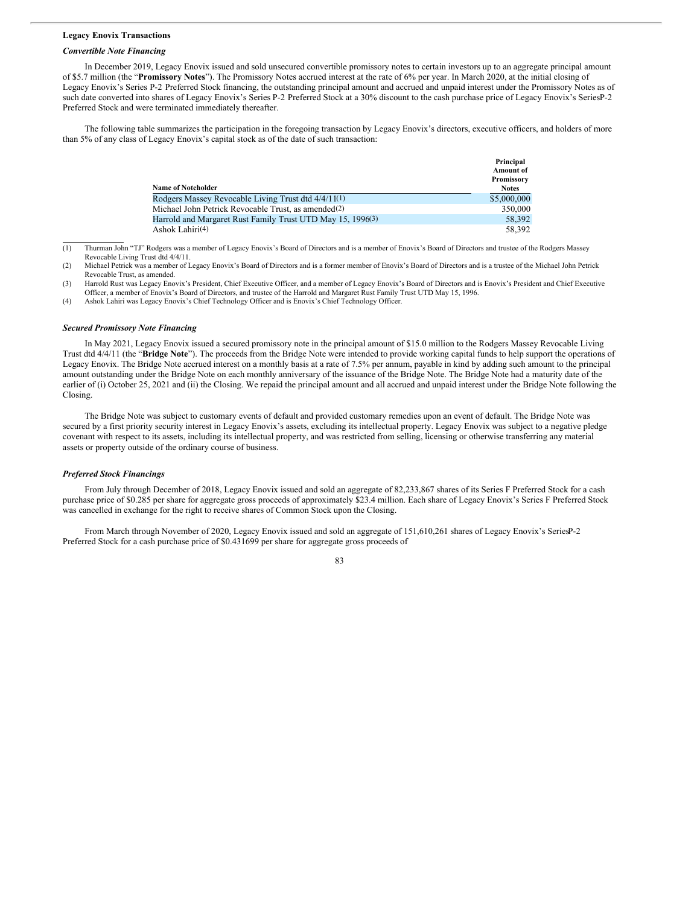**Legacy Enovix Transactions**

***Convertible Note Financing***

In December 2019, Legacy Enovix issued and sold unsecured convertible promissory notes to certain investors up to an aggregate principal amount of $5.7 million (the "**Promissory Notes**"). The Promissory Notes accrued interest at the rate of 6% per year. In March 2020, at the initial closing of Legacy Enovix's Series P-2 Preferred Stock financing, the outstanding principal amount and accrued and unpaid interest under the Promissory Notes as of such date converted into shares of Legacy Enovix's Series P-2 Preferred Stock at a 30% discount to the cash purchase price of Legacy Enovix's SeriesP-2 Preferred Stock and were terminated immediately thereafter.

The following table summarizes the participation in the foregoing transaction by Legacy Enovix's directors, executive officers, and holders of more than 5% of any class of Legacy Enovix's capital stock as of the date of such transaction:

| Name of Noteholder | Principal Amount of Promissory Notes |
|---|---|
| Rodgers Massey Revocable Living Trust dtd 4/4/11(1) | $5,000,000 |
| Michael John Petrick Revocable Trust, as amended(2) | 350,000 |
| Harrold and Margaret Rust Family Trust UTD May 15, 1996(3) | 58,392 |
| Ashok Lahiri(4) | 58,392 |

(1) Thurman John "TJ" Rodgers was a member of Legacy Enovix's Board of Directors and is a member of Enovix's Board of Directors and trustee of the Rodgers Massey Revocable Living Trust dtd 4/4/11.

(2) Michael Petrick was a member of Legacy Enovix's Board of Directors and is a former member of Enovix's Board of Directors and is a trustee of the Michael John Petrick Revocable Trust, as amended.

(3) Harrold Rust was Legacy Enovix's President, Chief Executive Officer, and a member of Legacy Enovix's Board of Directors and is Enovix's President and Chief Executive Officer, a member of Enovix's Board of Directors, and trustee of the Harrold and Margaret Rust Family Trust UTD May 15, 1996.

(4) Ashok Lahiri was Legacy Enovix's Chief Technology Officer and is Enovix's Chief Technology Officer.

***Secured Promissory Note Financing***

In May 2021, Legacy Enovix issued a secured promissory note in the principal amount of $15.0 million to the Rodgers Massey Revocable Living Trust dtd 4/4/11 (the "**Bridge Note**"). The proceeds from the Bridge Note were intended to provide working capital funds to help support the operations of Legacy Enovix. The Bridge Note accrued interest on a monthly basis at a rate of 7.5% per annum, payable in kind by adding such amount to the principal amount outstanding under the Bridge Note on each monthly anniversary of the issuance of the Bridge Note. The Bridge Note had a maturity date of the earlier of (i) October 25, 2021 and (ii) the Closing. We repaid the principal amount and all accrued and unpaid interest under the Bridge Note following the Closing.

The Bridge Note was subject to customary events of default and provided customary remedies upon an event of default. The Bridge Note was secured by a first priority security interest in Legacy Enovix's assets, excluding its intellectual property. Legacy Enovix was subject to a negative pledge covenant with respect to its assets, including its intellectual property, and was restricted from selling, licensing or otherwise transferring any material assets or property outside of the ordinary course of business.

***Preferred Stock Financings***

From July through December of 2018, Legacy Enovix issued and sold an aggregate of 82,233,867 shares of its Series F Preferred Stock for a cash purchase price of $0.285 per share for aggregate gross proceeds of approximately $23.4 million. Each share of Legacy Enovix's Series F Preferred Stock was cancelled in exchange for the right to receive shares of Common Stock upon the Closing.

From March through November of 2020, Legacy Enovix issued and sold an aggregate of 151,610,261 shares of Legacy Enovix's SeriesP-2 Preferred Stock for a cash purchase price of $0.431699 per share for aggregate gross proceeds of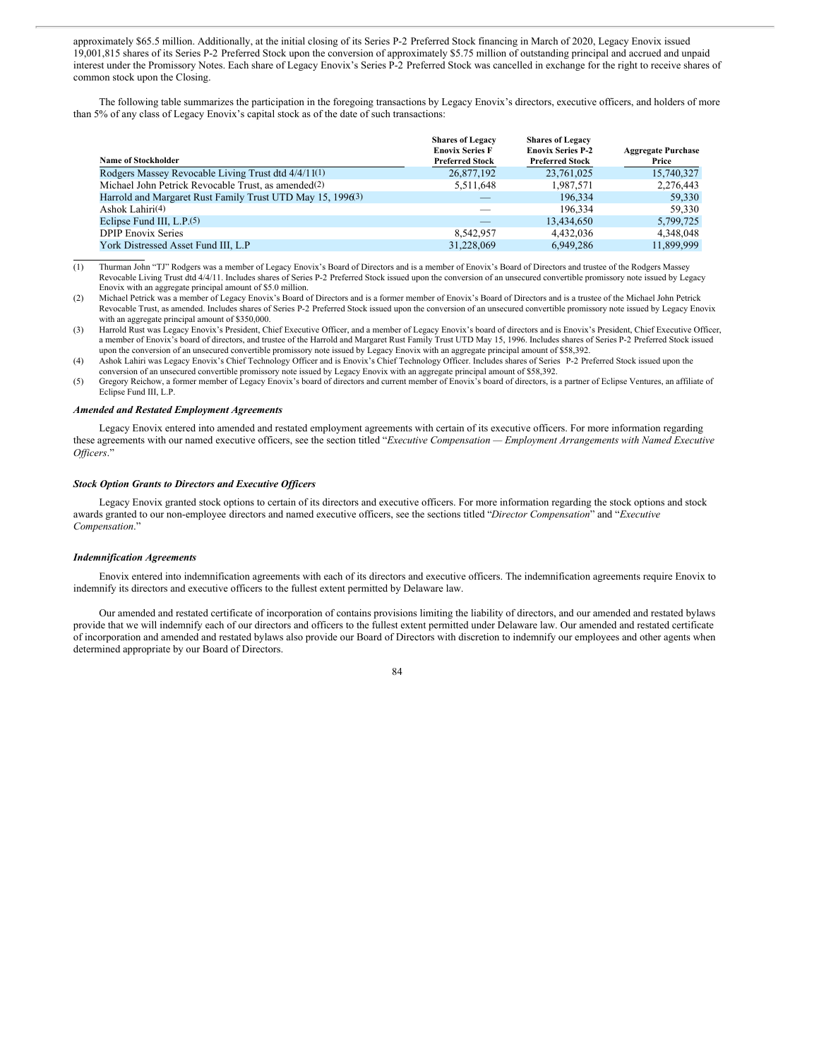approximately $65.5 million. Additionally, at the initial closing of its Series P-2 Preferred Stock financing in March of 2020, Legacy Enovix issued 19,001,815 shares of its Series P-2 Preferred Stock upon the conversion of approximately $5.75 million of outstanding principal and accrued and unpaid interest under the Promissory Notes. Each share of Legacy Enovix's Series P-2 Preferred Stock was cancelled in exchange for the right to receive shares of common stock upon the Closing.

The following table summarizes the participation in the foregoing transactions by Legacy Enovix's directors, executive officers, and holders of more than 5% of any class of Legacy Enovix's capital stock as of the date of such transactions:

| Name of Stockholder | Shares of Legacy Enovix Series F Preferred Stock | Shares of Legacy Enovix Series P-2 Preferred Stock | Aggregate Purchase Price |
|---|---|---|---|
| Rodgers Massey Revocable Living Trust dtd 4/4/11(1) | 26,877,192 | 23,761,025 | 15,740,327 |
| Michael John Petrick Revocable Trust, as amended(2) | 5,511,648 | 1,987,571 | 2,276,443 |
| Harrold and Margaret Rust Family Trust UTD May 15, 1996(3) | — | 196,334 | 59,330 |
| Ashok Lahiri(4) | — | 196,334 | 59,330 |
| Eclipse Fund III, L.P.(5) | — | 13,434,650 | 5,799,725 |
| DPIP Enovix Series | 8,542,957 | 4,432,036 | 4,348,048 |
| York Distressed Asset Fund III, L.P | 31,228,069 | 6,949,286 | 11,899,999 |

(1) Thurman John "TJ" Rodgers was a member of Legacy Enovix's Board of Directors and is a member of Enovix's Board of Directors and trustee of the Rodgers Massey Revocable Living Trust dtd 4/4/11. Includes shares of Series P-2 Preferred Stock issued upon the conversion of an unsecured convertible promissory note issued by Legacy Enovix with an aggregate principal amount of $5.0 million.

(2) Michael Petrick was a member of Legacy Enovix's Board of Directors and is a former member of Enovix's Board of Directors and is a trustee of the Michael John Petrick Revocable Trust, as amended. Includes shares of Series P-2 Preferred Stock issued upon the conversion of an unsecured convertible promissory note issued by Legacy Enovix with an aggregate principal amount of $350,000.

(3) Harrold Rust was Legacy Enovix's President, Chief Executive Officer, and a member of Legacy Enovix's board of directors and is Enovix's President, Chief Executive Officer, a member of Enovix's board of directors, and trustee of the Harrold and Margaret Rust Family Trust UTD May 15, 1996. Includes shares of Series P-2 Preferred Stock issued upon the conversion of an unsecured convertible promissory note issued by Legacy Enovix with an aggregate principal amount of $58,392.

(4) Ashok Lahiri was Legacy Enovix's Chief Technology Officer and is Enovix's Chief Technology Officer. Includes shares of Series P-2 Preferred Stock issued upon the conversion of an unsecured convertible promissory note issued by Legacy Enovix with an aggregate principal amount of $58,392.

(5) Gregory Reichow, a former member of Legacy Enovix's board of directors and current member of Enovix's board of directors, is a partner of Eclipse Ventures, an affiliate of Eclipse Fund III, L.P.

***Amended and Restated Employment Agreements***

Legacy Enovix entered into amended and restated employment agreements with certain of its executive officers. For more information regarding these agreements with our named executive officers, see the section titled "*Executive Compensation — Employment Arrangements with Named Executive Officers*."

***Stock Option Grants to Directors and Executive Officers***

Legacy Enovix granted stock options to certain of its directors and executive officers. For more information regarding the stock options and stock awards granted to our non-employee directors and named executive officers, see the sections titled "*Director Compensation*" and "*Executive Compensation*."

***Indemnification Agreements***

Enovix entered into indemnification agreements with each of its directors and executive officers. The indemnification agreements require Enovix to indemnify its directors and executive officers to the fullest extent permitted by Delaware law.

Our amended and restated certificate of incorporation of contains provisions limiting the liability of directors, and our amended and restated bylaws provide that we will indemnify each of our directors and officers to the fullest extent permitted under Delaware law. Our amended and restated certificate of incorporation and amended and restated bylaws also provide our Board of Directors with discretion to indemnify our employees and other agents when determined appropriate by our Board of Directors.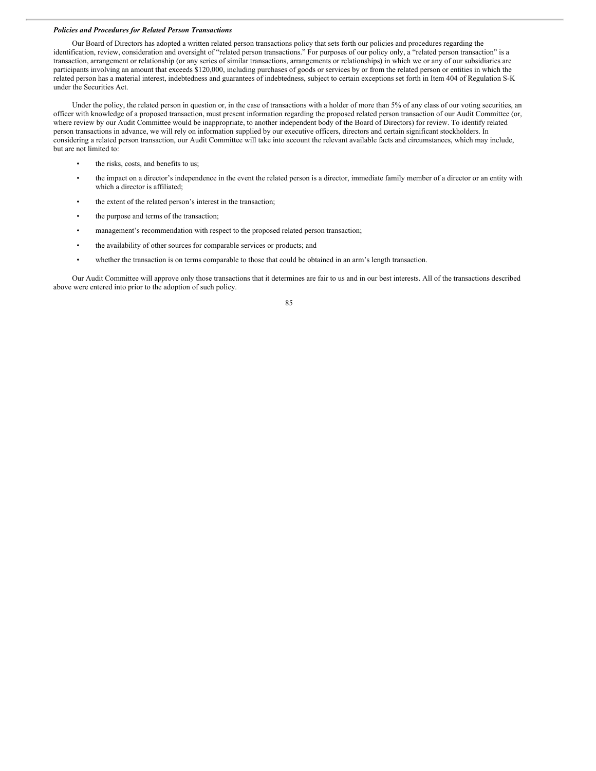***Policies and Procedures for Related Person Transactions***

Our Board of Directors has adopted a written related person transactions policy that sets forth our policies and procedures regarding the identification, review, consideration and oversight of "related person transactions." For purposes of our policy only, a "related person transaction" is a transaction, arrangement or relationship (or any series of similar transactions, arrangements or relationships) in which we or any of our subsidiaries are participants involving an amount that exceeds $120,000, including purchases of goods or services by or from the related person or entities in which the related person has a material interest, indebtedness and guarantees of indebtedness, subject to certain exceptions set forth in Item 404 of Regulation S-K under the Securities Act.

Under the policy, the related person in question or, in the case of transactions with a holder of more than 5% of any class of our voting securities, an officer with knowledge of a proposed transaction, must present information regarding the proposed related person transaction of our Audit Committee (or, where review by our Audit Committee would be inappropriate, to another independent body of the Board of Directors) for review. To identify related person transactions in advance, we will rely on information supplied by our executive officers, directors and certain significant stockholders. In considering a related person transaction, our Audit Committee will take into account the relevant available facts and circumstances, which may include, but are not limited to:

- the risks, costs, and benefits to us;
- the impact on a director's independence in the event the related person is a director, immediate family member of a director or an entity with which a director is affiliated;
- the extent of the related person's interest in the transaction;
- the purpose and terms of the transaction;
- management's recommendation with respect to the proposed related person transaction;
- the availability of other sources for comparable services or products; and
- whether the transaction is on terms comparable to those that could be obtained in an arm's length transaction.

Our Audit Committee will approve only those transactions that it determines are fair to us and in our best interests. All of the transactions described above were entered into prior to the adoption of such policy.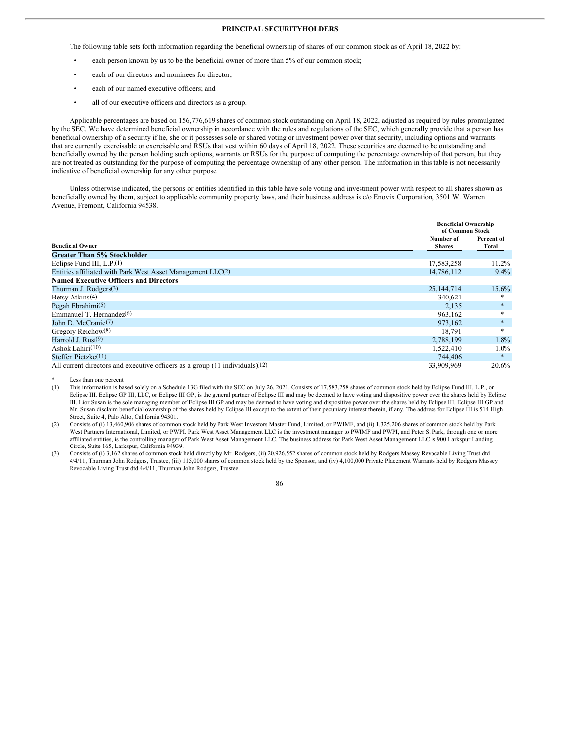## PRINCIPAL SECURITYHOLDERS

The following table sets forth information regarding the beneficial ownership of shares of our common stock as of April 18, 2022 by:

- each person known by us to be the beneficial owner of more than 5% of our common stock;
- each of our directors and nominees for director;
- each of our named executive officers; and
- all of our executive officers and directors as a group.

Applicable percentages are based on 156,776,619 shares of common stock outstanding on April 18, 2022, adjusted as required by rules promulgated by the SEC. We have determined beneficial ownership in accordance with the rules and regulations of the SEC, which generally provide that a person has beneficial ownership of a security if he, she or it possesses sole or shared voting or investment power over that security, including options and warrants that are currently exercisable or exercisable and RSUs that vest within 60 days of April 18, 2022. These securities are deemed to be outstanding and beneficially owned by the person holding such options, warrants or RSUs for the purpose of computing the percentage ownership of that person, but they are not treated as outstanding for the purpose of computing the percentage ownership of any other person. The information in this table is not necessarily indicative of beneficial ownership for any other purpose.

Unless otherwise indicated, the persons or entities identified in this table have sole voting and investment power with respect to all shares shown as beneficially owned by them, subject to applicable community property laws, and their business address is c/o Enovix Corporation, 3501 W. Warren Avenue, Fremont, California 94538.

| | Beneficial Ownership of Common Stock | |
|---|---|---|
| **Beneficial Owner** | **Number of Shares** | **Percent of Total** |
| **Greater Than 5% Stockholder** | | |
| Eclipse Fund III, L.P.[(1)] | 17,583,258 | 11.2% |
| Entities affiliated with Park West Asset Management LLC[(2)] | 14,786,112 | 9.4% |
| **Named Executive Officers and Directors** | | |
| Thurman J. Rodgers[(3)] | 25,144,714 | 15.6% |
| Betsy Atkins[(4)] | 340,621 | * |
| Pegah Ebrahimi[(5)] | 2,135 | * |
| Emmanuel T. Hernandez[(6)] | 963,162 | * |
| John D. McCranie[(7)] | 973,162 | * |
| Gregory Reichow[(8)] | 18,791 | * |
| Harrold J. Rust[(9)] | 2,788,199 | 1.8% |
| Ashok Lahiri[(10)] | 1,522,410 | 1.0% |
| Steffen Pietzke[(11)] | 744,406 | * |
| All current directors and executive officers as a group (11 individuals)[(12)] | 33,909,969 | 20.6% |

\* Less than one percent

(1) This information is based solely on a Schedule 13G filed with the SEC on July 26, 2021. Consists of 17,583,258 shares of common stock held by Eclipse Fund III, L.P., or Eclipse III. Eclipse GP III, LLC, or Eclipse III GP, is the general partner of Eclipse III and may be deemed to have voting and dispositive power over the shares held by Eclipse III. Lior Susan is the sole managing member of Eclipse III GP and may be deemed to have voting and dispositive power over the shares held by Eclipse III. Eclipse III GP and Mr. Susan disclaim beneficial ownership of the shares held by Eclipse III except to the extent of their pecuniary interest therein, if any. The address for Eclipse III is 514 High Street, Suite 4, Palo Alto, California 94301.

(2) Consists of (i) 13,460,906 shares of common stock held by Park West Investors Master Fund, Limited, or PWIMF, and (ii) 1,325,206 shares of common stock held by Park West Partners International, Limited, or PWPI. Park West Asset Management LLC is the investment manager to PWIMF and PWPI, and Peter S. Park, through one or more affiliated entities, is the controlling manager of Park West Asset Management LLC. The business address for Park West Asset Management LLC is 900 Larkspur Landing Circle, Suite 165, Larkspur, California 94939.

(3) Consists of (i) 3,162 shares of common stock held directly by Mr. Rodgers, (ii) 20,926,552 shares of common stock held by Rodgers Massey Revocable Living Trust dtd 4/4/11, Thurman John Rodgers, Trustee, (iii) 115,000 shares of common stock held by the Sponsor, and (iv) 4,100,000 Private Placement Warrants held by Rodgers Massey Revocable Living Trust dtd 4/4/11, Thurman John Rodgers, Trustee.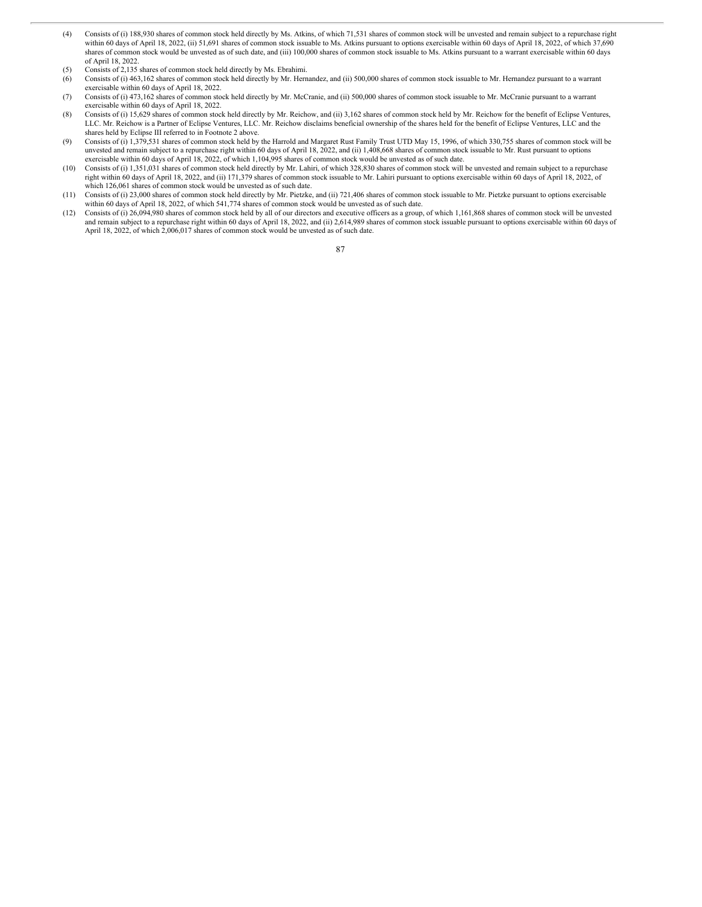(4) Consists of (i) 188,930 shares of common stock held directly by Ms. Atkins, of which 71,531 shares of common stock will be unvested and remain subject to a repurchase right within 60 days of April 18, 2022, (ii) 51,691 shares of common stock issuable to Ms. Atkins pursuant to options exercisable within 60 days of April 18, 2022, of which 37,690 shares of common stock would be unvested as of such date, and (iii) 100,000 shares of common stock issuable to Ms. Atkins pursuant to a warrant exercisable within 60 days of April 18, 2022.

(5) Consists of 2,135 shares of common stock held directly by Ms. Ebrahimi.

(6) Consists of (i) 463,162 shares of common stock held directly by Mr. Hernandez, and (ii) 500,000 shares of common stock issuable to Mr. Hernandez pursuant to a warrant exercisable within 60 days of April 18, 2022.

(7) Consists of (i) 473,162 shares of common stock held directly by Mr. McCranie, and (ii) 500,000 shares of common stock issuable to Mr. McCranie pursuant to a warrant exercisable within 60 days of April 18, 2022.

(8) Consists of (i) 15,629 shares of common stock held directly by Mr. Reichow, and (ii) 3,162 shares of common stock held by Mr. Reichow for the benefit of Eclipse Ventures, LLC. Mr. Reichow is a Partner of Eclipse Ventures, LLC. Mr. Reichow disclaims beneficial ownership of the shares held for the benefit of Eclipse Ventures, LLC and the shares held by Eclipse III referred to in Footnote 2 above.

(9) Consists of (i) 1,379,531 shares of common stock held by the Harrold and Margaret Rust Family Trust UTD May 15, 1996, of which 330,755 shares of common stock will be unvested and remain subject to a repurchase right within 60 days of April 18, 2022, and (ii) 1,408,668 shares of common stock issuable to Mr. Rust pursuant to options exercisable within 60 days of April 18, 2022, of which 1,104,995 shares of common stock would be unvested as of such date.

(10) Consists of (i) 1,351,031 shares of common stock held directly by Mr. Lahiri, of which 328,830 shares of common stock will be unvested and remain subject to a repurchase right within 60 days of April 18, 2022, and (ii) 171,379 shares of common stock issuable to Mr. Lahiri pursuant to options exercisable within 60 days of April 18, 2022, of which 126,061 shares of common stock would be unvested as of such date.

(11) Consists of (i) 23,000 shares of common stock held directly by Mr. Pietzke, and (ii) 721,406 shares of common stock issuable to Mr. Pietzke pursuant to options exercisable within 60 days of April 18, 2022, of which 541,774 shares of common stock would be unvested as of such date.

(12) Consists of (i) 26,094,980 shares of common stock held by all of our directors and executive officers as a group, of which 1,161,868 shares of common stock will be unvested and remain subject to a repurchase right within 60 days of April 18, 2022, and (ii) 2,614,989 shares of common stock issuable pursuant to options exercisable within 60 days of April 18, 2022, of which 2,006,017 shares of common stock would be unvested as of such date.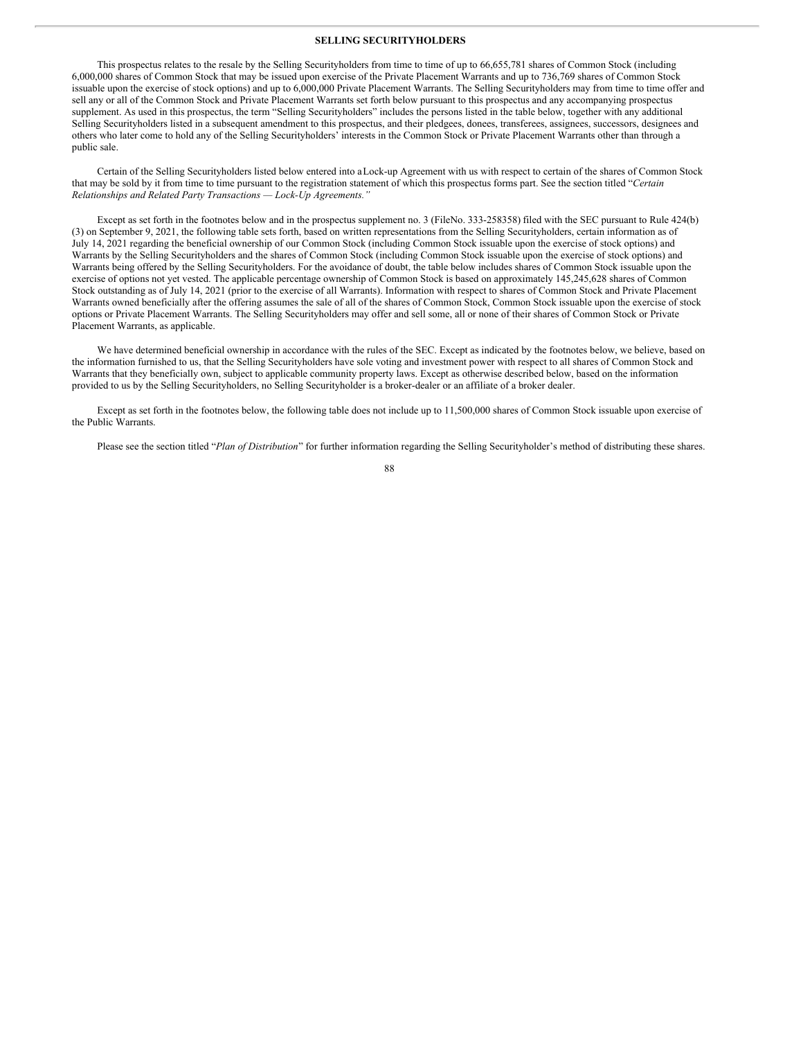## SELLING SECURITYHOLDERS

This prospectus relates to the resale by the Selling Securityholders from time to time of up to 66,655,781 shares of Common Stock (including 6,000,000 shares of Common Stock that may be issued upon exercise of the Private Placement Warrants and up to 736,769 shares of Common Stock issuable upon the exercise of stock options) and up to 6,000,000 Private Placement Warrants. The Selling Securityholders may from time to time offer and sell any or all of the Common Stock and Private Placement Warrants set forth below pursuant to this prospectus and any accompanying prospectus supplement. As used in this prospectus, the term "Selling Securityholders" includes the persons listed in the table below, together with any additional Selling Securityholders listed in a subsequent amendment to this prospectus, and their pledgees, donees, transferees, assignees, successors, designees and others who later come to hold any of the Selling Securityholders' interests in the Common Stock or Private Placement Warrants other than through a public sale.

Certain of the Selling Securityholders listed below entered into a Lock-up Agreement with us with respect to certain of the shares of Common Stock that may be sold by it from time to time pursuant to the registration statement of which this prospectus forms part. See the section titled "*Certain Relationships and Related Party Transactions — Lock-Up Agreements.*"

Except as set forth in the footnotes below and in the prospectus supplement no. 3 (File No. 333-258358) filed with the SEC pursuant to Rule 424(b)(3) on September 9, 2021, the following table sets forth, based on written representations from the Selling Securityholders, certain information as of July 14, 2021 regarding the beneficial ownership of our Common Stock (including Common Stock issuable upon the exercise of stock options) and Warrants by the Selling Securityholders and the shares of Common Stock (including Common Stock issuable upon the exercise of stock options) and Warrants being offered by the Selling Securityholders. For the avoidance of doubt, the table below includes shares of Common Stock issuable upon the exercise of options not yet vested. The applicable percentage ownership of Common Stock is based on approximately 145,245,628 shares of Common Stock outstanding as of July 14, 2021 (prior to the exercise of all Warrants). Information with respect to shares of Common Stock and Private Placement Warrants owned beneficially after the offering assumes the sale of all of the shares of Common Stock, Common Stock issuable upon the exercise of stock options or Private Placement Warrants. The Selling Securityholders may offer and sell some, all or none of their shares of Common Stock or Private Placement Warrants, as applicable.

We have determined beneficial ownership in accordance with the rules of the SEC. Except as indicated by the footnotes below, we believe, based on the information furnished to us, that the Selling Securityholders have sole voting and investment power with respect to all shares of Common Stock and Warrants that they beneficially own, subject to applicable community property laws. Except as otherwise described below, based on the information provided to us by the Selling Securityholders, no Selling Securityholder is a broker-dealer or an affiliate of a broker dealer.

Except as set forth in the footnotes below, the following table does not include up to 11,500,000 shares of Common Stock issuable upon exercise of the Public Warrants.

Please see the section titled "*Plan of Distribution*" for further information regarding the Selling Securityholder's method of distributing these shares.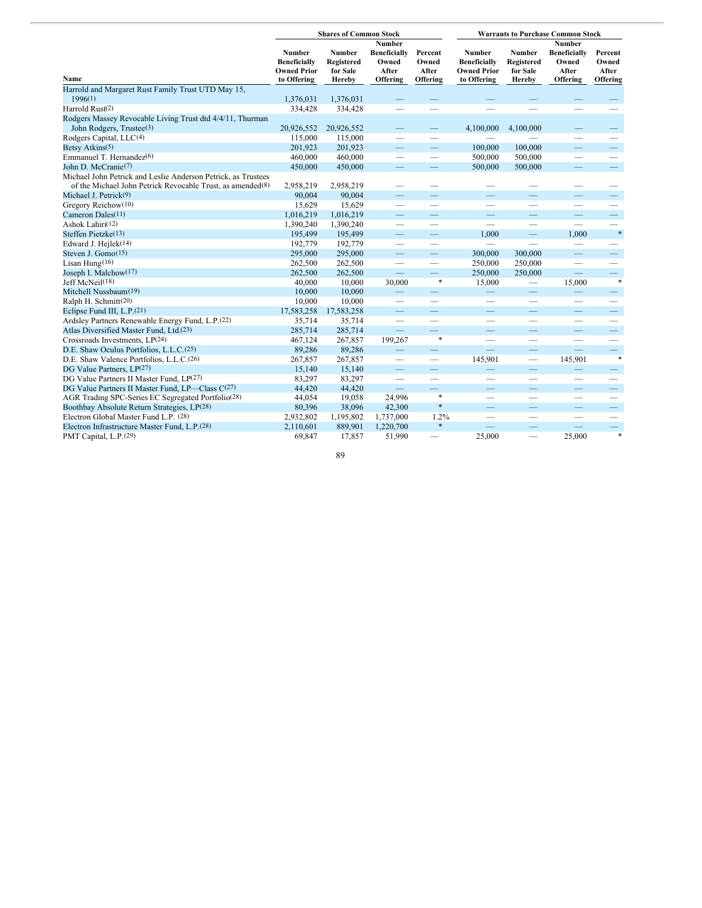| Name | Shares of Common Stock | | | | Warrants to Purchase Common Stock | | | |
|---|---|---|---|---|---|---|---|---|
| | Number Beneficially Owned Prior to Offering | Number Registered for Sale Hereby | Number Beneficially Owned After Offering | Percent Owned After Offering | Number Beneficially Owned Prior to Offering | Number Registered for Sale Hereby | Number Beneficially Owned After Offering | Percent Owned After Offering |
| Harrold and Margaret Rust Family Trust UTD May 15, 1996(1) | 1,376,031 | 1,376,031 | — | — | — | — | — | — |
| Harrold Rust(2) | 334,428 | 334,428 | — | — | — | — | — | — |
| Rodgers Massey Revocable Living Trust dtd 4/4/11, Thurman John Rodgers, Trustee(3) | 20,926,552 | 20,926,552 | — | — | 4,100,000 | 4,100,000 | — | — |
| Rodgers Capital, LLC(4) | 115,000 | 115,000 | — | — | — | — | — | — |
| Betsy Atkins(5) | 201,923 | 201,923 | — | — | 100,000 | 100,000 | — | — |
| Emmanuel T. Hernandez(6) | 460,000 | 460,000 | — | — | 500,000 | 500,000 | — | — |
| John D. McCranie(7) | 450,000 | 450,000 | — | — | 500,000 | 500,000 | — | — |
| Michael John Petrick and Leslie Anderson Petrick, as Trustees of the Michael John Petrick Revocable Trust, as amended(8) | 2,958,219 | 2,958,219 | — | — | — | — | — | — |
| Michael J. Petrick(9) | 90,004 | 90,004 | — | — | — | — | — | — |
| Gregory Reichow(10) | 15,629 | 15,629 | — | — | — | — | — | — |
| Cameron Dales(11) | 1,016,219 | 1,016,219 | — | — | — | — | — | — |
| Ashok Lahiri(12) | 1,390,240 | 1,390,240 | — | — | — | — | — | — |
| Steffen Pietzke(13) | 195,499 | 195,499 | — | — | 1,000 | — | 1,000 | * |
| Edward J. Hejlek(14) | 192,779 | 192,779 | — | — | — | — | — | — |
| Steven J. Gomo(15) | 295,000 | 295,000 | — | — | 300,000 | 300,000 | — | — |
| Lisan Hung(16) | 262,500 | 262,500 | — | — | 250,000 | 250,000 | — | — |
| Joseph I. Malchow(17) | 262,500 | 262,500 | — | — | 250,000 | 250,000 | — | — |
| Jeff McNeil(18) | 40,000 | 10,000 | 30,000 | * | 15,000 | — | 15,000 | * |
| Mitchell Nussbaum(19) | 10,000 | 10,000 | — | — | — | — | — | — |
| Ralph H. Schmitt(20) | 10,000 | 10,000 | — | — | — | — | — | — |
| Eclipse Fund III, L.P.(21) | 17,583,258 | 17,583,258 | — | — | — | — | — | — |
| Ardsley Partners Renewable Energy Fund, L.P.(22) | 35,714 | 35,714 | — | — | — | — | — | — |
| Atlas Diversified Master Fund, Ltd.(23) | 285,714 | 285,714 | — | — | — | — | — | — |
| Crossroads Investments, LP(24) | 467,124 | 267,857 | 199,267 | * | — | — | — | — |
| D.E. Shaw Oculus Portfolios, L.L.C.(25) | 89,286 | 89,286 | — | — | — | — | — | — |
| D.E. Shaw Valence Portfolios, L.L.C.(26) | 267,857 | 267,857 | — | — | 145,901 | — | 145,901 | * |
| DG Value Partners, LP(27) | 15,140 | 15,140 | — | — | — | — | — | — |
| DG Value Partners II Master Fund, LP(27) | 83,297 | 83,297 | — | — | — | — | — | — |
| DG Value Partners II Master Fund, LP—Class C(27) | 44,420 | 44,420 | — | — | — | — | — | — |
| AGR Trading SPC-Series EC Segregated Portfolio(28) | 44,054 | 19,058 | 24,996 | * | — | — | — | — |
| Boothbay Absolute Return Strategies, LP(28) | 80,396 | 38,096 | 42,300 | * | — | — | — | — |
| Electron Global Master Fund L.P. (28) | 2,932,802 | 1,195,802 | 1,737,000 | 1.2% | — | — | — | — |
| Electron Infrastructure Master Fund, L.P.(28) | 2,110,601 | 889,901 | 1,220,700 | * | — | — | — | — |
| PMT Capital, L.P.(29) | 69,847 | 17,857 | 51,990 | — | 25,000 | — | 25,000 | * |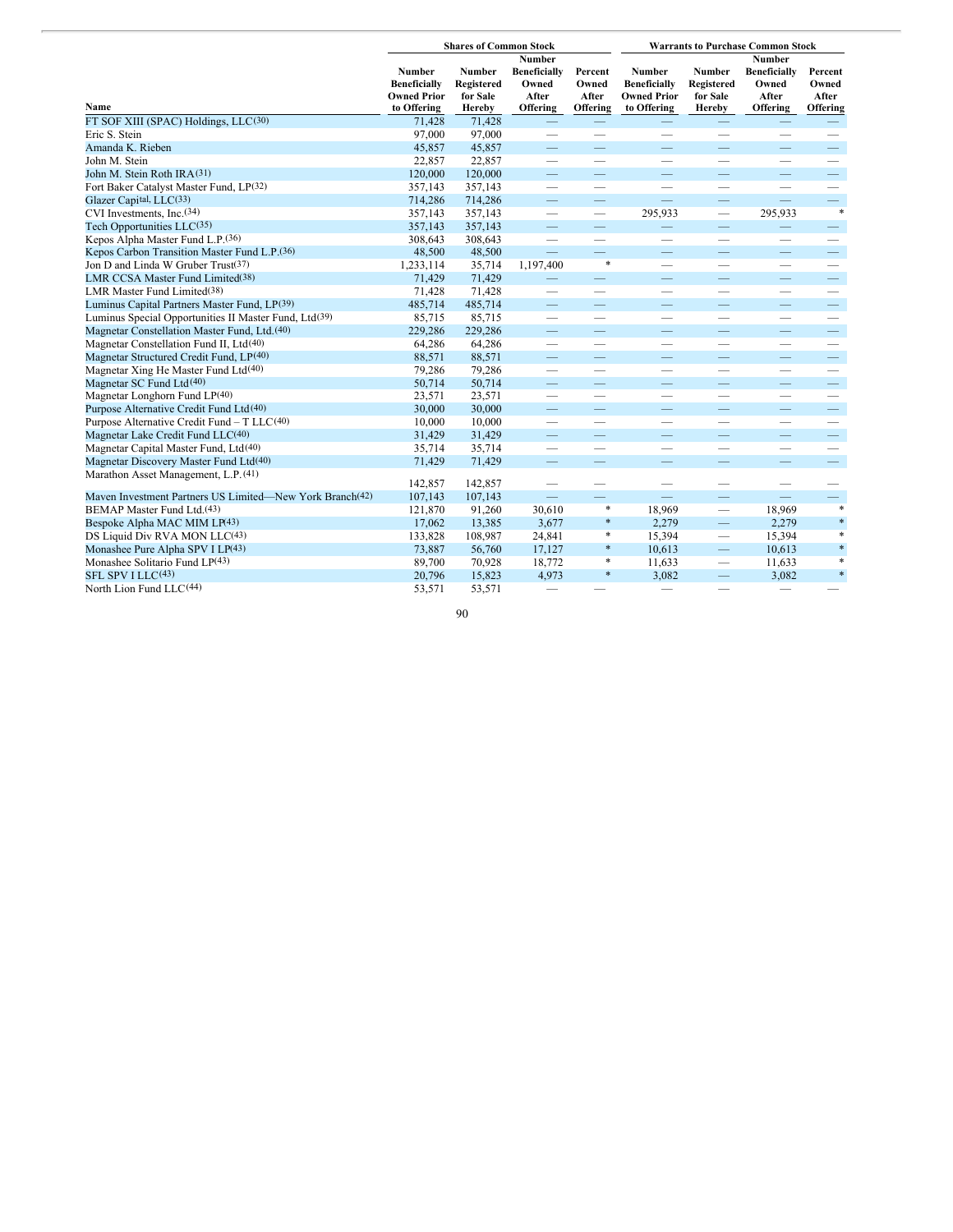| Name | Shares of Common Stock | | | | Warrants to Purchase Common Stock | | | |
|---|---|---|---|---|---|---|---|---|
| | Number Beneficially Owned Prior to Offering | Number Registered for Sale Hereby | Number Beneficially Owned After Offering | Percent Owned After Offering | Number Beneficially Owned Prior to Offering | Number Registered for Sale Hereby | Number Beneficially Owned After Offering | Percent Owned After Offering |
| FT SOF XIII (SPAC) Holdings, LLC(30) | 71,428 | 71,428 | — | — | — | — | — | — |
| Eric S. Stein | 97,000 | 97,000 | — | — | — | — | — | — |
| Amanda K. Rieben | 45,857 | 45,857 | — | — | — | — | — | — |
| John M. Stein | 22,857 | 22,857 | — | — | — | — | — | — |
| John M. Stein Roth IRA(31) | 120,000 | 120,000 | — | — | — | — | — | — |
| Fort Baker Catalyst Master Fund, LP(32) | 357,143 | 357,143 | — | — | — | — | — | — |
| Glazer Capital, LLC(33) | 714,286 | 714,286 | — | — | — | — | — | — |
| CVI Investments, Inc.(34) | 357,143 | 357,143 | — | — | 295,933 | — | 295,933 | * |
| Tech Opportunities LLC(35) | 357,143 | 357,143 | — | — | — | — | — | — |
| Kepos Alpha Master Fund L.P.(36) | 308,643 | 308,643 | — | — | — | — | — | — |
| Kepos Carbon Transition Master Fund L.P.(36) | 48,500 | 48,500 | — | — | — | — | — | — |
| Jon D and Linda W Gruber Trust(37) | 1,233,114 | 35,714 | 1,197,400 | * | — | — | — | — |
| LMR CCSA Master Fund Limited(38) | 71,429 | 71,429 | — | — | — | — | — | — |
| LMR Master Fund Limited(38) | 71,428 | 71,428 | — | — | — | — | — | — |
| Luminus Capital Partners Master Fund, LP(39) | 485,714 | 485,714 | — | — | — | — | — | — |
| Luminus Special Opportunities II Master Fund, Ltd(39) | 85,715 | 85,715 | — | — | — | — | — | — |
| Magnetar Constellation Master Fund, Ltd.(40) | 229,286 | 229,286 | — | — | — | — | — | — |
| Magnetar Constellation Fund II, Ltd(40) | 64,286 | 64,286 | — | — | — | — | — | — |
| Magnetar Structured Credit Fund, LP(40) | 88,571 | 88,571 | — | — | — | — | — | — |
| Magnetar Xing He Master Fund Ltd(40) | 79,286 | 79,286 | — | — | — | — | — | — |
| Magnetar SC Fund Ltd(40) | 50,714 | 50,714 | — | — | — | — | — | — |
| Magnetar Longhorn Fund LP(40) | 23,571 | 23,571 | — | — | — | — | — | — |
| Purpose Alternative Credit Fund Ltd(40) | 30,000 | 30,000 | — | — | — | — | — | — |
| Purpose Alternative Credit Fund – T LLC(40) | 10,000 | 10,000 | — | — | — | — | — | — |
| Magnetar Lake Credit Fund LLC(40) | 31,429 | 31,429 | — | — | — | — | — | — |
| Magnetar Capital Master Fund, Ltd(40) | 35,714 | 35,714 | — | — | — | — | — | — |
| Magnetar Discovery Master Fund Ltd(40) | 71,429 | 71,429 | — | — | — | — | — | — |
| Marathon Asset Management, L.P.(41) | 142,857 | 142,857 | — | — | — | — | — | — |
| Maven Investment Partners US Limited—New York Branch(42) | 107,143 | 107,143 | — | — | — | — | — | — |
| BEMAP Master Fund Ltd.(43) | 121,870 | 91,260 | 30,610 | * | 18,969 | — | 18,969 | * |
| Bespoke Alpha MAC MIM LP(43) | 17,062 | 13,385 | 3,677 | * | 2,279 | — | 2,279 | * |
| DS Liquid Div RVA MON LLC(43) | 133,828 | 108,987 | 24,841 | * | 15,394 | — | 15,394 | * |
| Monashee Pure Alpha SPV I LP(43) | 73,887 | 56,760 | 17,127 | * | 10,613 | — | 10,613 | * |
| Monashee Solitario Fund LP(43) | 89,700 | 70,928 | 18,772 | * | 11,633 | — | 11,633 | * |
| SFL SPV I LLC(43) | 20,796 | 15,823 | 4,973 | * | 3,082 | — | 3,082 | * |
| North Lion Fund LLC(44) | 53,571 | 53,571 | — | — | — | — | — | — |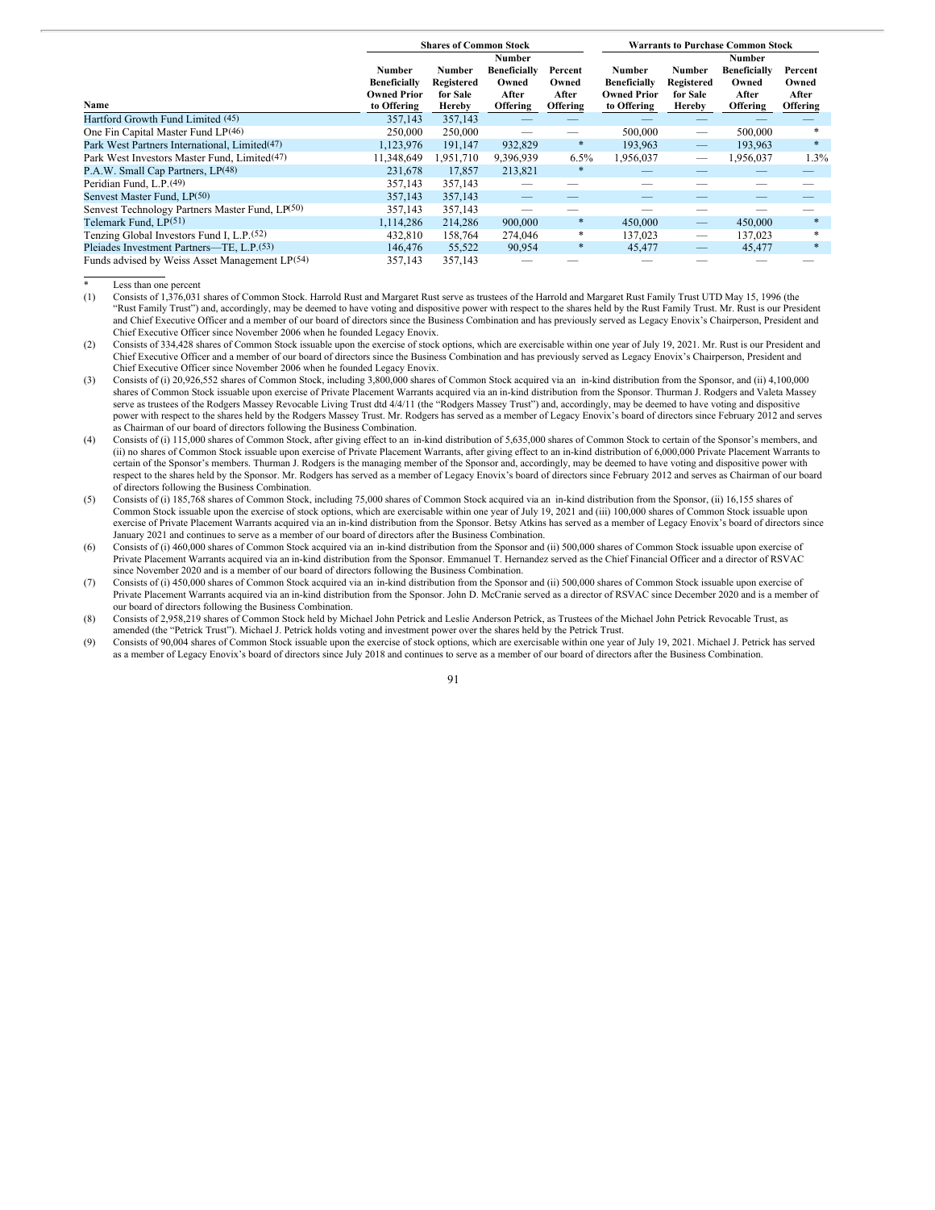| Name | Shares of Common Stock | | | | Warrants to Purchase Common Stock | | | |
|---|---|---|---|---|---|---|---|---|
| | Number Beneficially Owned Prior to Offering | Number Registered for Sale Hereby | Number Beneficially Owned After Offering | Percent Owned After Offering | Number Beneficially Owned Prior to Offering | Number Registered for Sale Hereby | Number Beneficially Owned After Offering | Percent Owned After Offering |
| Hartford Growth Fund Limited (45) | 357,143 | 357,143 | — | — | — | — | — | — |
| One Fin Capital Master Fund LP(46) | 250,000 | 250,000 | — | — | 500,000 | — | 500,000 | * |
| Park West Partners International, Limited(47) | 1,123,976 | 191,147 | 932,829 | * | 193,963 | — | 193,963 | * |
| Park West Investors Master Fund, Limited(47) | 11,348,649 | 1,951,710 | 9,396,939 | 6.5% | 1,956,037 | — | 1,956,037 | 1.3% |
| P.A.W. Small Cap Partners, LP(48) | 231,678 | 17,857 | 213,821 | * | — | — | — | — |
| Peridian Fund, L.P.(49) | 357,143 | 357,143 | — | — | — | — | — | — |
| Senvest Master Fund, LP(50) | 357,143 | 357,143 | — | — | — | — | — | — |
| Senvest Technology Partners Master Fund, LP(50) | 357,143 | 357,143 | — | — | — | — | — | — |
| Telemark Fund, LP(51) | 1,114,286 | 214,286 | 900,000 | * | 450,000 | — | 450,000 | * |
| Tenzing Global Investors Fund I, L.P.(52) | 432,810 | 158,764 | 274,046 | * | 137,023 | — | 137,023 | * |
| Pleiades Investment Partners—TE, L.P.(53) | 146,476 | 55,522 | 90,954 | * | 45,477 | — | 45,477 | * |
| Funds advised by Weiss Asset Management LP(54) | 357,143 | 357,143 | — | — | — | — | — | — |

\* Less than one percent

(1) Consists of 1,376,031 shares of Common Stock. Harrold Rust and Margaret Rust serve as trustees of the Harrold and Margaret Rust Family Trust UTD May 15, 1996 (the "Rust Family Trust") and, accordingly, may be deemed to have voting and dispositive power with respect to the shares held by the Rust Family Trust. Mr. Rust is our President and Chief Executive Officer and a member of our board of directors since the Business Combination and has previously served as Legacy Enovix's Chairperson, President and Chief Executive Officer since November 2006 when he founded Legacy Enovix.

(2) Consists of 334,428 shares of Common Stock issuable upon the exercise of stock options, which are exercisable within one year of July 19, 2021. Mr. Rust is our President and Chief Executive Officer and a member of our board of directors since the Business Combination and has previously served as Legacy Enovix's Chairperson, President and Chief Executive Officer since November 2006 when he founded Legacy Enovix.

(3) Consists of (i) 20,926,552 shares of Common Stock, including 3,800,000 shares of Common Stock acquired via an in-kind distribution from the Sponsor, and (ii) 4,100,000 shares of Common Stock issuable upon exercise of Private Placement Warrants acquired via an in-kind distribution from the Sponsor. Thurman J. Rodgers and Valeta Massey serve as trustees of the Rodgers Massey Revocable Living Trust dtd 4/4/11 (the "Rodgers Massey Trust") and, accordingly, may be deemed to have voting and dispositive power with respect to the shares held by the Rodgers Massey Trust. Mr. Rodgers has served as a member of Legacy Enovix's board of directors since February 2012 and serves as Chairman of our board of directors following the Business Combination.

(4) Consists of (i) 115,000 shares of Common Stock, after giving effect to an in-kind distribution of 5,635,000 shares of Common Stock to certain of the Sponsor's members, and (ii) no shares of Common Stock issuable upon exercise of Private Placement Warrants, after giving effect to an in-kind distribution of 6,000,000 Private Placement Warrants to certain of the Sponsor's members. Thurman J. Rodgers is the managing member of the Sponsor and, accordingly, may be deemed to have voting and dispositive power with respect to the shares held by the Sponsor. Mr. Rodgers has served as a member of Legacy Enovix's board of directors since February 2012 and serves as Chairman of our board of directors following the Business Combination.

(5) Consists of (i) 185,768 shares of Common Stock, including 75,000 shares of Common Stock acquired via an in-kind distribution from the Sponsor, (ii) 16,155 shares of Common Stock issuable upon the exercise of stock options, which are exercisable within one year of July 19, 2021 and (iii) 100,000 shares of Common Stock issuable upon exercise of Private Placement Warrants acquired via an in-kind distribution from the Sponsor. Betsy Atkins has served as a member of Legacy Enovix's board of directors since January 2021 and continues to serve as a member of our board of directors after the Business Combination.

(6) Consists of (i) 460,000 shares of Common Stock acquired via an in-kind distribution from the Sponsor and (ii) 500,000 shares of Common Stock issuable upon exercise of Private Placement Warrants acquired via an in-kind distribution from the Sponsor. Emmanuel T. Hernandez served as the Chief Financial Officer and a director of RSVAC since November 2020 and is a member of our board of directors following the Business Combination.

(7) Consists of (i) 450,000 shares of Common Stock acquired via an in-kind distribution from the Sponsor and (ii) 500,000 shares of Common Stock issuable upon exercise of Private Placement Warrants acquired via an in-kind distribution from the Sponsor. John D. McCranie served as a director of RSVAC since December 2020 and is a member of our board of directors following the Business Combination.

(8) Consists of 2,958,219 shares of Common Stock held by Michael John Petrick and Leslie Anderson Petrick, as Trustees of the Michael John Petrick Revocable Trust, as amended (the "Petrick Trust"). Michael J. Petrick holds voting and investment power over the shares held by the Petrick Trust.

(9) Consists of 90,004 shares of Common Stock issuable upon the exercise of stock options, which are exercisable within one year of July 19, 2021. Michael J. Petrick has served as a member of Legacy Enovix's board of directors since July 2018 and continues to serve as a member of our board of directors after the Business Combination.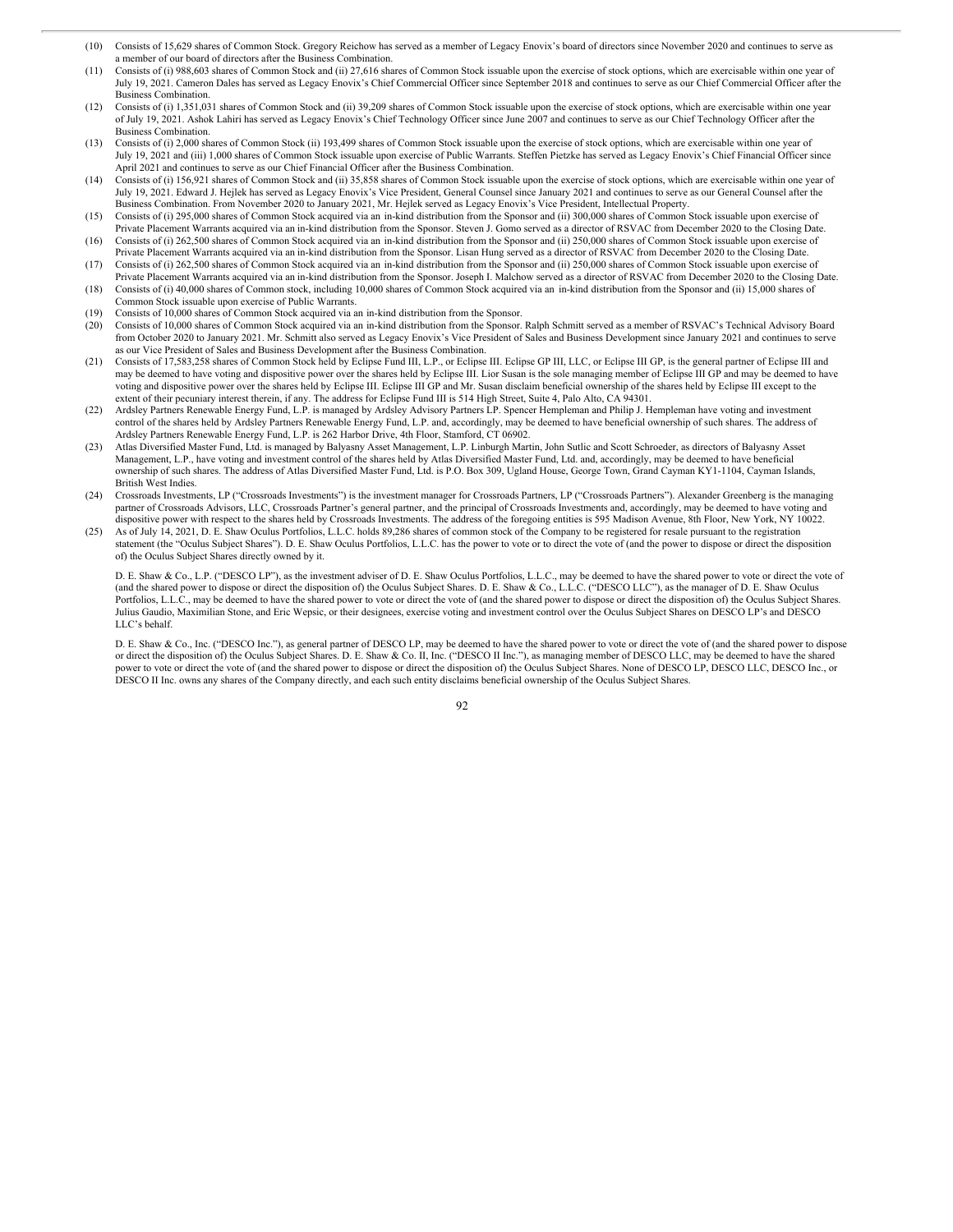(10) Consists of 15,629 shares of Common Stock. Gregory Reichow has served as a member of Legacy Enovix's board of directors since November 2020 and continues to serve as a member of our board of directors after the Business Combination.

(11) Consists of (i) 988,603 shares of Common Stock and (ii) 27,616 shares of Common Stock issuable upon the exercise of stock options, which are exercisable within one year of July 19, 2021. Cameron Dales has served as Legacy Enovix's Chief Commercial Officer since September 2018 and continues to serve as our Chief Commercial Officer after the Business Combination.

(12) Consists of (i) 1,351,031 shares of Common Stock and (ii) 39,209 shares of Common Stock issuable upon the exercise of stock options, which are exercisable within one year of July 19, 2021. Ashok Lahiri has served as Legacy Enovix's Chief Technology Officer since June 2007 and continues to serve as our Chief Technology Officer after the Business Combination.

(13) Consists of (i) 2,000 shares of Common Stock (ii) 193,499 shares of Common Stock issuable upon the exercise of stock options, which are exercisable within one year of July 19, 2021 and (iii) 1,000 shares of Common Stock issuable upon exercise of Public Warrants. Steffen Pietzke has served as Legacy Enovix's Chief Financial Officer since April 2021 and continues to serve as our Chief Financial Officer after the Business Combination.

(14) Consists of (i) 156,921 shares of Common Stock and (ii) 35,858 shares of Common Stock issuable upon the exercise of stock options, which are exercisable within one year of July 19, 2021. Edward J. Hejlek has served as Legacy Enovix's Vice President, General Counsel since January 2021 and continues to serve as our General Counsel after the Business Combination. From November 2020 to January 2021, Mr. Hejlek served as Legacy Enovix's Vice President, Intellectual Property.

(15) Consists of (i) 295,000 shares of Common Stock acquired via an in-kind distribution from the Sponsor and (ii) 300,000 shares of Common Stock issuable upon exercise of Private Placement Warrants acquired via an in-kind distribution from the Sponsor. Steven J. Gomo served as a director of RSVAC from December 2020 to the Closing Date.

(16) Consists of (i) 262,500 shares of Common Stock acquired via an in-kind distribution from the Sponsor and (ii) 250,000 shares of Common Stock issuable upon exercise of Private Placement Warrants acquired via an in-kind distribution from the Sponsor. Lisan Hung served as a director of RSVAC from December 2020 to the Closing Date.

(17) Consists of (i) 262,500 shares of Common Stock acquired via an in-kind distribution from the Sponsor and (ii) 250,000 shares of Common Stock issuable upon exercise of Private Placement Warrants acquired via an in-kind distribution from the Sponsor. Joseph I. Malchow served as a director of RSVAC from December 2020 to the Closing Date.

(18) Consists of (i) 40,000 shares of Common stock, including 10,000 shares of Common Stock acquired via an in-kind distribution from the Sponsor and (ii) 15,000 shares of Common Stock issuable upon exercise of Public Warrants.

(19) Consists of 10,000 shares of Common Stock acquired via an in-kind distribution from the Sponsor.

(20) Consists of 10,000 shares of Common Stock acquired via an in-kind distribution from the Sponsor. Ralph Schmitt served as a member of RSVAC's Technical Advisory Board from October 2020 to January 2021. Mr. Schmitt also served as Legacy Enovix's Vice President of Sales and Business Development since January 2021 and continues to serve as our Vice President of Sales and Business Development after the Business Combination.

(21) Consists of 17,583,258 shares of Common Stock held by Eclipse Fund III, L.P., or Eclipse III. Eclipse GP III, LLC, or Eclipse III GP, is the general partner of Eclipse III and may be deemed to have voting and dispositive power over the shares held by Eclipse III. Lior Susan is the sole managing member of Eclipse III GP and may be deemed to have voting and dispositive power over the shares held by Eclipse III. Eclipse III GP and Mr. Susan disclaim beneficial ownership of the shares held by Eclipse III except to the extent of their pecuniary interest therein, if any. The address for Eclipse Fund III is 514 High Street, Suite 4, Palo Alto, CA 94301.

(22) Ardsley Partners Renewable Energy Fund, L.P. is managed by Ardsley Advisory Partners LP. Spencer Hempleman and Philip J. Hempleman have voting and investment control of the shares held by Ardsley Partners Renewable Energy Fund, L.P. and, accordingly, may be deemed to have beneficial ownership of such shares. The address of Ardsley Partners Renewable Energy Fund, L.P. is 262 Harbor Drive, 4th Floor, Stamford, CT 06902.

(23) Atlas Diversified Master Fund, Ltd. is managed by Balyasny Asset Management, L.P. Linburgh Martin, John Sutlic and Scott Schroeder, as directors of Balyasny Asset Management, L.P., have voting and investment control of the shares held by Atlas Diversified Master Fund, Ltd. and, accordingly, may be deemed to have beneficial ownership of such shares. The address of Atlas Diversified Master Fund, Ltd. is P.O. Box 309, Ugland House, George Town, Grand Cayman KY1-1104, Cayman Islands, British West Indies.

(24) Crossroads Investments, LP ("Crossroads Investments") is the investment manager for Crossroads Partners, LP ("Crossroads Partners"). Alexander Greenberg is the managing partner of Crossroads Advisors, LLC, Crossroads Partner's general partner, and the principal of Crossroads Investments and, accordingly, may be deemed to have voting and dispositive power with respect to the shares held by Crossroads Investments. The address of the foregoing entities is 595 Madison Avenue, 8th Floor, New York, NY 10022.

(25) As of July 14, 2021, D. E. Shaw Oculus Portfolios, L.L.C. holds 89,286 shares of common stock of the Company to be registered for resale pursuant to the registration statement (the "Oculus Subject Shares"). D. E. Shaw Oculus Portfolios, L.L.C. has the power to vote or to direct the vote of (and the power to dispose or direct the disposition of) the Oculus Subject Shares directly owned by it.

D. E. Shaw & Co., L.P. ("DESCO LP"), as the investment adviser of D. E. Shaw Oculus Portfolios, L.L.C., may be deemed to have the shared power to vote or direct the vote of (and the shared power to dispose or direct the disposition of) the Oculus Subject Shares. D. E. Shaw & Co., L.L.C. ("DESCO LLC"), as the manager of D. E. Shaw Oculus Portfolios, L.L.C., may be deemed to have the shared power to vote or direct the vote of (and the shared power to dispose or direct the disposition of) the Oculus Subject Shares. Julius Gaudio, Maximilian Stone, and Eric Wepsic, or their designees, exercise voting and investment control over the Oculus Subject Shares on DESCO LP's and DESCO LLC's behalf.

D. E. Shaw & Co., Inc. ("DESCO Inc."), as general partner of DESCO LP, may be deemed to have the shared power to vote or direct the vote of (and the shared power to dispose or direct the disposition of) the Oculus Subject Shares. D. E. Shaw & Co. II, Inc. ("DESCO II Inc."), as managing member of DESCO LLC, may be deemed to have the shared power to vote or direct the vote of (and the shared power to dispose or direct the disposition of) the Oculus Subject Shares. None of DESCO LP, DESCO LLC, DESCO Inc., or DESCO II Inc. owns any shares of the Company directly, and each such entity disclaims beneficial ownership of the Oculus Subject Shares.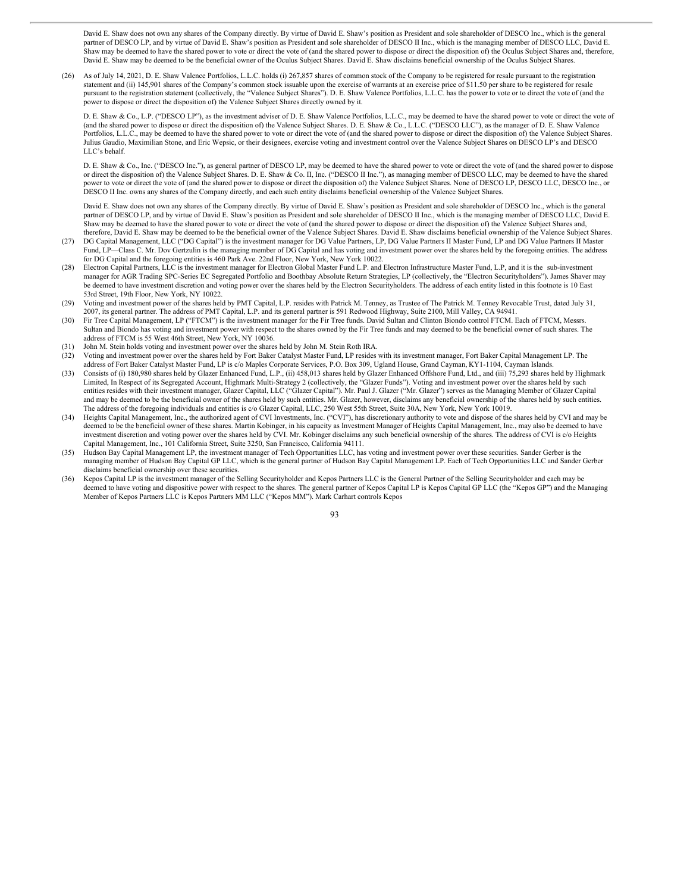David E. Shaw does not own any shares of the Company directly. By virtue of David E. Shaw's position as President and sole shareholder of DESCO Inc., which is the general partner of DESCO LP, and by virtue of David E. Shaw's position as President and sole shareholder of DESCO II Inc., which is the managing member of DESCO LLC, David E. Shaw may be deemed to have the shared power to vote or direct the vote of (and the shared power to dispose or direct the disposition of) the Oculus Subject Shares and, therefore, David E. Shaw may be deemed to be the beneficial owner of the Oculus Subject Shares. David E. Shaw disclaims beneficial ownership of the Oculus Subject Shares.

(26) As of July 14, 2021, D. E. Shaw Valence Portfolios, L.L.C. holds (i) 267,857 shares of common stock of the Company to be registered for resale pursuant to the registration statement and (ii) 145,901 shares of the Company's common stock issuable upon the exercise of warrants at an exercise price of $11.50 per share to be registered for resale pursuant to the registration statement (collectively, the "Valence Subject Shares"). D. E. Shaw Valence Portfolios, L.L.C. has the power to vote or to direct the vote of (and the power to dispose or direct the disposition of) the Valence Subject Shares directly owned by it.

D. E. Shaw & Co., L.P. ("DESCO LP"), as the investment adviser of D. E. Shaw Valence Portfolios, L.L.C., may be deemed to have the shared power to vote or direct the vote of (and the shared power to dispose or direct the disposition of) the Valence Subject Shares. D. E. Shaw & Co., L.L.C. ("DESCO LLC"), as the manager of D. E. Shaw Valence Portfolios, L.L.C., may be deemed to have the shared power to vote or direct the vote of (and the shared power to dispose or direct the disposition of) the Valence Subject Shares. Julius Gaudio, Maximilian Stone, and Eric Wepsic, or their designees, exercise voting and investment control over the Valence Subject Shares on DESCO LP's and DESCO LLC's behalf.

D. E. Shaw & Co., Inc. ("DESCO Inc."), as general partner of DESCO LP, may be deemed to have the shared power to vote or direct the vote of (and the shared power to dispose or direct the disposition of) the Valence Subject Shares. D. E. Shaw & Co. II, Inc. ("DESCO II Inc."), as managing member of DESCO LLC, may be deemed to have the shared power to vote or direct the vote of (and the shared power to dispose or direct the disposition of) the Valence Subject Shares. None of DESCO LP, DESCO LLC, DESCO Inc., or DESCO II Inc. owns any shares of the Company directly, and each such entity disclaims beneficial ownership of the Valence Subject Shares.

David E. Shaw does not own any shares of the Company directly. By virtue of David E. Shaw's position as President and sole shareholder of DESCO Inc., which is the general partner of DESCO LP, and by virtue of David E. Shaw's position as President and sole shareholder of DESCO II Inc., which is the managing member of DESCO LLC, David E. Shaw may be deemed to have the shared power to vote or direct the vote of (and the shared power to dispose or direct the disposition of) the Valence Subject Shares and, therefore, David E. Shaw may be deemed to be the beneficial owner of the Valence Subject Shares. David E. Shaw disclaims beneficial ownership of the Valence Subject Shares.

(27) DG Capital Management, LLC ("DG Capital") is the investment manager for DG Value Partners, LP, DG Value Partners II Master Fund, LP and DG Value Partners II Master Fund, LP—Class C. Mr. Dov Gertzulin is the managing member of DG Capital and has voting and investment power over the shares held by the foregoing entities. The address for DG Capital and the foregoing entities is 460 Park Ave. 22nd Floor, New York, New York 10022.

(28) Electron Capital Partners, LLC is the investment manager for Electron Global Master Fund L.P. and Electron Infrastructure Master Fund, L.P, and it is the sub-investment manager for AGR Trading SPC-Series EC Segregated Portfolio and Boothbay Absolute Return Strategies, LP (collectively, the "Electron Securityholders"). James Shaver may be deemed to have investment discretion and voting power over the shares held by the Electron Securityholders. The address of each entity listed in this footnote is 10 East 53rd Street, 19th Floor, New York, NY 10022.

(29) Voting and investment power of the shares held by PMT Capital, L.P. resides with Patrick M. Tenney, as Trustee of The Patrick M. Tenney Revocable Trust, dated July 31, 2007, its general partner. The address of PMT Capital, L.P. and its general partner is 591 Redwood Highway, Suite 2100, Mill Valley, CA 94941.

(30) Fir Tree Capital Management, LP ("FTCM") is the investment manager for the Fir Tree funds. David Sultan and Clinton Biondo control FTCM. Each of FTCM, Messrs. Sultan and Biondo has voting and investment power with respect to the shares owned by the Fir Tree funds and may deemed to be the beneficial owner of such shares. The address of FTCM is 55 West 46th Street, New York, NY 10036.

(31) John M. Stein holds voting and investment power over the shares held by John M. Stein Roth IRA.

(32) Voting and investment power over the shares held by Fort Baker Catalyst Master Fund, LP resides with its investment manager, Fort Baker Capital Management LP. The address of Fort Baker Catalyst Master Fund, LP is c/o Maples Corporate Services, P.O. Box 309, Ugland House, Grand Cayman, KY1-1104, Cayman Islands.

(33) Consists of (i) 180,980 shares held by Glazer Enhanced Fund, L.P., (ii) 458,013 shares held by Glazer Enhanced Offshore Fund, Ltd., and (iii) 75,293 shares held by Highmark Limited, In Respect of its Segregated Account, Highmark Multi-Strategy 2 (collectively, the "Glazer Funds"). Voting and investment power over the shares held by such entities resides with their investment manager, Glazer Capital, LLC ("Glazer Capital"). Mr. Paul J. Glazer ("Mr. Glazer") serves as the Managing Member of Glazer Capital and may be deemed to be the beneficial owner of the shares held by such entities. Mr. Glazer, however, disclaims any beneficial ownership of the shares held by such entities. The address of the foregoing individuals and entities is c/o Glazer Capital, LLC, 250 West 55th Street, Suite 30A, New York, New York 10019.

(34) Heights Capital Management, Inc., the authorized agent of CVI Investments, Inc. ("CVI"), has discretionary authority to vote and dispose of the shares held by CVI and may be deemed to be the beneficial owner of these shares. Martin Kobinger, in his capacity as Investment Manager of Heights Capital Management, Inc., may also be deemed to have investment discretion and voting power over the shares held by CVI. Mr. Kobinger disclaims any such beneficial ownership of the shares. The address of CVI is c/o Heights Capital Management, Inc., 101 California Street, Suite 3250, San Francisco, California 94111.

(35) Hudson Bay Capital Management LP, the investment manager of Tech Opportunities LLC, has voting and investment power over these securities. Sander Gerber is the managing member of Hudson Bay Capital GP LLC, which is the general partner of Hudson Bay Capital Management LP. Each of Tech Opportunities LLC and Sander Gerber disclaims beneficial ownership over these securities.

(36) Kepos Capital LP is the investment manager of the Selling Securityholder and Kepos Partners LLC is the General Partner of the Selling Securityholder and each may be deemed to have voting and dispositive power with respect to the shares. The general partner of Kepos Capital LP is Kepos Capital GP LLC (the "Kepos GP") and the Managing Member of Kepos Partners LLC is Kepos Partners MM LLC ("Kepos MM"). Mark Carhart controls Kepos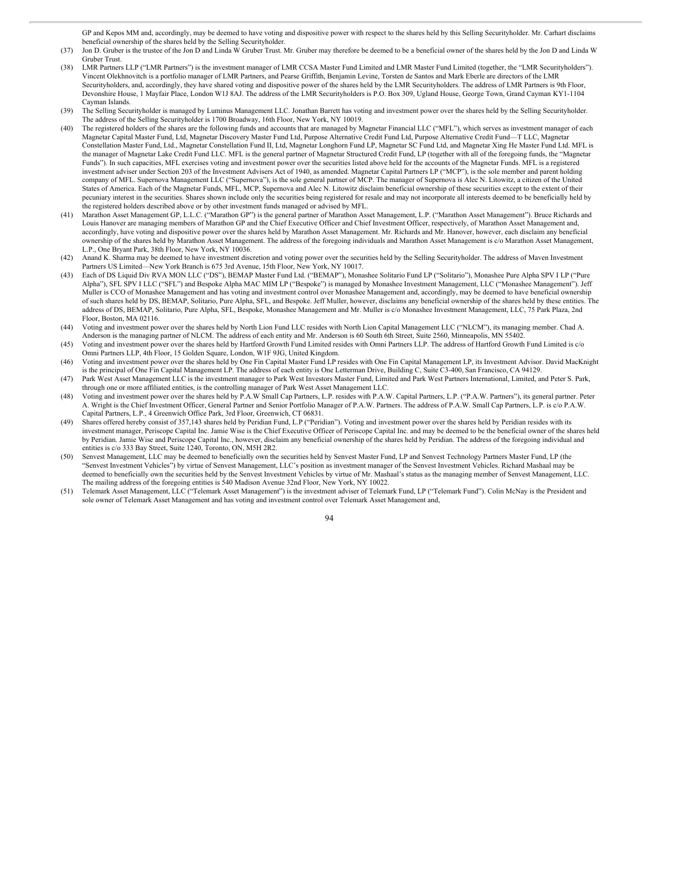GP and Kepos MM and, accordingly, may be deemed to have voting and dispositive power with respect to the shares held by this Selling Securityholder. Mr. Carhart disclaims beneficial ownership of the shares held by the Selling Securityholder.

(37) Jon D. Gruber is the trustee of the Jon D and Linda W Gruber Trust. Mr. Gruber may therefore be deemed to be a beneficial owner of the shares held by the Jon D and Linda W Gruber Trust.

(38) LMR Partners LLP ("LMR Partners") is the investment manager of LMR CCSA Master Fund Limited and LMR Master Fund Limited (together, the "LMR Securityholders"). Vincent Olekhnovitch is a portfolio manager of LMR Partners, and Pearse Griffith, Benjamin Levine, Torsten de Santos and Mark Eberle are directors of the LMR Securityholders, and, accordingly, they have shared voting and dispositive power of the shares held by the LMR Securityholders. The address of LMR Partners is 9th Floor, Devonshire House, 1 Mayfair Place, London W1J 8AJ. The address of the LMR Securityholders is P.O. Box 309, Ugland House, George Town, Grand Cayman KY1-1104 Cayman Islands.

(39) The Selling Securityholder is managed by Luminus Management LLC. Jonathan Barrett has voting and investment power over the shares held by the Selling Securityholder. The address of the Selling Securityholder is 1700 Broadway, 16th Floor, New York, NY 10019.

(40) The registered holders of the shares are the following funds and accounts that are managed by Magnetar Financial LLC ("MFL"), which serves as investment manager of each Magnetar Capital Master Fund, Ltd, Magnetar Discovery Master Fund Ltd, Purpose Alternative Credit Fund Ltd, Purpose Alternative Credit Fund—T LLC, Magnetar Constellation Master Fund, Ltd., Magnetar Constellation Fund II, Ltd, Magnetar Longhorn Fund LP, Magnetar SC Fund Ltd, and Magnetar Xing He Master Fund Ltd. MFL is the manager of Magnetar Lake Credit Fund LLC. MFL is the general partner of Magnetar Structured Credit Fund, LP (together with all of the foregoing funds, the "Magnetar Funds"). In such capacities, MFL exercises voting and investment power over the securities listed above held for the accounts of the Magnetar Funds. MFL is a registered investment adviser under Section 203 of the Investment Advisers Act of 1940, as amended. Magnetar Capital Partners LP ("MCP"), is the sole member and parent holding company of MFL. Supernova Management LLC ("Supernova"), is the sole general partner of MCP. The manager of Supernova is Alec N. Litowitz, a citizen of the United States of America. Each of the Magnetar Funds, MFL, MCP, Supernova and Alec N. Litowitz disclaim beneficial ownership of these securities except to the extent of their pecuniary interest in the securities. Shares shown include only the securities being registered for resale and may not incorporate all interests deemed to be beneficially held by the registered holders described above or by other investment funds managed or advised by MFL.

(41) Marathon Asset Management GP, L.L.C. ("Marathon GP") is the general partner of Marathon Asset Management, L.P. ("Marathon Asset Management"). Bruce Richards and Louis Hanover are managing members of Marathon GP and the Chief Executive Officer and Chief Investment Officer, respectively, of Marathon Asset Management and, accordingly, have voting and dispositive power over the shares held by Marathon Asset Management. Mr. Richards and Mr. Hanover, however, each disclaim any beneficial ownership of the shares held by Marathon Asset Management. The address of the foregoing individuals and Marathon Asset Management is c/o Marathon Asset Management, L.P., One Bryant Park, 38th Floor, New York, NY 10036.

(42) Anand K. Sharma may be deemed to have investment discretion and voting power over the securities held by the Selling Securityholder. The address of Maven Investment Partners US Limited—New York Branch is 675 3rd Avenue, 15th Floor, New York, NY 10017.

(43) Each of DS Liquid Div RVA MON LLC ("DS"), BEMAP Master Fund Ltd. ("BEMAP"), Monashee Solitario Fund LP ("Solitario"), Monashee Pure Alpha SPV I LP ("Pure Alpha"), SFL SPV I LLC ("SFL") and Bespoke Alpha MAC MIM LP ("Bespoke") is managed by Monashee Investment Management, LLC ("Monashee Management"). Jeff Muller is CCO of Monashee Management and has voting and investment control over Monashee Management and, accordingly, may be deemed to have beneficial ownership of such shares held by DS, BEMAP, Solitario, Pure Alpha, SFL, and Bespoke. Jeff Muller, however, disclaims any beneficial ownership of the shares held by these entities. The address of DS, BEMAP, Solitario, Pure Alpha, SFL, Bespoke, Monashee Management and Mr. Muller is c/o Monashee Investment Management, LLC, 75 Park Plaza, 2nd Floor, Boston, MA 02116.

(44) Voting and investment power over the shares held by North Lion Fund LLC resides with North Lion Capital Management LLC ("NLCM"), its managing member. Chad A. Anderson is the managing partner of NLCM. The address of each entity and Mr. Anderson is 60 South 6th Street, Suite 2560, Minneapolis, MN 55402.

(45) Voting and investment power over the shares held by Hartford Growth Fund Limited resides with Omni Partners LLP. The address of Hartford Growth Fund Limited is c/o Omni Partners LLP, 4th Floor, 15 Golden Square, London, W1F 9JG, United Kingdom.

(46) Voting and investment power over the shares held by One Fin Capital Master Fund LP resides with One Fin Capital Management LP, its Investment Advisor. David MacKnight is the principal of One Fin Capital Management LP. The address of each entity is One Letterman Drive, Building C, Suite C3-400, San Francisco, CA 94129.

(47) Park West Asset Management LLC is the investment manager to Park West Investors Master Fund, Limited and Park West Partners International, Limited, and Peter S. Park, through one or more affiliated entities, is the controlling manager of Park West Asset Management LLC.

(48) Voting and investment power over the shares held by P.A.W Small Cap Partners, L.P. resides with P.A.W. Capital Partners, L.P. ("P.A.W. Partners"), its general partner. Peter A. Wright is the Chief Investment Officer, General Partner and Senior Portfolio Manager of P.A.W. Partners. The address of P.A.W. Small Cap Partners, L.P. is c/o P.A.W. Capital Partners, L.P., 4 Greenwich Office Park, 3rd Floor, Greenwich, CT 06831.

(49) Shares offered hereby consist of 357,143 shares held by Peridian Fund, L.P ("Peridian"). Voting and investment power over the shares held by Peridian resides with its investment manager, Periscope Capital Inc. Jamie Wise is the Chief Executive Officer of Periscope Capital Inc. and may be deemed to be the beneficial owner of the shares held by Peridian. Jamie Wise and Periscope Capital Inc., however, disclaim any beneficial ownership of the shares held by Peridian. The address of the foregoing individual and entities is c/o 333 Bay Street, Suite 1240, Toronto, ON, M5H 2R2.

(50) Senvest Management, LLC may be deemed to beneficially own the securities held by Senvest Master Fund, LP and Senvest Technology Partners Master Fund, LP (the "Senvest Investment Vehicles") by virtue of Senvest Management, LLC's position as investment manager of the Senvest Investment Vehicles. Richard Mashaal may be deemed to beneficially own the securities held by the Senvest Investment Vehicles by virtue of Mr. Mashaal's status as the managing member of Senvest Management, LLC. The mailing address of the foregoing entities is 540 Madison Avenue 32nd Floor, New York, NY 10022.

(51) Telemark Asset Management, LLC ("Telemark Asset Management") is the investment adviser of Telemark Fund, LP ("Telemark Fund"). Colin McNay is the President and sole owner of Telemark Asset Management and has voting and investment control over Telemark Asset Management and,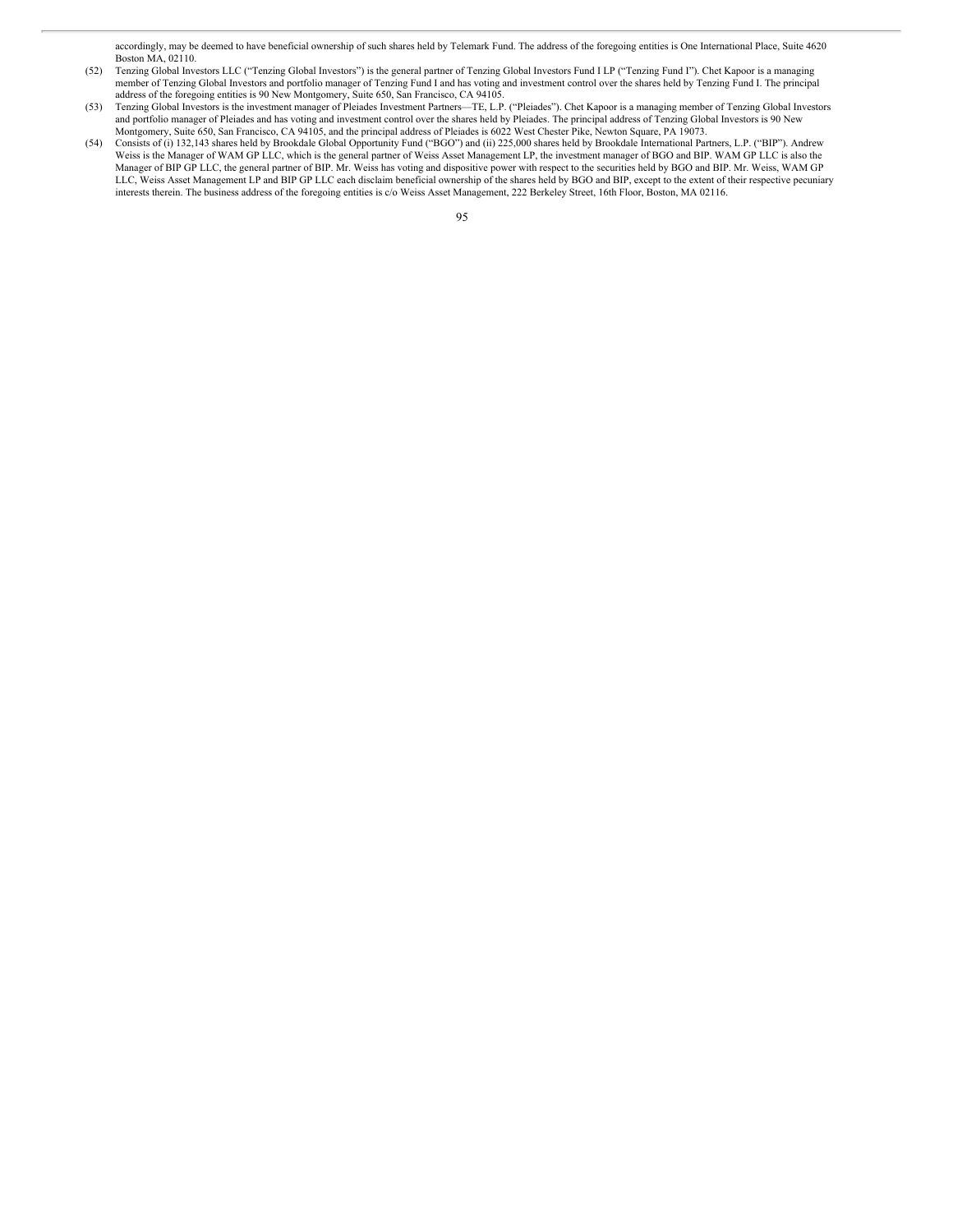accordingly, may be deemed to have beneficial ownership of such shares held by Telemark Fund. The address of the foregoing entities is One International Place, Suite 4620 Boston MA, 02110.

(52) Tenzing Global Investors LLC (“Tenzing Global Investors”) is the general partner of Tenzing Global Investors Fund I LP (“Tenzing Fund I”). Chet Kapoor is a managing member of Tenzing Global Investors and portfolio manager of Tenzing Fund I and has voting and investment control over the shares held by Tenzing Fund I. The principal address of the foregoing entities is 90 New Montgomery, Suite 650, San Francisco, CA 94105.

(53) Tenzing Global Investors is the investment manager of Pleiades Investment Partners—TE, L.P. (“Pleiades”). Chet Kapoor is a managing member of Tenzing Global Investors and portfolio manager of Pleiades and has voting and investment control over the shares held by Pleiades. The principal address of Tenzing Global Investors is 90 New Montgomery, Suite 650, San Francisco, CA 94105, and the principal address of Pleiades is 6022 West Chester Pike, Newton Square, PA 19073.

(54) Consists of (i) 132,143 shares held by Brookdale Global Opportunity Fund (“BGO”) and (ii) 225,000 shares held by Brookdale International Partners, L.P. (“BIP”). Andrew Weiss is the Manager of WAM GP LLC, which is the general partner of Weiss Asset Management LP, the investment manager of BGO and BIP. WAM GP LLC is also the Manager of BIP GP LLC, the general partner of BIP. Mr. Weiss has voting and dispositive power with respect to the securities held by BGO and BIP. Mr. Weiss, WAM GP LLC, Weiss Asset Management LP and BIP GP LLC each disclaim beneficial ownership of the shares held by BGO and BIP, except to the extent of their respective pecuniary interests therein. The business address of the foregoing entities is c/o Weiss Asset Management, 222 Berkeley Street, 16th Floor, Boston, MA 02116.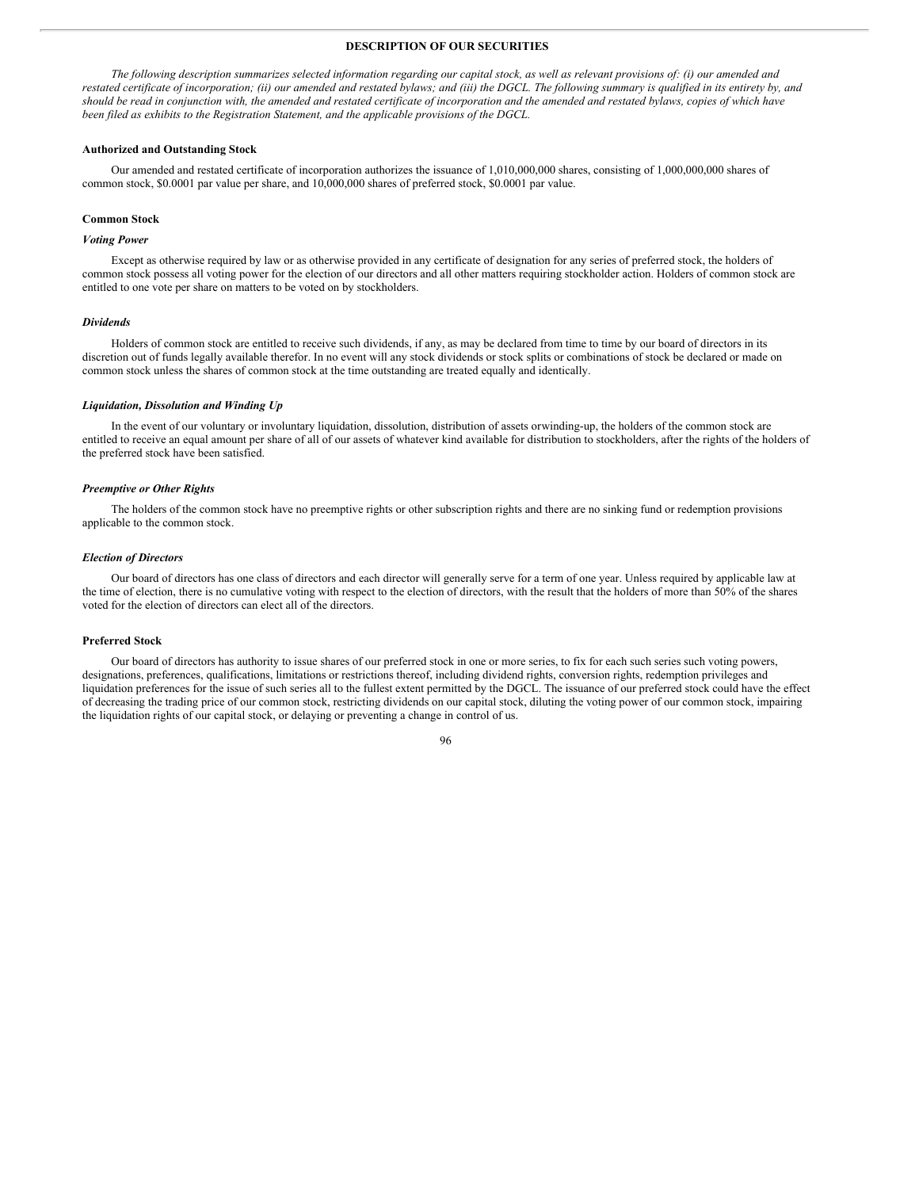# DESCRIPTION OF OUR SECURITIES

*The following description summarizes selected information regarding our capital stock, as well as relevant provisions of: (i) our amended and restated certificate of incorporation; (ii) our amended and restated bylaws; and (iii) the DGCL. The following summary is qualified in its entirety by, and should be read in conjunction with, the amended and restated certificate of incorporation and the amended and restated bylaws, copies of which have been filed as exhibits to the Registration Statement, and the applicable provisions of the DGCL.*

**Authorized and Outstanding Stock**

Our amended and restated certificate of incorporation authorizes the issuance of 1,010,000,000 shares, consisting of 1,000,000,000 shares of common stock, $0.0001 par value per share, and 10,000,000 shares of preferred stock, $0.0001 par value.

**Common Stock**

***Voting Power***

Except as otherwise required by law or as otherwise provided in any certificate of designation for any series of preferred stock, the holders of common stock possess all voting power for the election of our directors and all other matters requiring stockholder action. Holders of common stock are entitled to one vote per share on matters to be voted on by stockholders.

***Dividends***

Holders of common stock are entitled to receive such dividends, if any, as may be declared from time to time by our board of directors in its discretion out of funds legally available therefor. In no event will any stock dividends or stock splits or combinations of stock be declared or made on common stock unless the shares of common stock at the time outstanding are treated equally and identically.

***Liquidation, Dissolution and Winding Up***

In the event of our voluntary or involuntary liquidation, dissolution, distribution of assets orwinding-up, the holders of the common stock are entitled to receive an equal amount per share of all of our assets of whatever kind available for distribution to stockholders, after the rights of the holders of the preferred stock have been satisfied.

***Preemptive or Other Rights***

The holders of the common stock have no preemptive rights or other subscription rights and there are no sinking fund or redemption provisions applicable to the common stock.

***Election of Directors***

Our board of directors has one class of directors and each director will generally serve for a term of one year. Unless required by applicable law at the time of election, there is no cumulative voting with respect to the election of directors, with the result that the holders of more than 50% of the shares voted for the election of directors can elect all of the directors.

**Preferred Stock**

Our board of directors has authority to issue shares of our preferred stock in one or more series, to fix for each such series such voting powers, designations, preferences, qualifications, limitations or restrictions thereof, including dividend rights, conversion rights, redemption privileges and liquidation preferences for the issue of such series all to the fullest extent permitted by the DGCL. The issuance of our preferred stock could have the effect of decreasing the trading price of our common stock, restricting dividends on our capital stock, diluting the voting power of our common stock, impairing the liquidation rights of our capital stock, or delaying or preventing a change in control of us.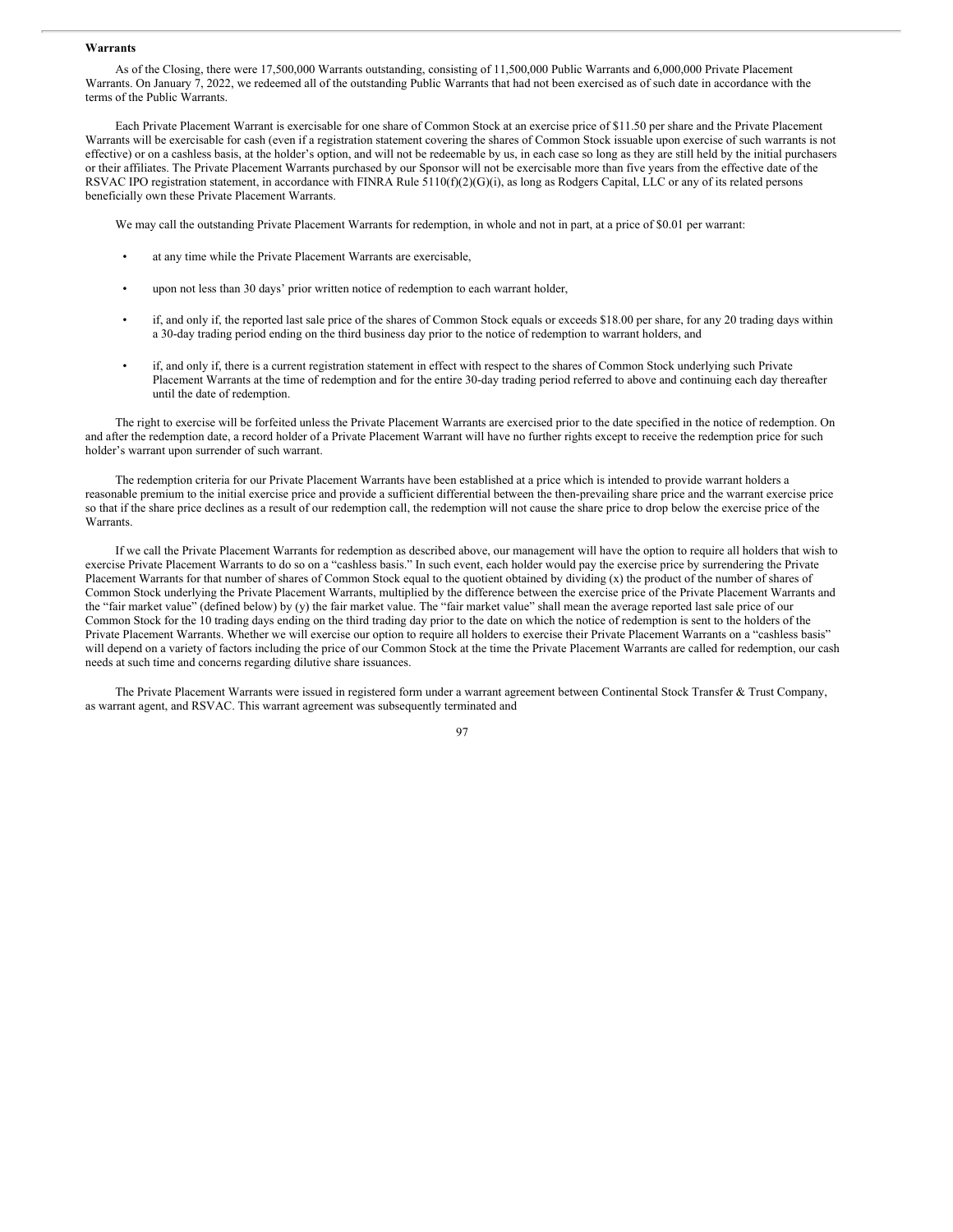**Warrants**

As of the Closing, there were 17,500,000 Warrants outstanding, consisting of 11,500,000 Public Warrants and 6,000,000 Private Placement Warrants. On January 7, 2022, we redeemed all of the outstanding Public Warrants that had not been exercised as of such date in accordance with the terms of the Public Warrants.

Each Private Placement Warrant is exercisable for one share of Common Stock at an exercise price of $11.50 per share and the Private Placement Warrants will be exercisable for cash (even if a registration statement covering the shares of Common Stock issuable upon exercise of such warrants is not effective) or on a cashless basis, at the holder's option, and will not be redeemable by us, in each case so long as they are still held by the initial purchasers or their affiliates. The Private Placement Warrants purchased by our Sponsor will not be exercisable more than five years from the effective date of the RSVAC IPO registration statement, in accordance with FINRA Rule 5110(f)(2)(G)(i), as long as Rodgers Capital, LLC or any of its related persons beneficially own these Private Placement Warrants.

We may call the outstanding Private Placement Warrants for redemption, in whole and not in part, at a price of $0.01 per warrant:

- at any time while the Private Placement Warrants are exercisable,
- upon not less than 30 days' prior written notice of redemption to each warrant holder,
- if, and only if, the reported last sale price of the shares of Common Stock equals or exceeds $18.00 per share, for any 20 trading days within a 30-day trading period ending on the third business day prior to the notice of redemption to warrant holders, and
- if, and only if, there is a current registration statement in effect with respect to the shares of Common Stock underlying such Private Placement Warrants at the time of redemption and for the entire 30-day trading period referred to above and continuing each day thereafter until the date of redemption.

The right to exercise will be forfeited unless the Private Placement Warrants are exercised prior to the date specified in the notice of redemption. On and after the redemption date, a record holder of a Private Placement Warrant will have no further rights except to receive the redemption price for such holder's warrant upon surrender of such warrant.

The redemption criteria for our Private Placement Warrants have been established at a price which is intended to provide warrant holders a reasonable premium to the initial exercise price and provide a sufficient differential between the then-prevailing share price and the warrant exercise price so that if the share price declines as a result of our redemption call, the redemption will not cause the share price to drop below the exercise price of the Warrants.

If we call the Private Placement Warrants for redemption as described above, our management will have the option to require all holders that wish to exercise Private Placement Warrants to do so on a "cashless basis." In such event, each holder would pay the exercise price by surrendering the Private Placement Warrants for that number of shares of Common Stock equal to the quotient obtained by dividing (x) the product of the number of shares of Common Stock underlying the Private Placement Warrants, multiplied by the difference between the exercise price of the Private Placement Warrants and the "fair market value" (defined below) by (y) the fair market value. The "fair market value" shall mean the average reported last sale price of our Common Stock for the 10 trading days ending on the third trading day prior to the date on which the notice of redemption is sent to the holders of the Private Placement Warrants. Whether we will exercise our option to require all holders to exercise their Private Placement Warrants on a "cashless basis" will depend on a variety of factors including the price of our Common Stock at the time the Private Placement Warrants are called for redemption, our cash needs at such time and concerns regarding dilutive share issuances.

The Private Placement Warrants were issued in registered form under a warrant agreement between Continental Stock Transfer & Trust Company, as warrant agent, and RSVAC. This warrant agreement was subsequently terminated and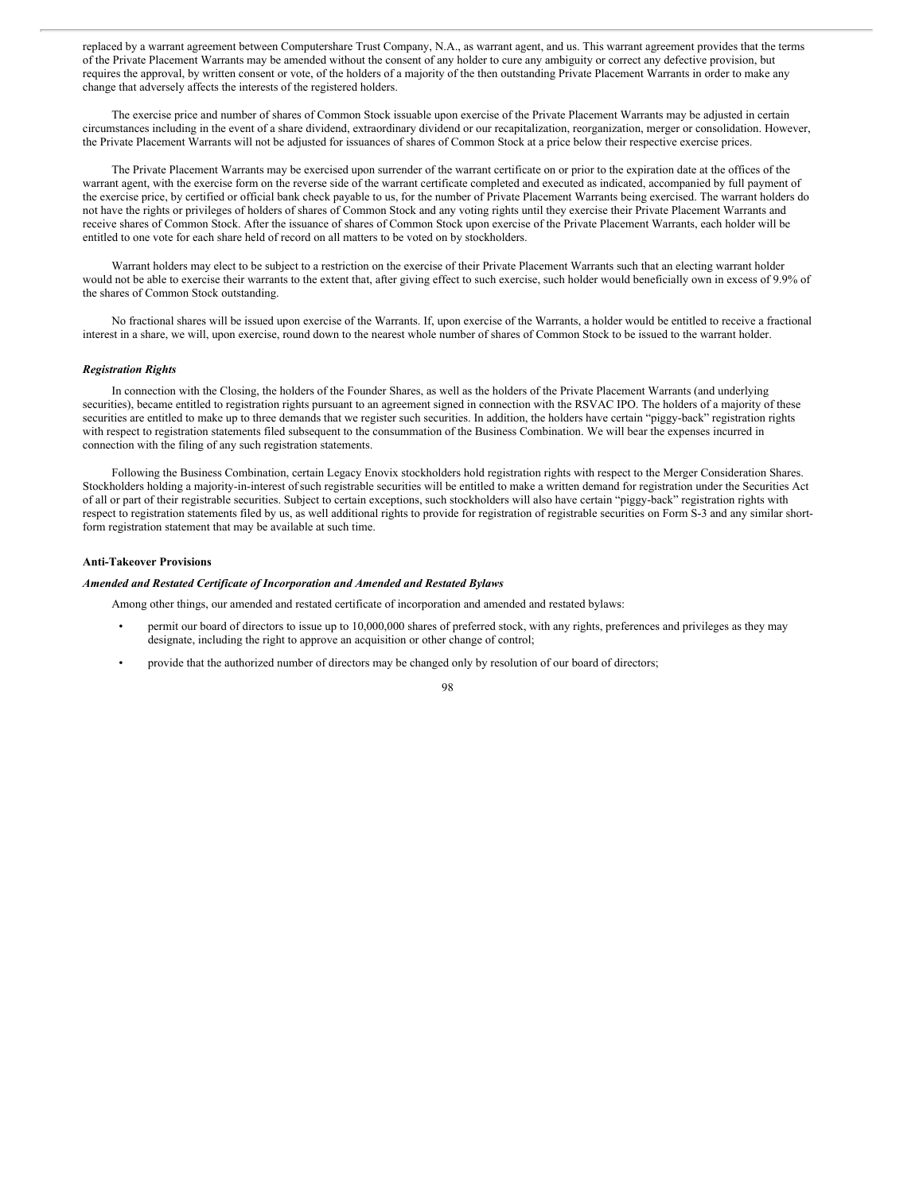replaced by a warrant agreement between Computershare Trust Company, N.A., as warrant agent, and us. This warrant agreement provides that the terms of the Private Placement Warrants may be amended without the consent of any holder to cure any ambiguity or correct any defective provision, but requires the approval, by written consent or vote, of the holders of a majority of the then outstanding Private Placement Warrants in order to make any change that adversely affects the interests of the registered holders.

The exercise price and number of shares of Common Stock issuable upon exercise of the Private Placement Warrants may be adjusted in certain circumstances including in the event of a share dividend, extraordinary dividend or our recapitalization, reorganization, merger or consolidation. However, the Private Placement Warrants will not be adjusted for issuances of shares of Common Stock at a price below their respective exercise prices.

The Private Placement Warrants may be exercised upon surrender of the warrant certificate on or prior to the expiration date at the offices of the warrant agent, with the exercise form on the reverse side of the warrant certificate completed and executed as indicated, accompanied by full payment of the exercise price, by certified or official bank check payable to us, for the number of Private Placement Warrants being exercised. The warrant holders do not have the rights or privileges of holders of shares of Common Stock and any voting rights until they exercise their Private Placement Warrants and receive shares of Common Stock. After the issuance of shares of Common Stock upon exercise of the Private Placement Warrants, each holder will be entitled to one vote for each share held of record on all matters to be voted on by stockholders.

Warrant holders may elect to be subject to a restriction on the exercise of their Private Placement Warrants such that an electing warrant holder would not be able to exercise their warrants to the extent that, after giving effect to such exercise, such holder would beneficially own in excess of 9.9% of the shares of Common Stock outstanding.

No fractional shares will be issued upon exercise of the Warrants. If, upon exercise of the Warrants, a holder would be entitled to receive a fractional interest in a share, we will, upon exercise, round down to the nearest whole number of shares of Common Stock to be issued to the warrant holder.

#### *Registration Rights*

In connection with the Closing, the holders of the Founder Shares, as well as the holders of the Private Placement Warrants (and underlying securities), became entitled to registration rights pursuant to an agreement signed in connection with the RSVAC IPO. The holders of a majority of these securities are entitled to make up to three demands that we register such securities. In addition, the holders have certain "piggy-back" registration rights with respect to registration statements filed subsequent to the consummation of the Business Combination. We will bear the expenses incurred in connection with the filing of any such registration statements.

Following the Business Combination, certain Legacy Enovix stockholders hold registration rights with respect to the Merger Consideration Shares. Stockholders holding a majority-in-interest of such registrable securities will be entitled to make a written demand for registration under the Securities Act of all or part of their registrable securities. Subject to certain exceptions, such stockholders will also have certain "piggy-back" registration rights with respect to registration statements filed by us, as well additional rights to provide for registration of registrable securities on Form S-3 and any similar short-form registration statement that may be available at such time.

### Anti-Takeover Provisions

#### *Amended and Restated Certificate of Incorporation and Amended and Restated Bylaws*

Among other things, our amended and restated certificate of incorporation and amended and restated bylaws:

- permit our board of directors to issue up to 10,000,000 shares of preferred stock, with any rights, preferences and privileges as they may designate, including the right to approve an acquisition or other change of control;
- provide that the authorized number of directors may be changed only by resolution of our board of directors;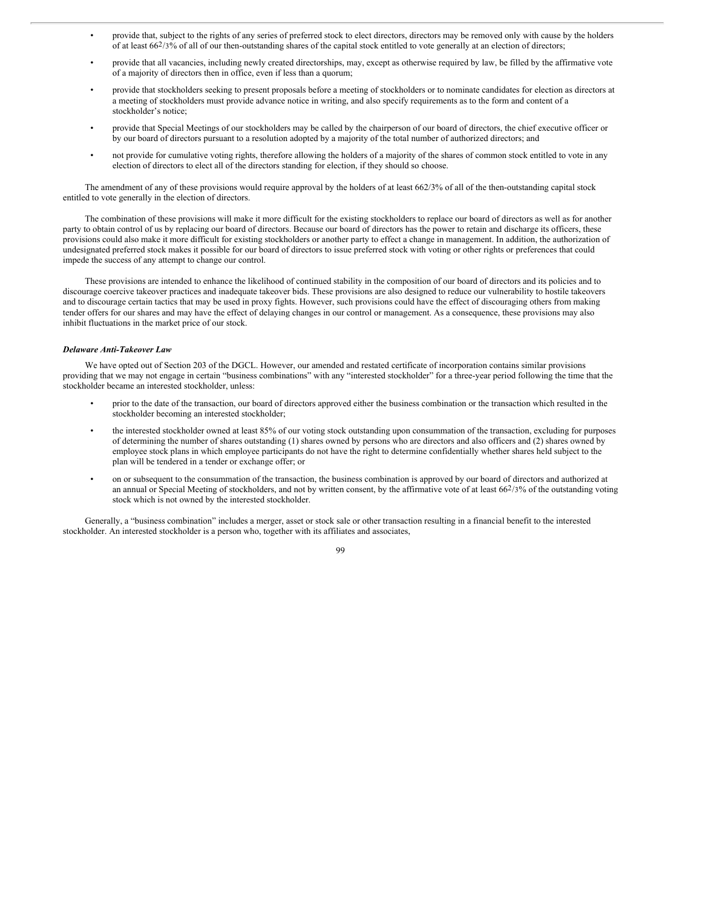- provide that, subject to the rights of any series of preferred stock to elect directors, directors may be removed only with cause by the holders of at least 66 2/3% of all of our then-outstanding shares of the capital stock entitled to vote generally at an election of directors;
- provide that all vacancies, including newly created directorships, may, except as otherwise required by law, be filled by the affirmative vote of a majority of directors then in office, even if less than a quorum;
- provide that stockholders seeking to present proposals before a meeting of stockholders or to nominate candidates for election as directors at a meeting of stockholders must provide advance notice in writing, and also specify requirements as to the form and content of a stockholder's notice;
- provide that Special Meetings of our stockholders may be called by the chairperson of our board of directors, the chief executive officer or by our board of directors pursuant to a resolution adopted by a majority of the total number of authorized directors; and
- not provide for cumulative voting rights, therefore allowing the holders of a majority of the shares of common stock entitled to vote in any election of directors to elect all of the directors standing for election, if they should so choose.

The amendment of any of these provisions would require approval by the holders of at least 662/3% of all of the then-outstanding capital stock entitled to vote generally in the election of directors.

The combination of these provisions will make it more difficult for the existing stockholders to replace our board of directors as well as for another party to obtain control of us by replacing our board of directors. Because our board of directors has the power to retain and discharge its officers, these provisions could also make it more difficult for existing stockholders or another party to effect a change in management. In addition, the authorization of undesignated preferred stock makes it possible for our board of directors to issue preferred stock with voting or other rights or preferences that could impede the success of any attempt to change our control.

These provisions are intended to enhance the likelihood of continued stability in the composition of our board of directors and its policies and to discourage coercive takeover practices and inadequate takeover bids. These provisions are also designed to reduce our vulnerability to hostile takeovers and to discourage certain tactics that may be used in proxy fights. However, such provisions could have the effect of discouraging others from making tender offers for our shares and may have the effect of delaying changes in our control or management. As a consequence, these provisions may also inhibit fluctuations in the market price of our stock.

***Delaware Anti-Takeover Law***

We have opted out of Section 203 of the DGCL. However, our amended and restated certificate of incorporation contains similar provisions providing that we may not engage in certain "business combinations" with any "interested stockholder" for a three-year period following the time that the stockholder became an interested stockholder, unless:

- prior to the date of the transaction, our board of directors approved either the business combination or the transaction which resulted in the stockholder becoming an interested stockholder;
- the interested stockholder owned at least 85% of our voting stock outstanding upon consummation of the transaction, excluding for purposes of determining the number of shares outstanding (1) shares owned by persons who are directors and also officers and (2) shares owned by employee stock plans in which employee participants do not have the right to determine confidentially whether shares held subject to the plan will be tendered in a tender or exchange offer; or
- on or subsequent to the consummation of the transaction, the business combination is approved by our board of directors and authorized at an annual or Special Meeting of stockholders, and not by written consent, by the affirmative vote of at least 66 2/3% of the outstanding voting stock which is not owned by the interested stockholder.

Generally, a "business combination" includes a merger, asset or stock sale or other transaction resulting in a financial benefit to the interested stockholder. An interested stockholder is a person who, together with its affiliates and associates,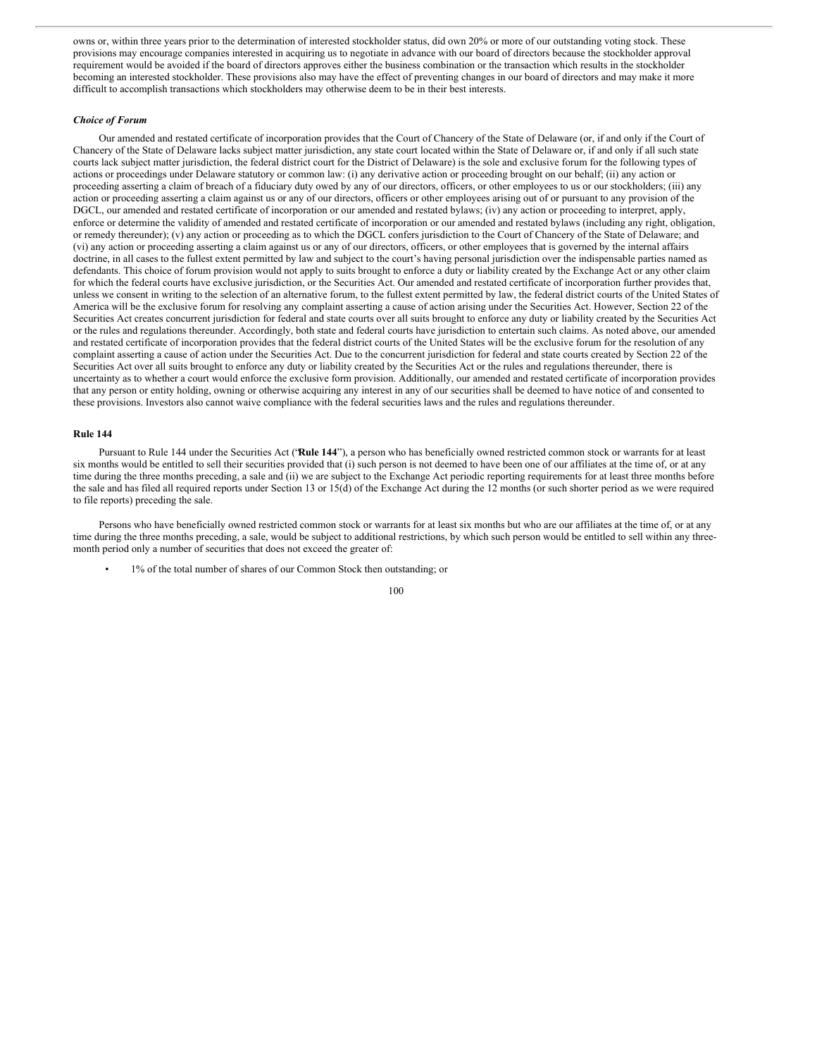owns or, within three years prior to the determination of interested stockholder status, did own 20% or more of our outstanding voting stock. These provisions may encourage companies interested in acquiring us to negotiate in advance with our board of directors because the stockholder approval requirement would be avoided if the board of directors approves either the business combination or the transaction which results in the stockholder becoming an interested stockholder. These provisions also may have the effect of preventing changes in our board of directors and may make it more difficult to accomplish transactions which stockholders may otherwise deem to be in their best interests.

### *Choice of Forum*

Our amended and restated certificate of incorporation provides that the Court of Chancery of the State of Delaware (or, if and only if the Court of Chancery of the State of Delaware lacks subject matter jurisdiction, any state court located within the State of Delaware or, if and only if all such state courts lack subject matter jurisdiction, the federal district court for the District of Delaware) is the sole and exclusive forum for the following types of actions or proceedings under Delaware statutory or common law: (i) any derivative action or proceeding brought on our behalf; (ii) any action or proceeding asserting a claim of breach of a fiduciary duty owed by any of our directors, officers, or other employees to us or our stockholders; (iii) any action or proceeding asserting a claim against us or any of our directors, officers or other employees arising out of or pursuant to any provision of the DGCL, our amended and restated certificate of incorporation or our amended and restated bylaws; (iv) any action or proceeding to interpret, apply, enforce or determine the validity of amended and restated certificate of incorporation or our amended and restated bylaws (including any right, obligation, or remedy thereunder); (v) any action or proceeding as to which the DGCL confers jurisdiction to the Court of Chancery of the State of Delaware; and (vi) any action or proceeding asserting a claim against us or any of our directors, officers, or other employees that is governed by the internal affairs doctrine, in all cases to the fullest extent permitted by law and subject to the court's having personal jurisdiction over the indispensable parties named as defendants. This choice of forum provision would not apply to suits brought to enforce a duty or liability created by the Exchange Act or any other claim for which the federal courts have exclusive jurisdiction, or the Securities Act. Our amended and restated certificate of incorporation further provides that, unless we consent in writing to the selection of an alternative forum, to the fullest extent permitted by law, the federal district courts of the United States of America will be the exclusive forum for resolving any complaint asserting a cause of action arising under the Securities Act. However, Section 22 of the Securities Act creates concurrent jurisdiction for federal and state courts over all suits brought to enforce any duty or liability created by the Securities Act or the rules and regulations thereunder. Accordingly, both state and federal courts have jurisdiction to entertain such claims. As noted above, our amended and restated certificate of incorporation provides that the federal district courts of the United States will be the exclusive forum for the resolution of any complaint asserting a cause of action under the Securities Act. Due to the concurrent jurisdiction for federal and state courts created by Section 22 of the Securities Act over all suits brought to enforce any duty or liability created by the Securities Act or the rules and regulations thereunder, there is uncertainty as to whether a court would enforce the exclusive form provision. Additionally, our amended and restated certificate of incorporation provides that any person or entity holding, owning or otherwise acquiring any interest in any of our securities shall be deemed to have notice of and consented to these provisions. Investors also cannot waive compliance with the federal securities laws and the rules and regulations thereunder.

### Rule 144

Pursuant to Rule 144 under the Securities Act ("**Rule 144**"), a person who has beneficially owned restricted common stock or warrants for at least six months would be entitled to sell their securities provided that (i) such person is not deemed to have been one of our affiliates at the time of, or at any time during the three months preceding, a sale and (ii) we are subject to the Exchange Act periodic reporting requirements for at least three months before the sale and has filed all required reports under Section 13 or 15(d) of the Exchange Act during the 12 months (or such shorter period as we were required to file reports) preceding the sale.

Persons who have beneficially owned restricted common stock or warrants for at least six months but who are our affiliates at the time of, or at any time during the three months preceding, a sale, would be subject to additional restrictions, by which such person would be entitled to sell within any three-month period only a number of securities that does not exceed the greater of:

- 1% of the total number of shares of our Common Stock then outstanding; or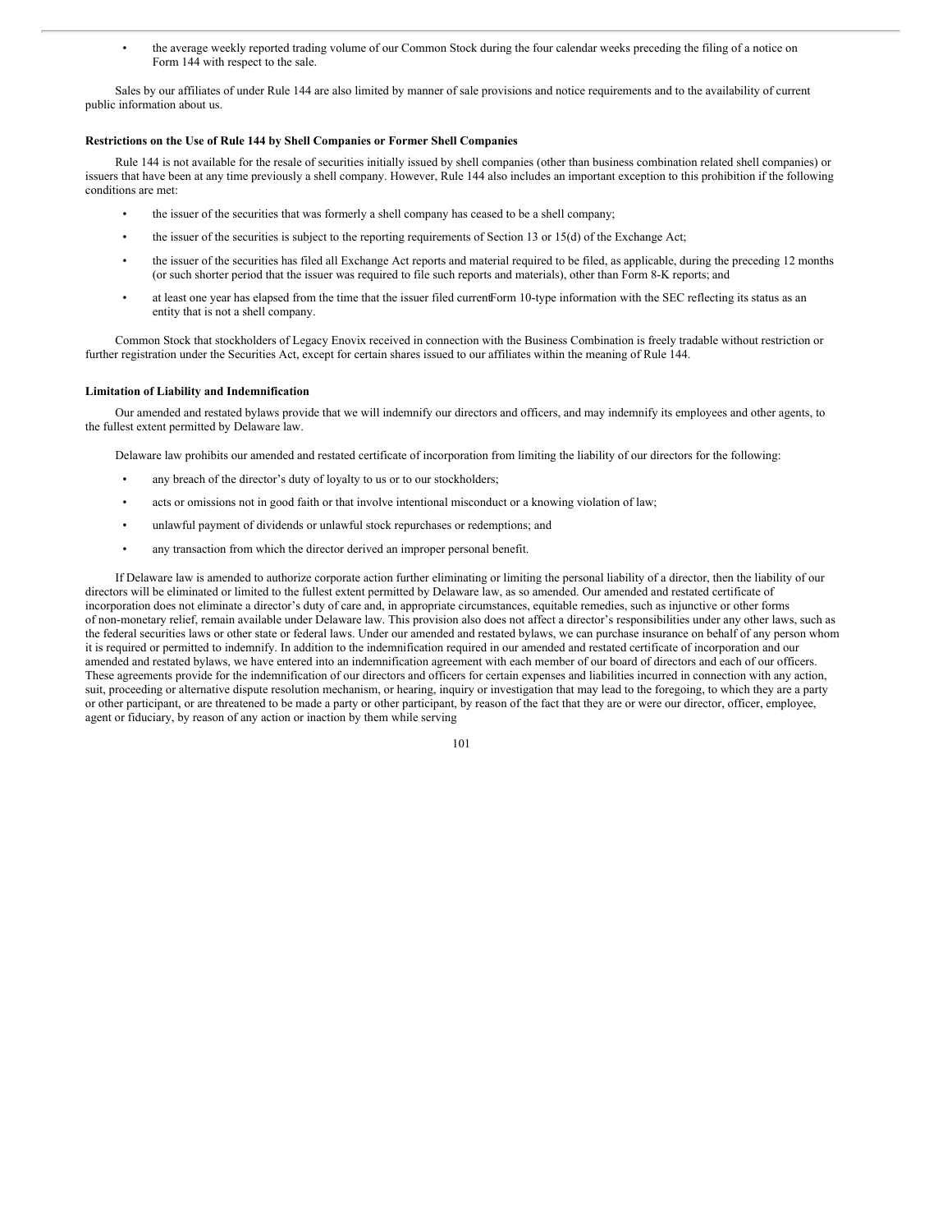- the average weekly reported trading volume of our Common Stock during the four calendar weeks preceding the filing of a notice on Form 144 with respect to the sale.

Sales by our affiliates of under Rule 144 are also limited by manner of sale provisions and notice requirements and to the availability of current public information about us.

**Restrictions on the Use of Rule 144 by Shell Companies or Former Shell Companies**

Rule 144 is not available for the resale of securities initially issued by shell companies (other than business combination related shell companies) or issuers that have been at any time previously a shell company. However, Rule 144 also includes an important exception to this prohibition if the following conditions are met:

- the issuer of the securities that was formerly a shell company has ceased to be a shell company;
- the issuer of the securities is subject to the reporting requirements of Section 13 or 15(d) of the Exchange Act;
- the issuer of the securities has filed all Exchange Act reports and material required to be filed, as applicable, during the preceding 12 months (or such shorter period that the issuer was required to file such reports and materials), other than Form 8-K reports; and
- at least one year has elapsed from the time that the issuer filed current Form 10-type information with the SEC reflecting its status as an entity that is not a shell company.

Common Stock that stockholders of Legacy Enovix received in connection with the Business Combination is freely tradable without restriction or further registration under the Securities Act, except for certain shares issued to our affiliates within the meaning of Rule 144.

**Limitation of Liability and Indemnification**

Our amended and restated bylaws provide that we will indemnify our directors and officers, and may indemnify its employees and other agents, to the fullest extent permitted by Delaware law.

Delaware law prohibits our amended and restated certificate of incorporation from limiting the liability of our directors for the following:

- any breach of the director's duty of loyalty to us or to our stockholders;
- acts or omissions not in good faith or that involve intentional misconduct or a knowing violation of law;
- unlawful payment of dividends or unlawful stock repurchases or redemptions; and
- any transaction from which the director derived an improper personal benefit.

If Delaware law is amended to authorize corporate action further eliminating or limiting the personal liability of a director, then the liability of our directors will be eliminated or limited to the fullest extent permitted by Delaware law, as so amended. Our amended and restated certificate of incorporation does not eliminate a director's duty of care and, in appropriate circumstances, equitable remedies, such as injunctive or other forms of non-monetary relief, remain available under Delaware law. This provision also does not affect a director's responsibilities under any other laws, such as the federal securities laws or other state or federal laws. Under our amended and restated bylaws, we can purchase insurance on behalf of any person whom it is required or permitted to indemnify. In addition to the indemnification required in our amended and restated certificate of incorporation and our amended and restated bylaws, we have entered into an indemnification agreement with each member of our board of directors and each of our officers. These agreements provide for the indemnification of our directors and officers for certain expenses and liabilities incurred in connection with any action, suit, proceeding or alternative dispute resolution mechanism, or hearing, inquiry or investigation that may lead to the foregoing, to which they are a party or other participant, or are threatened to be made a party or other participant, by reason of the fact that they are or were our director, officer, employee, agent or fiduciary, by reason of any action or inaction by them while serving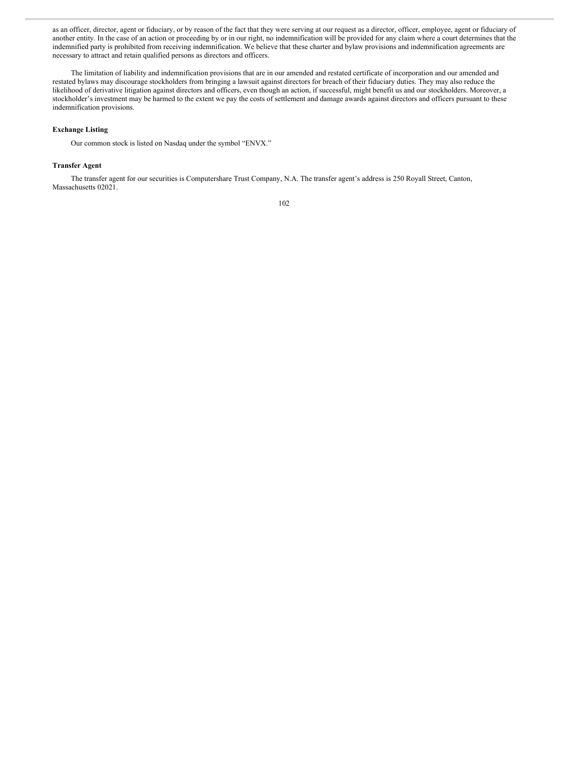as an officer, director, agent or fiduciary, or by reason of the fact that they were serving at our request as a director, officer, employee, agent or fiduciary of another entity. In the case of an action or proceeding by or in our right, no indemnification will be provided for any claim where a court determines that the indemnified party is prohibited from receiving indemnification. We believe that these charter and bylaw provisions and indemnification agreements are necessary to attract and retain qualified persons as directors and officers.

The limitation of liability and indemnification provisions that are in our amended and restated certificate of incorporation and our amended and restated bylaws may discourage stockholders from bringing a lawsuit against directors for breach of their fiduciary duties. They may also reduce the likelihood of derivative litigation against directors and officers, even though an action, if successful, might benefit us and our stockholders. Moreover, a stockholder's investment may be harmed to the extent we pay the costs of settlement and damage awards against directors and officers pursuant to these indemnification provisions.

**Exchange Listing**

Our common stock is listed on Nasdaq under the symbol "ENVX."

**Transfer Agent**

The transfer agent for our securities is Computershare Trust Company, N.A. The transfer agent's address is 250 Royall Street, Canton, Massachusetts 02021.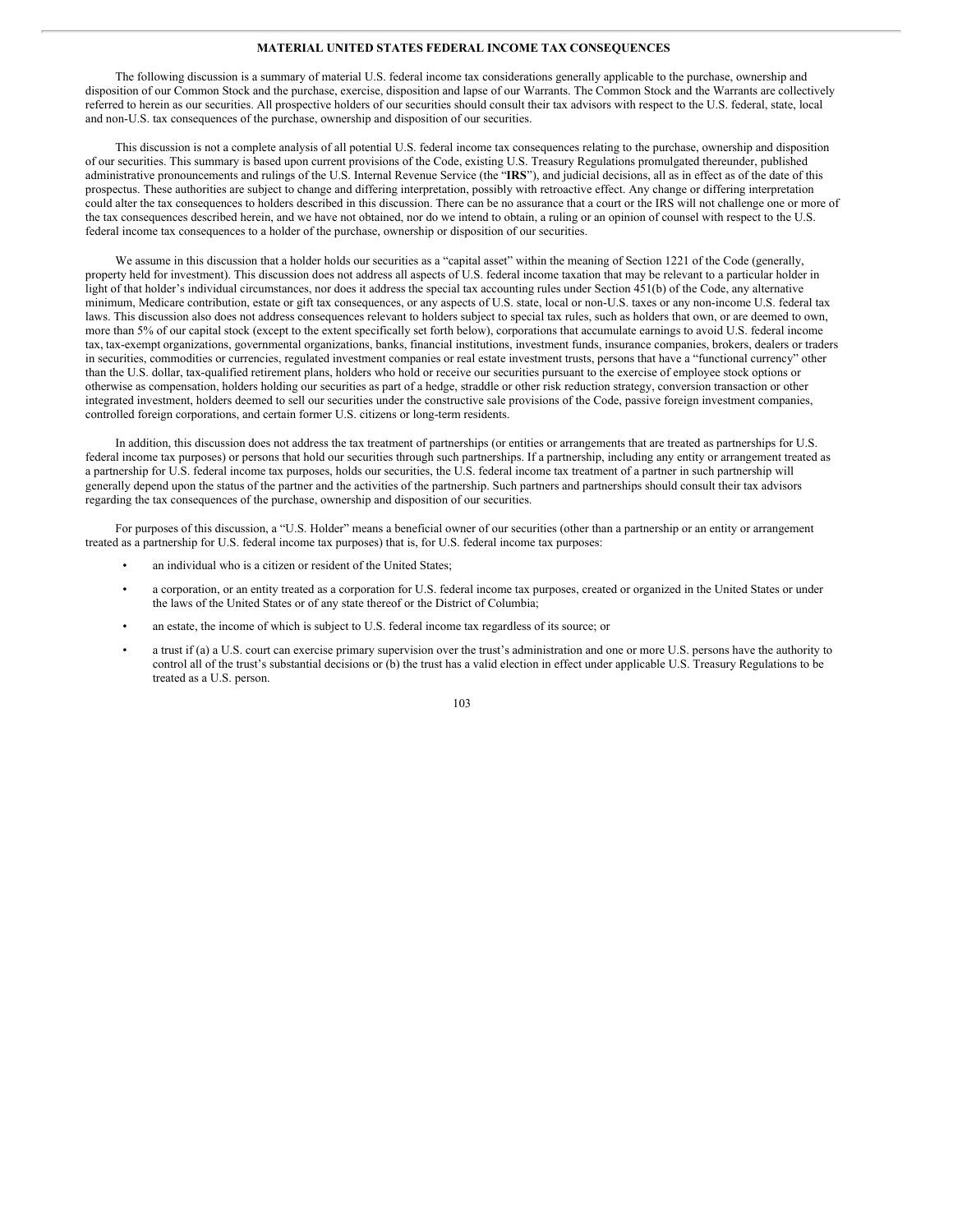## MATERIAL UNITED STATES FEDERAL INCOME TAX CONSEQUENCES

The following discussion is a summary of material U.S. federal income tax considerations generally applicable to the purchase, ownership and disposition of our Common Stock and the purchase, exercise, disposition and lapse of our Warrants. The Common Stock and the Warrants are collectively referred to herein as our securities. All prospective holders of our securities should consult their tax advisors with respect to the U.S. federal, state, local and non-U.S. tax consequences of the purchase, ownership and disposition of our securities.

This discussion is not a complete analysis of all potential U.S. federal income tax consequences relating to the purchase, ownership and disposition of our securities. This summary is based upon current provisions of the Code, existing U.S. Treasury Regulations promulgated thereunder, published administrative pronouncements and rulings of the U.S. Internal Revenue Service (the "**IRS**"), and judicial decisions, all as in effect as of the date of this prospectus. These authorities are subject to change and differing interpretation, possibly with retroactive effect. Any change or differing interpretation could alter the tax consequences to holders described in this discussion. There can be no assurance that a court or the IRS will not challenge one or more of the tax consequences described herein, and we have not obtained, nor do we intend to obtain, a ruling or an opinion of counsel with respect to the U.S. federal income tax consequences to a holder of the purchase, ownership or disposition of our securities.

We assume in this discussion that a holder holds our securities as a "capital asset" within the meaning of Section 1221 of the Code (generally, property held for investment). This discussion does not address all aspects of U.S. federal income taxation that may be relevant to a particular holder in light of that holder's individual circumstances, nor does it address the special tax accounting rules under Section 451(b) of the Code, any alternative minimum, Medicare contribution, estate or gift tax consequences, or any aspects of U.S. state, local or non-U.S. taxes or any non-income U.S. federal tax laws. This discussion also does not address consequences relevant to holders subject to special tax rules, such as holders that own, or are deemed to own, more than 5% of our capital stock (except to the extent specifically set forth below), corporations that accumulate earnings to avoid U.S. federal income tax, tax-exempt organizations, governmental organizations, banks, financial institutions, investment funds, insurance companies, brokers, dealers or traders in securities, commodities or currencies, regulated investment companies or real estate investment trusts, persons that have a "functional currency" other than the U.S. dollar, tax-qualified retirement plans, holders who hold or receive our securities pursuant to the exercise of employee stock options or otherwise as compensation, holders holding our securities as part of a hedge, straddle or other risk reduction strategy, conversion transaction or other integrated investment, holders deemed to sell our securities under the constructive sale provisions of the Code, passive foreign investment companies, controlled foreign corporations, and certain former U.S. citizens or long-term residents.

In addition, this discussion does not address the tax treatment of partnerships (or entities or arrangements that are treated as partnerships for U.S. federal income tax purposes) or persons that hold our securities through such partnerships. If a partnership, including any entity or arrangement treated as a partnership for U.S. federal income tax purposes, holds our securities, the U.S. federal income tax treatment of a partner in such partnership will generally depend upon the status of the partner and the activities of the partnership. Such partners and partnerships should consult their tax advisors regarding the tax consequences of the purchase, ownership and disposition of our securities.

For purposes of this discussion, a "U.S. Holder" means a beneficial owner of our securities (other than a partnership or an entity or arrangement treated as a partnership for U.S. federal income tax purposes) that is, for U.S. federal income tax purposes:

- an individual who is a citizen or resident of the United States;
- a corporation, or an entity treated as a corporation for U.S. federal income tax purposes, created or organized in the United States or under the laws of the United States or of any state thereof or the District of Columbia;
- an estate, the income of which is subject to U.S. federal income tax regardless of its source; or
- a trust if (a) a U.S. court can exercise primary supervision over the trust's administration and one or more U.S. persons have the authority to control all of the trust's substantial decisions or (b) the trust has a valid election in effect under applicable U.S. Treasury Regulations to be treated as a U.S. person.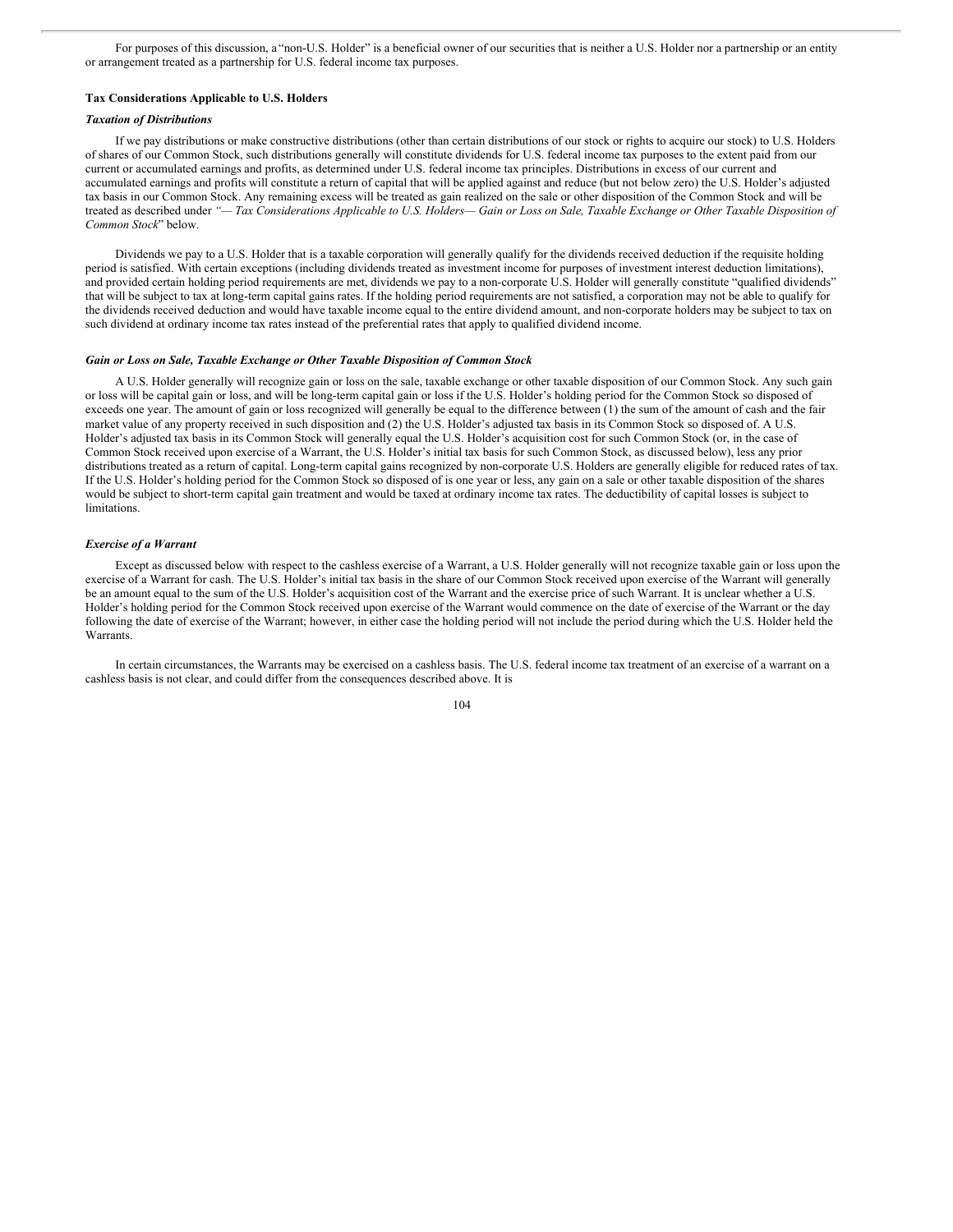For purposes of this discussion, a "non-U.S. Holder" is a beneficial owner of our securities that is neither a U.S. Holder nor a partnership or an entity or arrangement treated as a partnership for U.S. federal income tax purposes.

**Tax Considerations Applicable to U.S. Holders**

***Taxation of Distributions***

If we pay distributions or make constructive distributions (other than certain distributions of our stock or rights to acquire our stock) to U.S. Holders of shares of our Common Stock, such distributions generally will constitute dividends for U.S. federal income tax purposes to the extent paid from our current or accumulated earnings and profits, as determined under U.S. federal income tax principles. Distributions in excess of our current and accumulated earnings and profits will constitute a return of capital that will be applied against and reduce (but not below zero) the U.S. Holder's adjusted tax basis in our Common Stock. Any remaining excess will be treated as gain realized on the sale or other disposition of the Common Stock and will be treated as described under *"— Tax Considerations Applicable to U.S. Holders— Gain or Loss on Sale, Taxable Exchange or Other Taxable Disposition of Common Stock*" below.

Dividends we pay to a U.S. Holder that is a taxable corporation will generally qualify for the dividends received deduction if the requisite holding period is satisfied. With certain exceptions (including dividends treated as investment income for purposes of investment interest deduction limitations), and provided certain holding period requirements are met, dividends we pay to a non-corporate U.S. Holder will generally constitute "qualified dividends" that will be subject to tax at long-term capital gains rates. If the holding period requirements are not satisfied, a corporation may not be able to qualify for the dividends received deduction and would have taxable income equal to the entire dividend amount, and non-corporate holders may be subject to tax on such dividend at ordinary income tax rates instead of the preferential rates that apply to qualified dividend income.

***Gain or Loss on Sale, Taxable Exchange or Other Taxable Disposition of Common Stock***

A U.S. Holder generally will recognize gain or loss on the sale, taxable exchange or other taxable disposition of our Common Stock. Any such gain or loss will be capital gain or loss, and will be long-term capital gain or loss if the U.S. Holder's holding period for the Common Stock so disposed of exceeds one year. The amount of gain or loss recognized will generally be equal to the difference between (1) the sum of the amount of cash and the fair market value of any property received in such disposition and (2) the U.S. Holder's adjusted tax basis in its Common Stock so disposed of. A U.S. Holder's adjusted tax basis in its Common Stock will generally equal the U.S. Holder's acquisition cost for such Common Stock (or, in the case of Common Stock received upon exercise of a Warrant, the U.S. Holder's initial tax basis for such Common Stock, as discussed below), less any prior distributions treated as a return of capital. Long-term capital gains recognized by non-corporate U.S. Holders are generally eligible for reduced rates of tax. If the U.S. Holder's holding period for the Common Stock so disposed of is one year or less, any gain on a sale or other taxable disposition of the shares would be subject to short-term capital gain treatment and would be taxed at ordinary income tax rates. The deductibility of capital losses is subject to limitations.

***Exercise of a Warrant***

Except as discussed below with respect to the cashless exercise of a Warrant, a U.S. Holder generally will not recognize taxable gain or loss upon the exercise of a Warrant for cash. The U.S. Holder's initial tax basis in the share of our Common Stock received upon exercise of the Warrant will generally be an amount equal to the sum of the U.S. Holder's acquisition cost of the Warrant and the exercise price of such Warrant. It is unclear whether a U.S. Holder's holding period for the Common Stock received upon exercise of the Warrant would commence on the date of exercise of the Warrant or the day following the date of exercise of the Warrant; however, in either case the holding period will not include the period during which the U.S. Holder held the Warrants.

In certain circumstances, the Warrants may be exercised on a cashless basis. The U.S. federal income tax treatment of an exercise of a warrant on a cashless basis is not clear, and could differ from the consequences described above. It is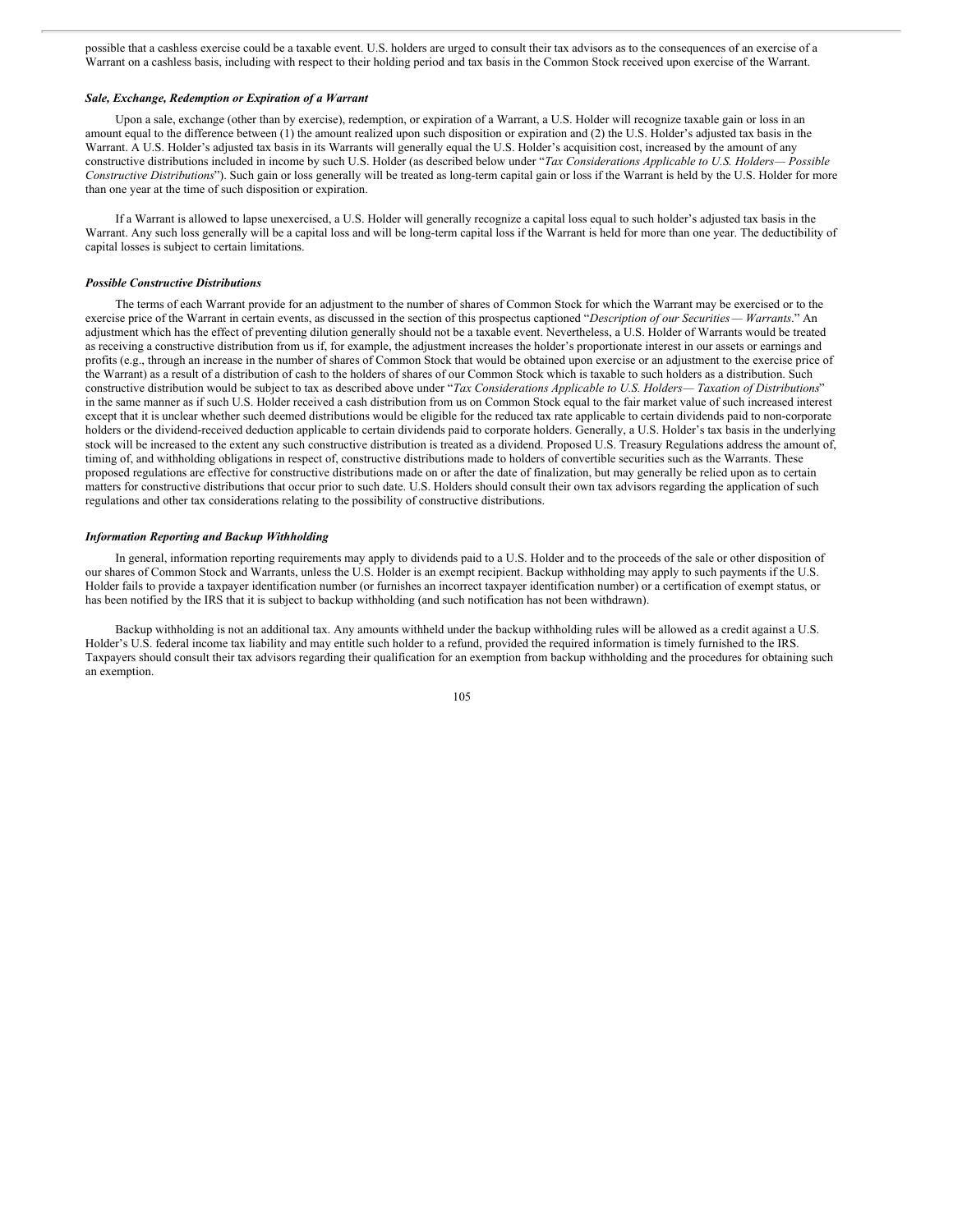possible that a cashless exercise could be a taxable event. U.S. holders are urged to consult their tax advisors as to the consequences of an exercise of a Warrant on a cashless basis, including with respect to their holding period and tax basis in the Common Stock received upon exercise of the Warrant.

### *Sale, Exchange, Redemption or Expiration of a Warrant*

Upon a sale, exchange (other than by exercise), redemption, or expiration of a Warrant, a U.S. Holder will recognize taxable gain or loss in an amount equal to the difference between (1) the amount realized upon such disposition or expiration and (2) the U.S. Holder's adjusted tax basis in the Warrant. A U.S. Holder's adjusted tax basis in its Warrants will generally equal the U.S. Holder's acquisition cost, increased by the amount of any constructive distributions included in income by such U.S. Holder (as described below under "*Tax Considerations Applicable to U.S. Holders— Possible Constructive Distributions*"). Such gain or loss generally will be treated as long-term capital gain or loss if the Warrant is held by the U.S. Holder for more than one year at the time of such disposition or expiration.

If a Warrant is allowed to lapse unexercised, a U.S. Holder will generally recognize a capital loss equal to such holder's adjusted tax basis in the Warrant. Any such loss generally will be a capital loss and will be long-term capital loss if the Warrant is held for more than one year. The deductibility of capital losses is subject to certain limitations.

### *Possible Constructive Distributions*

The terms of each Warrant provide for an adjustment to the number of shares of Common Stock for which the Warrant may be exercised or to the exercise price of the Warrant in certain events, as discussed in the section of this prospectus captioned "*Description of our Securities— Warrants*." An adjustment which has the effect of preventing dilution generally should not be a taxable event. Nevertheless, a U.S. Holder of Warrants would be treated as receiving a constructive distribution from us if, for example, the adjustment increases the holder's proportionate interest in our assets or earnings and profits (e.g., through an increase in the number of shares of Common Stock that would be obtained upon exercise or an adjustment to the exercise price of the Warrant) as a result of a distribution of cash to the holders of shares of our Common Stock which is taxable to such holders as a distribution. Such constructive distribution would be subject to tax as described above under "*Tax Considerations Applicable to U.S. Holders— Taxation of Distributions*" in the same manner as if such U.S. Holder received a cash distribution from us on Common Stock equal to the fair market value of such increased interest except that it is unclear whether such deemed distributions would be eligible for the reduced tax rate applicable to certain dividends paid to non-corporate holders or the dividend-received deduction applicable to certain dividends paid to corporate holders. Generally, a U.S. Holder's tax basis in the underlying stock will be increased to the extent any such constructive distribution is treated as a dividend. Proposed U.S. Treasury Regulations address the amount of, timing of, and withholding obligations in respect of, constructive distributions made to holders of convertible securities such as the Warrants. These proposed regulations are effective for constructive distributions made on or after the date of finalization, but may generally be relied upon as to certain matters for constructive distributions that occur prior to such date. U.S. Holders should consult their own tax advisors regarding the application of such regulations and other tax considerations relating to the possibility of constructive distributions.

### *Information Reporting and Backup Withholding*

In general, information reporting requirements may apply to dividends paid to a U.S. Holder and to the proceeds of the sale or other disposition of our shares of Common Stock and Warrants, unless the U.S. Holder is an exempt recipient. Backup withholding may apply to such payments if the U.S. Holder fails to provide a taxpayer identification number (or furnishes an incorrect taxpayer identification number) or a certification of exempt status, or has been notified by the IRS that it is subject to backup withholding (and such notification has not been withdrawn).

Backup withholding is not an additional tax. Any amounts withheld under the backup withholding rules will be allowed as a credit against a U.S. Holder's U.S. federal income tax liability and may entitle such holder to a refund, provided the required information is timely furnished to the IRS. Taxpayers should consult their tax advisors regarding their qualification for an exemption from backup withholding and the procedures for obtaining such an exemption.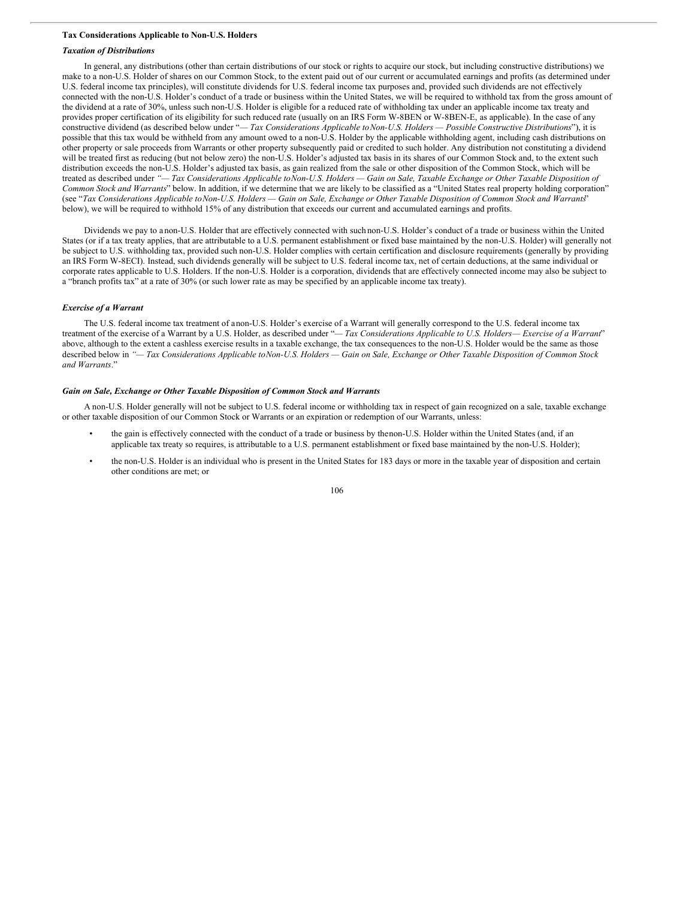### Tax Considerations Applicable to Non-U.S. Holders

#### *Taxation of Distributions*

In general, any distributions (other than certain distributions of our stock or rights to acquire our stock, but including constructive distributions) we make to a non-U.S. Holder of shares on our Common Stock, to the extent paid out of our current or accumulated earnings and profits (as determined under U.S. federal income tax principles), will constitute dividends for U.S. federal income tax purposes and, provided such dividends are not effectively connected with the non-U.S. Holder's conduct of a trade or business within the United States, we will be required to withhold tax from the gross amount of the dividend at a rate of 30%, unless such non-U.S. Holder is eligible for a reduced rate of withholding tax under an applicable income tax treaty and provides proper certification of its eligibility for such reduced rate (usually on an IRS Form W-8BEN or W-8BEN-E, as applicable). In the case of any constructive dividend (as described below under "*— Tax Considerations Applicable to Non-U.S. Holders — Possible Constructive Distributions*"), it is possible that this tax would be withheld from any amount owed to a non-U.S. Holder by the applicable withholding agent, including cash distributions on other property or sale proceeds from Warrants or other property subsequently paid or credited to such holder. Any distribution not constituting a dividend will be treated first as reducing (but not below zero) the non-U.S. Holder's adjusted tax basis in its shares of our Common Stock and, to the extent such distribution exceeds the non-U.S. Holder's adjusted tax basis, as gain realized from the sale or other disposition of the Common Stock, which will be treated as described under *"— Tax Considerations Applicable to Non-U.S. Holders — Gain on Sale, Taxable Exchange or Other Taxable Disposition of Common Stock and Warrants*" below. In addition, if we determine that we are likely to be classified as a "United States real property holding corporation" (see "*Tax Considerations Applicable to Non-U.S. Holders — Gain on Sale, Exchange or Other Taxable Disposition of Common Stock and Warrants*" below), we will be required to withhold 15% of any distribution that exceeds our current and accumulated earnings and profits.

Dividends we pay to a non-U.S. Holder that are effectively connected with such non-U.S. Holder's conduct of a trade or business within the United States (or if a tax treaty applies, that are attributable to a U.S. permanent establishment or fixed base maintained by the non-U.S. Holder) will generally not be subject to U.S. withholding tax, provided such non-U.S. Holder complies with certain certification and disclosure requirements (generally by providing an IRS Form W-8ECI). Instead, such dividends generally will be subject to U.S. federal income tax, net of certain deductions, at the same individual or corporate rates applicable to U.S. Holders. If the non-U.S. Holder is a corporation, dividends that are effectively connected income may also be subject to a "branch profits tax" at a rate of 30% (or such lower rate as may be specified by an applicable income tax treaty).

#### *Exercise of a Warrant*

The U.S. federal income tax treatment of a non-U.S. Holder's exercise of a Warrant will generally correspond to the U.S. federal income tax treatment of the exercise of a Warrant by a U.S. Holder, as described under "*— Tax Considerations Applicable to U.S. Holders— Exercise of a Warrant*" above, although to the extent a cashless exercise results in a taxable exchange, the tax consequences to the non-U.S. Holder would be the same as those described below in *"— Tax Considerations Applicable to Non-U.S. Holders — Gain on Sale, Exchange or Other Taxable Disposition of Common Stock and Warrants*."

#### *Gain on Sale, Exchange or Other Taxable Disposition of Common Stock and Warrants*

A non-U.S. Holder generally will not be subject to U.S. federal income or withholding tax in respect of gain recognized on a sale, taxable exchange or other taxable disposition of our Common Stock or Warrants or an expiration or redemption of our Warrants, unless:

- the gain is effectively connected with the conduct of a trade or business by the non-U.S. Holder within the United States (and, if an applicable tax treaty so requires, is attributable to a U.S. permanent establishment or fixed base maintained by the non-U.S. Holder);
- the non-U.S. Holder is an individual who is present in the United States for 183 days or more in the taxable year of disposition and certain other conditions are met; or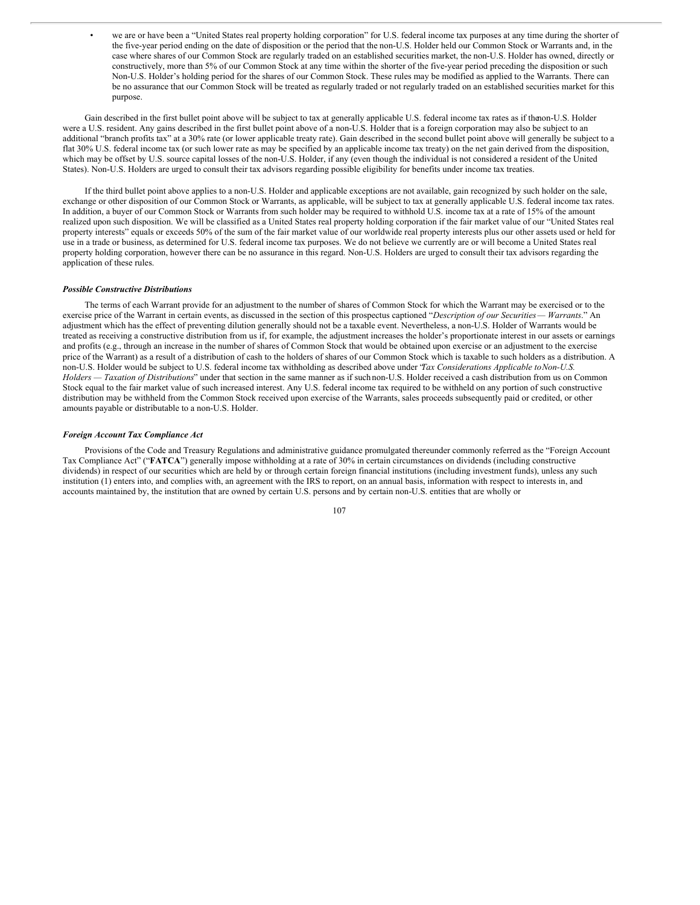- we are or have been a "United States real property holding corporation" for U.S. federal income tax purposes at any time during the shorter of the five-year period ending on the date of disposition or the period that the non-U.S. Holder held our Common Stock or Warrants and, in the case where shares of our Common Stock are regularly traded on an established securities market, the non-U.S. Holder has owned, directly or constructively, more than 5% of our Common Stock at any time within the shorter of the five-year period preceding the disposition or such Non-U.S. Holder's holding period for the shares of our Common Stock. These rules may be modified as applied to the Warrants. There can be no assurance that our Common Stock will be treated as regularly traded or not regularly traded on an established securities market for this purpose.

Gain described in the first bullet point above will be subject to tax at generally applicable U.S. federal income tax rates as if the non-U.S. Holder were a U.S. resident. Any gains described in the first bullet point above of a non-U.S. Holder that is a foreign corporation may also be subject to an additional "branch profits tax" at a 30% rate (or lower applicable treaty rate). Gain described in the second bullet point above will generally be subject to a flat 30% U.S. federal income tax (or such lower rate as may be specified by an applicable income tax treaty) on the net gain derived from the disposition, which may be offset by U.S. source capital losses of the non-U.S. Holder, if any (even though the individual is not considered a resident of the United States). Non-U.S. Holders are urged to consult their tax advisors regarding possible eligibility for benefits under income tax treaties.

If the third bullet point above applies to a non-U.S. Holder and applicable exceptions are not available, gain recognized by such holder on the sale, exchange or other disposition of our Common Stock or Warrants, as applicable, will be subject to tax at generally applicable U.S. federal income tax rates. In addition, a buyer of our Common Stock or Warrants from such holder may be required to withhold U.S. income tax at a rate of 15% of the amount realized upon such disposition. We will be classified as a United States real property holding corporation if the fair market value of our "United States real property interests" equals or exceeds 50% of the sum of the fair market value of our worldwide real property interests plus our other assets used or held for use in a trade or business, as determined for U.S. federal income tax purposes. We do not believe we currently are or will become a United States real property holding corporation, however there can be no assurance in this regard. Non-U.S. Holders are urged to consult their tax advisors regarding the application of these rules.

### *Possible Constructive Distributions*

The terms of each Warrant provide for an adjustment to the number of shares of Common Stock for which the Warrant may be exercised or to the exercise price of the Warrant in certain events, as discussed in the section of this prospectus captioned "*Description of our Securities — Warrants*." An adjustment which has the effect of preventing dilution generally should not be a taxable event. Nevertheless, a non-U.S. Holder of Warrants would be treated as receiving a constructive distribution from us if, for example, the adjustment increases the holder's proportionate interest in our assets or earnings and profits (e.g., through an increase in the number of shares of Common Stock that would be obtained upon exercise or an adjustment to the exercise price of the Warrant) as a result of a distribution of cash to the holders of shares of our Common Stock which is taxable to such holders as a distribution. A non-U.S. Holder would be subject to U.S. federal income tax withholding as described above under "*Tax Considerations Applicable to Non-U.S. Holders — Taxation of Distributions*" under that section in the same manner as if such non-U.S. Holder received a cash distribution from us on Common Stock equal to the fair market value of such increased interest. Any U.S. federal income tax required to be withheld on any portion of such constructive distribution may be withheld from the Common Stock received upon exercise of the Warrants, sales proceeds subsequently paid or credited, or other amounts payable or distributable to a non-U.S. Holder.

### *Foreign Account Tax Compliance Act*

Provisions of the Code and Treasury Regulations and administrative guidance promulgated thereunder commonly referred as the "Foreign Account Tax Compliance Act" ("**FATCA**") generally impose withholding at a rate of 30% in certain circumstances on dividends (including constructive dividends) in respect of our securities which are held by or through certain foreign financial institutions (including investment funds), unless any such institution (1) enters into, and complies with, an agreement with the IRS to report, on an annual basis, information with respect to interests in, and accounts maintained by, the institution that are owned by certain U.S. persons and by certain non-U.S. entities that are wholly or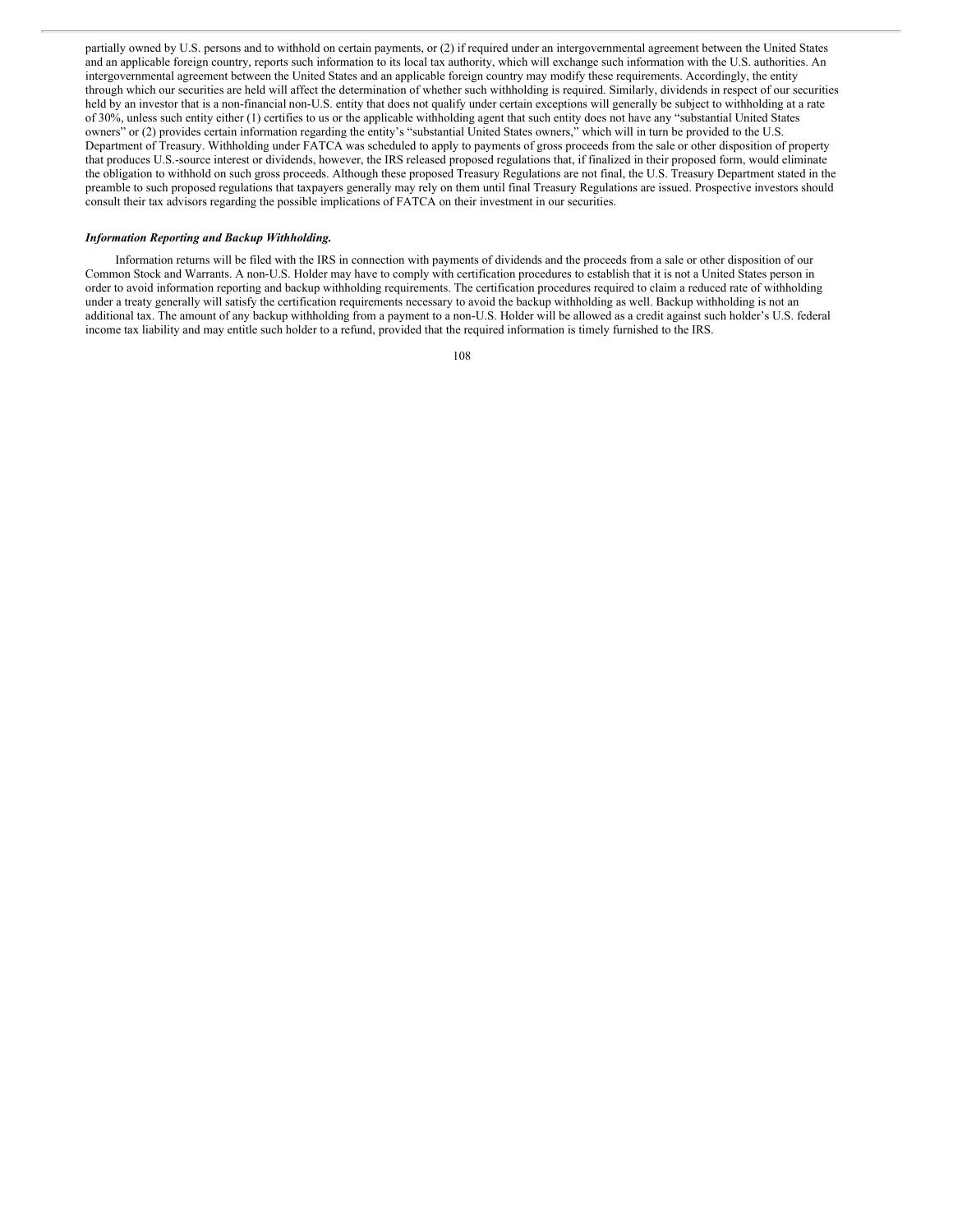partially owned by U.S. persons and to withhold on certain payments, or (2) if required under an intergovernmental agreement between the United States and an applicable foreign country, reports such information to its local tax authority, which will exchange such information with the U.S. authorities. An intergovernmental agreement between the United States and an applicable foreign country may modify these requirements. Accordingly, the entity through which our securities are held will affect the determination of whether such withholding is required. Similarly, dividends in respect of our securities held by an investor that is a non-financial non-U.S. entity that does not qualify under certain exceptions will generally be subject to withholding at a rate of 30%, unless such entity either (1) certifies to us or the applicable withholding agent that such entity does not have any "substantial United States owners" or (2) provides certain information regarding the entity's "substantial United States owners," which will in turn be provided to the U.S. Department of Treasury. Withholding under FATCA was scheduled to apply to payments of gross proceeds from the sale or other disposition of property that produces U.S.-source interest or dividends, however, the IRS released proposed regulations that, if finalized in their proposed form, would eliminate the obligation to withhold on such gross proceeds. Although these proposed Treasury Regulations are not final, the U.S. Treasury Department stated in the preamble to such proposed regulations that taxpayers generally may rely on them until final Treasury Regulations are issued. Prospective investors should consult their tax advisors regarding the possible implications of FATCA on their investment in our securities.

***Information Reporting and Backup Withholding.***

Information returns will be filed with the IRS in connection with payments of dividends and the proceeds from a sale or other disposition of our Common Stock and Warrants. A non-U.S. Holder may have to comply with certification procedures to establish that it is not a United States person in order to avoid information reporting and backup withholding requirements. The certification procedures required to claim a reduced rate of withholding under a treaty generally will satisfy the certification requirements necessary to avoid the backup withholding as well. Backup withholding is not an additional tax. The amount of any backup withholding from a payment to a non-U.S. Holder will be allowed as a credit against such holder's U.S. federal income tax liability and may entitle such holder to a refund, provided that the required information is timely furnished to the IRS.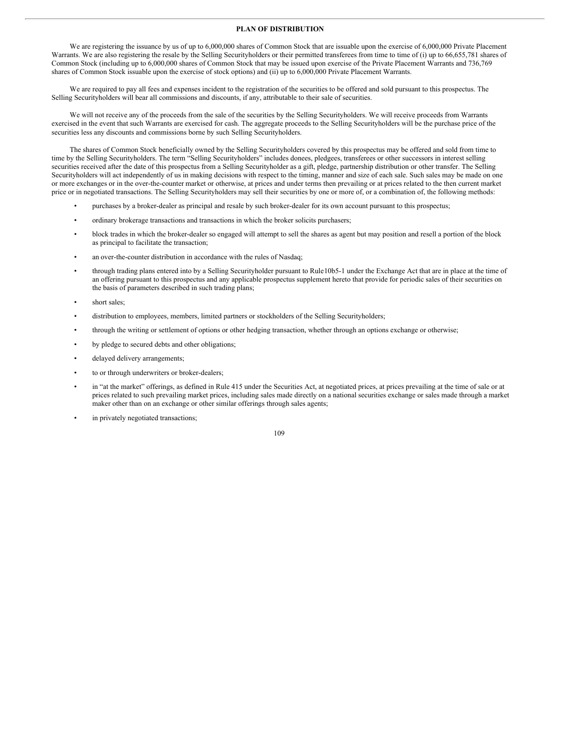## PLAN OF DISTRIBUTION

We are registering the issuance by us of up to 6,000,000 shares of Common Stock that are issuable upon the exercise of 6,000,000 Private Placement Warrants. We are also registering the resale by the Selling Securityholders or their permitted transferees from time to time of (i) up to 66,655,781 shares of Common Stock (including up to 6,000,000 shares of Common Stock that may be issued upon exercise of the Private Placement Warrants and 736,769 shares of Common Stock issuable upon the exercise of stock options) and (ii) up to 6,000,000 Private Placement Warrants.

We are required to pay all fees and expenses incident to the registration of the securities to be offered and sold pursuant to this prospectus. The Selling Securityholders will bear all commissions and discounts, if any, attributable to their sale of securities.

We will not receive any of the proceeds from the sale of the securities by the Selling Securityholders. We will receive proceeds from Warrants exercised in the event that such Warrants are exercised for cash. The aggregate proceeds to the Selling Securityholders will be the purchase price of the securities less any discounts and commissions borne by such Selling Securityholders.

The shares of Common Stock beneficially owned by the Selling Securityholders covered by this prospectus may be offered and sold from time to time by the Selling Securityholders. The term "Selling Securityholders" includes donees, pledgees, transferees or other successors in interest selling securities received after the date of this prospectus from a Selling Securityholder as a gift, pledge, partnership distribution or other transfer. The Selling Securityholders will act independently of us in making decisions with respect to the timing, manner and size of each sale. Such sales may be made on one or more exchanges or in the over-the-counter market or otherwise, at prices and under terms then prevailing or at prices related to the then current market price or in negotiated transactions. The Selling Securityholders may sell their securities by one or more of, or a combination of, the following methods:

- purchases by a broker-dealer as principal and resale by such broker-dealer for its own account pursuant to this prospectus;
- ordinary brokerage transactions and transactions in which the broker solicits purchasers;
- block trades in which the broker-dealer so engaged will attempt to sell the shares as agent but may position and resell a portion of the block as principal to facilitate the transaction;
- an over-the-counter distribution in accordance with the rules of Nasdaq;
- through trading plans entered into by a Selling Securityholder pursuant to Rule10b5-1 under the Exchange Act that are in place at the time of an offering pursuant to this prospectus and any applicable prospectus supplement hereto that provide for periodic sales of their securities on the basis of parameters described in such trading plans;
- short sales;
- distribution to employees, members, limited partners or stockholders of the Selling Securityholders;
- through the writing or settlement of options or other hedging transaction, whether through an options exchange or otherwise;
- by pledge to secured debts and other obligations;
- delayed delivery arrangements;
- to or through underwriters or broker-dealers;
- in "at the market" offerings, as defined in Rule 415 under the Securities Act, at negotiated prices, at prices prevailing at the time of sale or at prices related to such prevailing market prices, including sales made directly on a national securities exchange or sales made through a market maker other than on an exchange or other similar offerings through sales agents;
- in privately negotiated transactions;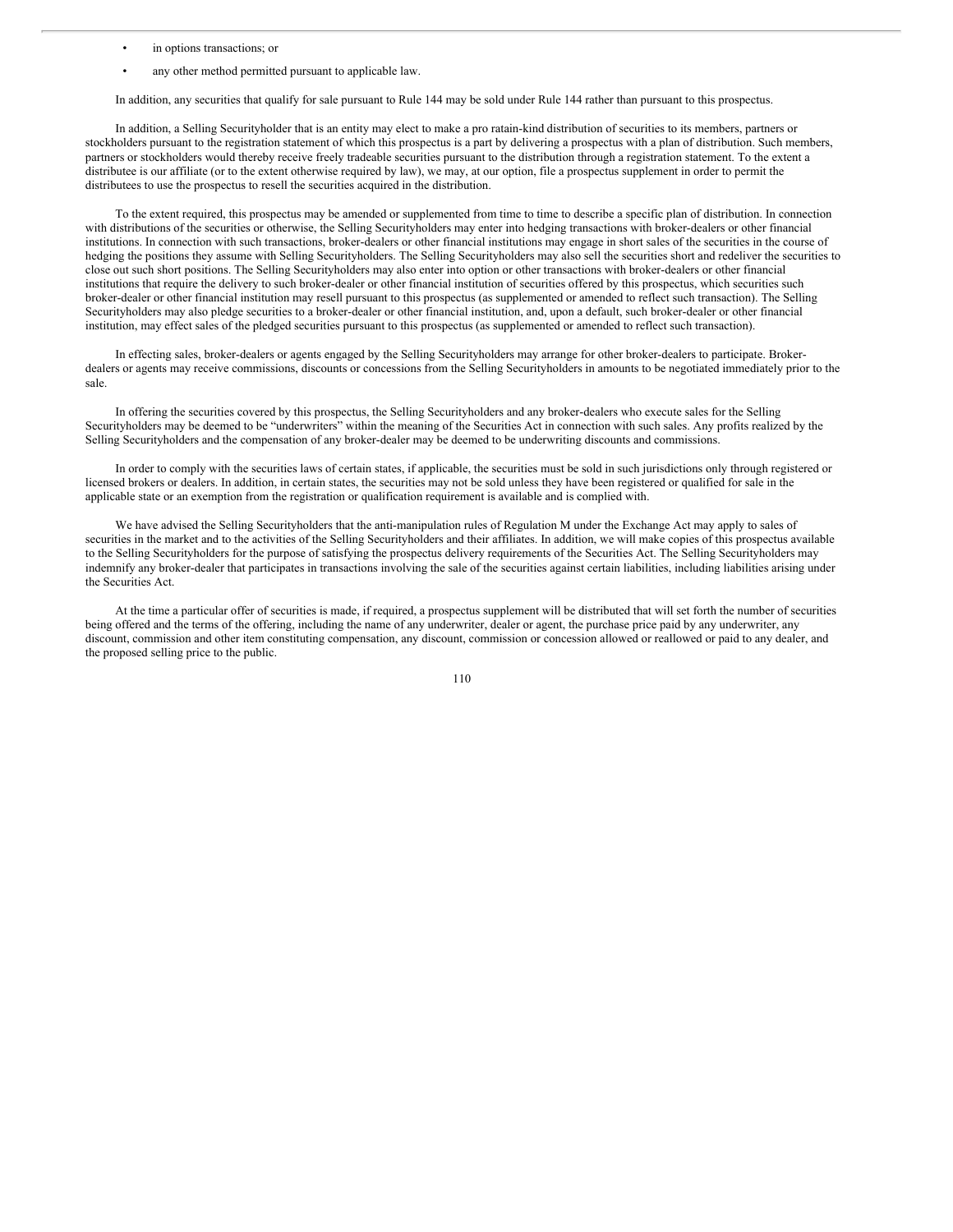- in options transactions; or
- any other method permitted pursuant to applicable law.

In addition, any securities that qualify for sale pursuant to Rule 144 may be sold under Rule 144 rather than pursuant to this prospectus.

In addition, a Selling Securityholder that is an entity may elect to make a pro ratain-kind distribution of securities to its members, partners or stockholders pursuant to the registration statement of which this prospectus is a part by delivering a prospectus with a plan of distribution. Such members, partners or stockholders would thereby receive freely tradeable securities pursuant to the distribution through a registration statement. To the extent a distributee is our affiliate (or to the extent otherwise required by law), we may, at our option, file a prospectus supplement in order to permit the distributees to use the prospectus to resell the securities acquired in the distribution.

To the extent required, this prospectus may be amended or supplemented from time to time to describe a specific plan of distribution. In connection with distributions of the securities or otherwise, the Selling Securityholders may enter into hedging transactions with broker-dealers or other financial institutions. In connection with such transactions, broker-dealers or other financial institutions may engage in short sales of the securities in the course of hedging the positions they assume with Selling Securityholders. The Selling Securityholders may also sell the securities short and redeliver the securities to close out such short positions. The Selling Securityholders may also enter into option or other transactions with broker-dealers or other financial institutions that require the delivery to such broker-dealer or other financial institution of securities offered by this prospectus, which securities such broker-dealer or other financial institution may resell pursuant to this prospectus (as supplemented or amended to reflect such transaction). The Selling Securityholders may also pledge securities to a broker-dealer or other financial institution, and, upon a default, such broker-dealer or other financial institution, may effect sales of the pledged securities pursuant to this prospectus (as supplemented or amended to reflect such transaction).

In effecting sales, broker-dealers or agents engaged by the Selling Securityholders may arrange for other broker-dealers to participate. Broker-dealers or agents may receive commissions, discounts or concessions from the Selling Securityholders in amounts to be negotiated immediately prior to the sale.

In offering the securities covered by this prospectus, the Selling Securityholders and any broker-dealers who execute sales for the Selling Securityholders may be deemed to be "underwriters" within the meaning of the Securities Act in connection with such sales. Any profits realized by the Selling Securityholders and the compensation of any broker-dealer may be deemed to be underwriting discounts and commissions.

In order to comply with the securities laws of certain states, if applicable, the securities must be sold in such jurisdictions only through registered or licensed brokers or dealers. In addition, in certain states, the securities may not be sold unless they have been registered or qualified for sale in the applicable state or an exemption from the registration or qualification requirement is available and is complied with.

We have advised the Selling Securityholders that the anti-manipulation rules of Regulation M under the Exchange Act may apply to sales of securities in the market and to the activities of the Selling Securityholders and their affiliates. In addition, we will make copies of this prospectus available to the Selling Securityholders for the purpose of satisfying the prospectus delivery requirements of the Securities Act. The Selling Securityholders may indemnify any broker-dealer that participates in transactions involving the sale of the securities against certain liabilities, including liabilities arising under the Securities Act.

At the time a particular offer of securities is made, if required, a prospectus supplement will be distributed that will set forth the number of securities being offered and the terms of the offering, including the name of any underwriter, dealer or agent, the purchase price paid by any underwriter, any discount, commission and other item constituting compensation, any discount, commission or concession allowed or reallowed or paid to any dealer, and the proposed selling price to the public.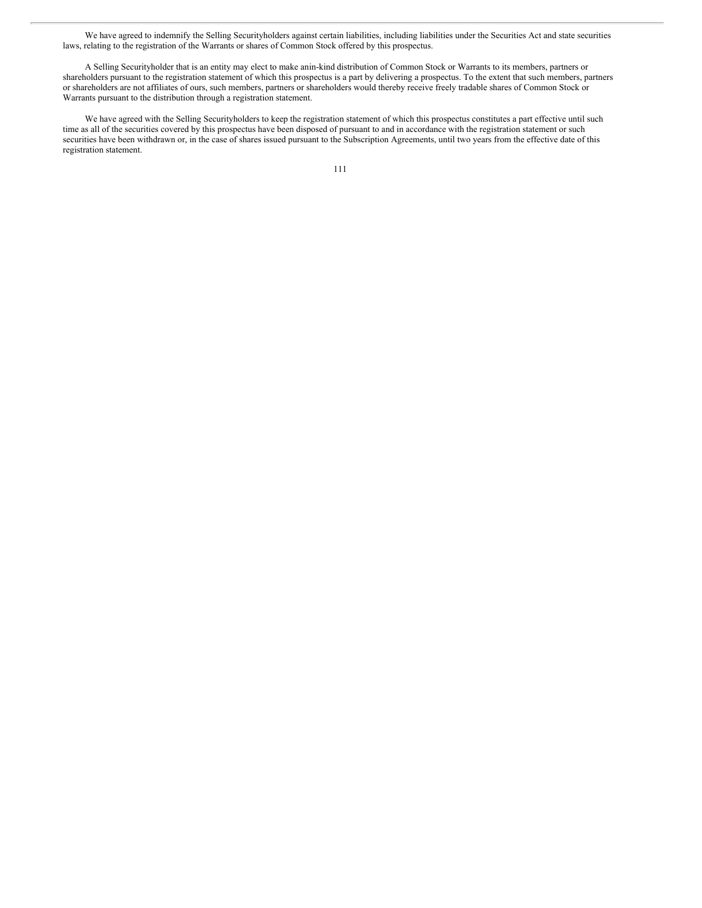We have agreed to indemnify the Selling Securityholders against certain liabilities, including liabilities under the Securities Act and state securities laws, relating to the registration of the Warrants or shares of Common Stock offered by this prospectus.

A Selling Securityholder that is an entity may elect to make anin-kind distribution of Common Stock or Warrants to its members, partners or shareholders pursuant to the registration statement of which this prospectus is a part by delivering a prospectus. To the extent that such members, partners or shareholders are not affiliates of ours, such members, partners or shareholders would thereby receive freely tradable shares of Common Stock or Warrants pursuant to the distribution through a registration statement.

We have agreed with the Selling Securityholders to keep the registration statement of which this prospectus constitutes a part effective until such time as all of the securities covered by this prospectus have been disposed of pursuant to and in accordance with the registration statement or such securities have been withdrawn or, in the case of shares issued pursuant to the Subscription Agreements, until two years from the effective date of this registration statement.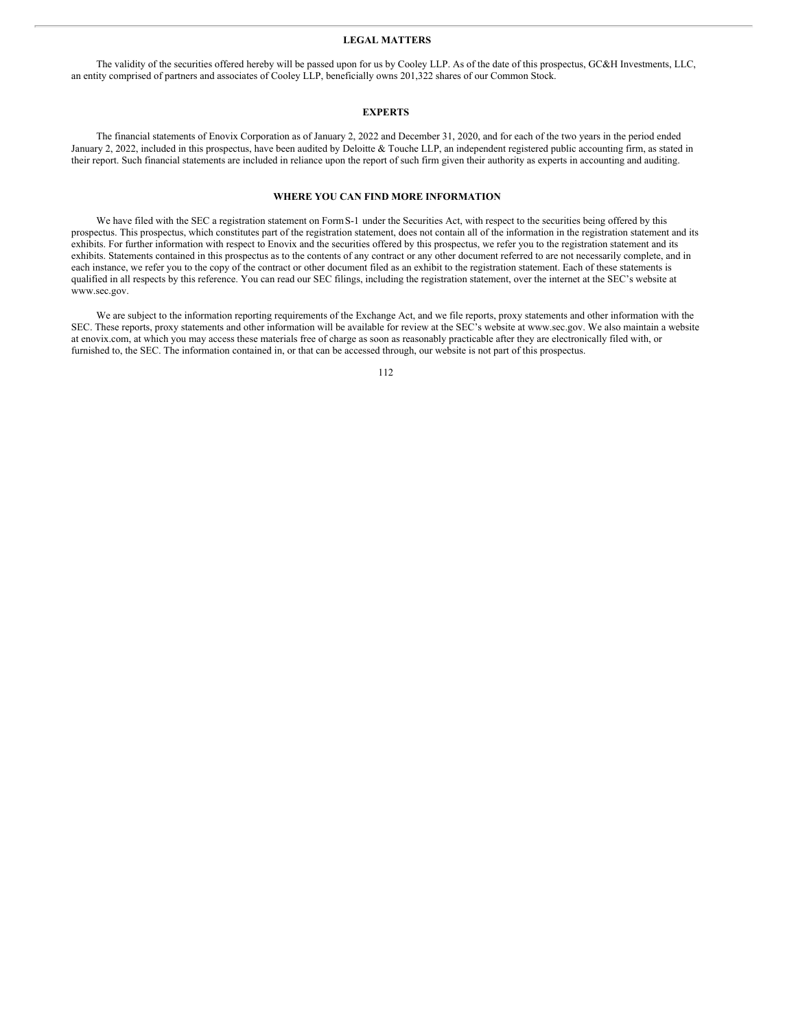## LEGAL MATTERS

The validity of the securities offered hereby will be passed upon for us by Cooley LLP. As of the date of this prospectus, GC&H Investments, LLC, an entity comprised of partners and associates of Cooley LLP, beneficially owns 201,322 shares of our Common Stock.

## EXPERTS

The financial statements of Enovix Corporation as of January 2, 2022 and December 31, 2020, and for each of the two years in the period ended January 2, 2022, included in this prospectus, have been audited by Deloitte & Touche LLP, an independent registered public accounting firm, as stated in their report. Such financial statements are included in reliance upon the report of such firm given their authority as experts in accounting and auditing.

## WHERE YOU CAN FIND MORE INFORMATION

We have filed with the SEC a registration statement on Form S-1 under the Securities Act, with respect to the securities being offered by this prospectus. This prospectus, which constitutes part of the registration statement, does not contain all of the information in the registration statement and its exhibits. For further information with respect to Enovix and the securities offered by this prospectus, we refer you to the registration statement and its exhibits. Statements contained in this prospectus as to the contents of any contract or any other document referred to are not necessarily complete, and in each instance, we refer you to the copy of the contract or other document filed as an exhibit to the registration statement. Each of these statements is qualified in all respects by this reference. You can read our SEC filings, including the registration statement, over the internet at the SEC's website at www.sec.gov.

We are subject to the information reporting requirements of the Exchange Act, and we file reports, proxy statements and other information with the SEC. These reports, proxy statements and other information will be available for review at the SEC's website at www.sec.gov. We also maintain a website at enovix.com, at which you may access these materials free of charge as soon as reasonably practicable after they are electronically filed with, or furnished to, the SEC. The information contained in, or that can be accessed through, our website is not part of this prospectus.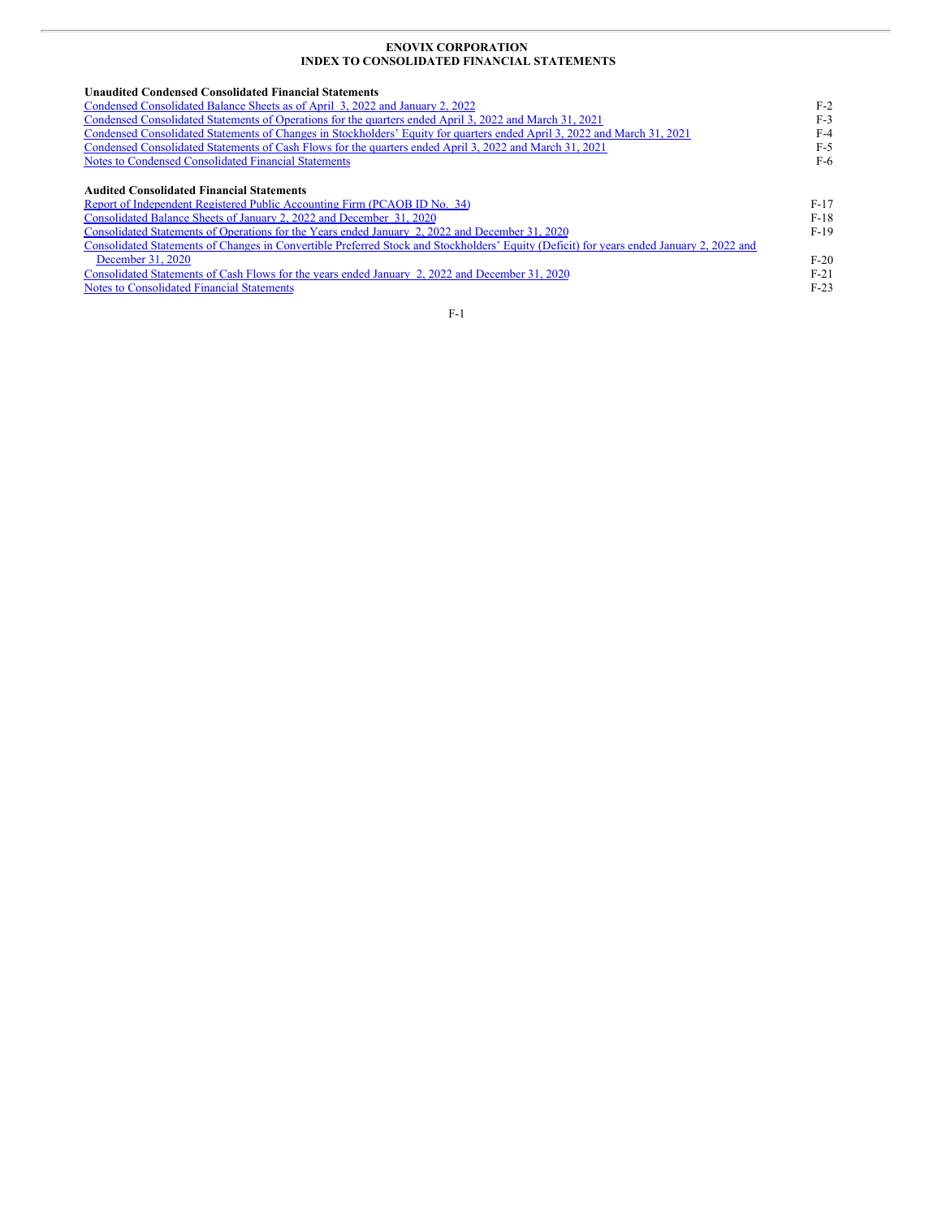**ENOVIX CORPORATION**
**INDEX TO CONSOLIDATED FINANCIAL STATEMENTS**

| | |
|---|---|
| **Unaudited Condensed Consolidated Financial Statements** | |
| Condensed Consolidated Balance Sheets as of April 3, 2022 and January 2, 2022 | F-2 |
| Condensed Consolidated Statements of Operations for the quarters ended April 3, 2022 and March 31, 2021 | F-3 |
| Condensed Consolidated Statements of Changes in Stockholders' Equity for quarters ended April 3, 2022 and March 31, 2021 | F-4 |
| Condensed Consolidated Statements of Cash Flows for the quarters ended April 3, 2022 and March 31, 2021 | F-5 |
| Notes to Condensed Consolidated Financial Statements | F-6 |
| | |
| **Audited Consolidated Financial Statements** | |
| Report of Independent Registered Public Accounting Firm (PCAOB ID No. 34) | F-17 |
| Consolidated Balance Sheets of January 2, 2022 and December 31, 2020 | F-18 |
| Consolidated Statements of Operations for the Years ended January 2, 2022 and December 31, 2020 | F-19 |
| Consolidated Statements of Changes in Convertible Preferred Stock and Stockholders' Equity (Deficit) for years ended January 2, 2022 and December 31, 2020 | F-20 |
| Consolidated Statements of Cash Flows for the years ended January 2, 2022 and December 31, 2020 | F-21 |
| Notes to Consolidated Financial Statements | F-23 |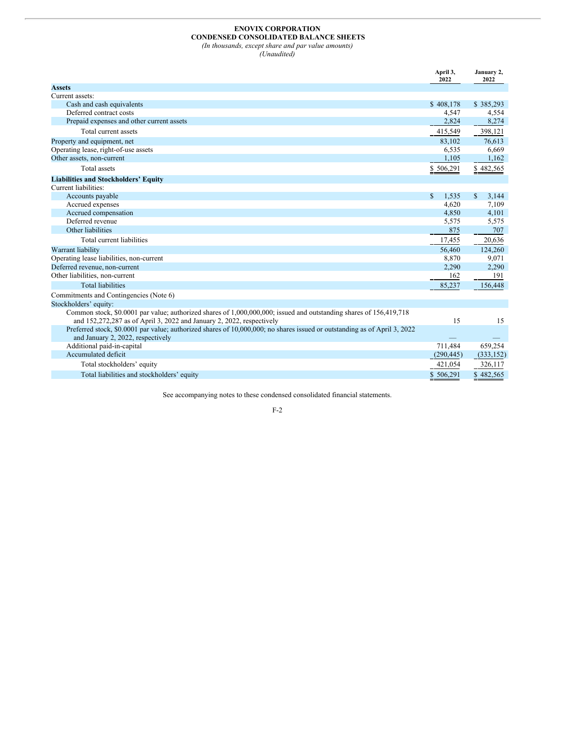**ENOVIX CORPORATION**
**CONDENSED CONSOLIDATED BALANCE SHEETS**
*(In thousands, except share and par value amounts)*
*(Unaudited)*

| | April 3, 2022 | January 2, 2022 |
|---|---|---|
| **Assets** | | |
| Current assets: | | |
| Cash and cash equivalents | $ 408,178 | $ 385,293 |
| Deferred contract costs | 4,547 | 4,554 |
| Prepaid expenses and other current assets | 2,824 | 8,274 |
| Total current assets | 415,549 | 398,121 |
| Property and equipment, net | 83,102 | 76,613 |
| Operating lease, right-of-use assets | 6,535 | 6,669 |
| Other assets, non-current | 1,105 | 1,162 |
| Total assets | $ 506,291 | $ 482,565 |
| **Liabilities and Stockholders' Equity** | | |
| Current liabilities: | | |
| Accounts payable | $ 1,535 | $ 3,144 |
| Accrued expenses | 4,620 | 7,109 |
| Accrued compensation | 4,850 | 4,101 |
| Deferred revenue | 5,575 | 5,575 |
| Other liabilities | 875 | 707 |
| Total current liabilities | 17,455 | 20,636 |
| Warrant liability | 56,460 | 124,260 |
| Operating lease liabilities, non-current | 8,870 | 9,071 |
| Deferred revenue, non-current | 2,290 | 2,290 |
| Other liabilities, non-current | 162 | 191 |
| Total liabilities | 85,237 | 156,448 |
| Commitments and Contingencies (Note 6) | | |
| Stockholders' equity: | | |
| Common stock, $0.0001 par value; authorized shares of 1,000,000,000; issued and outstanding shares of 156,419,718 and 152,272,287 as of April 3, 2022 and January 2, 2022, respectively | 15 | 15 |
| Preferred stock, $0.0001 par value; authorized shares of 10,000,000; no shares issued or outstanding as of April 3, 2022 and January 2, 2022, respectively | — | — |
| Additional paid-in-capital | 711,484 | 659,254 |
| Accumulated deficit | (290,445) | (333,152) |
| Total stockholders' equity | 421,054 | 326,117 |
| Total liabilities and stockholders' equity | $ 506,291 | $ 482,565 |

See accompanying notes to these condensed consolidated financial statements.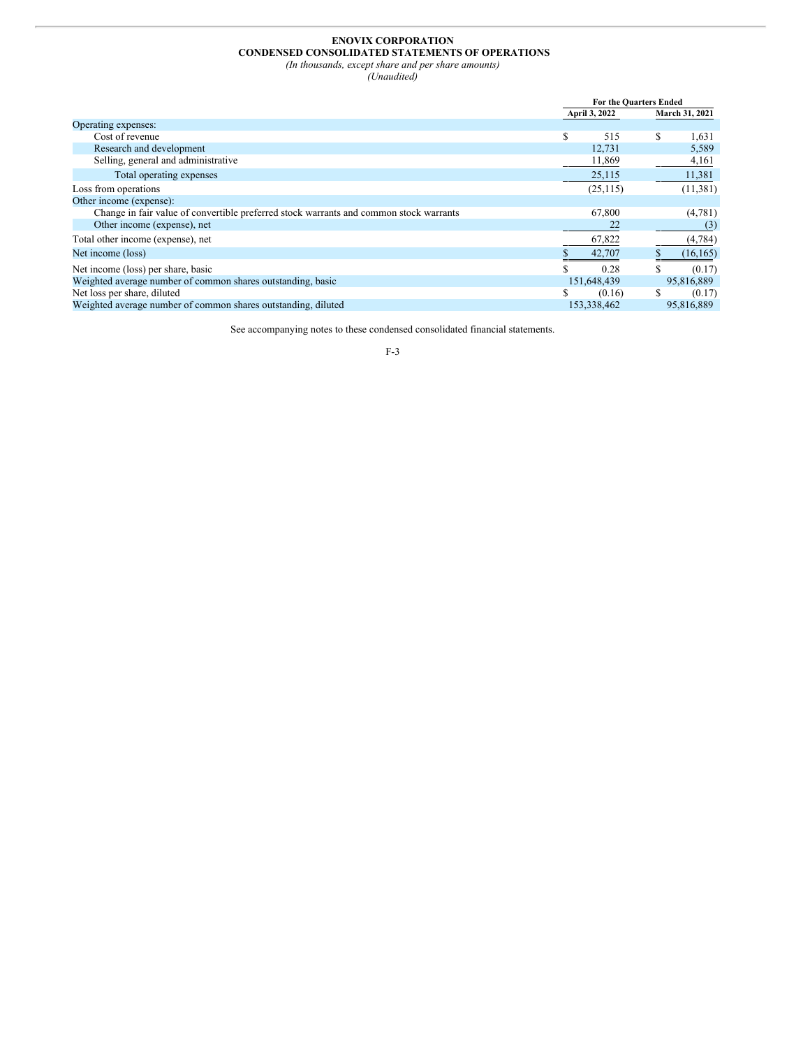**ENOVIX CORPORATION**
**CONDENSED CONSOLIDATED STATEMENTS OF OPERATIONS**
*(In thousands, except share and per share amounts)*
*(Unaudited)*

| | For the Quarters Ended | |
|---|---|---|
| | April 3, 2022 | March 31, 2021 |
| Operating expenses: | | |
| Cost of revenue | $ 515 | $ 1,631 |
| Research and development | 12,731 | 5,589 |
| Selling, general and administrative | 11,869 | 4,161 |
| Total operating expenses | 25,115 | 11,381 |
| Loss from operations | (25,115) | (11,381) |
| Other income (expense): | | |
| Change in fair value of convertible preferred stock warrants and common stock warrants | 67,800 | (4,781) |
| Other income (expense), net | 22 | (3) |
| Total other income (expense), net | 67,822 | (4,784) |
| Net income (loss) | $ 42,707 | $ (16,165) |
| Net income (loss) per share, basic | $ 0.28 | $ (0.17) |
| Weighted average number of common shares outstanding, basic | 151,648,439 | 95,816,889 |
| Net loss per share, diluted | $ (0.16) | $ (0.17) |
| Weighted average number of common shares outstanding, diluted | 153,338,462 | 95,816,889 |

See accompanying notes to these condensed consolidated financial statements.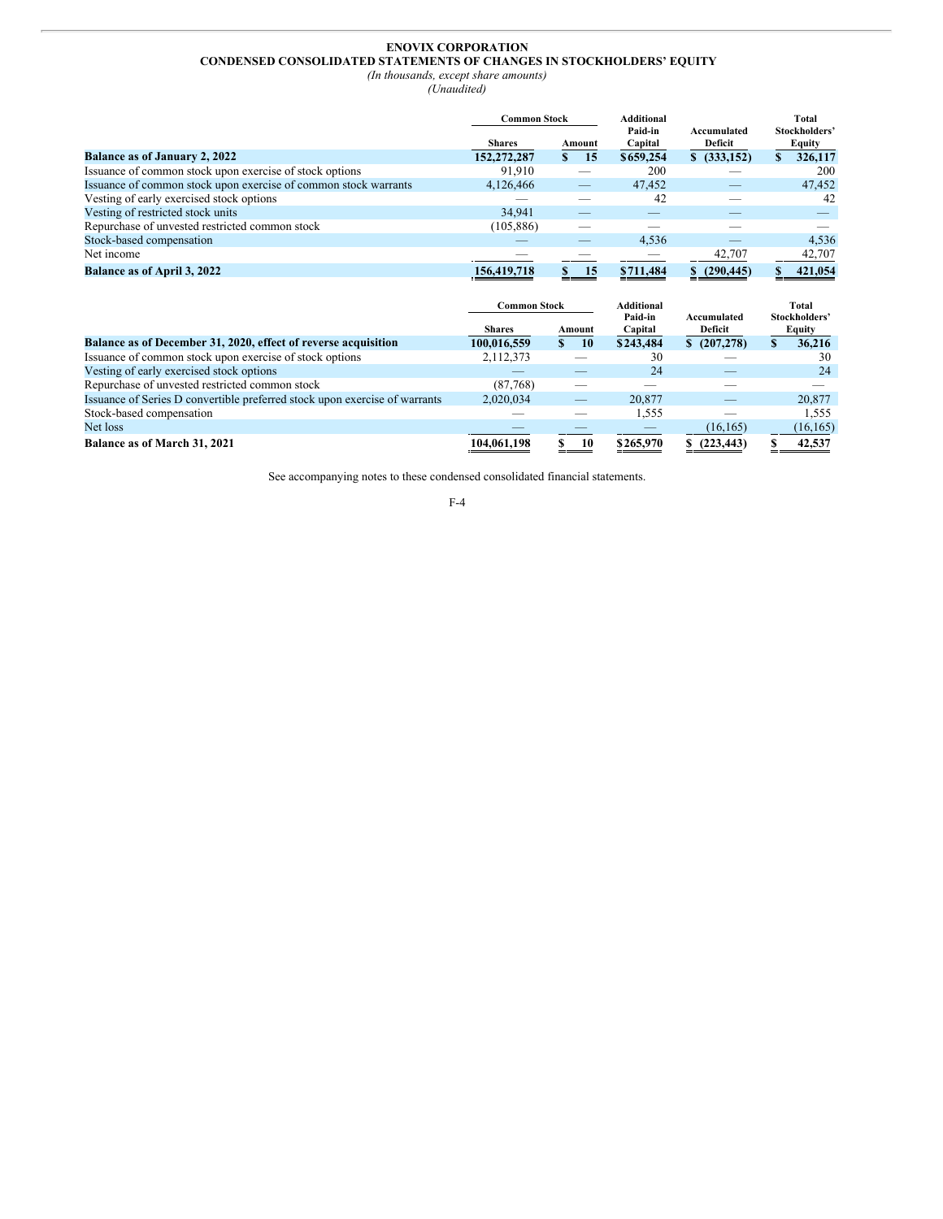**ENOVIX CORPORATION**
**CONDENSED CONSOLIDATED STATEMENTS OF CHANGES IN STOCKHOLDERS' EQUITY**
*(In thousands, except share amounts)*
*(Unaudited)*

| | Common Stock | | Additional Paid-in Capital | Accumulated Deficit | Total Stockholders' Equity |
|---|---|---|---|---|---|
| | Shares | Amount | | | |
| **Balance as of January 2, 2022** | **152,272,287** | **$ 15** | **$659,254** | **$ (333,152)** | **$ 326,117** |
| Issuance of common stock upon exercise of stock options | 91,910 | — | 200 | — | 200 |
| Issuance of common stock upon exercise of common stock warrants | 4,126,466 | — | 47,452 | — | 47,452 |
| Vesting of early exercised stock options | — | — | 42 | — | 42 |
| Vesting of restricted stock units | 34,941 | — | — | — | — |
| Repurchase of unvested restricted common stock | (105,886) | — | — | — | — |
| Stock-based compensation | — | — | 4,536 | — | 4,536 |
| Net income | — | — | — | 42,707 | 42,707 |
| **Balance as of April 3, 2022** | **156,419,718** | **$ 15** | **$711,484** | **$ (290,445)** | **$ 421,054** |

| | Common Stock | | Additional Paid-in Capital | Accumulated Deficit | Total Stockholders' Equity |
|---|---|---|---|---|---|
| | Shares | Amount | | | |
| **Balance as of December 31, 2020, effect of reverse acquisition** | **100,016,559** | **$ 10** | **$243,484** | **$ (207,278)** | **$ 36,216** |
| Issuance of common stock upon exercise of stock options | 2,112,373 | — | 30 | — | 30 |
| Vesting of early exercised stock options | — | — | 24 | — | 24 |
| Repurchase of unvested restricted common stock | (87,768) | — | — | — | — |
| Issuance of Series D convertible preferred stock upon exercise of warrants | 2,020,034 | — | 20,877 | — | 20,877 |
| Stock-based compensation | — | — | 1,555 | — | 1,555 |
| Net loss | — | — | — | (16,165) | (16,165) |
| **Balance as of March 31, 2021** | **104,061,198** | **$ 10** | **$265,970** | **$ (223,443)** | **$ 42,537** |

See accompanying notes to these condensed consolidated financial statements.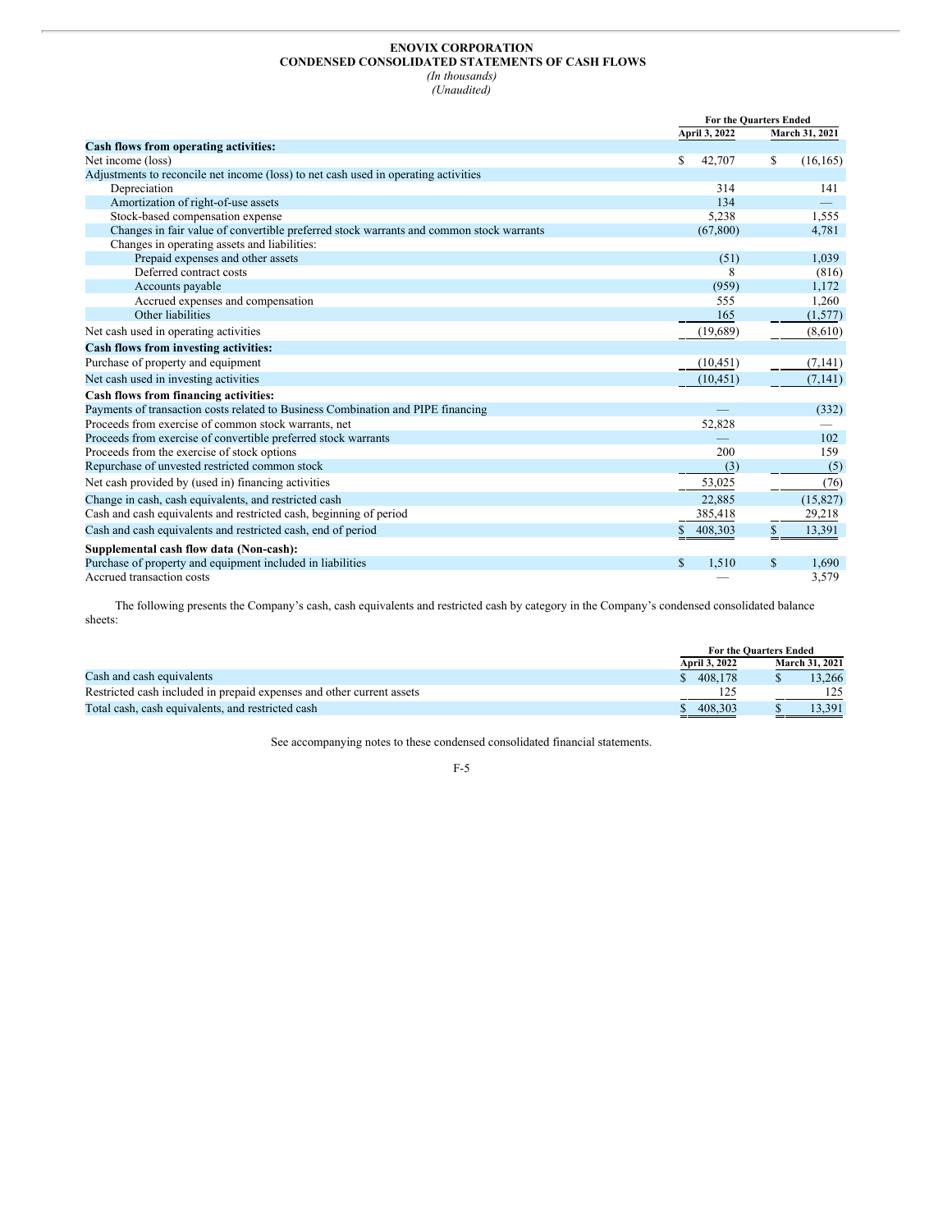**ENOVIX CORPORATION**
**CONDENSED CONSOLIDATED STATEMENTS OF CASH FLOWS**
*(In thousands)*
*(Unaudited)*

| | For the Quarters Ended | |
|---|---|---|
| | April 3, 2022 | March 31, 2021 |
| **Cash flows from operating activities:** | | |
| Net income (loss) | $ 42,707 | $ (16,165) |
| Adjustments to reconcile net income (loss) to net cash used in operating activities | | |
| Depreciation | 314 | 141 |
| Amortization of right-of-use assets | 134 | — |
| Stock-based compensation expense | 5,238 | 1,555 |
| Changes in fair value of convertible preferred stock warrants and common stock warrants | (67,800) | 4,781 |
| Changes in operating assets and liabilities: | | |
| Prepaid expenses and other assets | (51) | 1,039 |
| Deferred contract costs | 8 | (816) |
| Accounts payable | (959) | 1,172 |
| Accrued expenses and compensation | 555 | 1,260 |
| Other liabilities | 165 | (1,577) |
| Net cash used in operating activities | (19,689) | (8,610) |
| **Cash flows from investing activities:** | | |
| Purchase of property and equipment | (10,451) | (7,141) |
| Net cash used in investing activities | (10,451) | (7,141) |
| **Cash flows from financing activities:** | | |
| Payments of transaction costs related to Business Combination and PIPE financing | — | (332) |
| Proceeds from exercise of common stock warrants, net | 52,828 | — |
| Proceeds from exercise of convertible preferred stock warrants | — | 102 |
| Proceeds from the exercise of stock options | 200 | 159 |
| Repurchase of unvested restricted common stock | (3) | (5) |
| Net cash provided by (used in) financing activities | 53,025 | (76) |
| Change in cash, cash equivalents, and restricted cash | 22,885 | (15,827) |
| Cash and cash equivalents and restricted cash, beginning of period | 385,418 | 29,218 |
| Cash and cash equivalents and restricted cash, end of period | $ 408,303 | $ 13,391 |
| **Supplemental cash flow data (Non-cash):** | | |
| Purchase of property and equipment included in liabilities | $ 1,510 | $ 1,690 |
| Accrued transaction costs | — | 3,579 |

The following presents the Company's cash, cash equivalents and restricted cash by category in the Company's condensed consolidated balance sheets:

| | For the Quarters Ended | |
|---|---|---|
| | April 3, 2022 | March 31, 2021 |
| Cash and cash equivalents | $ 408,178 | $ 13,266 |
| Restricted cash included in prepaid expenses and other current assets | 125 | 125 |
| Total cash, cash equivalents, and restricted cash | $ 408,303 | $ 13,391 |

See accompanying notes to these condensed consolidated financial statements.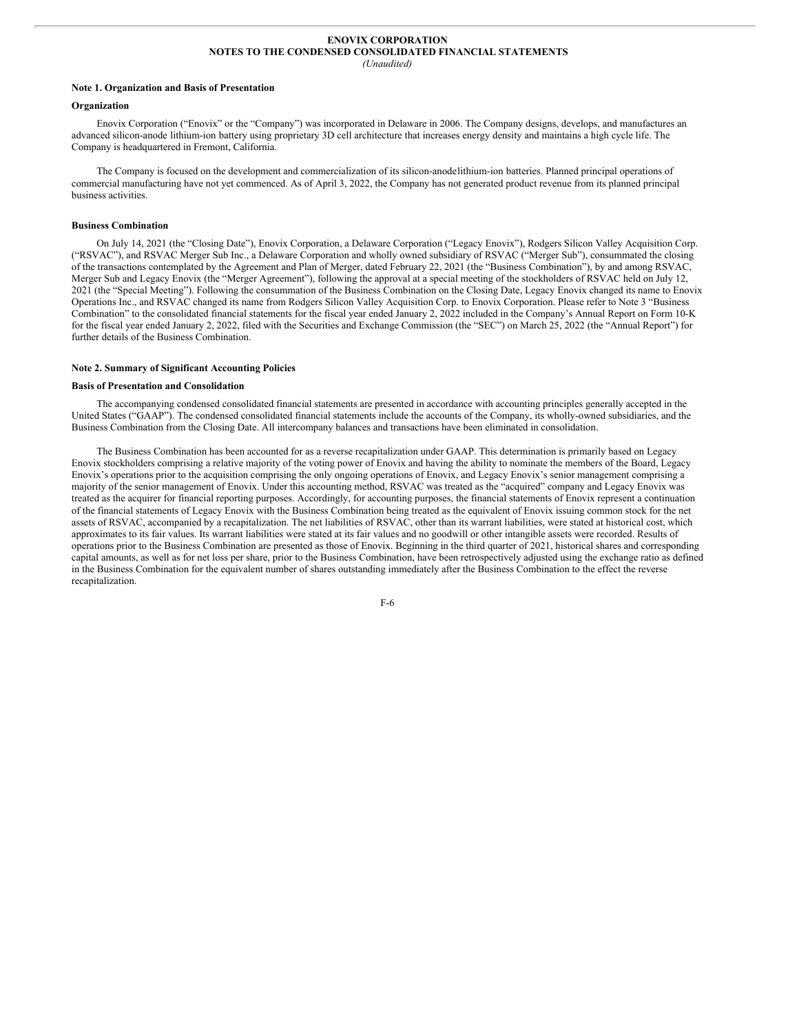**ENOVIX CORPORATION**
**NOTES TO THE CONDENSED CONSOLIDATED FINANCIAL STATEMENTS**
*(Unaudited)*

## Note 1. Organization and Basis of Presentation

### Organization

Enovix Corporation ("Enovix" or the "Company") was incorporated in Delaware in 2006. The Company designs, develops, and manufactures an advanced silicon-anode lithium-ion battery using proprietary 3D cell architecture that increases energy density and maintains a high cycle life. The Company is headquartered in Fremont, California.

The Company is focused on the development and commercialization of its silicon-anodelithium-ion batteries. Planned principal operations of commercial manufacturing have not yet commenced. As of April 3, 2022, the Company has not generated product revenue from its planned principal business activities.

### Business Combination

On July 14, 2021 (the "Closing Date"), Enovix Corporation, a Delaware Corporation ("Legacy Enovix"), Rodgers Silicon Valley Acquisition Corp. ("RSVAC"), and RSVAC Merger Sub Inc., a Delaware Corporation and wholly owned subsidiary of RSVAC ("Merger Sub"), consummated the closing of the transactions contemplated by the Agreement and Plan of Merger, dated February 22, 2021 (the "Business Combination"), by and among RSVAC, Merger Sub and Legacy Enovix (the "Merger Agreement"), following the approval at a special meeting of the stockholders of RSVAC held on July 12, 2021 (the "Special Meeting"). Following the consummation of the Business Combination on the Closing Date, Legacy Enovix changed its name to Enovix Operations Inc., and RSVAC changed its name from Rodgers Silicon Valley Acquisition Corp. to Enovix Corporation. Please refer to Note 3 "Business Combination" to the consolidated financial statements for the fiscal year ended January 2, 2022 included in the Company's Annual Report on Form 10-K for the fiscal year ended January 2, 2022, filed with the Securities and Exchange Commission (the "SEC") on March 25, 2022 (the "Annual Report") for further details of the Business Combination.

## Note 2. Summary of Significant Accounting Policies

### Basis of Presentation and Consolidation

The accompanying condensed consolidated financial statements are presented in accordance with accounting principles generally accepted in the United States ("GAAP"). The condensed consolidated financial statements include the accounts of the Company, its wholly-owned subsidiaries, and the Business Combination from the Closing Date. All intercompany balances and transactions have been eliminated in consolidation.

The Business Combination has been accounted for as a reverse recapitalization under GAAP. This determination is primarily based on Legacy Enovix stockholders comprising a relative majority of the voting power of Enovix and having the ability to nominate the members of the Board, Legacy Enovix's operations prior to the acquisition comprising the only ongoing operations of Enovix, and Legacy Enovix's senior management comprising a majority of the senior management of Enovix. Under this accounting method, RSVAC was treated as the "acquired" company and Legacy Enovix was treated as the acquirer for financial reporting purposes. Accordingly, for accounting purposes, the financial statements of Enovix represent a continuation of the financial statements of Legacy Enovix with the Business Combination being treated as the equivalent of Enovix issuing common stock for the net assets of RSVAC, accompanied by a recapitalization. The net liabilities of RSVAC, other than its warrant liabilities, were stated at historical cost, which approximates to its fair values. Its warrant liabilities were stated at its fair values and no goodwill or other intangible assets were recorded. Results of operations prior to the Business Combination are presented as those of Enovix. Beginning in the third quarter of 2021, historical shares and corresponding capital amounts, as well as for net loss per share, prior to the Business Combination, have been retrospectively adjusted using the exchange ratio as defined in the Business Combination for the equivalent number of shares outstanding immediately after the Business Combination to the effect the reverse recapitalization.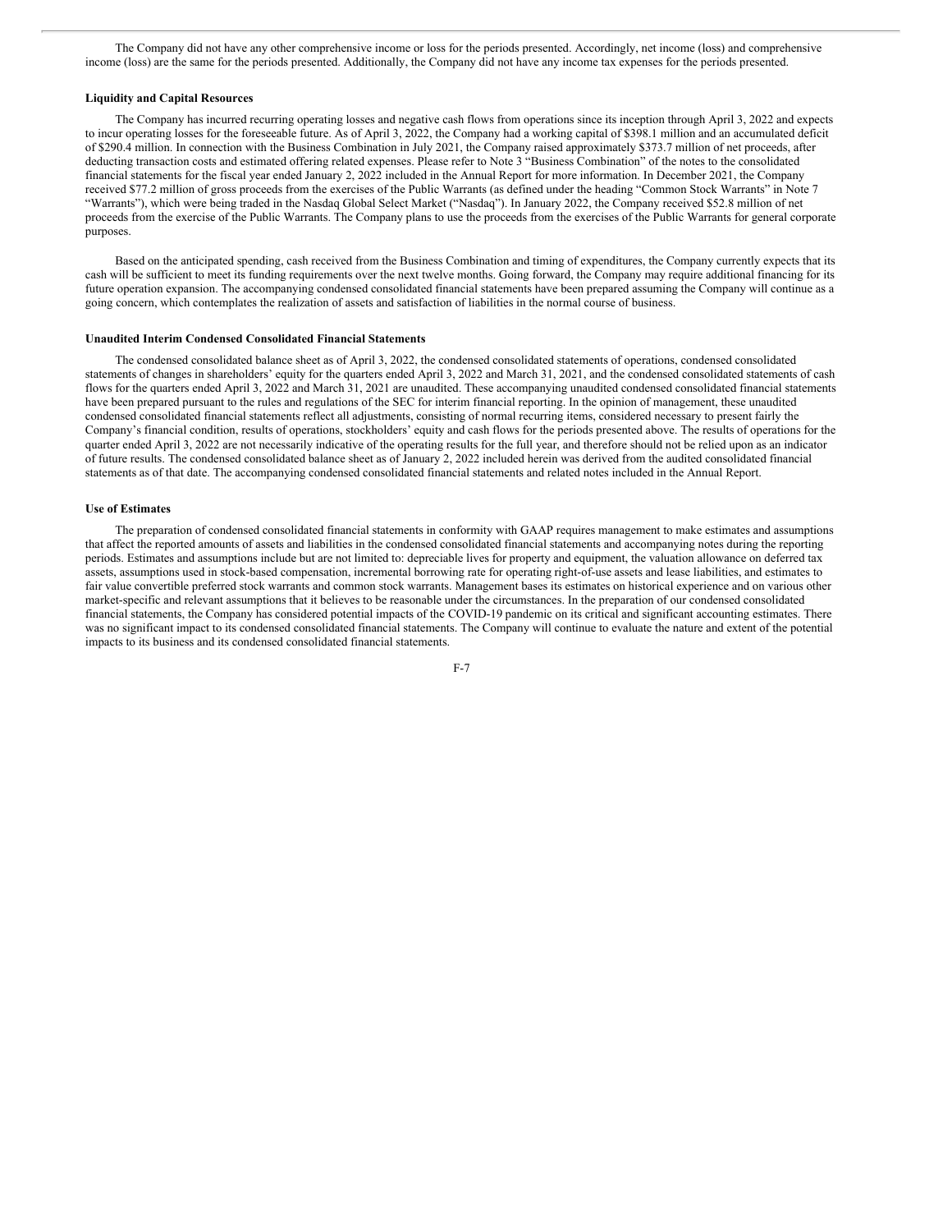The Company did not have any other comprehensive income or loss for the periods presented. Accordingly, net income (loss) and comprehensive income (loss) are the same for the periods presented. Additionally, the Company did not have any income tax expenses for the periods presented.

**Liquidity and Capital Resources**

The Company has incurred recurring operating losses and negative cash flows from operations since its inception through April 3, 2022 and expects to incur operating losses for the foreseeable future. As of April 3, 2022, the Company had a working capital of $398.1 million and an accumulated deficit of $290.4 million. In connection with the Business Combination in July 2021, the Company raised approximately $373.7 million of net proceeds, after deducting transaction costs and estimated offering related expenses. Please refer to Note 3 "Business Combination" of the notes to the consolidated financial statements for the fiscal year ended January 2, 2022 included in the Annual Report for more information. In December 2021, the Company received $77.2 million of gross proceeds from the exercises of the Public Warrants (as defined under the heading "Common Stock Warrants" in Note 7 "Warrants"), which were being traded in the Nasdaq Global Select Market ("Nasdaq"). In January 2022, the Company received $52.8 million of net proceeds from the exercise of the Public Warrants. The Company plans to use the proceeds from the exercises of the Public Warrants for general corporate purposes.

Based on the anticipated spending, cash received from the Business Combination and timing of expenditures, the Company currently expects that its cash will be sufficient to meet its funding requirements over the next twelve months. Going forward, the Company may require additional financing for its future operation expansion. The accompanying condensed consolidated financial statements have been prepared assuming the Company will continue as a going concern, which contemplates the realization of assets and satisfaction of liabilities in the normal course of business.

**Unaudited Interim Condensed Consolidated Financial Statements**

The condensed consolidated balance sheet as of April 3, 2022, the condensed consolidated statements of operations, condensed consolidated statements of changes in shareholders' equity for the quarters ended April 3, 2022 and March 31, 2021, and the condensed consolidated statements of cash flows for the quarters ended April 3, 2022 and March 31, 2021 are unaudited. These accompanying unaudited condensed consolidated financial statements have been prepared pursuant to the rules and regulations of the SEC for interim financial reporting. In the opinion of management, these unaudited condensed consolidated financial statements reflect all adjustments, consisting of normal recurring items, considered necessary to present fairly the Company's financial condition, results of operations, stockholders' equity and cash flows for the periods presented above. The results of operations for the quarter ended April 3, 2022 are not necessarily indicative of the operating results for the full year, and therefore should not be relied upon as an indicator of future results. The condensed consolidated balance sheet as of January 2, 2022 included herein was derived from the audited consolidated financial statements as of that date. The accompanying condensed consolidated financial statements and related notes included in the Annual Report.

**Use of Estimates**

The preparation of condensed consolidated financial statements in conformity with GAAP requires management to make estimates and assumptions that affect the reported amounts of assets and liabilities in the condensed consolidated financial statements and accompanying notes during the reporting periods. Estimates and assumptions include but are not limited to: depreciable lives for property and equipment, the valuation allowance on deferred tax assets, assumptions used in stock-based compensation, incremental borrowing rate for operating right-of-use assets and lease liabilities, and estimates to fair value convertible preferred stock warrants and common stock warrants. Management bases its estimates on historical experience and on various other market-specific and relevant assumptions that it believes to be reasonable under the circumstances. In the preparation of our condensed consolidated financial statements, the Company has considered potential impacts of the COVID-19 pandemic on its critical and significant accounting estimates. There was no significant impact to its condensed consolidated financial statements. The Company will continue to evaluate the nature and extent of the potential impacts to its business and its condensed consolidated financial statements.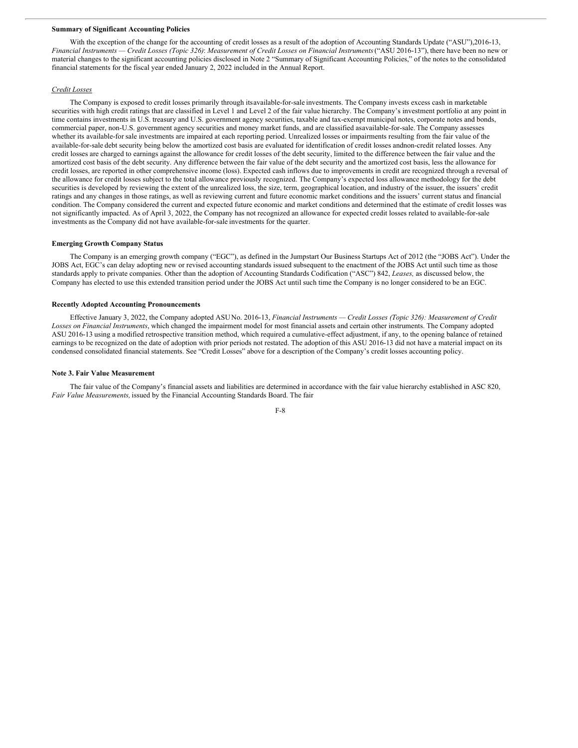#### Summary of Significant Accounting Policies

With the exception of the change for the accounting of credit losses as a result of the adoption of Accounting Standards Update ("ASU"),2016-13, *Financial Instruments — Credit Losses (Topic 326)*: *Measurement of Credit Losses on Financial Instruments* ("ASU 2016-13"), there have been no new or material changes to the significant accounting policies disclosed in Note 2 "Summary of Significant Accounting Policies," of the notes to the consolidated financial statements for the fiscal year ended January 2, 2022 included in the Annual Report.

*Credit Losses*

The Company is exposed to credit losses primarily through itsavailable-for-sale investments. The Company invests excess cash in marketable securities with high credit ratings that are classified in Level 1 and Level 2 of the fair value hierarchy. The Company's investment portfolio at any point in time contains investments in U.S. treasury and U.S. government agency securities, taxable and tax-exempt municipal notes, corporate notes and bonds, commercial paper, non-U.S. government agency securities and money market funds, and are classified asavailable-for-sale. The Company assesses whether its available-for sale investments are impaired at each reporting period. Unrealized losses or impairments resulting from the fair value of the available-for-sale debt security being below the amortized cost basis are evaluated for identification of credit losses andnon-credit related losses. Any credit losses are charged to earnings against the allowance for credit losses of the debt security, limited to the difference between the fair value and the amortized cost basis of the debt security. Any difference between the fair value of the debt security and the amortized cost basis, less the allowance for credit losses, are reported in other comprehensive income (loss). Expected cash inflows due to improvements in credit are recognized through a reversal of the allowance for credit losses subject to the total allowance previously recognized. The Company's expected loss allowance methodology for the debt securities is developed by reviewing the extent of the unrealized loss, the size, term, geographical location, and industry of the issuer, the issuers' credit ratings and any changes in those ratings, as well as reviewing current and future economic market conditions and the issuers' current status and financial condition. The Company considered the current and expected future economic and market conditions and determined that the estimate of credit losses was not significantly impacted. As of April 3, 2022, the Company has not recognized an allowance for expected credit losses related to available-for-sale investments as the Company did not have available-for-sale investments for the quarter.

#### Emerging Growth Company Status

The Company is an emerging growth company ("EGC"), as defined in the Jumpstart Our Business Startups Act of 2012 (the "JOBS Act"). Under the JOBS Act, EGC's can delay adopting new or revised accounting standards issued subsequent to the enactment of the JOBS Act until such time as those standards apply to private companies. Other than the adoption of Accounting Standards Codification ("ASC") 842, *Leases,* as discussed below, the Company has elected to use this extended transition period under the JOBS Act until such time the Company is no longer considered to be an EGC.

#### Recently Adopted Accounting Pronouncements

Effective January 3, 2022, the Company adopted ASUNo. 2016-13, *Financial Instruments — Credit Losses (Topic 326): Measurement of Credit Losses on Financial Instruments*, which changed the impairment model for most financial assets and certain other instruments. The Company adopted ASU 2016-13 using a modified retrospective transition method, which required a cumulative-effect adjustment, if any, to the opening balance of retained earnings to be recognized on the date of adoption with prior periods not restated. The adoption of this ASU 2016-13 did not have a material impact on its condensed consolidated financial statements. See "Credit Losses" above for a description of the Company's credit losses accounting policy.

#### Note 3. Fair Value Measurement

The fair value of the Company's financial assets and liabilities are determined in accordance with the fair value hierarchy established in ASC 820, *Fair Value Measurements,* issued by the Financial Accounting Standards Board. The fair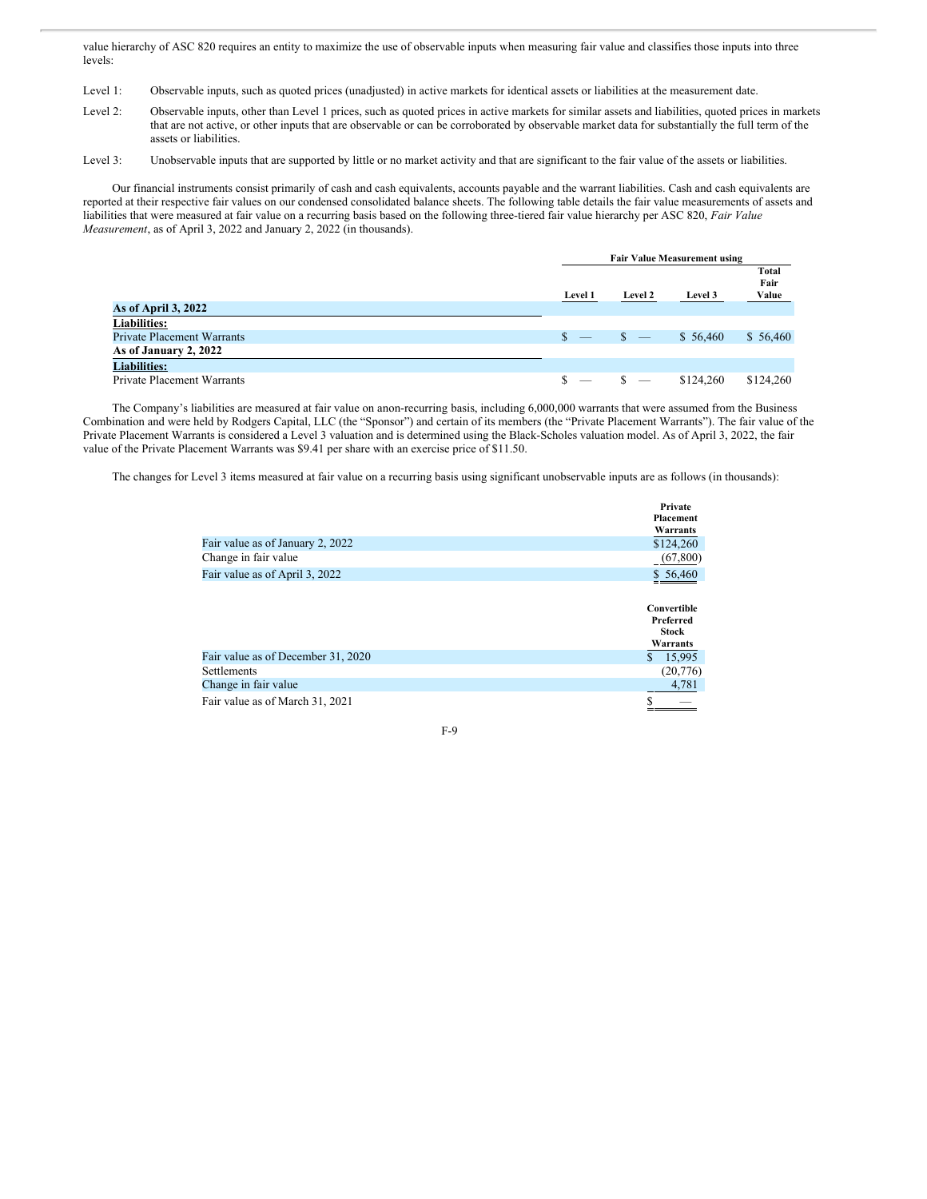value hierarchy of ASC 820 requires an entity to maximize the use of observable inputs when measuring fair value and classifies those inputs into three levels:

Level 1: Observable inputs, such as quoted prices (unadjusted) in active markets for identical assets or liabilities at the measurement date.

Level 2: Observable inputs, other than Level 1 prices, such as quoted prices in active markets for similar assets and liabilities, quoted prices in markets that are not active, or other inputs that are observable or can be corroborated by observable market data for substantially the full term of the assets or liabilities.

Level 3: Unobservable inputs that are supported by little or no market activity and that are significant to the fair value of the assets or liabilities.

Our financial instruments consist primarily of cash and cash equivalents, accounts payable and the warrant liabilities. Cash and cash equivalents are reported at their respective fair values on our condensed consolidated balance sheets. The following table details the fair value measurements of assets and liabilities that were measured at fair value on a recurring basis based on the following three-tiered fair value hierarchy per ASC 820, *Fair Value Measurement*, as of April 3, 2022 and January 2, 2022 (in thousands).

| | Fair Value Measurement using | | | |
|---|---|---|---|---|
| | Level 1 | Level 2 | Level 3 | Total Fair Value |
| **As of April 3, 2022** | | | | |
| **Liabilities:** | | | | |
| Private Placement Warrants | $ — | $ — | $ 56,460 | $ 56,460 |
| **As of January 2, 2022** | | | | |
| **Liabilities:** | | | | |
| Private Placement Warrants | $ — | $ — | $124,260 | $124,260 |

The Company's liabilities are measured at fair value on anon-recurring basis, including 6,000,000 warrants that were assumed from the Business Combination and were held by Rodgers Capital, LLC (the "Sponsor") and certain of its members (the "Private Placement Warrants"). The fair value of the Private Placement Warrants is considered a Level 3 valuation and is determined using the Black-Scholes valuation model. As of April 3, 2022, the fair value of the Private Placement Warrants was $9.41 per share with an exercise price of $11.50.

The changes for Level 3 items measured at fair value on a recurring basis using significant unobservable inputs are as follows (in thousands):

| | Private Placement Warrants |
|---|---|
| Fair value as of January 2, 2022 | $124,260 |
| Change in fair value | (67,800) |
| Fair value as of April 3, 2022 | $ 56,460 |

| | Convertible Preferred Stock Warrants |
|---|---|
| Fair value as of December 31, 2020 | $ 15,995 |
| Settlements | (20,776) |
| Change in fair value | 4,781 |
| Fair value as of March 31, 2021 | $ — |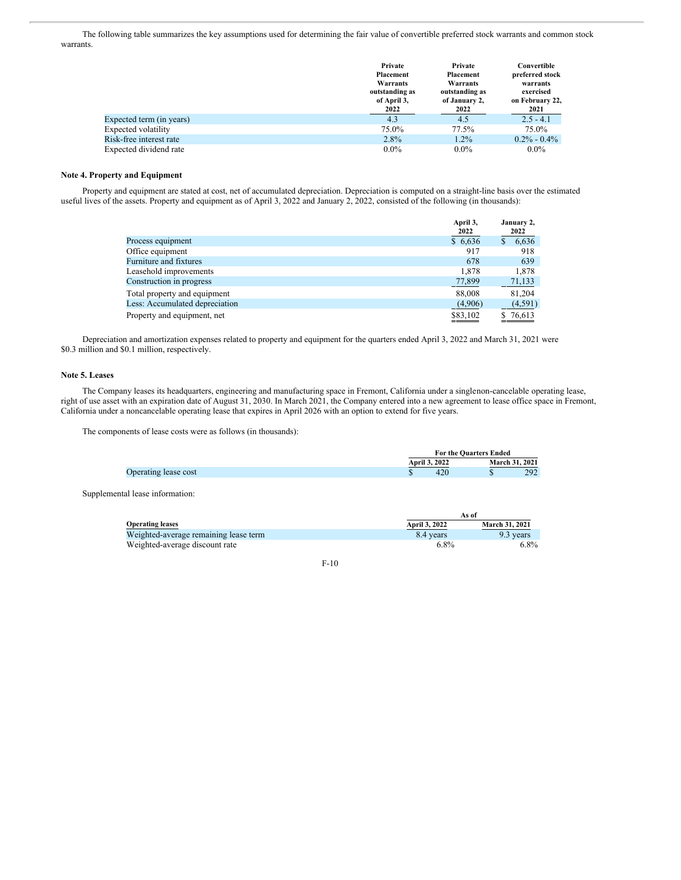The following table summarizes the key assumptions used for determining the fair value of convertible preferred stock warrants and common stock warrants.

| | Private Placement Warrants outstanding as of April 3, 2022 | Private Placement Warrants outstanding as of January 2, 2022 | Convertible preferred stock warrants exercised on February 22, 2021 |
|---|---|---|---|
| Expected term (in years) | 4.3 | 4.5 | 2.5 - 4.1 |
| Expected volatility | 75.0% | 77.5% | 75.0% |
| Risk-free interest rate | 2.8% | 1.2% | 0.2% - 0.4% |
| Expected dividend rate | 0.0% | 0.0% | 0.0% |

**Note 4. Property and Equipment**

Property and equipment are stated at cost, net of accumulated depreciation. Depreciation is computed on a straight-line basis over the estimated useful lives of the assets. Property and equipment as of April 3, 2022 and January 2, 2022, consisted of the following (in thousands):

| | April 3, 2022 | January 2, 2022 |
|---|---|---|
| Process equipment | $ 6,636 | $ 6,636 |
| Office equipment | 917 | 918 |
| Furniture and fixtures | 678 | 639 |
| Leasehold improvements | 1,878 | 1,878 |
| Construction in progress | 77,899 | 71,133 |
| Total property and equipment | 88,008 | 81,204 |
| Less: Accumulated depreciation | (4,906) | (4,591) |
| Property and equipment, net | $83,102 | $ 76,613 |

Depreciation and amortization expenses related to property and equipment for the quarters ended April 3, 2022 and March 31, 2021 were $0.3 million and $0.1 million, respectively.

**Note 5. Leases**

The Company leases its headquarters, engineering and manufacturing space in Fremont, California under a singlenon-cancelable operating lease, right of use asset with an expiration date of August 31, 2030. In March 2021, the Company entered into a new agreement to lease office space in Fremont, California under a noncancelable operating lease that expires in April 2026 with an option to extend for five years.

The components of lease costs were as follows (in thousands):

| | For the Quarters Ended | |
|---|---|---|
| | April 3, 2022 | March 31, 2021 |
| Operating lease cost | $ 420 | $ 292 |

Supplemental lease information:

| | As of | |
|---|---|---|
| **Operating leases** | April 3, 2022 | March 31, 2021 |
| Weighted-average remaining lease term | 8.4 years | 9.3 years |
| Weighted-average discount rate | 6.8% | 6.8% |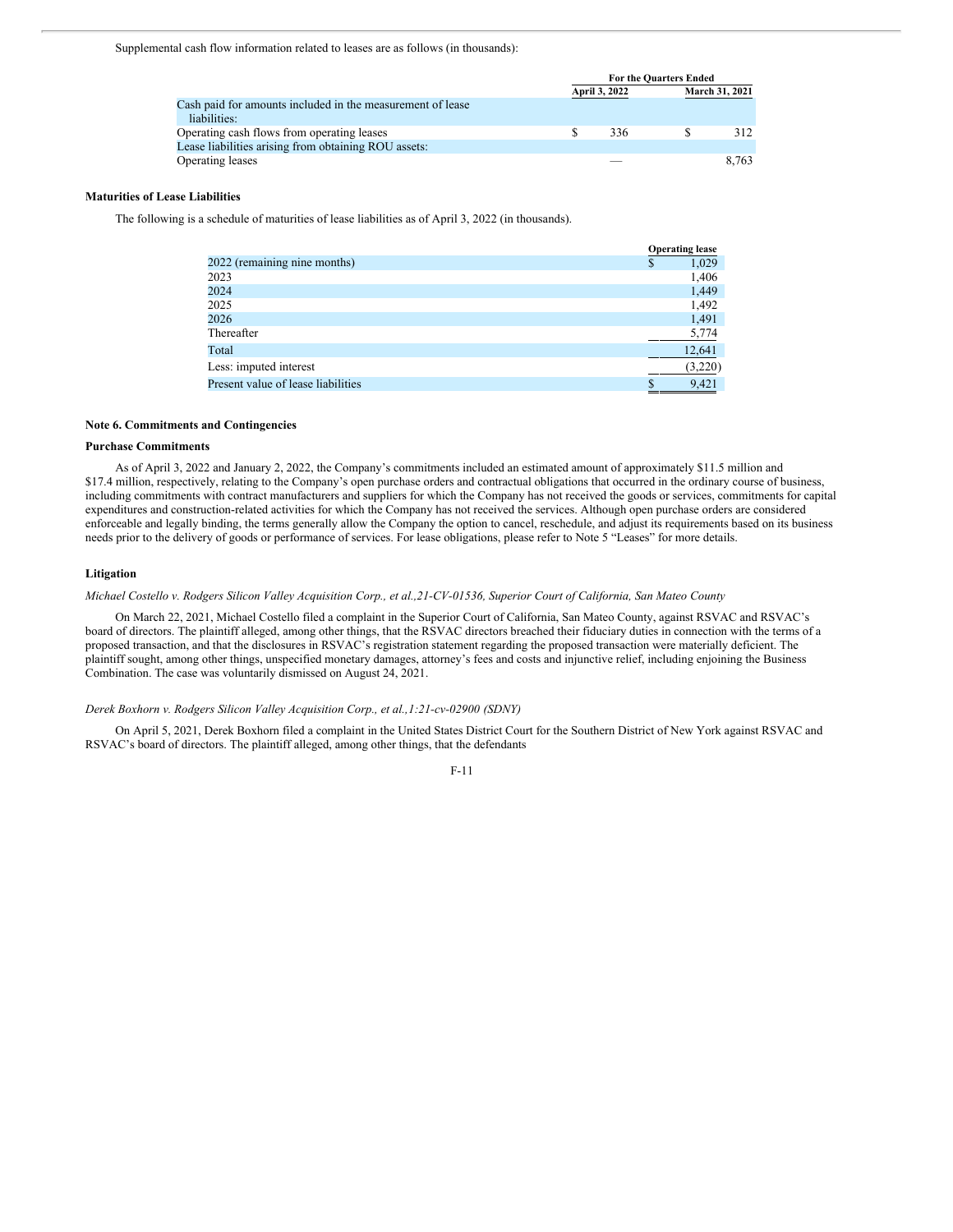Supplemental cash flow information related to leases are as follows (in thousands):

| | For the Quarters Ended | |
|---|---|---|
| | April 3, 2022 | March 31, 2021 |
| Cash paid for amounts included in the measurement of lease liabilities: | | |
| Operating cash flows from operating leases | $ 336 | $ 312 |
| Lease liabilities arising from obtaining ROU assets: | | |
| Operating leases | — | 8,763 |

**Maturities of Lease Liabilities**

The following is a schedule of maturities of lease liabilities as of April 3, 2022 (in thousands).

| | Operating lease |
|---|---|
| 2022 (remaining nine months) | $ 1,029 |
| 2023 | 1,406 |
| 2024 | 1,449 |
| 2025 | 1,492 |
| 2026 | 1,491 |
| Thereafter | 5,774 |
| Total | 12,641 |
| Less: imputed interest | (3,220) |
| Present value of lease liabilities | $ 9,421 |

**Note 6. Commitments and Contingencies**

**Purchase Commitments**

As of April 3, 2022 and January 2, 2022, the Company's commitments included an estimated amount of approximately $11.5 million and $17.4 million, respectively, relating to the Company's open purchase orders and contractual obligations that occurred in the ordinary course of business, including commitments with contract manufacturers and suppliers for which the Company has not received the goods or services, commitments for capital expenditures and construction-related activities for which the Company has not received the services. Although open purchase orders are considered enforceable and legally binding, the terms generally allow the Company the option to cancel, reschedule, and adjust its requirements based on its business needs prior to the delivery of goods or performance of services. For lease obligations, please refer to Note 5 "Leases" for more details.

**Litigation**

*Michael Costello v. Rodgers Silicon Valley Acquisition Corp., et al.,21-CV-01536, Superior Court of California, San Mateo County*

On March 22, 2021, Michael Costello filed a complaint in the Superior Court of California, San Mateo County, against RSVAC and RSVAC's board of directors. The plaintiff alleged, among other things, that the RSVAC directors breached their fiduciary duties in connection with the terms of a proposed transaction, and that the disclosures in RSVAC's registration statement regarding the proposed transaction were materially deficient. The plaintiff sought, among other things, unspecified monetary damages, attorney's fees and costs and injunctive relief, including enjoining the Business Combination. The case was voluntarily dismissed on August 24, 2021.

*Derek Boxhorn v. Rodgers Silicon Valley Acquisition Corp., et al.,1:21-cv-02900 (SDNY)*

On April 5, 2021, Derek Boxhorn filed a complaint in the United States District Court for the Southern District of New York against RSVAC and RSVAC's board of directors. The plaintiff alleged, among other things, that the defendants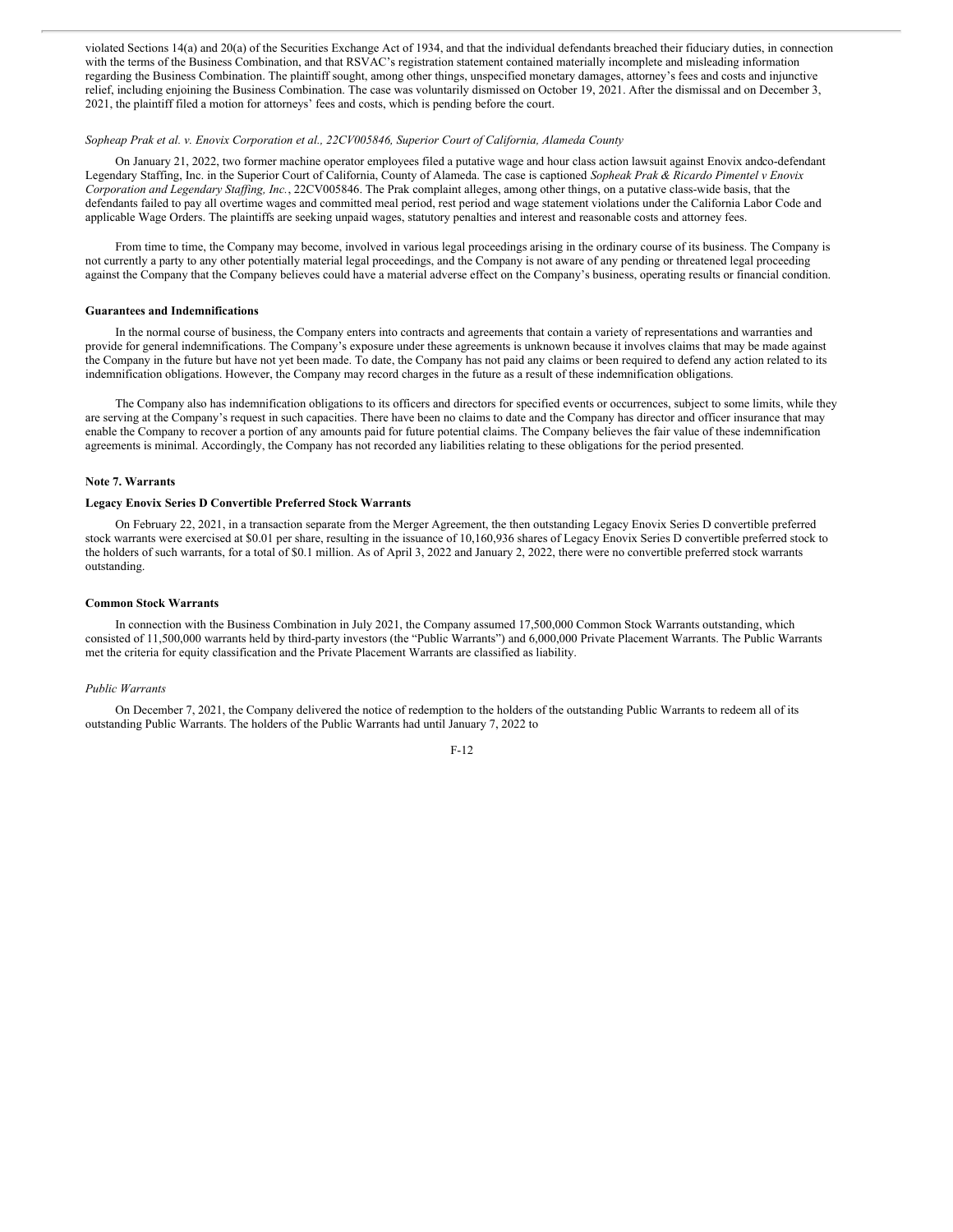violated Sections 14(a) and 20(a) of the Securities Exchange Act of 1934, and that the individual defendants breached their fiduciary duties, in connection with the terms of the Business Combination, and that RSVAC's registration statement contained materially incomplete and misleading information regarding the Business Combination. The plaintiff sought, among other things, unspecified monetary damages, attorney's fees and costs and injunctive relief, including enjoining the Business Combination. The case was voluntarily dismissed on October 19, 2021. After the dismissal and on December 3, 2021, the plaintiff filed a motion for attorneys' fees and costs, which is pending before the court.

*Sopheap Prak et al. v. Enovix Corporation et al., 22CV005846, Superior Court of California, Alameda County*

On January 21, 2022, two former machine operator employees filed a putative wage and hour class action lawsuit against Enovix andco-defendant Legendary Staffing, Inc. in the Superior Court of California, County of Alameda. The case is captioned *Sopheak Prak & Ricardo Pimentel v Enovix Corporation and Legendary Staffing, Inc.*, 22CV005846. The Prak complaint alleges, among other things, on a putative class-wide basis, that the defendants failed to pay all overtime wages and committed meal period, rest period and wage statement violations under the California Labor Code and applicable Wage Orders. The plaintiffs are seeking unpaid wages, statutory penalties and interest and reasonable costs and attorney fees.

From time to time, the Company may become, involved in various legal proceedings arising in the ordinary course of its business. The Company is not currently a party to any other potentially material legal proceedings, and the Company is not aware of any pending or threatened legal proceeding against the Company that the Company believes could have a material adverse effect on the Company's business, operating results or financial condition.

**Guarantees and Indemnifications**

In the normal course of business, the Company enters into contracts and agreements that contain a variety of representations and warranties and provide for general indemnifications. The Company's exposure under these agreements is unknown because it involves claims that may be made against the Company in the future but have not yet been made. To date, the Company has not paid any claims or been required to defend any action related to its indemnification obligations. However, the Company may record charges in the future as a result of these indemnification obligations.

The Company also has indemnification obligations to its officers and directors for specified events or occurrences, subject to some limits, while they are serving at the Company's request in such capacities. There have been no claims to date and the Company has director and officer insurance that may enable the Company to recover a portion of any amounts paid for future potential claims. The Company believes the fair value of these indemnification agreements is minimal. Accordingly, the Company has not recorded any liabilities relating to these obligations for the period presented.

**Note 7. Warrants**

**Legacy Enovix Series D Convertible Preferred Stock Warrants**

On February 22, 2021, in a transaction separate from the Merger Agreement, the then outstanding Legacy Enovix Series D convertible preferred stock warrants were exercised at $0.01 per share, resulting in the issuance of 10,160,936 shares of Legacy Enovix Series D convertible preferred stock to the holders of such warrants, for a total of $0.1 million. As of April 3, 2022 and January 2, 2022, there were no convertible preferred stock warrants outstanding.

**Common Stock Warrants**

In connection with the Business Combination in July 2021, the Company assumed 17,500,000 Common Stock Warrants outstanding, which consisted of 11,500,000 warrants held by third-party investors (the "Public Warrants") and 6,000,000 Private Placement Warrants. The Public Warrants met the criteria for equity classification and the Private Placement Warrants are classified as liability.

*Public Warrants*

On December 7, 2021, the Company delivered the notice of redemption to the holders of the outstanding Public Warrants to redeem all of its outstanding Public Warrants. The holders of the Public Warrants had until January 7, 2022 to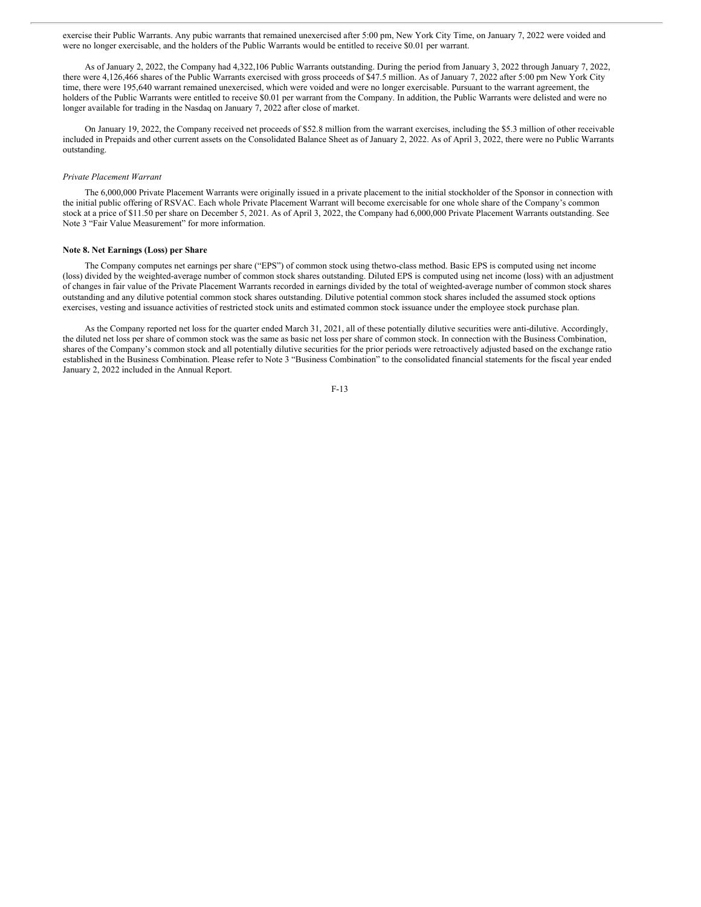exercise their Public Warrants. Any pubic warrants that remained unexercised after 5:00 pm, New York City Time, on January 7, 2022 were voided and were no longer exercisable, and the holders of the Public Warrants would be entitled to receive $0.01 per warrant.

As of January 2, 2022, the Company had 4,322,106 Public Warrants outstanding. During the period from January 3, 2022 through January 7, 2022, there were 4,126,466 shares of the Public Warrants exercised with gross proceeds of $47.5 million. As of January 7, 2022 after 5:00 pm New York City time, there were 195,640 warrant remained unexercised, which were voided and were no longer exercisable. Pursuant to the warrant agreement, the holders of the Public Warrants were entitled to receive $0.01 per warrant from the Company. In addition, the Public Warrants were delisted and were no longer available for trading in the Nasdaq on January 7, 2022 after close of market.

On January 19, 2022, the Company received net proceeds of $52.8 million from the warrant exercises, including the $5.3 million of other receivable included in Prepaids and other current assets on the Consolidated Balance Sheet as of January 2, 2022. As of April 3, 2022, there were no Public Warrants outstanding.

*Private Placement Warrant*

The 6,000,000 Private Placement Warrants were originally issued in a private placement to the initial stockholder of the Sponsor in connection with the initial public offering of RSVAC. Each whole Private Placement Warrant will become exercisable for one whole share of the Company's common stock at a price of $11.50 per share on December 5, 2021. As of April 3, 2022, the Company had 6,000,000 Private Placement Warrants outstanding. See Note 3 "Fair Value Measurement" for more information.

**Note 8. Net Earnings (Loss) per Share**

The Company computes net earnings per share ("EPS") of common stock using thetwo-class method. Basic EPS is computed using net income (loss) divided by the weighted-average number of common stock shares outstanding. Diluted EPS is computed using net income (loss) with an adjustment of changes in fair value of the Private Placement Warrants recorded in earnings divided by the total of weighted-average number of common stock shares outstanding and any dilutive potential common stock shares outstanding. Dilutive potential common stock shares included the assumed stock options exercises, vesting and issuance activities of restricted stock units and estimated common stock issuance under the employee stock purchase plan.

As the Company reported net loss for the quarter ended March 31, 2021, all of these potentially dilutive securities were anti-dilutive. Accordingly, the diluted net loss per share of common stock was the same as basic net loss per share of common stock. In connection with the Business Combination, shares of the Company's common stock and all potentially dilutive securities for the prior periods were retroactively adjusted based on the exchange ratio established in the Business Combination. Please refer to Note 3 "Business Combination" to the consolidated financial statements for the fiscal year ended January 2, 2022 included in the Annual Report.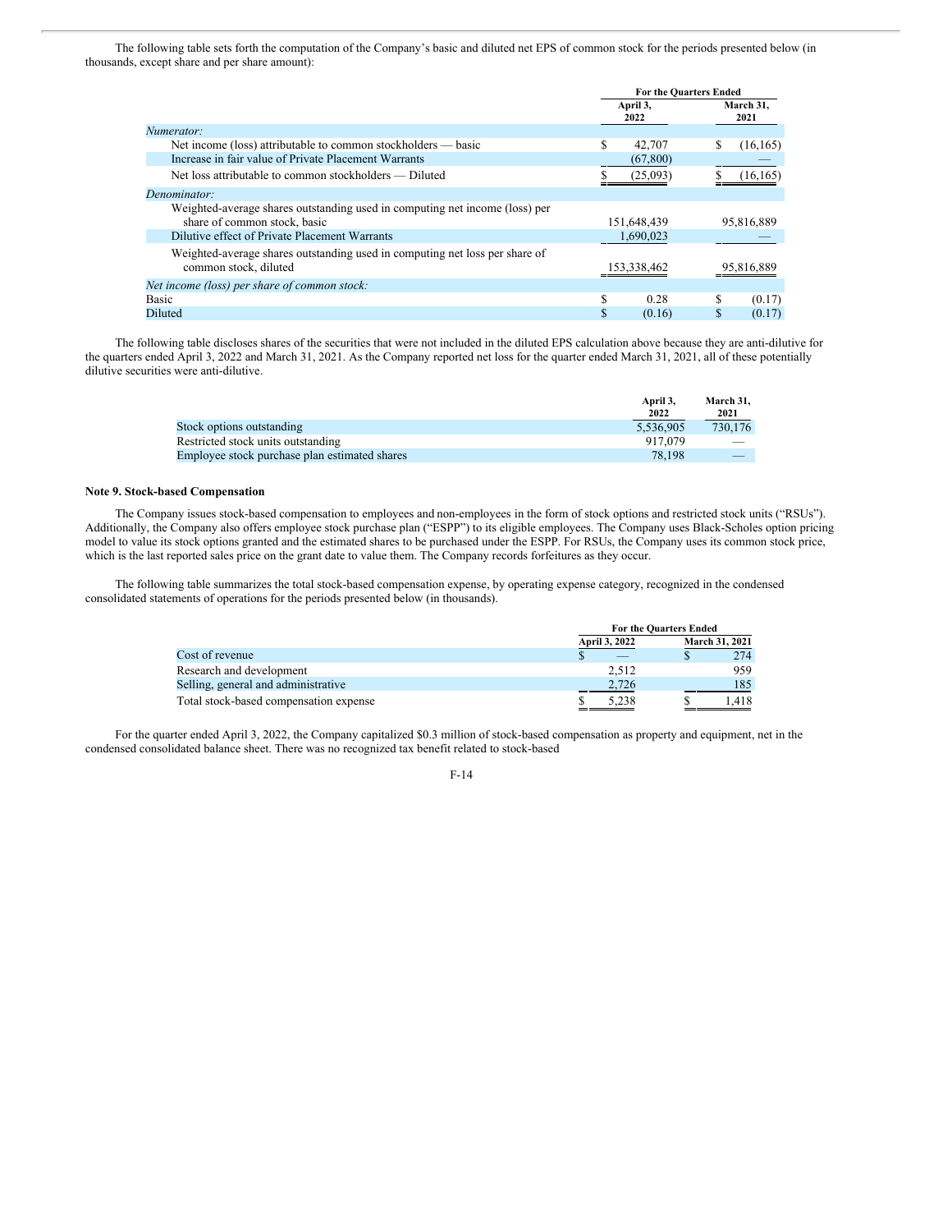The following table sets forth the computation of the Company's basic and diluted net EPS of common stock for the periods presented below (in thousands, except share and per share amount):

| | For the Quarters Ended | |
|---|---|---|
| | April 3, 2022 | March 31, 2021 |
| *Numerator:* | | |
| Net income (loss) attributable to common stockholders — basic | $ 42,707 | $ (16,165) |
| Increase in fair value of Private Placement Warrants | (67,800) | — |
| Net loss attributable to common stockholders — Diluted | $ (25,093) | $ (16,165) |
| *Denominator:* | | |
| Weighted-average shares outstanding used in computing net income (loss) per share of common stock, basic | 151,648,439 | 95,816,889 |
| Dilutive effect of Private Placement Warrants | 1,690,023 | — |
| Weighted-average shares outstanding used in computing net loss per share of common stock, diluted | 153,338,462 | 95,816,889 |
| *Net income (loss) per share of common stock:* | | |
| Basic | $ 0.28 | $ (0.17) |
| Diluted | $ (0.16) | $ (0.17) |

The following table discloses shares of the securities that were not included in the diluted EPS calculation above because they are anti-dilutive for the quarters ended April 3, 2022 and March 31, 2021. As the Company reported net loss for the quarter ended March 31, 2021, all of these potentially dilutive securities were anti-dilutive.

| | April 3, 2022 | March 31, 2021 |
|---|---|---|
| Stock options outstanding | 5,536,905 | 730,176 |
| Restricted stock units outstanding | 917,079 | — |
| Employee stock purchase plan estimated shares | 78,198 | — |

**Note 9. Stock-based Compensation**

The Company issues stock-based compensation to employees and non-employees in the form of stock options and restricted stock units ("RSUs"). Additionally, the Company also offers employee stock purchase plan ("ESPP") to its eligible employees. The Company uses Black-Scholes option pricing model to value its stock options granted and the estimated shares to be purchased under the ESPP. For RSUs, the Company uses its common stock price, which is the last reported sales price on the grant date to value them. The Company records forfeitures as they occur.

The following table summarizes the total stock-based compensation expense, by operating expense category, recognized in the condensed consolidated statements of operations for the periods presented below (in thousands).

| | For the Quarters Ended | |
|---|---|---|
| | April 3, 2022 | March 31, 2021 |
| Cost of revenue | $ — | $ 274 |
| Research and development | 2,512 | 959 |
| Selling, general and administrative | 2,726 | 185 |
| Total stock-based compensation expense | $ 5,238 | $ 1,418 |

For the quarter ended April 3, 2022, the Company capitalized $0.3 million of stock-based compensation as property and equipment, net in the condensed consolidated balance sheet. There was no recognized tax benefit related to stock-based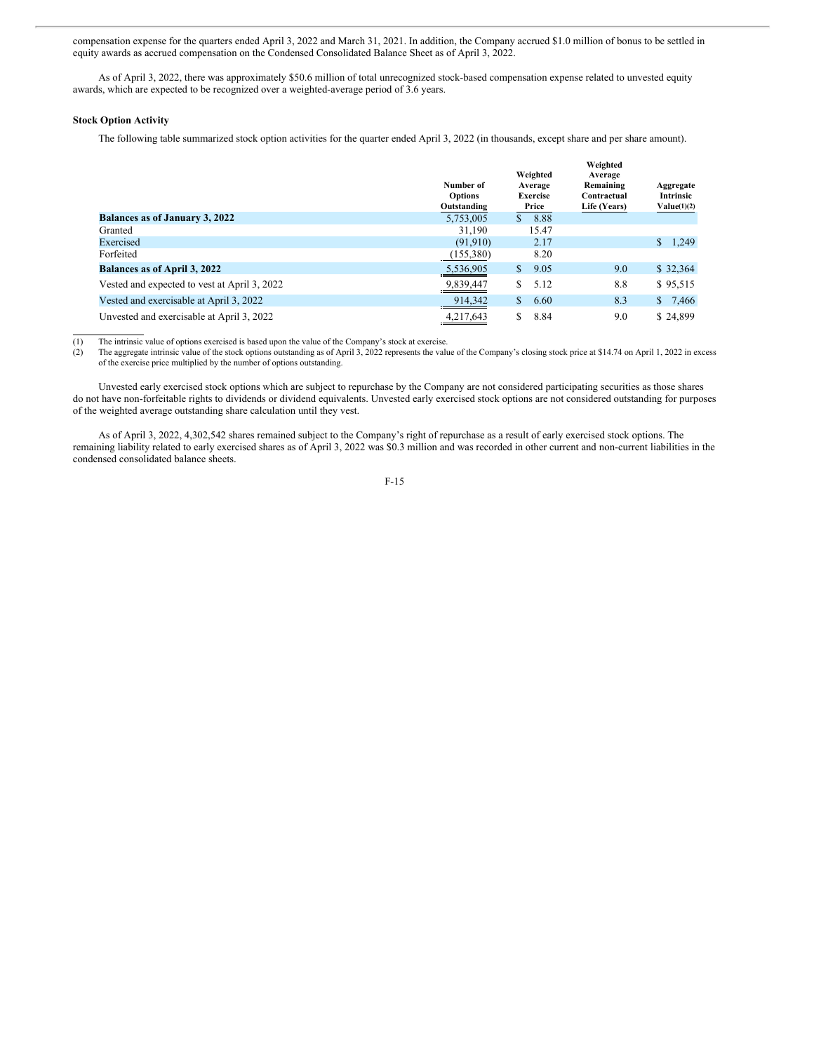compensation expense for the quarters ended April 3, 2022 and March 31, 2021. In addition, the Company accrued $1.0 million of bonus to be settled in equity awards as accrued compensation on the Condensed Consolidated Balance Sheet as of April 3, 2022.

As of April 3, 2022, there was approximately $50.6 million of total unrecognized stock-based compensation expense related to unvested equity awards, which are expected to be recognized over a weighted-average period of 3.6 years.

**Stock Option Activity**

The following table summarized stock option activities for the quarter ended April 3, 2022 (in thousands, except share and per share amount).

| | Number of Options Outstanding | Weighted Average Exercise Price | Weighted Average Remaining Contractual Life (Years) | Aggregate Intrinsic Value(1)(2) |
|---|---|---|---|---|
| **Balances as of January 3, 2022** | 5,753,005 | $ 8.88 | | |
| Granted | 31,190 | 15.47 | | |
| Exercised | (91,910) | 2.17 | | $ 1,249 |
| Forfeited | (155,380) | 8.20 | | |
| **Balances as of April 3, 2022** | 5,536,905 | $ 9.05 | 9.0 | $ 32,364 |
| Vested and expected to vest at April 3, 2022 | 9,839,447 | $ 5.12 | 8.8 | $ 95,515 |
| Vested and exercisable at April 3, 2022 | 914,342 | $ 6.60 | 8.3 | $ 7,466 |
| Unvested and exercisable at April 3, 2022 | 4,217,643 | $ 8.84 | 9.0 | $ 24,899 |

(1) The intrinsic value of options exercised is based upon the value of the Company's stock at exercise.

(2) The aggregate intrinsic value of the stock options outstanding as of April 3, 2022 represents the value of the Company's closing stock price at $14.74 on April 1, 2022 in excess of the exercise price multiplied by the number of options outstanding.

Unvested early exercised stock options which are subject to repurchase by the Company are not considered participating securities as those shares do not have non-forfeitable rights to dividends or dividend equivalents. Unvested early exercised stock options are not considered outstanding for purposes of the weighted average outstanding share calculation until they vest.

As of April 3, 2022, 4,302,542 shares remained subject to the Company's right of repurchase as a result of early exercised stock options. The remaining liability related to early exercised shares as of April 3, 2022 was $0.3 million and was recorded in other current and non-current liabilities in the condensed consolidated balance sheets.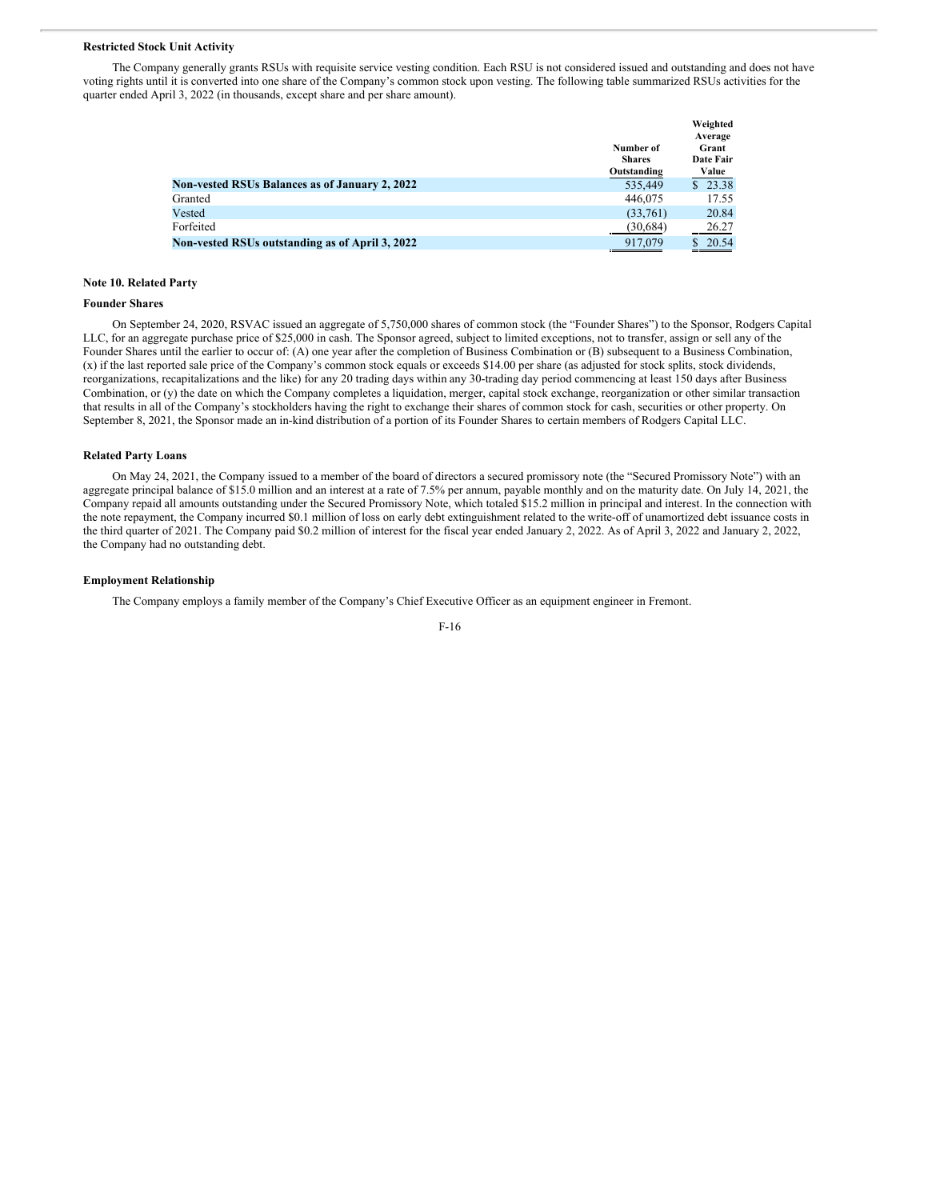**Restricted Stock Unit Activity**

The Company generally grants RSUs with requisite service vesting condition. Each RSU is not considered issued and outstanding and does not have voting rights until it is converted into one share of the Company's common stock upon vesting. The following table summarized RSUs activities for the quarter ended April 3, 2022 (in thousands, except share and per share amount).

| | Number of Shares Outstanding | Weighted Average Grant Date Fair Value |
|---|---|---|
| **Non-vested RSUs Balances as of January 2, 2022** | 535,449 | $ 23.38 |
| Granted | 446,075 | 17.55 |
| Vested | (33,761) | 20.84 |
| Forfeited | (30,684) | 26.27 |
| **Non-vested RSUs outstanding as of April 3, 2022** | 917,079 | $ 20.54 |

**Note 10. Related Party**

**Founder Shares**

On September 24, 2020, RSVAC issued an aggregate of 5,750,000 shares of common stock (the "Founder Shares") to the Sponsor, Rodgers Capital LLC, for an aggregate purchase price of $25,000 in cash. The Sponsor agreed, subject to limited exceptions, not to transfer, assign or sell any of the Founder Shares until the earlier to occur of: (A) one year after the completion of Business Combination or (B) subsequent to a Business Combination, (x) if the last reported sale price of the Company's common stock equals or exceeds $14.00 per share (as adjusted for stock splits, stock dividends, reorganizations, recapitalizations and the like) for any 20 trading days within any 30-trading day period commencing at least 150 days after Business Combination, or (y) the date on which the Company completes a liquidation, merger, capital stock exchange, reorganization or other similar transaction that results in all of the Company's stockholders having the right to exchange their shares of common stock for cash, securities or other property. On September 8, 2021, the Sponsor made an in-kind distribution of a portion of its Founder Shares to certain members of Rodgers Capital LLC.

**Related Party Loans**

On May 24, 2021, the Company issued to a member of the board of directors a secured promissory note (the "Secured Promissory Note") with an aggregate principal balance of $15.0 million and an interest at a rate of 7.5% per annum, payable monthly and on the maturity date. On July 14, 2021, the Company repaid all amounts outstanding under the Secured Promissory Note, which totaled $15.2 million in principal and interest. In the connection with the note repayment, the Company incurred $0.1 million of loss on early debt extinguishment related to the write-off of unamortized debt issuance costs in the third quarter of 2021. The Company paid $0.2 million of interest for the fiscal year ended January 2, 2022. As of April 3, 2022 and January 2, 2022, the Company had no outstanding debt.

**Employment Relationship**

The Company employs a family member of the Company's Chief Executive Officer as an equipment engineer in Fremont.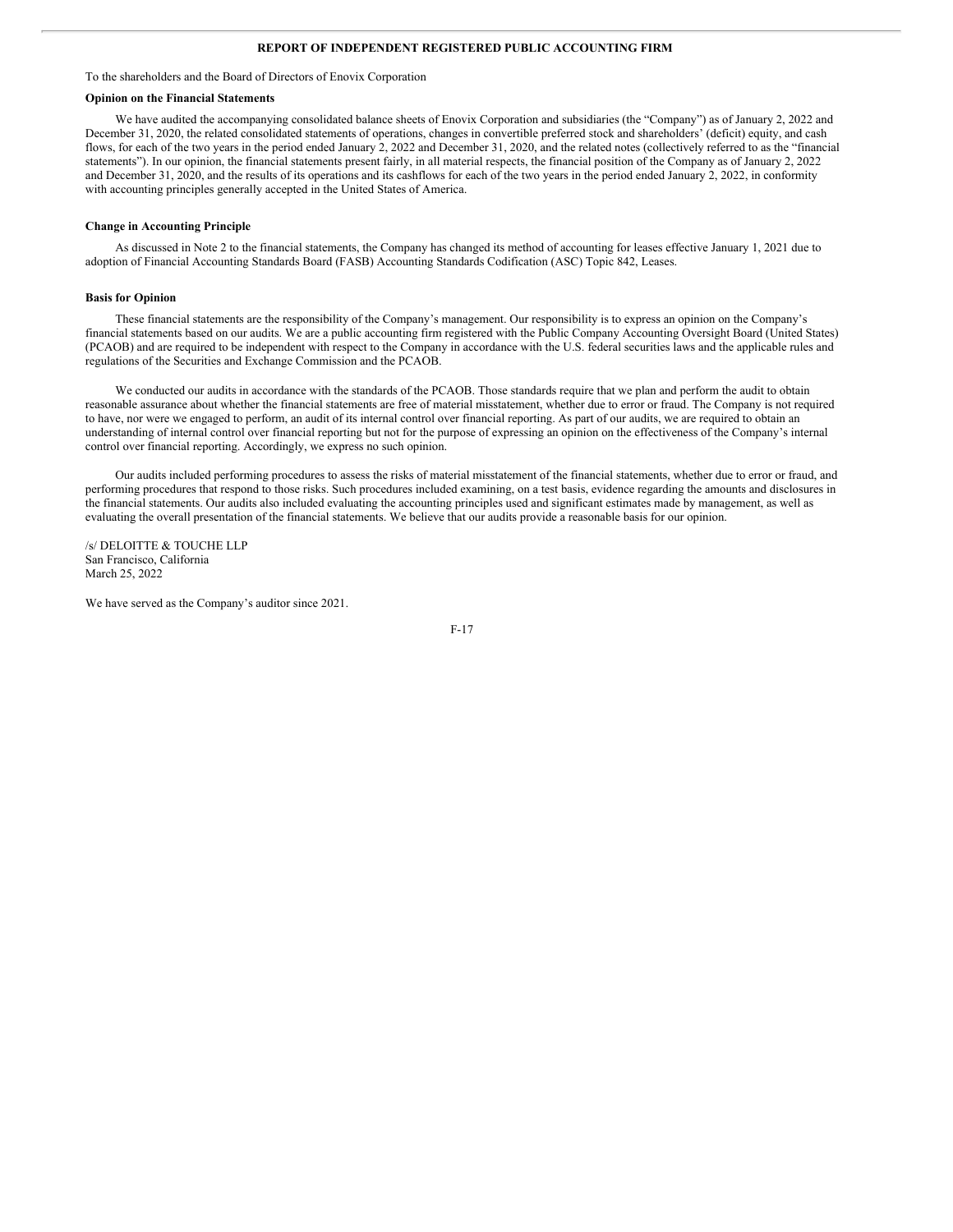# REPORT OF INDEPENDENT REGISTERED PUBLIC ACCOUNTING FIRM

To the shareholders and the Board of Directors of Enovix Corporation

**Opinion on the Financial Statements**

We have audited the accompanying consolidated balance sheets of Enovix Corporation and subsidiaries (the "Company") as of January 2, 2022 and December 31, 2020, the related consolidated statements of operations, changes in convertible preferred stock and shareholders' (deficit) equity, and cash flows, for each of the two years in the period ended January 2, 2022 and December 31, 2020, and the related notes (collectively referred to as the "financial statements"). In our opinion, the financial statements present fairly, in all material respects, the financial position of the Company as of January 2, 2022 and December 31, 2020, and the results of its operations and its cashflows for each of the two years in the period ended January 2, 2022, in conformity with accounting principles generally accepted in the United States of America.

**Change in Accounting Principle**

As discussed in Note 2 to the financial statements, the Company has changed its method of accounting for leases effective January 1, 2021 due to adoption of Financial Accounting Standards Board (FASB) Accounting Standards Codification (ASC) Topic 842, Leases.

**Basis for Opinion**

These financial statements are the responsibility of the Company's management. Our responsibility is to express an opinion on the Company's financial statements based on our audits. We are a public accounting firm registered with the Public Company Accounting Oversight Board (United States) (PCAOB) and are required to be independent with respect to the Company in accordance with the U.S. federal securities laws and the applicable rules and regulations of the Securities and Exchange Commission and the PCAOB.

We conducted our audits in accordance with the standards of the PCAOB. Those standards require that we plan and perform the audit to obtain reasonable assurance about whether the financial statements are free of material misstatement, whether due to error or fraud. The Company is not required to have, nor were we engaged to perform, an audit of its internal control over financial reporting. As part of our audits, we are required to obtain an understanding of internal control over financial reporting but not for the purpose of expressing an opinion on the effectiveness of the Company's internal control over financial reporting. Accordingly, we express no such opinion.

Our audits included performing procedures to assess the risks of material misstatement of the financial statements, whether due to error or fraud, and performing procedures that respond to those risks. Such procedures included examining, on a test basis, evidence regarding the amounts and disclosures in the financial statements. Our audits also included evaluating the accounting principles used and significant estimates made by management, as well as evaluating the overall presentation of the financial statements. We believe that our audits provide a reasonable basis for our opinion.

/s/ DELOITTE & TOUCHE LLP
San Francisco, California
March 25, 2022

We have served as the Company's auditor since 2021.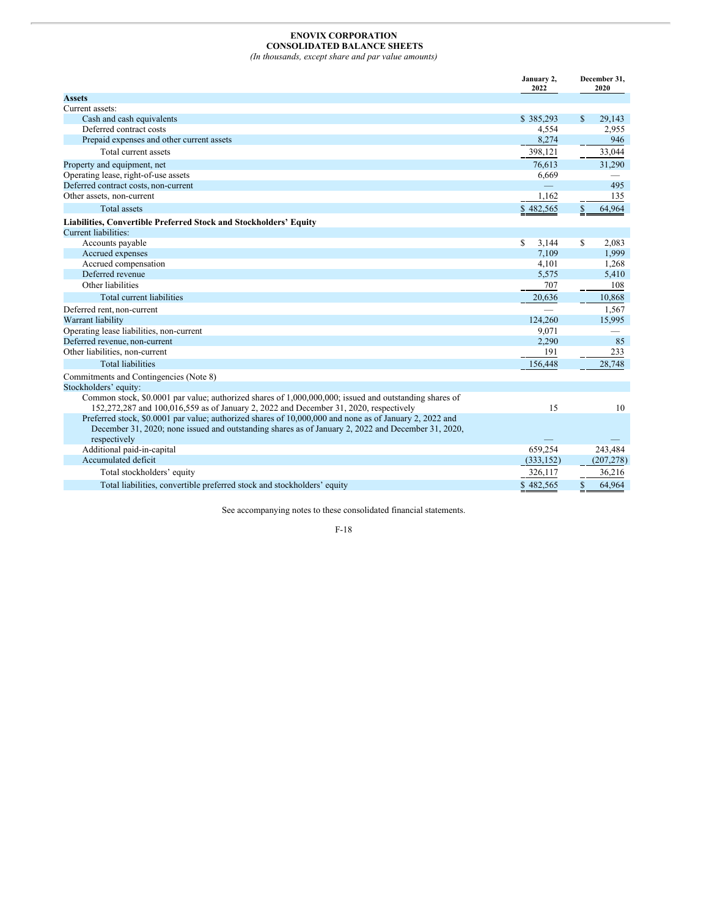**ENOVIX CORPORATION**
**CONSOLIDATED BALANCE SHEETS**
*(In thousands, except share and par value amounts)*

| | January 2, 2022 | December 31, 2020 |
|---|---|---|
| **Assets** | | |
| Current assets: | | |
| Cash and cash equivalents | $ 385,293 | $ 29,143 |
| Deferred contract costs | 4,554 | 2,955 |
| Prepaid expenses and other current assets | 8,274 | 946 |
| Total current assets | 398,121 | 33,044 |
| Property and equipment, net | 76,613 | 31,290 |
| Operating lease, right-of-use assets | 6,669 | — |
| Deferred contract costs, non-current | — | 495 |
| Other assets, non-current | 1,162 | 135 |
| Total assets | $ 482,565 | $ 64,964 |
| **Liabilities, Convertible Preferred Stock and Stockholders' Equity** | | |
| Current liabilities: | | |
| Accounts payable | $ 3,144 | $ 2,083 |
| Accrued expenses | 7,109 | 1,999 |
| Accrued compensation | 4,101 | 1,268 |
| Deferred revenue | 5,575 | 5,410 |
| Other liabilities | 707 | 108 |
| Total current liabilities | 20,636 | 10,868 |
| Deferred rent, non-current | — | 1,567 |
| Warrant liability | 124,260 | 15,995 |
| Operating lease liabilities, non-current | 9,071 | — |
| Deferred revenue, non-current | 2,290 | 85 |
| Other liabilities, non-current | 191 | 233 |
| Total liabilities | 156,448 | 28,748 |
| Commitments and Contingencies (Note 8) | | |
| Stockholders' equity: | | |
| Common stock, $0.0001 par value; authorized shares of 1,000,000,000; issued and outstanding shares of 152,272,287 and 100,016,559 as of January 2, 2022 and December 31, 2020, respectively | 15 | 10 |
| Preferred stock, $0.0001 par value; authorized shares of 10,000,000 and none as of January 2, 2022 and December 31, 2020; none issued and outstanding shares as of January 2, 2022 and December 31, 2020, respectively | — | — |
| Additional paid-in-capital | 659,254 | 243,484 |
| Accumulated deficit | (333,152) | (207,278) |
| Total stockholders' equity | 326,117 | 36,216 |
| Total liabilities, convertible preferred stock and stockholders' equity | $ 482,565 | $ 64,964 |

See accompanying notes to these consolidated financial statements.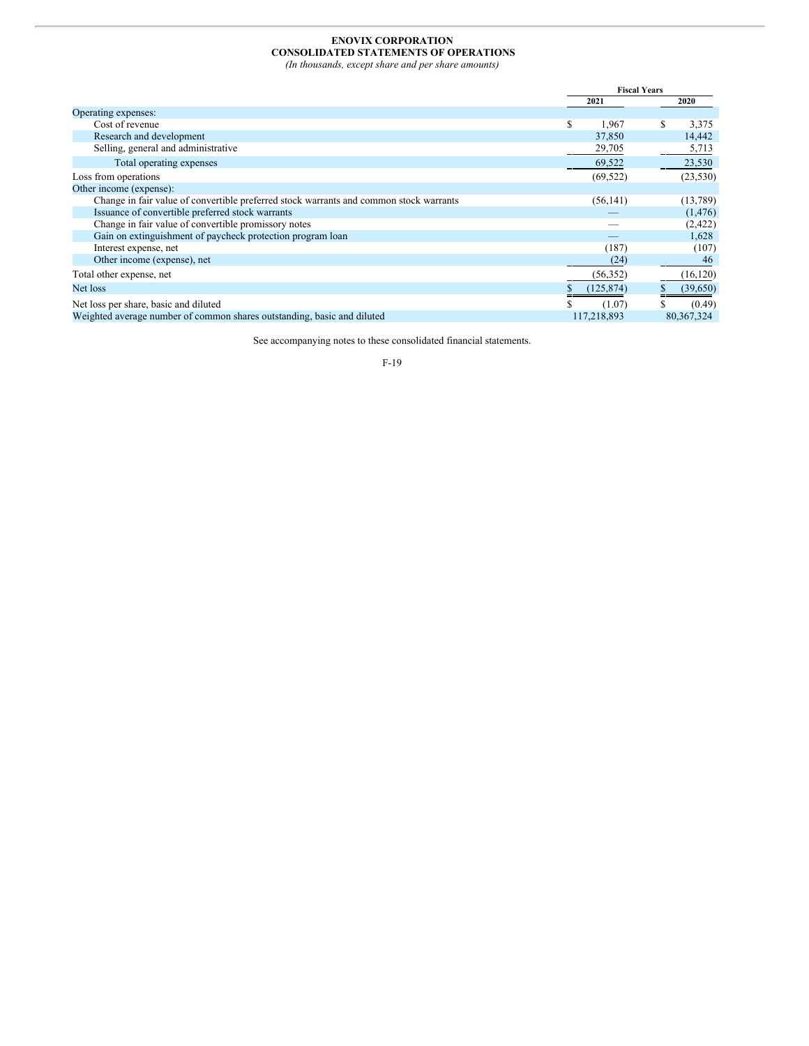**ENOVIX CORPORATION**
**CONSOLIDATED STATEMENTS OF OPERATIONS**
*(In thousands, except share and per share amounts)*

| | Fiscal Years | |
|---|---|---|
| | 2021 | 2020 |
| Operating expenses: | | |
| Cost of revenue | $ 1,967 | $ 3,375 |
| Research and development | 37,850 | 14,442 |
| Selling, general and administrative | 29,705 | 5,713 |
| Total operating expenses | 69,522 | 23,530 |
| Loss from operations | (69,522) | (23,530) |
| Other income (expense): | | |
| Change in fair value of convertible preferred stock warrants and common stock warrants | (56,141) | (13,789) |
| Issuance of convertible preferred stock warrants | — | (1,476) |
| Change in fair value of convertible promissory notes | — | (2,422) |
| Gain on extinguishment of paycheck protection program loan | — | 1,628 |
| Interest expense, net | (187) | (107) |
| Other income (expense), net | (24) | 46 |
| Total other expense, net | (56,352) | (16,120) |
| Net loss | $ (125,874) | $ (39,650) |
| Net loss per share, basic and diluted | $ (1.07) | $ (0.49) |
| Weighted average number of common shares outstanding, basic and diluted | 117,218,893 | 80,367,324 |

See accompanying notes to these consolidated financial statements.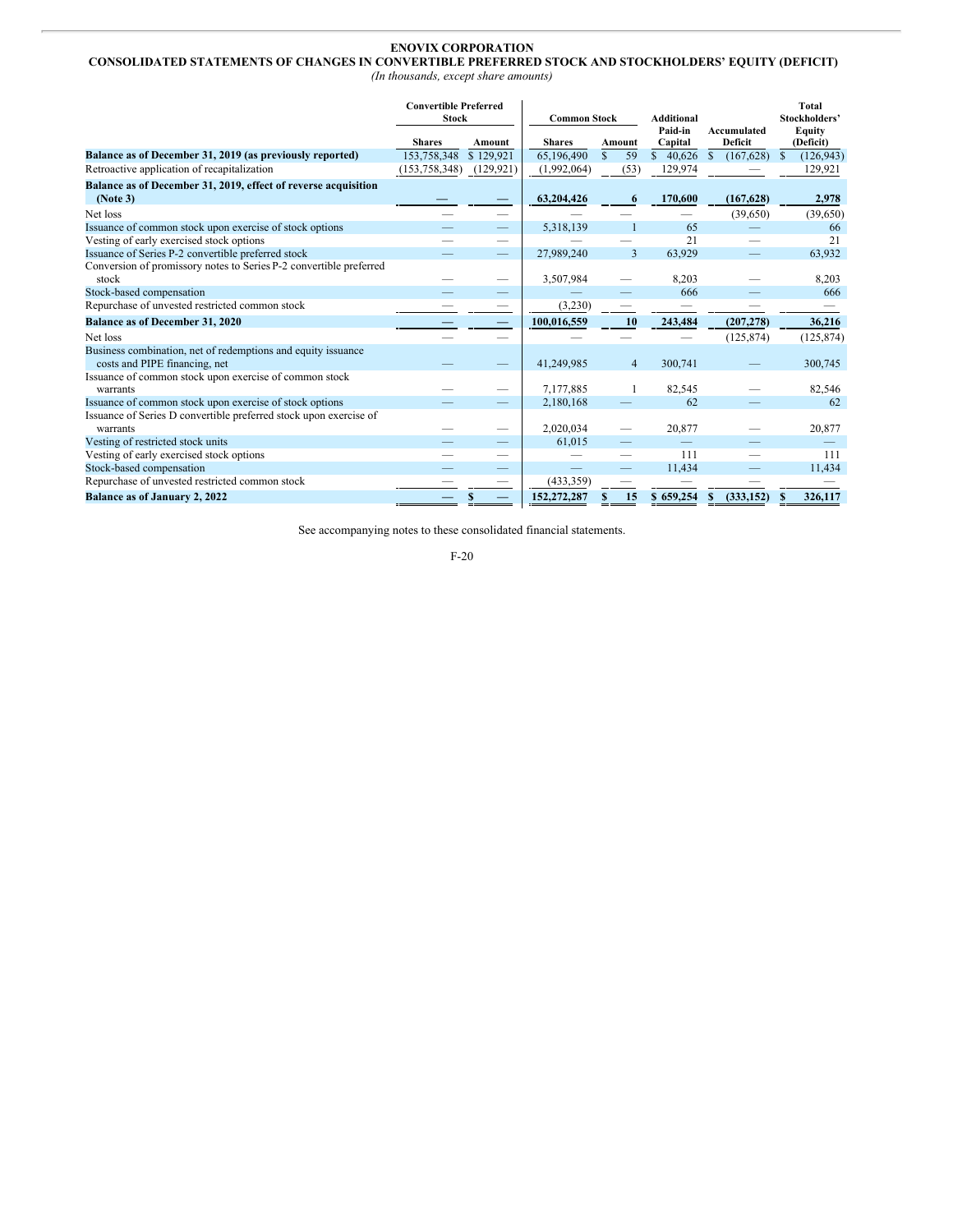# ENOVIX CORPORATION

## CONSOLIDATED STATEMENTS OF CHANGES IN CONVERTIBLE PREFERRED STOCK AND STOCKHOLDERS' EQUITY (DEFICIT)

*(In thousands, except share amounts)*

| | Convertible Preferred Stock | | Common Stock | | Additional Paid-in Capital | Accumulated Deficit | Total Stockholders' Equity (Deficit) |
|---|---|---|---|---|---|---|---|
| | Shares | Amount | Shares | Amount | | | |
| **Balance as of December 31, 2019 (as previously reported)** | 153,758,348 | $ 129,921 | 65,196,490 | $ 59 | $ 40,626 | $ (167,628) | $ (126,943) |
| Retroactive application of recapitalization | (153,758,348) | (129,921) | (1,992,064) | (53) | 129,974 | — | 129,921 |
| **Balance as of December 31, 2019, effect of reverse acquisition (Note 3)** | — | — | 63,204,426 | 6 | 170,600 | (167,628) | 2,978 |
| Net loss | — | — | — | — | — | (39,650) | (39,650) |
| Issuance of common stock upon exercise of stock options | — | — | 5,318,139 | 1 | 65 | — | 66 |
| Vesting of early exercised stock options | — | — | — | — | 21 | — | 21 |
| Issuance of Series P-2 convertible preferred stock | — | — | 27,989,240 | 3 | 63,929 | — | 63,932 |
| Conversion of promissory notes to Series P-2 convertible preferred stock | — | — | 3,507,984 | — | 8,203 | — | 8,203 |
| Stock-based compensation | — | — | — | — | 666 | — | 666 |
| Repurchase of unvested restricted common stock | — | — | (3,230) | — | — | — | — |
| **Balance as of December 31, 2020** | — | — | 100,016,559 | 10 | 243,484 | (207,278) | 36,216 |
| Net loss | — | — | — | — | — | (125,874) | (125,874) |
| Business combination, net of redemptions and equity issuance costs and PIPE financing, net | — | — | 41,249,985 | 4 | 300,741 | — | 300,745 |
| Issuance of common stock upon exercise of common stock warrants | — | — | 7,177,885 | 1 | 82,545 | — | 82,546 |
| Issuance of common stock upon exercise of stock options | — | — | 2,180,168 | — | 62 | — | 62 |
| Issuance of Series D convertible preferred stock upon exercise of warrants | — | — | 2,020,034 | — | 20,877 | — | 20,877 |
| Vesting of restricted stock units | — | — | 61,015 | — | — | — | — |
| Vesting of early exercised stock options | — | — | — | — | 111 | — | 111 |
| Stock-based compensation | — | — | — | — | 11,434 | — | 11,434 |
| Repurchase of unvested restricted common stock | — | — | (433,359) | — | — | — | — |
| **Balance as of January 2, 2022** | — | $ — | 152,272,287 | $ 15 | $ 659,254 | $ (333,152) | $ 326,117 |

See accompanying notes to these consolidated financial statements.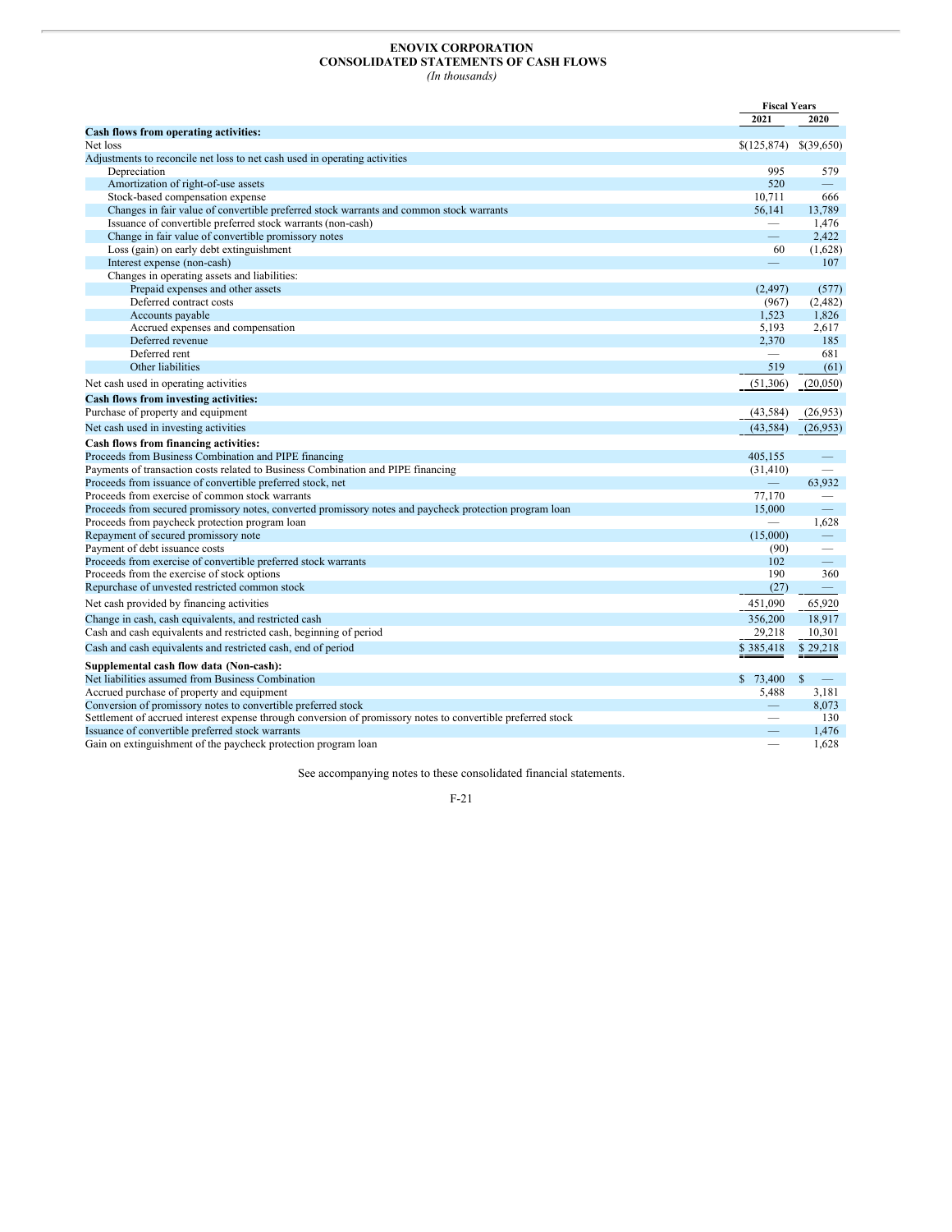**ENOVIX CORPORATION**
**CONSOLIDATED STATEMENTS OF CASH FLOWS**
*(In thousands)*

| | Fiscal Years | |
|---|---|---|
| | 2021 | 2020 |
| **Cash flows from operating activities:** | | |
| Net loss | $(125,874) | $(39,650) |
| Adjustments to reconcile net loss to net cash used in operating activities | | |
| Depreciation | 995 | 579 |
| Amortization of right-of-use assets | 520 | — |
| Stock-based compensation expense | 10,711 | 666 |
| Changes in fair value of convertible preferred stock warrants and common stock warrants | 56,141 | 13,789 |
| Issuance of convertible preferred stock warrants (non-cash) | — | 1,476 |
| Change in fair value of convertible promissory notes | — | 2,422 |
| Loss (gain) on early debt extinguishment | 60 | (1,628) |
| Interest expense (non-cash) | — | 107 |
| Changes in operating assets and liabilities: | | |
| Prepaid expenses and other assets | (2,497) | (577) |
| Deferred contract costs | (967) | (2,482) |
| Accounts payable | 1,523 | 1,826 |
| Accrued expenses and compensation | 5,193 | 2,617 |
| Deferred revenue | 2,370 | 185 |
| Deferred rent | — | 681 |
| Other liabilities | 519 | (61) |
| Net cash used in operating activities | (51,306) | (20,050) |
| **Cash flows from investing activities:** | | |
| Purchase of property and equipment | (43,584) | (26,953) |
| Net cash used in investing activities | (43,584) | (26,953) |
| **Cash flows from financing activities:** | | |
| Proceeds from Business Combination and PIPE financing | 405,155 | — |
| Payments of transaction costs related to Business Combination and PIPE financing | (31,410) | — |
| Proceeds from issuance of convertible preferred stock, net | — | 63,932 |
| Proceeds from exercise of common stock warrants | 77,170 | — |
| Proceeds from secured promissory notes, converted promissory notes and paycheck protection program loan | 15,000 | — |
| Proceeds from paycheck protection program loan | — | 1,628 |
| Repayment of secured promissory note | (15,000) | — |
| Payment of debt issuance costs | (90) | — |
| Proceeds from exercise of convertible preferred stock warrants | 102 | — |
| Proceeds from the exercise of stock options | 190 | 360 |
| Repurchase of unvested restricted common stock | (27) | — |
| Net cash provided by financing activities | 451,090 | 65,920 |
| Change in cash, cash equivalents, and restricted cash | 356,200 | 18,917 |
| Cash and cash equivalents and restricted cash, beginning of period | 29,218 | 10,301 |
| Cash and cash equivalents and restricted cash, end of period | $ 385,418 | $ 29,218 |
| **Supplemental cash flow data (Non-cash):** | | |
| Net liabilities assumed from Business Combination | $ 73,400 | $ — |
| Accrued purchase of property and equipment | 5,488 | 3,181 |
| Conversion of promissory notes to convertible preferred stock | — | 8,073 |
| Settlement of accrued interest expense through conversion of promissory notes to convertible preferred stock | — | 130 |
| Issuance of convertible preferred stock warrants | — | 1,476 |
| Gain on extinguishment of the paycheck protection program loan | — | 1,628 |

See accompanying notes to these consolidated financial statements.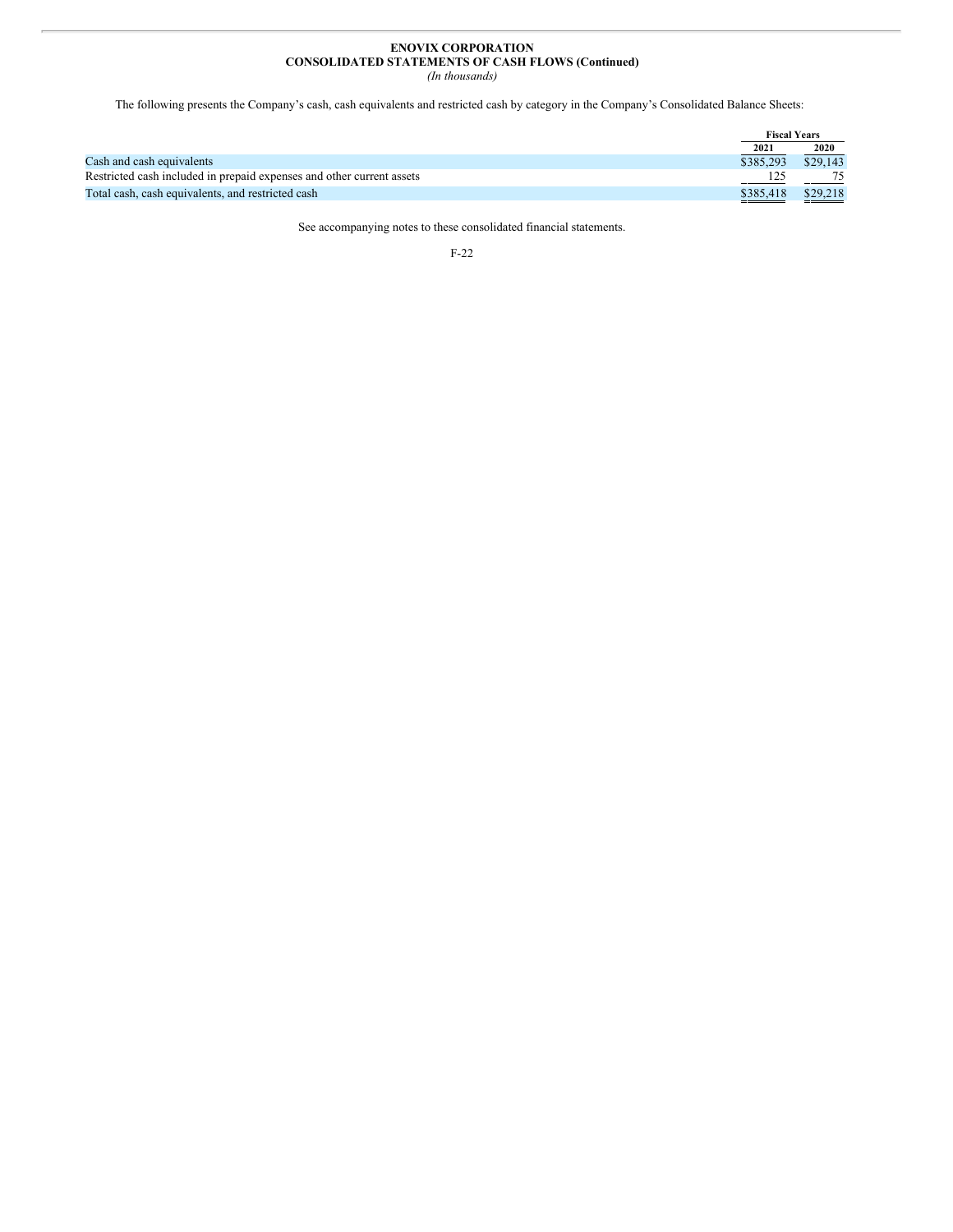**ENOVIX CORPORATION**
**CONSOLIDATED STATEMENTS OF CASH FLOWS (Continued)**
*(In thousands)*

The following presents the Company's cash, cash equivalents and restricted cash by category in the Company's Consolidated Balance Sheets:

| | Fiscal Years | |
|---|---|---|
| | 2021 | 2020 |
| Cash and cash equivalents | $385,293 | $29,143 |
| Restricted cash included in prepaid expenses and other current assets | 125 | 75 |
| Total cash, cash equivalents, and restricted cash | $385,418 | $29,218 |

See accompanying notes to these consolidated financial statements.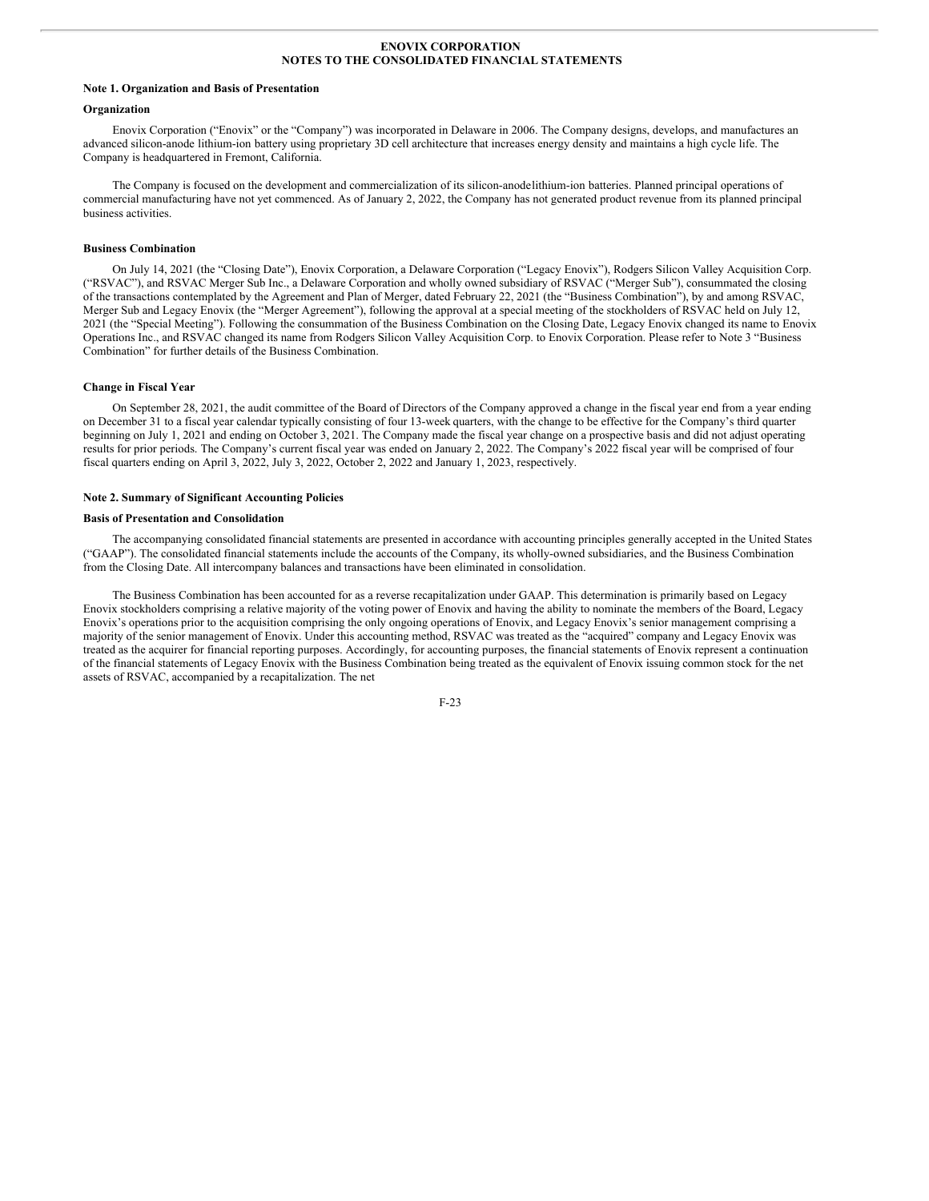**ENOVIX CORPORATION**
**NOTES TO THE CONSOLIDATED FINANCIAL STATEMENTS**

**Note 1. Organization and Basis of Presentation**

**Organization**

Enovix Corporation ("Enovix" or the "Company") was incorporated in Delaware in 2006. The Company designs, develops, and manufactures an advanced silicon-anode lithium-ion battery using proprietary 3D cell architecture that increases energy density and maintains a high cycle life. The Company is headquartered in Fremont, California.

The Company is focused on the development and commercialization of its silicon-anodelithium-ion batteries. Planned principal operations of commercial manufacturing have not yet commenced. As of January 2, 2022, the Company has not generated product revenue from its planned principal business activities.

**Business Combination**

On July 14, 2021 (the "Closing Date"), Enovix Corporation, a Delaware Corporation ("Legacy Enovix"), Rodgers Silicon Valley Acquisition Corp. ("RSVAC"), and RSVAC Merger Sub Inc., a Delaware Corporation and wholly owned subsidiary of RSVAC ("Merger Sub"), consummated the closing of the transactions contemplated by the Agreement and Plan of Merger, dated February 22, 2021 (the "Business Combination"), by and among RSVAC, Merger Sub and Legacy Enovix (the "Merger Agreement"), following the approval at a special meeting of the stockholders of RSVAC held on July 12, 2021 (the "Special Meeting"). Following the consummation of the Business Combination on the Closing Date, Legacy Enovix changed its name to Enovix Operations Inc., and RSVAC changed its name from Rodgers Silicon Valley Acquisition Corp. to Enovix Corporation. Please refer to Note 3 "Business Combination" for further details of the Business Combination.

**Change in Fiscal Year**

On September 28, 2021, the audit committee of the Board of Directors of the Company approved a change in the fiscal year end from a year ending on December 31 to a fiscal year calendar typically consisting of four 13-week quarters, with the change to be effective for the Company's third quarter beginning on July 1, 2021 and ending on October 3, 2021. The Company made the fiscal year change on a prospective basis and did not adjust operating results for prior periods. The Company's current fiscal year was ended on January 2, 2022. The Company's 2022 fiscal year will be comprised of four fiscal quarters ending on April 3, 2022, July 3, 2022, October 2, 2022 and January 1, 2023, respectively.

**Note 2. Summary of Significant Accounting Policies**

**Basis of Presentation and Consolidation**

The accompanying consolidated financial statements are presented in accordance with accounting principles generally accepted in the United States ("GAAP"). The consolidated financial statements include the accounts of the Company, its wholly-owned subsidiaries, and the Business Combination from the Closing Date. All intercompany balances and transactions have been eliminated in consolidation.

The Business Combination has been accounted for as a reverse recapitalization under GAAP. This determination is primarily based on Legacy Enovix stockholders comprising a relative majority of the voting power of Enovix and having the ability to nominate the members of the Board, Legacy Enovix's operations prior to the acquisition comprising the only ongoing operations of Enovix, and Legacy Enovix's senior management comprising a majority of the senior management of Enovix. Under this accounting method, RSVAC was treated as the "acquired" company and Legacy Enovix was treated as the acquirer for financial reporting purposes. Accordingly, for accounting purposes, the financial statements of Enovix represent a continuation of the financial statements of Legacy Enovix with the Business Combination being treated as the equivalent of Enovix issuing common stock for the net assets of RSVAC, accompanied by a recapitalization. The net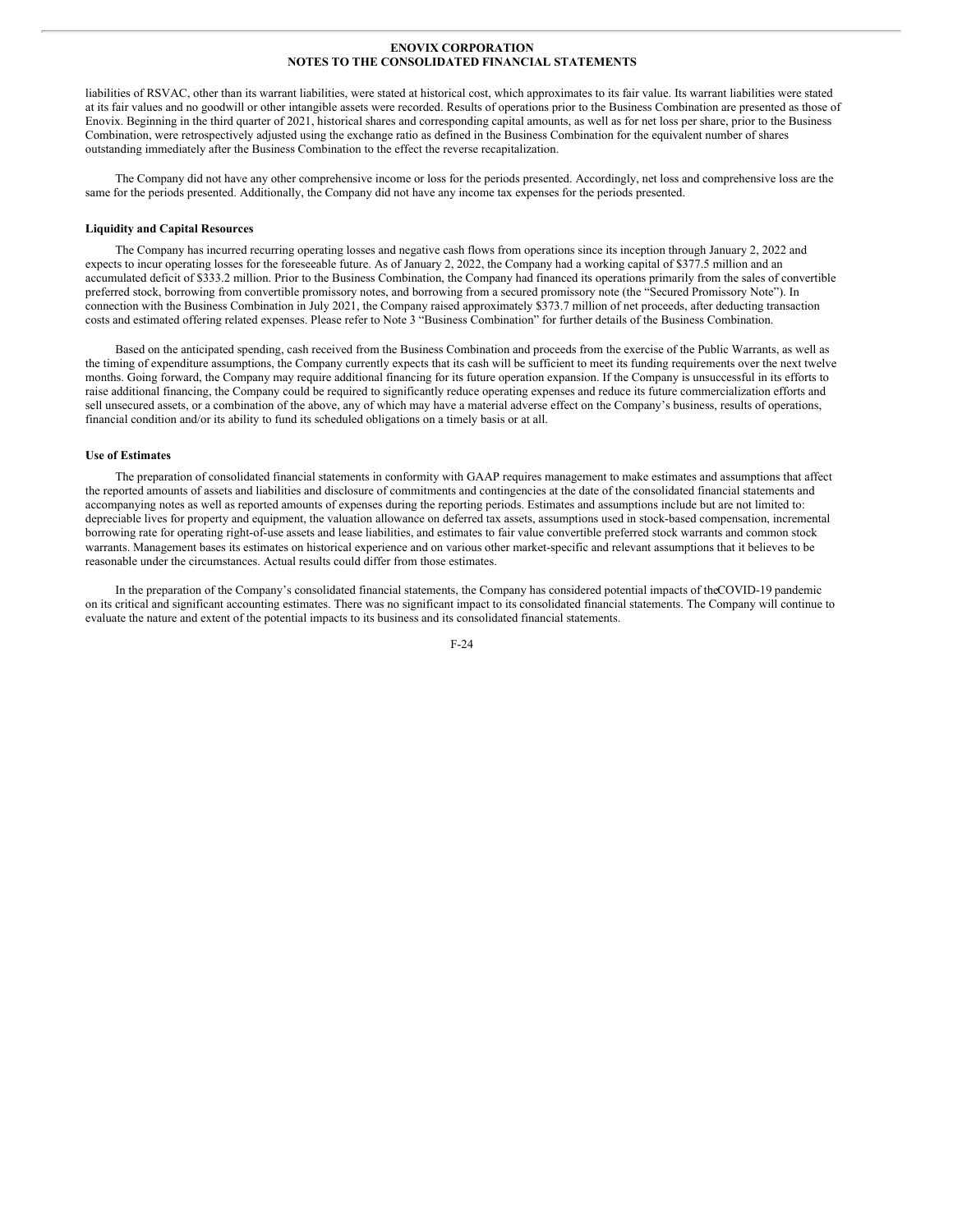liabilities of RSVAC, other than its warrant liabilities, were stated at historical cost, which approximates to its fair value. Its warrant liabilities were stated at its fair values and no goodwill or other intangible assets were recorded. Results of operations prior to the Business Combination are presented as those of Enovix. Beginning in the third quarter of 2021, historical shares and corresponding capital amounts, as well as for net loss per share, prior to the Business Combination, were retrospectively adjusted using the exchange ratio as defined in the Business Combination for the equivalent number of shares outstanding immediately after the Business Combination to the effect the reverse recapitalization.

The Company did not have any other comprehensive income or loss for the periods presented. Accordingly, net loss and comprehensive loss are the same for the periods presented. Additionally, the Company did not have any income tax expenses for the periods presented.

**Liquidity and Capital Resources**

The Company has incurred recurring operating losses and negative cash flows from operations since its inception through January 2, 2022 and expects to incur operating losses for the foreseeable future. As of January 2, 2022, the Company had a working capital of $377.5 million and an accumulated deficit of $333.2 million. Prior to the Business Combination, the Company had financed its operations primarily from the sales of convertible preferred stock, borrowing from convertible promissory notes, and borrowing from a secured promissory note (the "Secured Promissory Note"). In connection with the Business Combination in July 2021, the Company raised approximately $373.7 million of net proceeds, after deducting transaction costs and estimated offering related expenses. Please refer to Note 3 "Business Combination" for further details of the Business Combination.

Based on the anticipated spending, cash received from the Business Combination and proceeds from the exercise of the Public Warrants, as well as the timing of expenditure assumptions, the Company currently expects that its cash will be sufficient to meet its funding requirements over the next twelve months. Going forward, the Company may require additional financing for its future operation expansion. If the Company is unsuccessful in its efforts to raise additional financing, the Company could be required to significantly reduce operating expenses and reduce its future commercialization efforts and sell unsecured assets, or a combination of the above, any of which may have a material adverse effect on the Company's business, results of operations, financial condition and/or its ability to fund its scheduled obligations on a timely basis or at all.

**Use of Estimates**

The preparation of consolidated financial statements in conformity with GAAP requires management to make estimates and assumptions that affect the reported amounts of assets and liabilities and disclosure of commitments and contingencies at the date of the consolidated financial statements and accompanying notes as well as reported amounts of expenses during the reporting periods. Estimates and assumptions include but are not limited to: depreciable lives for property and equipment, the valuation allowance on deferred tax assets, assumptions used in stock-based compensation, incremental borrowing rate for operating right-of-use assets and lease liabilities, and estimates to fair value convertible preferred stock warrants and common stock warrants. Management bases its estimates on historical experience and on various other market-specific and relevant assumptions that it believes to be reasonable under the circumstances. Actual results could differ from those estimates.

In the preparation of the Company's consolidated financial statements, the Company has considered potential impacts of the COVID-19 pandemic on its critical and significant accounting estimates. There was no significant impact to its consolidated financial statements. The Company will continue to evaluate the nature and extent of the potential impacts to its business and its consolidated financial statements.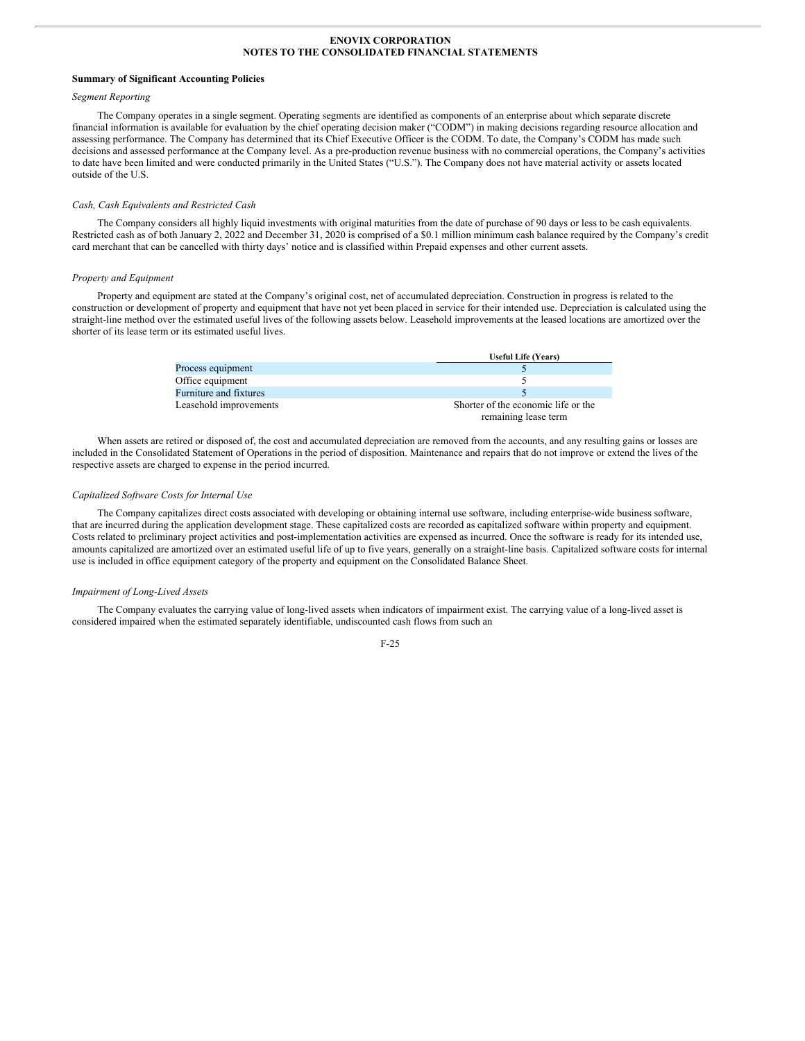**ENOVIX CORPORATION**
**NOTES TO THE CONSOLIDATED FINANCIAL STATEMENTS**

**Summary of Significant Accounting Policies**

*Segment Reporting*

The Company operates in a single segment. Operating segments are identified as components of an enterprise about which separate discrete financial information is available for evaluation by the chief operating decision maker ("CODM") in making decisions regarding resource allocation and assessing performance. The Company has determined that its Chief Executive Officer is the CODM. To date, the Company's CODM has made such decisions and assessed performance at the Company level. As a pre-production revenue business with no commercial operations, the Company's activities to date have been limited and were conducted primarily in the United States ("U.S."). The Company does not have material activity or assets located outside of the U.S.

*Cash, Cash Equivalents and Restricted Cash*

The Company considers all highly liquid investments with original maturities from the date of purchase of 90 days or less to be cash equivalents. Restricted cash as of both January 2, 2022 and December 31, 2020 is comprised of a $0.1 million minimum cash balance required by the Company's credit card merchant that can be cancelled with thirty days' notice and is classified within Prepaid expenses and other current assets.

*Property and Equipment*

Property and equipment are stated at the Company's original cost, net of accumulated depreciation. Construction in progress is related to the construction or development of property and equipment that have not yet been placed in service for their intended use. Depreciation is calculated using the straight-line method over the estimated useful lives of the following assets below. Leasehold improvements at the leased locations are amortized over the shorter of its lease term or its estimated useful lives.

| | Useful Life (Years) |
|---|---|
| Process equipment | 5 |
| Office equipment | 5 |
| Furniture and fixtures | 5 |
| Leasehold improvements | Shorter of the economic life or the remaining lease term |

When assets are retired or disposed of, the cost and accumulated depreciation are removed from the accounts, and any resulting gains or losses are included in the Consolidated Statement of Operations in the period of disposition. Maintenance and repairs that do not improve or extend the lives of the respective assets are charged to expense in the period incurred.

*Capitalized Software Costs for Internal Use*

The Company capitalizes direct costs associated with developing or obtaining internal use software, including enterprise-wide business software, that are incurred during the application development stage. These capitalized costs are recorded as capitalized software within property and equipment. Costs related to preliminary project activities and post-implementation activities are expensed as incurred. Once the software is ready for its intended use, amounts capitalized are amortized over an estimated useful life of up to five years, generally on a straight-line basis. Capitalized software costs for internal use is included in office equipment category of the property and equipment on the Consolidated Balance Sheet.

*Impairment of Long-Lived Assets*

The Company evaluates the carrying value of long-lived assets when indicators of impairment exist. The carrying value of a long-lived asset is considered impaired when the estimated separately identifiable, undiscounted cash flows from such an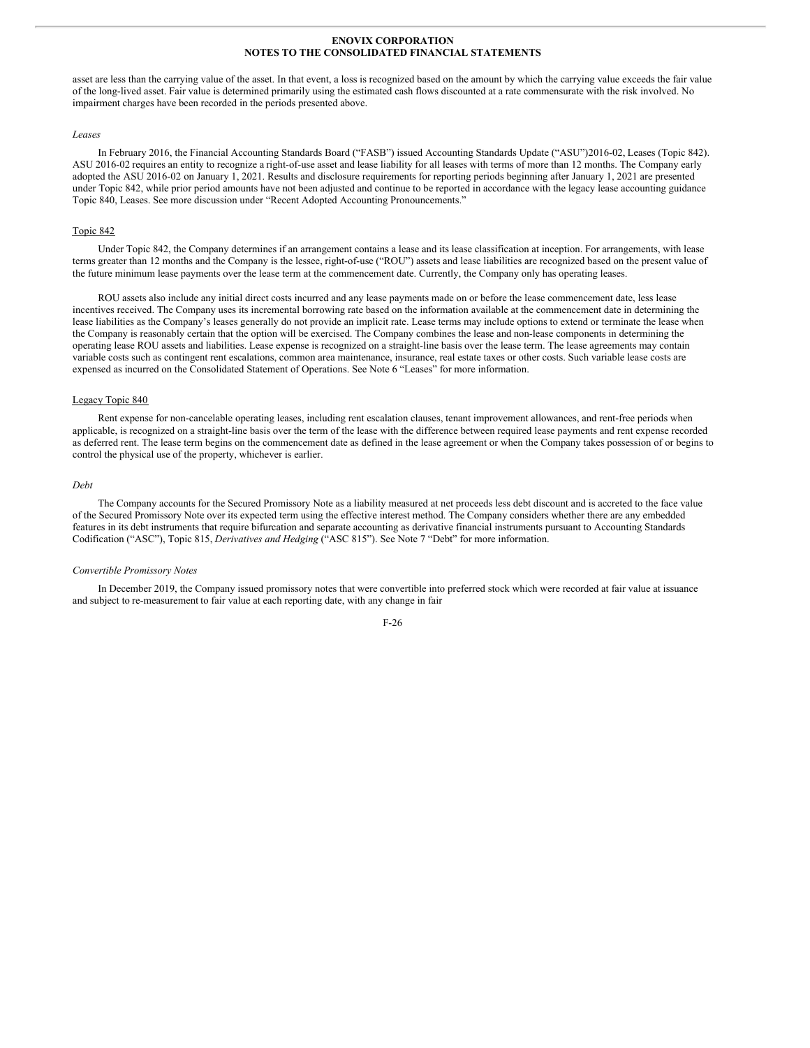asset are less than the carrying value of the asset. In that event, a loss is recognized based on the amount by which the carrying value exceeds the fair value of the long-lived asset. Fair value is determined primarily using the estimated cash flows discounted at a rate commensurate with the risk involved. No impairment charges have been recorded in the periods presented above.

*Leases*

In February 2016, the Financial Accounting Standards Board ("FASB") issued Accounting Standards Update ("ASU")2016-02, Leases (Topic 842). ASU 2016-02 requires an entity to recognize a right-of-use asset and lease liability for all leases with terms of more than 12 months. The Company early adopted the ASU 2016-02 on January 1, 2021. Results and disclosure requirements for reporting periods beginning after January 1, 2021 are presented under Topic 842, while prior period amounts have not been adjusted and continue to be reported in accordance with the legacy lease accounting guidance Topic 840, Leases. See more discussion under "Recent Adopted Accounting Pronouncements."

Topic 842

Under Topic 842, the Company determines if an arrangement contains a lease and its lease classification at inception. For arrangements, with lease terms greater than 12 months and the Company is the lessee, right-of-use ("ROU") assets and lease liabilities are recognized based on the present value of the future minimum lease payments over the lease term at the commencement date. Currently, the Company only has operating leases.

ROU assets also include any initial direct costs incurred and any lease payments made on or before the lease commencement date, less lease incentives received. The Company uses its incremental borrowing rate based on the information available at the commencement date in determining the lease liabilities as the Company's leases generally do not provide an implicit rate. Lease terms may include options to extend or terminate the lease when the Company is reasonably certain that the option will be exercised. The Company combines the lease and non-lease components in determining the operating lease ROU assets and liabilities. Lease expense is recognized on a straight-line basis over the lease term. The lease agreements may contain variable costs such as contingent rent escalations, common area maintenance, insurance, real estate taxes or other costs. Such variable lease costs are expensed as incurred on the Consolidated Statement of Operations. See Note 6 "Leases" for more information.

Legacy Topic 840

Rent expense for non-cancelable operating leases, including rent escalation clauses, tenant improvement allowances, and rent-free periods when applicable, is recognized on a straight-line basis over the term of the lease with the difference between required lease payments and rent expense recorded as deferred rent. The lease term begins on the commencement date as defined in the lease agreement or when the Company takes possession of or begins to control the physical use of the property, whichever is earlier.

*Debt*

The Company accounts for the Secured Promissory Note as a liability measured at net proceeds less debt discount and is accreted to the face value of the Secured Promissory Note over its expected term using the effective interest method. The Company considers whether there are any embedded features in its debt instruments that require bifurcation and separate accounting as derivative financial instruments pursuant to Accounting Standards Codification ("ASC"), Topic 815, *Derivatives and Hedging* ("ASC 815"). See Note 7 "Debt" for more information.

*Convertible Promissory Notes*

In December 2019, the Company issued promissory notes that were convertible into preferred stock which were recorded at fair value at issuance and subject to re-measurement to fair value at each reporting date, with any change in fair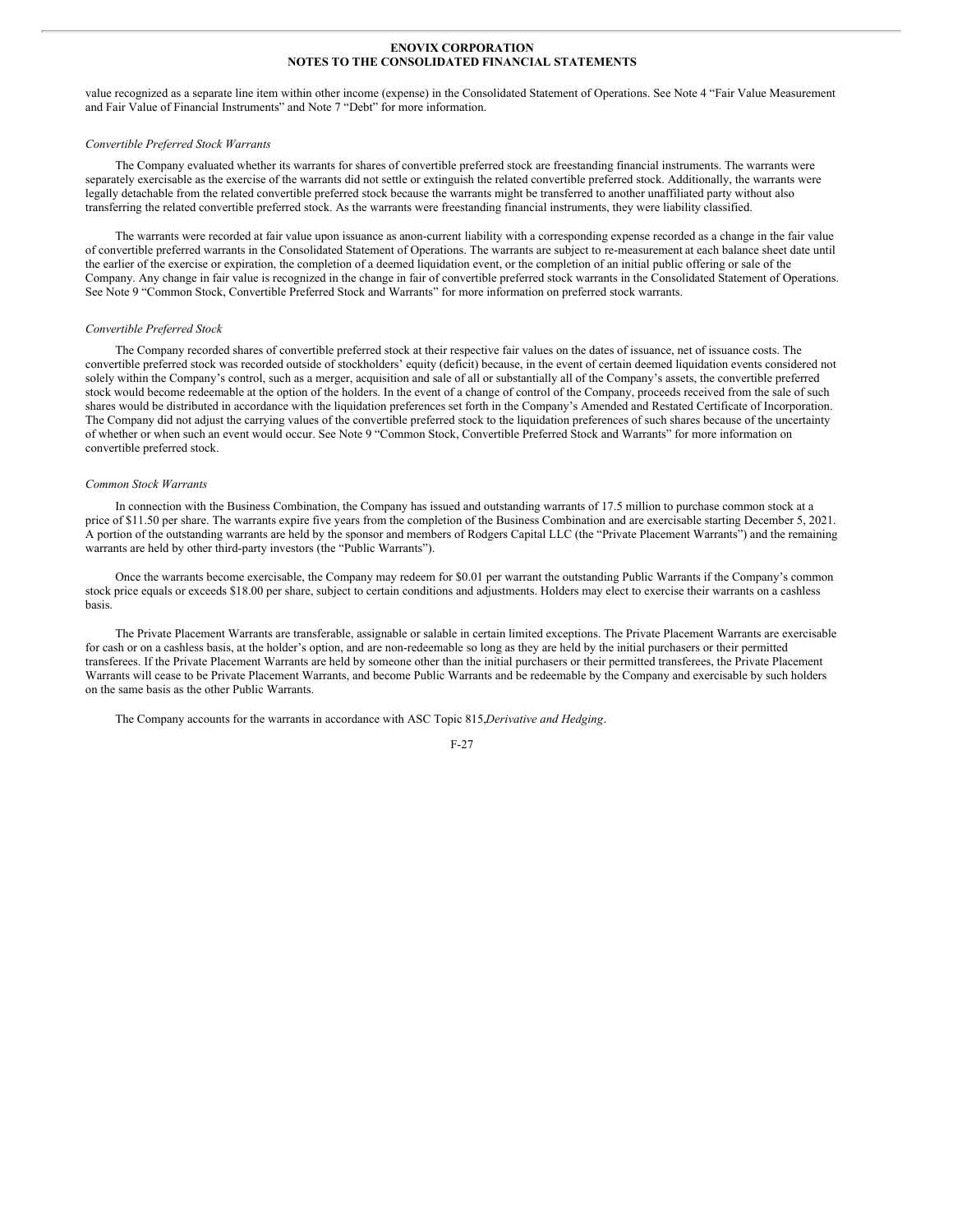value recognized as a separate line item within other income (expense) in the Consolidated Statement of Operations. See Note 4 "Fair Value Measurement and Fair Value of Financial Instruments" and Note 7 "Debt" for more information.

*Convertible Preferred Stock Warrants*

The Company evaluated whether its warrants for shares of convertible preferred stock are freestanding financial instruments. The warrants were separately exercisable as the exercise of the warrants did not settle or extinguish the related convertible preferred stock. Additionally, the warrants were legally detachable from the related convertible preferred stock because the warrants might be transferred to another unaffiliated party without also transferring the related convertible preferred stock. As the warrants were freestanding financial instruments, they were liability classified.

The warrants were recorded at fair value upon issuance as anon-current liability with a corresponding expense recorded as a change in the fair value of convertible preferred warrants in the Consolidated Statement of Operations. The warrants are subject to re-measurement at each balance sheet date until the earlier of the exercise or expiration, the completion of a deemed liquidation event, or the completion of an initial public offering or sale of the Company. Any change in fair value is recognized in the change in fair of convertible preferred stock warrants in the Consolidated Statement of Operations. See Note 9 "Common Stock, Convertible Preferred Stock and Warrants" for more information on preferred stock warrants.

*Convertible Preferred Stock*

The Company recorded shares of convertible preferred stock at their respective fair values on the dates of issuance, net of issuance costs. The convertible preferred stock was recorded outside of stockholders' equity (deficit) because, in the event of certain deemed liquidation events considered not solely within the Company's control, such as a merger, acquisition and sale of all or substantially all of the Company's assets, the convertible preferred stock would become redeemable at the option of the holders. In the event of a change of control of the Company, proceeds received from the sale of such shares would be distributed in accordance with the liquidation preferences set forth in the Company's Amended and Restated Certificate of Incorporation. The Company did not adjust the carrying values of the convertible preferred stock to the liquidation preferences of such shares because of the uncertainty of whether or when such an event would occur. See Note 9 "Common Stock, Convertible Preferred Stock and Warrants" for more information on convertible preferred stock.

*Common Stock Warrants*

In connection with the Business Combination, the Company has issued and outstanding warrants of 17.5 million to purchase common stock at a price of $11.50 per share. The warrants expire five years from the completion of the Business Combination and are exercisable starting December 5, 2021. A portion of the outstanding warrants are held by the sponsor and members of Rodgers Capital LLC (the "Private Placement Warrants") and the remaining warrants are held by other third-party investors (the "Public Warrants").

Once the warrants become exercisable, the Company may redeem for $0.01 per warrant the outstanding Public Warrants if the Company's common stock price equals or exceeds $18.00 per share, subject to certain conditions and adjustments. Holders may elect to exercise their warrants on a cashless basis.

The Private Placement Warrants are transferable, assignable or salable in certain limited exceptions. The Private Placement Warrants are exercisable for cash or on a cashless basis, at the holder's option, and are non-redeemable so long as they are held by the initial purchasers or their permitted transferees. If the Private Placement Warrants are held by someone other than the initial purchasers or their permitted transferees, the Private Placement Warrants will cease to be Private Placement Warrants, and become Public Warrants and be redeemable by the Company and exercisable by such holders on the same basis as the other Public Warrants.

The Company accounts for the warrants in accordance with ASC Topic 815,*Derivative and Hedging*.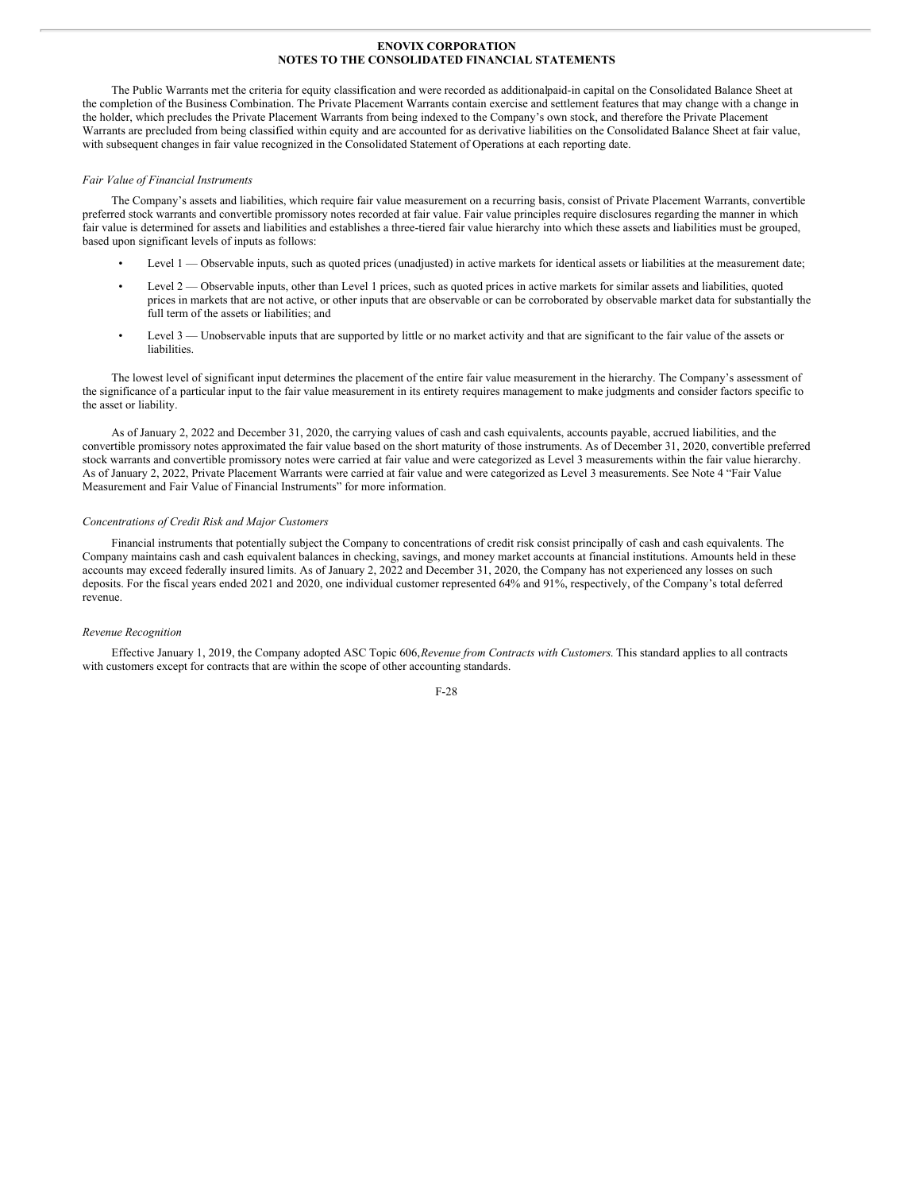The Public Warrants met the criteria for equity classification and were recorded as additional paid-in capital on the Consolidated Balance Sheet at the completion of the Business Combination. The Private Placement Warrants contain exercise and settlement features that may change with a change in the holder, which precludes the Private Placement Warrants from being indexed to the Company's own stock, and therefore the Private Placement Warrants are precluded from being classified within equity and are accounted for as derivative liabilities on the Consolidated Balance Sheet at fair value, with subsequent changes in fair value recognized in the Consolidated Statement of Operations at each reporting date.

*Fair Value of Financial Instruments*

The Company's assets and liabilities, which require fair value measurement on a recurring basis, consist of Private Placement Warrants, convertible preferred stock warrants and convertible promissory notes recorded at fair value. Fair value principles require disclosures regarding the manner in which fair value is determined for assets and liabilities and establishes a three-tiered fair value hierarchy into which these assets and liabilities must be grouped, based upon significant levels of inputs as follows:

- Level 1 — Observable inputs, such as quoted prices (unadjusted) in active markets for identical assets or liabilities at the measurement date;
- Level 2 — Observable inputs, other than Level 1 prices, such as quoted prices in active markets for similar assets and liabilities, quoted prices in markets that are not active, or other inputs that are observable or can be corroborated by observable market data for substantially the full term of the assets or liabilities; and
- Level 3 — Unobservable inputs that are supported by little or no market activity and that are significant to the fair value of the assets or liabilities.

The lowest level of significant input determines the placement of the entire fair value measurement in the hierarchy. The Company's assessment of the significance of a particular input to the fair value measurement in its entirety requires management to make judgments and consider factors specific to the asset or liability.

As of January 2, 2022 and December 31, 2020, the carrying values of cash and cash equivalents, accounts payable, accrued liabilities, and the convertible promissory notes approximated the fair value based on the short maturity of those instruments. As of December 31, 2020, convertible preferred stock warrants and convertible promissory notes were carried at fair value and were categorized as Level 3 measurements within the fair value hierarchy. As of January 2, 2022, Private Placement Warrants were carried at fair value and were categorized as Level 3 measurements. See Note 4 "Fair Value Measurement and Fair Value of Financial Instruments" for more information.

*Concentrations of Credit Risk and Major Customers*

Financial instruments that potentially subject the Company to concentrations of credit risk consist principally of cash and cash equivalents. The Company maintains cash and cash equivalent balances in checking, savings, and money market accounts at financial institutions. Amounts held in these accounts may exceed federally insured limits. As of January 2, 2022 and December 31, 2020, the Company has not experienced any losses on such deposits. For the fiscal years ended 2021 and 2020, one individual customer represented 64% and 91%, respectively, of the Company's total deferred revenue.

*Revenue Recognition*

Effective January 1, 2019, the Company adopted ASC Topic 606, *Revenue from Contracts with Customers*. This standard applies to all contracts with customers except for contracts that are within the scope of other accounting standards.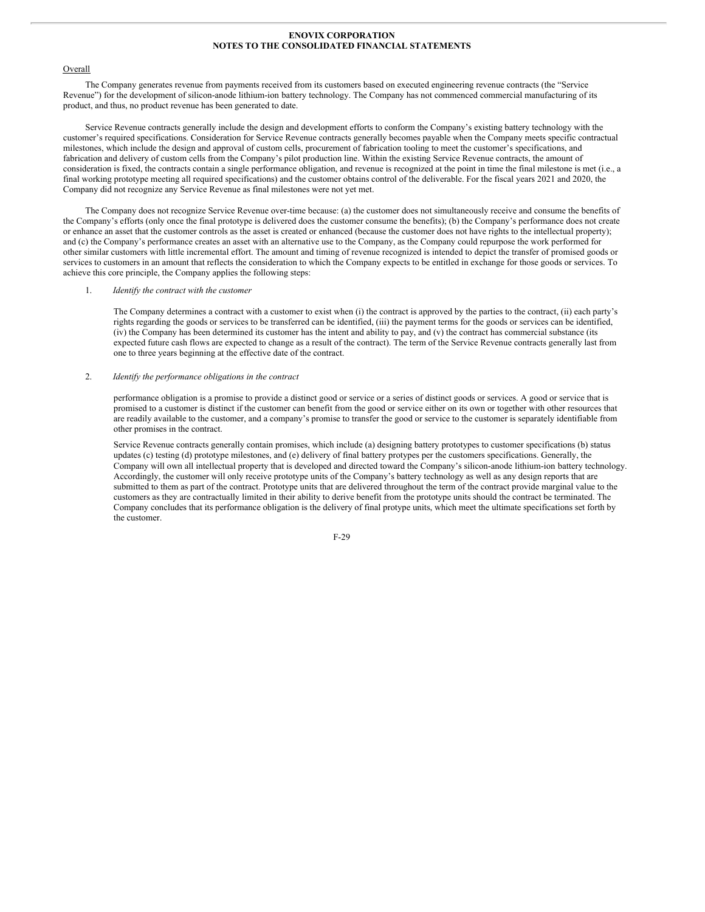Overall

The Company generates revenue from payments received from its customers based on executed engineering revenue contracts (the "Service Revenue") for the development of silicon-anode lithium-ion battery technology. The Company has not commenced commercial manufacturing of its product, and thus, no product revenue has been generated to date.

Service Revenue contracts generally include the design and development efforts to conform the Company's existing battery technology with the customer's required specifications. Consideration for Service Revenue contracts generally becomes payable when the Company meets specific contractual milestones, which include the design and approval of custom cells, procurement of fabrication tooling to meet the customer's specifications, and fabrication and delivery of custom cells from the Company's pilot production line. Within the existing Service Revenue contracts, the amount of consideration is fixed, the contracts contain a single performance obligation, and revenue is recognized at the point in time the final milestone is met (i.e., a final working prototype meeting all required specifications) and the customer obtains control of the deliverable. For the fiscal years 2021 and 2020, the Company did not recognize any Service Revenue as final milestones were not yet met.

The Company does not recognize Service Revenue over-time because: (a) the customer does not simultaneously receive and consume the benefits of the Company's efforts (only once the final prototype is delivered does the customer consume the benefits); (b) the Company's performance does not create or enhance an asset that the customer controls as the asset is created or enhanced (because the customer does not have rights to the intellectual property); and (c) the Company's performance creates an asset with an alternative use to the Company, as the Company could repurpose the work performed for other similar customers with little incremental effort. The amount and timing of revenue recognized is intended to depict the transfer of promised goods or services to customers in an amount that reflects the consideration to which the Company expects to be entitled in exchange for those goods or services. To achieve this core principle, the Company applies the following steps:

1. *Identify the contract with the customer*

   The Company determines a contract with a customer to exist when (i) the contract is approved by the parties to the contract, (ii) each party's rights regarding the goods or services to be transferred can be identified, (iii) the payment terms for the goods or services can be identified, (iv) the Company has been determined its customer has the intent and ability to pay, and (v) the contract has commercial substance (its expected future cash flows are expected to change as a result of the contract). The term of the Service Revenue contracts generally last from one to three years beginning at the effective date of the contract.

2. *Identify the performance obligations in the contract*

   performance obligation is a promise to provide a distinct good or service or a series of distinct goods or services. A good or service that is promised to a customer is distinct if the customer can benefit from the good or service either on its own or together with other resources that are readily available to the customer, and a company's promise to transfer the good or service to the customer is separately identifiable from other promises in the contract.

   Service Revenue contracts generally contain promises, which include (a) designing battery prototypes to customer specifications (b) status updates (c) testing (d) prototype milestones, and (e) delivery of final battery protypes per the customers specifications. Generally, the Company will own all intellectual property that is developed and directed toward the Company's silicon-anode lithium-ion battery technology. Accordingly, the customer will only receive prototype units of the Company's battery technology as well as any design reports that are submitted to them as part of the contract. Prototype units that are delivered throughout the term of the contract provide marginal value to the customers as they are contractually limited in their ability to derive benefit from the prototype units should the contract be terminated. The Company concludes that its performance obligation is the delivery of final protype units, which meet the ultimate specifications set forth by the customer.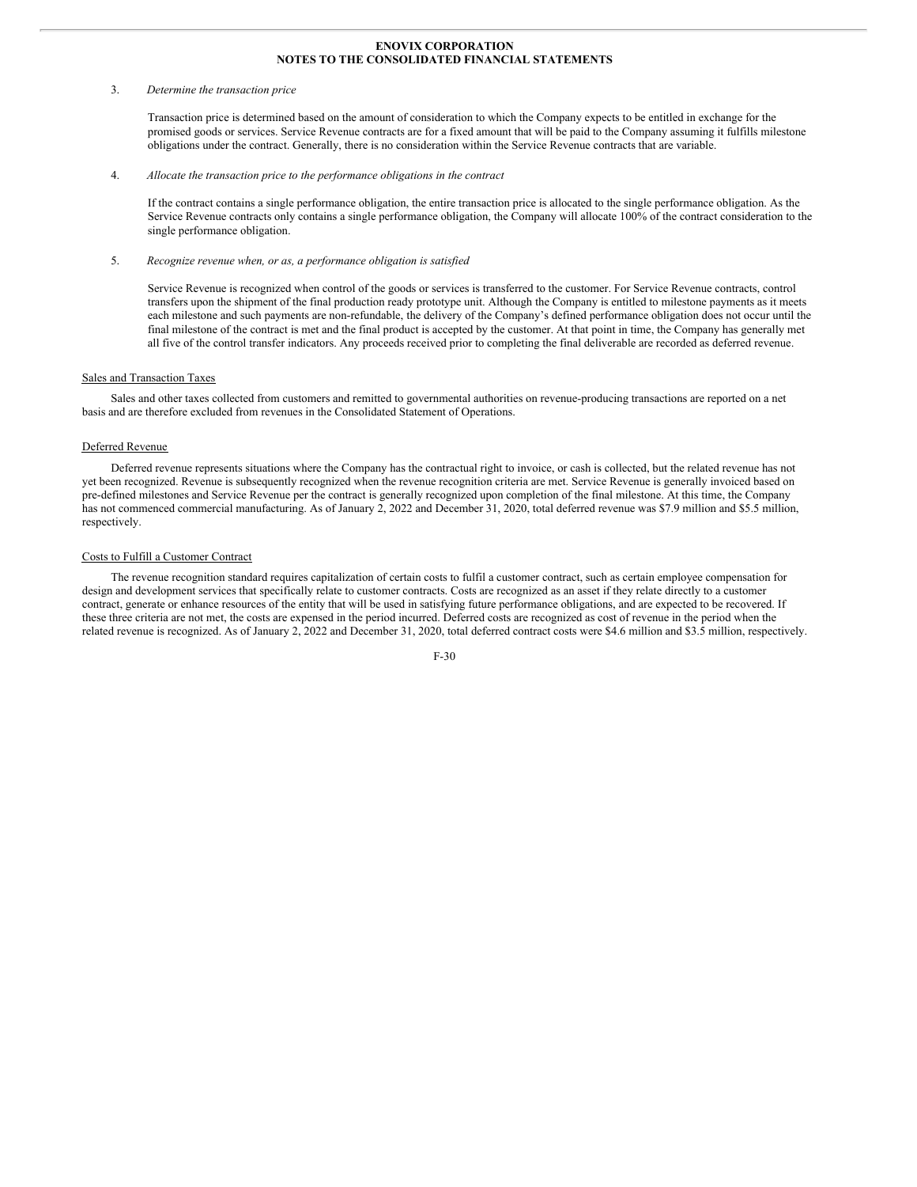3. *Determine the transaction price*

   Transaction price is determined based on the amount of consideration to which the Company expects to be entitled in exchange for the promised goods or services. Service Revenue contracts are for a fixed amount that will be paid to the Company assuming it fulfills milestone obligations under the contract. Generally, there is no consideration within the Service Revenue contracts that are variable.

4. *Allocate the transaction price to the performance obligations in the contract*

   If the contract contains a single performance obligation, the entire transaction price is allocated to the single performance obligation. As the Service Revenue contracts only contains a single performance obligation, the Company will allocate 100% of the contract consideration to the single performance obligation.

5. *Recognize revenue when, or as, a performance obligation is satisfied*

   Service Revenue is recognized when control of the goods or services is transferred to the customer. For Service Revenue contracts, control transfers upon the shipment of the final production ready prototype unit. Although the Company is entitled to milestone payments as it meets each milestone and such payments are non-refundable, the delivery of the Company's defined performance obligation does not occur until the final milestone of the contract is met and the final product is accepted by the customer. At that point in time, the Company has generally met all five of the control transfer indicators. Any proceeds received prior to completing the final deliverable are recorded as deferred revenue.

<u>Sales and Transaction Taxes</u>

Sales and other taxes collected from customers and remitted to governmental authorities on revenue-producing transactions are reported on a net basis and are therefore excluded from revenues in the Consolidated Statement of Operations.

<u>Deferred Revenue</u>

Deferred revenue represents situations where the Company has the contractual right to invoice, or cash is collected, but the related revenue has not yet been recognized. Revenue is subsequently recognized when the revenue recognition criteria are met. Service Revenue is generally invoiced based on pre-defined milestones and Service Revenue per the contract is generally recognized upon completion of the final milestone. At this time, the Company has not commenced commercial manufacturing. As of January 2, 2022 and December 31, 2020, total deferred revenue was $7.9 million and $5.5 million, respectively.

<u>Costs to Fulfill a Customer Contract</u>

The revenue recognition standard requires capitalization of certain costs to fulfil a customer contract, such as certain employee compensation for design and development services that specifically relate to customer contracts. Costs are recognized as an asset if they relate directly to a customer contract, generate or enhance resources of the entity that will be used in satisfying future performance obligations, and are expected to be recovered. If these three criteria are not met, the costs are expensed in the period incurred. Deferred costs are recognized as cost of revenue in the period when the related revenue is recognized. As of January 2, 2022 and December 31, 2020, total deferred contract costs were $4.6 million and $3.5 million, respectively.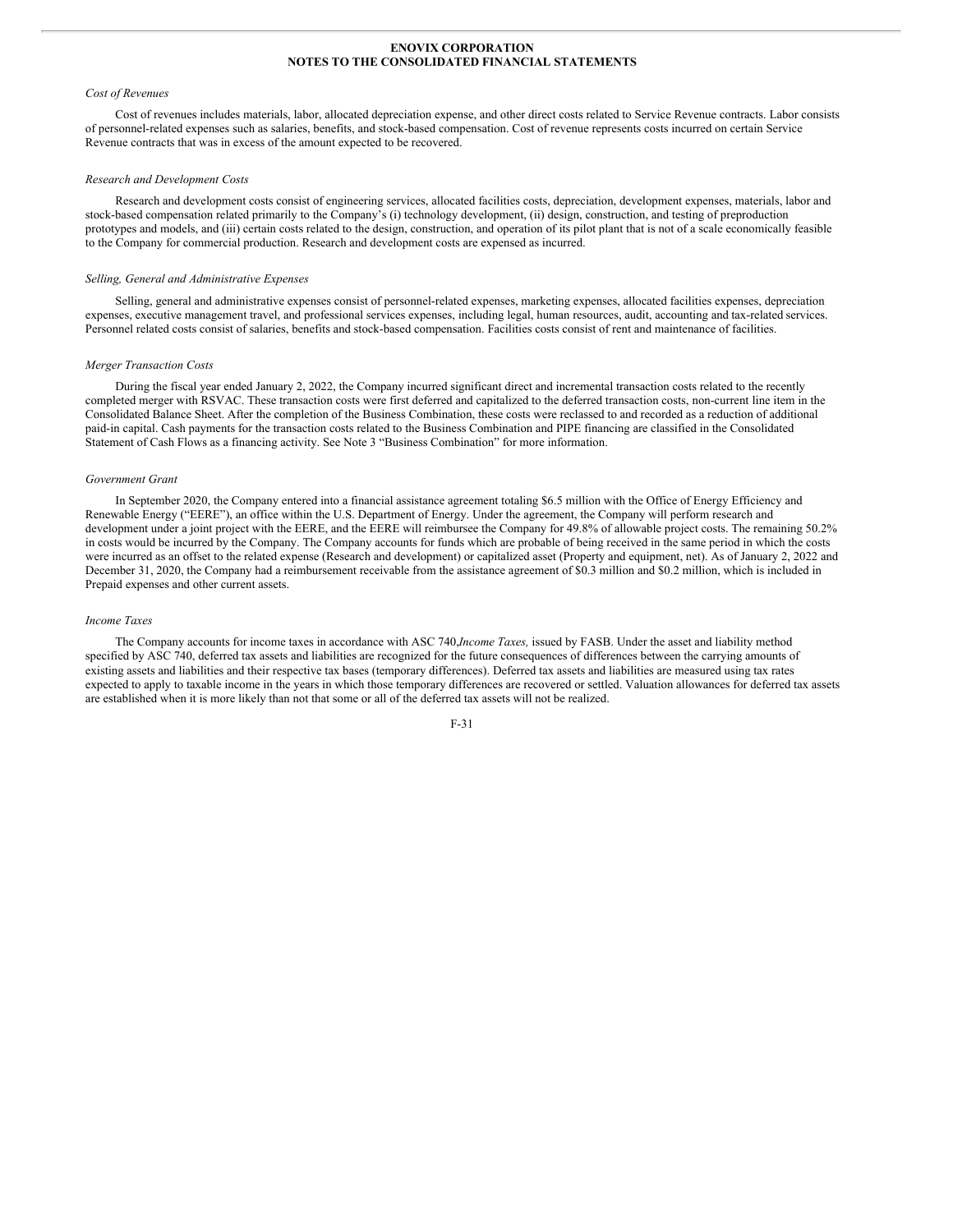*Cost of Revenues*

Cost of revenues includes materials, labor, allocated depreciation expense, and other direct costs related to Service Revenue contracts. Labor consists of personnel-related expenses such as salaries, benefits, and stock-based compensation. Cost of revenue represents costs incurred on certain Service Revenue contracts that was in excess of the amount expected to be recovered.

*Research and Development Costs*

Research and development costs consist of engineering services, allocated facilities costs, depreciation, development expenses, materials, labor and stock-based compensation related primarily to the Company's (i) technology development, (ii) design, construction, and testing of preproduction prototypes and models, and (iii) certain costs related to the design, construction, and operation of its pilot plant that is not of a scale economically feasible to the Company for commercial production. Research and development costs are expensed as incurred.

*Selling, General and Administrative Expenses*

Selling, general and administrative expenses consist of personnel-related expenses, marketing expenses, allocated facilities expenses, depreciation expenses, executive management travel, and professional services expenses, including legal, human resources, audit, accounting and tax-related services. Personnel related costs consist of salaries, benefits and stock-based compensation. Facilities costs consist of rent and maintenance of facilities.

*Merger Transaction Costs*

During the fiscal year ended January 2, 2022, the Company incurred significant direct and incremental transaction costs related to the recently completed merger with RSVAC. These transaction costs were first deferred and capitalized to the deferred transaction costs, non-current line item in the Consolidated Balance Sheet. After the completion of the Business Combination, these costs were reclassed to and recorded as a reduction of additional paid-in capital. Cash payments for the transaction costs related to the Business Combination and PIPE financing are classified in the Consolidated Statement of Cash Flows as a financing activity. See Note 3 "Business Combination" for more information.

*Government Grant*

In September 2020, the Company entered into a financial assistance agreement totaling $6.5 million with the Office of Energy Efficiency and Renewable Energy ("EERE"), an office within the U.S. Department of Energy. Under the agreement, the Company will perform research and development under a joint project with the EERE, and the EERE will reimbursee the Company for 49.8% of allowable project costs. The remaining 50.2% in costs would be incurred by the Company. The Company accounts for funds which are probable of being received in the same period in which the costs were incurred as an offset to the related expense (Research and development) or capitalized asset (Property and equipment, net). As of January 2, 2022 and December 31, 2020, the Company had a reimbursement receivable from the assistance agreement of $0.3 million and $0.2 million, which is included in Prepaid expenses and other current assets.

*Income Taxes*

The Company accounts for income taxes in accordance with ASC 740,*Income Taxes,* issued by FASB. Under the asset and liability method specified by ASC 740, deferred tax assets and liabilities are recognized for the future consequences of differences between the carrying amounts of existing assets and liabilities and their respective tax bases (temporary differences). Deferred tax assets and liabilities are measured using tax rates expected to apply to taxable income in the years in which those temporary differences are recovered or settled. Valuation allowances for deferred tax assets are established when it is more likely than not that some or all of the deferred tax assets will not be realized.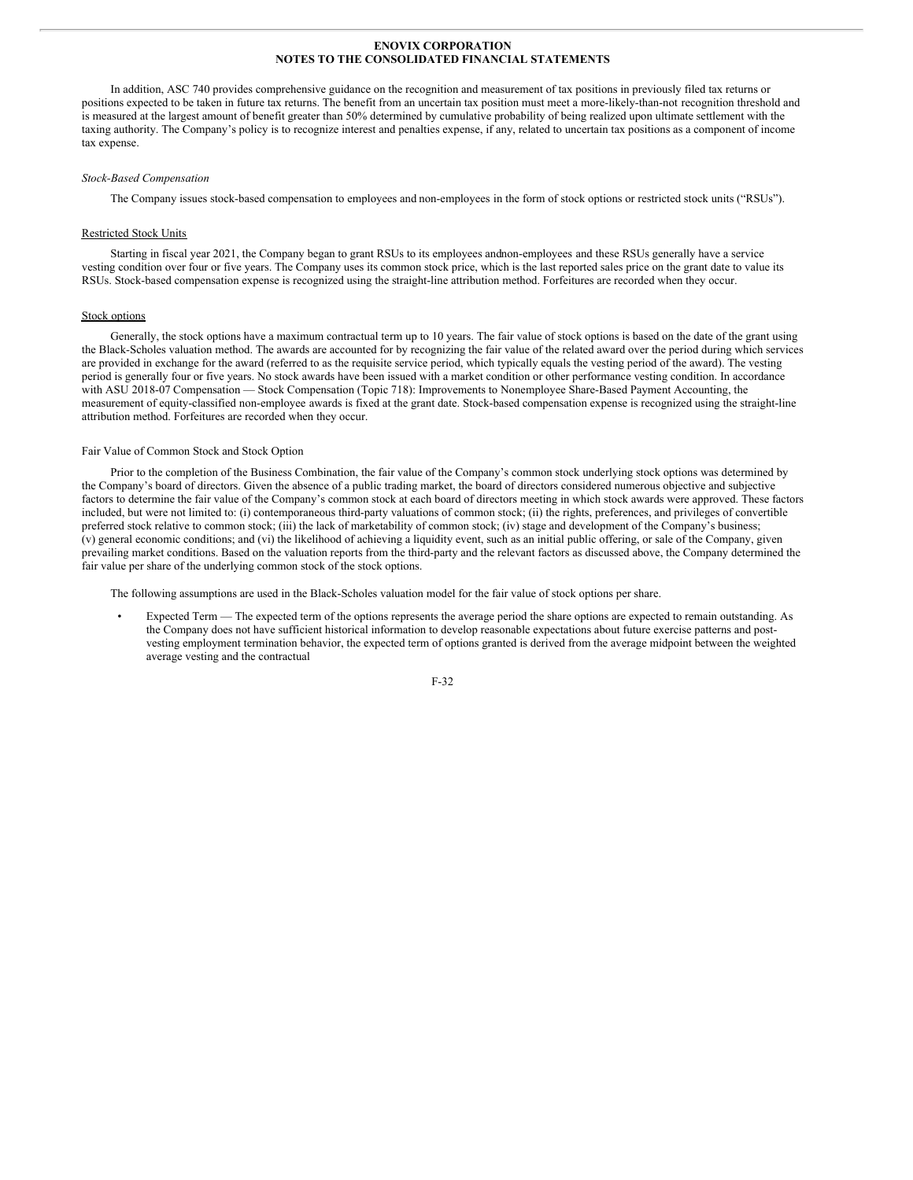In addition, ASC 740 provides comprehensive guidance on the recognition and measurement of tax positions in previously filed tax returns or positions expected to be taken in future tax returns. The benefit from an uncertain tax position must meet a more-likely-than-not recognition threshold and is measured at the largest amount of benefit greater than 50% determined by cumulative probability of being realized upon ultimate settlement with the taxing authority. The Company's policy is to recognize interest and penalties expense, if any, related to uncertain tax positions as a component of income tax expense.

*Stock-Based Compensation*

The Company issues stock-based compensation to employees and non-employees in the form of stock options or restricted stock units ("RSUs").

Restricted Stock Units

Starting in fiscal year 2021, the Company began to grant RSUs to its employees andnon-employees and these RSUs generally have a service vesting condition over four or five years. The Company uses its common stock price, which is the last reported sales price on the grant date to value its RSUs. Stock-based compensation expense is recognized using the straight-line attribution method. Forfeitures are recorded when they occur.

Stock options

Generally, the stock options have a maximum contractual term up to 10 years. The fair value of stock options is based on the date of the grant using the Black-Scholes valuation method. The awards are accounted for by recognizing the fair value of the related award over the period during which services are provided in exchange for the award (referred to as the requisite service period, which typically equals the vesting period of the award). The vesting period is generally four or five years. No stock awards have been issued with a market condition or other performance vesting condition. In accordance with ASU 2018-07 Compensation — Stock Compensation (Topic 718): Improvements to Nonemployee Share-Based Payment Accounting, the measurement of equity-classified non-employee awards is fixed at the grant date. Stock-based compensation expense is recognized using the straight-line attribution method. Forfeitures are recorded when they occur.

Fair Value of Common Stock and Stock Option

Prior to the completion of the Business Combination, the fair value of the Company's common stock underlying stock options was determined by the Company's board of directors. Given the absence of a public trading market, the board of directors considered numerous objective and subjective factors to determine the fair value of the Company's common stock at each board of directors meeting in which stock awards were approved. These factors included, but were not limited to: (i) contemporaneous third-party valuations of common stock; (ii) the rights, preferences, and privileges of convertible preferred stock relative to common stock; (iii) the lack of marketability of common stock; (iv) stage and development of the Company's business; (v) general economic conditions; and (vi) the likelihood of achieving a liquidity event, such as an initial public offering, or sale of the Company, given prevailing market conditions. Based on the valuation reports from the third-party and the relevant factors as discussed above, the Company determined the fair value per share of the underlying common stock of the stock options.

The following assumptions are used in the Black-Scholes valuation model for the fair value of stock options per share.

- Expected Term — The expected term of the options represents the average period the share options are expected to remain outstanding. As the Company does not have sufficient historical information to develop reasonable expectations about future exercise patterns and post-vesting employment termination behavior, the expected term of options granted is derived from the average midpoint between the weighted average vesting and the contractual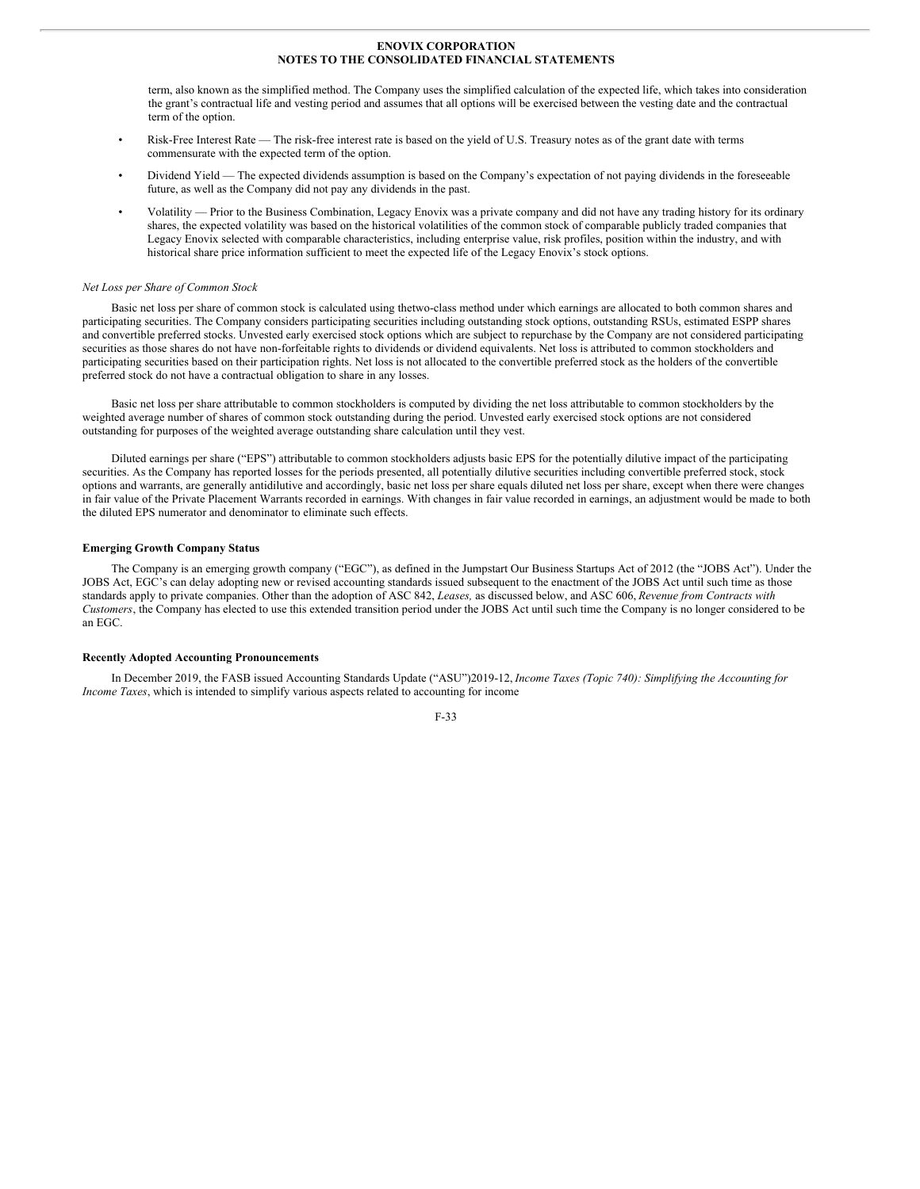term, also known as the simplified method. The Company uses the simplified calculation of the expected life, which takes into consideration the grant's contractual life and vesting period and assumes that all options will be exercised between the vesting date and the contractual term of the option.

- Risk-Free Interest Rate — The risk-free interest rate is based on the yield of U.S. Treasury notes as of the grant date with terms commensurate with the expected term of the option.
- Dividend Yield — The expected dividends assumption is based on the Company's expectation of not paying dividends in the foreseeable future, as well as the Company did not pay any dividends in the past.
- Volatility — Prior to the Business Combination, Legacy Enovix was a private company and did not have any trading history for its ordinary shares, the expected volatility was based on the historical volatilities of the common stock of comparable publicly traded companies that Legacy Enovix selected with comparable characteristics, including enterprise value, risk profiles, position within the industry, and with historical share price information sufficient to meet the expected life of the Legacy Enovix's stock options.

*Net Loss per Share of Common Stock*

Basic net loss per share of common stock is calculated using thetwo-class method under which earnings are allocated to both common shares and participating securities. The Company considers participating securities including outstanding stock options, outstanding RSUs, estimated ESPP shares and convertible preferred stocks. Unvested early exercised stock options which are subject to repurchase by the Company are not considered participating securities as those shares do not have non-forfeitable rights to dividends or dividend equivalents. Net loss is attributed to common stockholders and participating securities based on their participation rights. Net loss is not allocated to the convertible preferred stock as the holders of the convertible preferred stock do not have a contractual obligation to share in any losses.

Basic net loss per share attributable to common stockholders is computed by dividing the net loss attributable to common stockholders by the weighted average number of shares of common stock outstanding during the period. Unvested early exercised stock options are not considered outstanding for purposes of the weighted average outstanding share calculation until they vest.

Diluted earnings per share ("EPS") attributable to common stockholders adjusts basic EPS for the potentially dilutive impact of the participating securities. As the Company has reported losses for the periods presented, all potentially dilutive securities including convertible preferred stock, stock options and warrants, are generally antidilutive and accordingly, basic net loss per share equals diluted net loss per share, except when there were changes in fair value of the Private Placement Warrants recorded in earnings. With changes in fair value recorded in earnings, an adjustment would be made to both the diluted EPS numerator and denominator to eliminate such effects.

**Emerging Growth Company Status**

The Company is an emerging growth company ("EGC"), as defined in the Jumpstart Our Business Startups Act of 2012 (the "JOBS Act"). Under the JOBS Act, EGC's can delay adopting new or revised accounting standards issued subsequent to the enactment of the JOBS Act until such time as those standards apply to private companies. Other than the adoption of ASC 842, *Leases,* as discussed below, and ASC 606, *Revenue from Contracts with Customers*, the Company has elected to use this extended transition period under the JOBS Act until such time the Company is no longer considered to be an EGC.

**Recently Adopted Accounting Pronouncements**

In December 2019, the FASB issued Accounting Standards Update ("ASU")2019-12, *Income Taxes (Topic 740): Simplifying the Accounting for Income Taxes*, which is intended to simplify various aspects related to accounting for income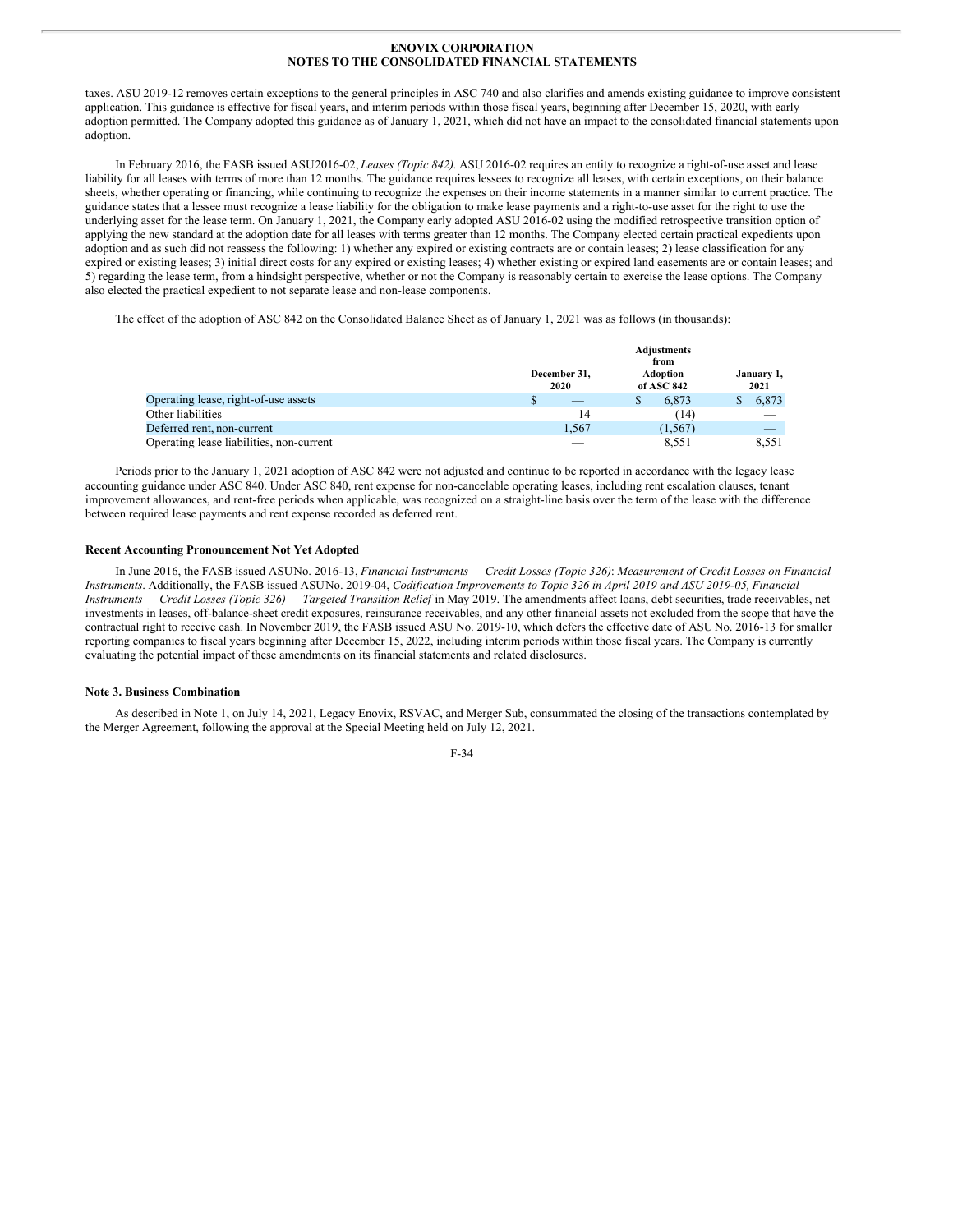taxes. ASU 2019-12 removes certain exceptions to the general principles in ASC 740 and also clarifies and amends existing guidance to improve consistent application. This guidance is effective for fiscal years, and interim periods within those fiscal years, beginning after December 15, 2020, with early adoption permitted. The Company adopted this guidance as of January 1, 2021, which did not have an impact to the consolidated financial statements upon adoption.

In February 2016, the FASB issued ASU2016-02, *Leases (Topic 842).* ASU 2016-02 requires an entity to recognize a right-of-use asset and lease liability for all leases with terms of more than 12 months. The guidance requires lessees to recognize all leases, with certain exceptions, on their balance sheets, whether operating or financing, while continuing to recognize the expenses on their income statements in a manner similar to current practice. The guidance states that a lessee must recognize a lease liability for the obligation to make lease payments and a right-to-use asset for the right to use the underlying asset for the lease term. On January 1, 2021, the Company early adopted ASU 2016-02 using the modified retrospective transition option of applying the new standard at the adoption date for all leases with terms greater than 12 months. The Company elected certain practical expedients upon adoption and as such did not reassess the following: 1) whether any expired or existing contracts are or contain leases; 2) lease classification for any expired or existing leases; 3) initial direct costs for any expired or existing leases; 4) whether existing or expired land easements are or contain leases; and 5) regarding the lease term, from a hindsight perspective, whether or not the Company is reasonably certain to exercise the lease options. The Company also elected the practical expedient to not separate lease and non-lease components.

The effect of the adoption of ASC 842 on the Consolidated Balance Sheet as of January 1, 2021 was as follows (in thousands):

| | December 31, 2020 | Adjustments from Adoption of ASC 842 | January 1, 2021 |
|---|---|---|---|
| Operating lease, right-of-use assets | $ — | $ 6,873 | $ 6,873 |
| Other liabilities | 14 | (14) | — |
| Deferred rent, non-current | 1,567 | (1,567) | — |
| Operating lease liabilities, non-current | — | 8,551 | 8,551 |

Periods prior to the January 1, 2021 adoption of ASC 842 were not adjusted and continue to be reported in accordance with the legacy lease accounting guidance under ASC 840. Under ASC 840, rent expense for non-cancelable operating leases, including rent escalation clauses, tenant improvement allowances, and rent-free periods when applicable, was recognized on a straight-line basis over the term of the lease with the difference between required lease payments and rent expense recorded as deferred rent.

**Recent Accounting Pronouncement Not Yet Adopted**

In June 2016, the FASB issued ASUNo. 2016-13, *Financial Instruments — Credit Losses (Topic 326)*: *Measurement of Credit Losses on Financial Instruments*. Additionally, the FASB issued ASUNo. 2019-04, *Codification Improvements to Topic 326 in April 2019 and ASU 2019-05, Financial Instruments — Credit Losses (Topic 326) — Targeted Transition Relief* in May 2019. The amendments affect loans, debt securities, trade receivables, net investments in leases, off-balance-sheet credit exposures, reinsurance receivables, and any other financial assets not excluded from the scope that have the contractual right to receive cash. In November 2019, the FASB issued ASU No. 2019-10, which defers the effective date of ASU No. 2016-13 for smaller reporting companies to fiscal years beginning after December 15, 2022, including interim periods within those fiscal years. The Company is currently evaluating the potential impact of these amendments on its financial statements and related disclosures.

**Note 3. Business Combination**

As described in Note 1, on July 14, 2021, Legacy Enovix, RSVAC, and Merger Sub, consummated the closing of the transactions contemplated by the Merger Agreement, following the approval at the Special Meeting held on July 12, 2021.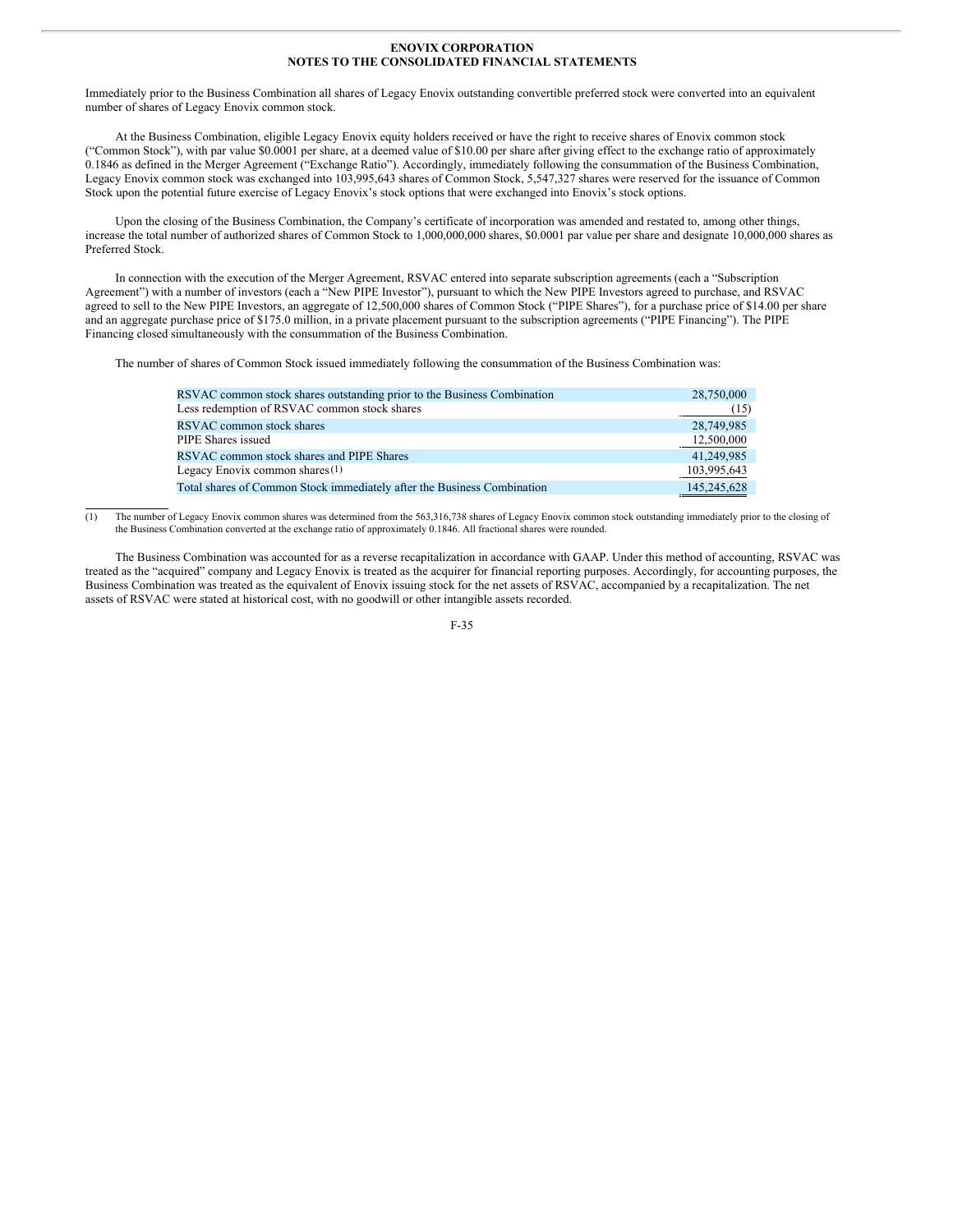Immediately prior to the Business Combination all shares of Legacy Enovix outstanding convertible preferred stock were converted into an equivalent number of shares of Legacy Enovix common stock.

At the Business Combination, eligible Legacy Enovix equity holders received or have the right to receive shares of Enovix common stock ("Common Stock"), with par value $0.0001 per share, at a deemed value of $10.00 per share after giving effect to the exchange ratio of approximately 0.1846 as defined in the Merger Agreement ("Exchange Ratio"). Accordingly, immediately following the consummation of the Business Combination, Legacy Enovix common stock was exchanged into 103,995,643 shares of Common Stock, 5,547,327 shares were reserved for the issuance of Common Stock upon the potential future exercise of Legacy Enovix's stock options that were exchanged into Enovix's stock options.

Upon the closing of the Business Combination, the Company's certificate of incorporation was amended and restated to, among other things, increase the total number of authorized shares of Common Stock to 1,000,000,000 shares, $0.0001 par value per share and designate 10,000,000 shares as Preferred Stock.

In connection with the execution of the Merger Agreement, RSVAC entered into separate subscription agreements (each a "Subscription Agreement") with a number of investors (each a "New PIPE Investor"), pursuant to which the New PIPE Investors agreed to purchase, and RSVAC agreed to sell to the New PIPE Investors, an aggregate of 12,500,000 shares of Common Stock ("PIPE Shares"), for a purchase price of $14.00 per share and an aggregate purchase price of $175.0 million, in a private placement pursuant to the subscription agreements ("PIPE Financing"). The PIPE Financing closed simultaneously with the consummation of the Business Combination.

The number of shares of Common Stock issued immediately following the consummation of the Business Combination was:

| | |
|---|---|
| RSVAC common stock shares outstanding prior to the Business Combination | 28,750,000 |
| Less redemption of RSVAC common stock shares | (15) |
| RSVAC common stock shares | 28,749,985 |
| PIPE Shares issued | 12,500,000 |
| RSVAC common stock shares and PIPE Shares | 41,249,985 |
| Legacy Enovix common shares(1) | 103,995,643 |
| Total shares of Common Stock immediately after the Business Combination | 145,245,628 |

(1) The number of Legacy Enovix common shares was determined from the 563,316,738 shares of Legacy Enovix common stock outstanding immediately prior to the closing of the Business Combination converted at the exchange ratio of approximately 0.1846. All fractional shares were rounded.

The Business Combination was accounted for as a reverse recapitalization in accordance with GAAP. Under this method of accounting, RSVAC was treated as the "acquired" company and Legacy Enovix is treated as the acquirer for financial reporting purposes. Accordingly, for accounting purposes, the Business Combination was treated as the equivalent of Enovix issuing stock for the net assets of RSVAC, accompanied by a recapitalization. The net assets of RSVAC were stated at historical cost, with no goodwill or other intangible assets recorded.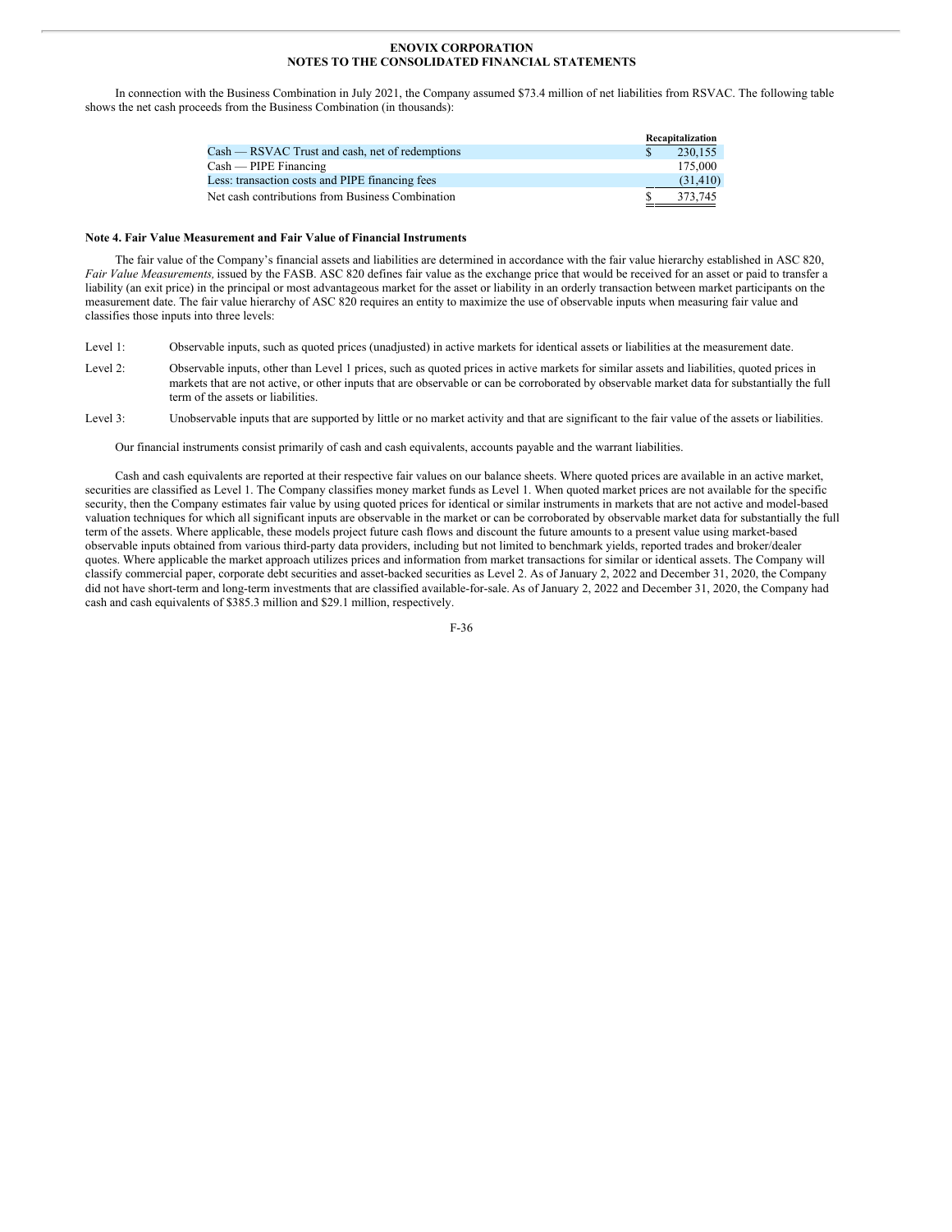In connection with the Business Combination in July 2021, the Company assumed $73.4 million of net liabilities from RSVAC. The following table shows the net cash proceeds from the Business Combination (in thousands):

| | Recapitalization |
|---|---|
| Cash — RSVAC Trust and cash, net of redemptions | $ 230,155 |
| Cash — PIPE Financing | 175,000 |
| Less: transaction costs and PIPE financing fees | (31,410) |
| Net cash contributions from Business Combination | $ 373,745 |

**Note 4. Fair Value Measurement and Fair Value of Financial Instruments**

The fair value of the Company's financial assets and liabilities are determined in accordance with the fair value hierarchy established in ASC 820, *Fair Value Measurements,* issued by the FASB. ASC 820 defines fair value as the exchange price that would be received for an asset or paid to transfer a liability (an exit price) in the principal or most advantageous market for the asset or liability in an orderly transaction between market participants on the measurement date. The fair value hierarchy of ASC 820 requires an entity to maximize the use of observable inputs when measuring fair value and classifies those inputs into three levels:

Level 1: Observable inputs, such as quoted prices (unadjusted) in active markets for identical assets or liabilities at the measurement date.

Level 2: Observable inputs, other than Level 1 prices, such as quoted prices in active markets for similar assets and liabilities, quoted prices in markets that are not active, or other inputs that are observable or can be corroborated by observable market data for substantially the full term of the assets or liabilities.

Level 3: Unobservable inputs that are supported by little or no market activity and that are significant to the fair value of the assets or liabilities.

Our financial instruments consist primarily of cash and cash equivalents, accounts payable and the warrant liabilities.

Cash and cash equivalents are reported at their respective fair values on our balance sheets. Where quoted prices are available in an active market, securities are classified as Level 1. The Company classifies money market funds as Level 1. When quoted market prices are not available for the specific security, then the Company estimates fair value by using quoted prices for identical or similar instruments in markets that are not active and model-based valuation techniques for which all significant inputs are observable in the market or can be corroborated by observable market data for substantially the full term of the assets. Where applicable, these models project future cash flows and discount the future amounts to a present value using market-based observable inputs obtained from various third-party data providers, including but not limited to benchmark yields, reported trades and broker/dealer quotes. Where applicable the market approach utilizes prices and information from market transactions for similar or identical assets. The Company will classify commercial paper, corporate debt securities and asset-backed securities as Level 2. As of January 2, 2022 and December 31, 2020, the Company did not have short-term and long-term investments that are classified available-for-sale. As of January 2, 2022 and December 31, 2020, the Company had cash and cash equivalents of $385.3 million and $29.1 million, respectively.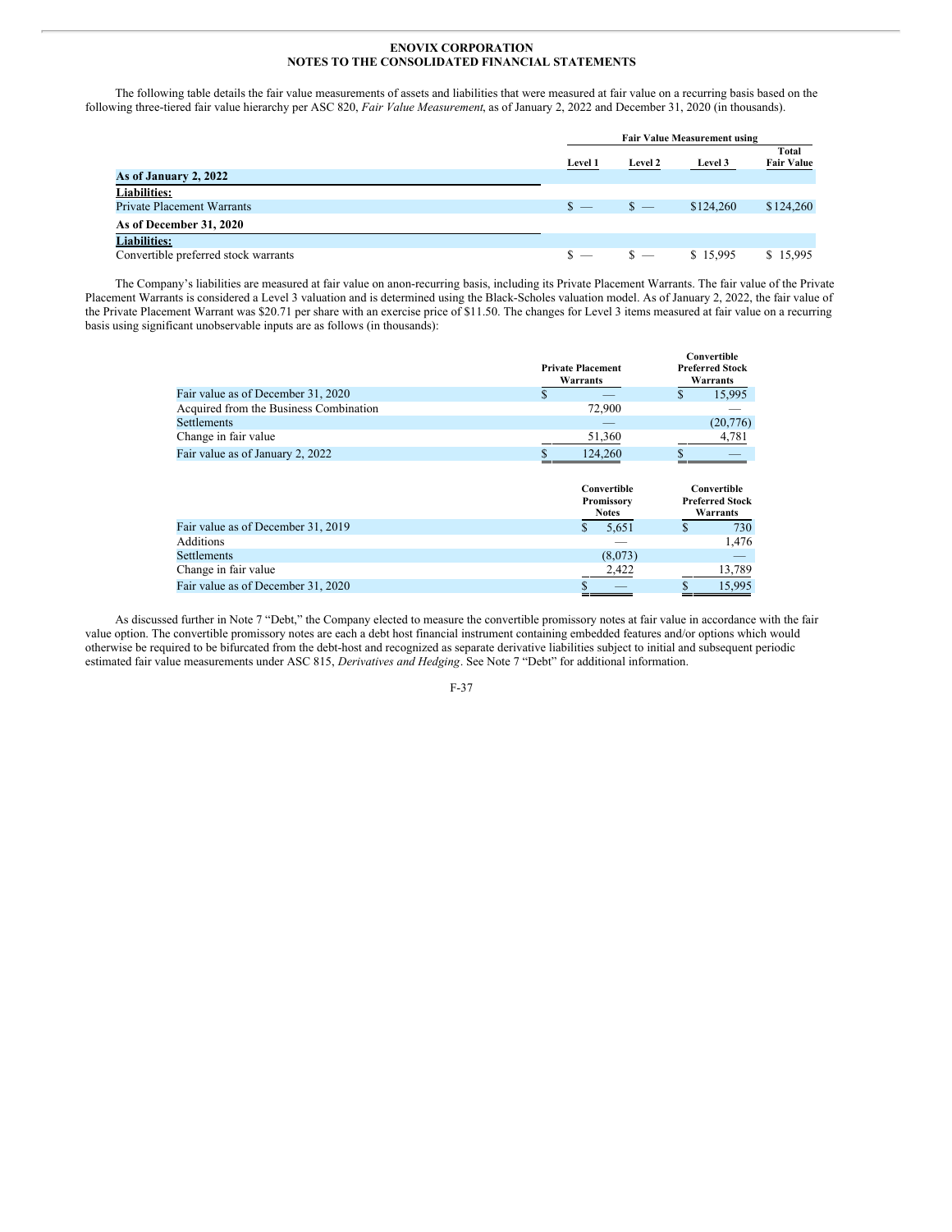ENOVIX CORPORATION
NOTES TO THE CONSOLIDATED FINANCIAL STATEMENTS

The following table details the fair value measurements of assets and liabilities that were measured at fair value on a recurring basis based on the following three-tiered fair value hierarchy per ASC 820, *Fair Value Measurement*, as of January 2, 2022 and December 31, 2020 (in thousands).

| | Fair Value Measurement using | | | |
|---|---|---|---|---|
| | Level 1 | Level 2 | Level 3 | Total Fair Value |
| **As of January 2, 2022** | | | | |
| **Liabilities:** | | | | |
| Private Placement Warrants | $ — | $ — | $124,260 | $124,260 |
| **As of December 31, 2020** | | | | |
| **Liabilities:** | | | | |
| Convertible preferred stock warrants | $ — | $ — | $ 15,995 | $ 15,995 |

The Company's liabilities are measured at fair value on anon-recurring basis, including its Private Placement Warrants. The fair value of the Private Placement Warrants is considered a Level 3 valuation and is determined using the Black-Scholes valuation model. As of January 2, 2022, the fair value of the Private Placement Warrant was $20.71 per share with an exercise price of $11.50. The changes for Level 3 items measured at fair value on a recurring basis using significant unobservable inputs are as follows (in thousands):

| | Private Placement Warrants | Convertible Preferred Stock Warrants |
|---|---|---|
| Fair value as of December 31, 2020 | $ — | $ 15,995 |
| Acquired from the Business Combination | 72,900 | — |
| Settlements | — | (20,776) |
| Change in fair value | 51,360 | 4,781 |
| Fair value as of January 2, 2022 | $ 124,260 | $ — |

| | Convertible Promissory Notes | Convertible Preferred Stock Warrants |
|---|---|---|
| Fair value as of December 31, 2019 | $ 5,651 | $ 730 |
| Additions | — | 1,476 |
| Settlements | (8,073) | — |
| Change in fair value | 2,422 | 13,789 |
| Fair value as of December 31, 2020 | $ — | $ 15,995 |

As discussed further in Note 7 "Debt," the Company elected to measure the convertible promissory notes at fair value in accordance with the fair value option. The convertible promissory notes are each a debt host financial instrument containing embedded features and/or options which would otherwise be required to be bifurcated from the debt-host and recognized as separate derivative liabilities subject to initial and subsequent periodic estimated fair value measurements under ASC 815, *Derivatives and Hedging*. See Note 7 "Debt" for additional information.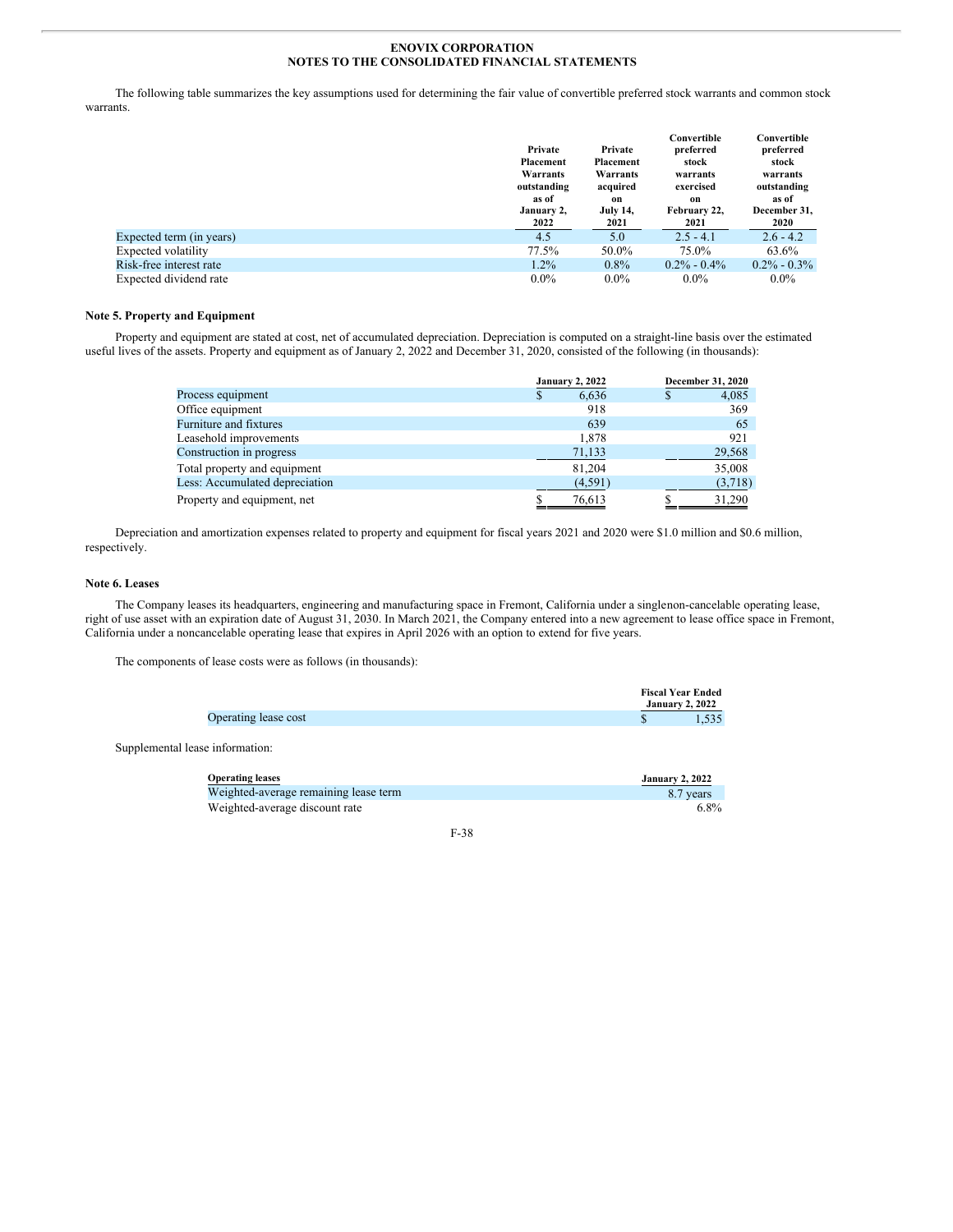The following table summarizes the key assumptions used for determining the fair value of convertible preferred stock warrants and common stock warrants.

| | Private Placement Warrants outstanding as of January 2, 2022 | Private Placement Warrants acquired on July 14, 2021 | Convertible preferred stock warrants exercised on February 22, 2021 | Convertible preferred stock warrants outstanding as of December 31, 2020 |
|---|---|---|---|---|
| Expected term (in years) | 4.5 | 5.0 | 2.5 - 4.1 | 2.6 - 4.2 |
| Expected volatility | 77.5% | 50.0% | 75.0% | 63.6% |
| Risk-free interest rate | 1.2% | 0.8% | 0.2% - 0.4% | 0.2% - 0.3% |
| Expected dividend rate | 0.0% | 0.0% | 0.0% | 0.0% |

### Note 5. Property and Equipment

Property and equipment are stated at cost, net of accumulated depreciation. Depreciation is computed on a straight-line basis over the estimated useful lives of the assets. Property and equipment as of January 2, 2022 and December 31, 2020, consisted of the following (in thousands):

| | January 2, 2022 | December 31, 2020 |
|---|---|---|
| Process equipment | $ 6,636 | $ 4,085 |
| Office equipment | 918 | 369 |
| Furniture and fixtures | 639 | 65 |
| Leasehold improvements | 1,878 | 921 |
| Construction in progress | 71,133 | 29,568 |
| Total property and equipment | 81,204 | 35,008 |
| Less: Accumulated depreciation | (4,591) | (3,718) |
| Property and equipment, net | $ 76,613 | $ 31,290 |

Depreciation and amortization expenses related to property and equipment for fiscal years 2021 and 2020 were $1.0 million and $0.6 million, respectively.

### Note 6. Leases

The Company leases its headquarters, engineering and manufacturing space in Fremont, California under a singlenon-cancelable operating lease, right of use asset with an expiration date of August 31, 2030. In March 2021, the Company entered into a new agreement to lease office space in Fremont, California under a noncancelable operating lease that expires in April 2026 with an option to extend for five years.

The components of lease costs were as follows (in thousands):

| | Fiscal Year Ended January 2, 2022 |
|---|---|
| Operating lease cost | $ 1,535 |

Supplemental lease information:

| Operating leases | January 2, 2022 |
|---|---|
| Weighted-average remaining lease term | 8.7 years |
| Weighted-average discount rate | 6.8% |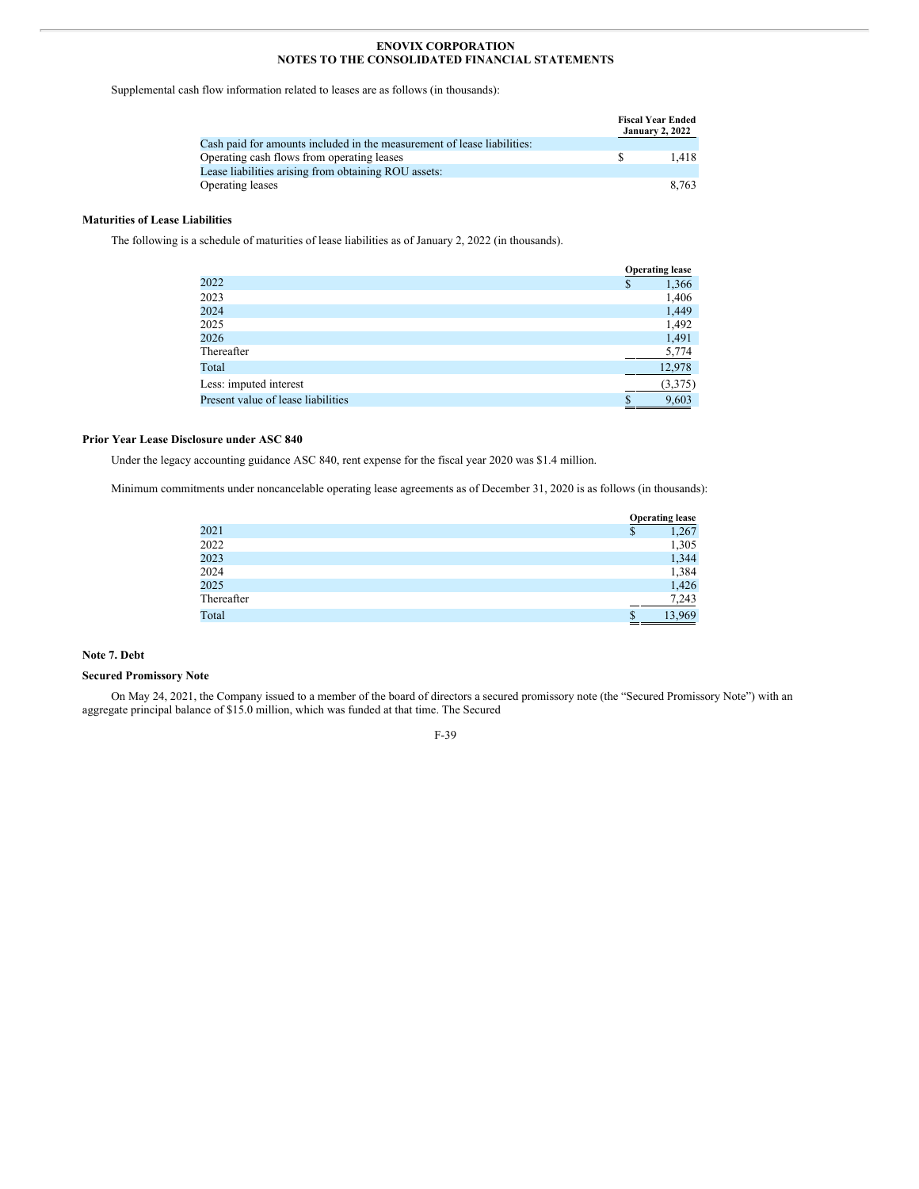Supplemental cash flow information related to leases are as follows (in thousands):

| | Fiscal Year Ended January 2, 2022 |
|---|---|
| Cash paid for amounts included in the measurement of lease liabilities: | |
| Operating cash flows from operating leases | $ 1,418 |
| Lease liabilities arising from obtaining ROU assets: | |
| Operating leases | 8,763 |

**Maturities of Lease Liabilities**

The following is a schedule of maturities of lease liabilities as of January 2, 2022 (in thousands).

| | Operating lease |
|---|---|
| 2022 | $ 1,366 |
| 2023 | 1,406 |
| 2024 | 1,449 |
| 2025 | 1,492 |
| 2026 | 1,491 |
| Thereafter | 5,774 |
| Total | 12,978 |
| Less: imputed interest | (3,375) |
| Present value of lease liabilities | $ 9,603 |

**Prior Year Lease Disclosure under ASC 840**

Under the legacy accounting guidance ASC 840, rent expense for the fiscal year 2020 was $1.4 million.

Minimum commitments under noncancelable operating lease agreements as of December 31, 2020 is as follows (in thousands):

| | Operating lease |
|---|---|
| 2021 | $ 1,267 |
| 2022 | 1,305 |
| 2023 | 1,344 |
| 2024 | 1,384 |
| 2025 | 1,426 |
| Thereafter | 7,243 |
| Total | $ 13,969 |

**Note 7. Debt**

**Secured Promissory Note**

On May 24, 2021, the Company issued to a member of the board of directors a secured promissory note (the "Secured Promissory Note") with an aggregate principal balance of $15.0 million, which was funded at that time. The Secured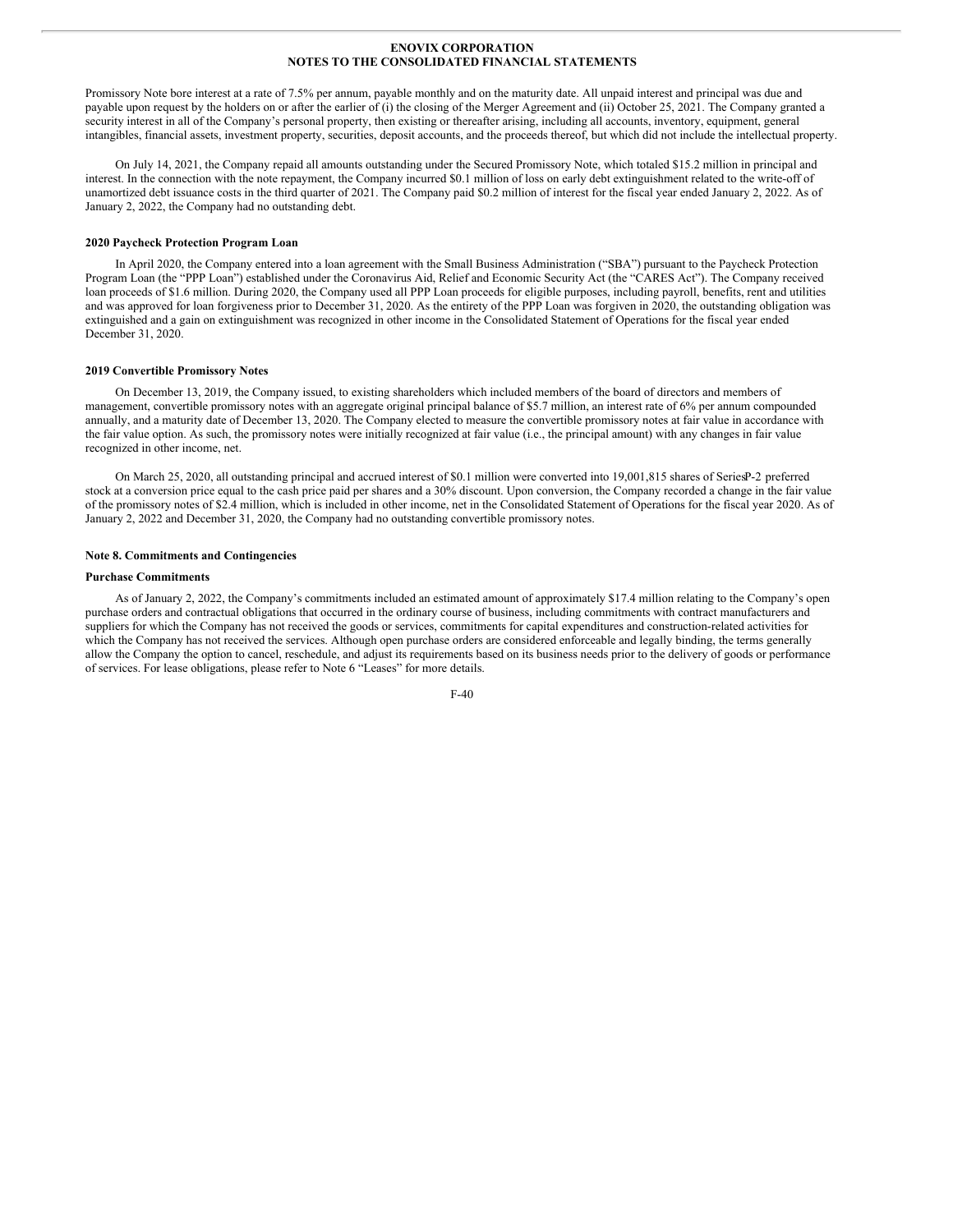Promissory Note bore interest at a rate of 7.5% per annum, payable monthly and on the maturity date. All unpaid interest and principal was due and payable upon request by the holders on or after the earlier of (i) the closing of the Merger Agreement and (ii) October 25, 2021. The Company granted a security interest in all of the Company's personal property, then existing or thereafter arising, including all accounts, inventory, equipment, general intangibles, financial assets, investment property, securities, deposit accounts, and the proceeds thereof, but which did not include the intellectual property.

On July 14, 2021, the Company repaid all amounts outstanding under the Secured Promissory Note, which totaled $15.2 million in principal and interest. In the connection with the note repayment, the Company incurred $0.1 million of loss on early debt extinguishment related to the write-off of unamortized debt issuance costs in the third quarter of 2021. The Company paid $0.2 million of interest for the fiscal year ended January 2, 2022. As of January 2, 2022, the Company had no outstanding debt.

**2020 Paycheck Protection Program Loan**

In April 2020, the Company entered into a loan agreement with the Small Business Administration ("SBA") pursuant to the Paycheck Protection Program Loan (the "PPP Loan") established under the Coronavirus Aid, Relief and Economic Security Act (the "CARES Act"). The Company received loan proceeds of $1.6 million. During 2020, the Company used all PPP Loan proceeds for eligible purposes, including payroll, benefits, rent and utilities and was approved for loan forgiveness prior to December 31, 2020. As the entirety of the PPP Loan was forgiven in 2020, the outstanding obligation was extinguished and a gain on extinguishment was recognized in other income in the Consolidated Statement of Operations for the fiscal year ended December 31, 2020.

**2019 Convertible Promissory Notes**

On December 13, 2019, the Company issued, to existing shareholders which included members of the board of directors and members of management, convertible promissory notes with an aggregate original principal balance of $5.7 million, an interest rate of 6% per annum compounded annually, and a maturity date of December 13, 2020. The Company elected to measure the convertible promissory notes at fair value in accordance with the fair value option. As such, the promissory notes were initially recognized at fair value (i.e., the principal amount) with any changes in fair value recognized in other income, net.

On March 25, 2020, all outstanding principal and accrued interest of $0.1 million were converted into 19,001,815 shares of Series P-2 preferred stock at a conversion price equal to the cash price paid per shares and a 30% discount. Upon conversion, the Company recorded a change in the fair value of the promissory notes of $2.4 million, which is included in other income, net in the Consolidated Statement of Operations for the fiscal year 2020. As of January 2, 2022 and December 31, 2020, the Company had no outstanding convertible promissory notes.

**Note 8. Commitments and Contingencies**

**Purchase Commitments**

As of January 2, 2022, the Company's commitments included an estimated amount of approximately $17.4 million relating to the Company's open purchase orders and contractual obligations that occurred in the ordinary course of business, including commitments with contract manufacturers and suppliers for which the Company has not received the goods or services, commitments for capital expenditures and construction-related activities for which the Company has not received the services. Although open purchase orders are considered enforceable and legally binding, the terms generally allow the Company the option to cancel, reschedule, and adjust its requirements based on its business needs prior to the delivery of goods or performance of services. For lease obligations, please refer to Note 6 "Leases" for more details.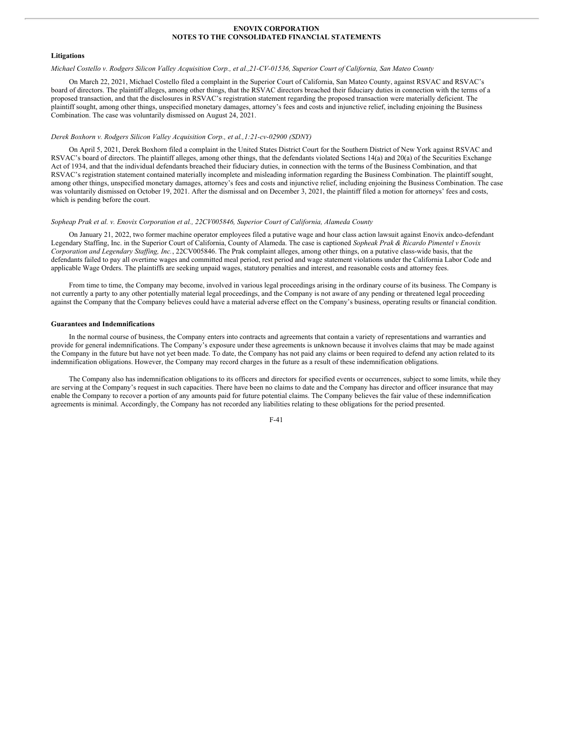## Litigations

*Michael Costello v. Rodgers Silicon Valley Acquisition Corp., et al.,21-CV-01536, Superior Court of California, San Mateo County*

On March 22, 2021, Michael Costello filed a complaint in the Superior Court of California, San Mateo County, against RSVAC and RSVAC's board of directors. The plaintiff alleges, among other things, that the RSVAC directors breached their fiduciary duties in connection with the terms of a proposed transaction, and that the disclosures in RSVAC's registration statement regarding the proposed transaction were materially deficient. The plaintiff sought, among other things, unspecified monetary damages, attorney's fees and costs and injunctive relief, including enjoining the Business Combination. The case was voluntarily dismissed on August 24, 2021.

*Derek Boxhorn v. Rodgers Silicon Valley Acquisition Corp., et al.,1:21-cv-02900 (SDNY)*

On April 5, 2021, Derek Boxhorn filed a complaint in the United States District Court for the Southern District of New York against RSVAC and RSVAC's board of directors. The plaintiff alleges, among other things, that the defendants violated Sections 14(a) and 20(a) of the Securities Exchange Act of 1934, and that the individual defendants breached their fiduciary duties, in connection with the terms of the Business Combination, and that RSVAC's registration statement contained materially incomplete and misleading information regarding the Business Combination. The plaintiff sought, among other things, unspecified monetary damages, attorney's fees and costs and injunctive relief, including enjoining the Business Combination. The case was voluntarily dismissed on October 19, 2021. After the dismissal and on December 3, 2021, the plaintiff filed a motion for attorneys' fees and costs, which is pending before the court.

*Sopheap Prak et al. v. Enovix Corporation et al., 22CV005846, Superior Court of California, Alameda County*

On January 21, 2022, two former machine operator employees filed a putative wage and hour class action lawsuit against Enovix andco-defendant Legendary Staffing, Inc. in the Superior Court of California, County of Alameda. The case is captioned *Sopheak Prak & Ricardo Pimentel v Enovix Corporation and Legendary Staffing, Inc.*, 22CV005846. The Prak complaint alleges, among other things, on a putative class-wide basis, that the defendants failed to pay all overtime wages and committed meal period, rest period and wage statement violations under the California Labor Code and applicable Wage Orders. The plaintiffs are seeking unpaid wages, statutory penalties and interest, and reasonable costs and attorney fees.

From time to time, the Company may become, involved in various legal proceedings arising in the ordinary course of its business. The Company is not currently a party to any other potentially material legal proceedings, and the Company is not aware of any pending or threatened legal proceeding against the Company that the Company believes could have a material adverse effect on the Company's business, operating results or financial condition.

## Guarantees and Indemnifications

In the normal course of business, the Company enters into contracts and agreements that contain a variety of representations and warranties and provide for general indemnifications. The Company's exposure under these agreements is unknown because it involves claims that may be made against the Company in the future but have not yet been made. To date, the Company has not paid any claims or been required to defend any action related to its indemnification obligations. However, the Company may record charges in the future as a result of these indemnification obligations.

The Company also has indemnification obligations to its officers and directors for specified events or occurrences, subject to some limits, while they are serving at the Company's request in such capacities. There have been no claims to date and the Company has director and officer insurance that may enable the Company to recover a portion of any amounts paid for future potential claims. The Company believes the fair value of these indemnification agreements is minimal. Accordingly, the Company has not recorded any liabilities relating to these obligations for the period presented.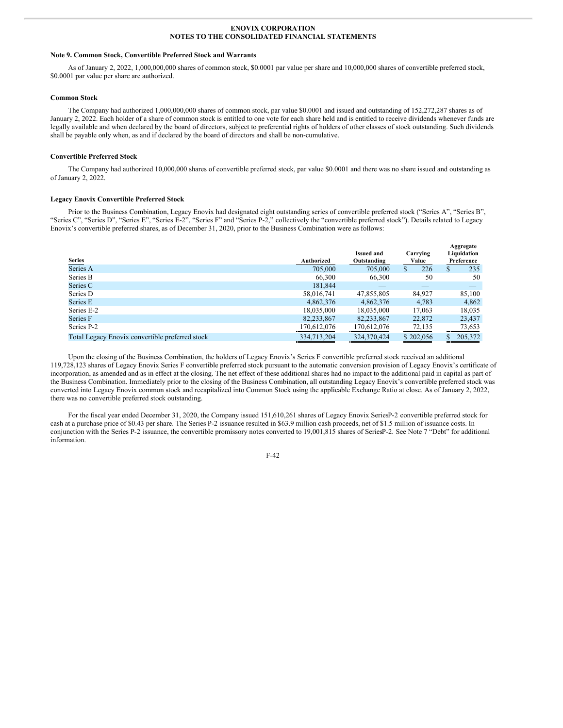ENOVIX CORPORATION
NOTES TO THE CONSOLIDATED FINANCIAL STATEMENTS

### Note 9. Common Stock, Convertible Preferred Stock and Warrants

As of January 2, 2022, 1,000,000,000 shares of common stock, $0.0001 par value per share and 10,000,000 shares of convertible preferred stock, $0.0001 par value per share are authorized.

#### Common Stock

The Company had authorized 1,000,000,000 shares of common stock, par value $0.0001 and issued and outstanding of 152,272,287 shares as of January 2, 2022. Each holder of a share of common stock is entitled to one vote for each share held and is entitled to receive dividends whenever funds are legally available and when declared by the board of directors, subject to preferential rights of holders of other classes of stock outstanding. Such dividends shall be payable only when, as and if declared by the board of directors and shall be non-cumulative.

#### Convertible Preferred Stock

The Company had authorized 10,000,000 shares of convertible preferred stock, par value $0.0001 and there was no share issued and outstanding as of January 2, 2022.

#### Legacy Enovix Convertible Preferred Stock

Prior to the Business Combination, Legacy Enovix had designated eight outstanding series of convertible preferred stock ("Series A", "Series B", "Series C", "Series D", "Series E", "Series E-2", "Series F" and "Series P-2," collectively the "convertible preferred stock"). Details related to Legacy Enovix's convertible preferred shares, as of December 31, 2020, prior to the Business Combination were as follows:

| Series | Authorized | Issued and Outstanding | Carrying Value | Aggregate Liquidation Preference |
|---|---|---|---|---|
| Series A | 705,000 | 705,000 | $ 226 | $ 235 |
| Series B | 66,300 | 66,300 | 50 | 50 |
| Series C | 181,844 | — | — | — |
| Series D | 58,016,741 | 47,855,805 | 84,927 | 85,100 |
| Series E | 4,862,376 | 4,862,376 | 4,783 | 4,862 |
| Series E-2 | 18,035,000 | 18,035,000 | 17,063 | 18,035 |
| Series F | 82,233,867 | 82,233,867 | 22,872 | 23,437 |
| Series P-2 | 170,612,076 | 170,612,076 | 72,135 | 73,653 |
| Total Legacy Enovix convertible preferred stock | 334,713,204 | 324,370,424 | $ 202,056 | $ 205,372 |

Upon the closing of the Business Combination, the holders of Legacy Enovix's Series F convertible preferred stock received an additional 119,728,123 shares of Legacy Enovix Series F convertible preferred stock pursuant to the automatic conversion provision of Legacy Enovix's certificate of incorporation, as amended and as in effect at the closing. The net effect of these additional shares had no impact to the additional paid in capital as part of the Business Combination. Immediately prior to the closing of the Business Combination, all outstanding Legacy Enovix's convertible preferred stock was converted into Legacy Enovix common stock and recapitalized into Common Stock using the applicable Exchange Ratio at close. As of January 2, 2022, there was no convertible preferred stock outstanding.

For the fiscal year ended December 31, 2020, the Company issued 151,610,261 shares of Legacy Enovix Series P-2 convertible preferred stock for cash at a purchase price of $0.43 per share. The Series P-2 issuance resulted in $63.9 million cash proceeds, net of $1.5 million of issuance costs. In conjunction with the Series P-2 issuance, the convertible promissory notes converted to 19,001,815 shares of Series P-2. See Note 7 "Debt" for additional information.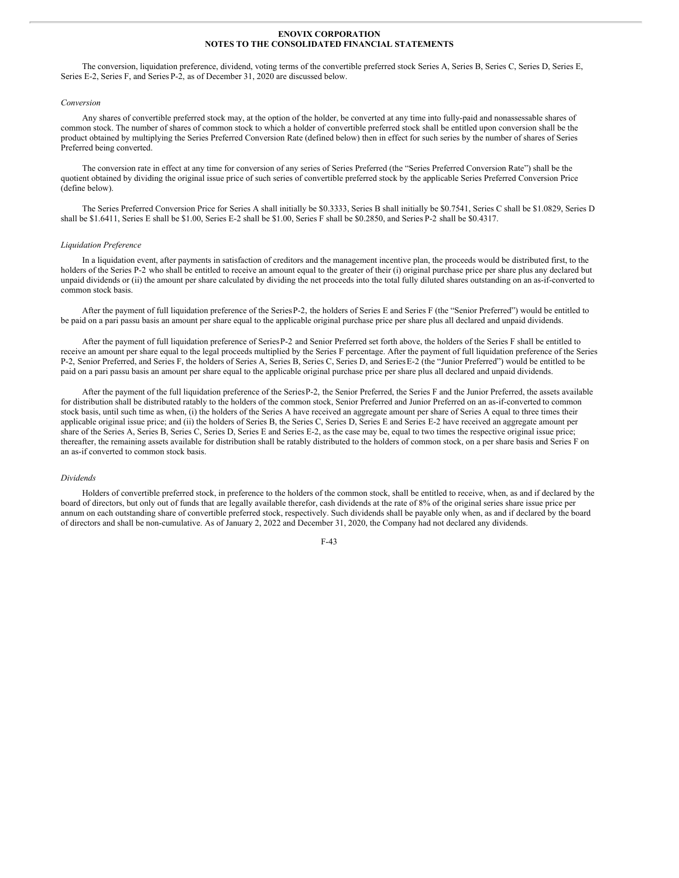The conversion, liquidation preference, dividend, voting terms of the convertible preferred stock Series A, Series B, Series C, Series D, Series E, Series E-2, Series F, and Series P-2, as of December 31, 2020 are discussed below.

*Conversion*

Any shares of convertible preferred stock may, at the option of the holder, be converted at any time into fully-paid and nonassessable shares of common stock. The number of shares of common stock to which a holder of convertible preferred stock shall be entitled upon conversion shall be the product obtained by multiplying the Series Preferred Conversion Rate (defined below) then in effect for such series by the number of shares of Series Preferred being converted.

The conversion rate in effect at any time for conversion of any series of Series Preferred (the "Series Preferred Conversion Rate") shall be the quotient obtained by dividing the original issue price of such series of convertible preferred stock by the applicable Series Preferred Conversion Price (define below).

The Series Preferred Conversion Price for Series A shall initially be $0.3333, Series B shall initially be $0.7541, Series C shall be $1.0829, Series D shall be $1.6411, Series E shall be $1.00, Series E-2 shall be $1.00, Series F shall be $0.2850, and Series P-2 shall be $0.4317.

*Liquidation Preference*

In a liquidation event, after payments in satisfaction of creditors and the management incentive plan, the proceeds would be distributed first, to the holders of the Series P-2 who shall be entitled to receive an amount equal to the greater of their (i) original purchase price per share plus any declared but unpaid dividends or (ii) the amount per share calculated by dividing the net proceeds into the total fully diluted shares outstanding on an as-if-converted to common stock basis.

After the payment of full liquidation preference of the Series P-2, the holders of Series E and Series F (the "Senior Preferred") would be entitled to be paid on a pari passu basis an amount per share equal to the applicable original purchase price per share plus all declared and unpaid dividends.

After the payment of full liquidation preference of Series P-2 and Senior Preferred set forth above, the holders of the Series F shall be entitled to receive an amount per share equal to the legal proceeds multiplied by the Series F percentage. After the payment of full liquidation preference of the Series P-2, Senior Preferred, and Series F, the holders of Series A, Series B, Series C, Series D, and Series E-2 (the "Junior Preferred") would be entitled to be paid on a pari passu basis an amount per share equal to the applicable original purchase price per share plus all declared and unpaid dividends.

After the payment of the full liquidation preference of the Series P-2, the Senior Preferred, the Series F and the Junior Preferred, the assets available for distribution shall be distributed ratably to the holders of the common stock, Senior Preferred and Junior Preferred on an as-if-converted to common stock basis, until such time as when, (i) the holders of the Series A have received an aggregate amount per share of Series A equal to three times their applicable original issue price; and (ii) the holders of Series B, the Series C, Series D, Series E and Series E-2 have received an aggregate amount per share of the Series A, Series B, Series C, Series D, Series E and Series E-2, as the case may be, equal to two times the respective original issue price; thereafter, the remaining assets available for distribution shall be ratably distributed to the holders of common stock, on a per share basis and Series F on an as-if converted to common stock basis.

*Dividends*

Holders of convertible preferred stock, in preference to the holders of the common stock, shall be entitled to receive, when, as and if declared by the board of directors, but only out of funds that are legally available therefor, cash dividends at the rate of 8% of the original series share issue price per annum on each outstanding share of convertible preferred stock, respectively. Such dividends shall be payable only when, as and if declared by the board of directors and shall be non-cumulative. As of January 2, 2022 and December 31, 2020, the Company had not declared any dividends.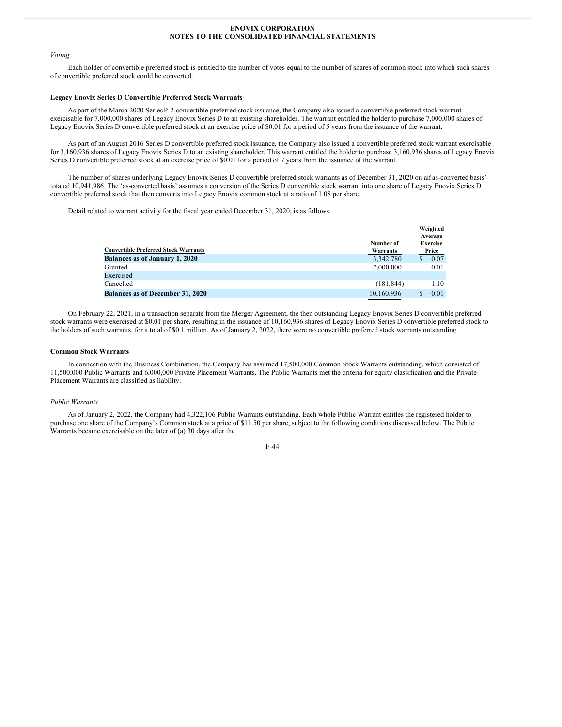*Voting*

Each holder of convertible preferred stock is entitled to the number of votes equal to the number of shares of common stock into which such shares of convertible preferred stock could be converted.

**Legacy Enovix Series D Convertible Preferred Stock Warrants**

As part of the March 2020 Series P-2 convertible preferred stock issuance, the Company also issued a convertible preferred stock warrant exercisable for 7,000,000 shares of Legacy Enovix Series D to an existing shareholder. The warrant entitled the holder to purchase 7,000,000 shares of Legacy Enovix Series D convertible preferred stock at an exercise price of $0.01 for a period of 5 years from the issuance of the warrant.

As part of an August 2016 Series D convertible preferred stock issuance, the Company also issued a convertible preferred stock warrant exercisable for 3,160,936 shares of Legacy Enovix Series D to an existing shareholder. This warrant entitled the holder to purchase 3,160,936 shares of Legacy Enovix Series D convertible preferred stock at an exercise price of $0.01 for a period of 7 years from the issuance of the warrant.

The number of shares underlying Legacy Enovix Series D convertible preferred stock warrants as of December 31, 2020 on an 'as-converted basis' totaled 10,941,986. The 'as-converted basis' assumes a conversion of the Series D convertible stock warrant into one share of Legacy Enovix Series D convertible preferred stock that then converts into Legacy Enovix common stock at a ratio of 1.08 per share.

Detail related to warrant activity for the fiscal year ended December 31, 2020, is as follows:

| Convertible Preferred Stock Warrants | Number of Warrants | Weighted Average Exercise Price |
|---|---|---|
| **Balances as of January 1, 2020** | 3,342,780 | $ 0.07 |
| Granted | 7,000,000 | 0.01 |
| Exercised | — | — |
| Cancelled | (181,844) | 1.10 |
| **Balances as of December 31, 2020** | 10,160,936 | $ 0.01 |

On February 22, 2021, in a transaction separate from the Merger Agreement, the then outstanding Legacy Enovix Series D convertible preferred stock warrants were exercised at $0.01 per share, resulting in the issuance of 10,160,936 shares of Legacy Enovix Series D convertible preferred stock to the holders of such warrants, for a total of $0.1 million. As of January 2, 2022, there were no convertible preferred stock warrants outstanding.

**Common Stock Warrants**

In connection with the Business Combination, the Company has assumed 17,500,000 Common Stock Warrants outstanding, which consisted of 11,500,000 Public Warrants and 6,000,000 Private Placement Warrants. The Public Warrants met the criteria for equity classification and the Private Placement Warrants are classified as liability.

*Public Warrants*

As of January 2, 2022, the Company had 4,322,106 Public Warrants outstanding. Each whole Public Warrant entitles the registered holder to purchase one share of the Company's Common stock at a price of $11.50 per share, subject to the following conditions discussed below. The Public Warrants became exercisable on the later of (a) 30 days after the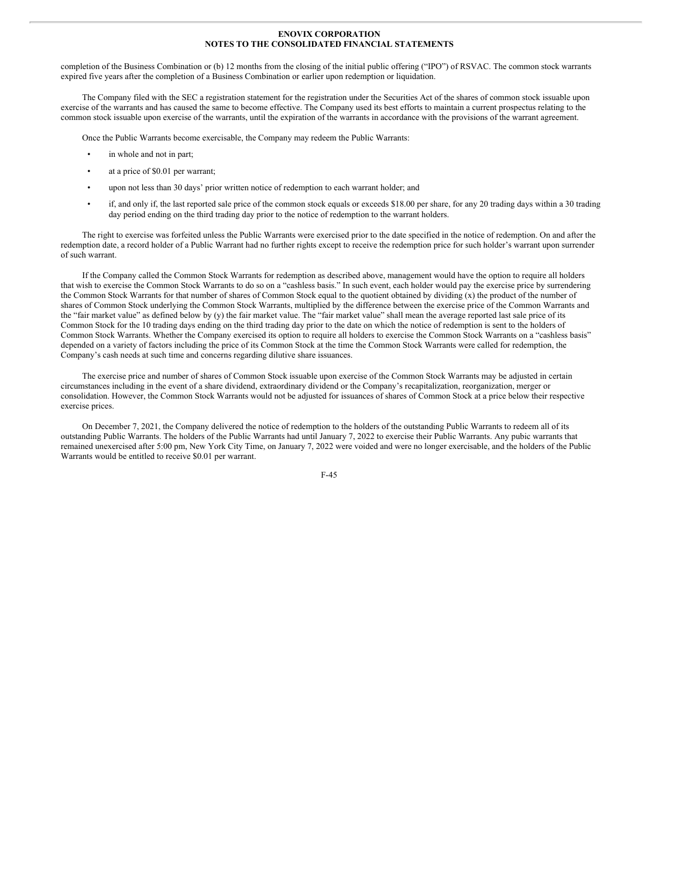completion of the Business Combination or (b) 12 months from the closing of the initial public offering ("IPO") of RSVAC. The common stock warrants expired five years after the completion of a Business Combination or earlier upon redemption or liquidation.

The Company filed with the SEC a registration statement for the registration under the Securities Act of the shares of common stock issuable upon exercise of the warrants and has caused the same to become effective. The Company used its best efforts to maintain a current prospectus relating to the common stock issuable upon exercise of the warrants, until the expiration of the warrants in accordance with the provisions of the warrant agreement.

Once the Public Warrants become exercisable, the Company may redeem the Public Warrants:

- in whole and not in part;
- at a price of $0.01 per warrant;
- upon not less than 30 days' prior written notice of redemption to each warrant holder; and
- if, and only if, the last reported sale price of the common stock equals or exceeds $18.00 per share, for any 20 trading days within a 30 trading day period ending on the third trading day prior to the notice of redemption to the warrant holders.

The right to exercise was forfeited unless the Public Warrants were exercised prior to the date specified in the notice of redemption. On and after the redemption date, a record holder of a Public Warrant had no further rights except to receive the redemption price for such holder's warrant upon surrender of such warrant.

If the Company called the Common Stock Warrants for redemption as described above, management would have the option to require all holders that wish to exercise the Common Stock Warrants to do so on a "cashless basis." In such event, each holder would pay the exercise price by surrendering the Common Stock Warrants for that number of shares of Common Stock equal to the quotient obtained by dividing (x) the product of the number of shares of Common Stock underlying the Common Stock Warrants, multiplied by the difference between the exercise price of the Common Warrants and the "fair market value" as defined below by (y) the fair market value. The "fair market value" shall mean the average reported last sale price of its Common Stock for the 10 trading days ending on the third trading day prior to the date on which the notice of redemption is sent to the holders of Common Stock Warrants. Whether the Company exercised its option to require all holders to exercise the Common Stock Warrants on a "cashless basis" depended on a variety of factors including the price of its Common Stock at the time the Common Stock Warrants were called for redemption, the Company's cash needs at such time and concerns regarding dilutive share issuances.

The exercise price and number of shares of Common Stock issuable upon exercise of the Common Stock Warrants may be adjusted in certain circumstances including in the event of a share dividend, extraordinary dividend or the Company's recapitalization, reorganization, merger or consolidation. However, the Common Stock Warrants would not be adjusted for issuances of shares of Common Stock at a price below their respective exercise prices.

On December 7, 2021, the Company delivered the notice of redemption to the holders of the outstanding Public Warrants to redeem all of its outstanding Public Warrants. The holders of the Public Warrants had until January 7, 2022 to exercise their Public Warrants. Any pubic warrants that remained unexercised after 5:00 pm, New York City Time, on January 7, 2022 were voided and were no longer exercisable, and the holders of the Public Warrants would be entitled to receive $0.01 per warrant.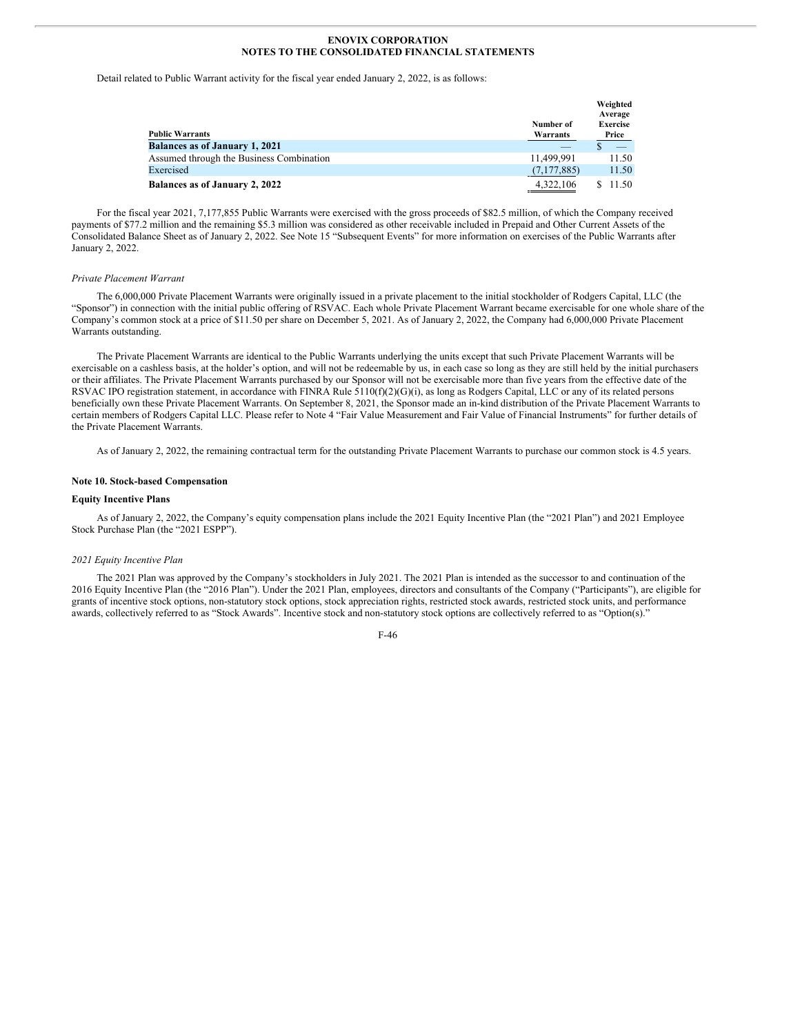Detail related to Public Warrant activity for the fiscal year ended January 2, 2022, is as follows:

| Public Warrants | Number of Warrants | Weighted Average Exercise Price |
|---|---|---|
| **Balances as of January 1, 2021** | — | $ — |
| Assumed through the Business Combination | 11,499,991 | 11.50 |
| Exercised | (7,177,885) | 11.50 |
| **Balances as of January 2, 2022** | 4,322,106 | $ 11.50 |

For the fiscal year 2021, 7,177,855 Public Warrants were exercised with the gross proceeds of $82.5 million, of which the Company received payments of $77.2 million and the remaining $5.3 million was considered as other receivable included in Prepaid and Other Current Assets of the Consolidated Balance Sheet as of January 2, 2022. See Note 15 "Subsequent Events" for more information on exercises of the Public Warrants after January 2, 2022.

*Private Placement Warrant*

The 6,000,000 Private Placement Warrants were originally issued in a private placement to the initial stockholder of Rodgers Capital, LLC (the "Sponsor") in connection with the initial public offering of RSVAC. Each whole Private Placement Warrant became exercisable for one whole share of the Company's common stock at a price of $11.50 per share on December 5, 2021. As of January 2, 2022, the Company had 6,000,000 Private Placement Warrants outstanding.

The Private Placement Warrants are identical to the Public Warrants underlying the units except that such Private Placement Warrants will be exercisable on a cashless basis, at the holder's option, and will not be redeemable by us, in each case so long as they are still held by the initial purchasers or their affiliates. The Private Placement Warrants purchased by our Sponsor will not be exercisable more than five years from the effective date of the RSVAC IPO registration statement, in accordance with FINRA Rule 5110(f)(2)(G)(i), as long as Rodgers Capital, LLC or any of its related persons beneficially own these Private Placement Warrants. On September 8, 2021, the Sponsor made an in-kind distribution of the Private Placement Warrants to certain members of Rodgers Capital LLC. Please refer to Note 4 "Fair Value Measurement and Fair Value of Financial Instruments" for further details of the Private Placement Warrants.

As of January 2, 2022, the remaining contractual term for the outstanding Private Placement Warrants to purchase our common stock is 4.5 years.

## Note 10. Stock-based Compensation

### Equity Incentive Plans

As of January 2, 2022, the Company's equity compensation plans include the 2021 Equity Incentive Plan (the "2021 Plan") and 2021 Employee Stock Purchase Plan (the "2021 ESPP").

*2021 Equity Incentive Plan*

The 2021 Plan was approved by the Company's stockholders in July 2021. The 2021 Plan is intended as the successor to and continuation of the 2016 Equity Incentive Plan (the "2016 Plan"). Under the 2021 Plan, employees, directors and consultants of the Company ("Participants"), are eligible for grants of incentive stock options, non-statutory stock options, stock appreciation rights, restricted stock awards, restricted stock units, and performance awards, collectively referred to as "Stock Awards". Incentive stock and non-statutory stock options are collectively referred to as "Option(s)."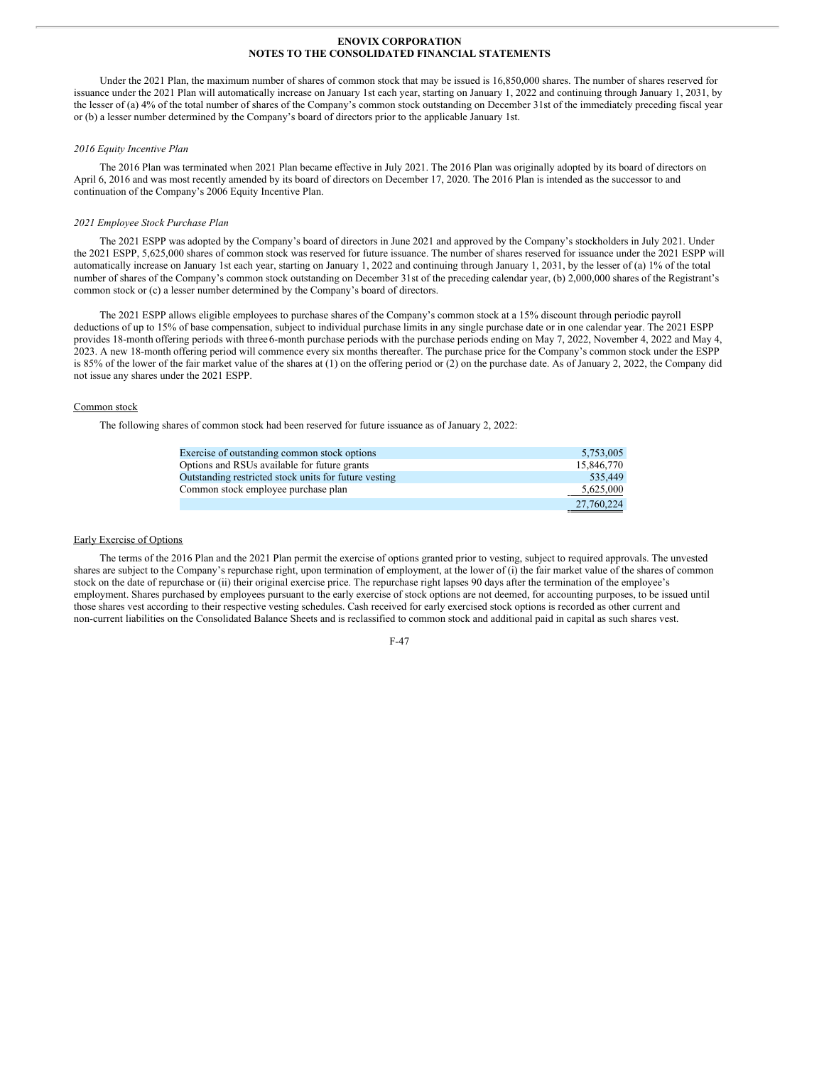Under the 2021 Plan, the maximum number of shares of common stock that may be issued is 16,850,000 shares. The number of shares reserved for issuance under the 2021 Plan will automatically increase on January 1st each year, starting on January 1, 2022 and continuing through January 1, 2031, by the lesser of (a) 4% of the total number of shares of the Company's common stock outstanding on December 31st of the immediately preceding fiscal year or (b) a lesser number determined by the Company's board of directors prior to the applicable January 1st.

*2016 Equity Incentive Plan*

The 2016 Plan was terminated when 2021 Plan became effective in July 2021. The 2016 Plan was originally adopted by its board of directors on April 6, 2016 and was most recently amended by its board of directors on December 17, 2020. The 2016 Plan is intended as the successor to and continuation of the Company's 2006 Equity Incentive Plan.

*2021 Employee Stock Purchase Plan*

The 2021 ESPP was adopted by the Company's board of directors in June 2021 and approved by the Company's stockholders in July 2021. Under the 2021 ESPP, 5,625,000 shares of common stock was reserved for future issuance. The number of shares reserved for issuance under the 2021 ESPP will automatically increase on January 1st each year, starting on January 1, 2022 and continuing through January 1, 2031, by the lesser of (a) 1% of the total number of shares of the Company's common stock outstanding on December 31st of the preceding calendar year, (b) 2,000,000 shares of the Registrant's common stock or (c) a lesser number determined by the Company's board of directors.

The 2021 ESPP allows eligible employees to purchase shares of the Company's common stock at a 15% discount through periodic payroll deductions of up to 15% of base compensation, subject to individual purchase limits in any single purchase date or in one calendar year. The 2021 ESPP provides 18-month offering periods with three 6-month purchase periods with the purchase periods ending on May 7, 2022, November 4, 2022 and May 4, 2023. A new 18-month offering period will commence every six months thereafter. The purchase price for the Company's common stock under the ESPP is 85% of the lower of the fair market value of the shares at (1) on the offering period or (2) on the purchase date. As of January 2, 2022, the Company did not issue any shares under the 2021 ESPP.

Common stock

The following shares of common stock had been reserved for future issuance as of January 2, 2022:

| | |
|---|---|
| Exercise of outstanding common stock options | 5,753,005 |
| Options and RSUs available for future grants | 15,846,770 |
| Outstanding restricted stock units for future vesting | 535,449 |
| Common stock employee purchase plan | 5,625,000 |
| | 27,760,224 |

Early Exercise of Options

The terms of the 2016 Plan and the 2021 Plan permit the exercise of options granted prior to vesting, subject to required approvals. The unvested shares are subject to the Company's repurchase right, upon termination of employment, at the lower of (i) the fair market value of the shares of common stock on the date of repurchase or (ii) their original exercise price. The repurchase right lapses 90 days after the termination of the employee's employment. Shares purchased by employees pursuant to the early exercise of stock options are not deemed, for accounting purposes, to be issued until those shares vest according to their respective vesting schedules. Cash received for early exercised stock options is recorded as other current and non-current liabilities on the Consolidated Balance Sheets and is reclassified to common stock and additional paid in capital as such shares vest.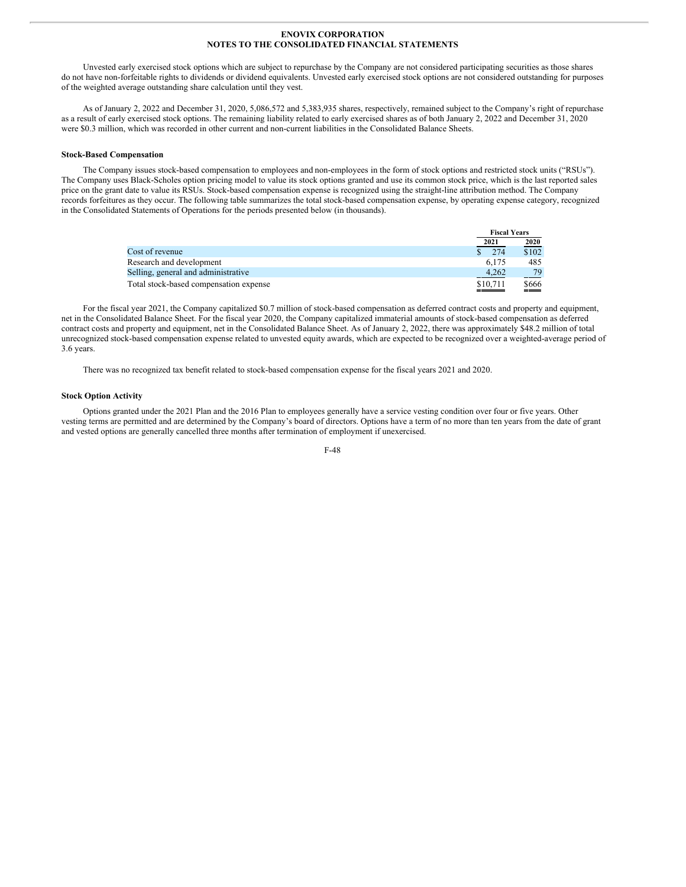Unvested early exercised stock options which are subject to repurchase by the Company are not considered participating securities as those shares do not have non-forfeitable rights to dividends or dividend equivalents. Unvested early exercised stock options are not considered outstanding for purposes of the weighted average outstanding share calculation until they vest.

As of January 2, 2022 and December 31, 2020, 5,086,572 and 5,383,935 shares, respectively, remained subject to the Company's right of repurchase as a result of early exercised stock options. The remaining liability related to early exercised shares as of both January 2, 2022 and December 31, 2020 were $0.3 million, which was recorded in other current and non-current liabilities in the Consolidated Balance Sheets.

**Stock-Based Compensation**

The Company issues stock-based compensation to employees and non-employees in the form of stock options and restricted stock units ("RSUs"). The Company uses Black-Scholes option pricing model to value its stock options granted and use its common stock price, which is the last reported sales price on the grant date to value its RSUs. Stock-based compensation expense is recognized using the straight-line attribution method. The Company records forfeitures as they occur. The following table summarizes the total stock-based compensation expense, by operating expense category, recognized in the Consolidated Statements of Operations for the periods presented below (in thousands).

| | Fiscal Years | |
|---|---|---|
| | 2021 | 2020 |
| Cost of revenue | $ 274 | $102 |
| Research and development | 6,175 | 485 |
| Selling, general and administrative | 4,262 | 79 |
| Total stock-based compensation expense | $10,711 | $666 |

For the fiscal year 2021, the Company capitalized $0.7 million of stock-based compensation as deferred contract costs and property and equipment, net in the Consolidated Balance Sheet. For the fiscal year 2020, the Company capitalized immaterial amounts of stock-based compensation as deferred contract costs and property and equipment, net in the Consolidated Balance Sheet. As of January 2, 2022, there was approximately $48.2 million of total unrecognized stock-based compensation expense related to unvested equity awards, which are expected to be recognized over a weighted-average period of 3.6 years.

There was no recognized tax benefit related to stock-based compensation expense for the fiscal years 2021 and 2020.

**Stock Option Activity**

Options granted under the 2021 Plan and the 2016 Plan to employees generally have a service vesting condition over four or five years. Other vesting terms are permitted and are determined by the Company's board of directors. Options have a term of no more than ten years from the date of grant and vested options are generally cancelled three months after termination of employment if unexercised.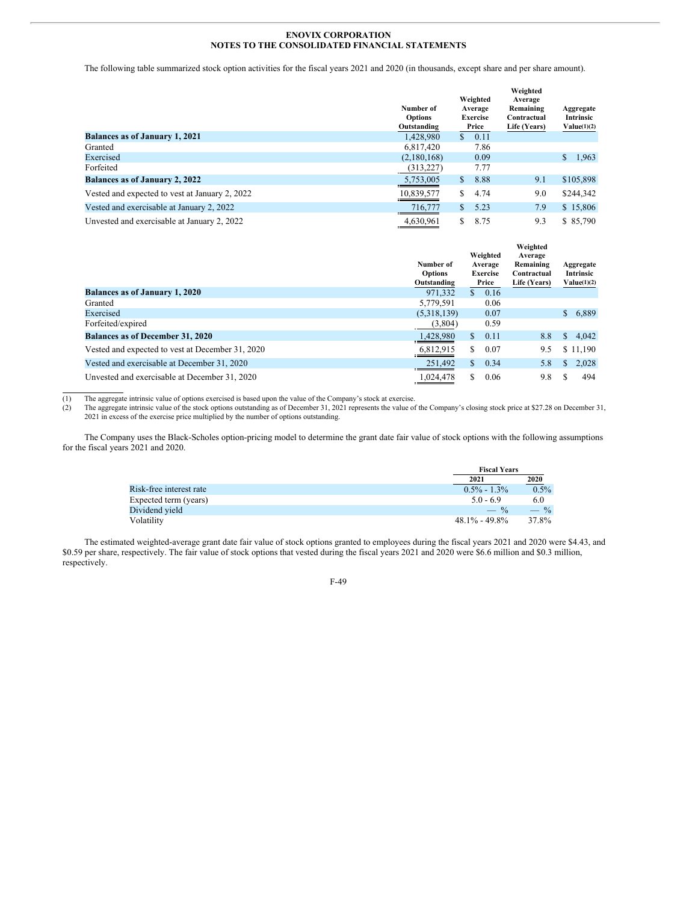**ENOVIX CORPORATION**
**NOTES TO THE CONSOLIDATED FINANCIAL STATEMENTS**

The following table summarized stock option activities for the fiscal years 2021 and 2020 (in thousands, except share and per share amount).

| | Number of Options Outstanding | Weighted Average Exercise Price | Weighted Average Remaining Contractual Life (Years) | Aggregate Intrinsic Value(1)(2) |
|---|---|---|---|---|
| **Balances as of January 1, 2021** | 1,428,980 | $ 0.11 | | |
| Granted | 6,817,420 | 7.86 | | |
| Exercised | (2,180,168) | 0.09 | | $ 1,963 |
| Forfeited | (313,227) | 7.77 | | |
| **Balances as of January 2, 2022** | 5,753,005 | $ 8.88 | 9.1 | $105,898 |
| Vested and expected to vest at January 2, 2022 | 10,839,577 | $ 4.74 | 9.0 | $244,342 |
| Vested and exercisable at January 2, 2022 | 716,777 | $ 5.23 | 7.9 | $ 15,806 |
| Unvested and exercisable at January 2, 2022 | 4,630,961 | $ 8.75 | 9.3 | $ 85,790 |

| | Number of Options Outstanding | Weighted Average Exercise Price | Weighted Average Remaining Contractual Life (Years) | Aggregate Intrinsic Value(1)(2) |
|---|---|---|---|---|
| **Balances as of January 1, 2020** | 971,332 | $ 0.16 | | |
| Granted | 5,779,591 | 0.06 | | |
| Exercised | (5,318,139) | 0.07 | | $ 6,889 |
| Forfeited/expired | (3,804) | 0.59 | | |
| **Balances as of December 31, 2020** | 1,428,980 | $ 0.11 | 8.8 | $ 4,042 |
| Vested and expected to vest at December 31, 2020 | 6,812,915 | $ 0.07 | 9.5 | $ 11,190 |
| Vested and exercisable at December 31, 2020 | 251,492 | $ 0.34 | 5.8 | $ 2,028 |
| Unvested and exercisable at December 31, 2020 | 1,024,478 | $ 0.06 | 9.8 | $ 494 |

(1) The aggregate intrinsic value of options exercised is based upon the value of the Company's stock at exercise.
(2) The aggregate intrinsic value of the stock options outstanding as of December 31, 2021 represents the value of the Company's closing stock price at $27.28 on December 31, 2021 in excess of the exercise price multiplied by the number of options outstanding.

The Company uses the Black-Scholes option-pricing model to determine the grant date fair value of stock options with the following assumptions for the fiscal years 2021 and 2020.

| | Fiscal Years | |
|---|---|---|
| | 2021 | 2020 |
| Risk-free interest rate | 0.5% - 1.3% | 0.5% |
| Expected term (years) | 5.0 - 6.9 | 6.0 |
| Dividend yield | — % | — % |
| Volatility | 48.1% - 49.8% | 37.8% |

The estimated weighted-average grant date fair value of stock options granted to employees during the fiscal years 2021 and 2020 were $4.43, and $0.59 per share, respectively. The fair value of stock options that vested during the fiscal years 2021 and 2020 were $6.6 million and $0.3 million, respectively.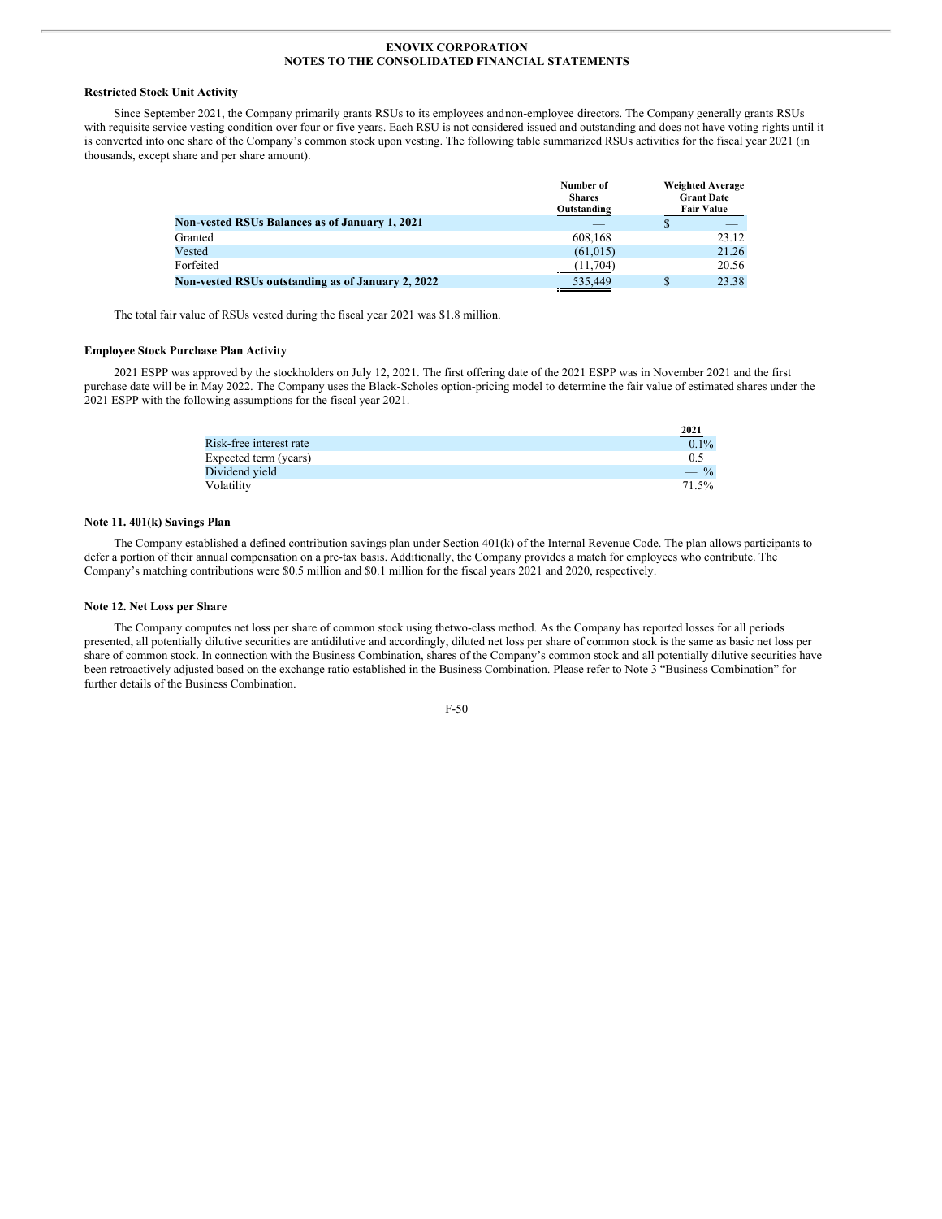**ENOVIX CORPORATION**
**NOTES TO THE CONSOLIDATED FINANCIAL STATEMENTS**

### Restricted Stock Unit Activity

Since September 2021, the Company primarily grants RSUs to its employees and non-employee directors. The Company generally grants RSUs with requisite service vesting condition over four or five years. Each RSU is not considered issued and outstanding and does not have voting rights until it is converted into one share of the Company's common stock upon vesting. The following table summarized RSUs activities for the fiscal year 2021 (in thousands, except share and per share amount).

| | Number of Shares Outstanding | Weighted Average Grant Date Fair Value |
|---|---|---|
| **Non-vested RSUs Balances as of January 1, 2021** | — | $ — |
| Granted | 608,168 | 23.12 |
| Vested | (61,015) | 21.26 |
| Forfeited | (11,704) | 20.56 |
| **Non-vested RSUs outstanding as of January 2, 2022** | 535,449 | $ 23.38 |

The total fair value of RSUs vested during the fiscal year 2021 was $1.8 million.

### Employee Stock Purchase Plan Activity

2021 ESPP was approved by the stockholders on July 12, 2021. The first offering date of the 2021 ESPP was in November 2021 and the first purchase date will be in May 2022. The Company uses the Black-Scholes option-pricing model to determine the fair value of estimated shares under the 2021 ESPP with the following assumptions for the fiscal year 2021.

| | 2021 |
|---|---|
| Risk-free interest rate | 0.1% |
| Expected term (years) | 0.5 |
| Dividend yield | — % |
| Volatility | 71.5% |

### Note 11. 401(k) Savings Plan

The Company established a defined contribution savings plan under Section 401(k) of the Internal Revenue Code. The plan allows participants to defer a portion of their annual compensation on a pre-tax basis. Additionally, the Company provides a match for employees who contribute. The Company's matching contributions were $0.5 million and $0.1 million for the fiscal years 2021 and 2020, respectively.

### Note 12. Net Loss per Share

The Company computes net loss per share of common stock using the two-class method. As the Company has reported losses for all periods presented, all potentially dilutive securities are antidilutive and accordingly, diluted net loss per share of common stock is the same as basic net loss per share of common stock. In connection with the Business Combination, shares of the Company's common stock and all potentially dilutive securities have been retroactively adjusted based on the exchange ratio established in the Business Combination. Please refer to Note 3 "Business Combination" for further details of the Business Combination.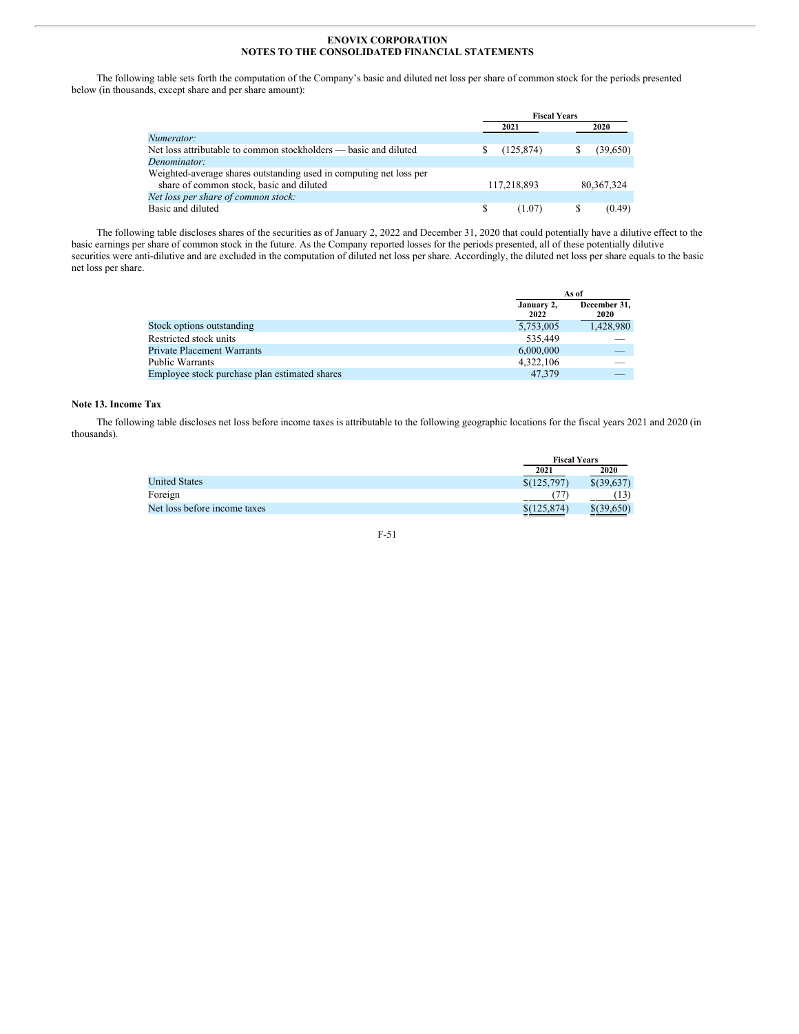The following table sets forth the computation of the Company's basic and diluted net loss per share of common stock for the periods presented below (in thousands, except share and per share amount):

| | Fiscal Years | |
|---|---|---|
| | 2021 | 2020 |
| *Numerator:* | | |
| Net loss attributable to common stockholders — basic and diluted | $ (125,874) | $ (39,650) |
| *Denominator:* | | |
| Weighted-average shares outstanding used in computing net loss per share of common stock, basic and diluted | 117,218,893 | 80,367,324 |
| *Net loss per share of common stock:* | | |
| Basic and diluted | $ (1.07) | $ (0.49) |

The following table discloses shares of the securities as of January 2, 2022 and December 31, 2020 that could potentially have a dilutive effect to the basic earnings per share of common stock in the future. As the Company reported losses for the periods presented, all of these potentially dilutive securities were anti-dilutive and are excluded in the computation of diluted net loss per share. Accordingly, the diluted net loss per share equals to the basic net loss per share.

| | As of | |
|---|---|---|
| | January 2, 2022 | December 31, 2020 |
| Stock options outstanding | 5,753,005 | 1,428,980 |
| Restricted stock units | 535,449 | — |
| Private Placement Warrants | 6,000,000 | — |
| Public Warrants | 4,322,106 | — |
| Employee stock purchase plan estimated shares | 47,379 | — |

## Note 13. Income Tax

The following table discloses net loss before income taxes is attributable to the following geographic locations for the fiscal years 2021 and 2020 (in thousands).

| | Fiscal Years | |
|---|---|---|
| | 2021 | 2020 |
| United States | $(125,797) | $(39,637) |
| Foreign | (77) | (13) |
| Net loss before income taxes | $(125,874) | $(39,650) |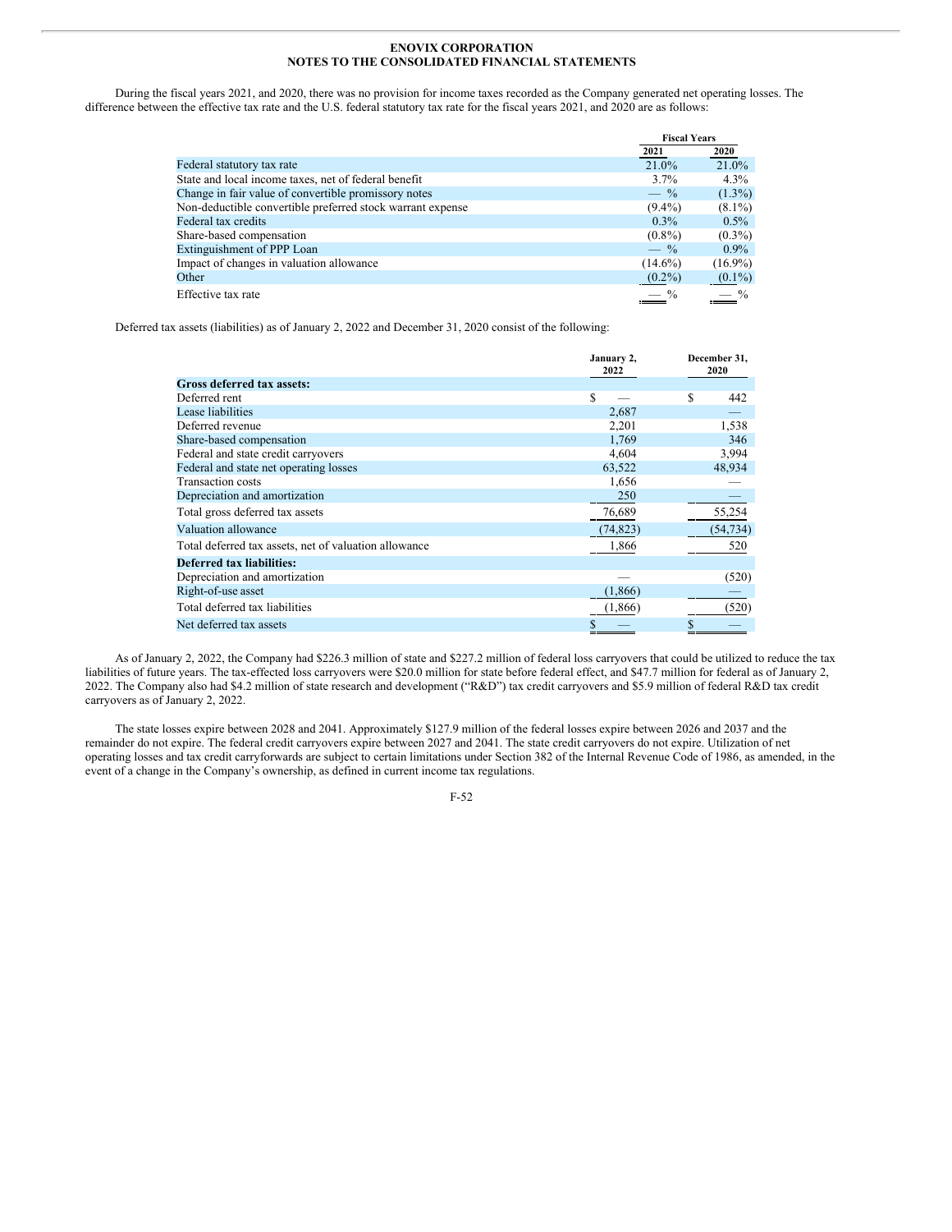During the fiscal years 2021, and 2020, there was no provision for income taxes recorded as the Company generated net operating losses. The difference between the effective tax rate and the U.S. federal statutory tax rate for the fiscal years 2021, and 2020 are as follows:

| | Fiscal Years | |
|---|---|---|
| | 2021 | 2020 |
| Federal statutory tax rate | 21.0% | 21.0% |
| State and local income taxes, net of federal benefit | 3.7% | 4.3% |
| Change in fair value of convertible promissory notes | — % | (1.3%) |
| Non-deductible convertible preferred stock warrant expense | (9.4%) | (8.1%) |
| Federal tax credits | 0.3% | 0.5% |
| Share-based compensation | (0.8%) | (0.3%) |
| Extinguishment of PPP Loan | — % | 0.9% |
| Impact of changes in valuation allowance | (14.6%) | (16.9%) |
| Other | (0.2%) | (0.1%) |
| Effective tax rate | — % | — % |

Deferred tax assets (liabilities) as of January 2, 2022 and December 31, 2020 consist of the following:

| | January 2, 2022 | December 31, 2020 |
|---|---|---|
| **Gross deferred tax assets:** | | |
| Deferred rent | $ — | $ 442 |
| Lease liabilities | 2,687 | — |
| Deferred revenue | 2,201 | 1,538 |
| Share-based compensation | 1,769 | 346 |
| Federal and state credit carryovers | 4,604 | 3,994 |
| Federal and state net operating losses | 63,522 | 48,934 |
| Transaction costs | 1,656 | — |
| Depreciation and amortization | 250 | — |
| Total gross deferred tax assets | 76,689 | 55,254 |
| Valuation allowance | (74,823) | (54,734) |
| Total deferred tax assets, net of valuation allowance | 1,866 | 520 |
| **Deferred tax liabilities:** | | |
| Depreciation and amortization | — | (520) |
| Right-of-use asset | (1,866) | — |
| Total deferred tax liabilities | (1,866) | (520) |
| Net deferred tax assets | $ — | $ — |

As of January 2, 2022, the Company had $226.3 million of state and $227.2 million of federal loss carryovers that could be utilized to reduce the tax liabilities of future years. The tax-effected loss carryovers were $20.0 million for state before federal effect, and $47.7 million for federal as of January 2, 2022. The Company also had $4.2 million of state research and development ("R&D") tax credit carryovers and $5.9 million of federal R&D tax credit carryovers as of January 2, 2022.

The state losses expire between 2028 and 2041. Approximately $127.9 million of the federal losses expire between 2026 and 2037 and the remainder do not expire. The federal credit carryovers expire between 2027 and 2041. The state credit carryovers do not expire. Utilization of net operating losses and tax credit carryforwards are subject to certain limitations under Section 382 of the Internal Revenue Code of 1986, as amended, in the event of a change in the Company's ownership, as defined in current income tax regulations.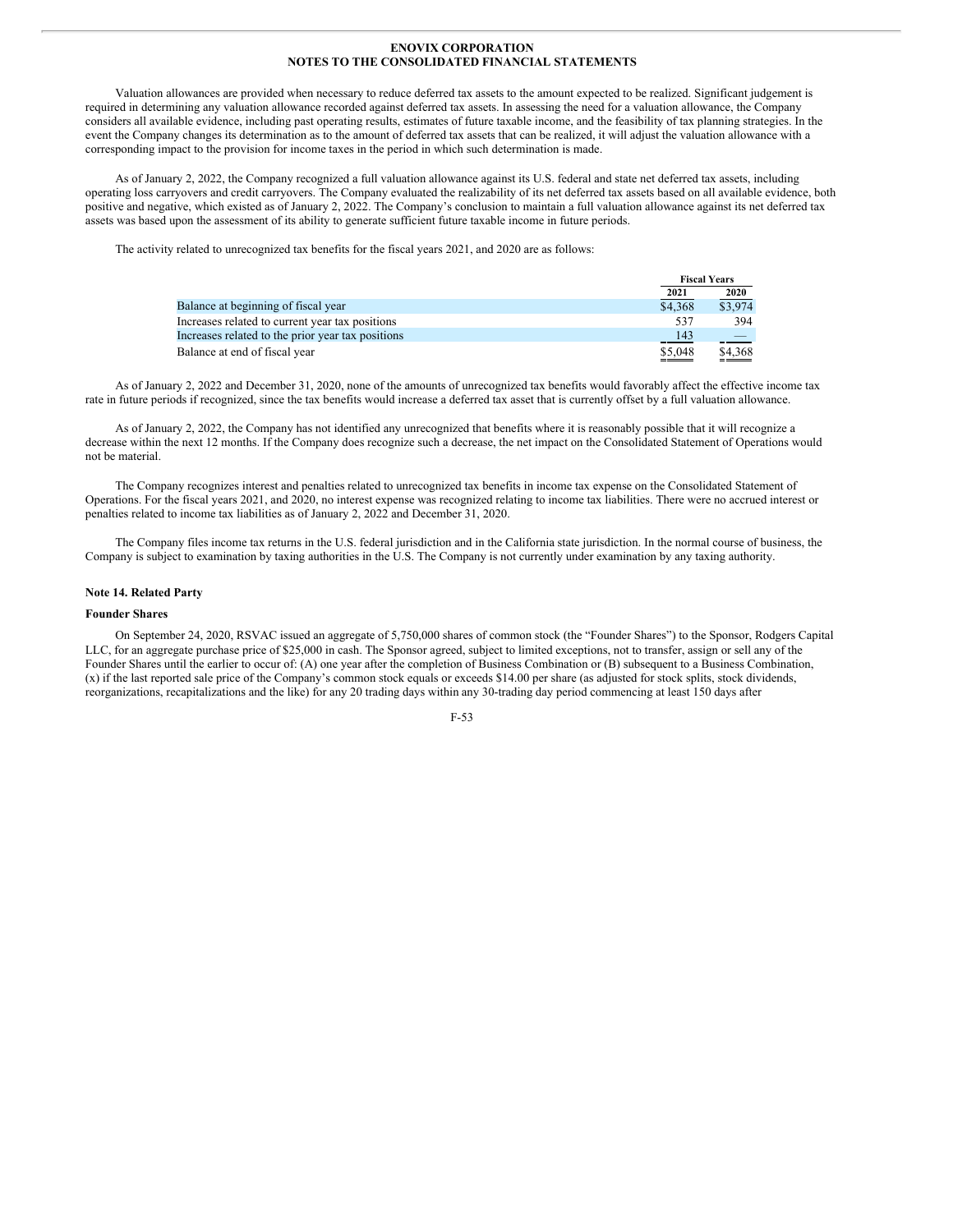Valuation allowances are provided when necessary to reduce deferred tax assets to the amount expected to be realized. Significant judgement is required in determining any valuation allowance recorded against deferred tax assets. In assessing the need for a valuation allowance, the Company considers all available evidence, including past operating results, estimates of future taxable income, and the feasibility of tax planning strategies. In the event the Company changes its determination as to the amount of deferred tax assets that can be realized, it will adjust the valuation allowance with a corresponding impact to the provision for income taxes in the period in which such determination is made.

As of January 2, 2022, the Company recognized a full valuation allowance against its U.S. federal and state net deferred tax assets, including operating loss carryovers and credit carryovers. The Company evaluated the realizability of its net deferred tax assets based on all available evidence, both positive and negative, which existed as of January 2, 2022. The Company's conclusion to maintain a full valuation allowance against its net deferred tax assets was based upon the assessment of its ability to generate sufficient future taxable income in future periods.

The activity related to unrecognized tax benefits for the fiscal years 2021, and 2020 are as follows:

| | Fiscal Years | |
|---|---|---|
| | 2021 | 2020 |
| Balance at beginning of fiscal year | $4,368 | $3,974 |
| Increases related to current year tax positions | 537 | 394 |
| Increases related to the prior year tax positions | 143 | — |
| Balance at end of fiscal year | $5,048 | $4,368 |

As of January 2, 2022 and December 31, 2020, none of the amounts of unrecognized tax benefits would favorably affect the effective income tax rate in future periods if recognized, since the tax benefits would increase a deferred tax asset that is currently offset by a full valuation allowance.

As of January 2, 2022, the Company has not identified any unrecognized that benefits where it is reasonably possible that it will recognize a decrease within the next 12 months. If the Company does recognize such a decrease, the net impact on the Consolidated Statement of Operations would not be material.

The Company recognizes interest and penalties related to unrecognized tax benefits in income tax expense on the Consolidated Statement of Operations. For the fiscal years 2021, and 2020, no interest expense was recognized relating to income tax liabilities. There were no accrued interest or penalties related to income tax liabilities as of January 2, 2022 and December 31, 2020.

The Company files income tax returns in the U.S. federal jurisdiction and in the California state jurisdiction. In the normal course of business, the Company is subject to examination by taxing authorities in the U.S. The Company is not currently under examination by any taxing authority.

## Note 14. Related Party

### Founder Shares

On September 24, 2020, RSVAC issued an aggregate of 5,750,000 shares of common stock (the "Founder Shares") to the Sponsor, Rodgers Capital LLC, for an aggregate purchase price of $25,000 in cash. The Sponsor agreed, subject to limited exceptions, not to transfer, assign or sell any of the Founder Shares until the earlier to occur of: (A) one year after the completion of Business Combination or (B) subsequent to a Business Combination, (x) if the last reported sale price of the Company's common stock equals or exceeds $14.00 per share (as adjusted for stock splits, stock dividends, reorganizations, recapitalizations and the like) for any 20 trading days within any 30-trading day period commencing at least 150 days after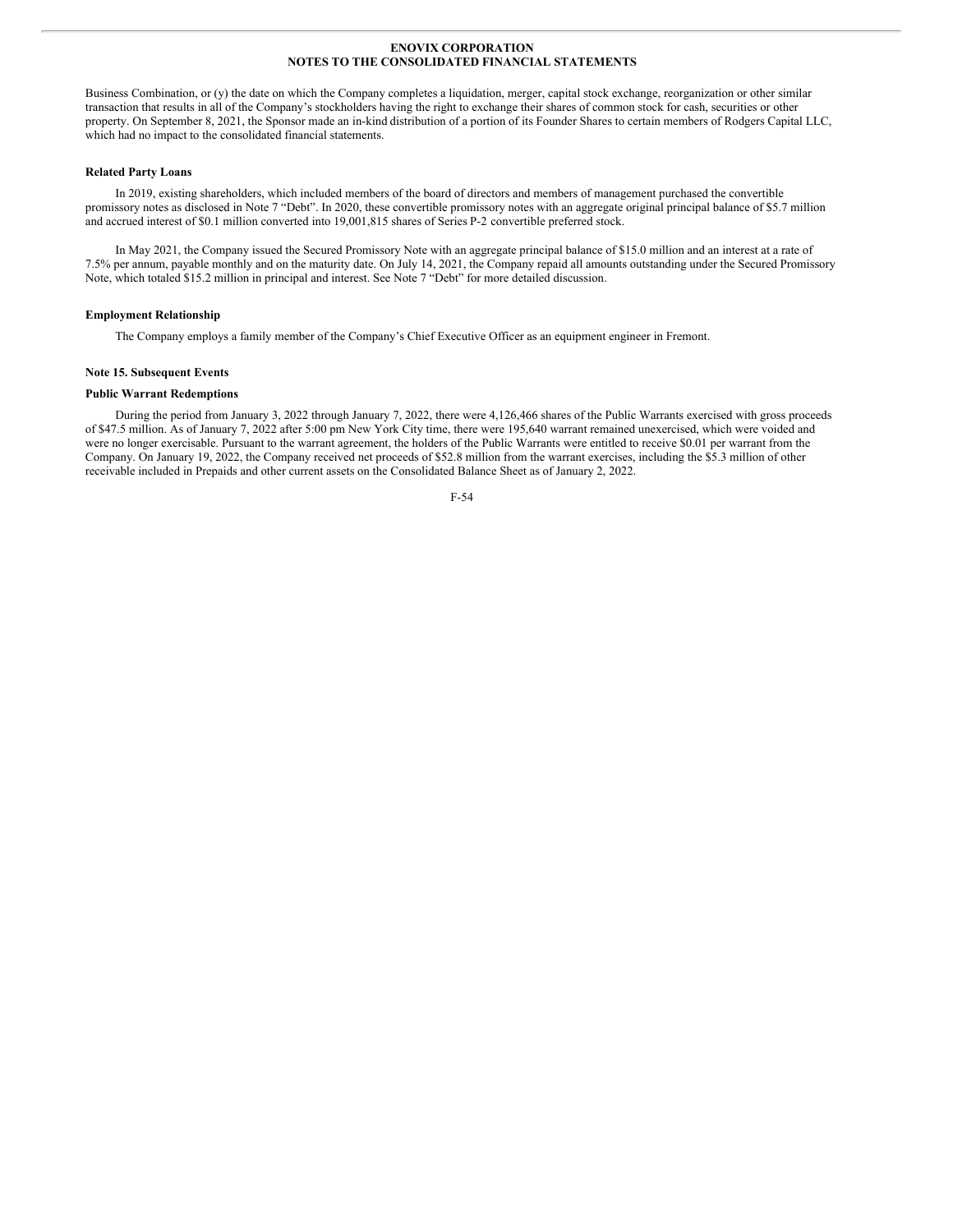Business Combination, or (y) the date on which the Company completes a liquidation, merger, capital stock exchange, reorganization or other similar transaction that results in all of the Company's stockholders having the right to exchange their shares of common stock for cash, securities or other property. On September 8, 2021, the Sponsor made an in-kind distribution of a portion of its Founder Shares to certain members of Rodgers Capital LLC, which had no impact to the consolidated financial statements.

**Related Party Loans**

In 2019, existing shareholders, which included members of the board of directors and members of management purchased the convertible promissory notes as disclosed in Note 7 "Debt". In 2020, these convertible promissory notes with an aggregate original principal balance of $5.7 million and accrued interest of $0.1 million converted into 19,001,815 shares of Series P-2 convertible preferred stock.

In May 2021, the Company issued the Secured Promissory Note with an aggregate principal balance of $15.0 million and an interest at a rate of 7.5% per annum, payable monthly and on the maturity date. On July 14, 2021, the Company repaid all amounts outstanding under the Secured Promissory Note, which totaled $15.2 million in principal and interest. See Note 7 "Debt" for more detailed discussion.

**Employment Relationship**

The Company employs a family member of the Company's Chief Executive Officer as an equipment engineer in Fremont.

**Note 15. Subsequent Events**

**Public Warrant Redemptions**

During the period from January 3, 2022 through January 7, 2022, there were 4,126,466 shares of the Public Warrants exercised with gross proceeds of $47.5 million. As of January 7, 2022 after 5:00 pm New York City time, there were 195,640 warrant remained unexercised, which were voided and were no longer exercisable. Pursuant to the warrant agreement, the holders of the Public Warrants were entitled to receive $0.01 per warrant from the Company. On January 19, 2022, the Company received net proceeds of $52.8 million from the warrant exercises, including the $5.3 million of other receivable included in Prepaids and other current assets on the Consolidated Balance Sheet as of January 2, 2022.